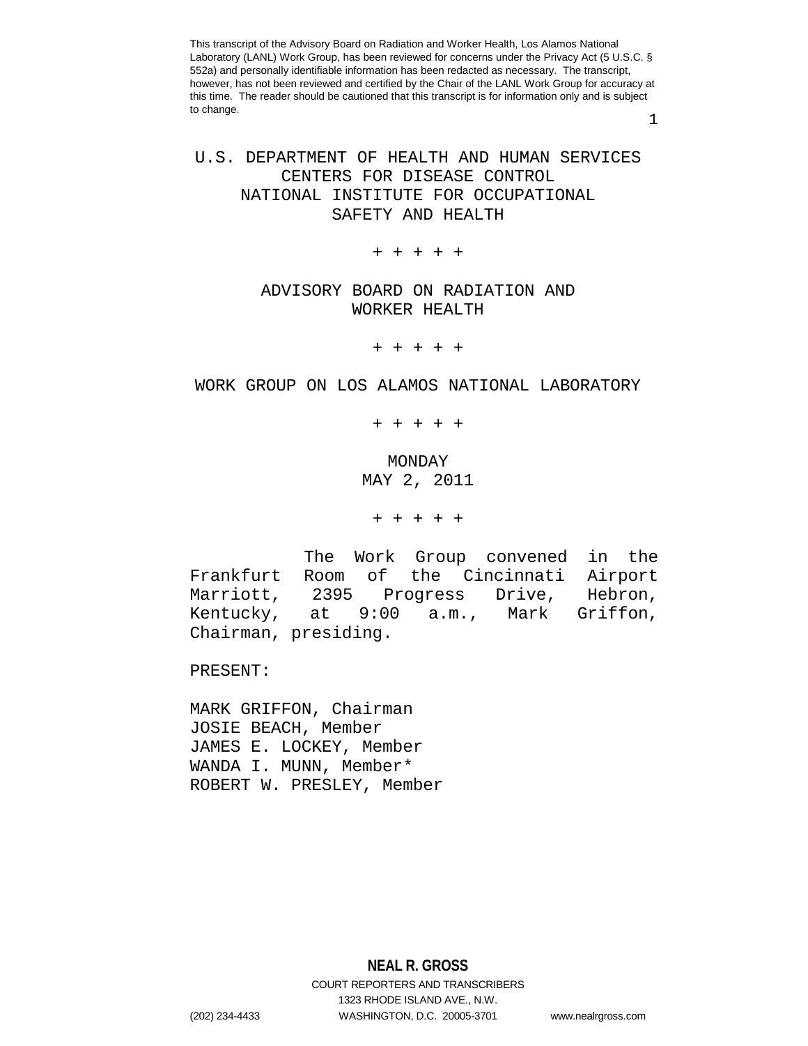This transcript of the Advisory Board on Radiation and Worker Health, Los Alamos National Laboratory (LANL) Work Group, has been reviewed for concerns under the Privacy Act (5 U.S.C. § 552a) and personally identifiable information has been redacted as necessary. The transcript, however, has not been reviewed and certified by the Chair of the LANL Work Group for accuracy at this time. The reader should be cautioned that this transcript is for information only and is subject to change.

# U.S. DEPARTMENT OF HEALTH AND HUMAN SERVICES
# CENTERS FOR DISEASE CONTROL
# NATIONAL INSTITUTE FOR OCCUPATIONAL SAFETY AND HEALTH

+ + + + +

## ADVISORY BOARD ON RADIATION AND WORKER HEALTH

+ + + + +

## WORK GROUP ON LOS ALAMOS NATIONAL LABORATORY

+ + + + +

MONDAY
MAY 2, 2011

+ + + + +

The Work Group convened in the Frankfurt Room of the Cincinnati Airport Marriott, 2395 Progress Drive, Hebron, Kentucky, at 9:00 a.m., Mark Griffon, Chairman, presiding.

PRESENT:

MARK GRIFFON, Chairman
JOSIE BEACH, Member
JAMES E. LOCKEY, Member
WANDA I. MUNN, Member*
ROBERT W. PRESLEY, Member

**NEAL R. GROSS**
COURT REPORTERS AND TRANSCRIBERS
1323 RHODE ISLAND AVE., N.W.
(202) 234-4433 WASHINGTON, D.C. 20005-3701 www.nealrgross.com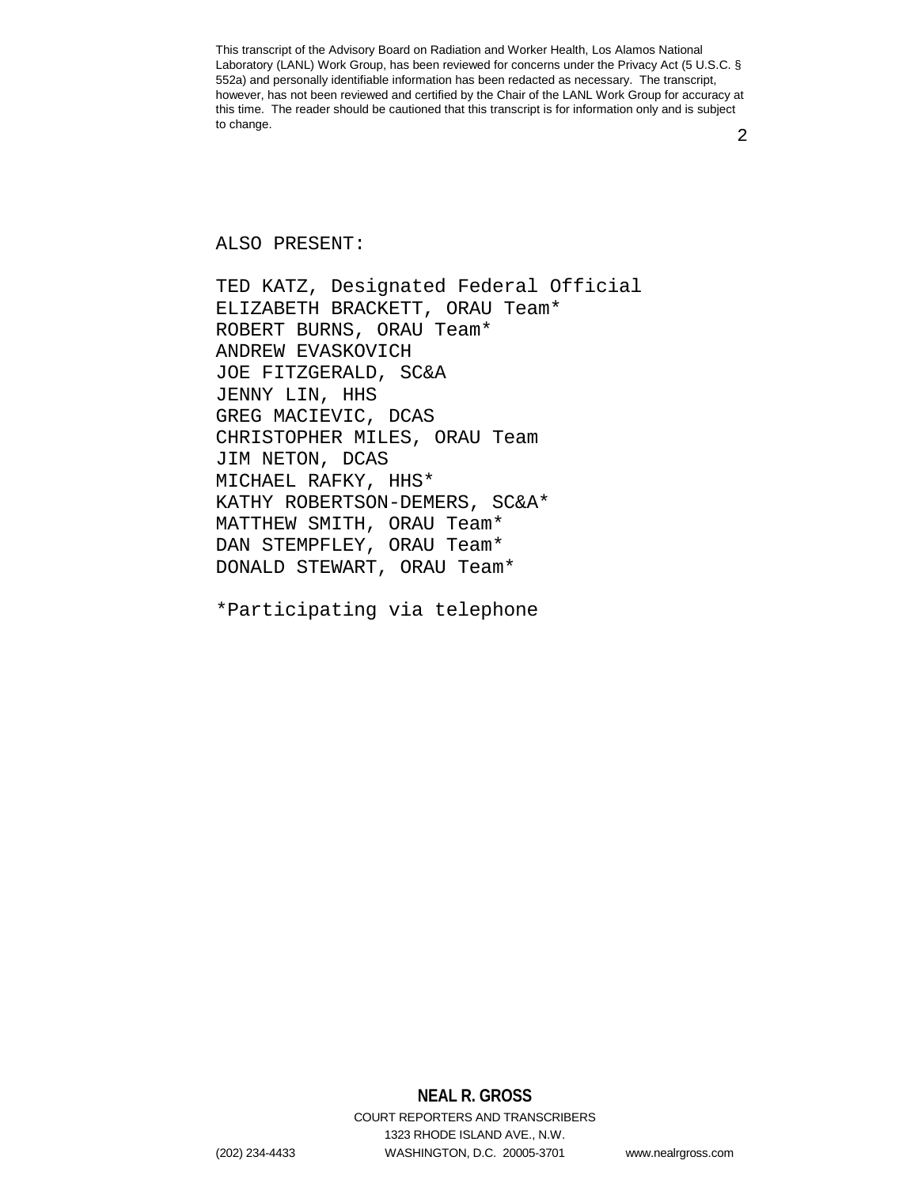ALSO PRESENT:

TED KATZ, Designated Federal Official
ELIZABETH BRACKETT, ORAU Team*
ROBERT BURNS, ORAU Team*
ANDREW EVASKOVICH
JOE FITZGERALD, SC&A
JENNY LIN, HHS
GREG MACIEVIC, DCAS
CHRISTOPHER MILES, ORAU Team
JIM NETON, DCAS
MICHAEL RAFKY, HHS*
KATHY ROBERTSON-DEMERS, SC&A*
MATTHEW SMITH, ORAU Team*
DAN STEMPFLEY, ORAU Team*
DONALD STEWART, ORAU Team*

*Participating via telephone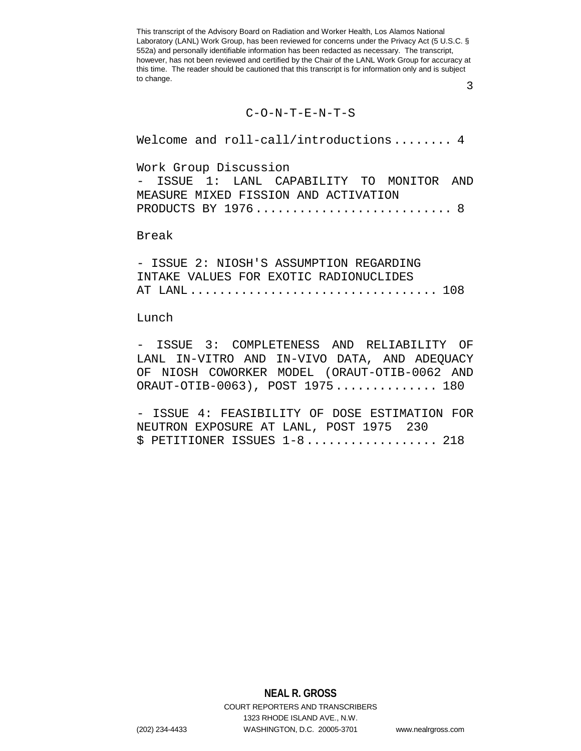This transcript of the Advisory Board on Radiation and Worker Health, Los Alamos National Laboratory (LANL) Work Group, has been reviewed for concerns under the Privacy Act (5 U.S.C. § 552a) and personally identifiable information has been redacted as necessary. The transcript, however, has not been reviewed and certified by the Chair of the LANL Work Group for accuracy at this time. The reader should be cautioned that this transcript is for information only and is subject to change.

# C-O-N-T-E-N-T-S

Welcome and roll-call/introductions........ 4

Work Group Discussion
- ISSUE 1: LANL CAPABILITY TO MONITOR AND MEASURE MIXED FISSION AND ACTIVATION PRODUCTS BY 1976.......................... 8

Break

- ISSUE 2: NIOSH'S ASSUMPTION REGARDING INTAKE VALUES FOR EXOTIC RADIONUCLIDES AT LANL................................. 108

Lunch

- ISSUE 3: COMPLETENESS AND RELIABILITY OF LANL IN-VITRO AND IN-VIVO DATA, AND ADEQUACY OF NIOSH COWORKER MODEL (ORAUT-OTIB-0062 AND ORAUT-OTIB-0063), POST 1975............. 180

- ISSUE 4: FEASIBILITY OF DOSE ESTIMATION FOR NEUTRON EXPOSURE AT LANL, POST 1975 230

$ PETITIONER ISSUES 1-8................. 218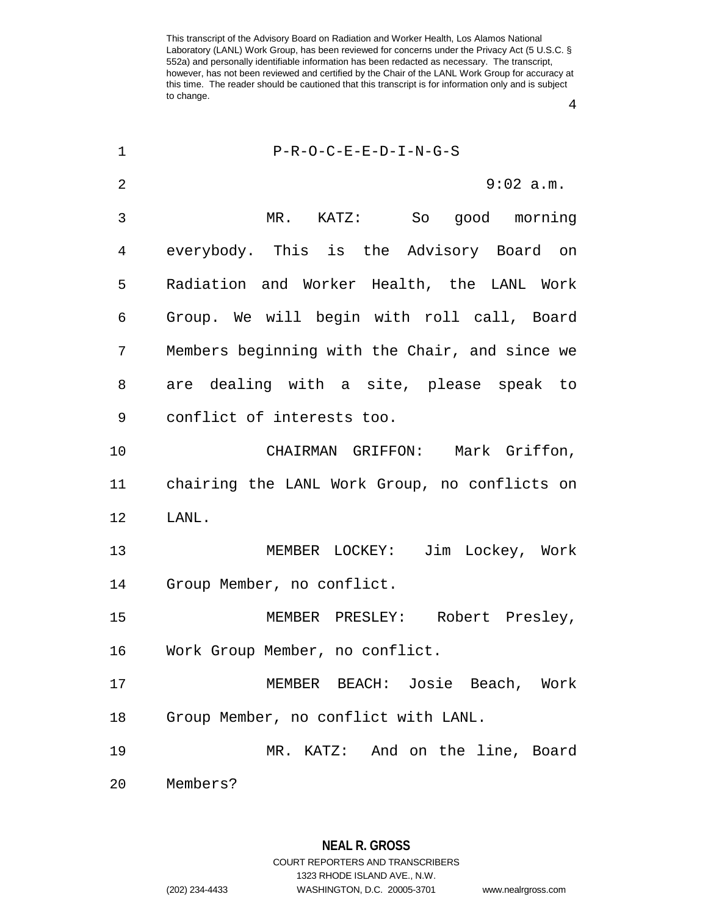P-R-O-C-E-E-D-I-N-G-S

9:02 a.m.

MR. KATZ: So good morning everybody. This is the Advisory Board on Radiation and Worker Health, the LANL Work Group. We will begin with roll call, Board Members beginning with the Chair, and since we are dealing with a site, please speak to conflict of interests too.

CHAIRMAN GRIFFON: Mark Griffon, chairing the LANL Work Group, no conflicts on LANL.

MEMBER LOCKEY: Jim Lockey, Work Group Member, no conflict.

MEMBER PRESLEY: Robert Presley, Work Group Member, no conflict.

MEMBER BEACH: Josie Beach, Work Group Member, no conflict with LANL.

MR. KATZ: And on the line, Board Members?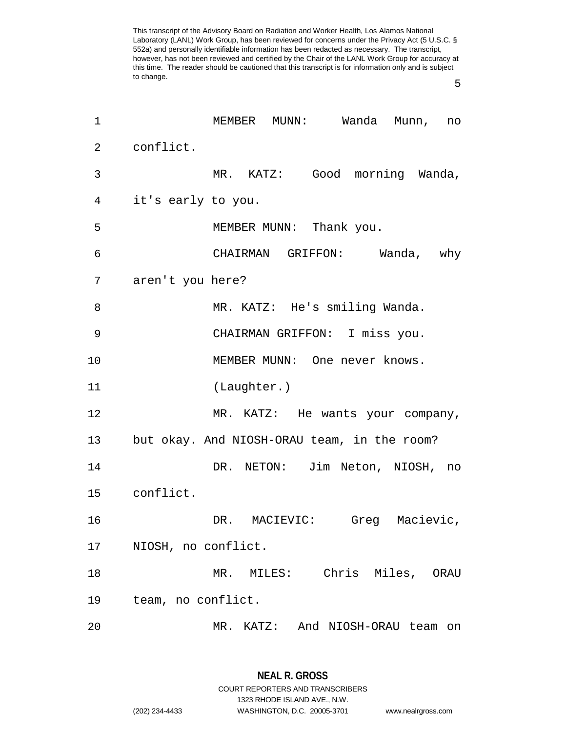MEMBER MUNN: Wanda Munn, no conflict.

MR. KATZ: Good morning Wanda, it's early to you.

MEMBER MUNN: Thank you.

CHAIRMAN GRIFFON: Wanda, why aren't you here?

MR. KATZ: He's smiling Wanda.

CHAIRMAN GRIFFON: I miss you.

MEMBER MUNN: One never knows.

(Laughter.)

MR. KATZ: He wants your company, but okay. And NIOSH-ORAU team, in the room?

DR. NETON: Jim Neton, NIOSH, no conflict.

DR. MACIEVIC: Greg Macievic, NIOSH, no conflict.

MR. MILES: Chris Miles, ORAU team, no conflict.

MR. KATZ: And NIOSH-ORAU team on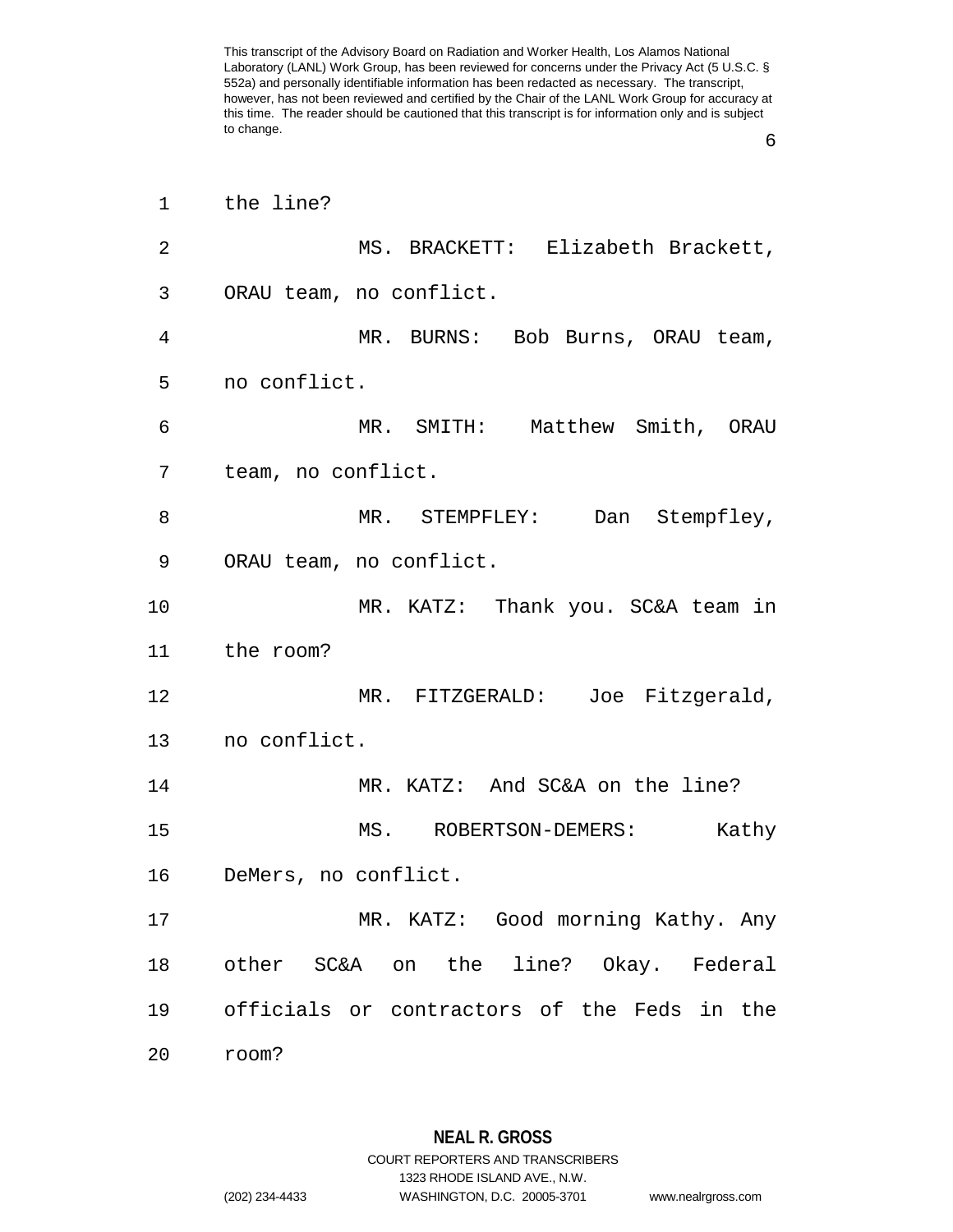the line?

MS. BRACKETT: Elizabeth Brackett, ORAU team, no conflict.

MR. BURNS: Bob Burns, ORAU team, no conflict.

MR. SMITH: Matthew Smith, ORAU team, no conflict.

MR. STEMPFLEY: Dan Stempfley, ORAU team, no conflict.

MR. KATZ: Thank you. SC&A team in the room?

MR. FITZGERALD: Joe Fitzgerald, no conflict.

MR. KATZ: And SC&A on the line?

MS. ROBERTSON-DEMERS: Kathy DeMers, no conflict.

MR. KATZ: Good morning Kathy. Any other SC&A on the line? Okay. Federal officials or contractors of the Feds in the room?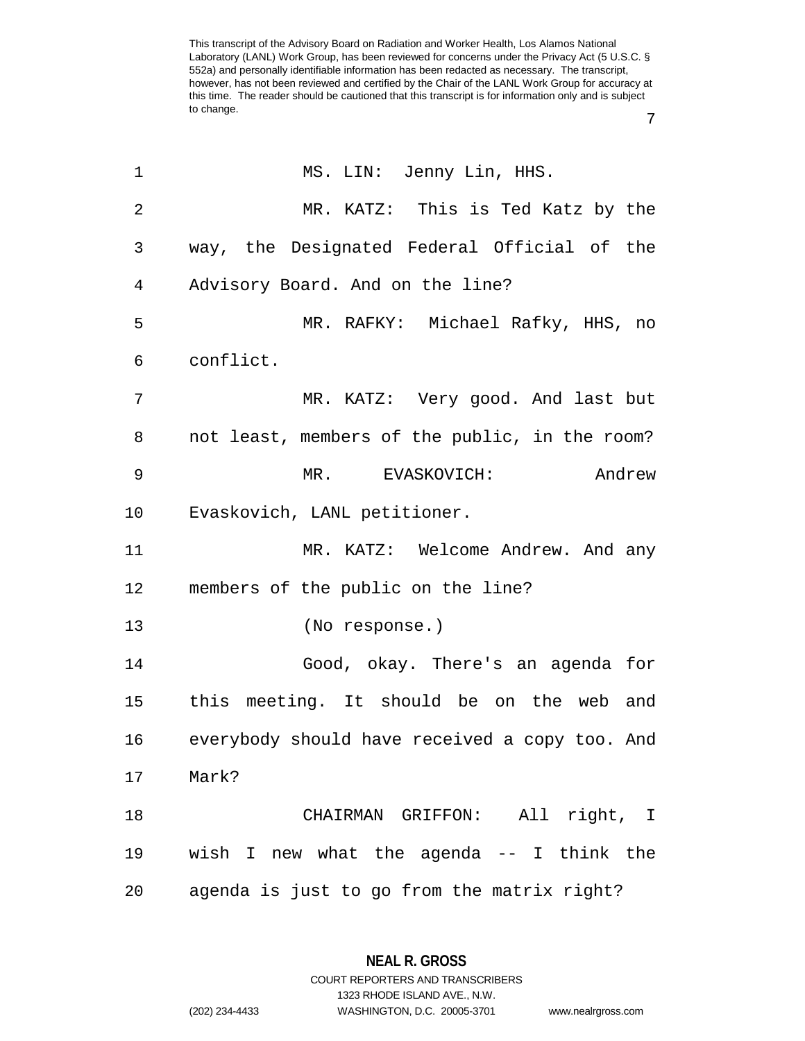MS. LIN: Jenny Lin, HHS.

MR. KATZ: This is Ted Katz by the way, the Designated Federal Official of the Advisory Board. And on the line?

MR. RAFKY: Michael Rafky, HHS, no conflict.

MR. KATZ: Very good. And last but not least, members of the public, in the room?

MR. EVASKOVICH: Andrew Evaskovich, LANL petitioner.

MR. KATZ: Welcome Andrew. And any members of the public on the line?

(No response.)

Good, okay. There's an agenda for this meeting. It should be on the web and everybody should have received a copy too. And Mark?

CHAIRMAN GRIFFON: All right, I wish I new what the agenda -- I think the agenda is just to go from the matrix right?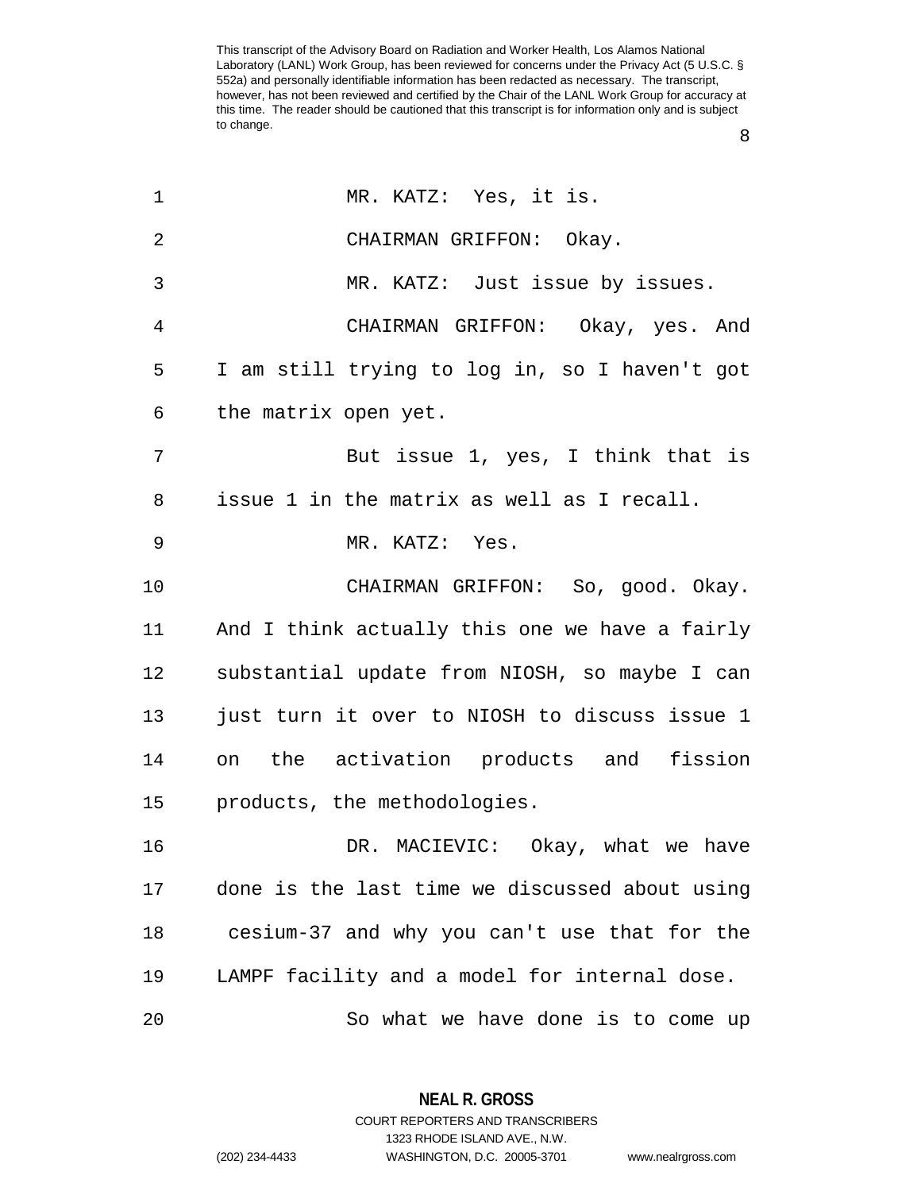MR. KATZ: Yes, it is.

CHAIRMAN GRIFFON: Okay.

MR. KATZ: Just issue by issues.

CHAIRMAN GRIFFON: Okay, yes. And I am still trying to log in, so I haven't got the matrix open yet.

But issue 1, yes, I think that is issue 1 in the matrix as well as I recall.

MR. KATZ: Yes.

CHAIRMAN GRIFFON: So, good. Okay. And I think actually this one we have a fairly substantial update from NIOSH, so maybe I can just turn it over to NIOSH to discuss issue 1 on the activation products and fission products, the methodologies.

DR. MACIEVIC: Okay, what we have done is the last time we discussed about using cesium-37 and why you can't use that for the LAMPF facility and a model for internal dose.

So what we have done is to come up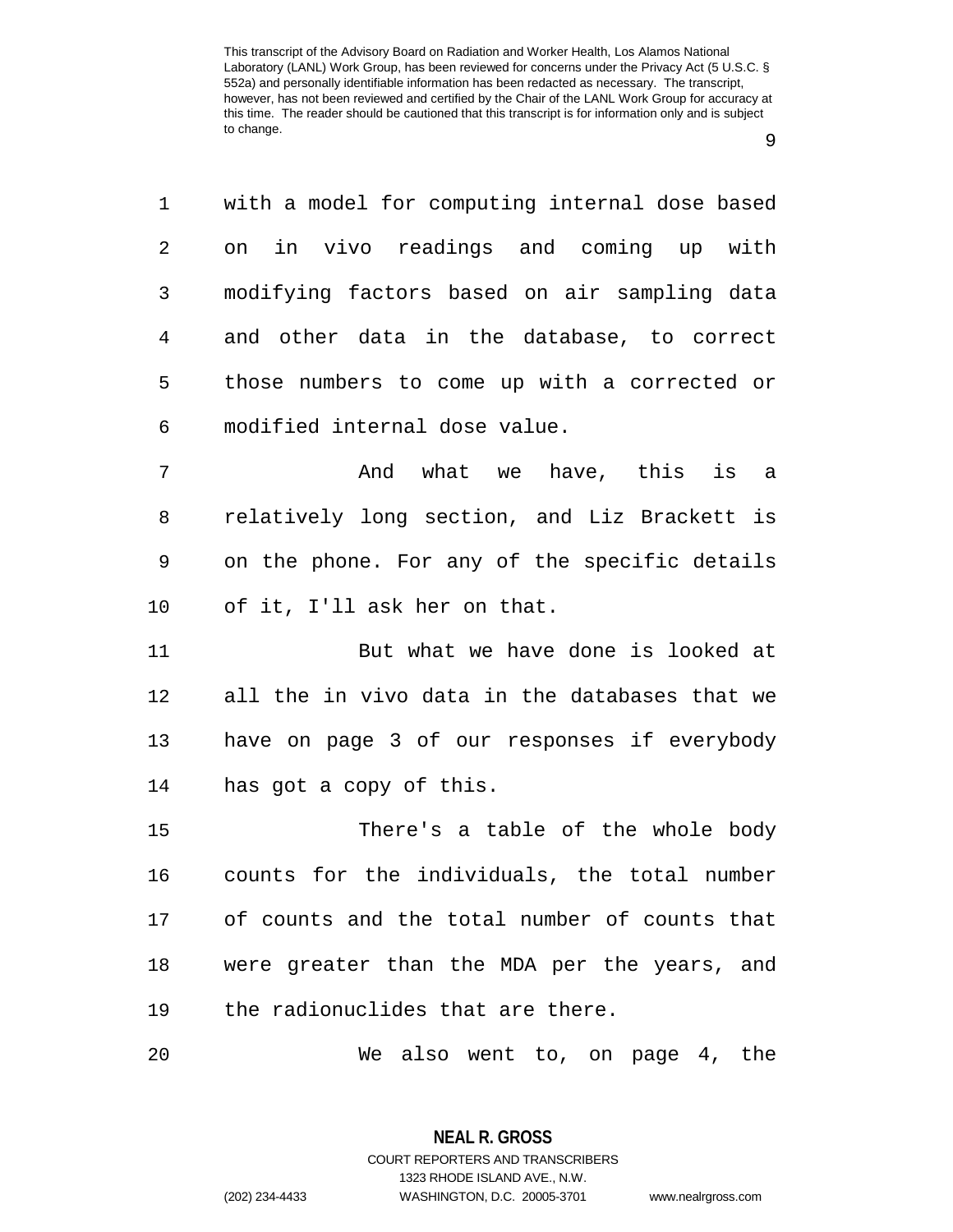with a model for computing internal dose based on in vivo readings and coming up with modifying factors based on air sampling data and other data in the database, to correct those numbers to come up with a corrected or modified internal dose value.

And what we have, this is a relatively long section, and Liz Brackett is on the phone. For any of the specific details of it, I'll ask her on that.

But what we have done is looked at all the in vivo data in the databases that we have on page 3 of our responses if everybody has got a copy of this.

There's a table of the whole body counts for the individuals, the total number of counts and the total number of counts that were greater than the MDA per the years, and the radionuclides that are there.

We also went to, on page 4, the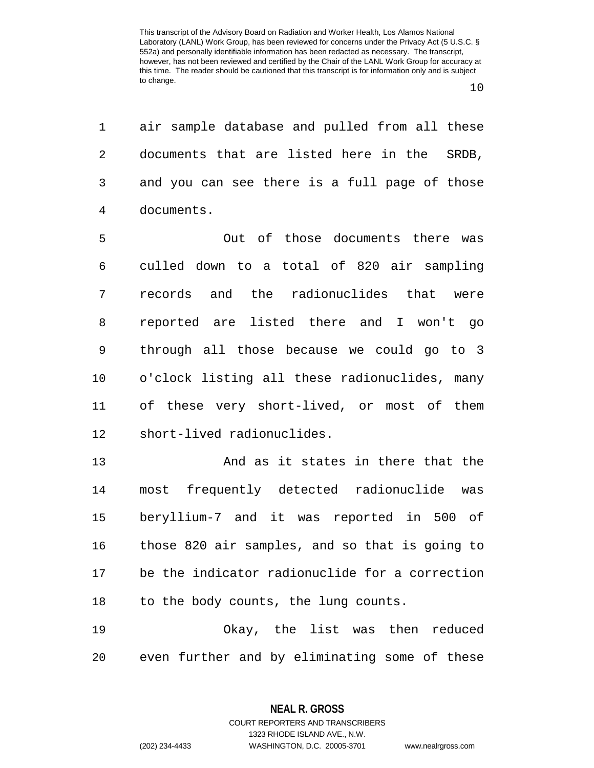air sample database and pulled from all these documents that are listed here in the SRDB, and you can see there is a full page of those documents.

Out of those documents there was culled down to a total of 820 air sampling records and the radionuclides that were reported are listed there and I won't go through all those because we could go to 3 o'clock listing all these radionuclides, many of these very short-lived, or most of them short-lived radionuclides.

And as it states in there that the most frequently detected radionuclide was beryllium-7 and it was reported in 500 of those 820 air samples, and so that is going to be the indicator radionuclide for a correction to the body counts, the lung counts.

Okay, the list was then reduced even further and by eliminating some of these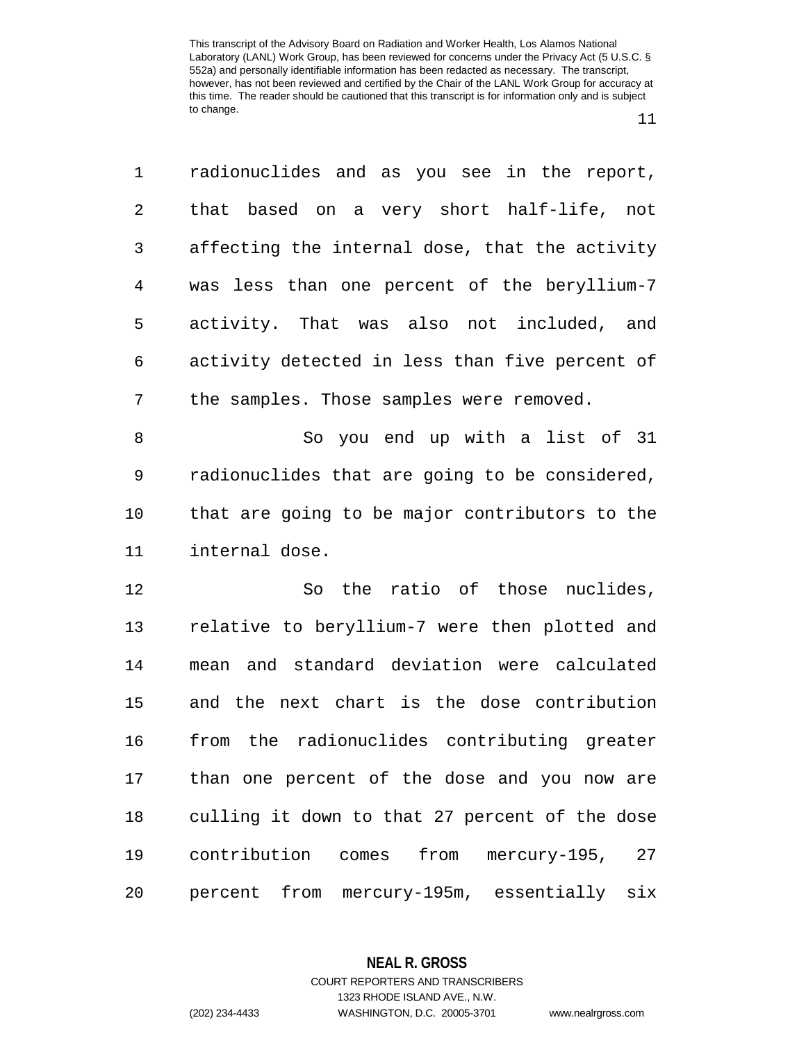radionuclides and as you see in the report, that based on a very short half-life, not affecting the internal dose, that the activity was less than one percent of the beryllium-7 activity. That was also not included, and activity detected in less than five percent of the samples. Those samples were removed.

So you end up with a list of 31 radionuclides that are going to be considered, that are going to be major contributors to the internal dose.

So the ratio of those nuclides, relative to beryllium-7 were then plotted and mean and standard deviation were calculated and the next chart is the dose contribution from the radionuclides contributing greater than one percent of the dose and you now are culling it down to that 27 percent of the dose contribution comes from mercury-195, 27 percent from mercury-195m, essentially six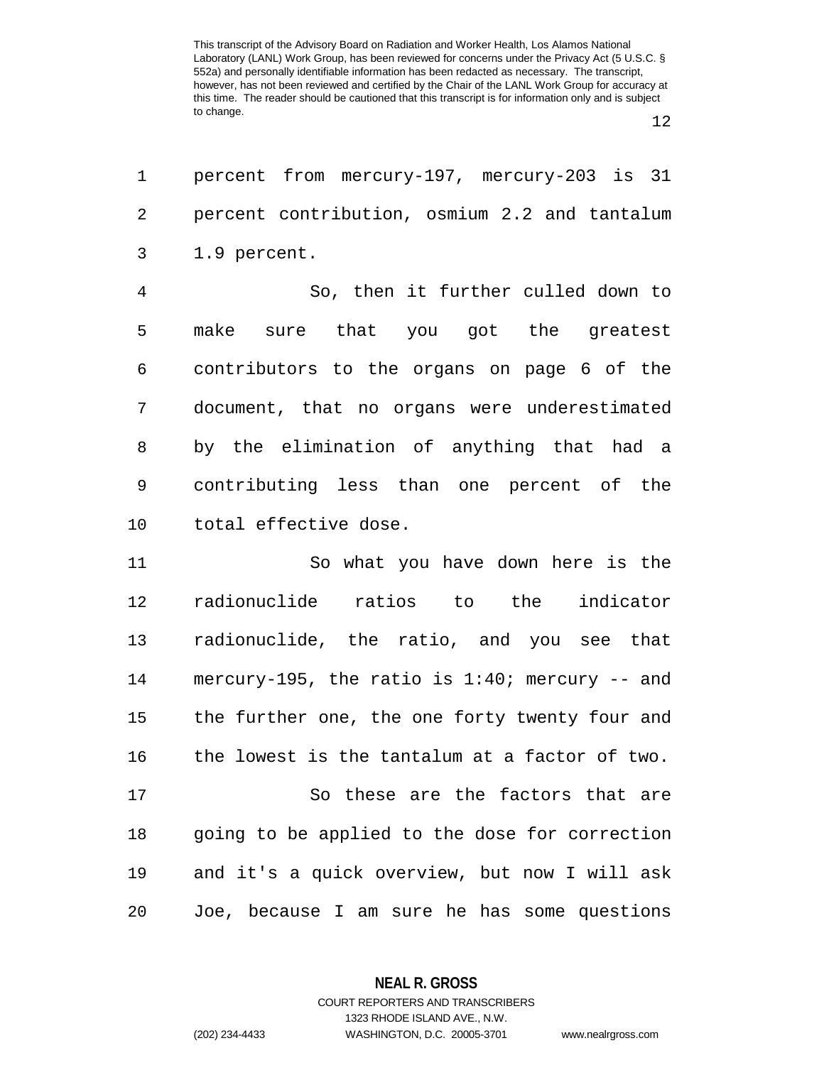percent from mercury-197, mercury-203 is 31 percent contribution, osmium 2.2 and tantalum 1.9 percent.

So, then it further culled down to make sure that you got the greatest contributors to the organs on page 6 of the document, that no organs were underestimated by the elimination of anything that had a contributing less than one percent of the total effective dose.

So what you have down here is the radionuclide ratios to the indicator radionuclide, the ratio, and you see that mercury-195, the ratio is 1:40; mercury -- and the further one, the one forty twenty four and the lowest is the tantalum at a factor of two.

So these are the factors that are going to be applied to the dose for correction and it's a quick overview, but now I will ask Joe, because I am sure he has some questions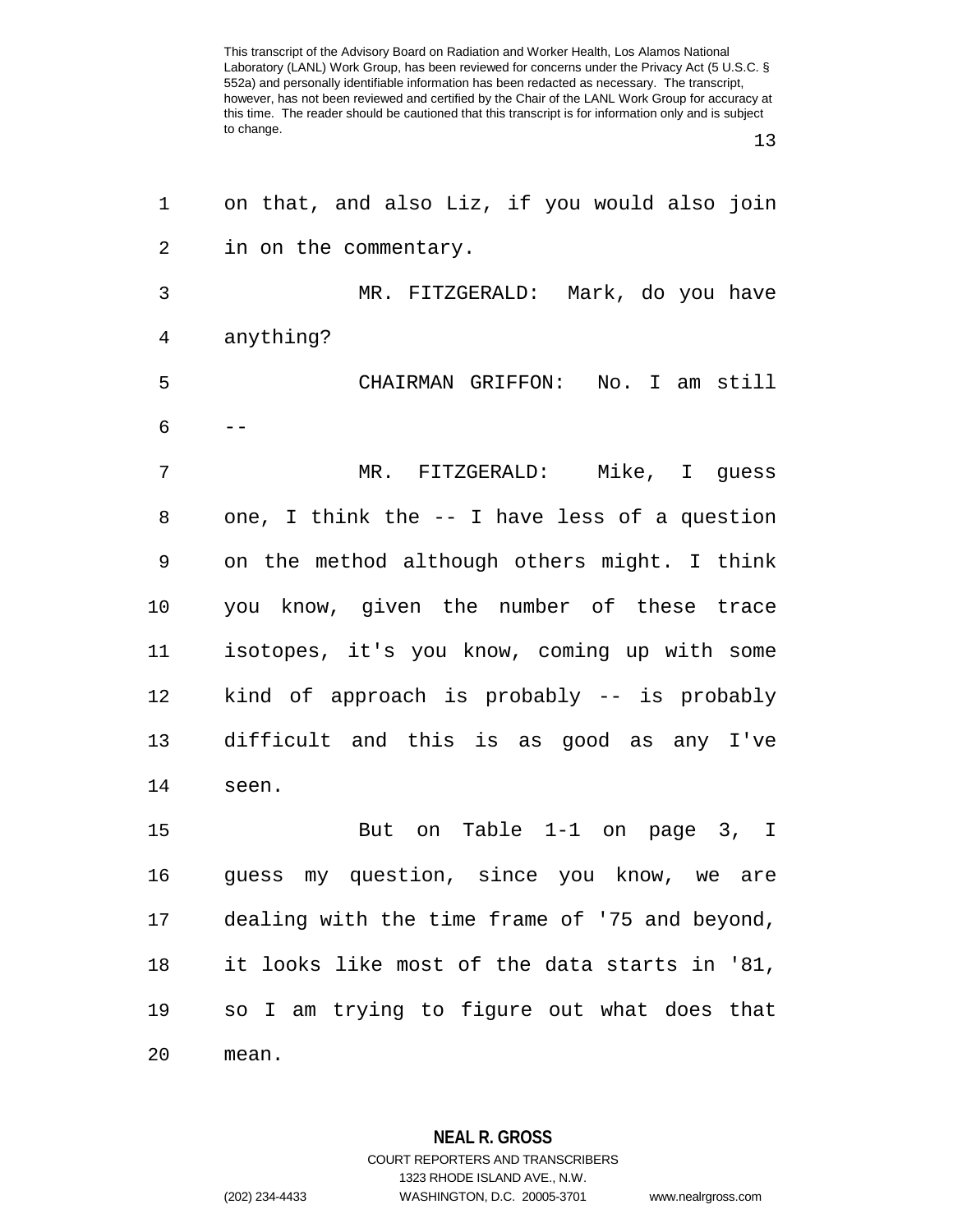on that, and also Liz, if you would also join in on the commentary.

MR. FITZGERALD: Mark, do you have anything?

CHAIRMAN GRIFFON: No. I am still --

MR. FITZGERALD: Mike, I guess one, I think the -- I have less of a question on the method although others might. I think you know, given the number of these trace isotopes, it's you know, coming up with some kind of approach is probably -- is probably difficult and this is as good as any I've seen.

But on Table 1-1 on page 3, I guess my question, since you know, we are dealing with the time frame of '75 and beyond, it looks like most of the data starts in '81, so I am trying to figure out what does that mean.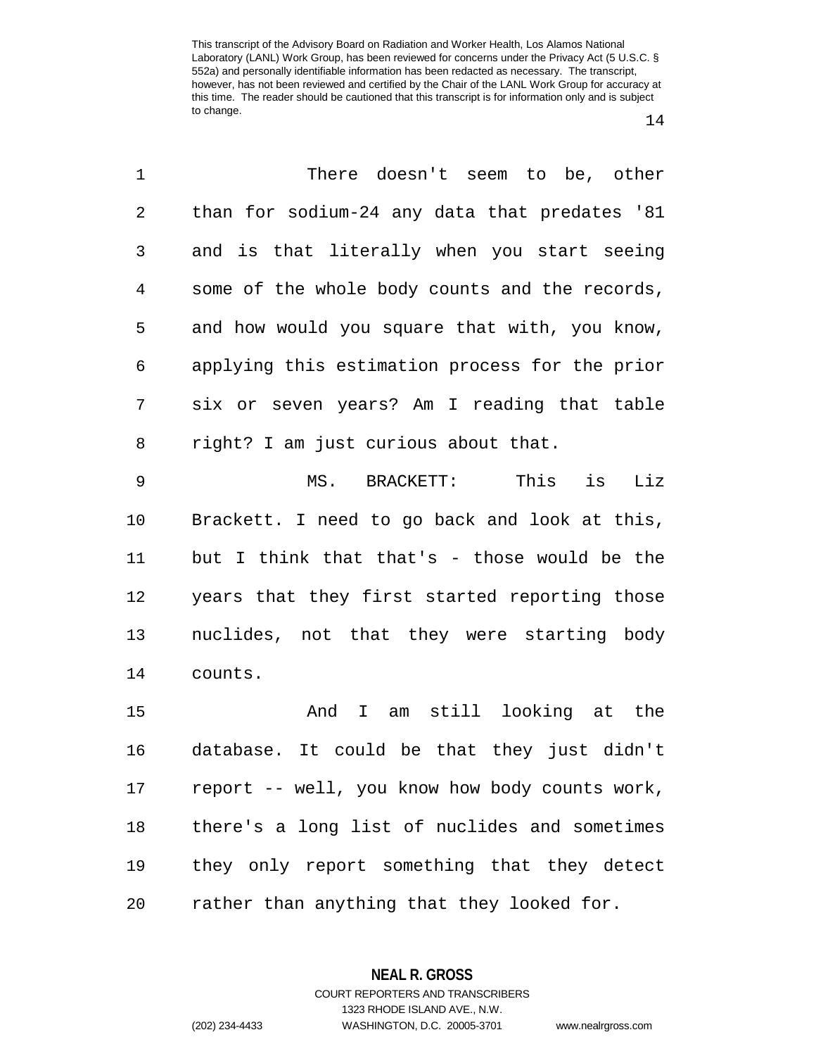There doesn't seem to be, other than for sodium-24 any data that predates '81 and is that literally when you start seeing some of the whole body counts and the records, and how would you square that with, you know, applying this estimation process for the prior six or seven years? Am I reading that table right? I am just curious about that.

MS. BRACKETT: This is Liz Brackett. I need to go back and look at this, but I think that that's - those would be the years that they first started reporting those nuclides, not that they were starting body counts.

And I am still looking at the database. It could be that they just didn't report -- well, you know how body counts work, there's a long list of nuclides and sometimes they only report something that they detect rather than anything that they looked for.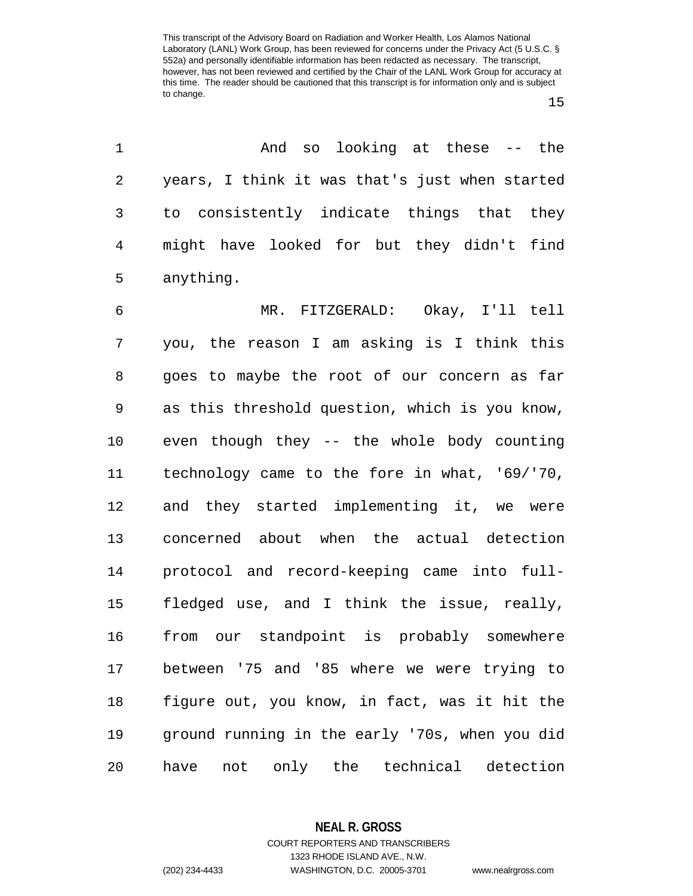And so looking at these -- the years, I think it was that's just when started to consistently indicate things that they might have looked for but they didn't find anything.

MR. FITZGERALD: Okay, I'll tell you, the reason I am asking is I think this goes to maybe the root of our concern as far as this threshold question, which is you know, even though they -- the whole body counting technology came to the fore in what, '69/'70, and they started implementing it, we were concerned about when the actual detection protocol and record-keeping came into full-fledged use, and I think the issue, really, from our standpoint is probably somewhere between '75 and '85 where we were trying to figure out, you know, in fact, was it hit the ground running in the early '70s, when you did have not only the technical detection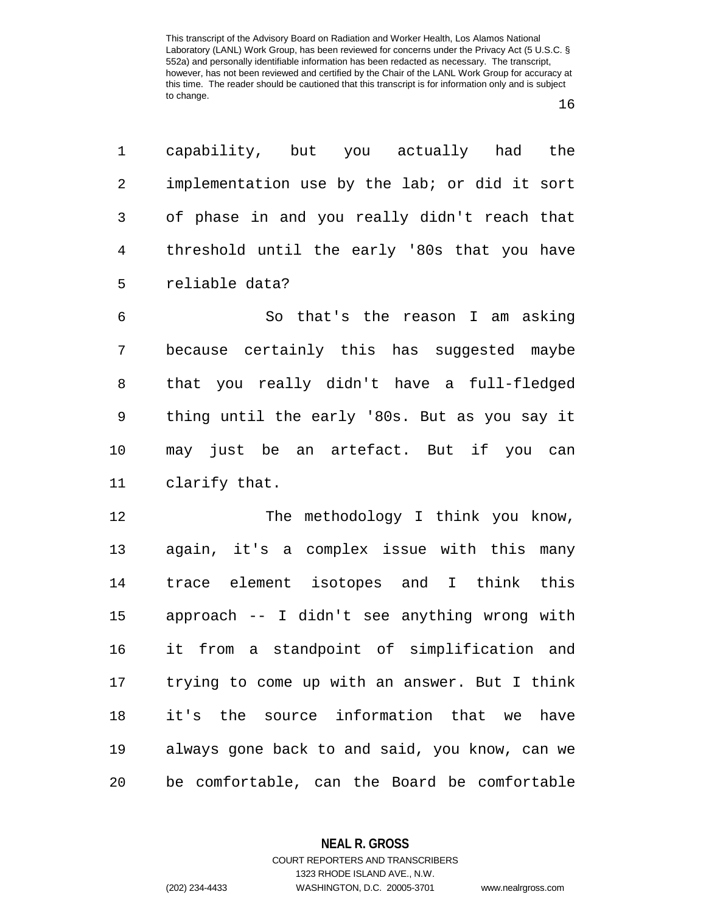capability, but you actually had the implementation use by the lab; or did it sort of phase in and you really didn't reach that threshold until the early '80s that you have reliable data?

So that's the reason I am asking because certainly this has suggested maybe that you really didn't have a full-fledged thing until the early '80s. But as you say it may just be an artefact. But if you can clarify that.

The methodology I think you know, again, it's a complex issue with this many trace element isotopes and I think this approach -- I didn't see anything wrong with it from a standpoint of simplification and trying to come up with an answer. But I think it's the source information that we have always gone back to and said, you know, can we be comfortable, can the Board be comfortable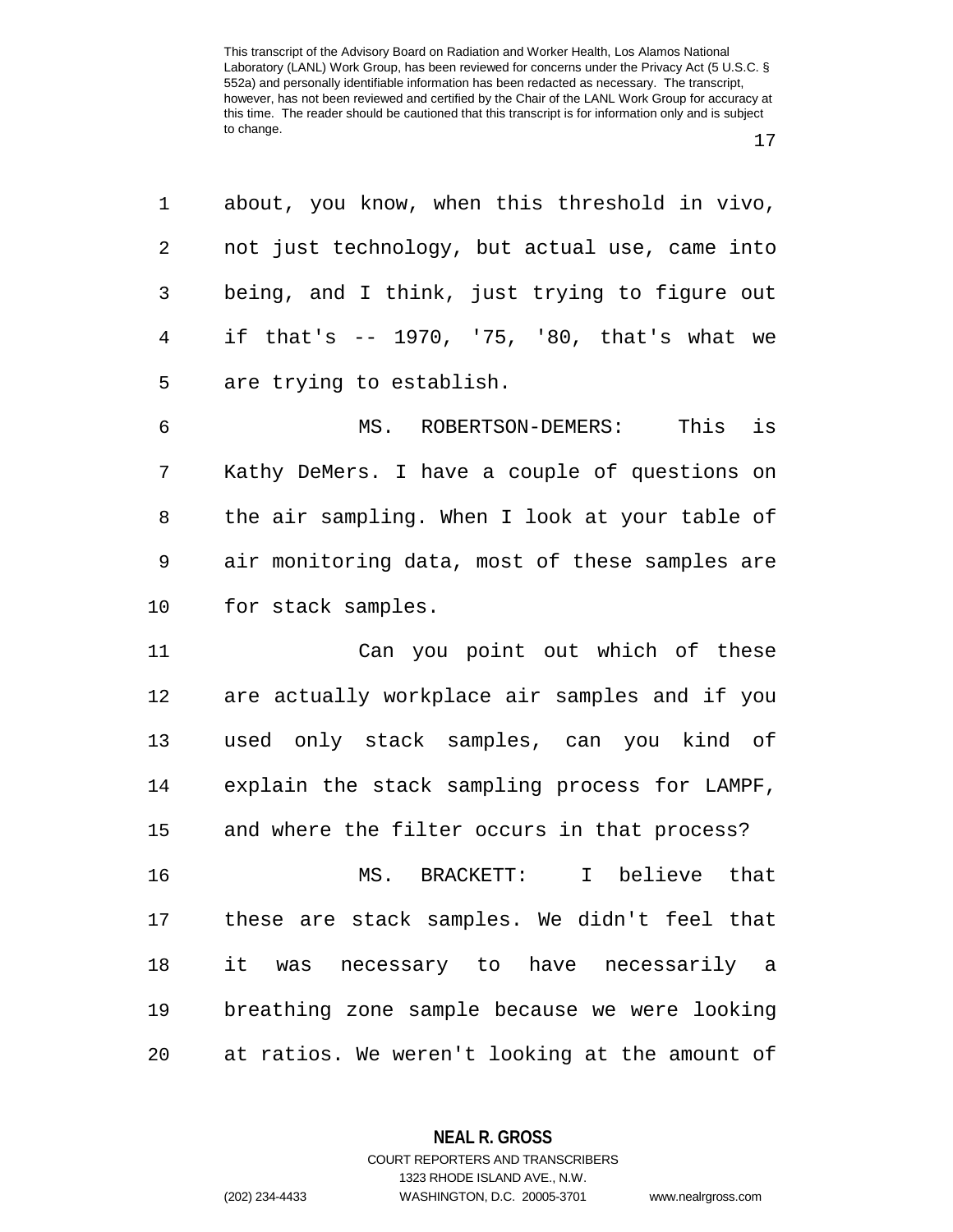about, you know, when this threshold in vivo, not just technology, but actual use, came into being, and I think, just trying to figure out if that's -- 1970, '75, '80, that's what we are trying to establish.

MS. ROBERTSON-DEMERS: This is Kathy DeMers. I have a couple of questions on the air sampling. When I look at your table of air monitoring data, most of these samples are for stack samples.

Can you point out which of these are actually workplace air samples and if you used only stack samples, can you kind of explain the stack sampling process for LAMPF, and where the filter occurs in that process?

MS. BRACKETT: I believe that these are stack samples. We didn't feel that it was necessary to have necessarily a breathing zone sample because we were looking at ratios. We weren't looking at the amount of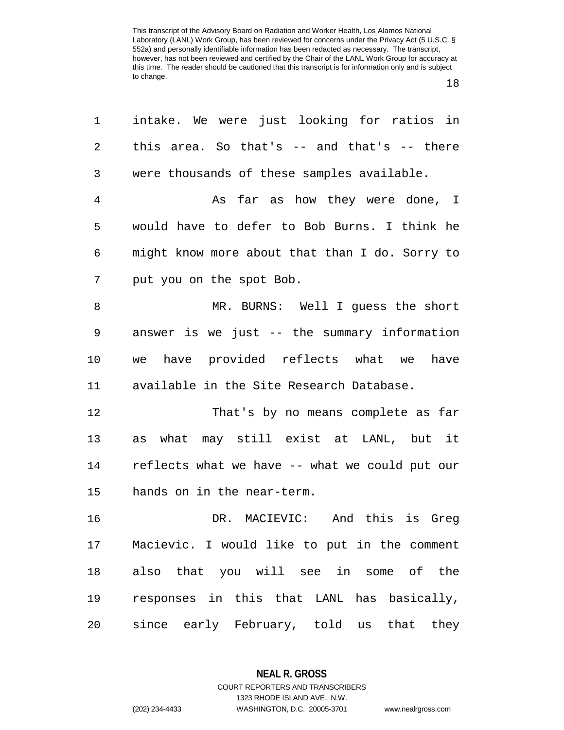intake. We were just looking for ratios in this area. So that's -- and that's -- there were thousands of these samples available.

As far as how they were done, I would have to defer to Bob Burns. I think he might know more about that than I do. Sorry to put you on the spot Bob.

MR. BURNS: Well I guess the short answer is we just -- the summary information we have provided reflects what we have available in the Site Research Database.

That's by no means complete as far as what may still exist at LANL, but it reflects what we have -- what we could put our hands on in the near-term.

DR. MACIEVIC: And this is Greg Macievic. I would like to put in the comment also that you will see in some of the responses in this that LANL has basically, since early February, told us that they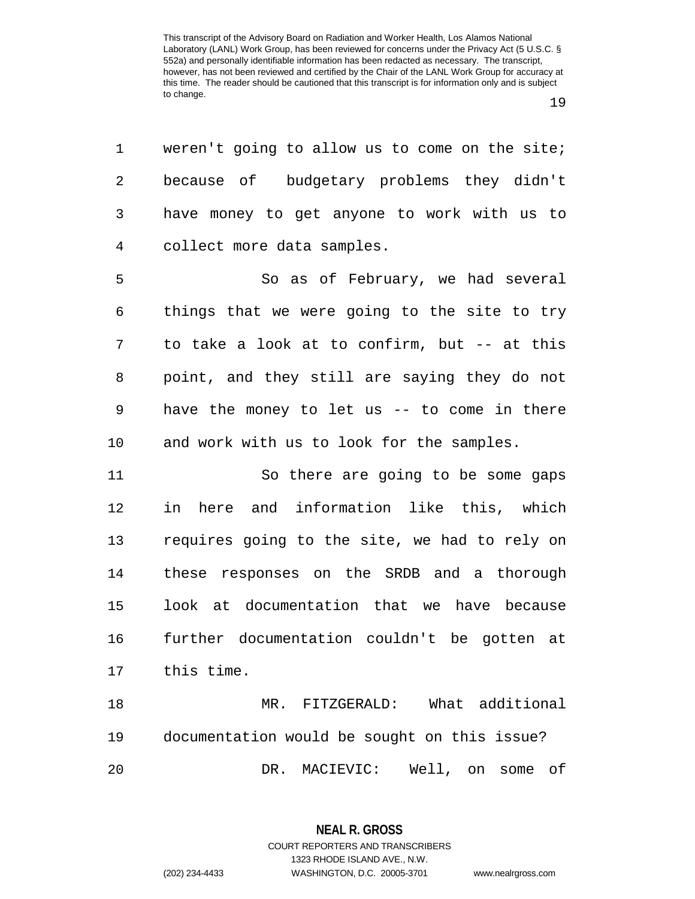weren't going to allow us to come on the site; because of budgetary problems they didn't have money to get anyone to work with us to collect more data samples.

So as of February, we had several things that we were going to the site to try to take a look at to confirm, but -- at this point, and they still are saying they do not have the money to let us -- to come in there and work with us to look for the samples.

So there are going to be some gaps in here and information like this, which requires going to the site, we had to rely on these responses on the SRDB and a thorough look at documentation that we have because further documentation couldn't be gotten at this time.

MR. FITZGERALD: What additional documentation would be sought on this issue?

DR. MACIEVIC: Well, on some of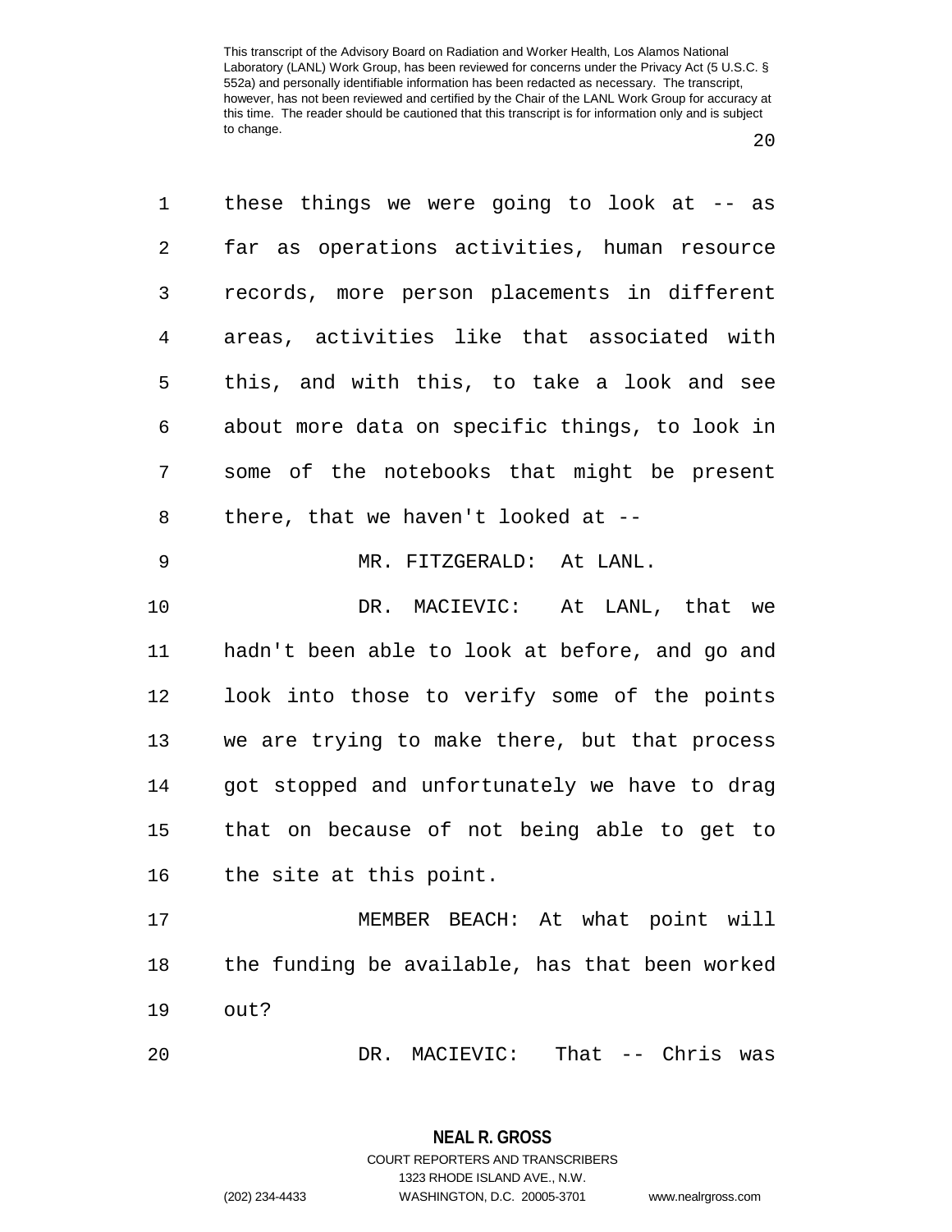these things we were going to look at -- as far as operations activities, human resource records, more person placements in different areas, activities like that associated with this, and with this, to take a look and see about more data on specific things, to look in some of the notebooks that might be present there, that we haven't looked at --

MR. FITZGERALD: At LANL.

DR. MACIEVIC: At LANL, that we hadn't been able to look at before, and go and look into those to verify some of the points we are trying to make there, but that process got stopped and unfortunately we have to drag that on because of not being able to get to the site at this point.

MEMBER BEACH: At what point will the funding be available, has that been worked out?

DR. MACIEVIC: That -- Chris was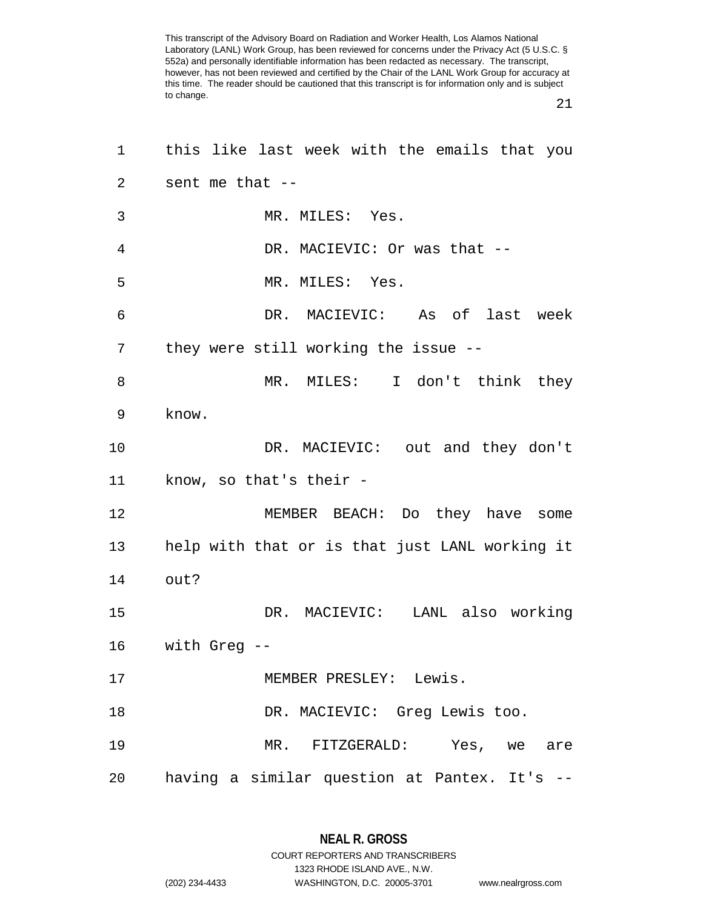this like last week with the emails that you sent me that --

MR. MILES: Yes.

DR. MACIEVIC: Or was that --

MR. MILES: Yes.

DR. MACIEVIC: As of last week they were still working the issue --

MR. MILES: I don't think they know.

DR. MACIEVIC: out and they don't know, so that's their -

MEMBER BEACH: Do they have some help with that or is that just LANL working it out?

DR. MACIEVIC: LANL also working with Greg --

MEMBER PRESLEY: Lewis.

DR. MACIEVIC: Greg Lewis too.

MR. FITZGERALD: Yes, we are having a similar question at Pantex. It's --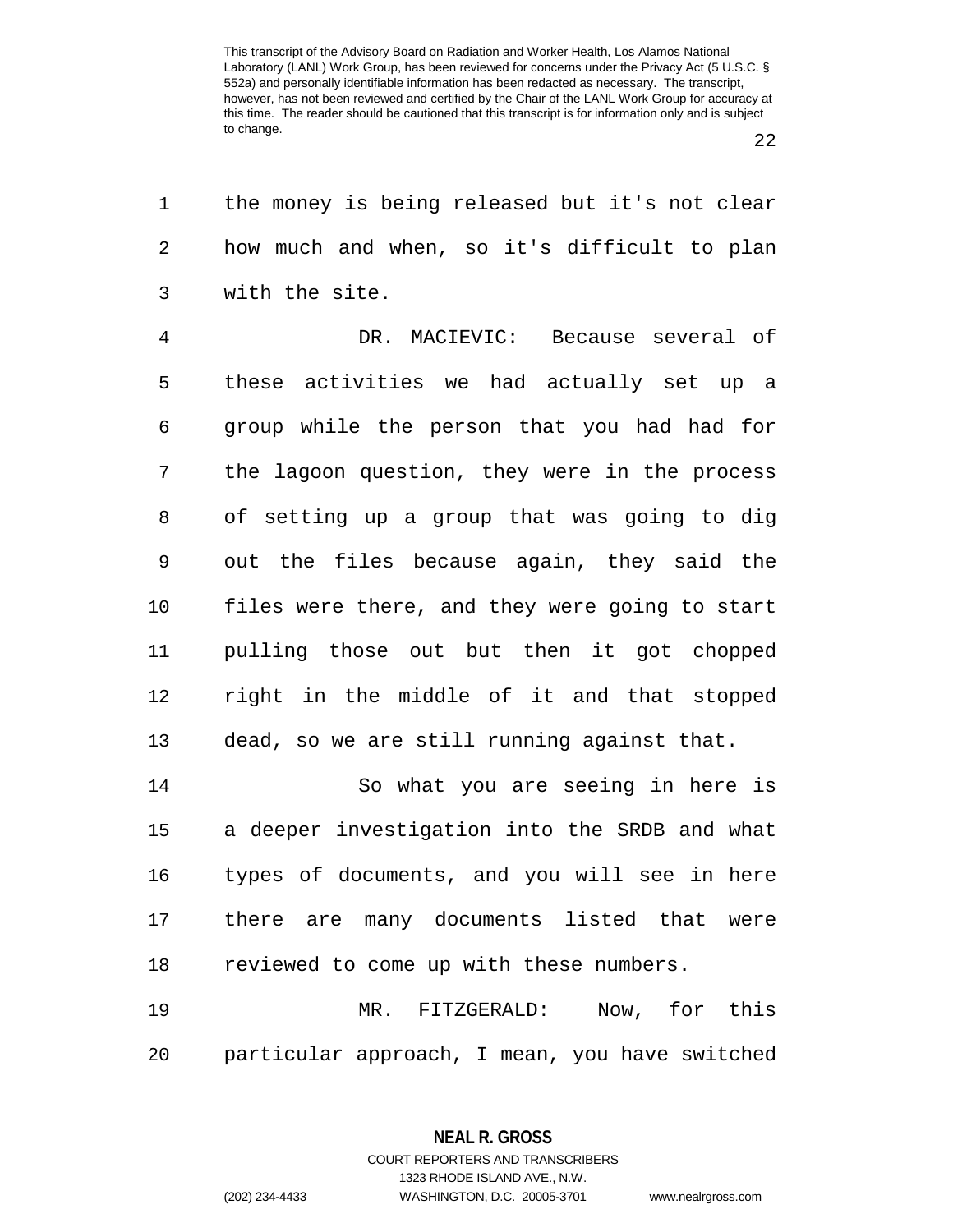the money is being released but it's not clear how much and when, so it's difficult to plan with the site.

DR. MACIEVIC: Because several of these activities we had actually set up a group while the person that you had had for the lagoon question, they were in the process of setting up a group that was going to dig out the files because again, they said the files were there, and they were going to start pulling those out but then it got chopped right in the middle of it and that stopped dead, so we are still running against that.

So what you are seeing in here is a deeper investigation into the SRDB and what types of documents, and you will see in here there are many documents listed that were reviewed to come up with these numbers.

MR. FITZGERALD: Now, for this particular approach, I mean, you have switched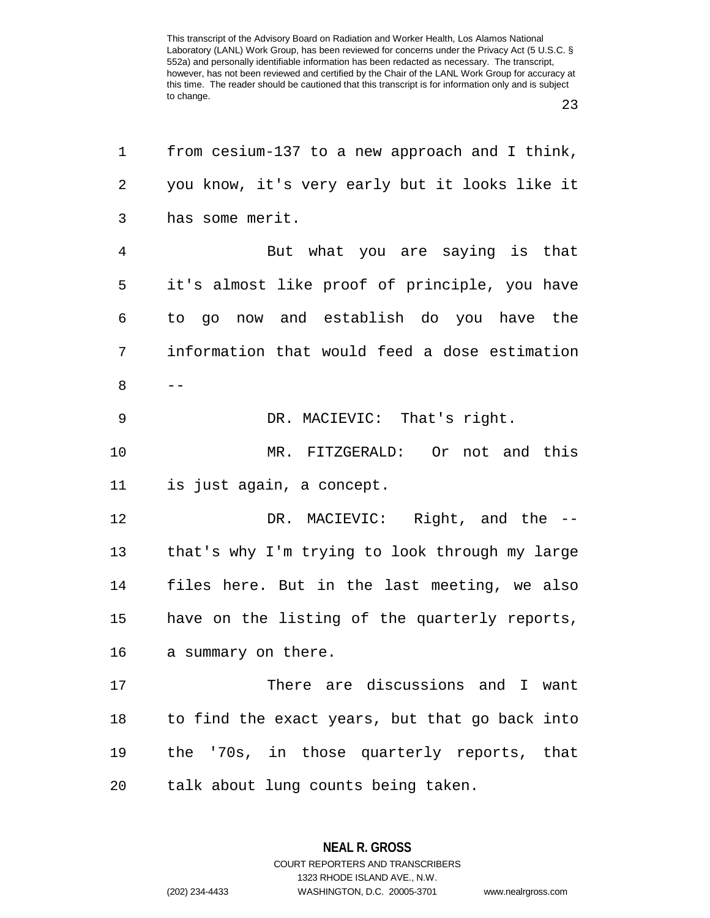from cesium-137 to a new approach and I think, you know, it's very early but it looks like it has some merit.

But what you are saying is that it's almost like proof of principle, you have to go now and establish do you have the information that would feed a dose estimation --

DR. MACIEVIC: That's right.

MR. FITZGERALD: Or not and this is just again, a concept.

DR. MACIEVIC: Right, and the -- that's why I'm trying to look through my large files here. But in the last meeting, we also have on the listing of the quarterly reports, a summary on there.

There are discussions and I want to find the exact years, but that go back into the '70s, in those quarterly reports, that talk about lung counts being taken.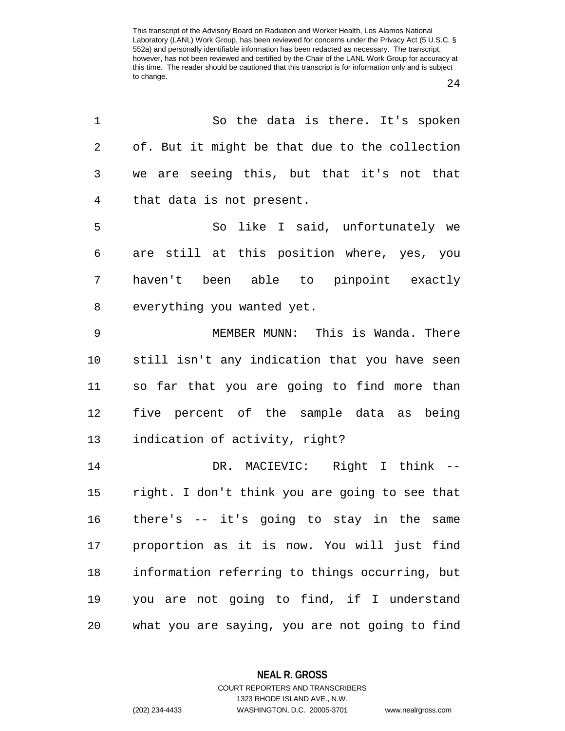So the data is there. It's spoken of. But it might be that due to the collection we are seeing this, but that it's not that that data is not present.

So like I said, unfortunately we are still at this position where, yes, you haven't been able to pinpoint exactly everything you wanted yet.

MEMBER MUNN: This is Wanda. There still isn't any indication that you have seen so far that you are going to find more than five percent of the sample data as being indication of activity, right?

DR. MACIEVIC: Right I think -- right. I don't think you are going to see that there's -- it's going to stay in the same proportion as it is now. You will just find information referring to things occurring, but you are not going to find, if I understand what you are saying, you are not going to find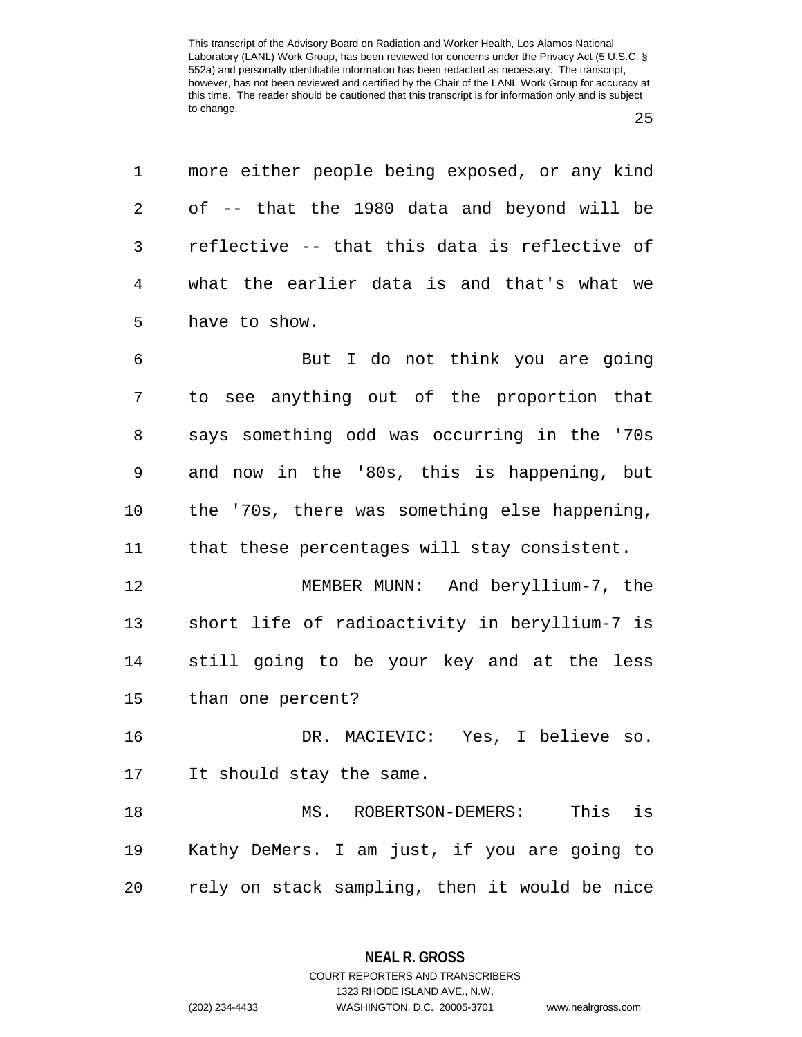more either people being exposed, or any kind of -- that the 1980 data and beyond will be reflective -- that this data is reflective of what the earlier data is and that's what we have to show.

But I do not think you are going to see anything out of the proportion that says something odd was occurring in the '70s and now in the '80s, this is happening, but the '70s, there was something else happening, that these percentages will stay consistent.

MEMBER MUNN: And beryllium-7, the short life of radioactivity in beryllium-7 is still going to be your key and at the less than one percent?

DR. MACIEVIC: Yes, I believe so. It should stay the same.

MS. ROBERTSON-DEMERS: This is Kathy DeMers. I am just, if you are going to rely on stack sampling, then it would be nice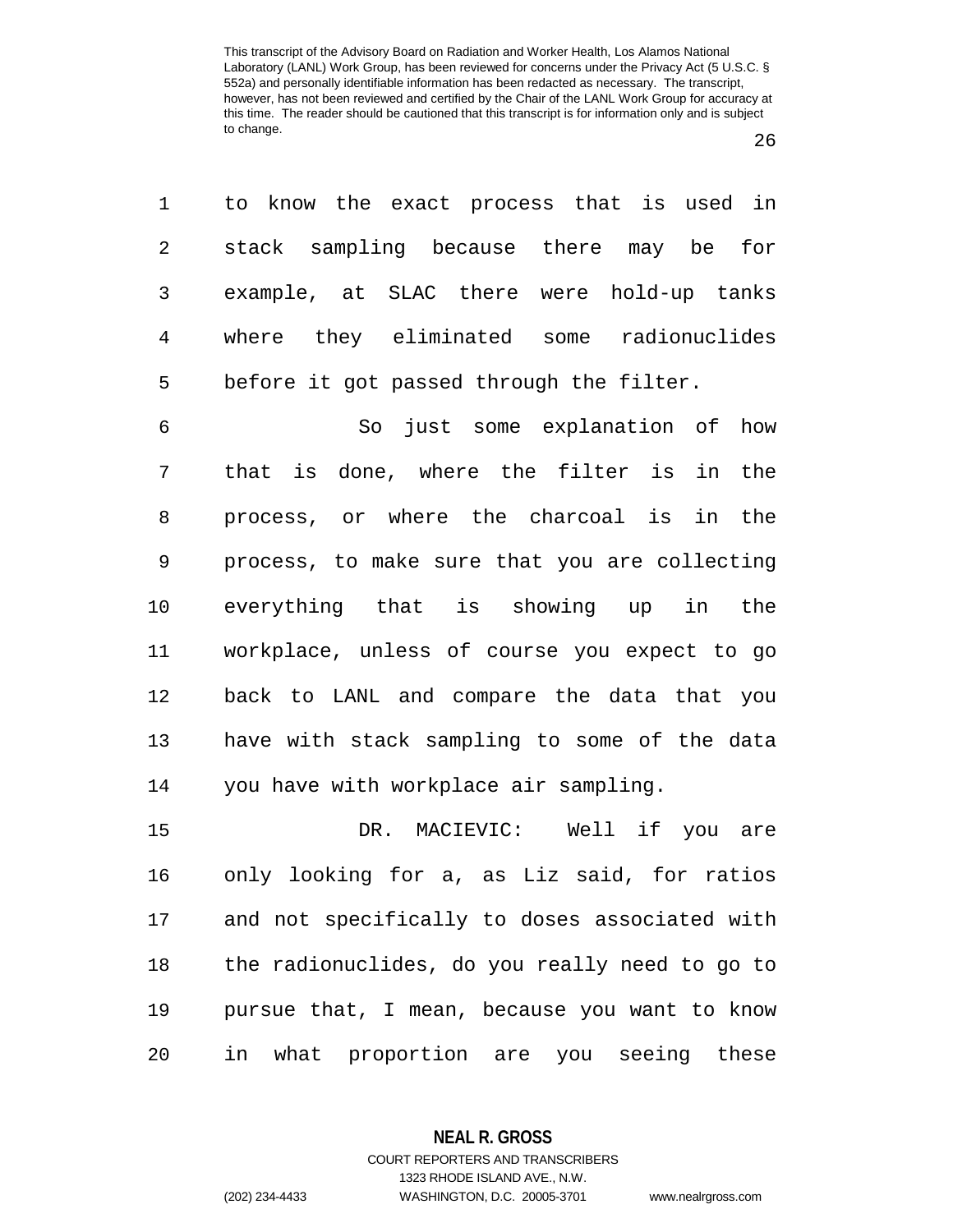to know the exact process that is used in stack sampling because there may be for example, at SLAC there were hold-up tanks where they eliminated some radionuclides before it got passed through the filter.

So just some explanation of how that is done, where the filter is in the process, or where the charcoal is in the process, to make sure that you are collecting everything that is showing up in the workplace, unless of course you expect to go back to LANL and compare the data that you have with stack sampling to some of the data you have with workplace air sampling.

DR. MACIEVIC: Well if you are only looking for a, as Liz said, for ratios and not specifically to doses associated with the radionuclides, do you really need to go to pursue that, I mean, because you want to know in what proportion are you seeing these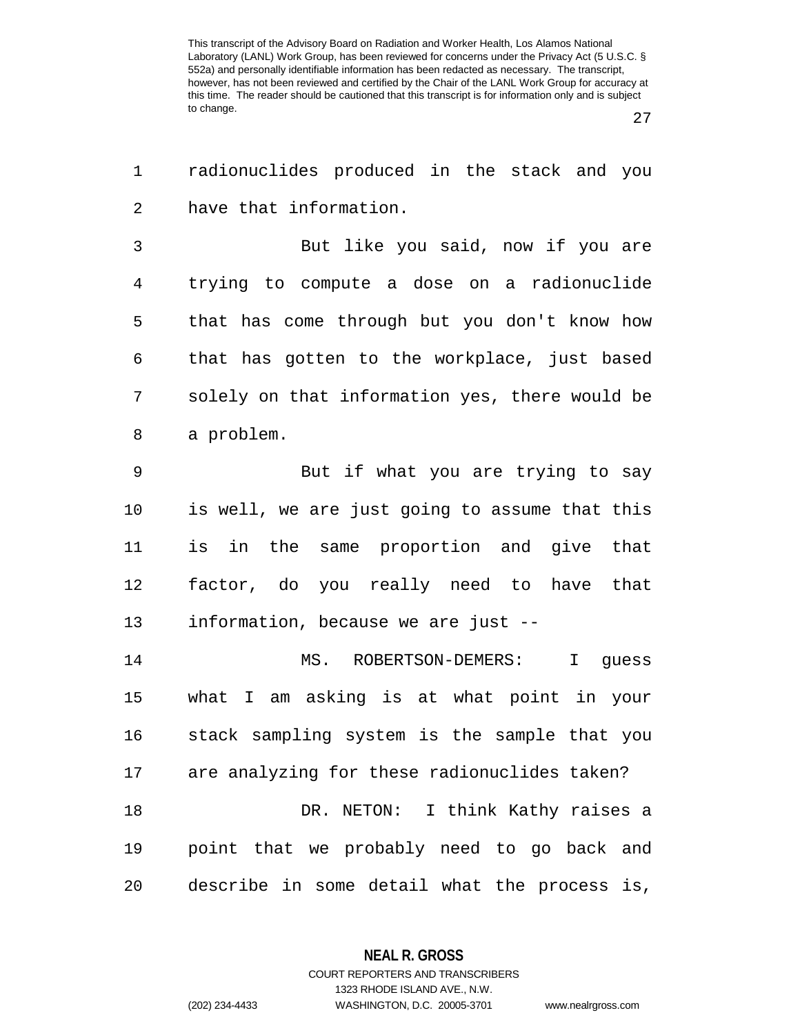radionuclides produced in the stack and you have that information.

But like you said, now if you are trying to compute a dose on a radionuclide that has come through but you don't know how that has gotten to the workplace, just based solely on that information yes, there would be a problem.

But if what you are trying to say is well, we are just going to assume that this is in the same proportion and give that factor, do you really need to have that information, because we are just --

MS. ROBERTSON-DEMERS: I guess what I am asking is at what point in your stack sampling system is the sample that you are analyzing for these radionuclides taken?

DR. NETON: I think Kathy raises a point that we probably need to go back and describe in some detail what the process is,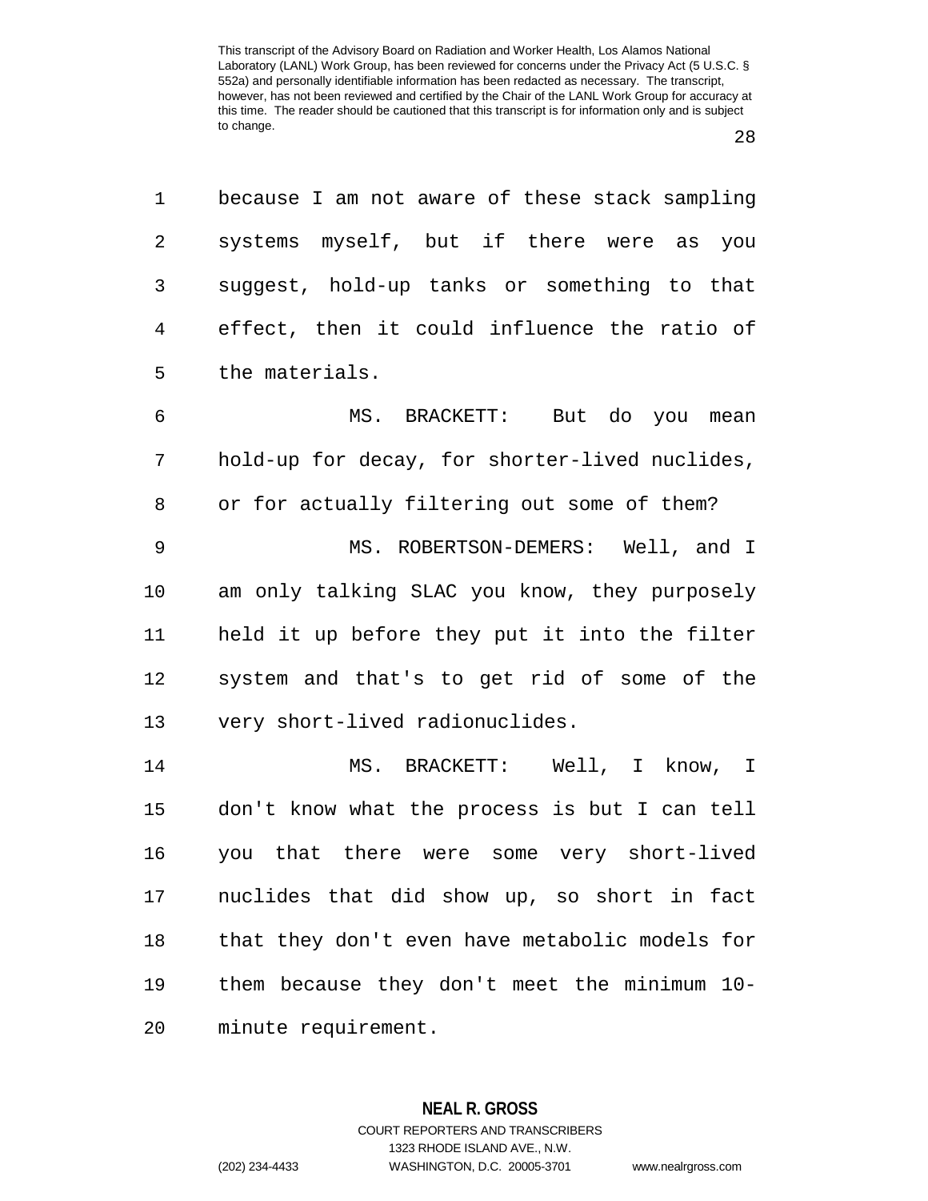because I am not aware of these stack sampling systems myself, but if there were as you suggest, hold-up tanks or something to that effect, then it could influence the ratio of the materials.

MS. BRACKETT: But do you mean hold-up for decay, for shorter-lived nuclides, or for actually filtering out some of them?

MS. ROBERTSON-DEMERS: Well, and I am only talking SLAC you know, they purposely held it up before they put it into the filter system and that's to get rid of some of the very short-lived radionuclides.

MS. BRACKETT: Well, I know, I don't know what the process is but I can tell you that there were some very short-lived nuclides that did show up, so short in fact that they don't even have metabolic models for them because they don't meet the minimum 10-minute requirement.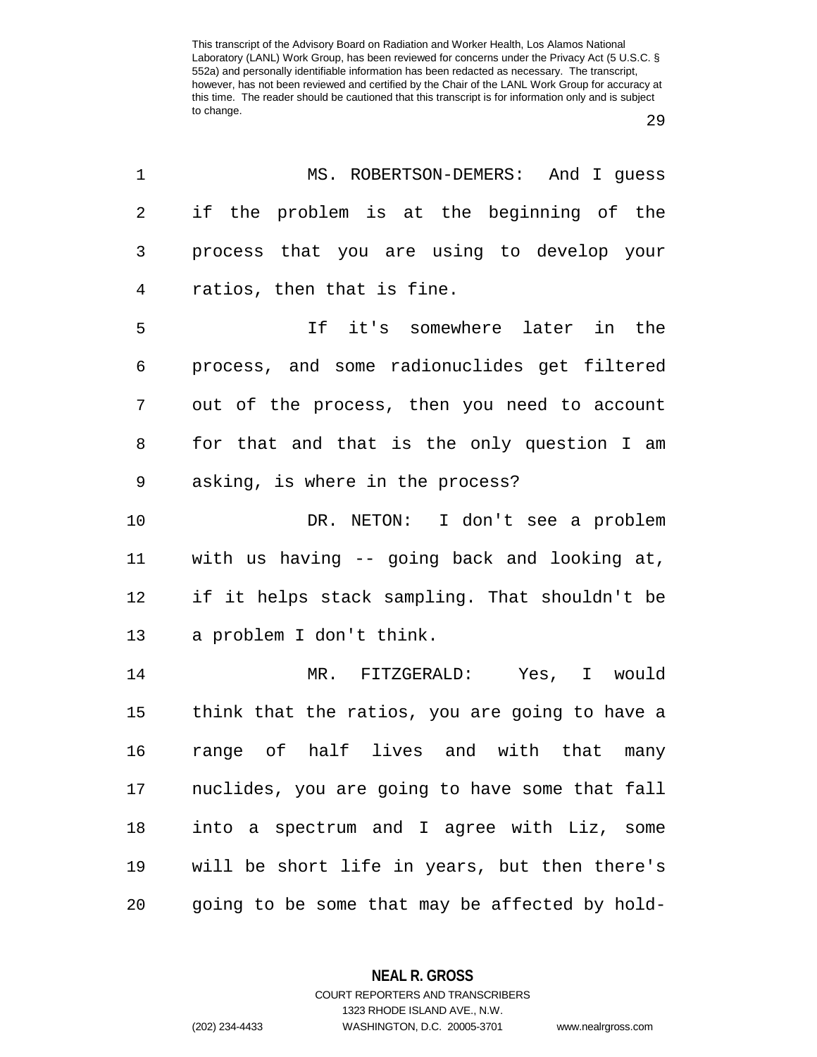MS. ROBERTSON-DEMERS: And I guess if the problem is at the beginning of the process that you are using to develop your ratios, then that is fine.

If it's somewhere later in the process, and some radionuclides get filtered out of the process, then you need to account for that and that is the only question I am asking, is where in the process?

DR. NETON: I don't see a problem with us having -- going back and looking at, if it helps stack sampling. That shouldn't be a problem I don't think.

MR. FITZGERALD: Yes, I would think that the ratios, you are going to have a range of half lives and with that many nuclides, you are going to have some that fall into a spectrum and I agree with Liz, some will be short life in years, but then there's going to be some that may be affected by hold-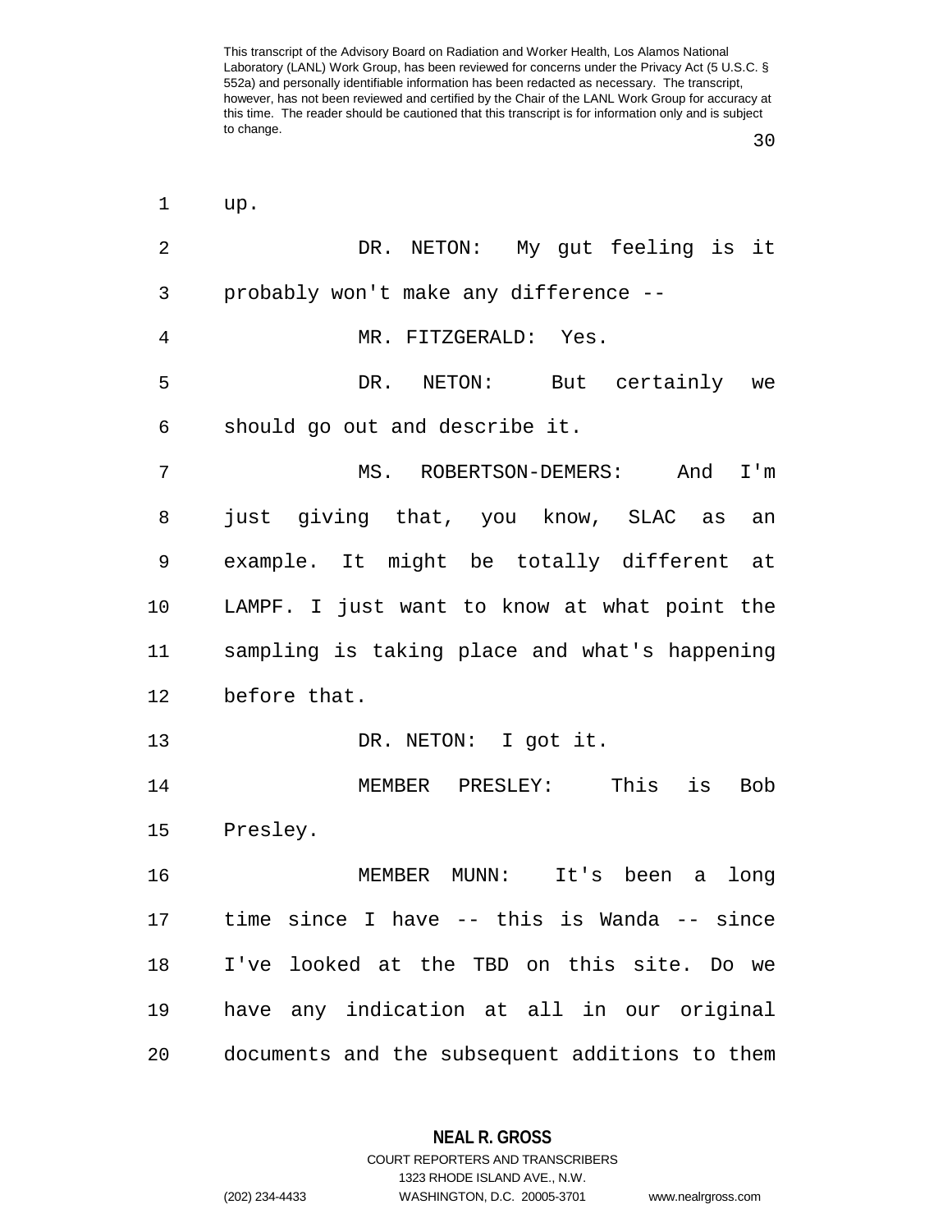up.

DR. NETON: My gut feeling is it probably won't make any difference --

MR. FITZGERALD: Yes.

DR. NETON: But certainly we should go out and describe it.

MS. ROBERTSON-DEMERS: And I'm just giving that, you know, SLAC as an example. It might be totally different at LAMPF. I just want to know at what point the sampling is taking place and what's happening before that.

DR. NETON: I got it.

MEMBER PRESLEY: This is Bob Presley.

MEMBER MUNN: It's been a long time since I have -- this is Wanda -- since I've looked at the TBD on this site. Do we have any indication at all in our original documents and the subsequent additions to them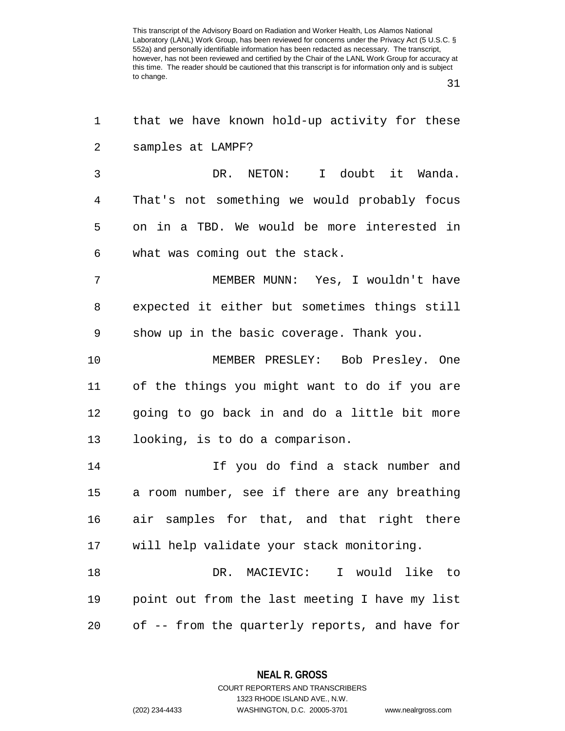that we have known hold-up activity for these samples at LAMPF?

DR. NETON: I doubt it Wanda. That's not something we would probably focus on in a TBD. We would be more interested in what was coming out the stack.

MEMBER MUNN: Yes, I wouldn't have expected it either but sometimes things still show up in the basic coverage. Thank you.

MEMBER PRESLEY: Bob Presley. One of the things you might want to do if you are going to go back in and do a little bit more looking, is to do a comparison.

If you do find a stack number and a room number, see if there are any breathing air samples for that, and that right there will help validate your stack monitoring.

DR. MACIEVIC: I would like to point out from the last meeting I have my list of -- from the quarterly reports, and have for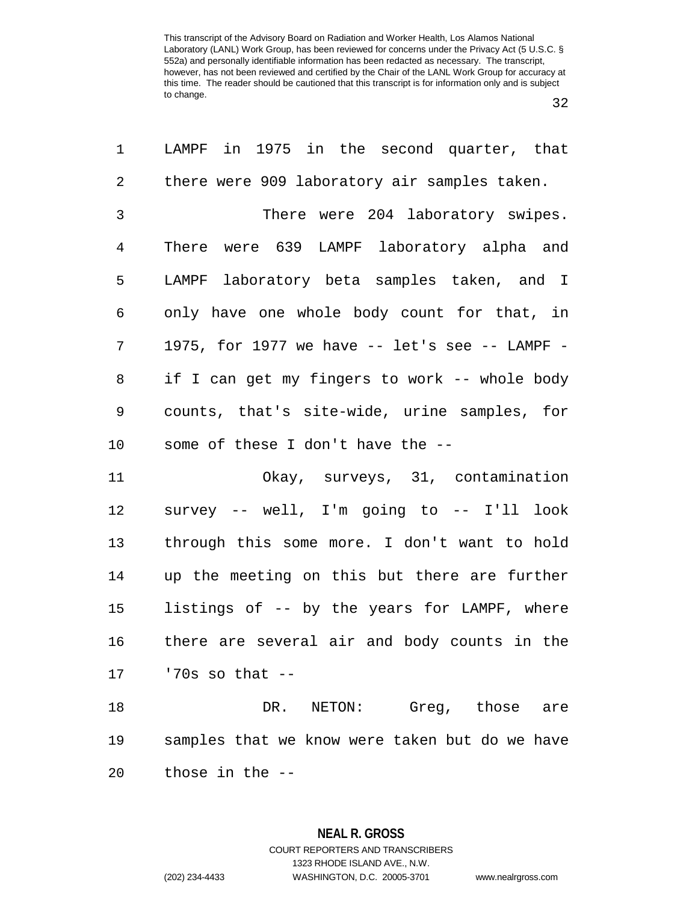LAMPF in 1975 in the second quarter, that there were 909 laboratory air samples taken.

There were 204 laboratory swipes. There were 639 LAMPF laboratory alpha and LAMPF laboratory beta samples taken, and I only have one whole body count for that, in 1975, for 1977 we have -- let's see -- LAMPF - if I can get my fingers to work -- whole body counts, that's site-wide, urine samples, for some of these I don't have the --

Okay, surveys, 31, contamination survey -- well, I'm going to -- I'll look through this some more. I don't want to hold up the meeting on this but there are further listings of -- by the years for LAMPF, where there are several air and body counts in the '70s so that --

DR. NETON: Greg, those are samples that we know were taken but do we have those in the --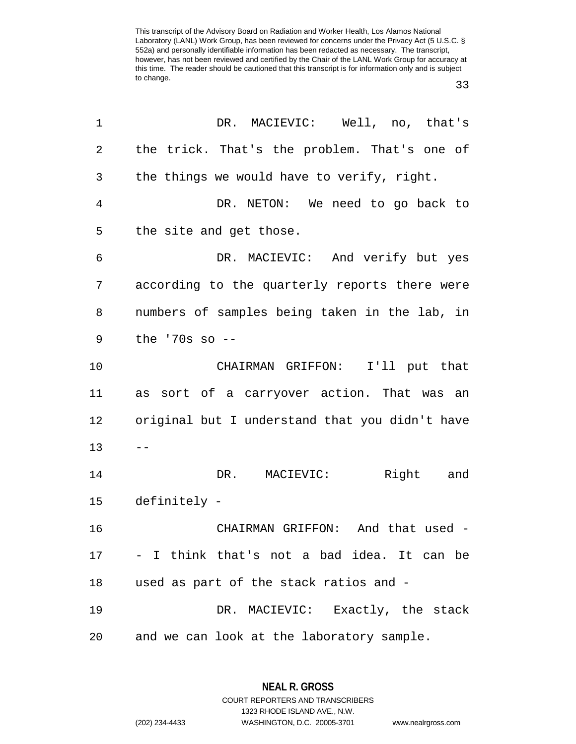DR. MACIEVIC: Well, no, that's the trick. That's the problem. That's one of the things we would have to verify, right.

DR. NETON: We need to go back to the site and get those.

DR. MACIEVIC: And verify but yes according to the quarterly reports there were numbers of samples being taken in the lab, in the '70s so --

CHAIRMAN GRIFFON: I'll put that as sort of a carryover action. That was an original but I understand that you didn't have --

DR. MACIEVIC: Right and definitely -

CHAIRMAN GRIFFON: And that used - - I think that's not a bad idea. It can be used as part of the stack ratios and -

DR. MACIEVIC: Exactly, the stack and we can look at the laboratory sample.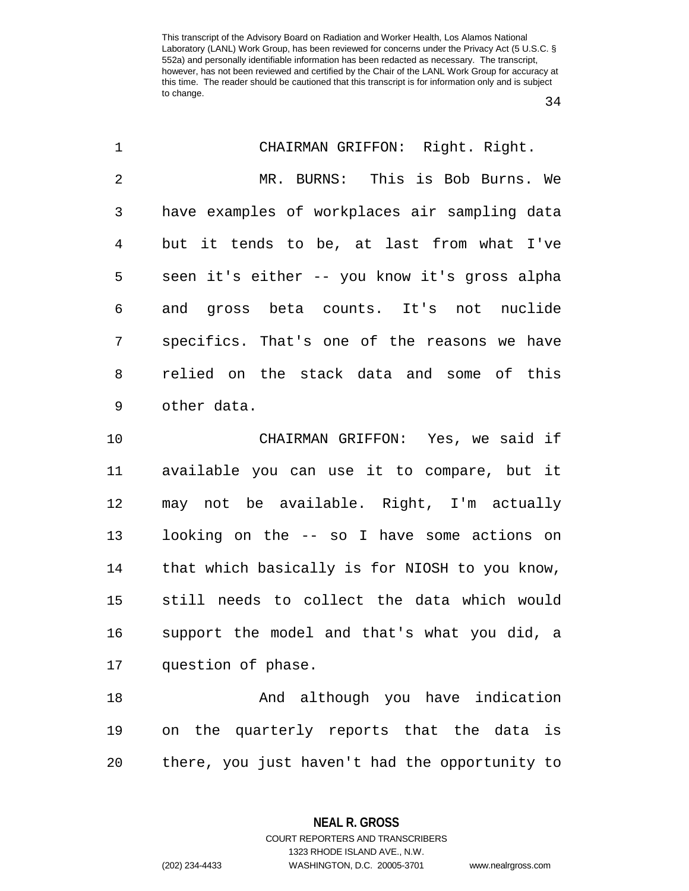CHAIRMAN GRIFFON: Right. Right.

MR. BURNS: This is Bob Burns. We have examples of workplaces air sampling data but it tends to be, at last from what I've seen it's either -- you know it's gross alpha and gross beta counts. It's not nuclide specifics. That's one of the reasons we have relied on the stack data and some of this other data.

CHAIRMAN GRIFFON: Yes, we said if available you can use it to compare, but it may not be available. Right, I'm actually looking on the -- so I have some actions on that which basically is for NIOSH to you know, still needs to collect the data which would support the model and that's what you did, a question of phase.

And although you have indication on the quarterly reports that the data is there, you just haven't had the opportunity to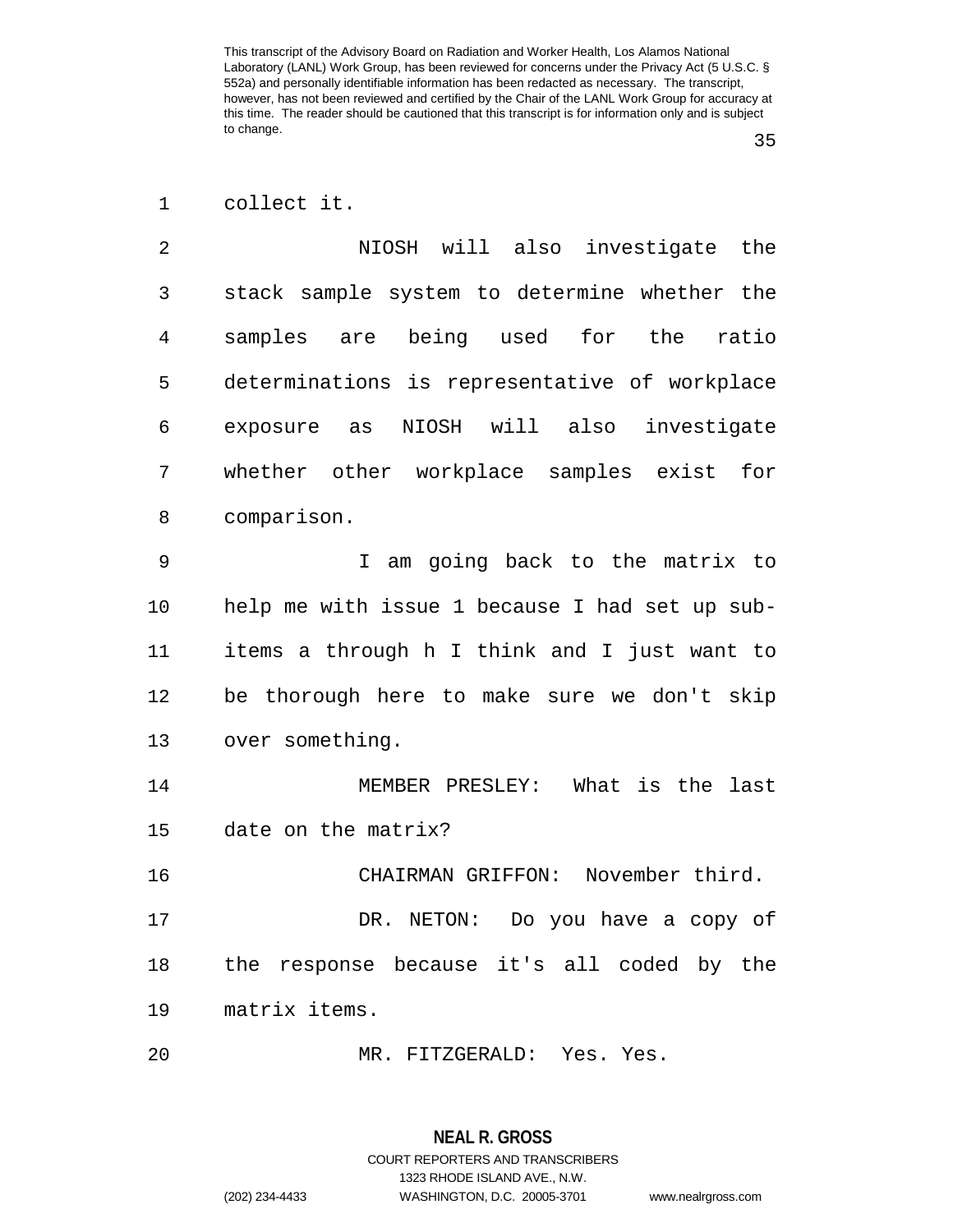collect it.

NIOSH will also investigate the stack sample system to determine whether the samples are being used for the ratio determinations is representative of workplace exposure as NIOSH will also investigate whether other workplace samples exist for comparison.

I am going back to the matrix to help me with issue 1 because I had set up sub-items a through h I think and I just want to be thorough here to make sure we don't skip over something.

MEMBER PRESLEY: What is the last date on the matrix?

CHAIRMAN GRIFFON: November third.

DR. NETON: Do you have a copy of the response because it's all coded by the matrix items.

MR. FITZGERALD: Yes. Yes.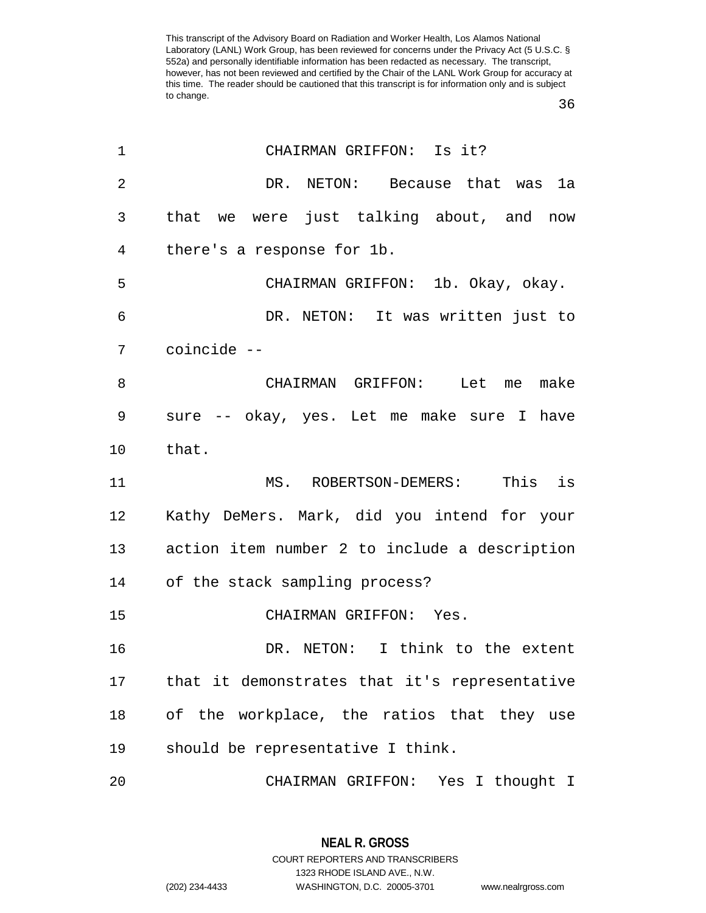CHAIRMAN GRIFFON: Is it?

DR. NETON: Because that was 1a that we were just talking about, and now there's a response for 1b.

CHAIRMAN GRIFFON: 1b. Okay, okay.

DR. NETON: It was written just to coincide --

CHAIRMAN GRIFFON: Let me make sure -- okay, yes. Let me make sure I have that.

MS. ROBERTSON-DEMERS: This is Kathy DeMers. Mark, did you intend for your action item number 2 to include a description of the stack sampling process?

CHAIRMAN GRIFFON: Yes.

DR. NETON: I think to the extent that it demonstrates that it's representative of the workplace, the ratios that they use should be representative I think.

CHAIRMAN GRIFFON: Yes I thought I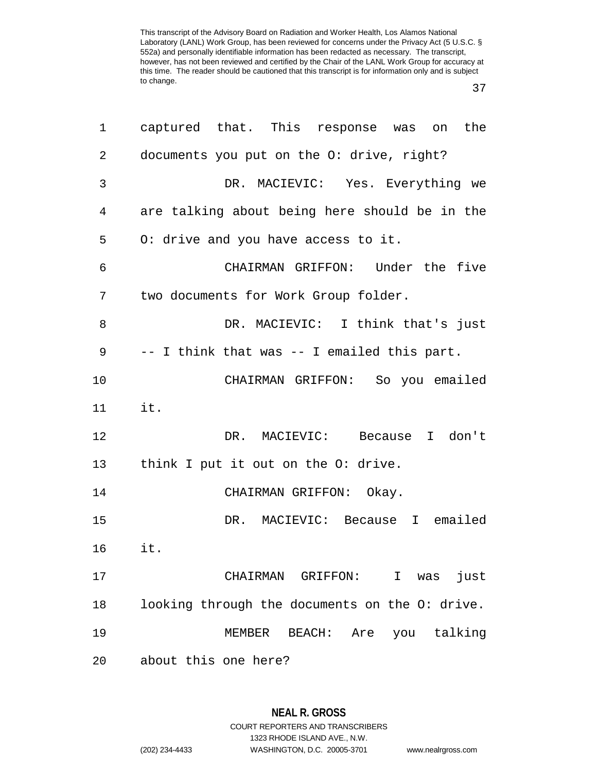captured that. This response was on the documents you put on the O: drive, right?

DR. MACIEVIC: Yes. Everything we are talking about being here should be in the O: drive and you have access to it.

CHAIRMAN GRIFFON: Under the five two documents for Work Group folder.

DR. MACIEVIC: I think that's just -- I think that was -- I emailed this part.

CHAIRMAN GRIFFON: So you emailed it.

DR. MACIEVIC: Because I don't think I put it out on the O: drive.

CHAIRMAN GRIFFON: Okay.

DR. MACIEVIC: Because I emailed it.

CHAIRMAN GRIFFON: I was just looking through the documents on the O: drive.

MEMBER BEACH: Are you talking about this one here?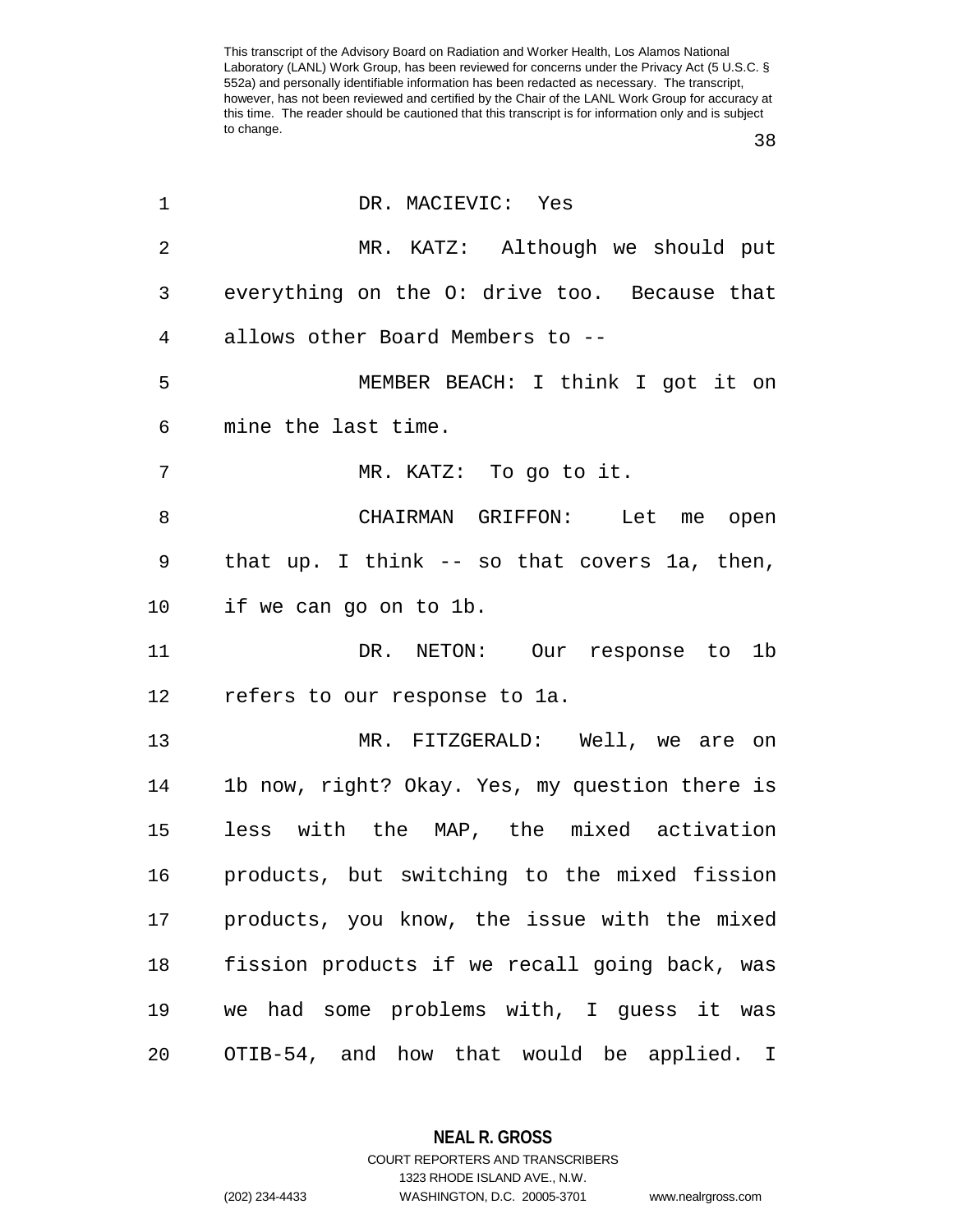DR. MACIEVIC: Yes

MR. KATZ: Although we should put everything on the O: drive too. Because that allows other Board Members to --

MEMBER BEACH: I think I got it on mine the last time.

MR. KATZ: To go to it.

CHAIRMAN GRIFFON: Let me open that up. I think -- so that covers 1a, then, if we can go on to 1b.

DR. NETON: Our response to 1b refers to our response to 1a.

MR. FITZGERALD: Well, we are on 1b now, right? Okay. Yes, my question there is less with the MAP, the mixed activation products, but switching to the mixed fission products, you know, the issue with the mixed fission products if we recall going back, was we had some problems with, I guess it was OTIB-54, and how that would be applied. I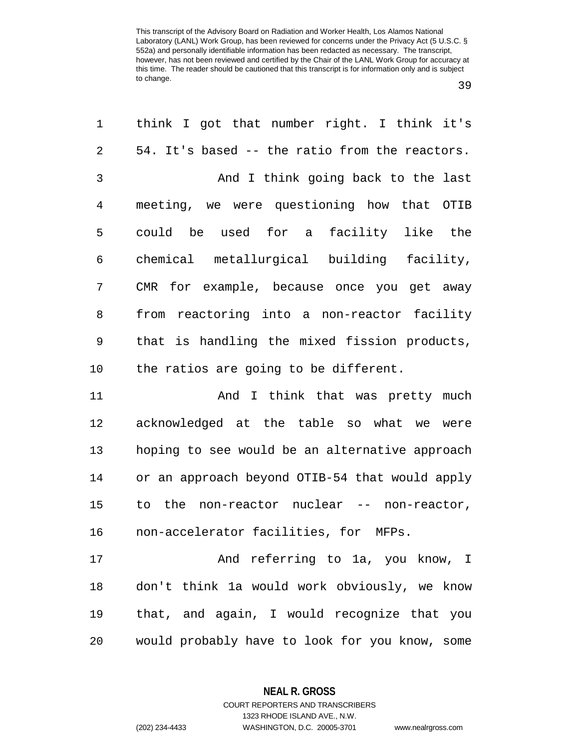think I got that number right. I think it's 54. It's based -- the ratio from the reactors.

And I think going back to the last meeting, we were questioning how that OTIB could be used for a facility like the chemical metallurgical building facility, CMR for example, because once you get away from reactoring into a non-reactor facility that is handling the mixed fission products, the ratios are going to be different.

And I think that was pretty much acknowledged at the table so what we were hoping to see would be an alternative approach or an approach beyond OTIB-54 that would apply to the non-reactor nuclear -- non-reactor, non-accelerator facilities, for MFPs.

And referring to 1a, you know, I don't think 1a would work obviously, we know that, and again, I would recognize that you would probably have to look for you know, some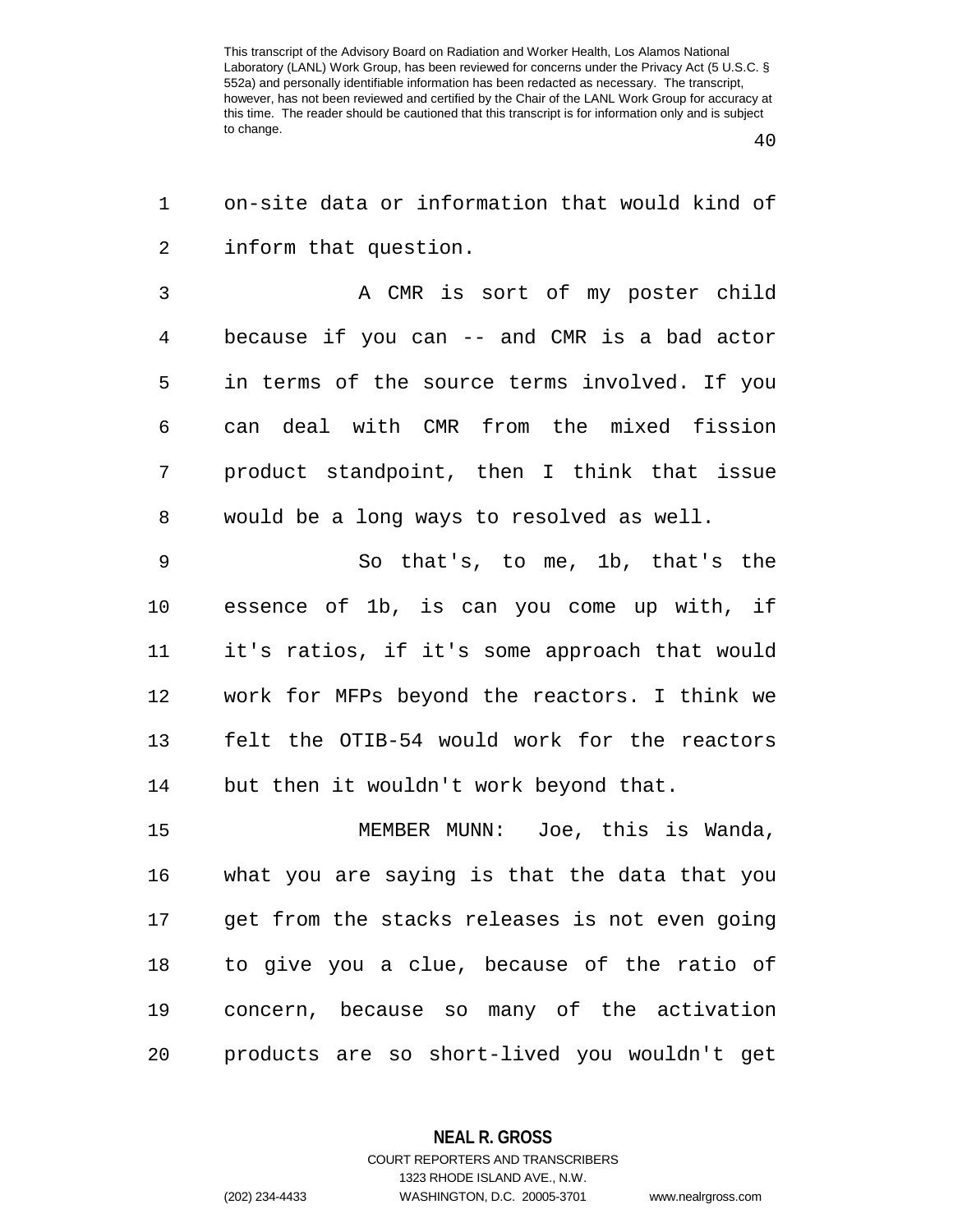on-site data or information that would kind of inform that question.

A CMR is sort of my poster child because if you can -- and CMR is a bad actor in terms of the source terms involved. If you can deal with CMR from the mixed fission product standpoint, then I think that issue would be a long ways to resolved as well.

So that's, to me, 1b, that's the essence of 1b, is can you come up with, if it's ratios, if it's some approach that would work for MFPs beyond the reactors. I think we felt the OTIB-54 would work for the reactors but then it wouldn't work beyond that.

MEMBER MUNN: Joe, this is Wanda, what you are saying is that the data that you get from the stacks releases is not even going to give you a clue, because of the ratio of concern, because so many of the activation products are so short-lived you wouldn't get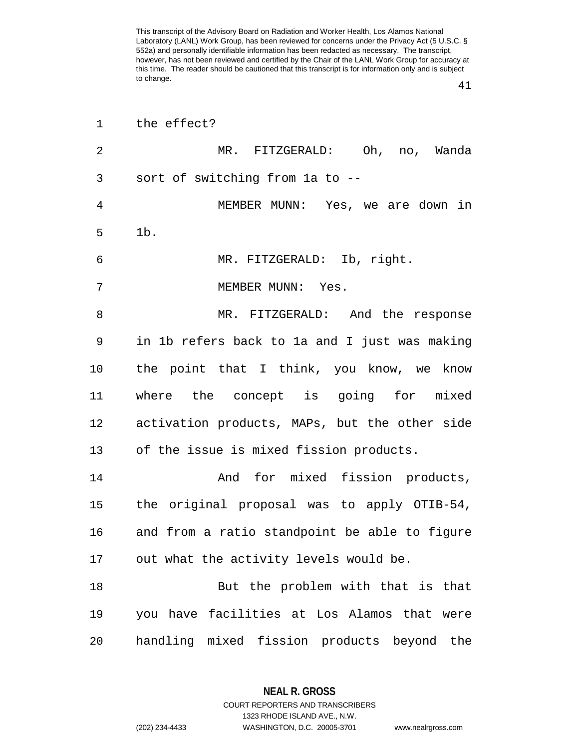the effect?

MR. FITZGERALD: Oh, no, Wanda sort of switching from 1a to --

MEMBER MUNN: Yes, we are down in 1b.

MR. FITZGERALD: Ib, right.

MEMBER MUNN: Yes.

MR. FITZGERALD: And the response in 1b refers back to 1a and I just was making the point that I think, you know, we know where the concept is going for mixed activation products, MAPs, but the other side of the issue is mixed fission products.

And for mixed fission products, the original proposal was to apply OTIB-54, and from a ratio standpoint be able to figure out what the activity levels would be.

But the problem with that is that you have facilities at Los Alamos that were handling mixed fission products beyond the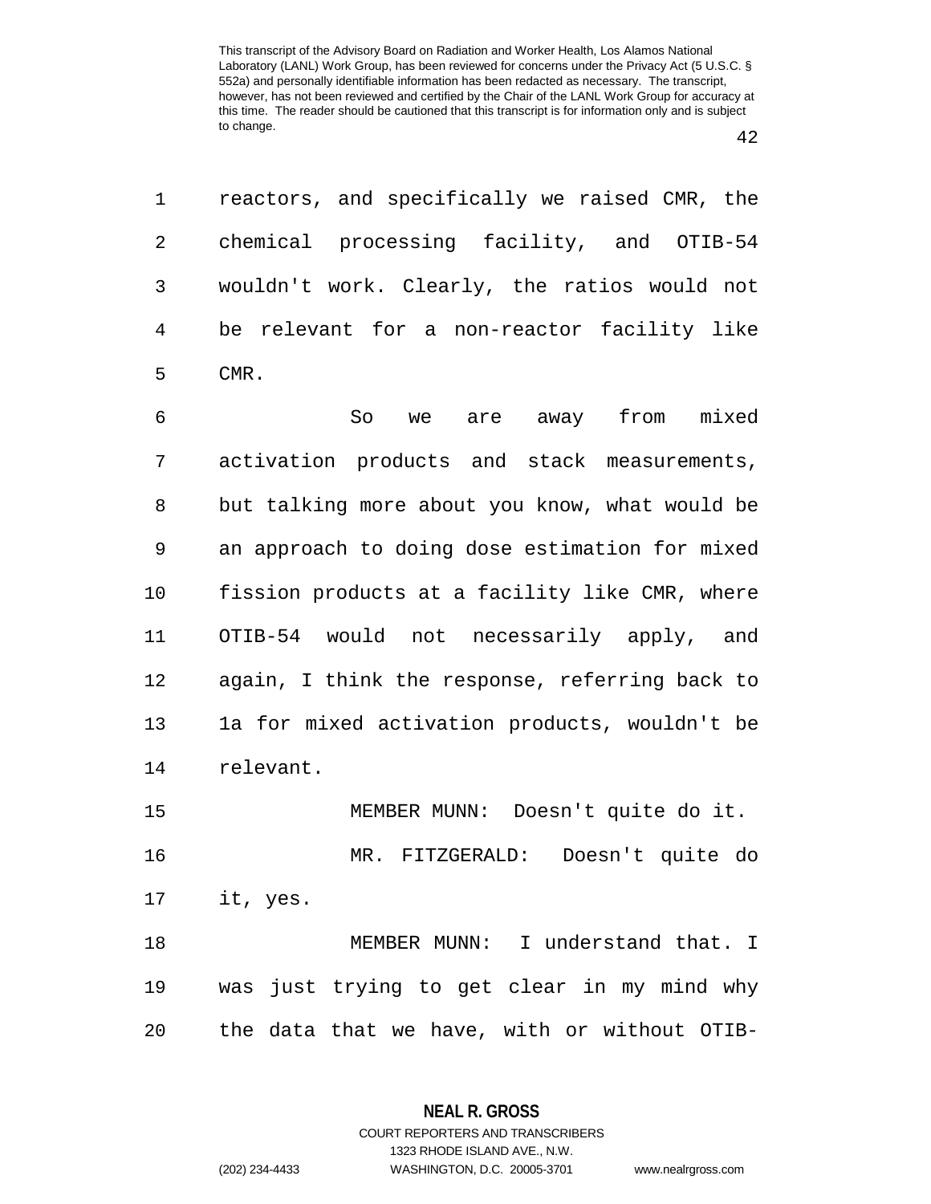reactors, and specifically we raised CMR, the chemical processing facility, and OTIB-54 wouldn't work. Clearly, the ratios would not be relevant for a non-reactor facility like CMR.

So we are away from mixed activation products and stack measurements, but talking more about you know, what would be an approach to doing dose estimation for mixed fission products at a facility like CMR, where OTIB-54 would not necessarily apply, and again, I think the response, referring back to 1a for mixed activation products, wouldn't be relevant.

MEMBER MUNN: Doesn't quite do it.

MR. FITZGERALD: Doesn't quite do it, yes.

MEMBER MUNN: I understand that. I was just trying to get clear in my mind why the data that we have, with or without OTIB-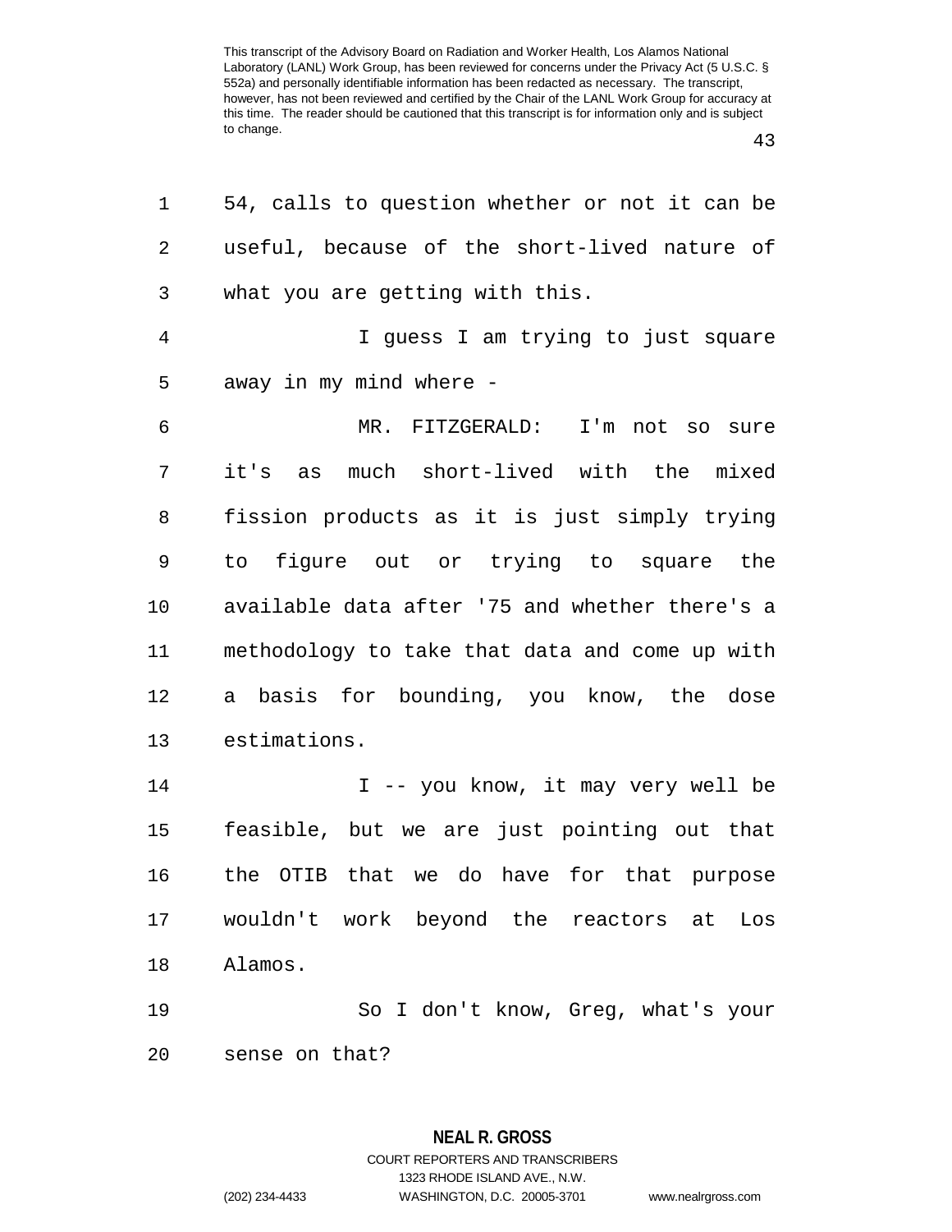54, calls to question whether or not it can be useful, because of the short-lived nature of what you are getting with this.

I guess I am trying to just square away in my mind where -

MR. FITZGERALD: I'm not so sure it's as much short-lived with the mixed fission products as it is just simply trying to figure out or trying to square the available data after '75 and whether there's a methodology to take that data and come up with a basis for bounding, you know, the dose estimations.

I -- you know, it may very well be feasible, but we are just pointing out that the OTIB that we do have for that purpose wouldn't work beyond the reactors at Los Alamos.

So I don't know, Greg, what's your sense on that?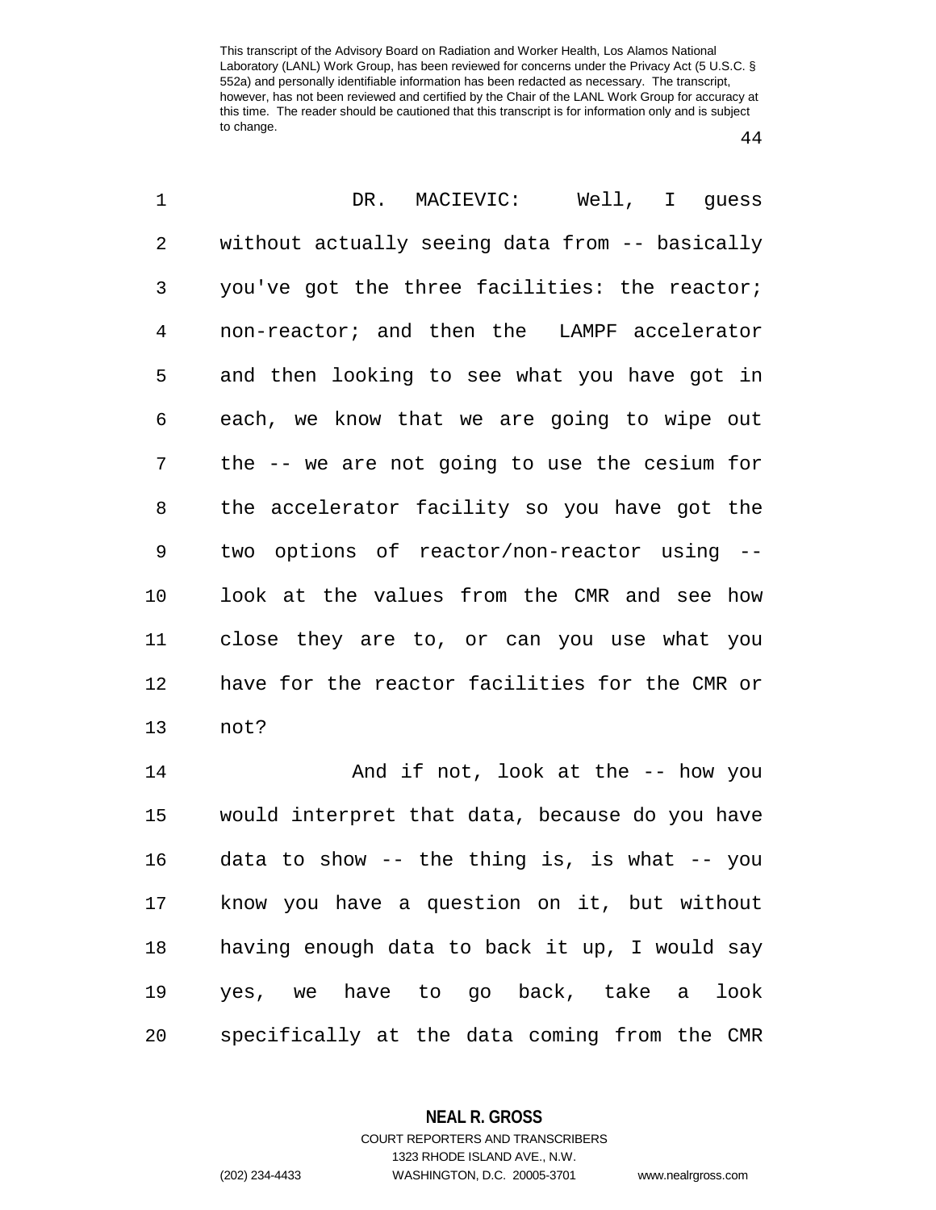DR. MACIEVIC: Well, I guess without actually seeing data from -- basically you've got the three facilities: the reactor; non-reactor; and then the LAMPF accelerator and then looking to see what you have got in each, we know that we are going to wipe out the -- we are not going to use the cesium for the accelerator facility so you have got the two options of reactor/non-reactor using -- look at the values from the CMR and see how close they are to, or can you use what you have for the reactor facilities for the CMR or not?

And if not, look at the -- how you would interpret that data, because do you have data to show -- the thing is, is what -- you know you have a question on it, but without having enough data to back it up, I would say yes, we have to go back, take a look specifically at the data coming from the CMR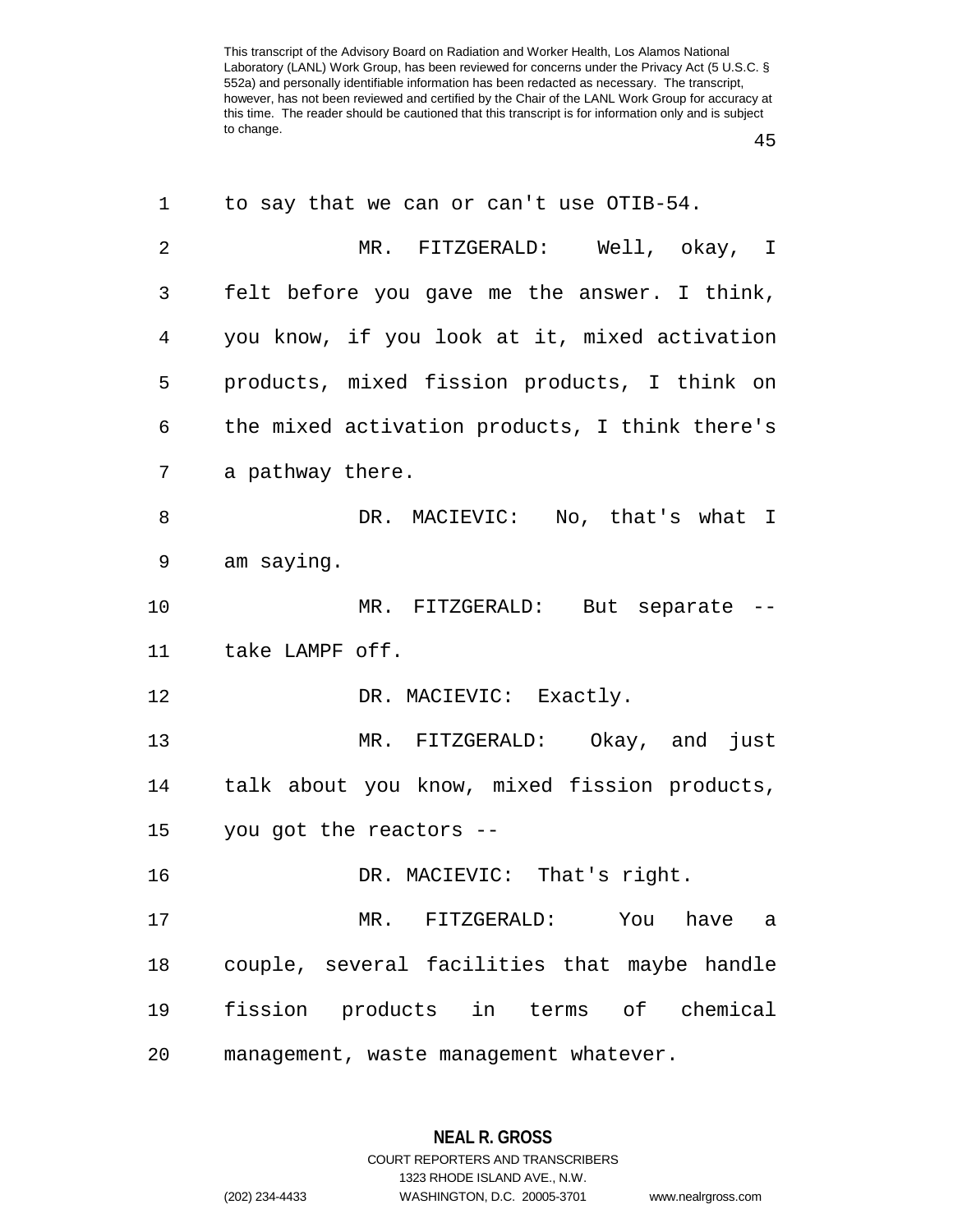to say that we can or can't use OTIB-54.

MR. FITZGERALD: Well, okay, I felt before you gave me the answer. I think, you know, if you look at it, mixed activation products, mixed fission products, I think on the mixed activation products, I think there's a pathway there.

DR. MACIEVIC: No, that's what I am saying.

MR. FITZGERALD: But separate -- take LAMPF off.

DR. MACIEVIC: Exactly.

MR. FITZGERALD: Okay, and just talk about you know, mixed fission products, you got the reactors --

DR. MACIEVIC: That's right.

MR. FITZGERALD: You have a couple, several facilities that maybe handle fission products in terms of chemical management, waste management whatever.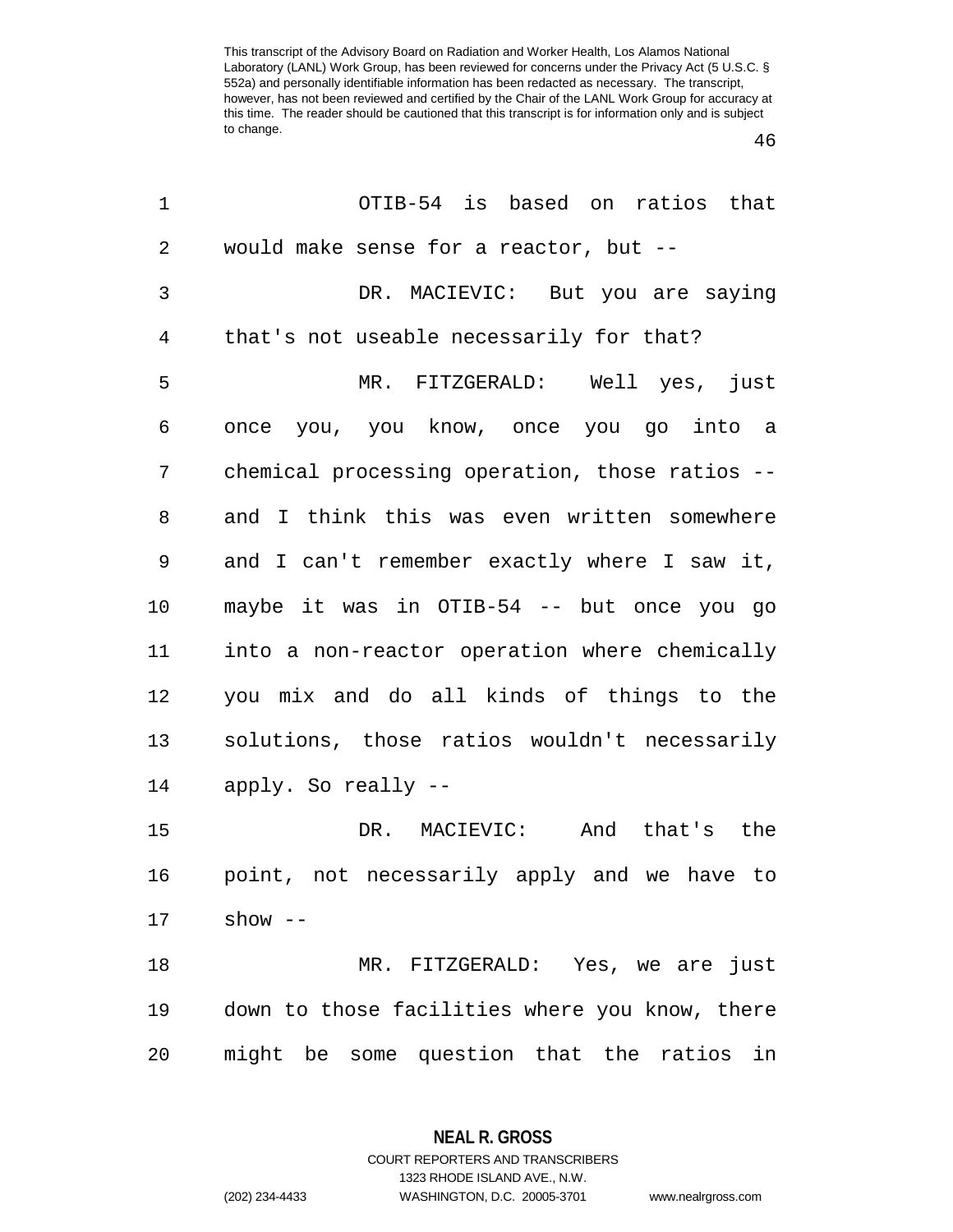OTIB-54 is based on ratios that would make sense for a reactor, but --

DR. MACIEVIC: But you are saying that's not useable necessarily for that?

MR. FITZGERALD: Well yes, just once you, you know, once you go into a chemical processing operation, those ratios -- and I think this was even written somewhere and I can't remember exactly where I saw it, maybe it was in OTIB-54 -- but once you go into a non-reactor operation where chemically you mix and do all kinds of things to the solutions, those ratios wouldn't necessarily apply. So really --

DR. MACIEVIC: And that's the point, not necessarily apply and we have to show --

MR. FITZGERALD: Yes, we are just down to those facilities where you know, there might be some question that the ratios in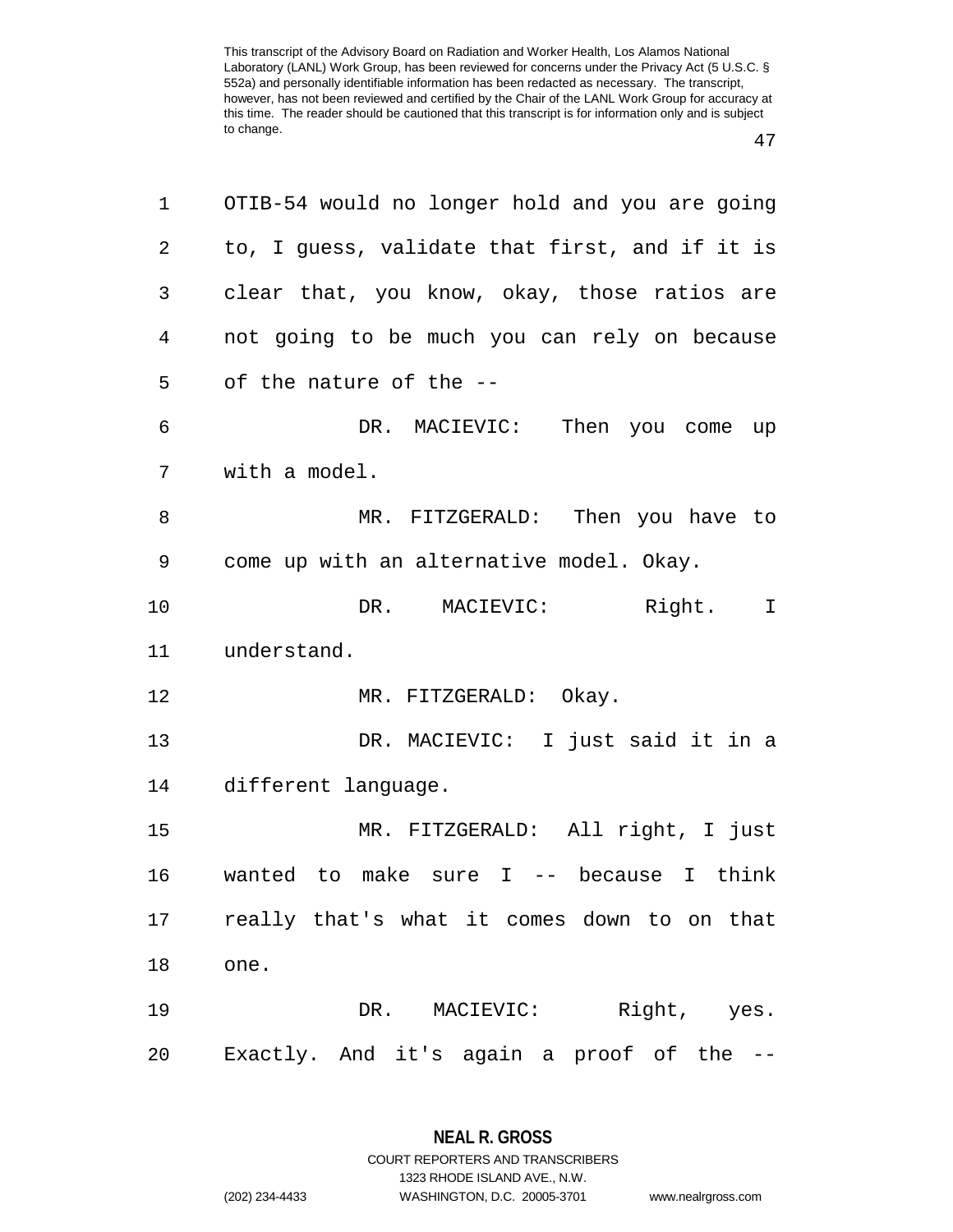OTIB-54 would no longer hold and you are going to, I guess, validate that first, and if it is clear that, you know, okay, those ratios are not going to be much you can rely on because of the nature of the --

DR. MACIEVIC: Then you come up with a model.

MR. FITZGERALD: Then you have to come up with an alternative model. Okay.

DR. MACIEVIC: Right. I understand.

MR. FITZGERALD: Okay.

DR. MACIEVIC: I just said it in a different language.

MR. FITZGERALD: All right, I just wanted to make sure I -- because I think really that's what it comes down to on that one.

DR. MACIEVIC: Right, yes. Exactly. And it's again a proof of the --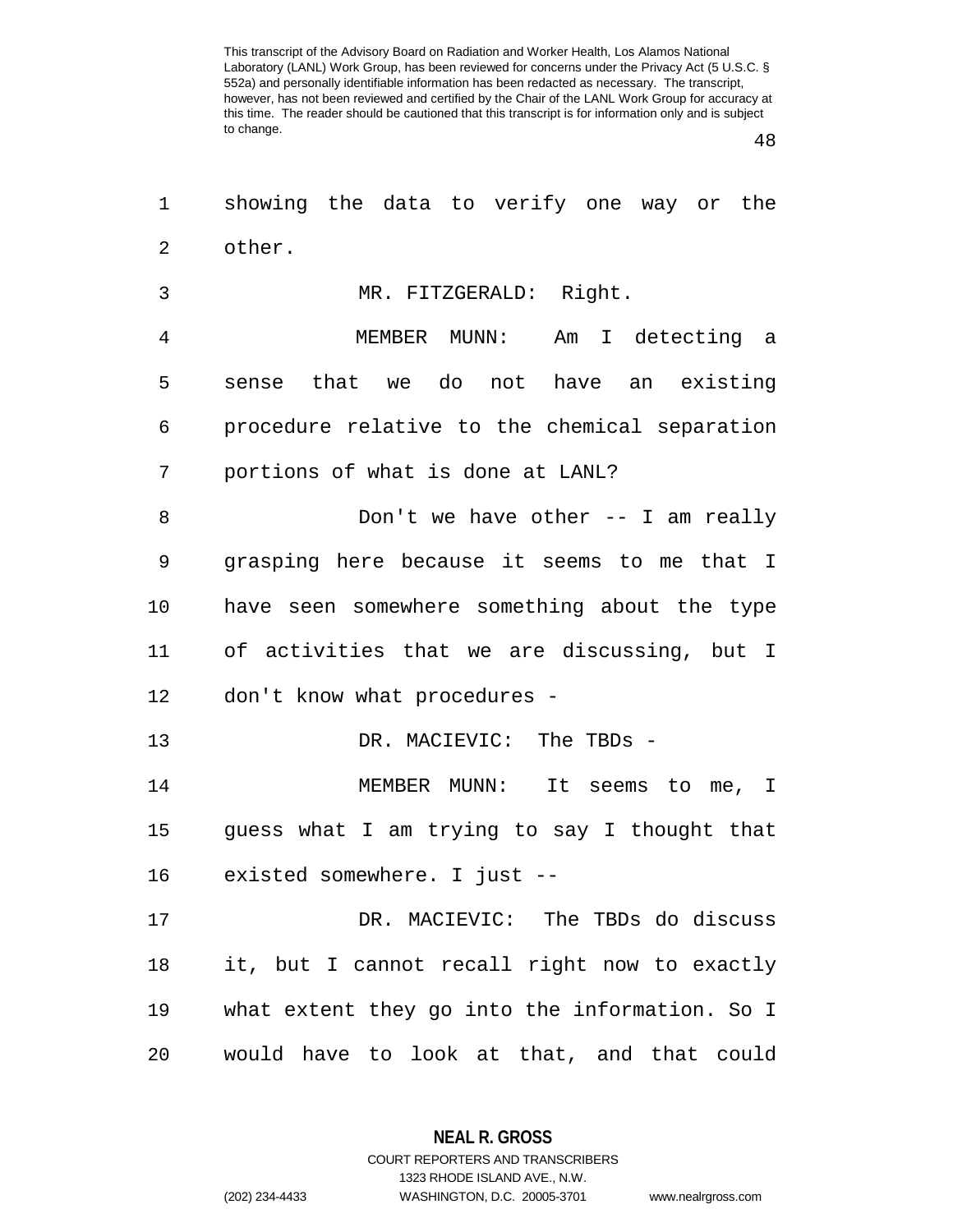showing the data to verify one way or the other.

MR. FITZGERALD: Right.

MEMBER MUNN: Am I detecting a sense that we do not have an existing procedure relative to the chemical separation portions of what is done at LANL?

Don't we have other -- I am really grasping here because it seems to me that I have seen somewhere something about the type of activities that we are discussing, but I don't know what procedures -

DR. MACIEVIC: The TBDs -

MEMBER MUNN: It seems to me, I guess what I am trying to say I thought that existed somewhere. I just --

DR. MACIEVIC: The TBDs do discuss it, but I cannot recall right now to exactly what extent they go into the information. So I would have to look at that, and that could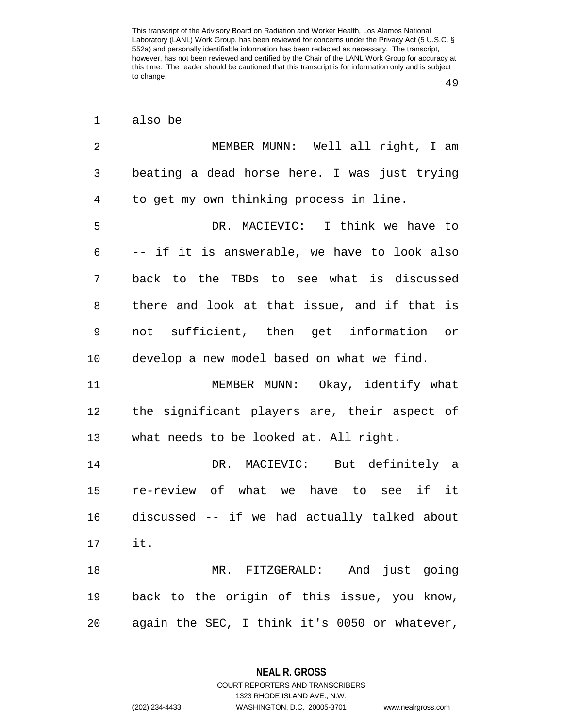also be

MEMBER MUNN: Well all right, I am beating a dead horse here. I was just trying to get my own thinking process in line.

DR. MACIEVIC: I think we have to -- if it is answerable, we have to look also back to the TBDs to see what is discussed there and look at that issue, and if that is not sufficient, then get information or develop a new model based on what we find.

MEMBER MUNN: Okay, identify what the significant players are, their aspect of what needs to be looked at. All right.

DR. MACIEVIC: But definitely a re-review of what we have to see if it discussed -- if we had actually talked about it.

MR. FITZGERALD: And just going back to the origin of this issue, you know, again the SEC, I think it's 0050 or whatever,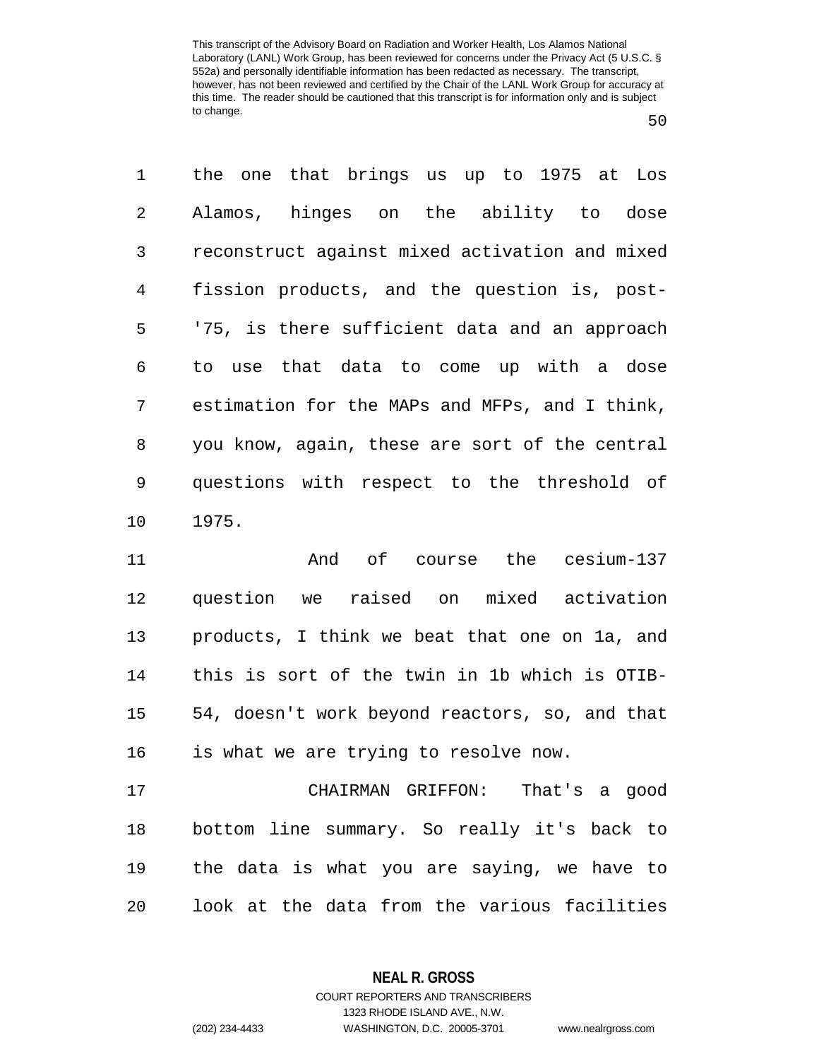the one that brings us up to 1975 at Los Alamos, hinges on the ability to dose reconstruct against mixed activation and mixed fission products, and the question is, post-'75, is there sufficient data and an approach to use that data to come up with a dose estimation for the MAPs and MFPs, and I think, you know, again, these are sort of the central questions with respect to the threshold of 1975.

And of course the cesium-137 question we raised on mixed activation products, I think we beat that one on 1a, and this is sort of the twin in 1b which is OTIB-54, doesn't work beyond reactors, so, and that is what we are trying to resolve now.

CHAIRMAN GRIFFON: That's a good bottom line summary. So really it's back to the data is what you are saying, we have to look at the data from the various facilities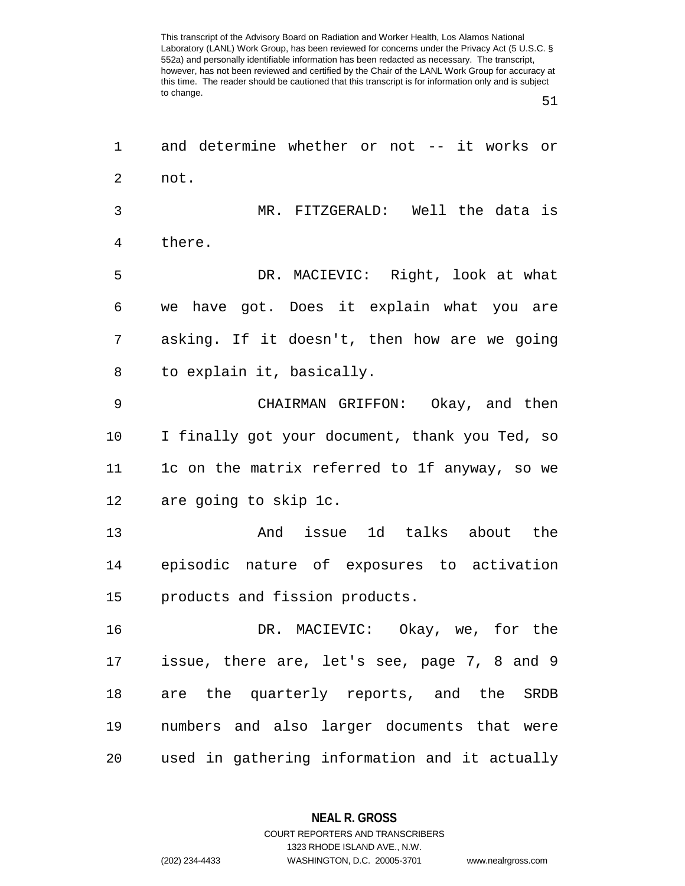and determine whether or not -- it works or not.

MR. FITZGERALD: Well the data is there.

DR. MACIEVIC: Right, look at what we have got. Does it explain what you are asking. If it doesn't, then how are we going to explain it, basically.

CHAIRMAN GRIFFON: Okay, and then I finally got your document, thank you Ted, so 1c on the matrix referred to 1f anyway, so we are going to skip 1c.

And issue 1d talks about the episodic nature of exposures to activation products and fission products.

DR. MACIEVIC: Okay, we, for the issue, there are, let's see, page 7, 8 and 9 are the quarterly reports, and the SRDB numbers and also larger documents that were used in gathering information and it actually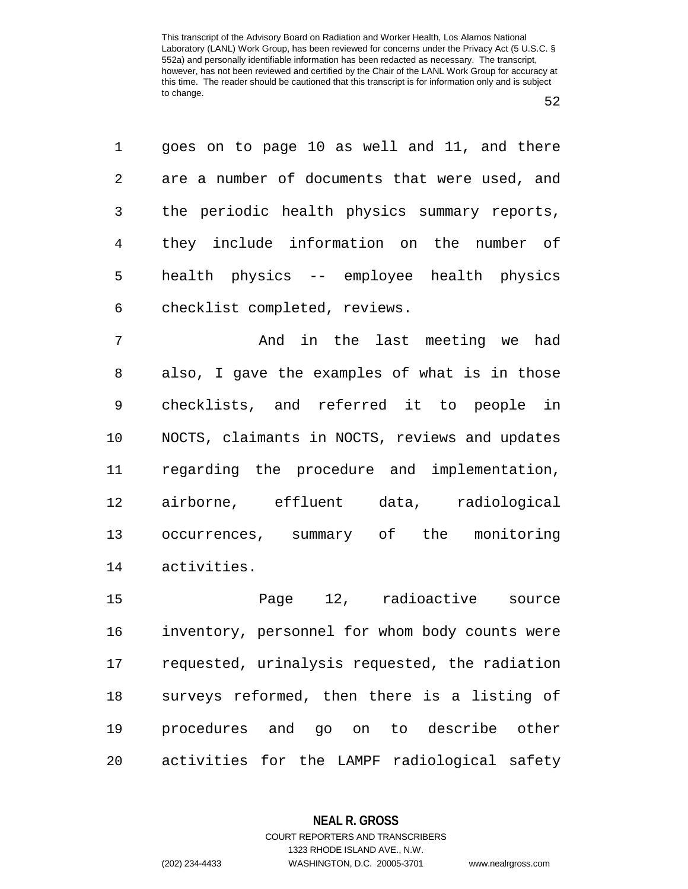goes on to page 10 as well and 11, and there are a number of documents that were used, and the periodic health physics summary reports, they include information on the number of health physics -- employee health physics checklist completed, reviews.

And in the last meeting we had also, I gave the examples of what is in those checklists, and referred it to people in NOCTS, claimants in NOCTS, reviews and updates regarding the procedure and implementation, airborne, effluent data, radiological occurrences, summary of the monitoring activities.

Page 12, radioactive source inventory, personnel for whom body counts were requested, urinalysis requested, the radiation surveys reformed, then there is a listing of procedures and go on to describe other activities for the LAMPF radiological safety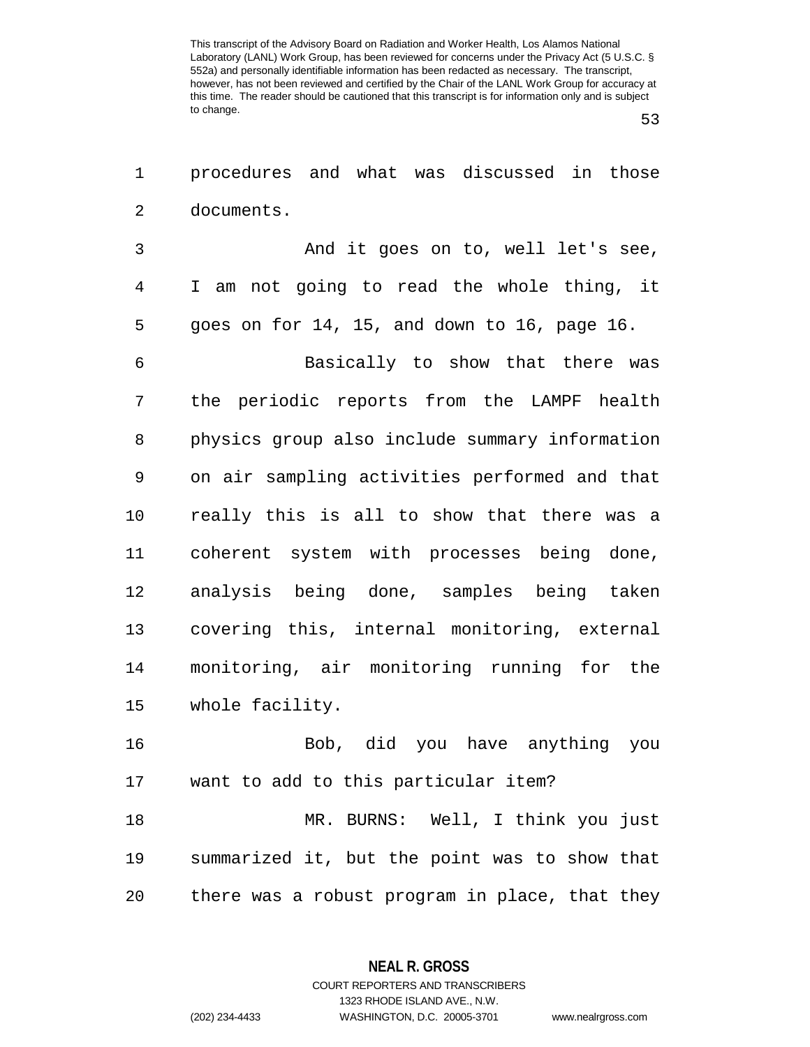procedures and what was discussed in those documents.

And it goes on to, well let's see, I am not going to read the whole thing, it goes on for 14, 15, and down to 16, page 16.

Basically to show that there was the periodic reports from the LAMPF health physics group also include summary information on air sampling activities performed and that really this is all to show that there was a coherent system with processes being done, analysis being done, samples being taken covering this, internal monitoring, external monitoring, air monitoring running for the whole facility.

Bob, did you have anything you want to add to this particular item?

MR. BURNS: Well, I think you just summarized it, but the point was to show that there was a robust program in place, that they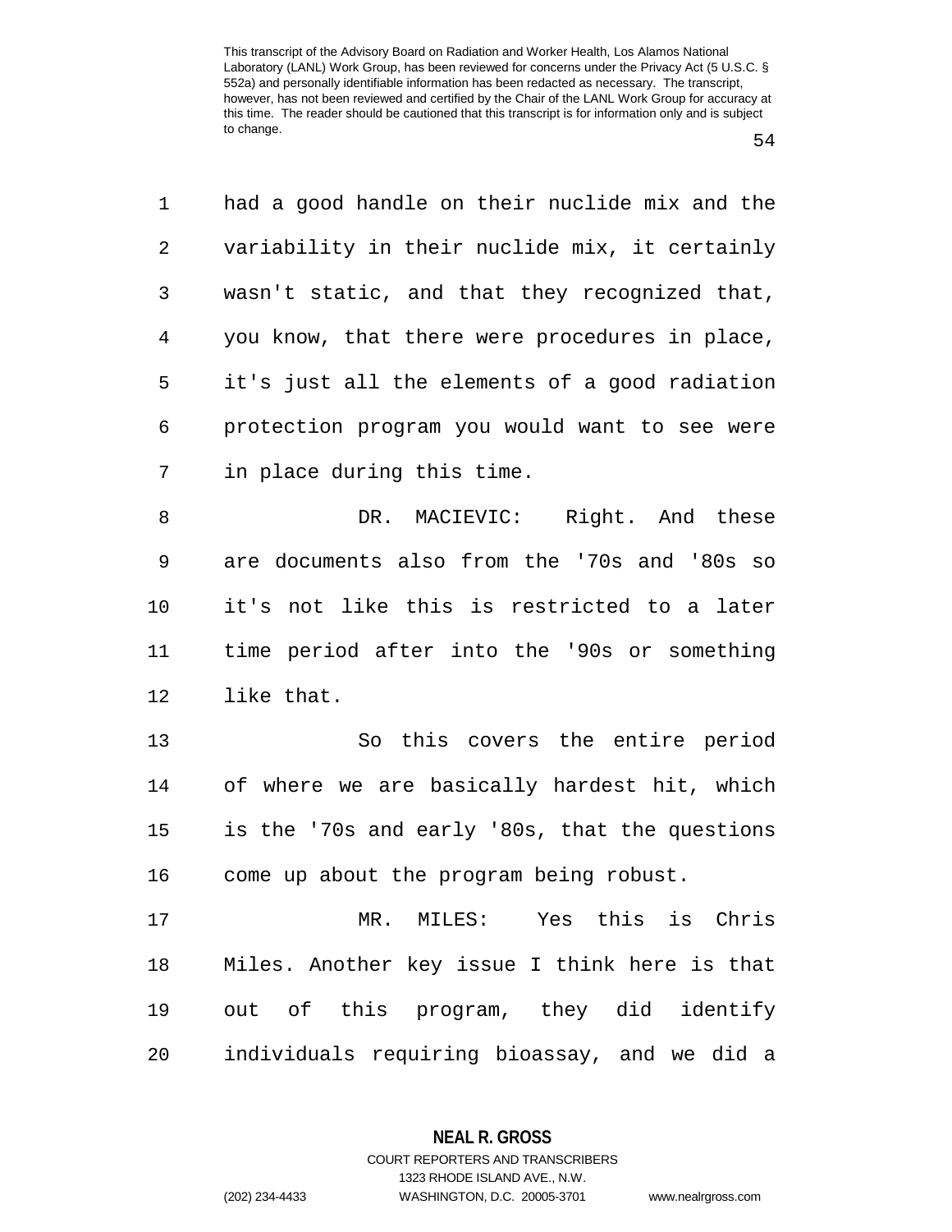had a good handle on their nuclide mix and the variability in their nuclide mix, it certainly wasn't static, and that they recognized that, you know, that there were procedures in place, it's just all the elements of a good radiation protection program you would want to see were in place during this time.

DR. MACIEVIC: Right. And these are documents also from the '70s and '80s so it's not like this is restricted to a later time period after into the '90s or something like that.

So this covers the entire period of where we are basically hardest hit, which is the '70s and early '80s, that the questions come up about the program being robust.

MR. MILES: Yes this is Chris Miles. Another key issue I think here is that out of this program, they did identify individuals requiring bioassay, and we did a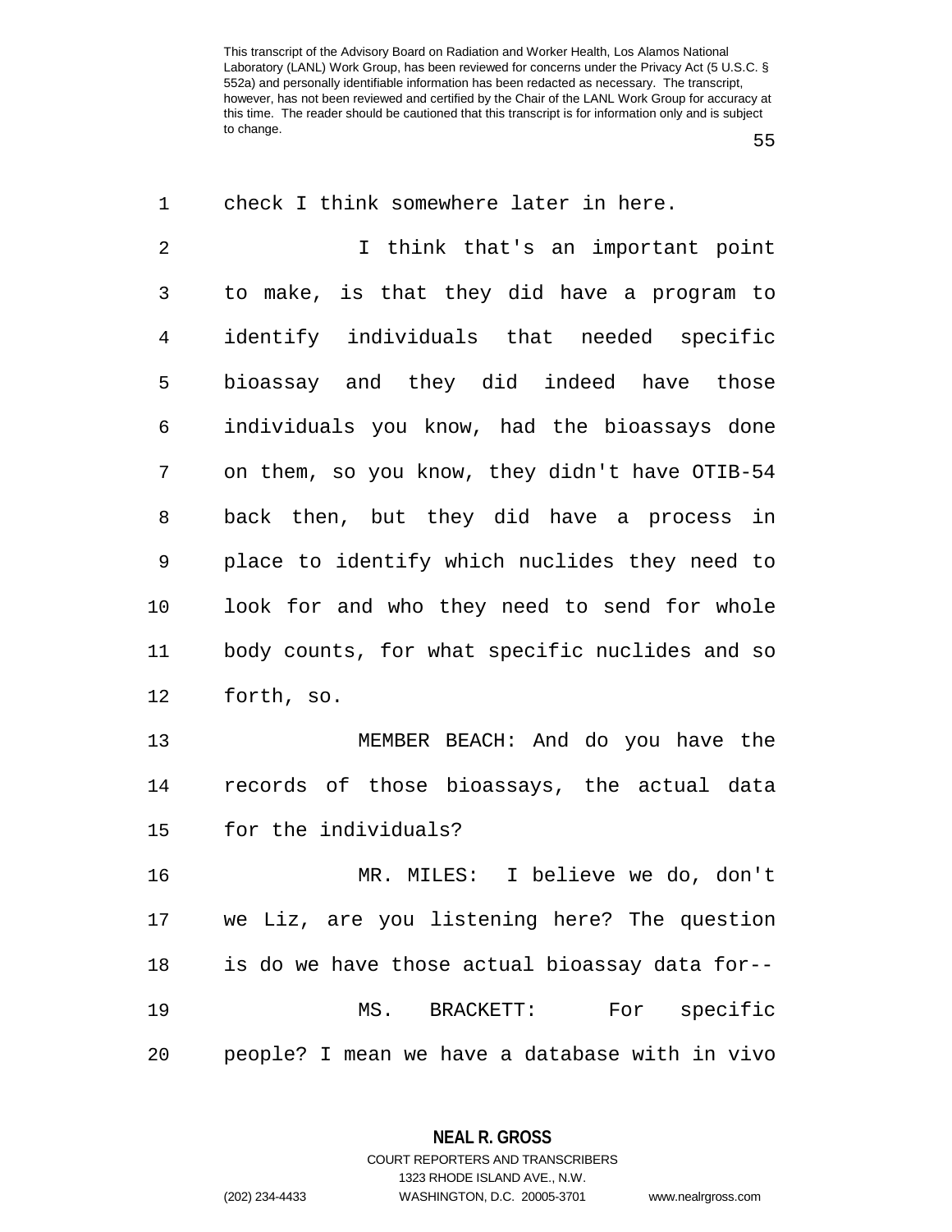check I think somewhere later in here.

I think that's an important point to make, is that they did have a program to identify individuals that needed specific bioassay and they did indeed have those individuals you know, had the bioassays done on them, so you know, they didn't have OTIB-54 back then, but they did have a process in place to identify which nuclides they need to look for and who they need to send for whole body counts, for what specific nuclides and so forth, so.

MEMBER BEACH: And do you have the records of those bioassays, the actual data for the individuals?

MR. MILES: I believe we do, don't we Liz, are you listening here? The question is do we have those actual bioassay data for--

MS. BRACKETT: For specific people? I mean we have a database with in vivo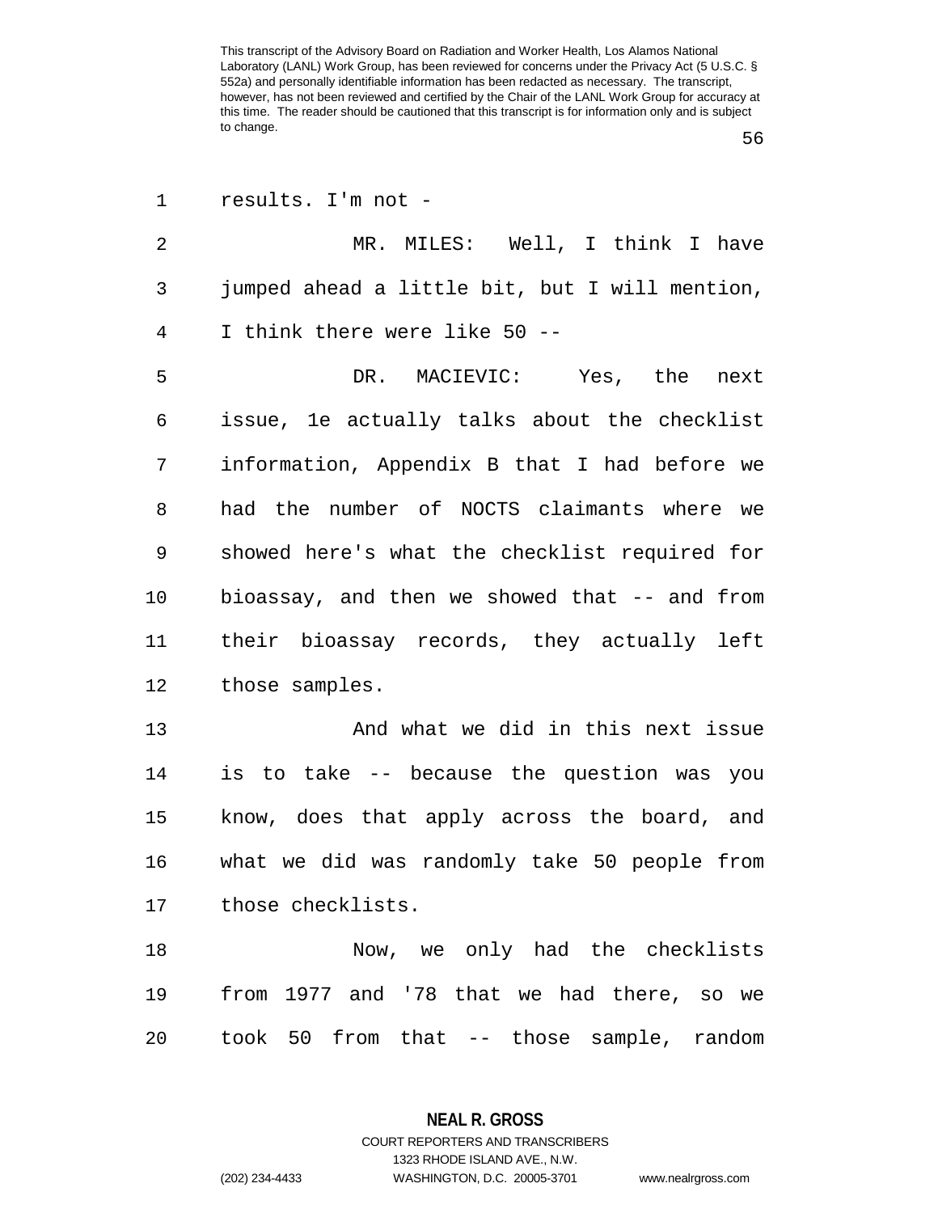results. I'm not -

MR. MILES: Well, I think I have jumped ahead a little bit, but I will mention, I think there were like 50 --

DR. MACIEVIC: Yes, the next issue, 1e actually talks about the checklist information, Appendix B that I had before we had the number of NOCTS claimants where we showed here's what the checklist required for bioassay, and then we showed that -- and from their bioassay records, they actually left those samples.

And what we did in this next issue is to take -- because the question was you know, does that apply across the board, and what we did was randomly take 50 people from those checklists.

Now, we only had the checklists from 1977 and '78 that we had there, so we took 50 from that -- those sample, random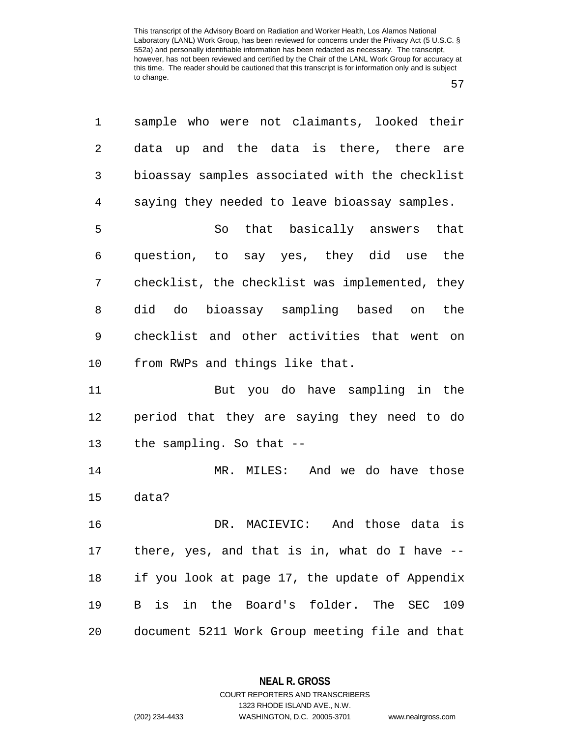sample who were not claimants, looked their data up and the data is there, there are bioassay samples associated with the checklist saying they needed to leave bioassay samples.

So that basically answers that question, to say yes, they did use the checklist, the checklist was implemented, they did do bioassay sampling based on the checklist and other activities that went on from RWPs and things like that.

But you do have sampling in the period that they are saying they need to do the sampling. So that --

MR. MILES: And we do have those data?

DR. MACIEVIC: And those data is there, yes, and that is in, what do I have -- if you look at page 17, the update of Appendix B is in the Board's folder. The SEC 109 document 5211 Work Group meeting file and that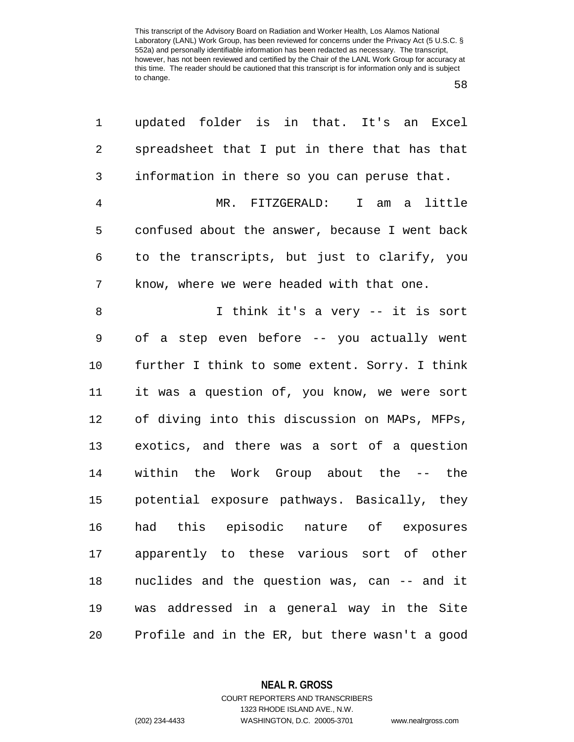updated folder is in that. It's an Excel spreadsheet that I put in there that has that information in there so you can peruse that.

MR. FITZGERALD: I am a little confused about the answer, because I went back to the transcripts, but just to clarify, you know, where we were headed with that one.

I think it's a very -- it is sort of a step even before -- you actually went further I think to some extent. Sorry. I think it was a question of, you know, we were sort of diving into this discussion on MAPs, MFPs, exotics, and there was a sort of a question within the Work Group about the -- the potential exposure pathways. Basically, they had this episodic nature of exposures apparently to these various sort of other nuclides and the question was, can -- and it was addressed in a general way in the Site Profile and in the ER, but there wasn't a good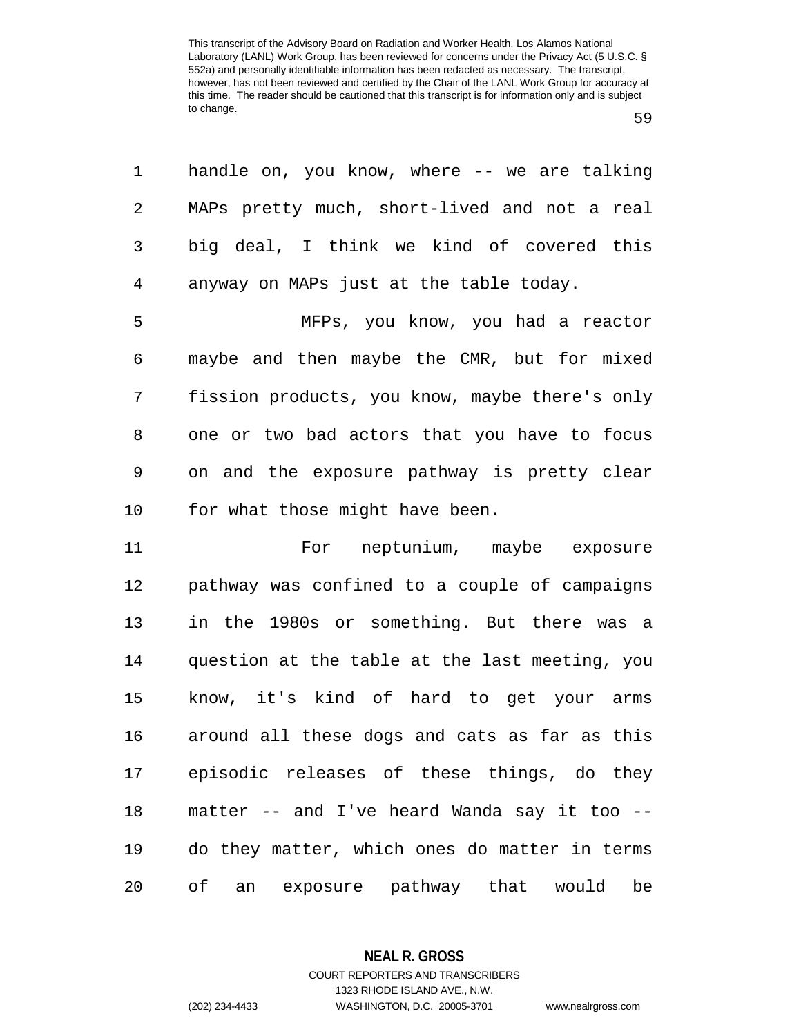handle on, you know, where -- we are talking MAPs pretty much, short-lived and not a real big deal, I think we kind of covered this anyway on MAPs just at the table today.

MFPs, you know, you had a reactor maybe and then maybe the CMR, but for mixed fission products, you know, maybe there's only one or two bad actors that you have to focus on and the exposure pathway is pretty clear for what those might have been.

For neptunium, maybe exposure pathway was confined to a couple of campaigns in the 1980s or something. But there was a question at the table at the last meeting, you know, it's kind of hard to get your arms around all these dogs and cats as far as this episodic releases of these things, do they matter -- and I've heard Wanda say it too -- do they matter, which ones do matter in terms of an exposure pathway that would be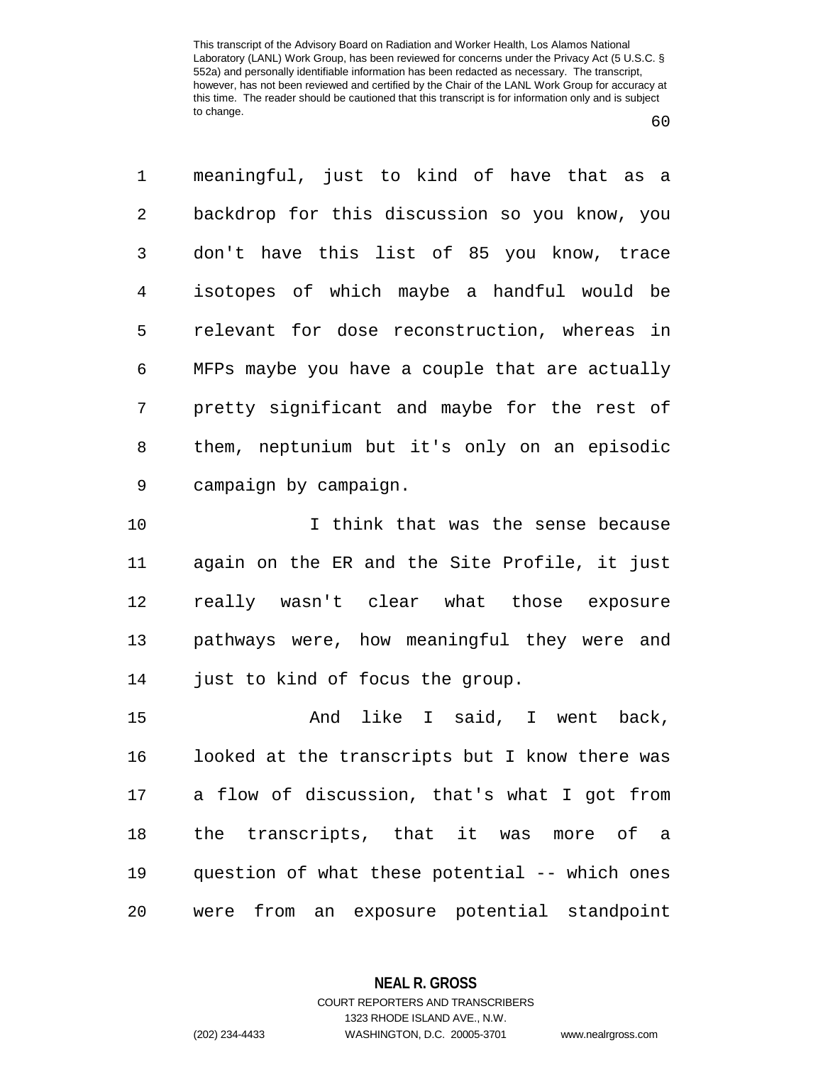meaningful, just to kind of have that as a backdrop for this discussion so you know, you don't have this list of 85 you know, trace isotopes of which maybe a handful would be relevant for dose reconstruction, whereas in MFPs maybe you have a couple that are actually pretty significant and maybe for the rest of them, neptunium but it's only on an episodic campaign by campaign.

I think that was the sense because again on the ER and the Site Profile, it just really wasn't clear what those exposure pathways were, how meaningful they were and just to kind of focus the group.

And like I said, I went back, looked at the transcripts but I know there was a flow of discussion, that's what I got from the transcripts, that it was more of a question of what these potential -- which ones were from an exposure potential standpoint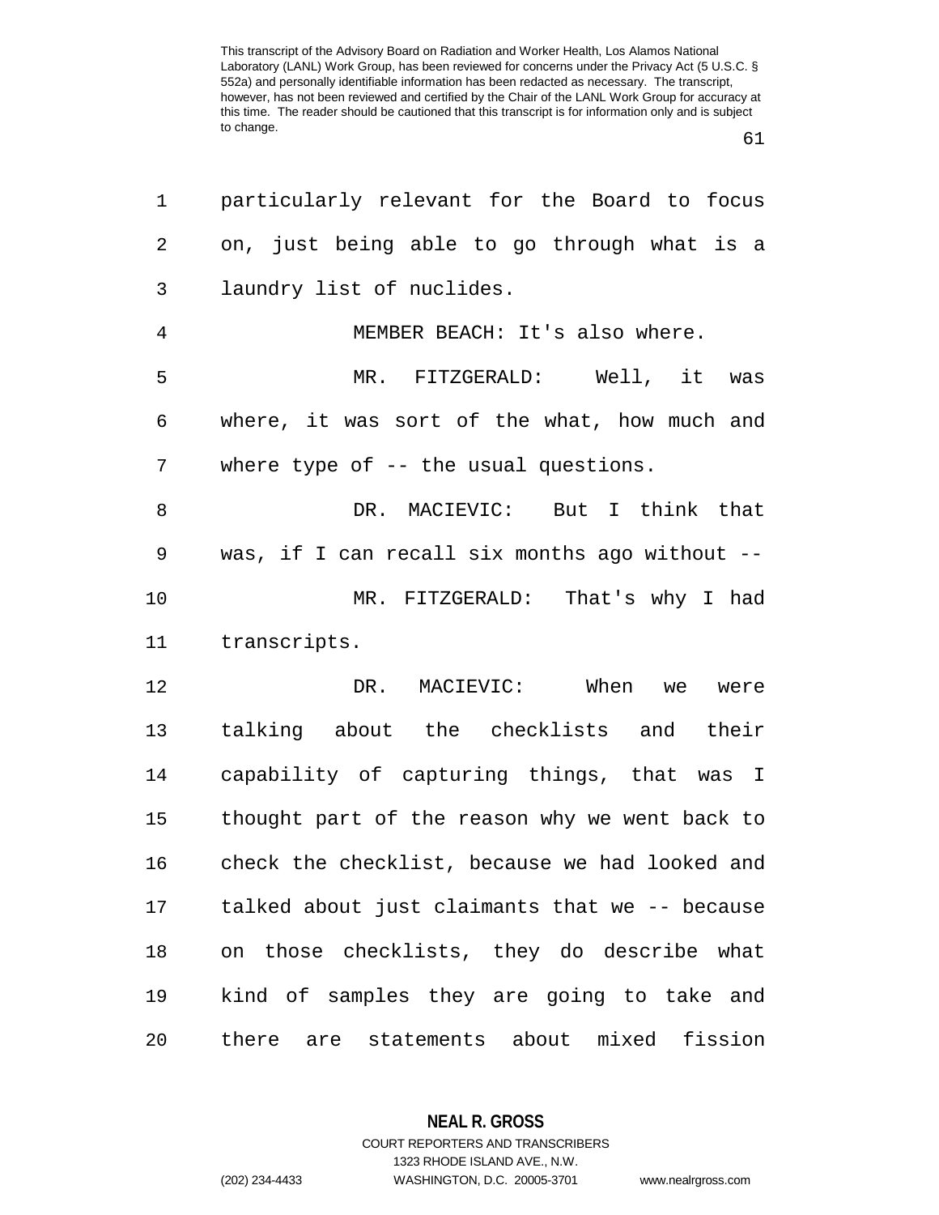particularly relevant for the Board to focus on, just being able to go through what is a laundry list of nuclides.

MEMBER BEACH: It's also where.

MR. FITZGERALD: Well, it was where, it was sort of the what, how much and where type of -- the usual questions.

DR. MACIEVIC: But I think that was, if I can recall six months ago without --

MR. FITZGERALD: That's why I had transcripts.

DR. MACIEVIC: When we were talking about the checklists and their capability of capturing things, that was I thought part of the reason why we went back to check the checklist, because we had looked and talked about just claimants that we -- because on those checklists, they do describe what kind of samples they are going to take and there are statements about mixed fission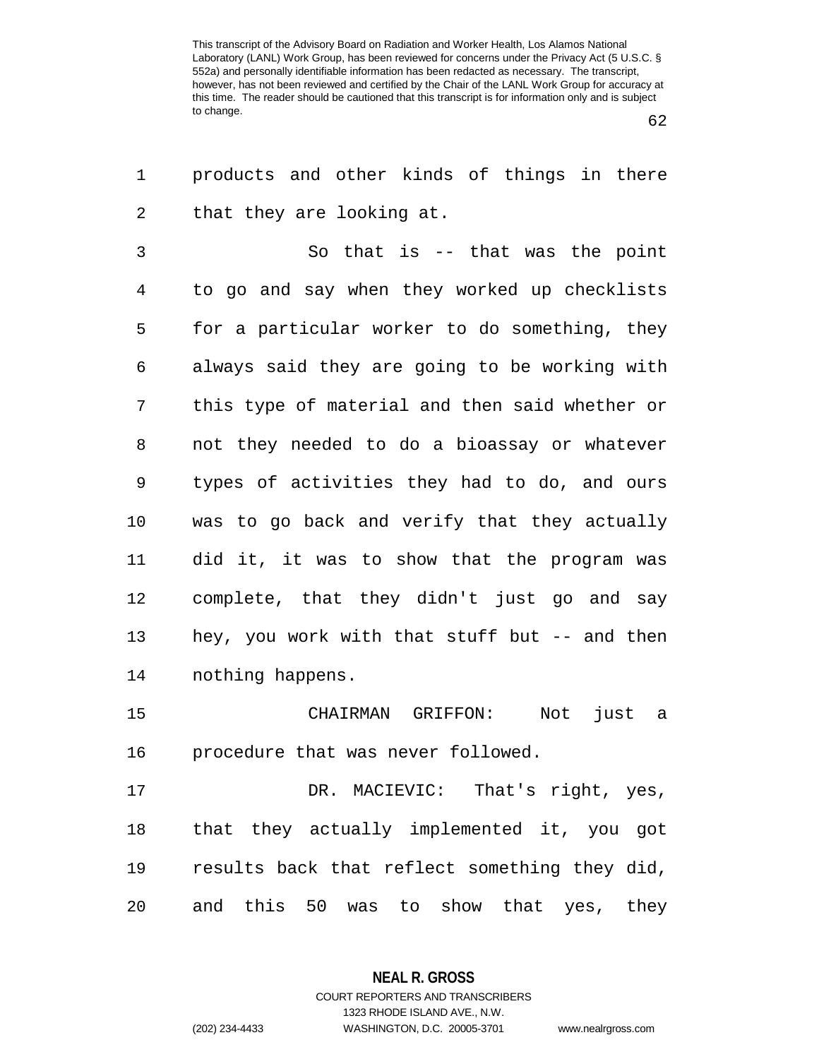products and other kinds of things in there that they are looking at.

So that is -- that was the point to go and say when they worked up checklists for a particular worker to do something, they always said they are going to be working with this type of material and then said whether or not they needed to do a bioassay or whatever types of activities they had to do, and ours was to go back and verify that they actually did it, it was to show that the program was complete, that they didn't just go and say hey, you work with that stuff but -- and then nothing happens.

CHAIRMAN GRIFFON: Not just a procedure that was never followed.

DR. MACIEVIC: That's right, yes, that they actually implemented it, you got results back that reflect something they did, and this 50 was to show that yes, they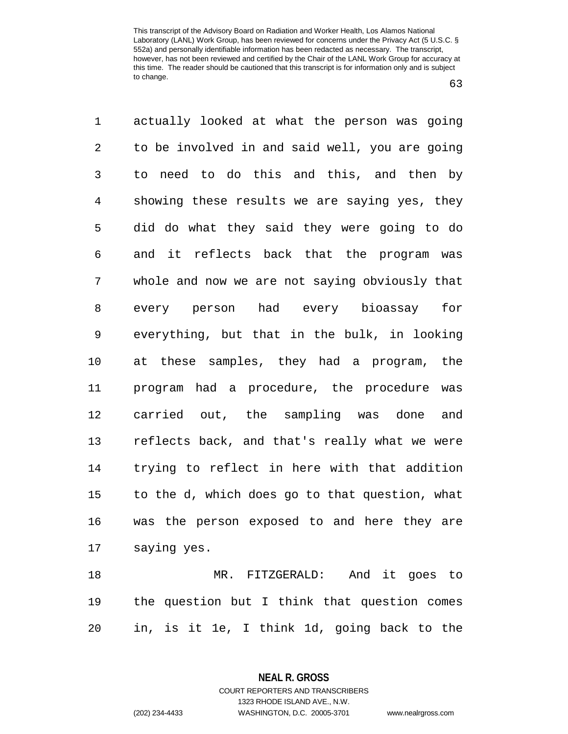actually looked at what the person was going to be involved in and said well, you are going to need to do this and this, and then by showing these results we are saying yes, they did do what they said they were going to do and it reflects back that the program was whole and now we are not saying obviously that every person had every bioassay for everything, but that in the bulk, in looking at these samples, they had a program, the program had a procedure, the procedure was carried out, the sampling was done and reflects back, and that's really what we were trying to reflect in here with that addition to the d, which does go to that question, what was the person exposed to and here they are saying yes.

MR. FITZGERALD: And it goes to the question but I think that question comes in, is it 1e, I think 1d, going back to the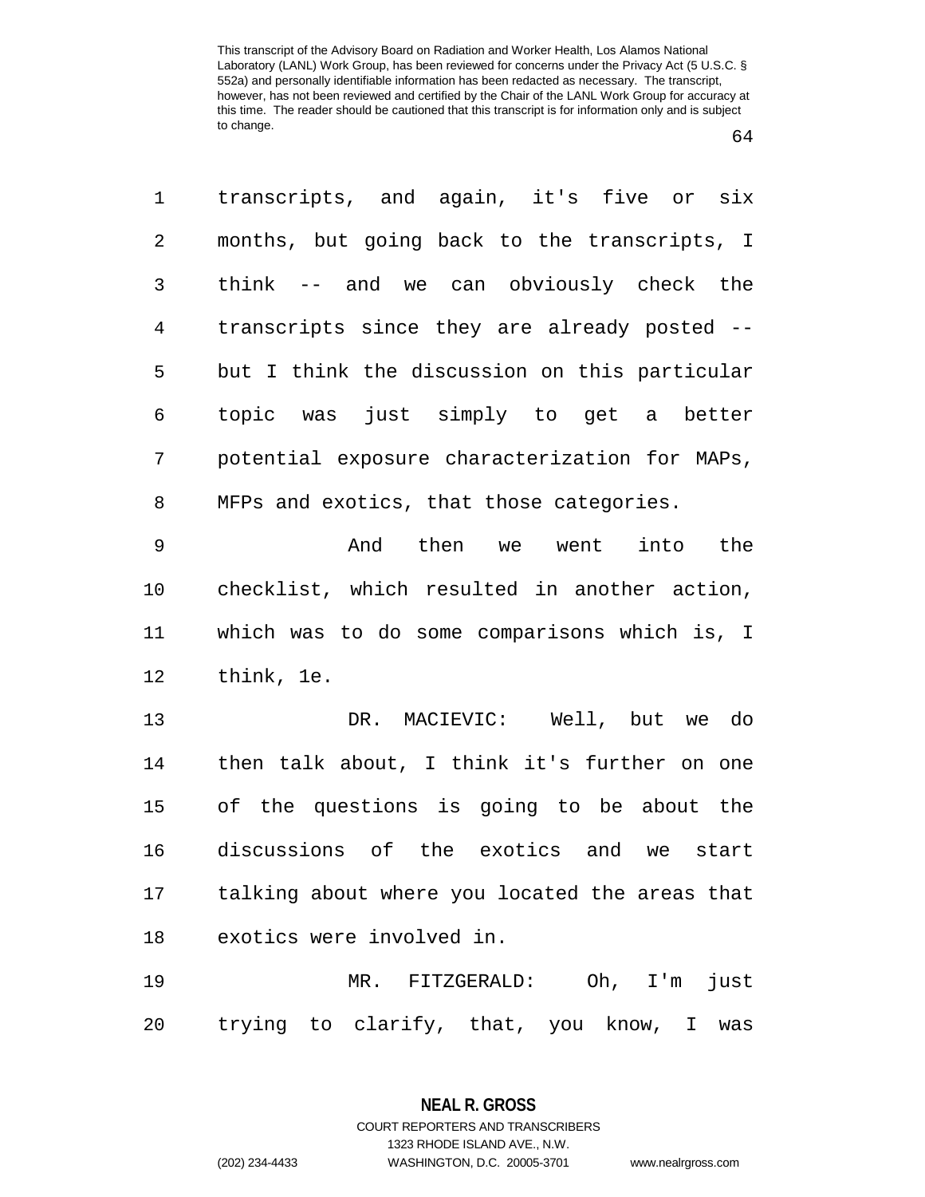transcripts, and again, it's five or six months, but going back to the transcripts, I think -- and we can obviously check the transcripts since they are already posted -- but I think the discussion on this particular topic was just simply to get a better potential exposure characterization for MAPs, MFPs and exotics, that those categories.

And then we went into the checklist, which resulted in another action, which was to do some comparisons which is, I think, 1e.

DR. MACIEVIC: Well, but we do then talk about, I think it's further on one of the questions is going to be about the discussions of the exotics and we start talking about where you located the areas that exotics were involved in.

MR. FITZGERALD: Oh, I'm just trying to clarify, that, you know, I was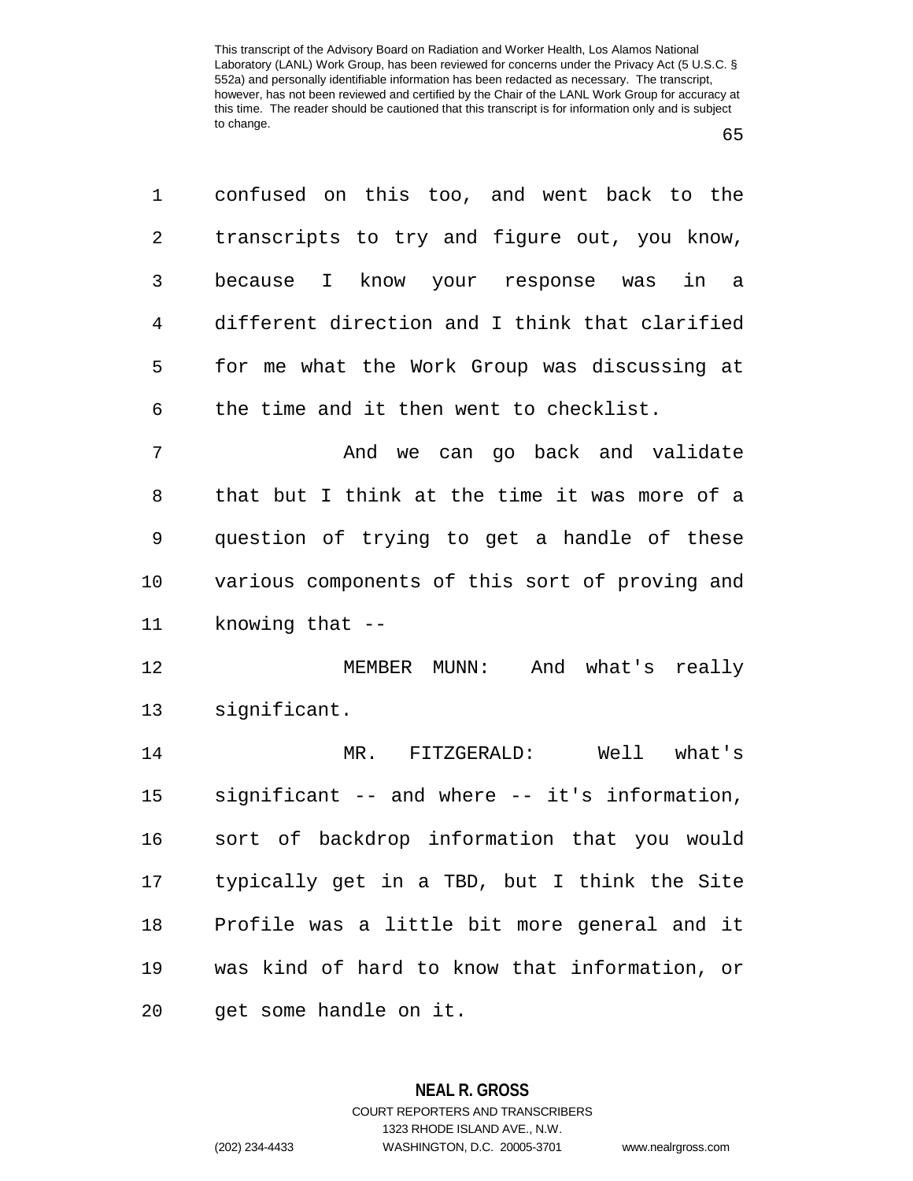confused on this too, and went back to the transcripts to try and figure out, you know, because I know your response was in a different direction and I think that clarified for me what the Work Group was discussing at the time and it then went to checklist.

And we can go back and validate that but I think at the time it was more of a question of trying to get a handle of these various components of this sort of proving and knowing that --

MEMBER MUNN: And what's really significant.

MR. FITZGERALD: Well what's significant -- and where -- it's information, sort of backdrop information that you would typically get in a TBD, but I think the Site Profile was a little bit more general and it was kind of hard to know that information, or get some handle on it.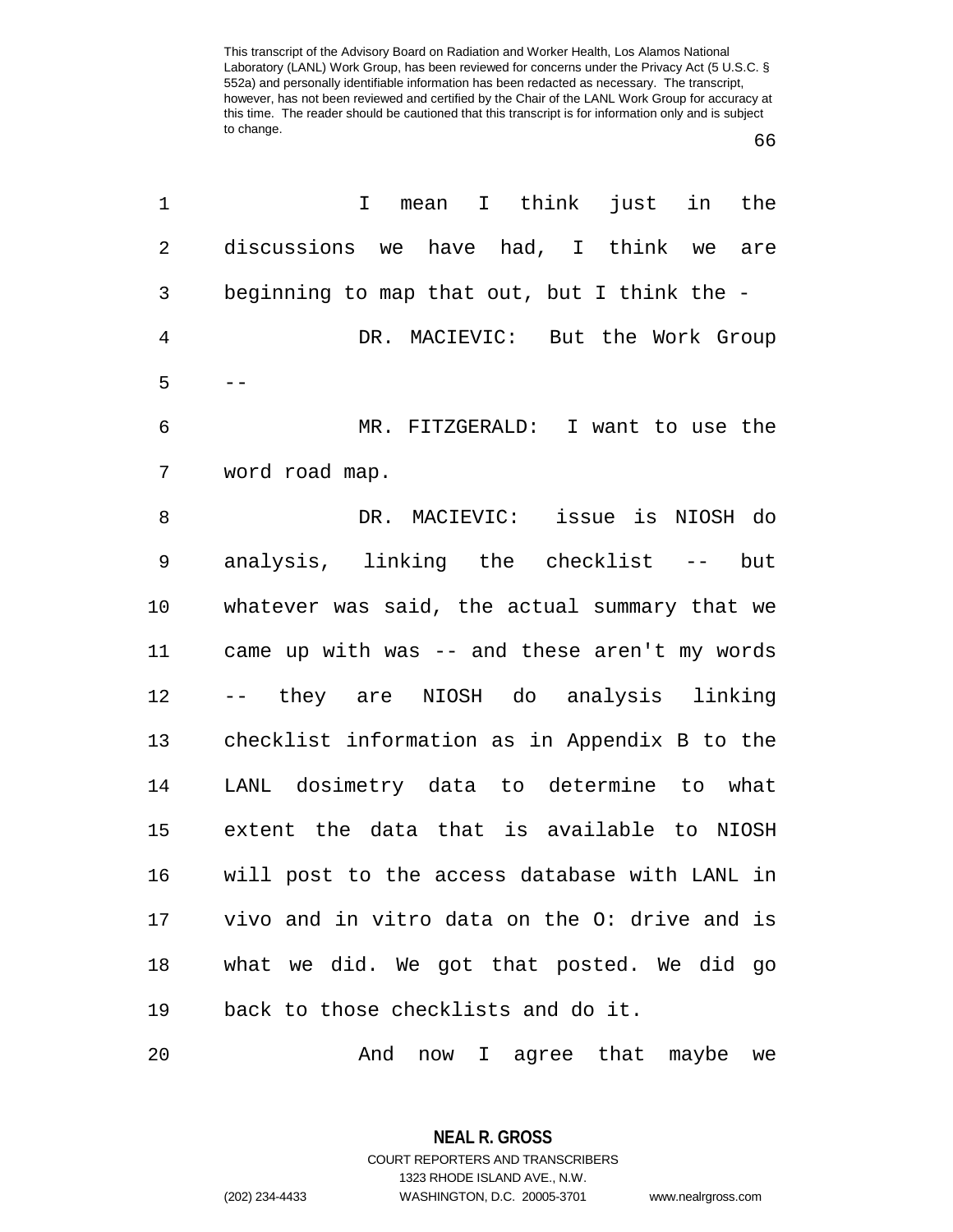I mean I think just in the discussions we have had, I think we are beginning to map that out, but I think the -

DR. MACIEVIC: But the Work Group --

MR. FITZGERALD: I want to use the word road map.

DR. MACIEVIC: issue is NIOSH do analysis, linking the checklist -- but whatever was said, the actual summary that we came up with was -- and these aren't my words -- they are NIOSH do analysis linking checklist information as in Appendix B to the LANL dosimetry data to determine to what extent the data that is available to NIOSH will post to the access database with LANL in vivo and in vitro data on the O: drive and is what we did. We got that posted. We did go back to those checklists and do it.

And now I agree that maybe we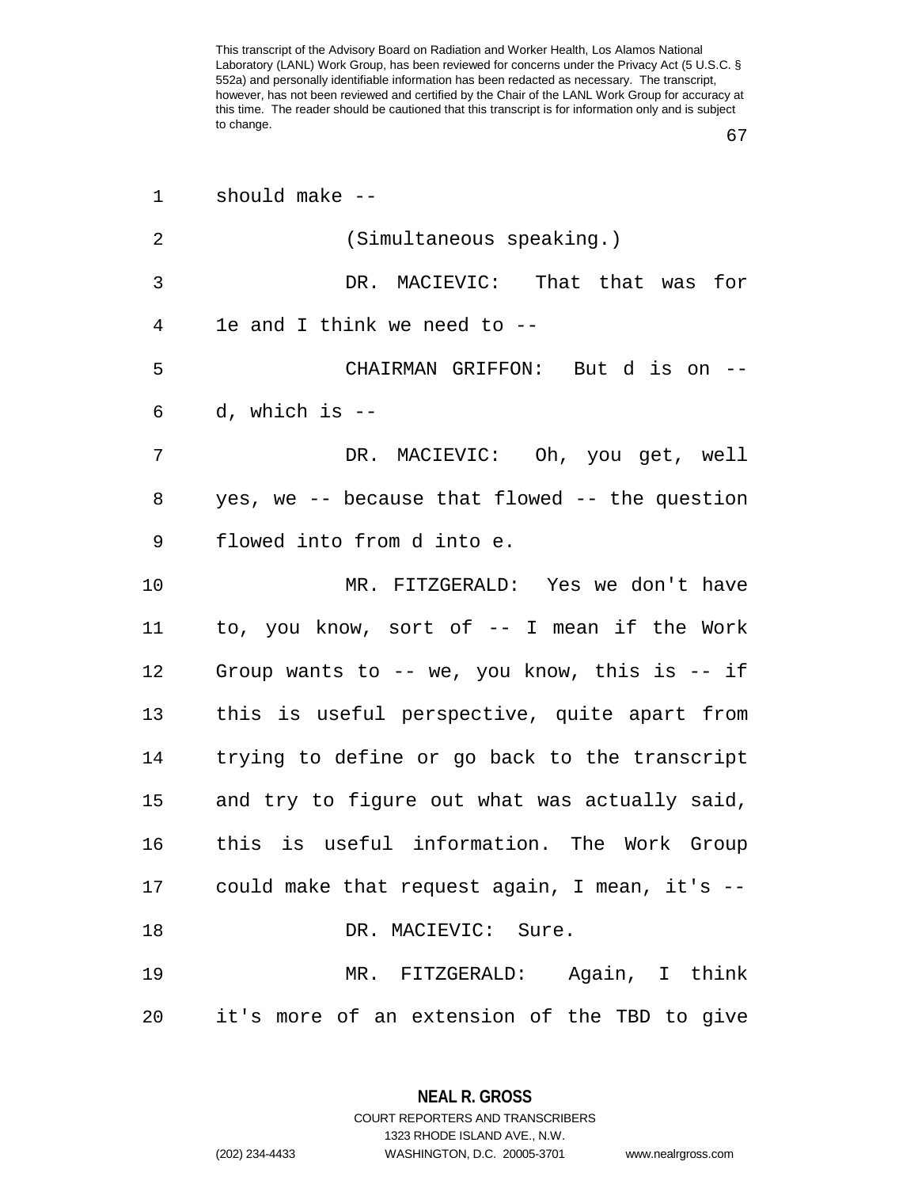should make --

(Simultaneous speaking.)

DR. MACIEVIC: That that was for 1e and I think we need to --

CHAIRMAN GRIFFON: But d is on -- d, which is --

DR. MACIEVIC: Oh, you get, well yes, we -- because that flowed -- the question flowed into from d into e.

MR. FITZGERALD: Yes we don't have to, you know, sort of -- I mean if the Work Group wants to -- we, you know, this is -- if this is useful perspective, quite apart from trying to define or go back to the transcript and try to figure out what was actually said, this is useful information. The Work Group could make that request again, I mean, it's --

DR. MACIEVIC: Sure.

MR. FITZGERALD: Again, I think it's more of an extension of the TBD to give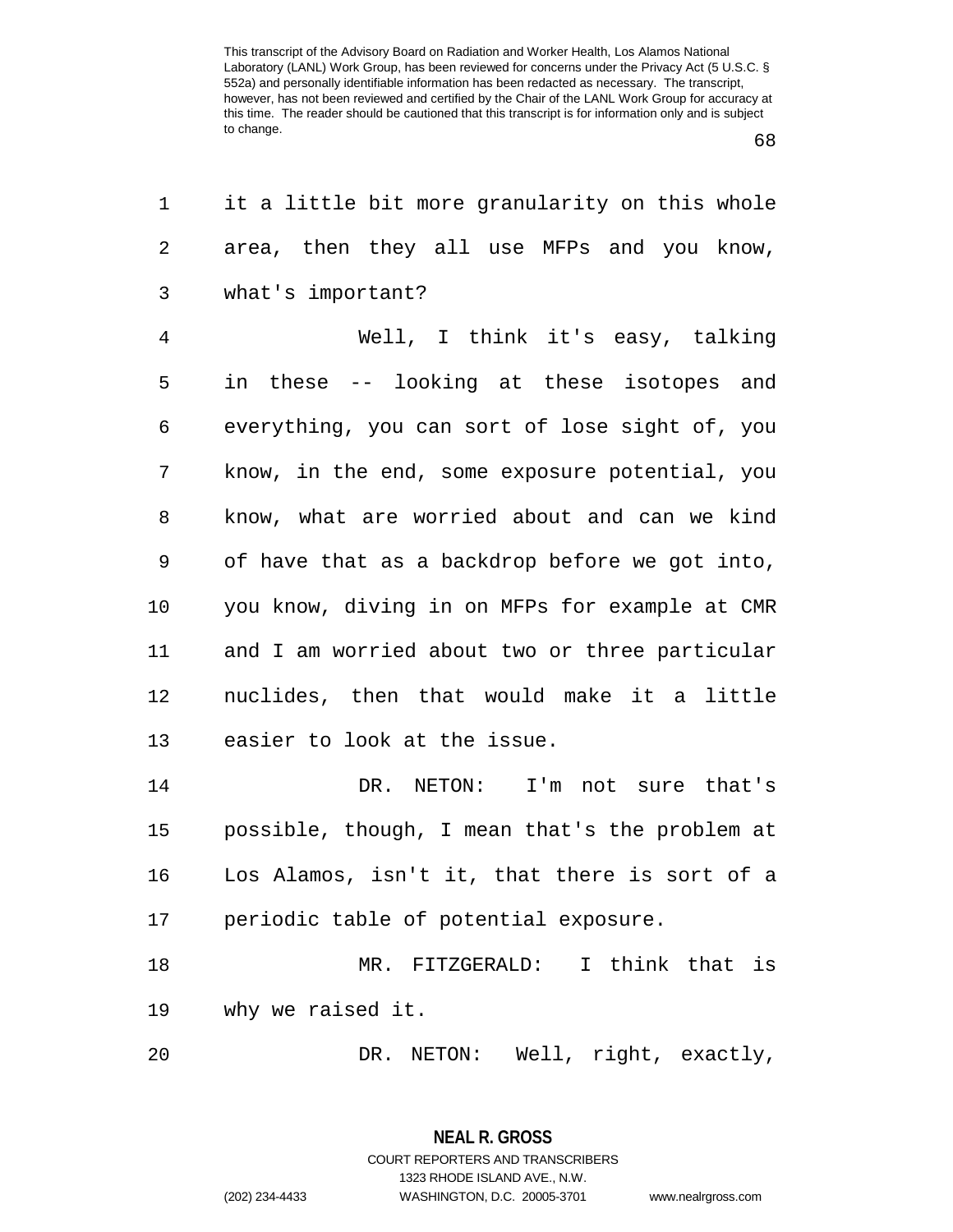it a little bit more granularity on this whole area, then they all use MFPs and you know, what's important?

Well, I think it's easy, talking in these -- looking at these isotopes and everything, you can sort of lose sight of, you know, in the end, some exposure potential, you know, what are worried about and can we kind of have that as a backdrop before we got into, you know, diving in on MFPs for example at CMR and I am worried about two or three particular nuclides, then that would make it a little easier to look at the issue.

DR. NETON: I'm not sure that's possible, though, I mean that's the problem at Los Alamos, isn't it, that there is sort of a periodic table of potential exposure.

MR. FITZGERALD: I think that is why we raised it.

DR. NETON: Well, right, exactly,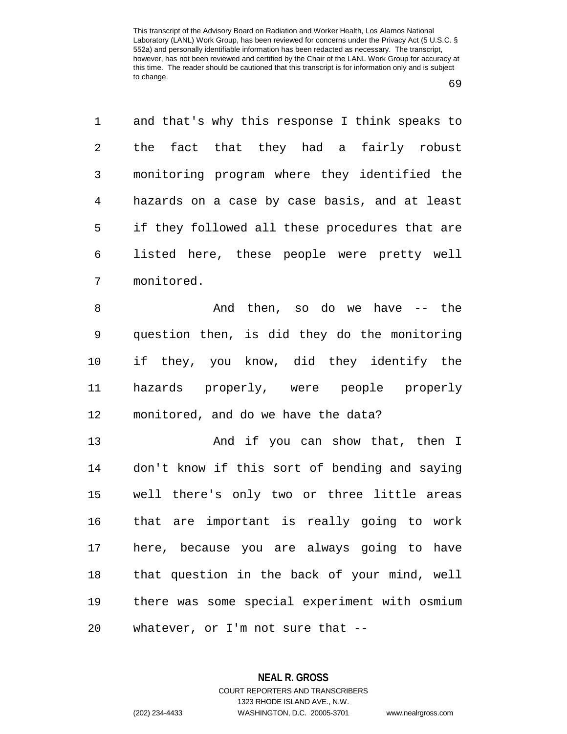and that's why this response I think speaks to the fact that they had a fairly robust monitoring program where they identified the hazards on a case by case basis, and at least if they followed all these procedures that are listed here, these people were pretty well monitored.

And then, so do we have -- the question then, is did they do the monitoring if they, you know, did they identify the hazards properly, were people properly monitored, and do we have the data?

And if you can show that, then I don't know if this sort of bending and saying well there's only two or three little areas that are important is really going to work here, because you are always going to have that question in the back of your mind, well there was some special experiment with osmium whatever, or I'm not sure that --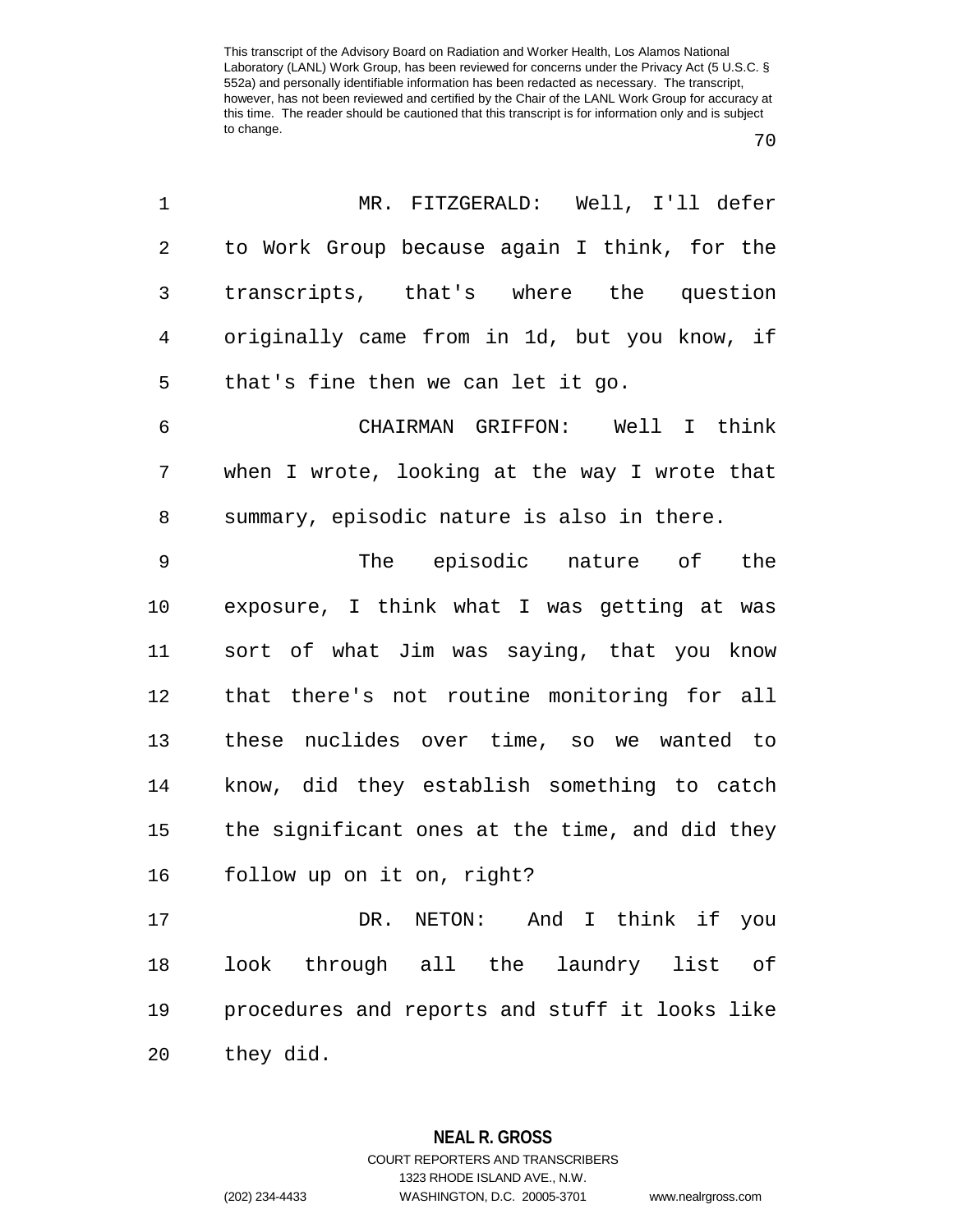MR. FITZGERALD: Well, I'll defer to Work Group because again I think, for the transcripts, that's where the question originally came from in 1d, but you know, if that's fine then we can let it go.

CHAIRMAN GRIFFON: Well I think when I wrote, looking at the way I wrote that summary, episodic nature is also in there.

The episodic nature of the exposure, I think what I was getting at was sort of what Jim was saying, that you know that there's not routine monitoring for all these nuclides over time, so we wanted to know, did they establish something to catch the significant ones at the time, and did they follow up on it on, right?

DR. NETON: And I think if you look through all the laundry list of procedures and reports and stuff it looks like they did.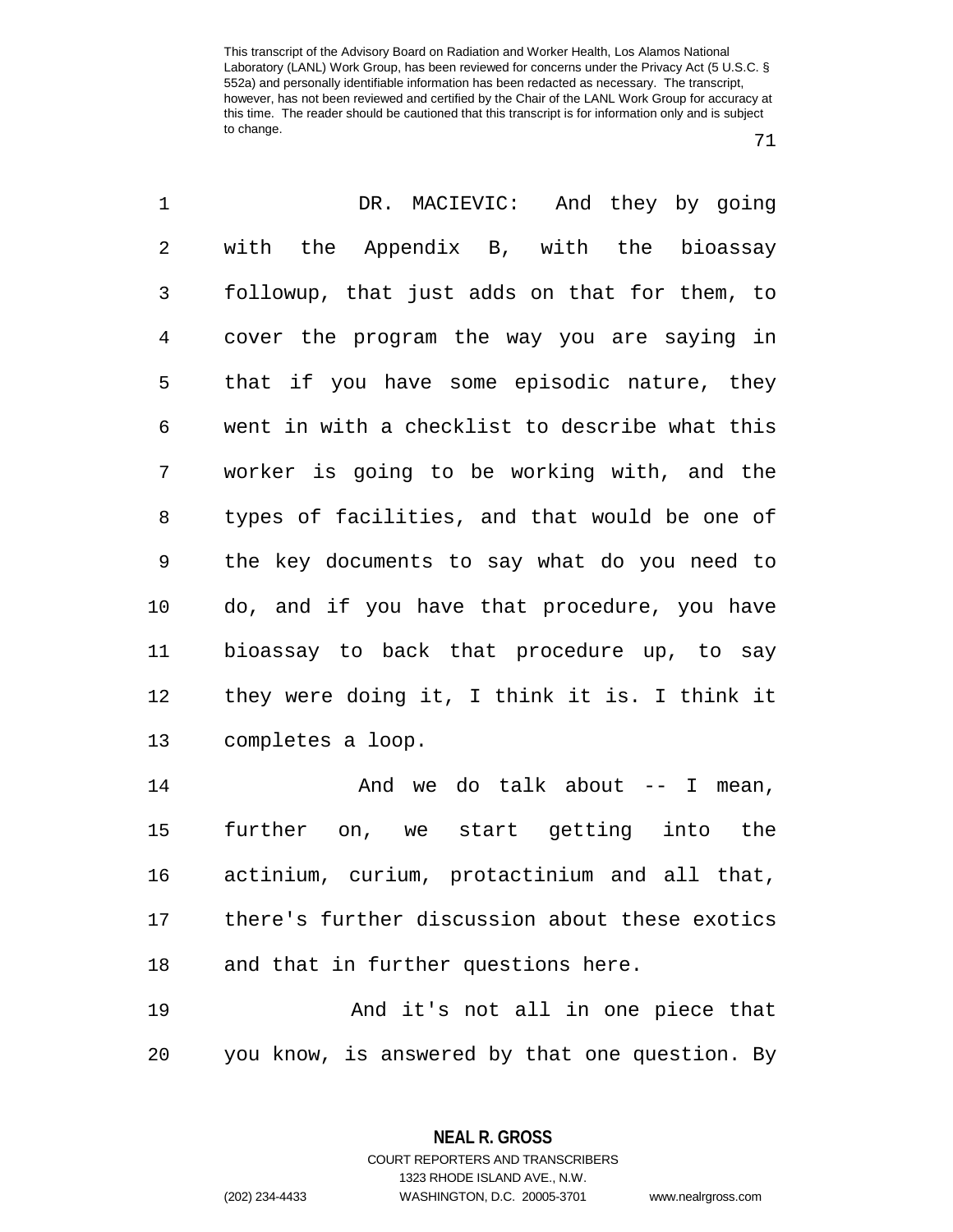DR. MACIEVIC: And they by going with the Appendix B, with the bioassay followup, that just adds on that for them, to cover the program the way you are saying in that if you have some episodic nature, they went in with a checklist to describe what this worker is going to be working with, and the types of facilities, and that would be one of the key documents to say what do you need to do, and if you have that procedure, you have bioassay to back that procedure up, to say they were doing it, I think it is. I think it completes a loop.

And we do talk about -- I mean, further on, we start getting into the actinium, curium, protactinium and all that, there's further discussion about these exotics and that in further questions here.

And it's not all in one piece that you know, is answered by that one question. By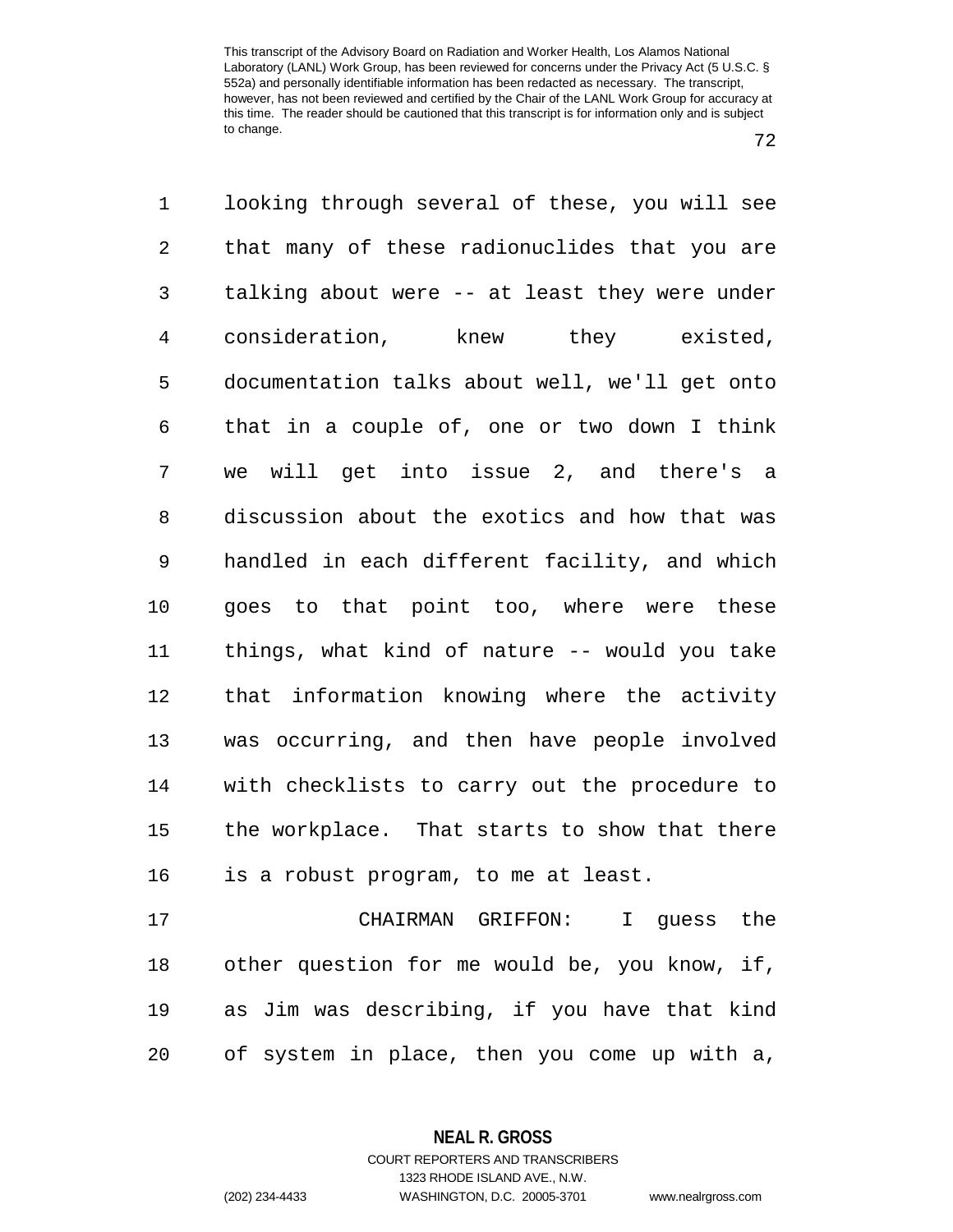looking through several of these, you will see that many of these radionuclides that you are talking about were -- at least they were under consideration, knew they existed, documentation talks about well, we'll get onto that in a couple of, one or two down I think we will get into issue 2, and there's a discussion about the exotics and how that was handled in each different facility, and which goes to that point too, where were these things, what kind of nature -- would you take that information knowing where the activity was occurring, and then have people involved with checklists to carry out the procedure to the workplace. That starts to show that there is a robust program, to me at least.

CHAIRMAN GRIFFON: I guess the other question for me would be, you know, if, as Jim was describing, if you have that kind of system in place, then you come up with a,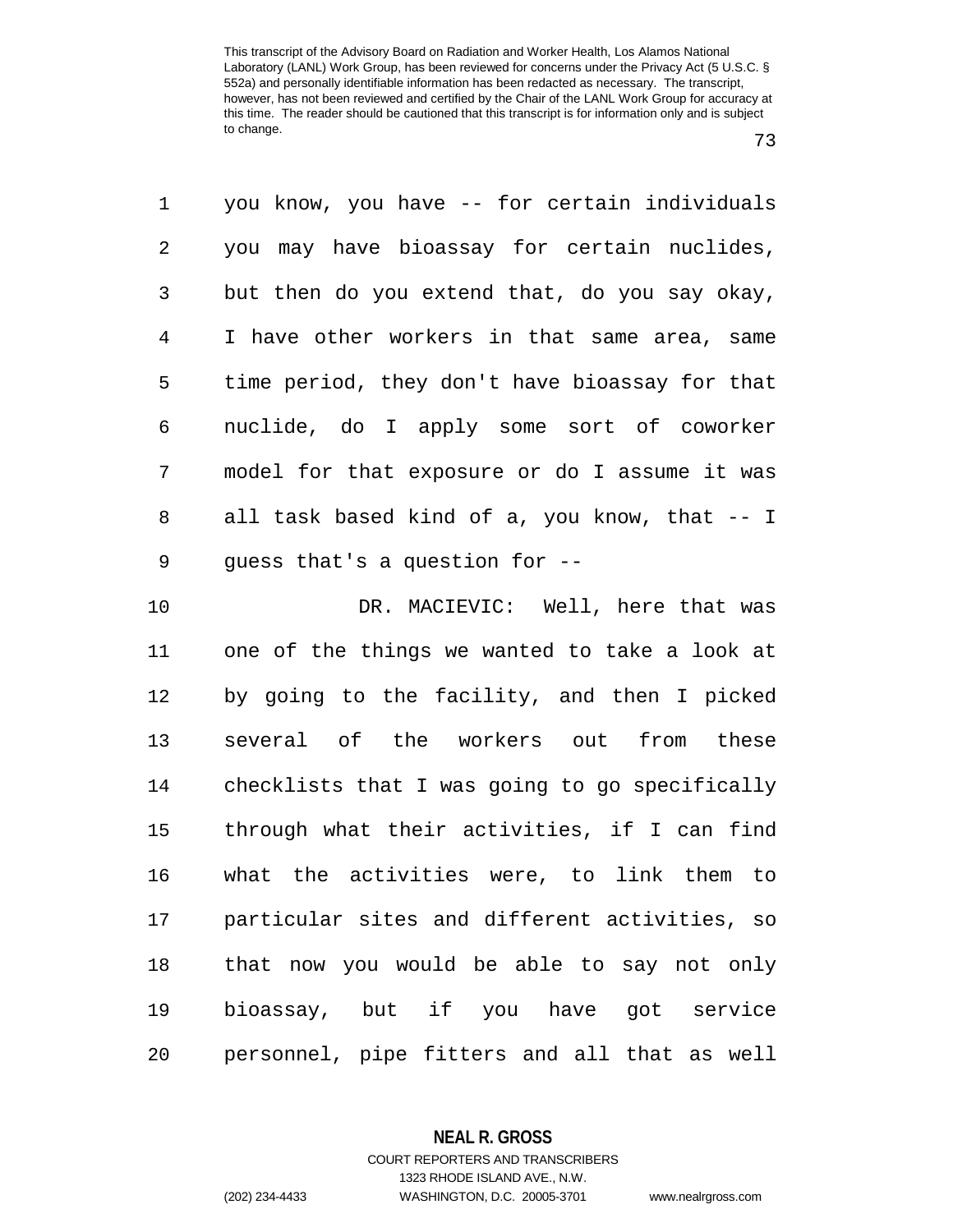you know, you have -- for certain individuals you may have bioassay for certain nuclides, but then do you extend that, do you say okay, I have other workers in that same area, same time period, they don't have bioassay for that nuclide, do I apply some sort of coworker model for that exposure or do I assume it was all task based kind of a, you know, that -- I guess that's a question for --

DR. MACIEVIC: Well, here that was one of the things we wanted to take a look at by going to the facility, and then I picked several of the workers out from these checklists that I was going to go specifically through what their activities, if I can find what the activities were, to link them to particular sites and different activities, so that now you would be able to say not only bioassay, but if you have got service personnel, pipe fitters and all that as well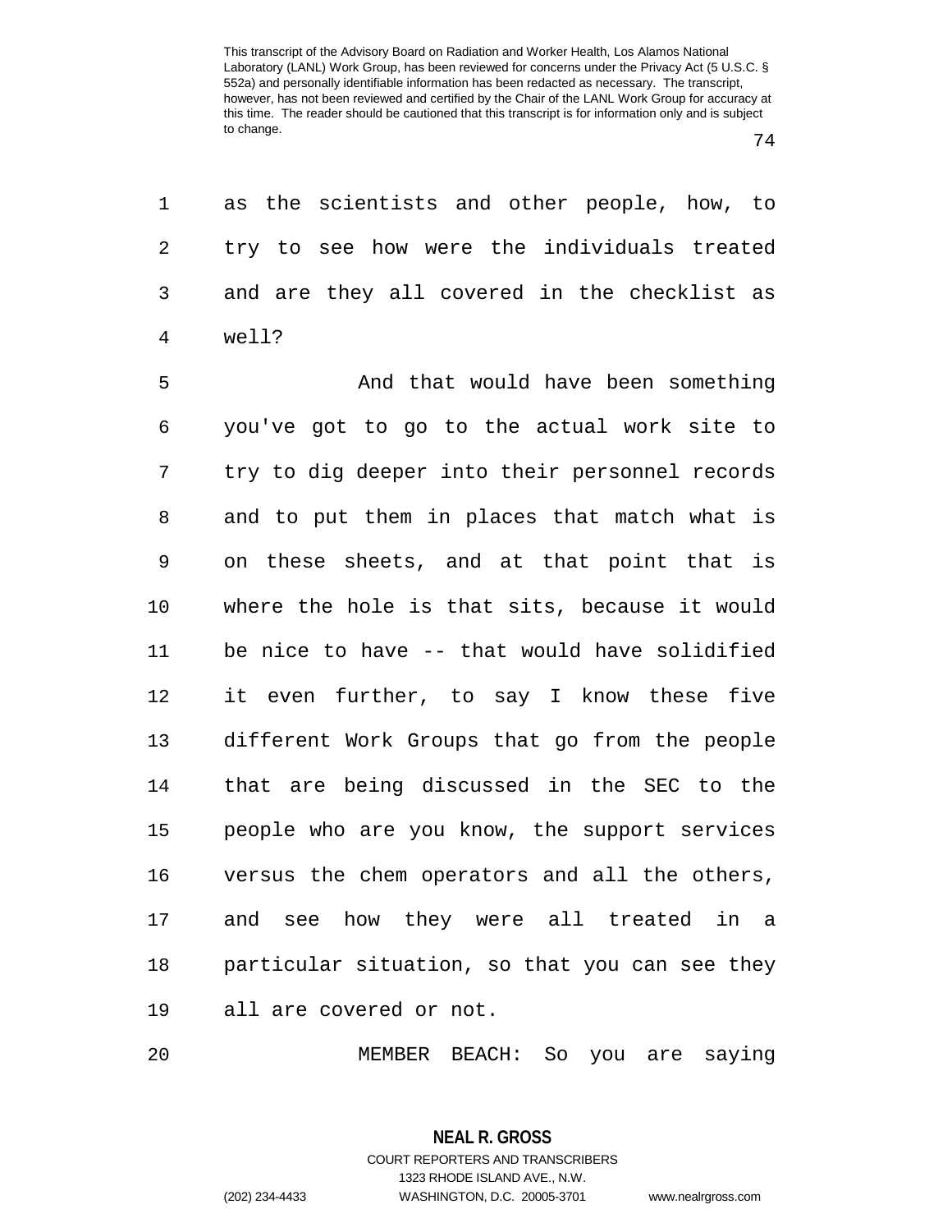as the scientists and other people, how, to try to see how were the individuals treated and are they all covered in the checklist as well?

And that would have been something you've got to go to the actual work site to try to dig deeper into their personnel records and to put them in places that match what is on these sheets, and at that point that is where the hole is that sits, because it would be nice to have -- that would have solidified it even further, to say I know these five different Work Groups that go from the people that are being discussed in the SEC to the people who are you know, the support services versus the chem operators and all the others, and see how they were all treated in a particular situation, so that you can see they all are covered or not.

MEMBER BEACH: So you are saying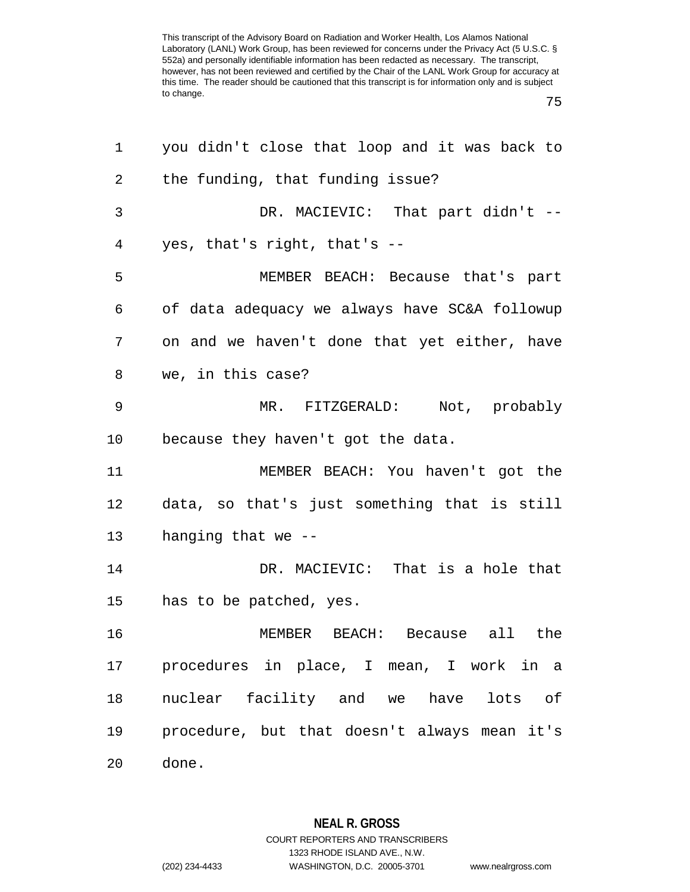you didn't close that loop and it was back to the funding, that funding issue?

DR. MACIEVIC: That part didn't -- yes, that's right, that's --

MEMBER BEACH: Because that's part of data adequacy we always have SC&A followup on and we haven't done that yet either, have we, in this case?

MR. FITZGERALD: Not, probably because they haven't got the data.

MEMBER BEACH: You haven't got the data, so that's just something that is still hanging that we --

DR. MACIEVIC: That is a hole that has to be patched, yes.

MEMBER BEACH: Because all the procedures in place, I mean, I work in a nuclear facility and we have lots of procedure, but that doesn't always mean it's done.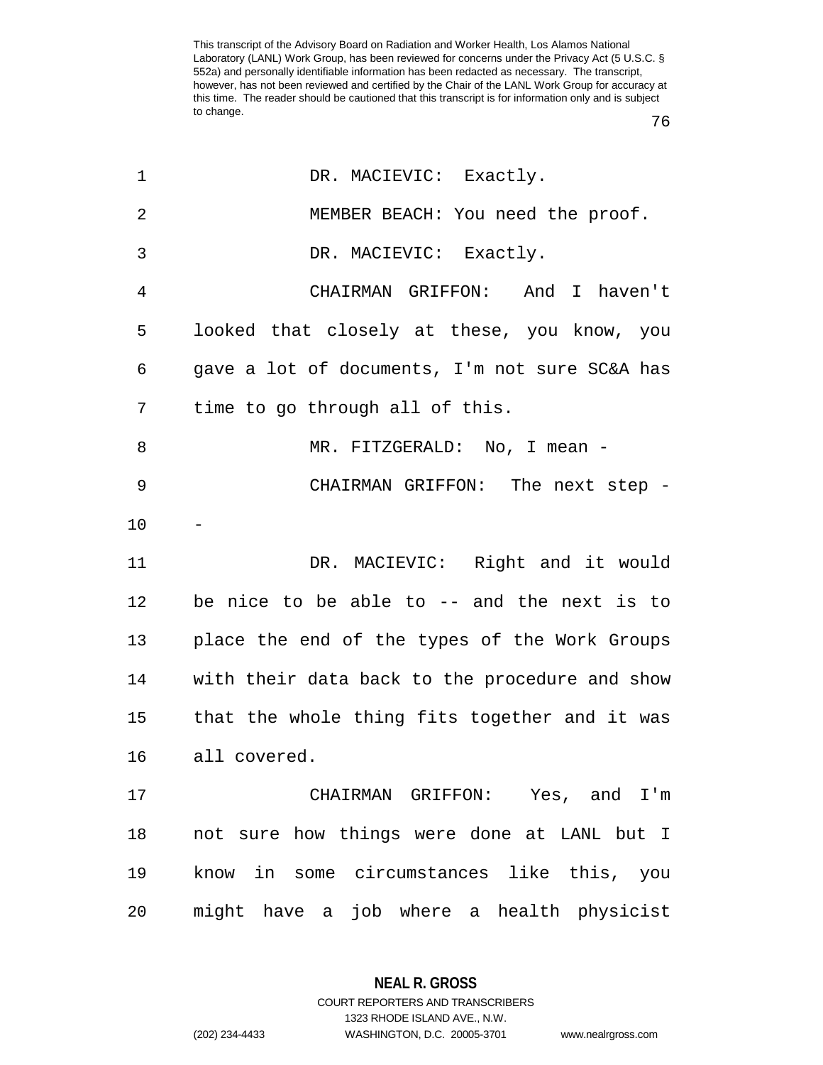DR. MACIEVIC: Exactly.

MEMBER BEACH: You need the proof.

DR. MACIEVIC: Exactly.

CHAIRMAN GRIFFON: And I haven't looked that closely at these, you know, you gave a lot of documents, I'm not sure SC&A has time to go through all of this.

MR. FITZGERALD: No, I mean -

CHAIRMAN GRIFFON: The next step --

DR. MACIEVIC: Right and it would be nice to be able to -- and the next is to place the end of the types of the Work Groups with their data back to the procedure and show that the whole thing fits together and it was all covered.

CHAIRMAN GRIFFON: Yes, and I'm not sure how things were done at LANL but I know in some circumstances like this, you might have a job where a health physicist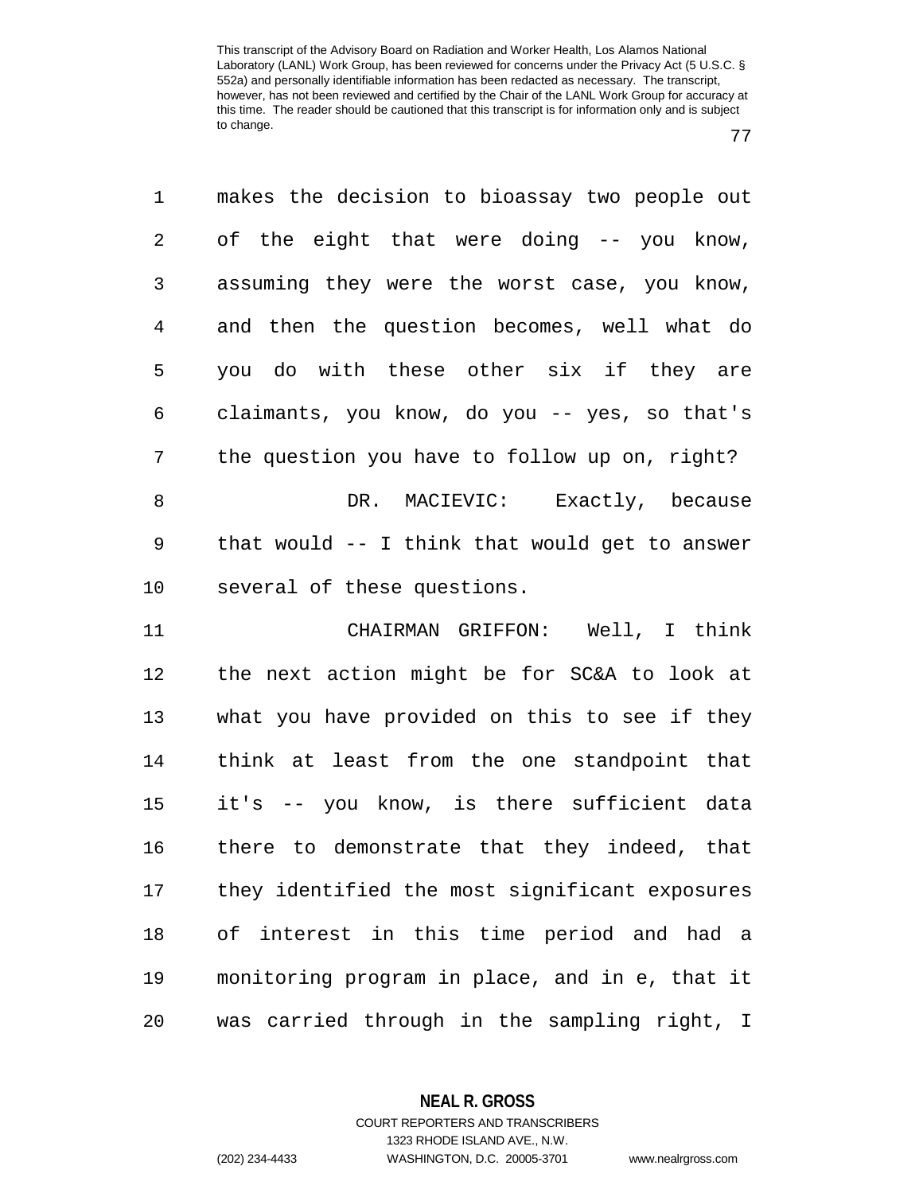makes the decision to bioassay two people out of the eight that were doing -- you know, assuming they were the worst case, you know, and then the question becomes, well what do you do with these other six if they are claimants, you know, do you -- yes, so that's the question you have to follow up on, right?

DR. MACIEVIC: Exactly, because that would -- I think that would get to answer several of these questions.

CHAIRMAN GRIFFON: Well, I think the next action might be for SC&A to look at what you have provided on this to see if they think at least from the one standpoint that it's -- you know, is there sufficient data there to demonstrate that they indeed, that they identified the most significant exposures of interest in this time period and had a monitoring program in place, and in e, that it was carried through in the sampling right, I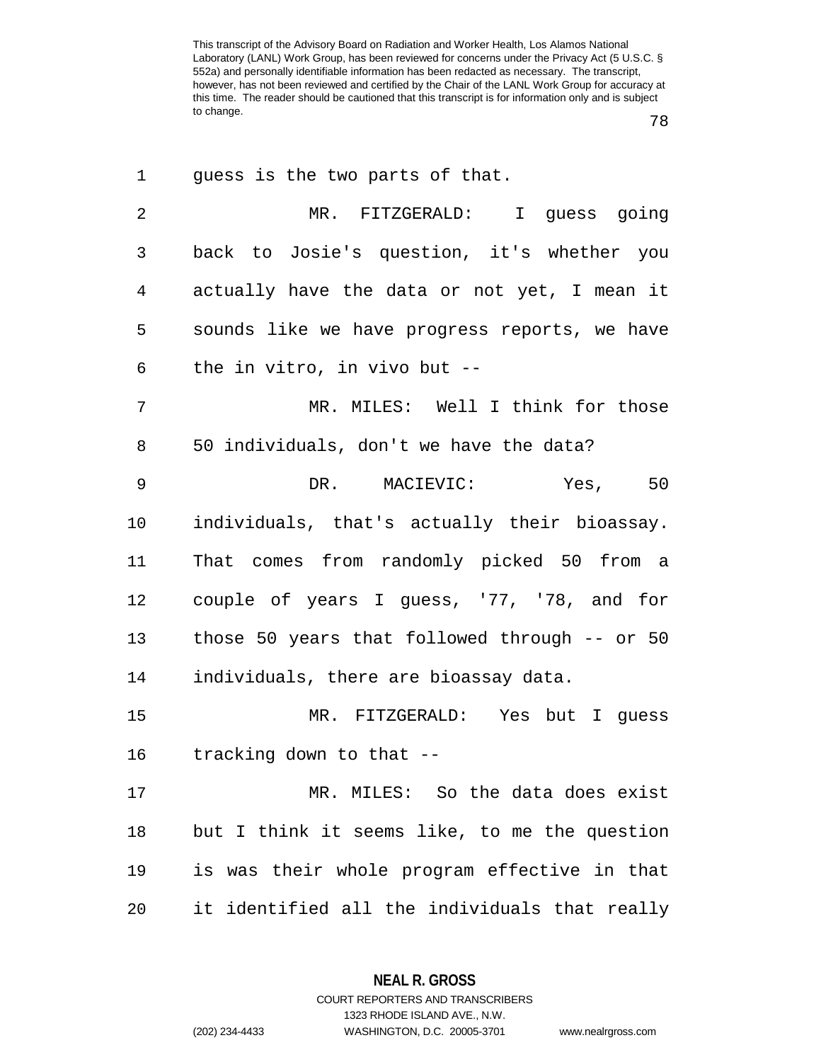This transcript of the Advisory Board on Radiation and Worker Health, Los Alamos National Laboratory (LANL) Work Group, has been reviewed for concerns under the Privacy Act (5 U.S.C. § 552a) and personally identifiable information has been redacted as necessary. The transcript, however, has not been reviewed and certified by the Chair of the LANL Work Group for accuracy at this time. The reader should be cautioned that this transcript is for information only and is subject to change.

guess is the two parts of that.

MR. FITZGERALD: I guess going back to Josie's question, it's whether you actually have the data or not yet, I mean it sounds like we have progress reports, we have the in vitro, in vivo but --

MR. MILES: Well I think for those 50 individuals, don't we have the data?

DR. MACIEVIC: Yes, 50 individuals, that's actually their bioassay. That comes from randomly picked 50 from a couple of years I guess, '77, '78, and for those 50 years that followed through -- or 50 individuals, there are bioassay data.

MR. FITZGERALD: Yes but I guess tracking down to that --

MR. MILES: So the data does exist but I think it seems like, to me the question is was their whole program effective in that it identified all the individuals that really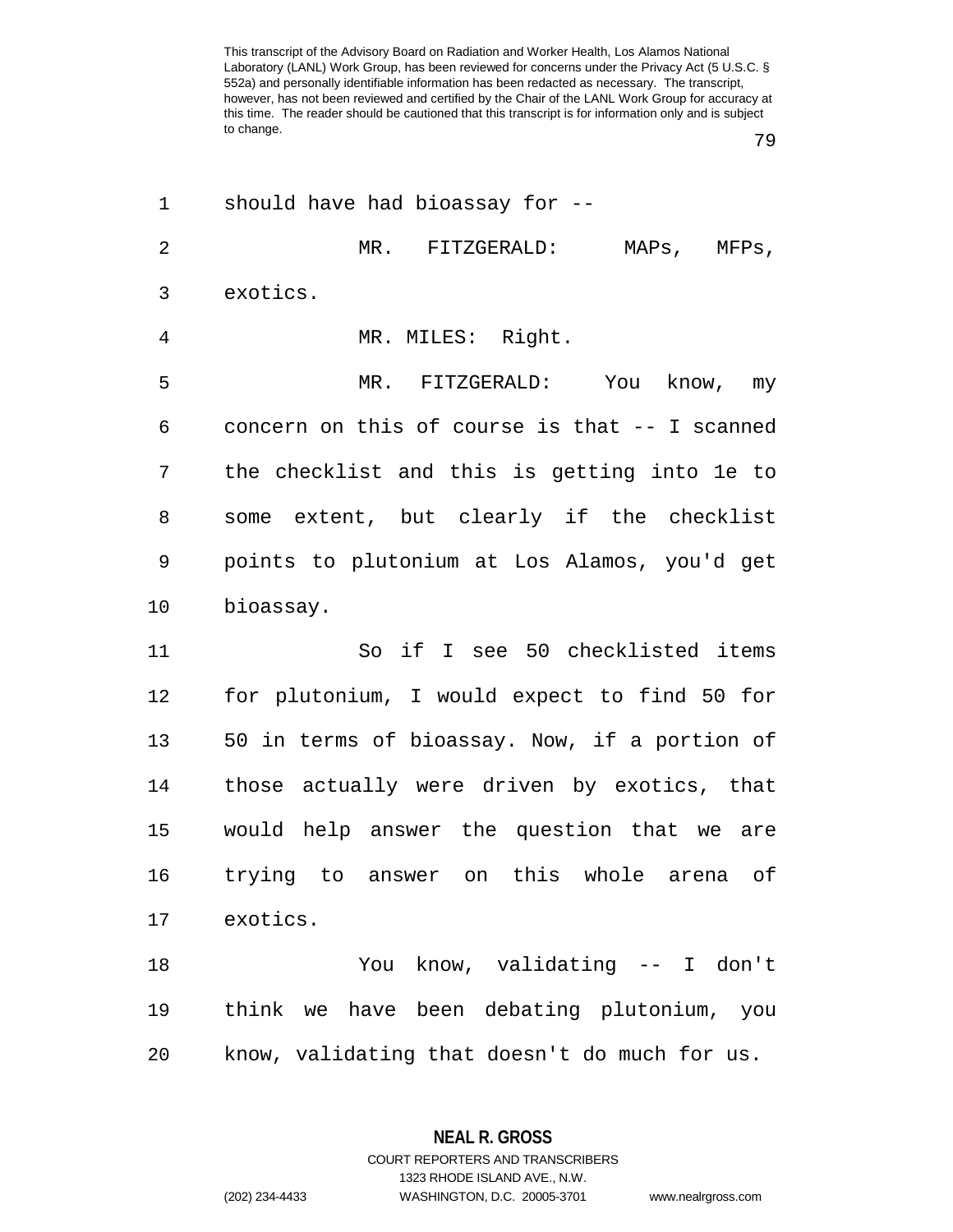should have had bioassay for --

MR. FITZGERALD: MAPs, MFPs, exotics.

MR. MILES: Right.

MR. FITZGERALD: You know, my concern on this of course is that -- I scanned the checklist and this is getting into 1e to some extent, but clearly if the checklist points to plutonium at Los Alamos, you'd get bioassay.

So if I see 50 checklisted items for plutonium, I would expect to find 50 for 50 in terms of bioassay. Now, if a portion of those actually were driven by exotics, that would help answer the question that we are trying to answer on this whole arena of exotics.

You know, validating -- I don't think we have been debating plutonium, you know, validating that doesn't do much for us.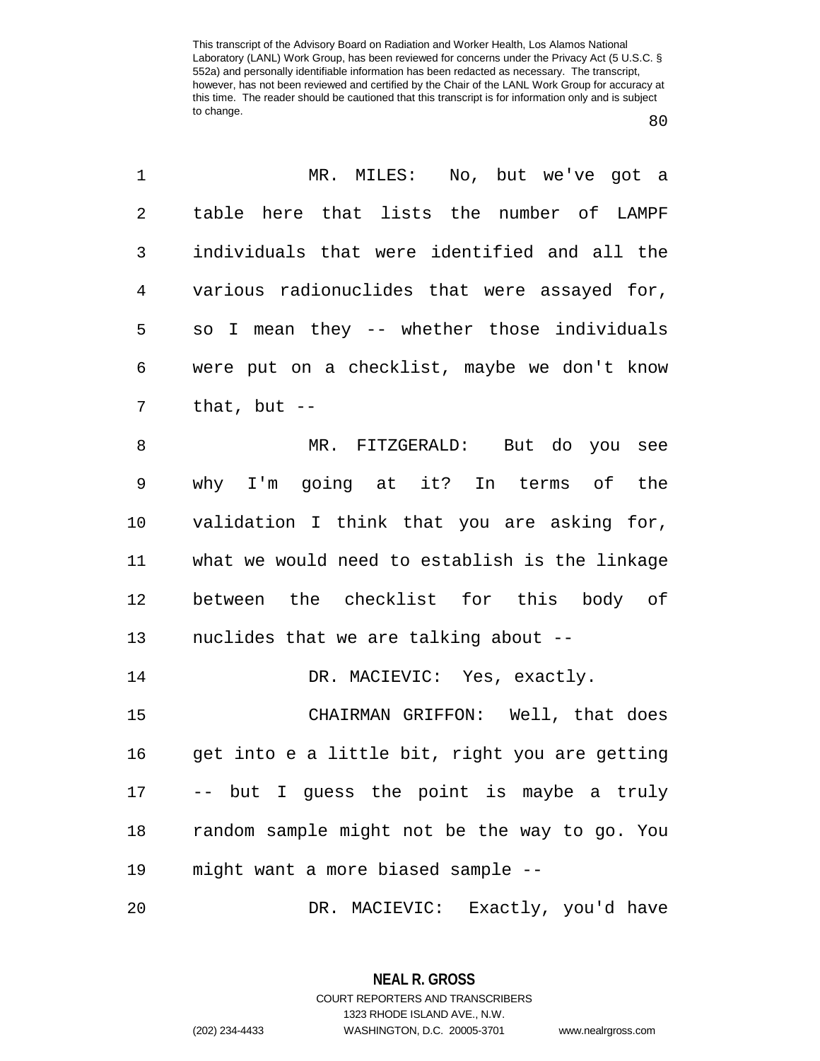MR. MILES: No, but we've got a table here that lists the number of LAMPF individuals that were identified and all the various radionuclides that were assayed for, so I mean they -- whether those individuals were put on a checklist, maybe we don't know that, but --

MR. FITZGERALD: But do you see why I'm going at it? In terms of the validation I think that you are asking for, what we would need to establish is the linkage between the checklist for this body of nuclides that we are talking about --

DR. MACIEVIC: Yes, exactly.

CHAIRMAN GRIFFON: Well, that does get into e a little bit, right you are getting -- but I guess the point is maybe a truly random sample might not be the way to go. You might want a more biased sample --

DR. MACIEVIC: Exactly, you'd have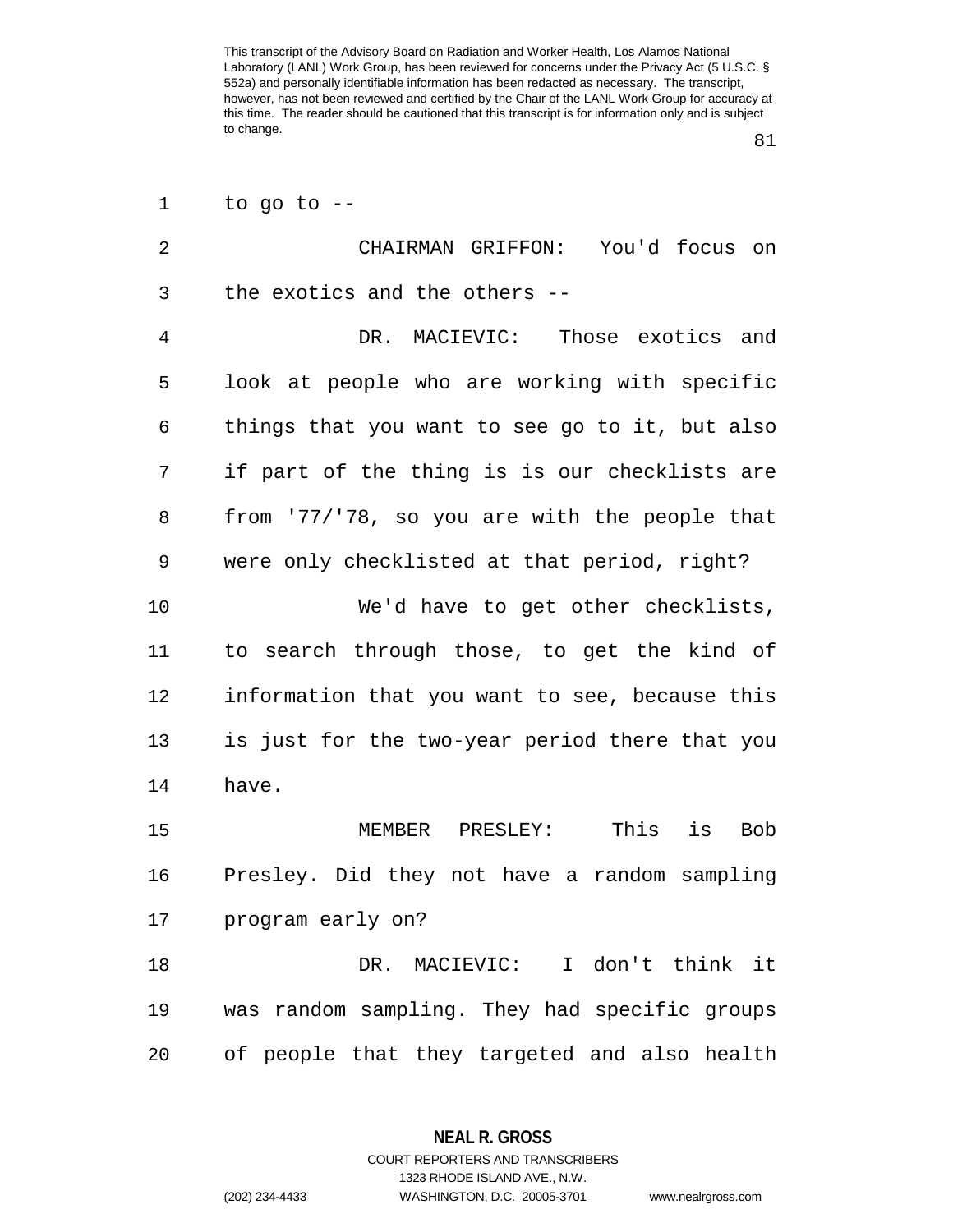to go to --

CHAIRMAN GRIFFON: You'd focus on the exotics and the others --

DR. MACIEVIC: Those exotics and look at people who are working with specific things that you want to see go to it, but also if part of the thing is is our checklists are from '77/'78, so you are with the people that were only checklisted at that period, right?

We'd have to get other checklists, to search through those, to get the kind of information that you want to see, because this is just for the two-year period there that you have.

MEMBER PRESLEY: This is Bob Presley. Did they not have a random sampling program early on?

DR. MACIEVIC: I don't think it was random sampling. They had specific groups of people that they targeted and also health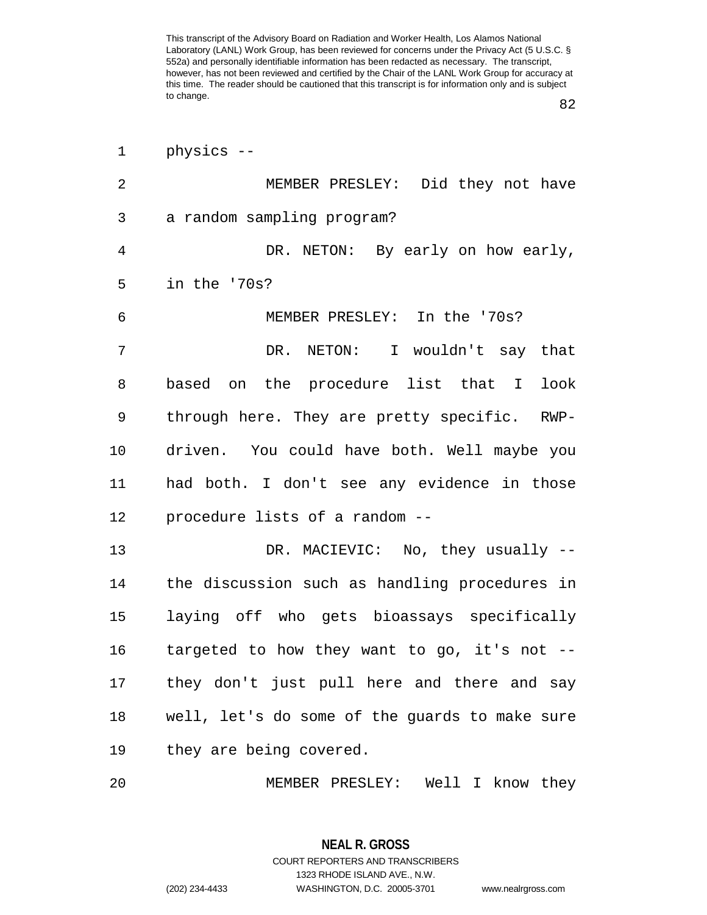physics --

MEMBER PRESLEY: Did they not have a random sampling program?

DR. NETON: By early on how early, in the '70s?

MEMBER PRESLEY: In the '70s?

DR. NETON: I wouldn't say that based on the procedure list that I look through here. They are pretty specific. RWP-driven. You could have both. Well maybe you had both. I don't see any evidence in those procedure lists of a random --

DR. MACIEVIC: No, they usually -- the discussion such as handling procedures in laying off who gets bioassays specifically targeted to how they want to go, it's not -- they don't just pull here and there and say well, let's do some of the guards to make sure they are being covered.

MEMBER PRESLEY: Well I know they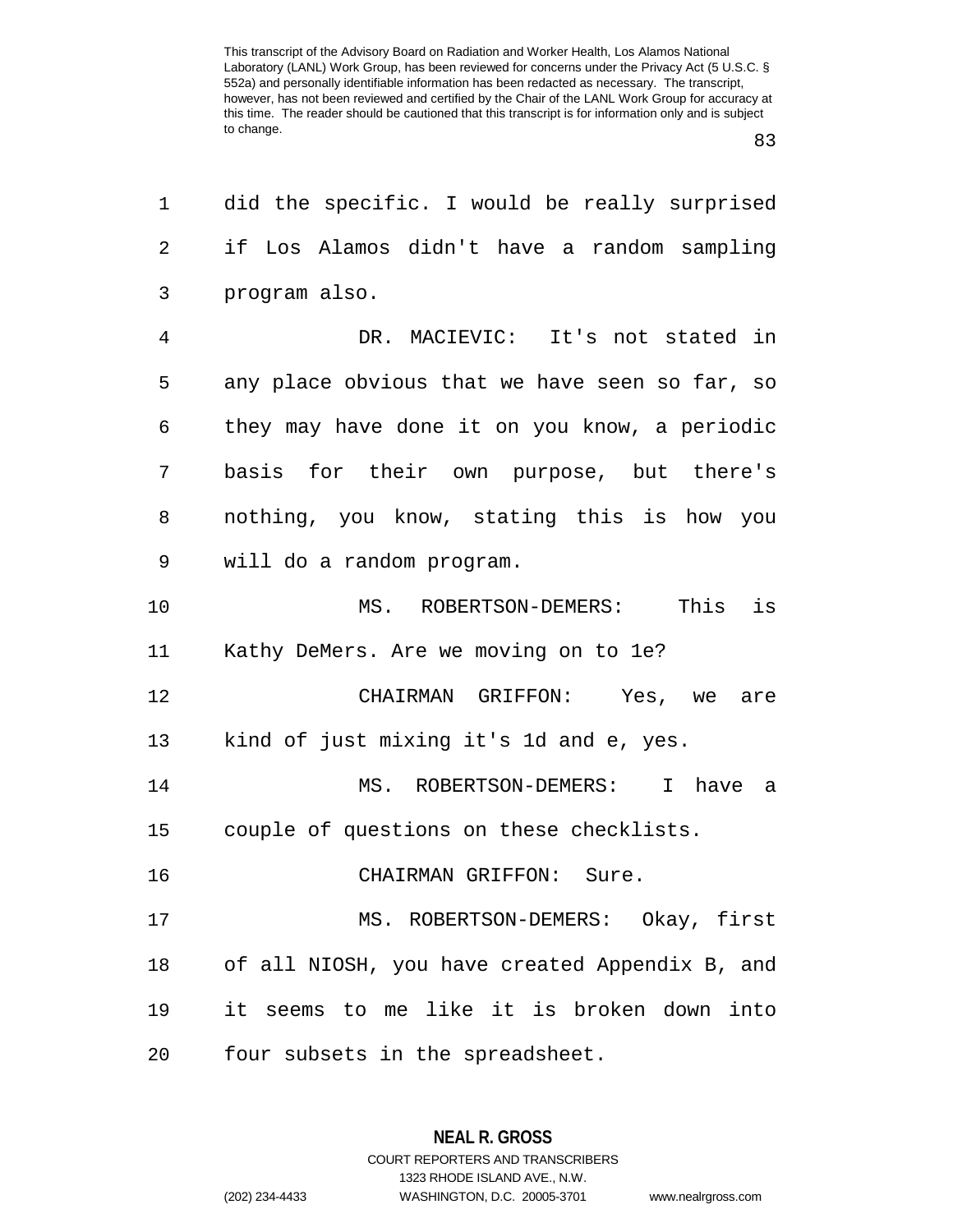did the specific. I would be really surprised if Los Alamos didn't have a random sampling program also.

DR. MACIEVIC: It's not stated in any place obvious that we have seen so far, so they may have done it on you know, a periodic basis for their own purpose, but there's nothing, you know, stating this is how you will do a random program.

MS. ROBERTSON-DEMERS: This is Kathy DeMers. Are we moving on to 1e?

CHAIRMAN GRIFFON: Yes, we are kind of just mixing it's 1d and e, yes.

MS. ROBERTSON-DEMERS: I have a couple of questions on these checklists.

CHAIRMAN GRIFFON: Sure.

MS. ROBERTSON-DEMERS: Okay, first of all NIOSH, you have created Appendix B, and it seems to me like it is broken down into four subsets in the spreadsheet.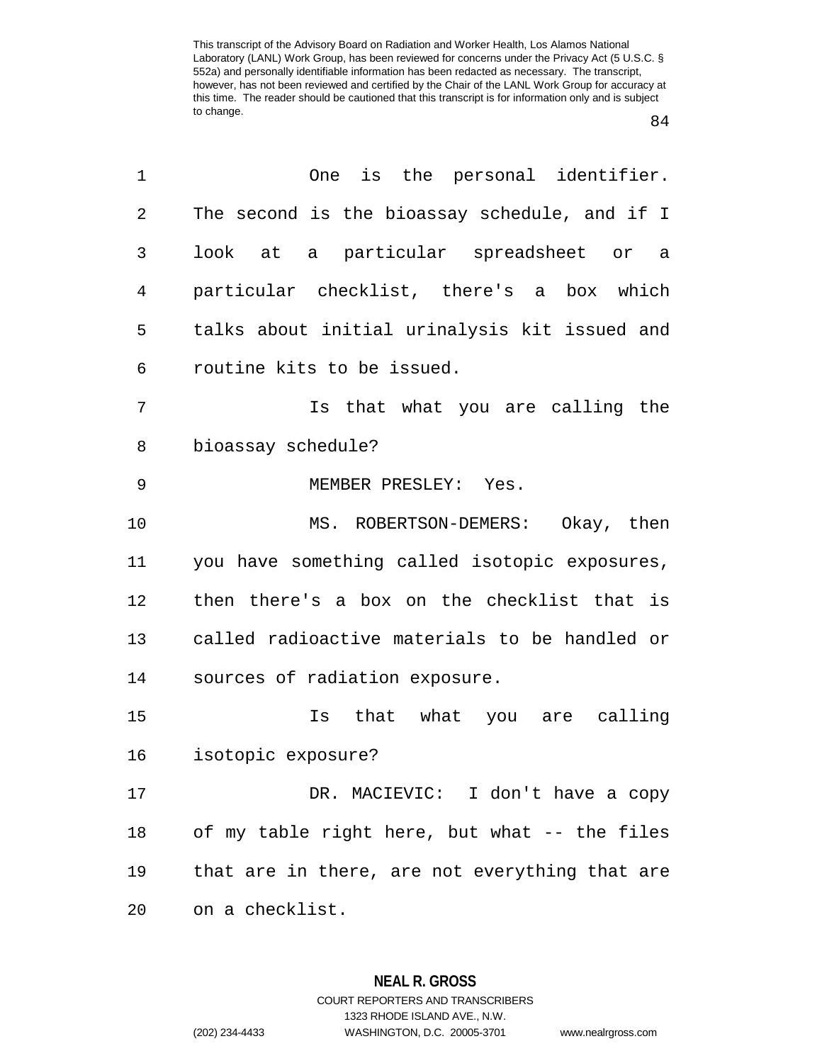One is the personal identifier. The second is the bioassay schedule, and if I look at a particular spreadsheet or a particular checklist, there's a box which talks about initial urinalysis kit issued and routine kits to be issued.

Is that what you are calling the bioassay schedule?

MEMBER PRESLEY: Yes.

MS. ROBERTSON-DEMERS: Okay, then you have something called isotopic exposures, then there's a box on the checklist that is called radioactive materials to be handled or sources of radiation exposure.

Is that what you are calling isotopic exposure?

DR. MACIEVIC: I don't have a copy of my table right here, but what -- the files that are in there, are not everything that are on a checklist.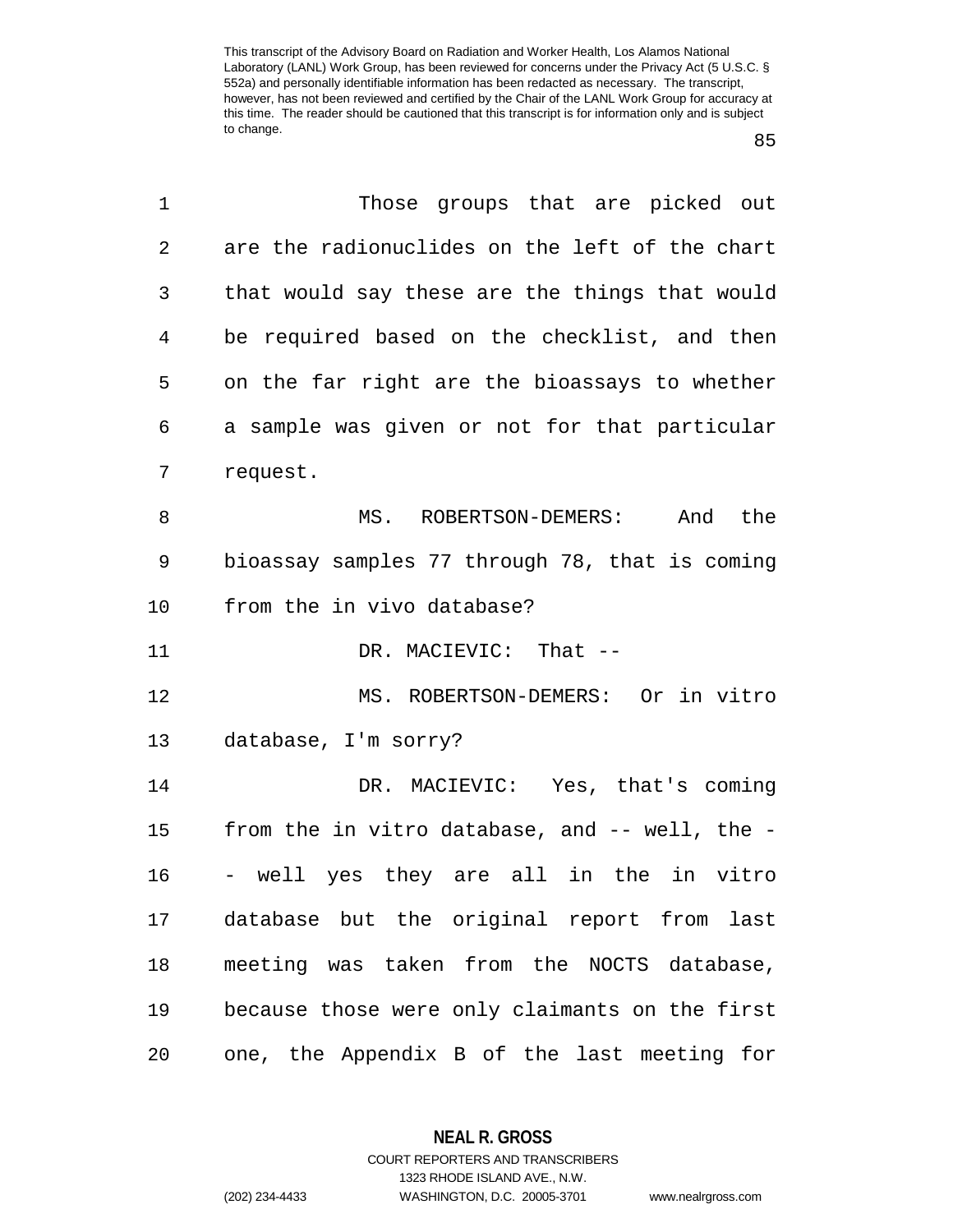Those groups that are picked out are the radionuclides on the left of the chart that would say these are the things that would be required based on the checklist, and then on the far right are the bioassays to whether a sample was given or not for that particular request.

MS. ROBERTSON-DEMERS: And the bioassay samples 77 through 78, that is coming from the in vivo database?

DR. MACIEVIC: That --

MS. ROBERTSON-DEMERS: Or in vitro database, I'm sorry?

DR. MACIEVIC: Yes, that's coming from the in vitro database, and -- well, the -- well yes they are all in the in vitro database but the original report from last meeting was taken from the NOCTS database, because those were only claimants on the first one, the Appendix B of the last meeting for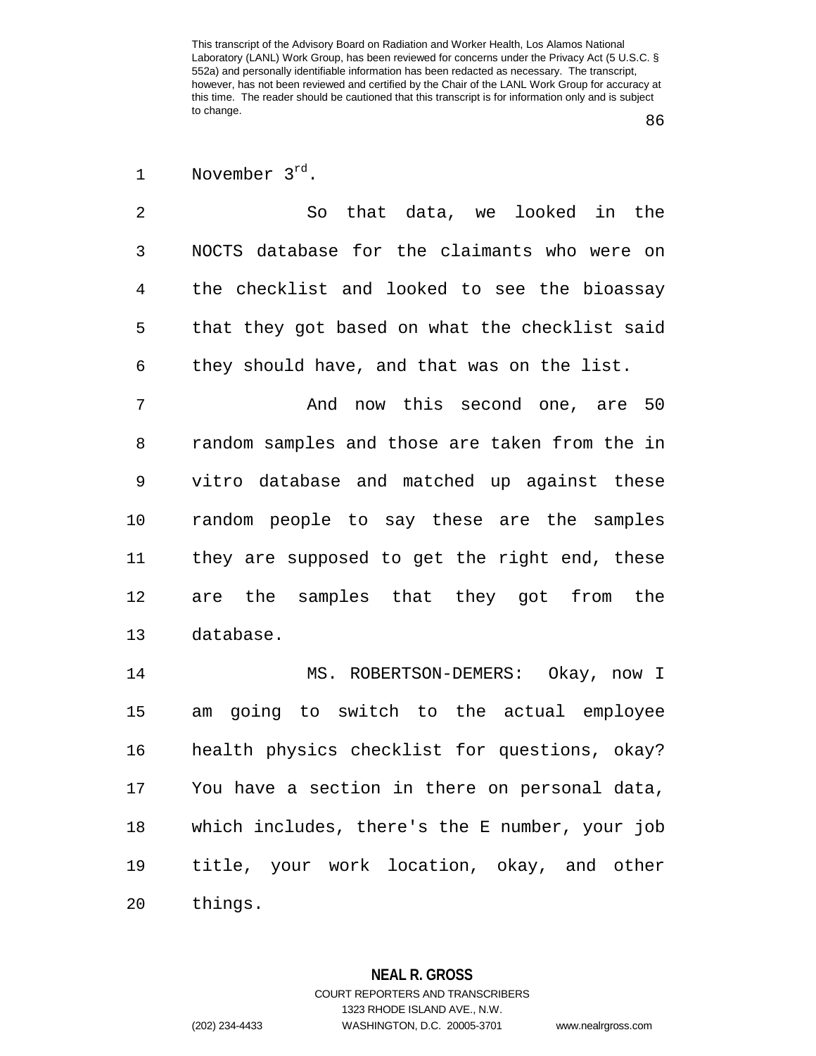November $3^{rd}$.

So that data, we looked in the NOCTS database for the claimants who were on the checklist and looked to see the bioassay that they got based on what the checklist said they should have, and that was on the list.

And now this second one, are 50 random samples and those are taken from the in vitro database and matched up against these random people to say these are the samples they are supposed to get the right end, these are the samples that they got from the database.

MS. ROBERTSON-DEMERS: Okay, now I am going to switch to the actual employee health physics checklist for questions, okay? You have a section in there on personal data, which includes, there's the E number, your job title, your work location, okay, and other things.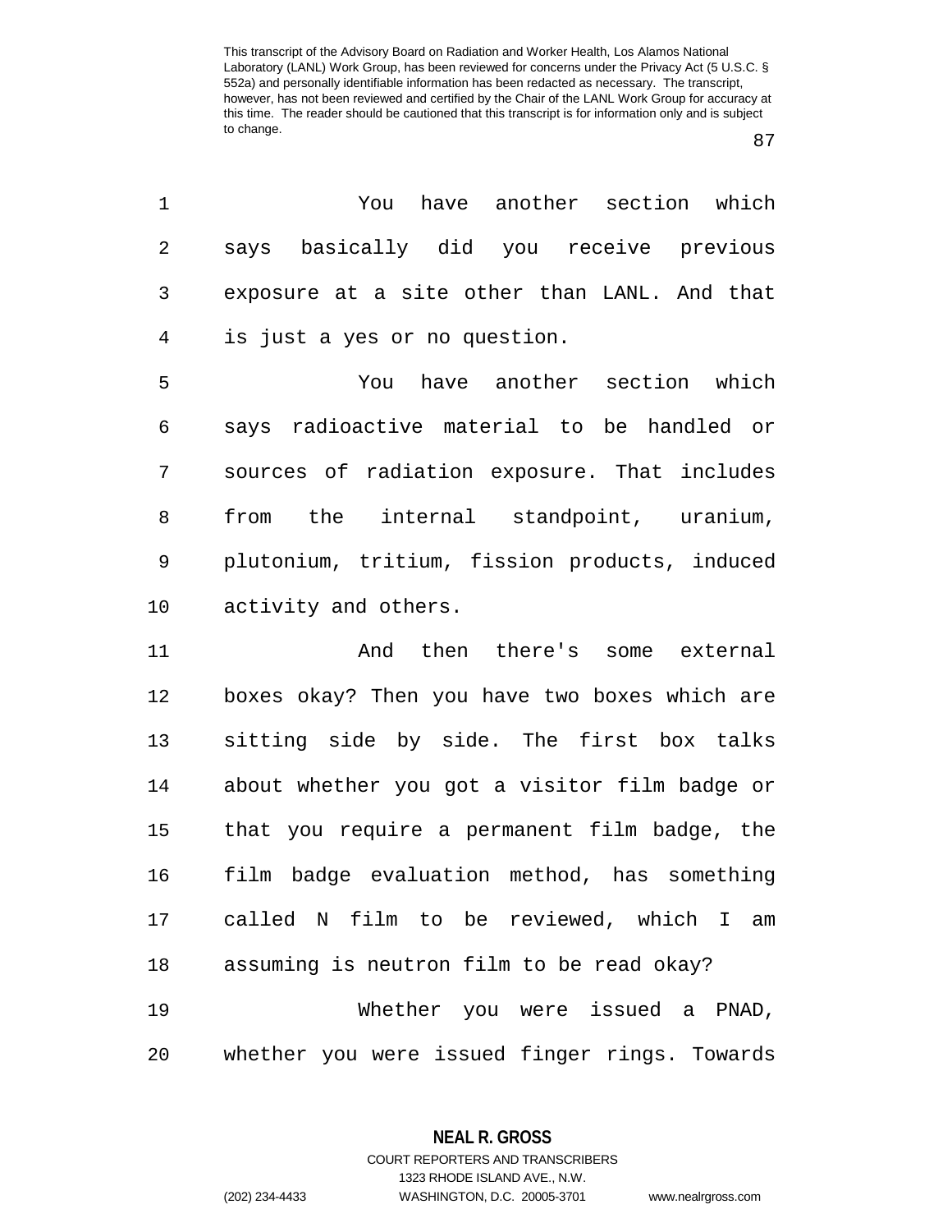You have another section which says basically did you receive previous exposure at a site other than LANL. And that is just a yes or no question.

You have another section which says radioactive material to be handled or sources of radiation exposure. That includes from the internal standpoint, uranium, plutonium, tritium, fission products, induced activity and others.

And then there's some external boxes okay? Then you have two boxes which are sitting side by side. The first box talks about whether you got a visitor film badge or that you require a permanent film badge, the film badge evaluation method, has something called N film to be reviewed, which I am assuming is neutron film to be read okay?

Whether you were issued a PNAD, whether you were issued finger rings. Towards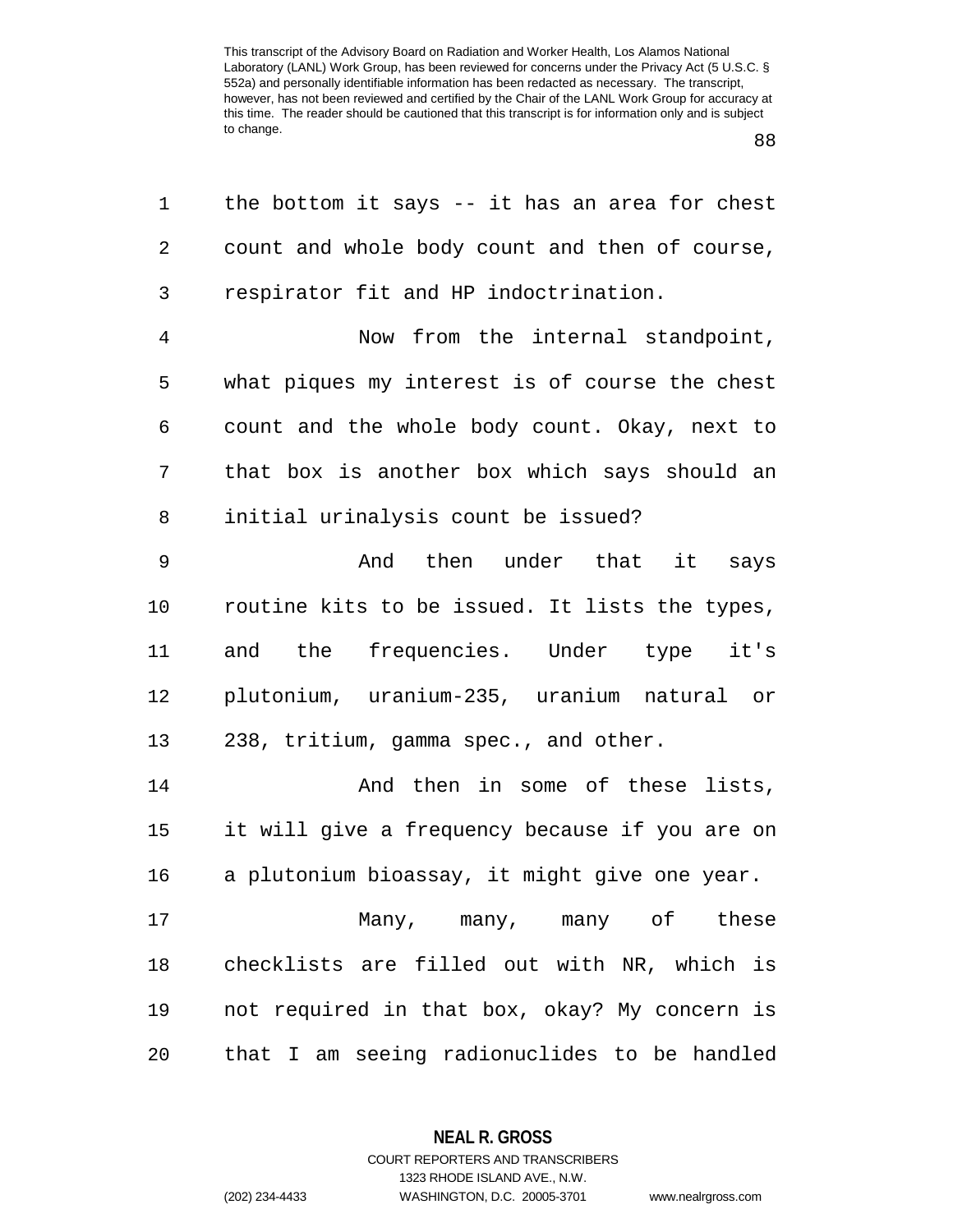the bottom it says -- it has an area for chest count and whole body count and then of course, respirator fit and HP indoctrination.

Now from the internal standpoint, what piques my interest is of course the chest count and the whole body count. Okay, next to that box is another box which says should an initial urinalysis count be issued?

And then under that it says routine kits to be issued. It lists the types, and the frequencies. Under type it's plutonium, uranium-235, uranium natural or 238, tritium, gamma spec., and other.

And then in some of these lists, it will give a frequency because if you are on a plutonium bioassay, it might give one year.

Many, many, many of these checklists are filled out with NR, which is not required in that box, okay? My concern is that I am seeing radionuclides to be handled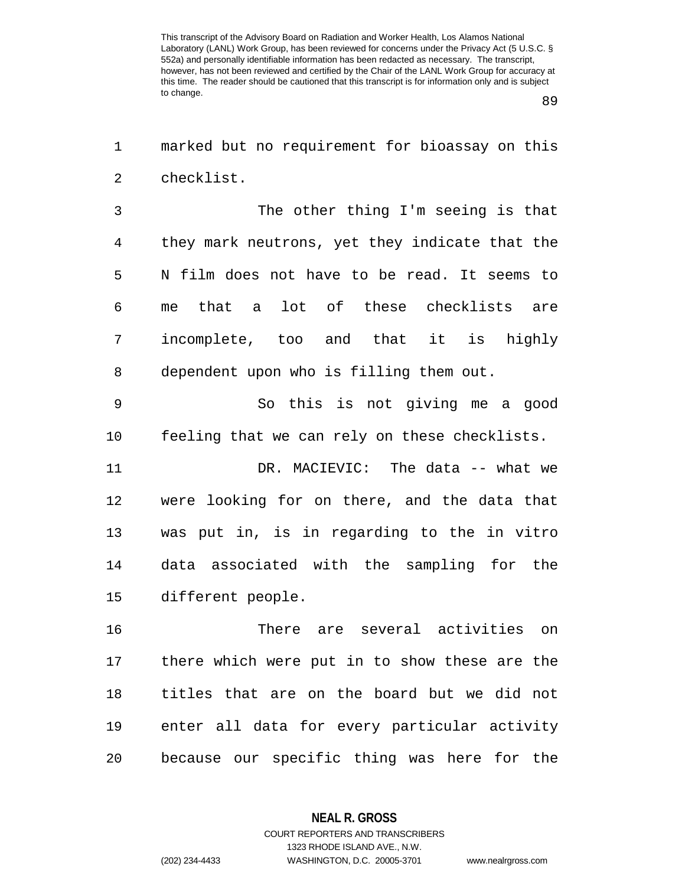marked but no requirement for bioassay on this checklist.

The other thing I'm seeing is that they mark neutrons, yet they indicate that the N film does not have to be read. It seems to me that a lot of these checklists are incomplete, too and that it is highly dependent upon who is filling them out.

So this is not giving me a good feeling that we can rely on these checklists.

DR. MACIEVIC: The data -- what we were looking for on there, and the data that was put in, is in regarding to the in vitro data associated with the sampling for the different people.

There are several activities on there which were put in to show these are the titles that are on the board but we did not enter all data for every particular activity because our specific thing was here for the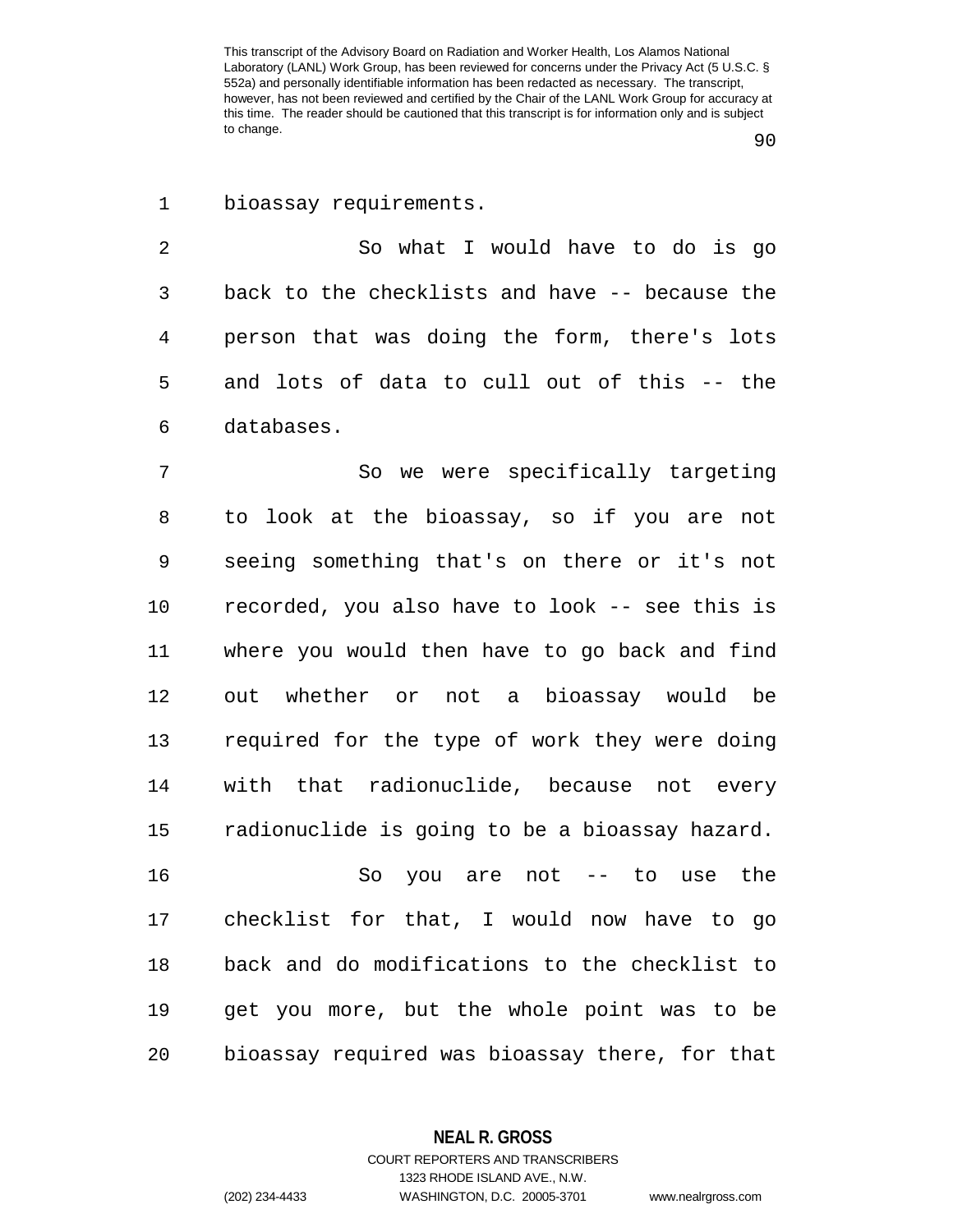bioassay requirements.

So what I would have to do is go back to the checklists and have -- because the person that was doing the form, there's lots and lots of data to cull out of this -- the databases.

So we were specifically targeting to look at the bioassay, so if you are not seeing something that's on there or it's not recorded, you also have to look -- see this is where you would then have to go back and find out whether or not a bioassay would be required for the type of work they were doing with that radionuclide, because not every radionuclide is going to be a bioassay hazard.

So you are not -- to use the checklist for that, I would now have to go back and do modifications to the checklist to get you more, but the whole point was to be bioassay required was bioassay there, for that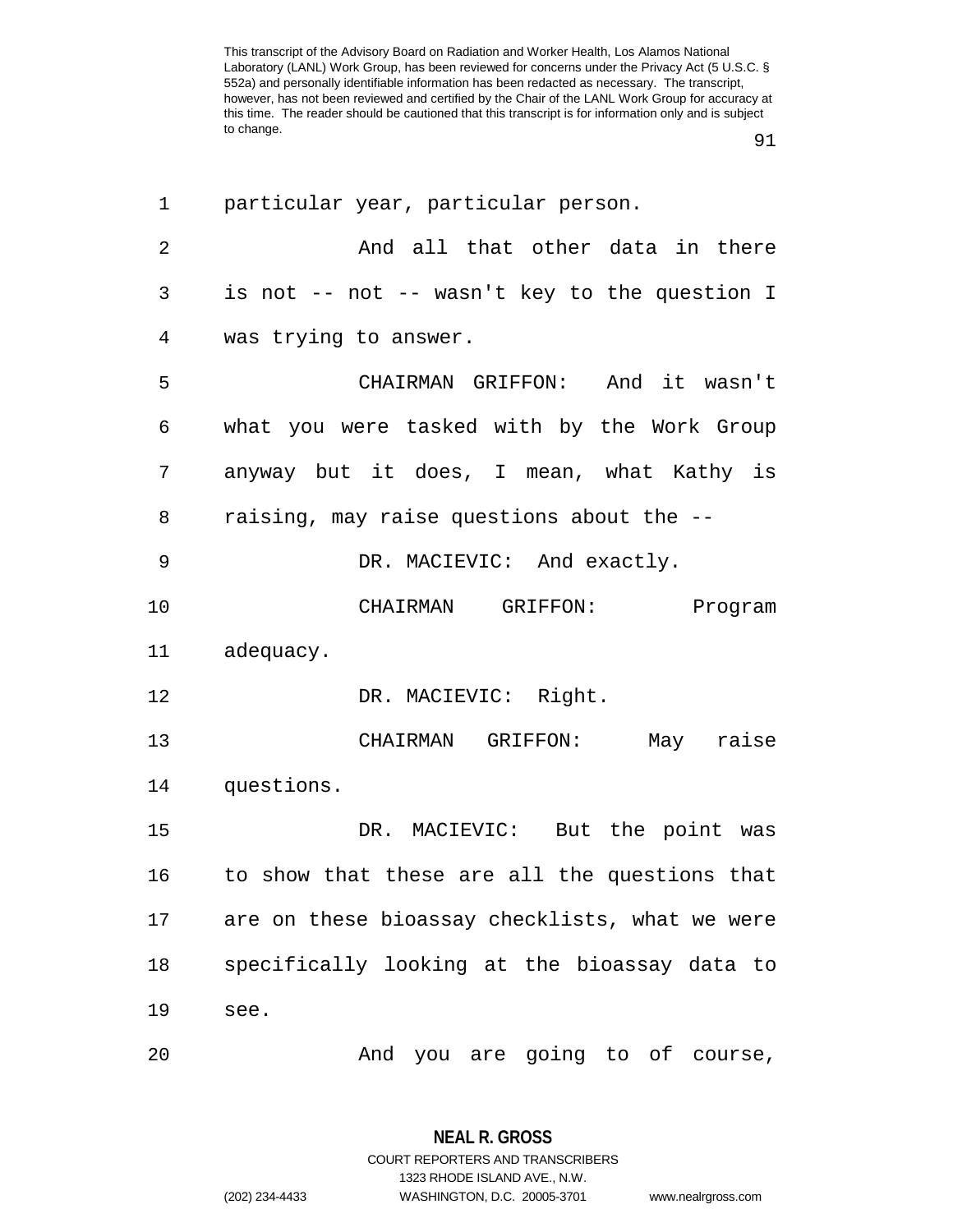particular year, particular person.

And all that other data in there is not -- not -- wasn't key to the question I was trying to answer.

CHAIRMAN GRIFFON: And it wasn't what you were tasked with by the Work Group anyway but it does, I mean, what Kathy is raising, may raise questions about the --

DR. MACIEVIC: And exactly.

CHAIRMAN GRIFFON: Program adequacy.

DR. MACIEVIC: Right.

CHAIRMAN GRIFFON: May raise questions.

DR. MACIEVIC: But the point was to show that these are all the questions that are on these bioassay checklists, what we were specifically looking at the bioassay data to see.

And you are going to of course,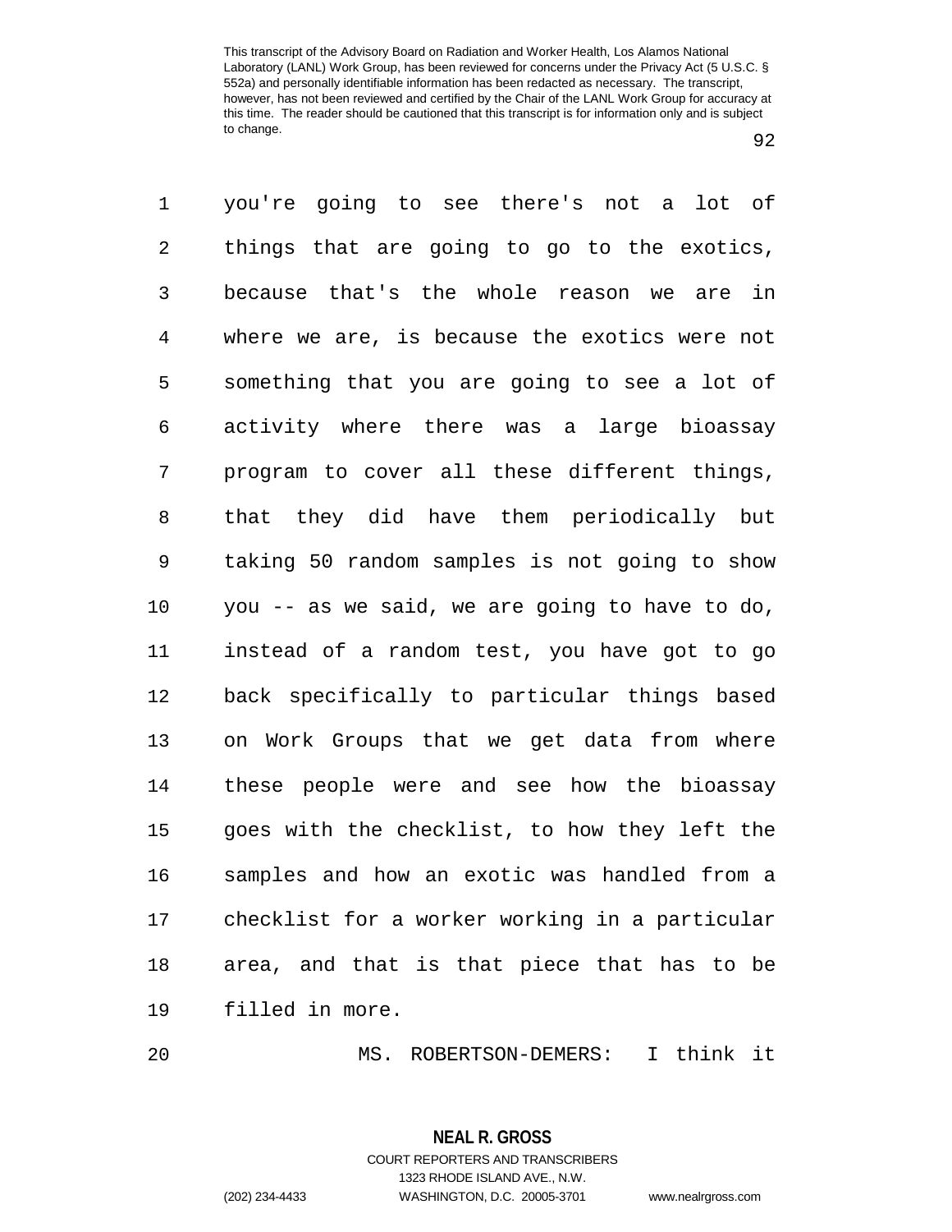you're going to see there's not a lot of things that are going to go to the exotics, because that's the whole reason we are in where we are, is because the exotics were not something that you are going to see a lot of activity where there was a large bioassay program to cover all these different things, that they did have them periodically but taking 50 random samples is not going to show you -- as we said, we are going to have to do, instead of a random test, you have got to go back specifically to particular things based on Work Groups that we get data from where these people were and see how the bioassay goes with the checklist, to how they left the samples and how an exotic was handled from a checklist for a worker working in a particular area, and that is that piece that has to be filled in more.

MS. ROBERTSON-DEMERS: I think it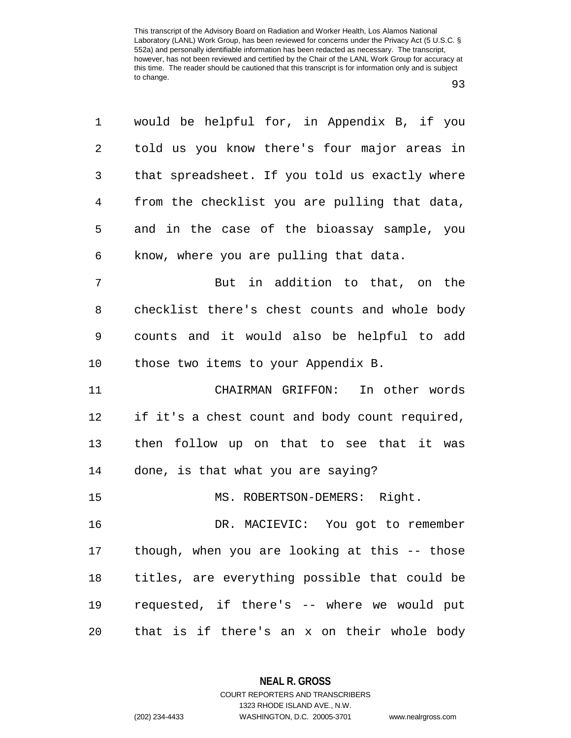would be helpful for, in Appendix B, if you told us you know there's four major areas in that spreadsheet. If you told us exactly where from the checklist you are pulling that data, and in the case of the bioassay sample, you know, where you are pulling that data.

But in addition to that, on the checklist there's chest counts and whole body counts and it would also be helpful to add those two items to your Appendix B.

CHAIRMAN GRIFFON: In other words if it's a chest count and body count required, then follow up on that to see that it was done, is that what you are saying?

MS. ROBERTSON-DEMERS: Right.

DR. MACIEVIC: You got to remember though, when you are looking at this -- those titles, are everything possible that could be requested, if there's -- where we would put that is if there's an x on their whole body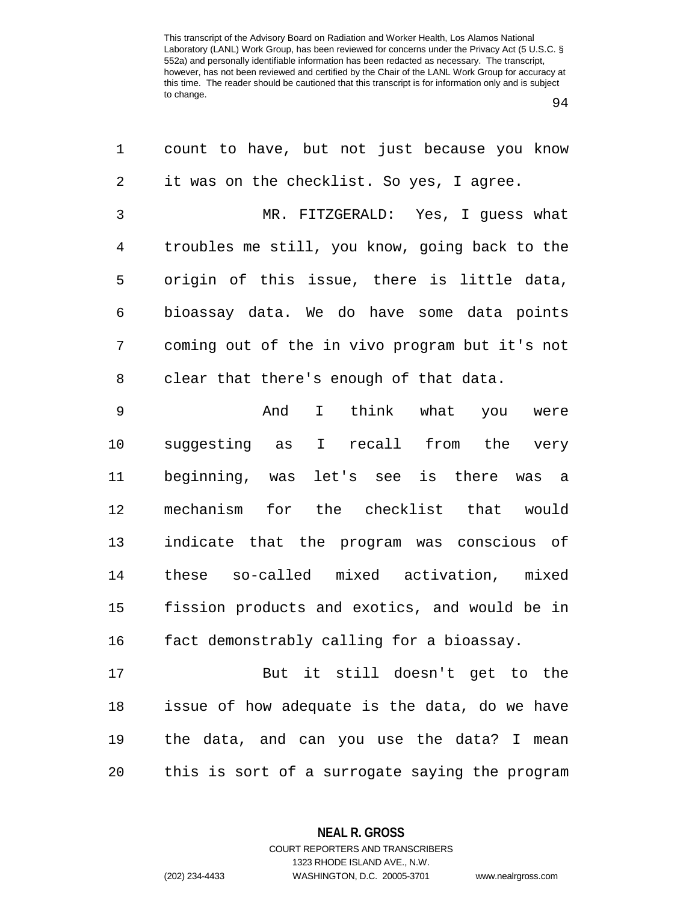count to have, but not just because you know it was on the checklist. So yes, I agree.

MR. FITZGERALD: Yes, I guess what troubles me still, you know, going back to the origin of this issue, there is little data, bioassay data. We do have some data points coming out of the in vivo program but it's not clear that there's enough of that data.

And I think what you were suggesting as I recall from the very beginning, was let's see is there was a mechanism for the checklist that would indicate that the program was conscious of these so-called mixed activation, mixed fission products and exotics, and would be in fact demonstrably calling for a bioassay.

But it still doesn't get to the issue of how adequate is the data, do we have the data, and can you use the data? I mean this is sort of a surrogate saying the program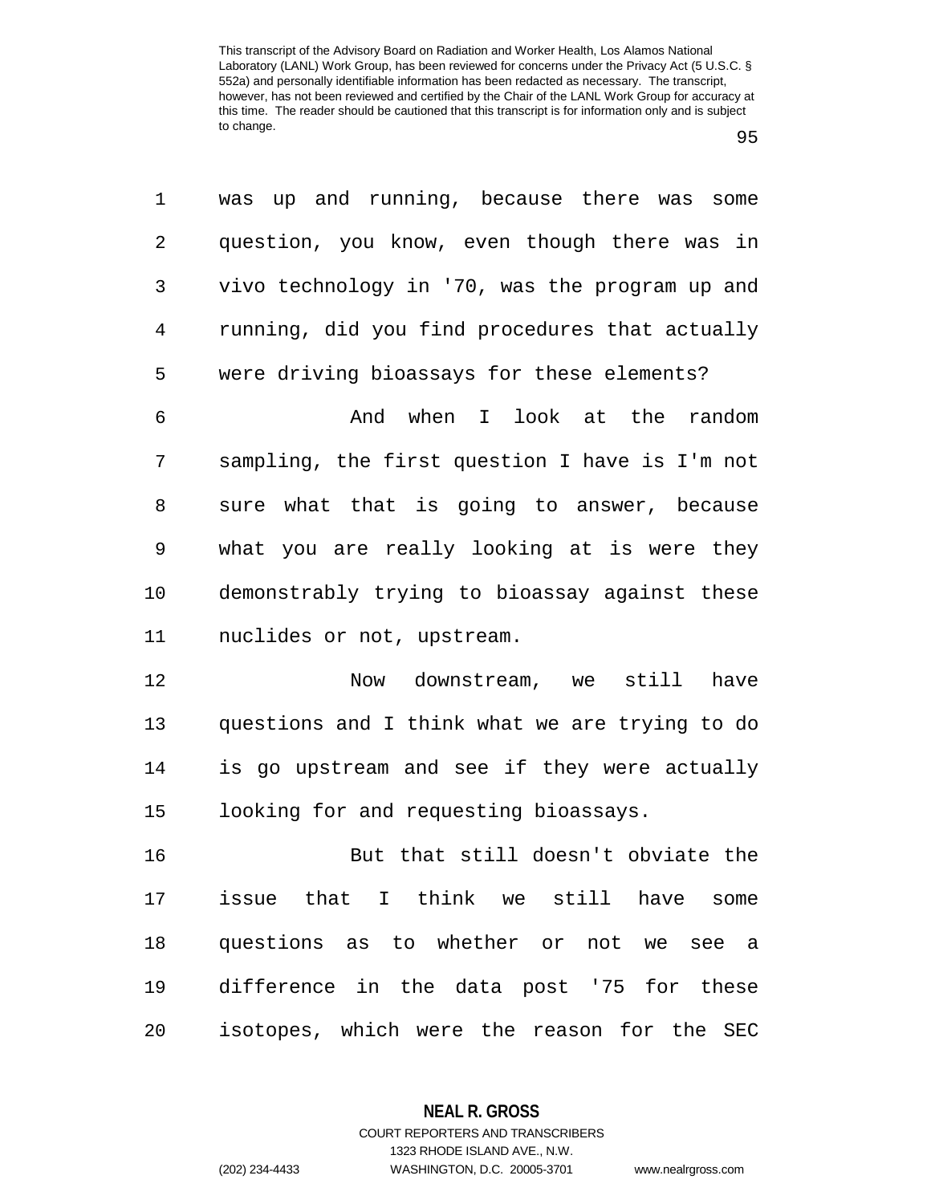was up and running, because there was some question, you know, even though there was in vivo technology in '70, was the program up and running, did you find procedures that actually were driving bioassays for these elements?

And when I look at the random sampling, the first question I have is I'm not sure what that is going to answer, because what you are really looking at is were they demonstrably trying to bioassay against these nuclides or not, upstream.

Now downstream, we still have questions and I think what we are trying to do is go upstream and see if they were actually looking for and requesting bioassays.

But that still doesn't obviate the issue that I think we still have some questions as to whether or not we see a difference in the data post '75 for these isotopes, which were the reason for the SEC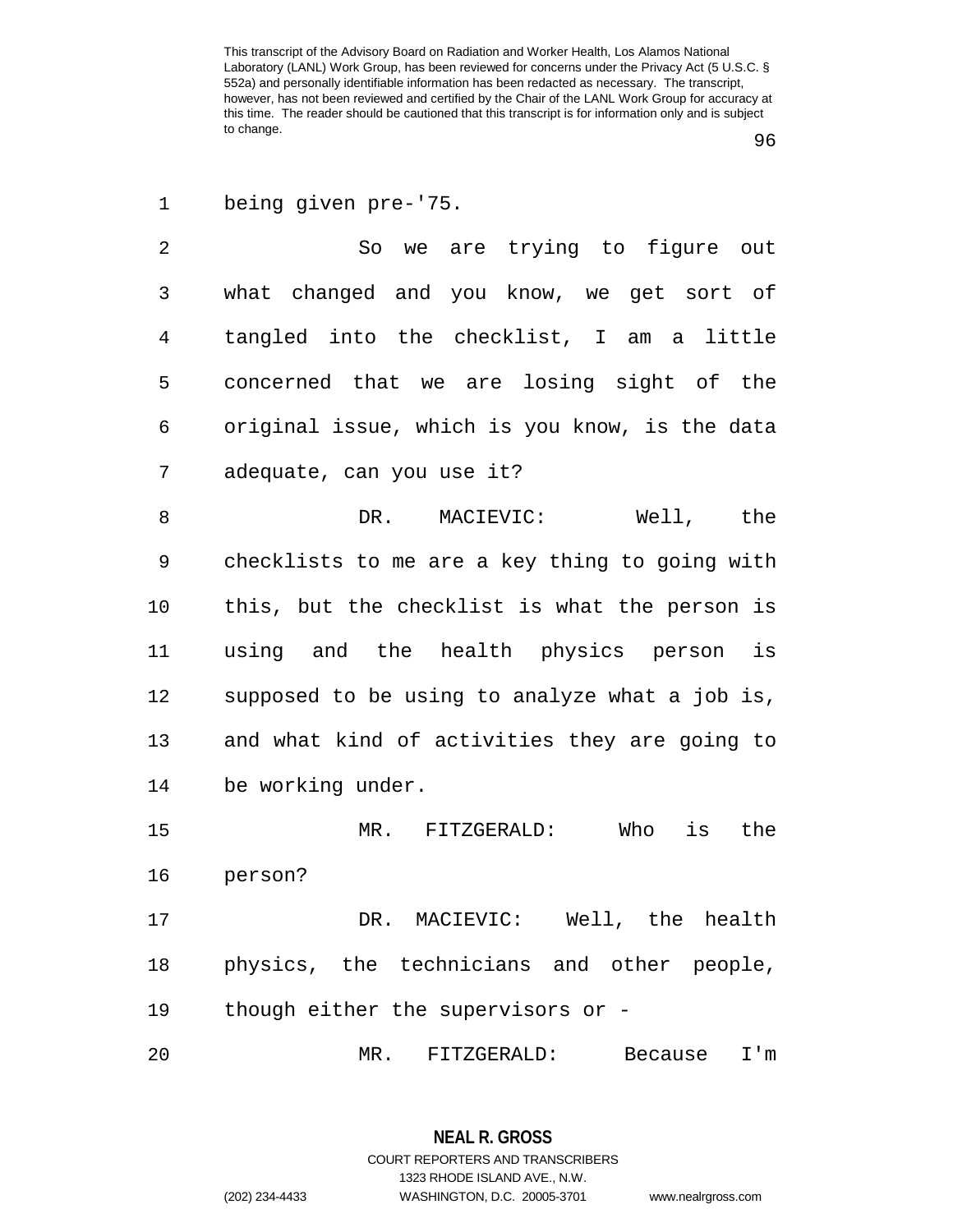being given pre-'75.

So we are trying to figure out what changed and you know, we get sort of tangled into the checklist, I am a little concerned that we are losing sight of the original issue, which is you know, is the data adequate, can you use it?

DR. MACIEVIC: Well, the checklists to me are a key thing to going with this, but the checklist is what the person is using and the health physics person is supposed to be using to analyze what a job is, and what kind of activities they are going to be working under.

MR. FITZGERALD: Who is the person?

DR. MACIEVIC: Well, the health physics, the technicians and other people, though either the supervisors or -

MR. FITZGERALD: Because I'm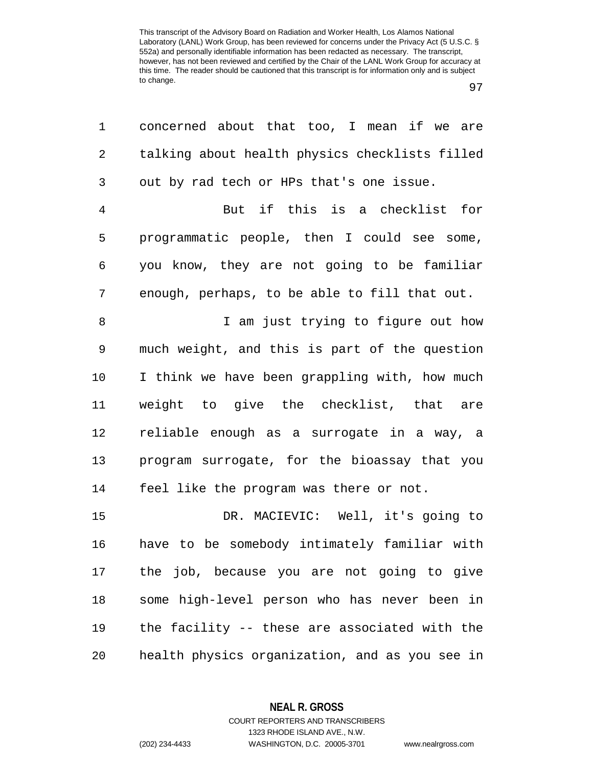concerned about that too, I mean if we are talking about health physics checklists filled out by rad tech or HPs that's one issue.

But if this is a checklist for programmatic people, then I could see some, you know, they are not going to be familiar enough, perhaps, to be able to fill that out.

I am just trying to figure out how much weight, and this is part of the question I think we have been grappling with, how much weight to give the checklist, that are reliable enough as a surrogate in a way, a program surrogate, for the bioassay that you feel like the program was there or not.

DR. MACIEVIC: Well, it's going to have to be somebody intimately familiar with the job, because you are not going to give some high-level person who has never been in the facility -- these are associated with the health physics organization, and as you see in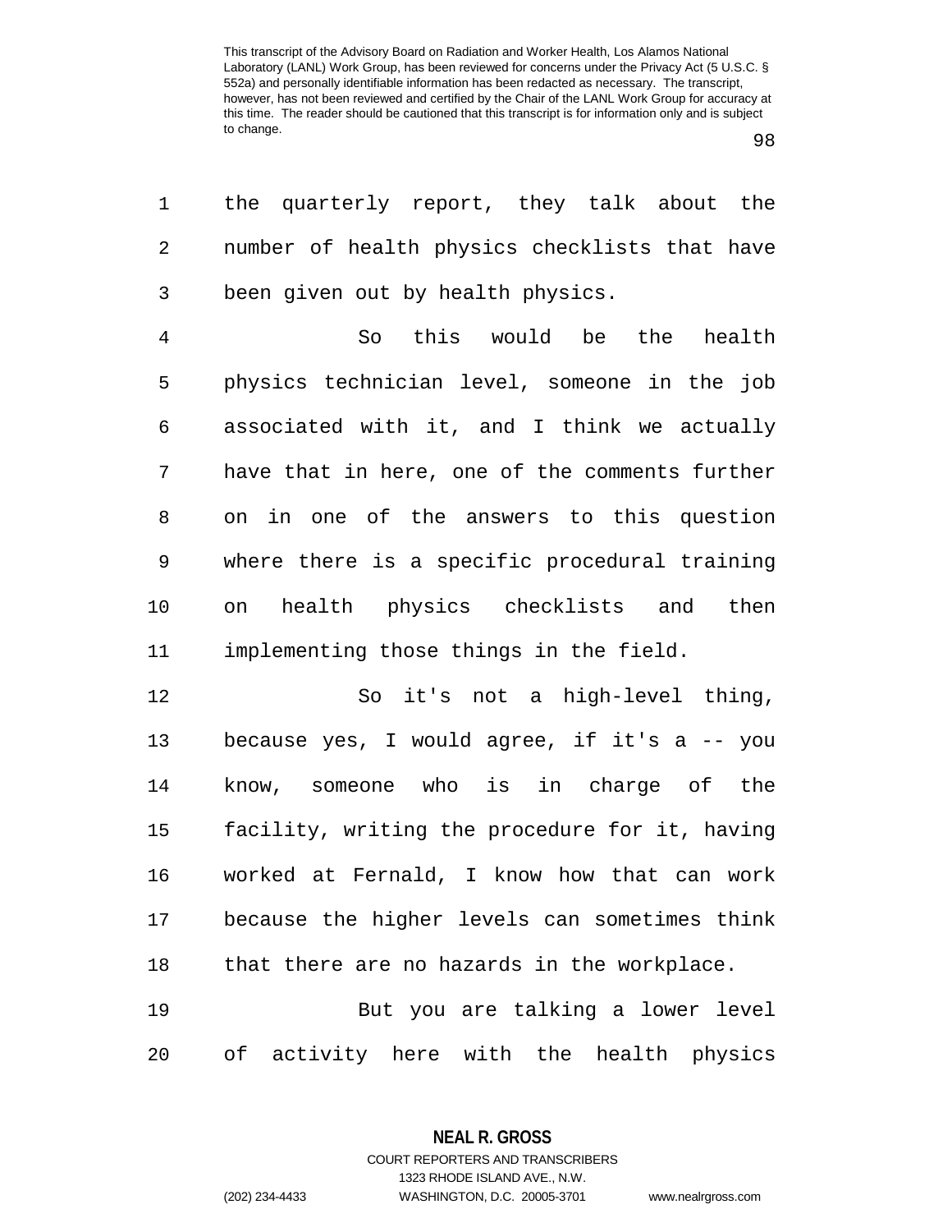the quarterly report, they talk about the number of health physics checklists that have been given out by health physics.

So this would be the health physics technician level, someone in the job associated with it, and I think we actually have that in here, one of the comments further on in one of the answers to this question where there is a specific procedural training on health physics checklists and then implementing those things in the field.

So it's not a high-level thing, because yes, I would agree, if it's a -- you know, someone who is in charge of the facility, writing the procedure for it, having worked at Fernald, I know how that can work because the higher levels can sometimes think that there are no hazards in the workplace.

But you are talking a lower level of activity here with the health physics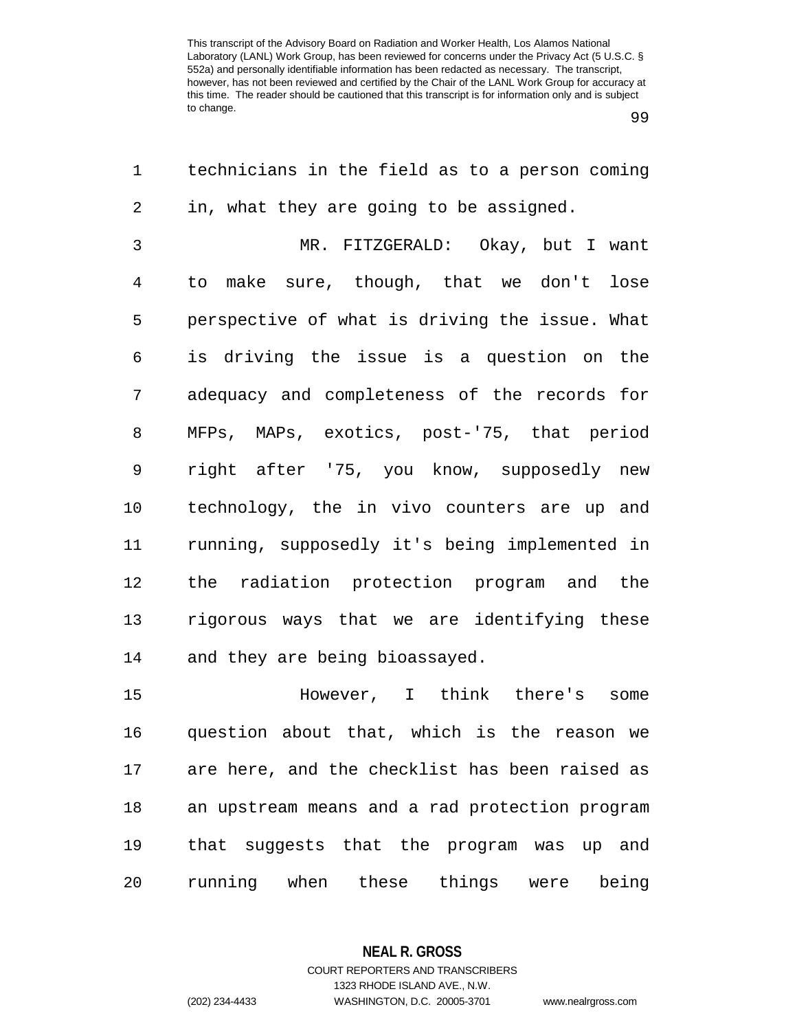technicians in the field as to a person coming in, what they are going to be assigned.

MR. FITZGERALD: Okay, but I want to make sure, though, that we don't lose perspective of what is driving the issue. What is driving the issue is a question on the adequacy and completeness of the records for MFPs, MAPs, exotics, post-'75, that period right after '75, you know, supposedly new technology, the in vivo counters are up and running, supposedly it's being implemented in the radiation protection program and the rigorous ways that we are identifying these and they are being bioassayed.

However, I think there's some question about that, which is the reason we are here, and the checklist has been raised as an upstream means and a rad protection program that suggests that the program was up and running when these things were being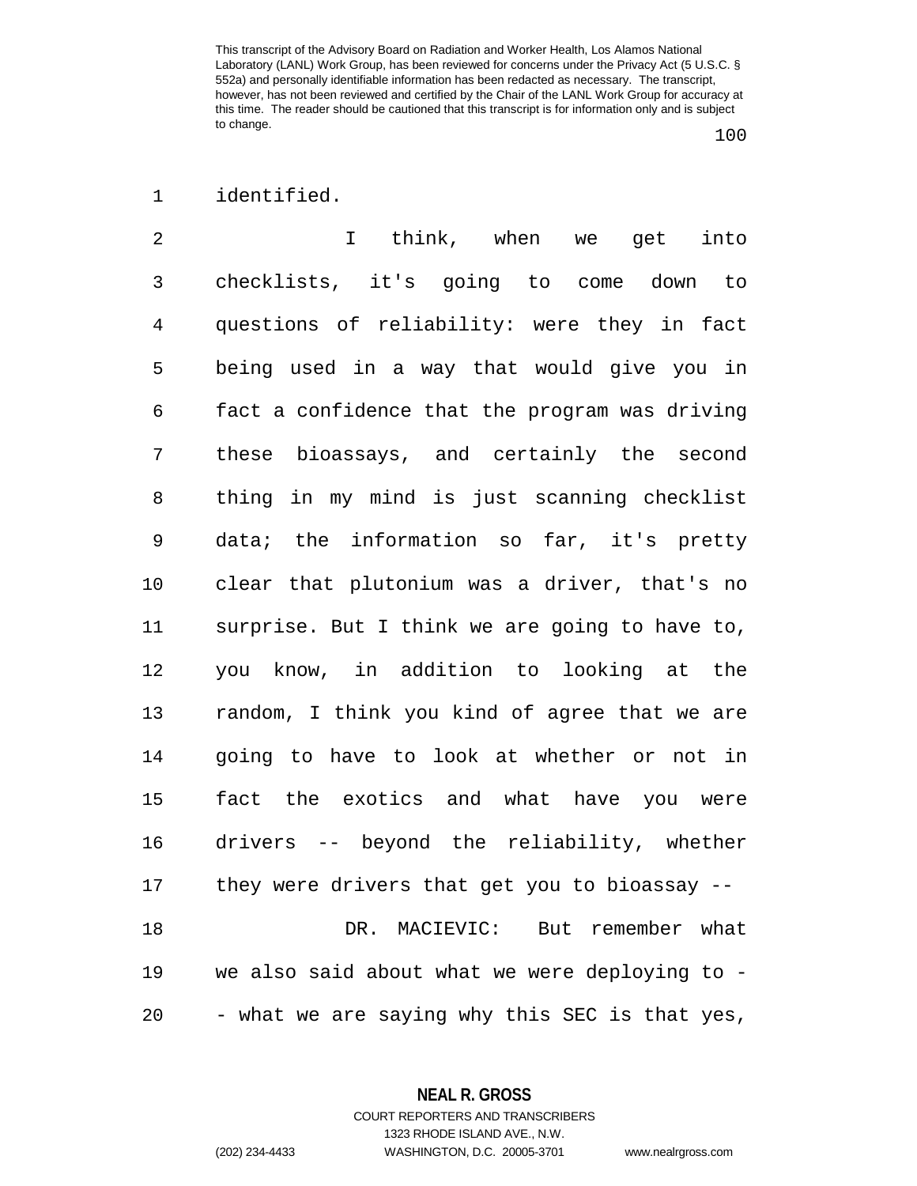identified.

I think, when we get into checklists, it's going to come down to questions of reliability: were they in fact being used in a way that would give you in fact a confidence that the program was driving these bioassays, and certainly the second thing in my mind is just scanning checklist data; the information so far, it's pretty clear that plutonium was a driver, that's no surprise. But I think we are going to have to, you know, in addition to looking at the random, I think you kind of agree that we are going to have to look at whether or not in fact the exotics and what have you were drivers -- beyond the reliability, whether they were drivers that get you to bioassay --

DR. MACIEVIC: But remember what we also said about what we were deploying to -- what we are saying why this SEC is that yes,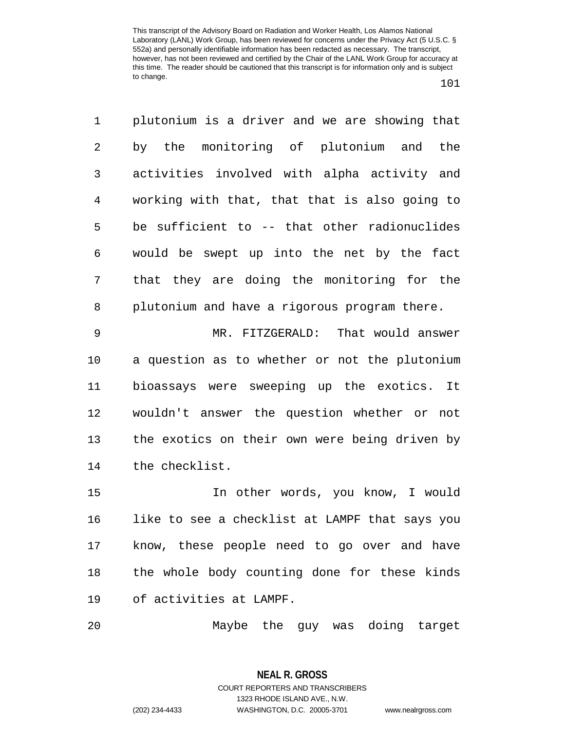plutonium is a driver and we are showing that by the monitoring of plutonium and the activities involved with alpha activity and working with that, that that is also going to be sufficient to -- that other radionuclides would be swept up into the net by the fact that they are doing the monitoring for the plutonium and have a rigorous program there.

MR. FITZGERALD: That would answer a question as to whether or not the plutonium bioassays were sweeping up the exotics. It wouldn't answer the question whether or not the exotics on their own were being driven by the checklist.

In other words, you know, I would like to see a checklist at LAMPF that says you know, these people need to go over and have the whole body counting done for these kinds of activities at LAMPF.

Maybe the guy was doing target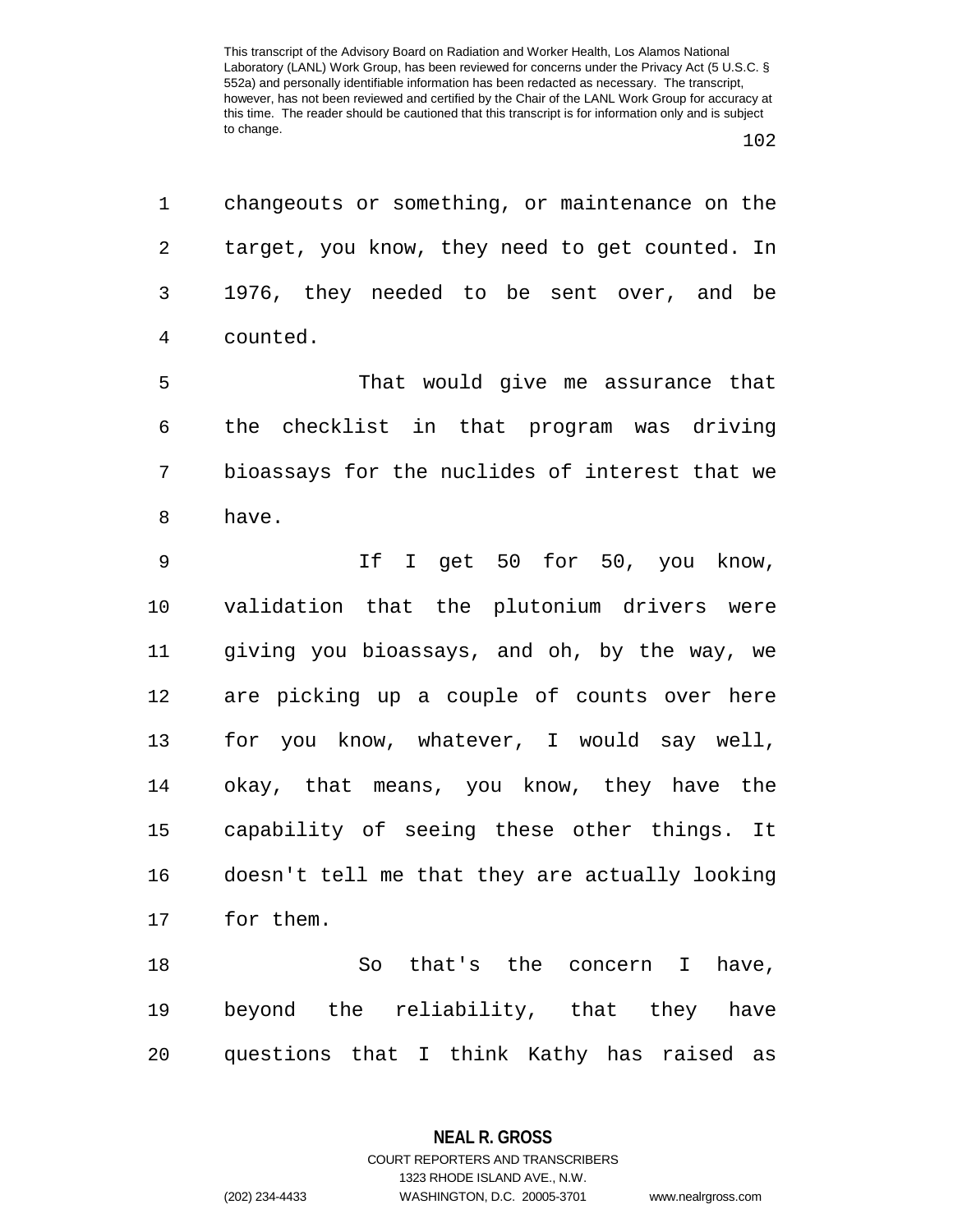changeouts or something, or maintenance on the target, you know, they need to get counted. In 1976, they needed to be sent over, and be counted.

That would give me assurance that the checklist in that program was driving bioassays for the nuclides of interest that we have.

If I get 50 for 50, you know, validation that the plutonium drivers were giving you bioassays, and oh, by the way, we are picking up a couple of counts over here for you know, whatever, I would say well, okay, that means, you know, they have the capability of seeing these other things. It doesn't tell me that they are actually looking for them.

So that's the concern I have, beyond the reliability, that they have questions that I think Kathy has raised as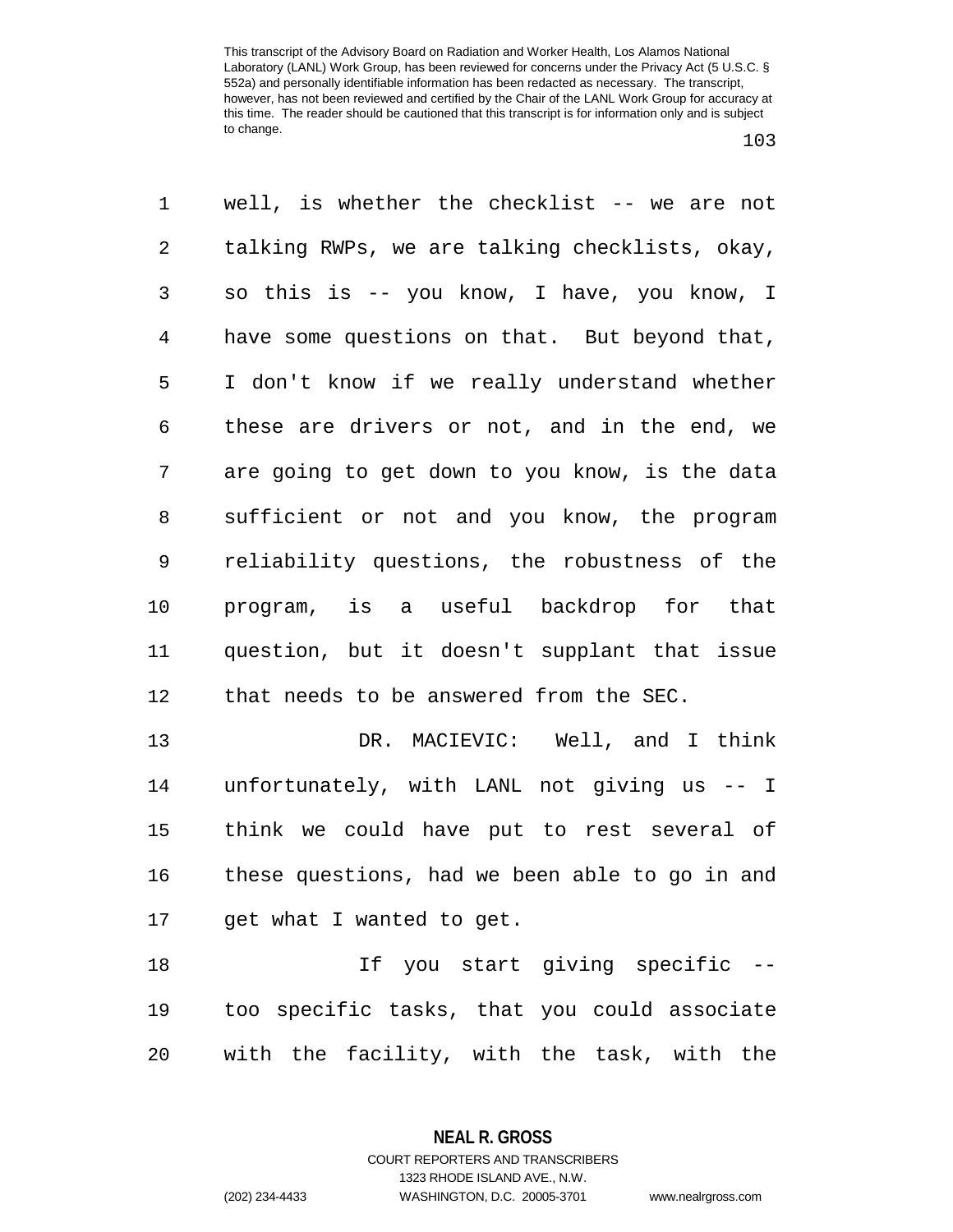well, is whether the checklist -- we are not talking RWPs, we are talking checklists, okay, so this is -- you know, I have, you know, I have some questions on that. But beyond that, I don't know if we really understand whether these are drivers or not, and in the end, we are going to get down to you know, is the data sufficient or not and you know, the program reliability questions, the robustness of the program, is a useful backdrop for that question, but it doesn't supplant that issue that needs to be answered from the SEC.

DR. MACIEVIC: Well, and I think unfortunately, with LANL not giving us -- I think we could have put to rest several of these questions, had we been able to go in and get what I wanted to get.

If you start giving specific -- too specific tasks, that you could associate with the facility, with the task, with the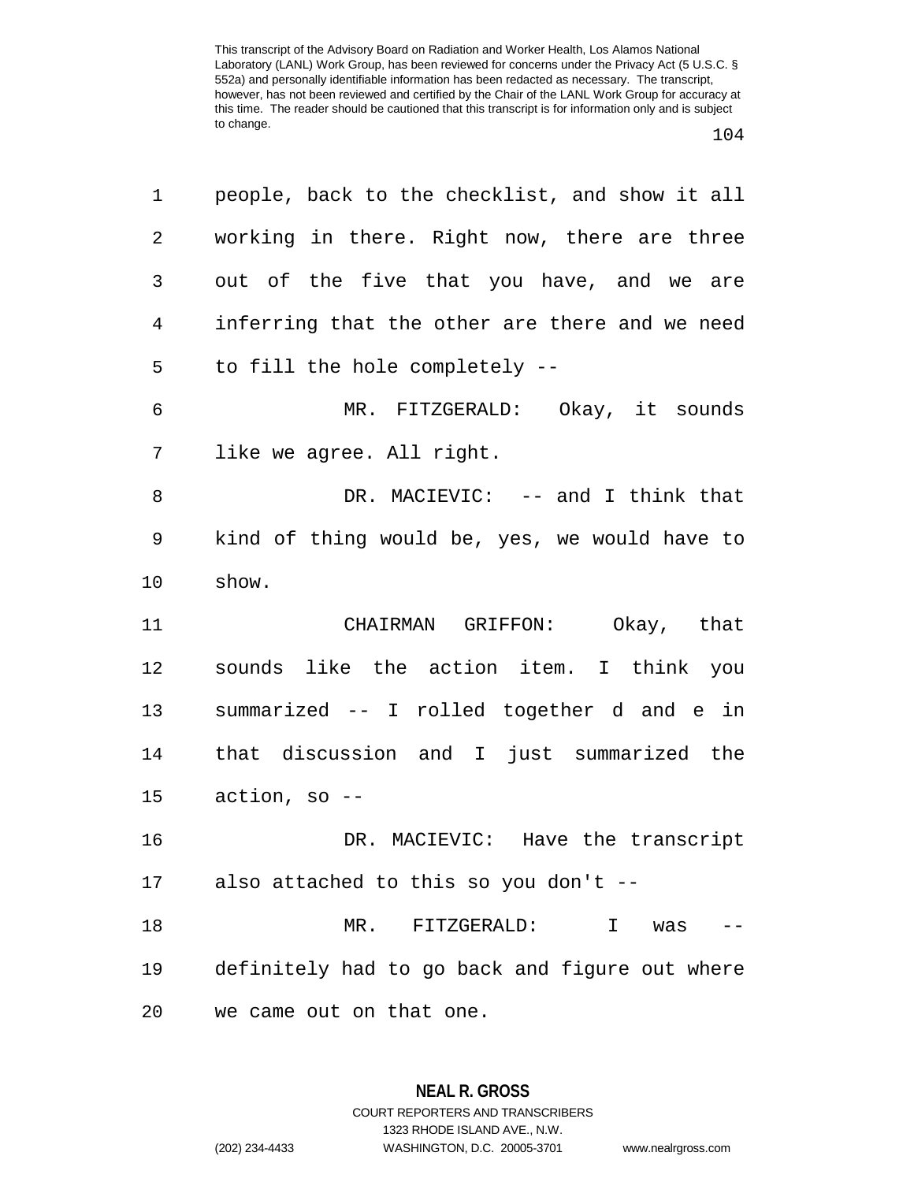people, back to the checklist, and show it all working in there. Right now, there are three out of the five that you have, and we are inferring that the other are there and we need to fill the hole completely --

MR. FITZGERALD: Okay, it sounds like we agree. All right.

DR. MACIEVIC: -- and I think that kind of thing would be, yes, we would have to show.

CHAIRMAN GRIFFON: Okay, that sounds like the action item. I think you summarized -- I rolled together d and e in that discussion and I just summarized the action, so --

DR. MACIEVIC: Have the transcript also attached to this so you don't --

MR. FITZGERALD: I was -- definitely had to go back and figure out where we came out on that one.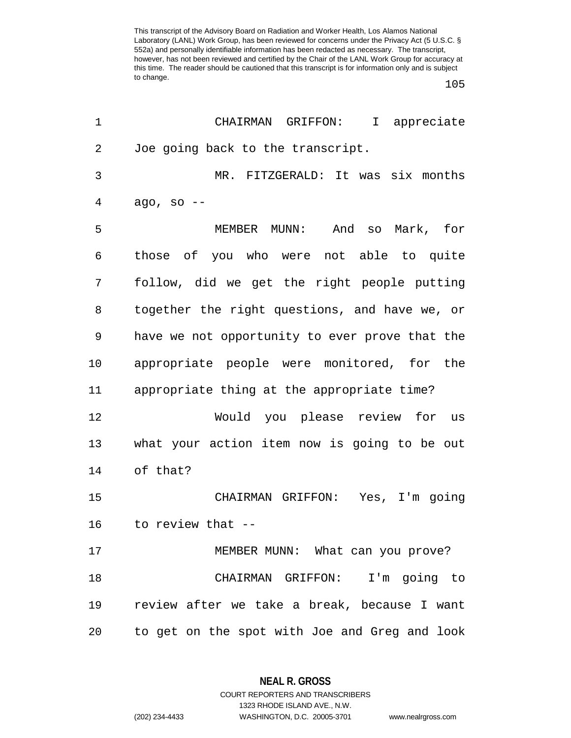CHAIRMAN GRIFFON: I appreciate Joe going back to the transcript.

MR. FITZGERALD: It was six months ago, so --

MEMBER MUNN: And so Mark, for those of you who were not able to quite follow, did we get the right people putting together the right questions, and have we, or have we not opportunity to ever prove that the appropriate people were monitored, for the appropriate thing at the appropriate time?

Would you please review for us what your action item now is going to be out of that?

CHAIRMAN GRIFFON: Yes, I'm going to review that --

MEMBER MUNN: What can you prove?

CHAIRMAN GRIFFON: I'm going to review after we take a break, because I want to get on the spot with Joe and Greg and look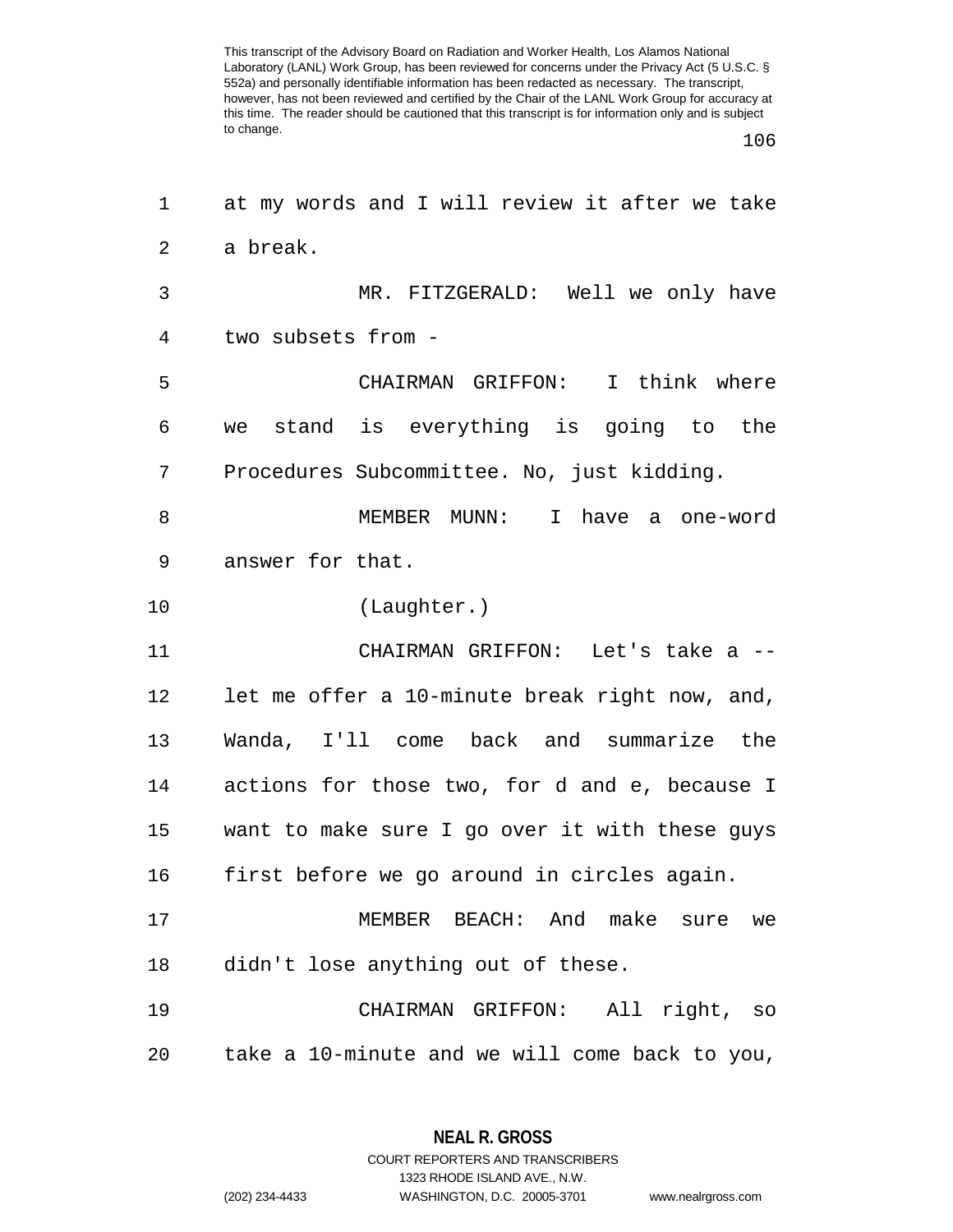at my words and I will review it after we take a break.

MR. FITZGERALD: Well we only have two subsets from -

CHAIRMAN GRIFFON: I think where we stand is everything is going to the Procedures Subcommittee. No, just kidding.

MEMBER MUNN: I have a one-word answer for that.

(Laughter.)

CHAIRMAN GRIFFON: Let's take a -- let me offer a 10-minute break right now, and, Wanda, I'll come back and summarize the actions for those two, for d and e, because I want to make sure I go over it with these guys first before we go around in circles again.

MEMBER BEACH: And make sure we didn't lose anything out of these.

CHAIRMAN GRIFFON: All right, so take a 10-minute and we will come back to you,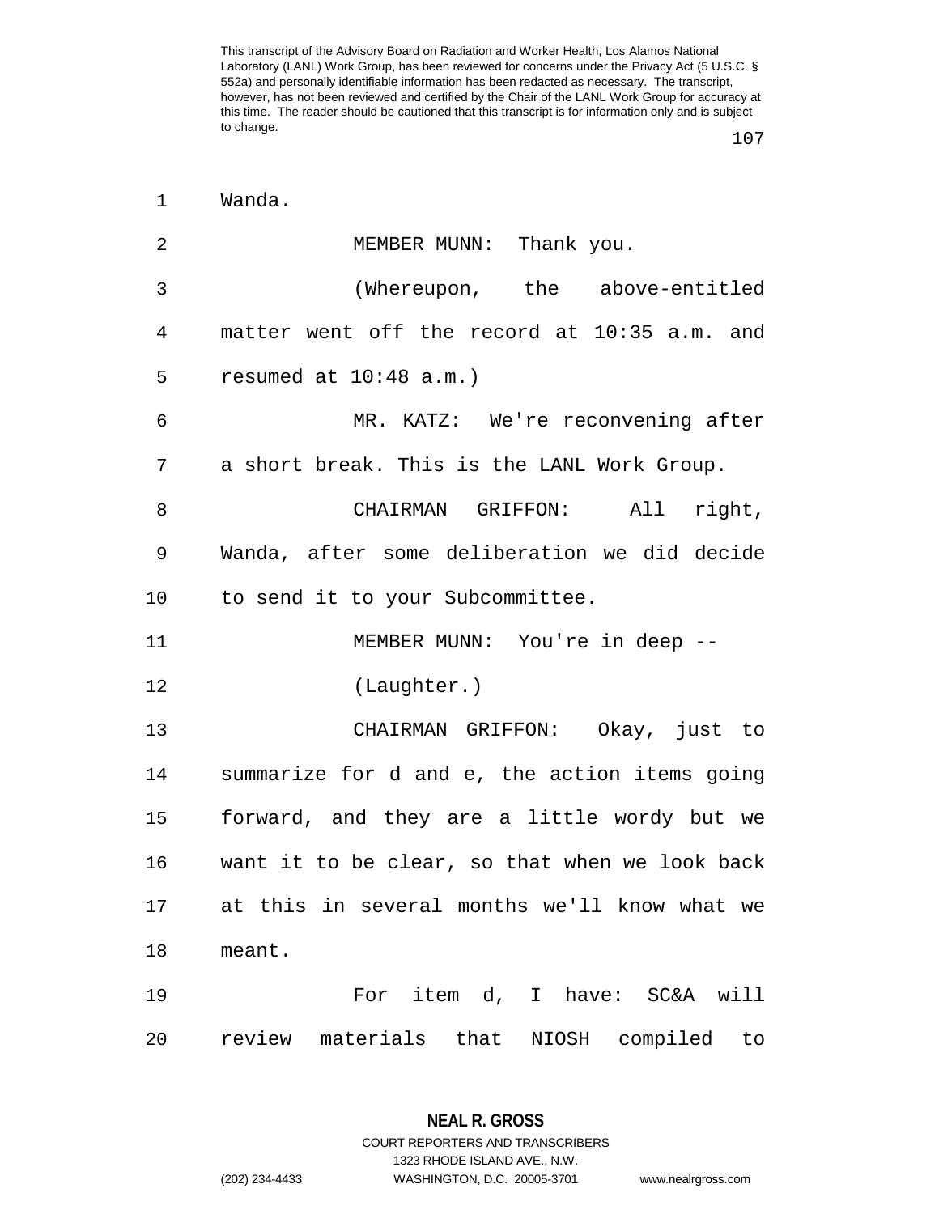Wanda.

MEMBER MUNN: Thank you.

(Whereupon, the above-entitled matter went off the record at 10:35 a.m. and resumed at 10:48 a.m.)

MR. KATZ: We're reconvening after a short break. This is the LANL Work Group.

CHAIRMAN GRIFFON: All right, Wanda, after some deliberation we did decide to send it to your Subcommittee.

MEMBER MUNN: You're in deep --

(Laughter.)

CHAIRMAN GRIFFON: Okay, just to summarize for d and e, the action items going forward, and they are a little wordy but we want it to be clear, so that when we look back at this in several months we'll know what we meant.

For item d, I have: SC&A will review materials that NIOSH compiled to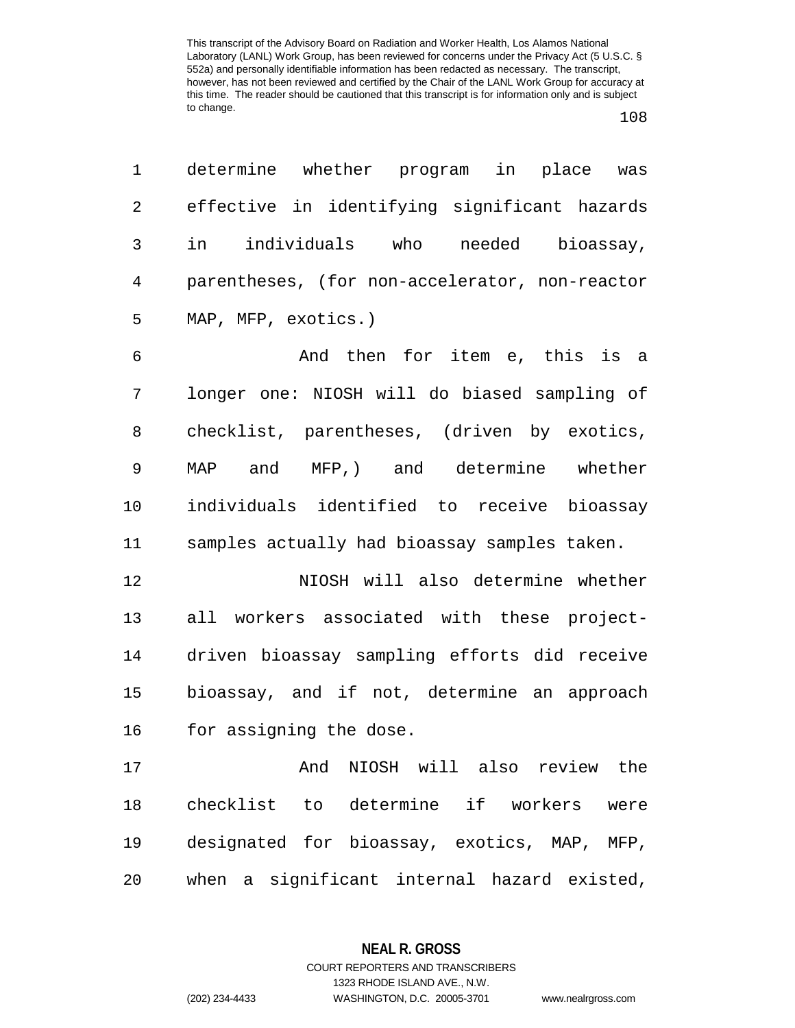determine whether program in place was effective in identifying significant hazards in individuals who needed bioassay, parentheses, (for non-accelerator, non-reactor MAP, MFP, exotics.)

And then for item e, this is a longer one: NIOSH will do biased sampling of checklist, parentheses, (driven by exotics, MAP and MFP,) and determine whether individuals identified to receive bioassay samples actually had bioassay samples taken.

NIOSH will also determine whether all workers associated with these project-driven bioassay sampling efforts did receive bioassay, and if not, determine an approach for assigning the dose.

And NIOSH will also review the checklist to determine if workers were designated for bioassay, exotics, MAP, MFP, when a significant internal hazard existed,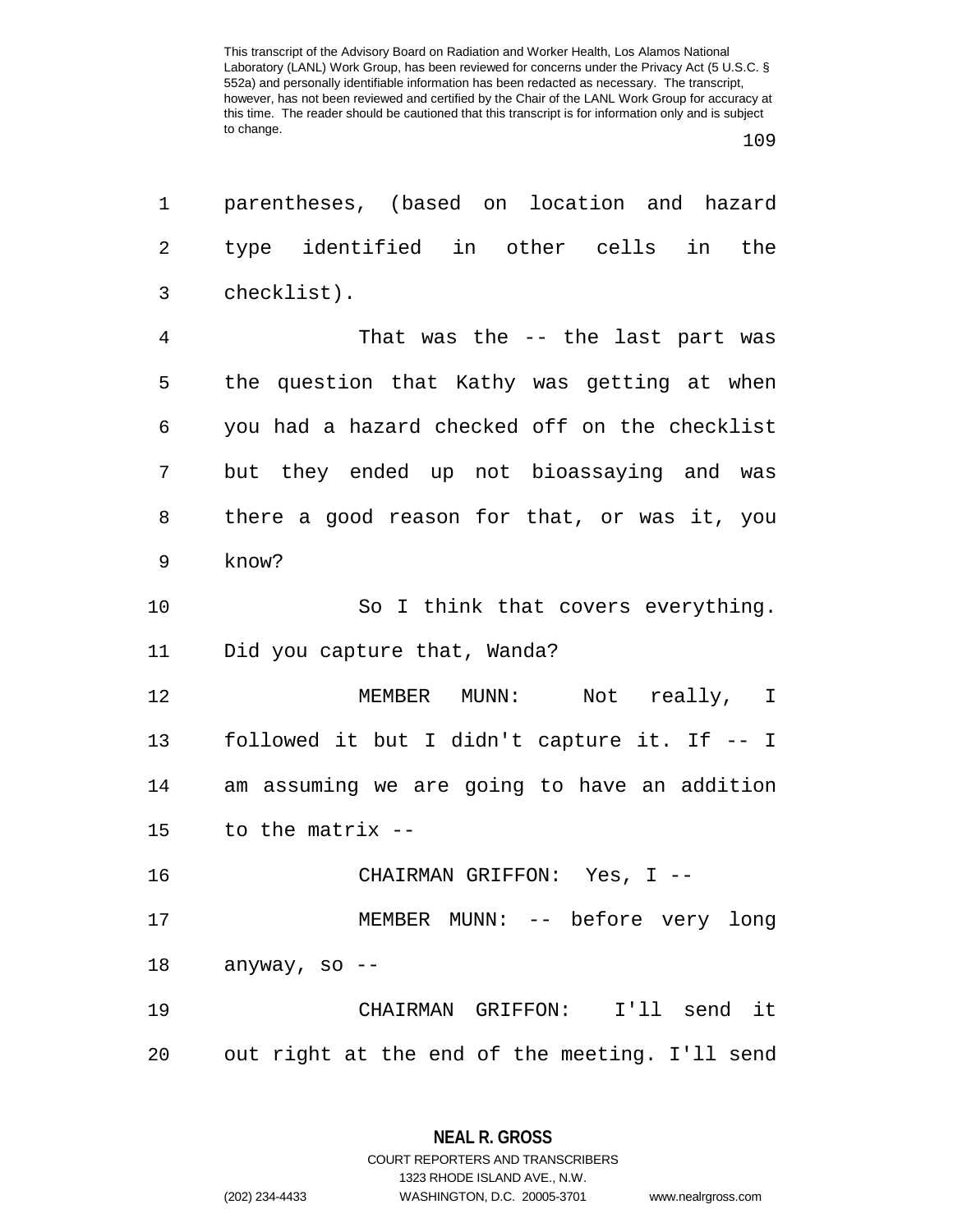parentheses, (based on location and hazard type identified in other cells in the checklist).

That was the -- the last part was the question that Kathy was getting at when you had a hazard checked off on the checklist but they ended up not bioassaying and was there a good reason for that, or was it, you know?

So I think that covers everything. Did you capture that, Wanda?

MEMBER MUNN: Not really, I followed it but I didn't capture it. If -- I am assuming we are going to have an addition to the matrix --

CHAIRMAN GRIFFON: Yes, I --

MEMBER MUNN: -- before very long anyway, so --

CHAIRMAN GRIFFON: I'll send it out right at the end of the meeting. I'll send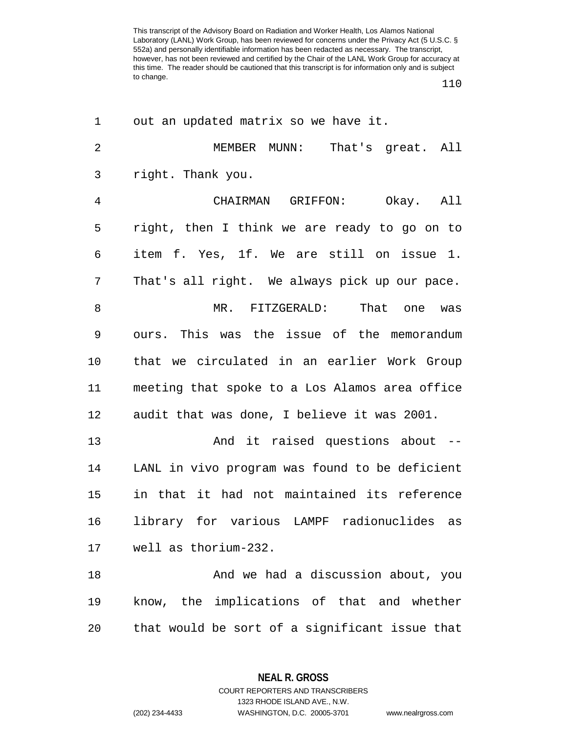out an updated matrix so we have it.

MEMBER MUNN: That's great. All right. Thank you.

CHAIRMAN GRIFFON: Okay. All right, then I think we are ready to go on to item f. Yes, 1f. We are still on issue 1. That's all right. We always pick up our pace.

MR. FITZGERALD: That one was ours. This was the issue of the memorandum that we circulated in an earlier Work Group meeting that spoke to a Los Alamos area office audit that was done, I believe it was 2001.

And it raised questions about -- LANL in vivo program was found to be deficient in that it had not maintained its reference library for various LAMPF radionuclides as well as thorium-232.

And we had a discussion about, you know, the implications of that and whether that would be sort of a significant issue that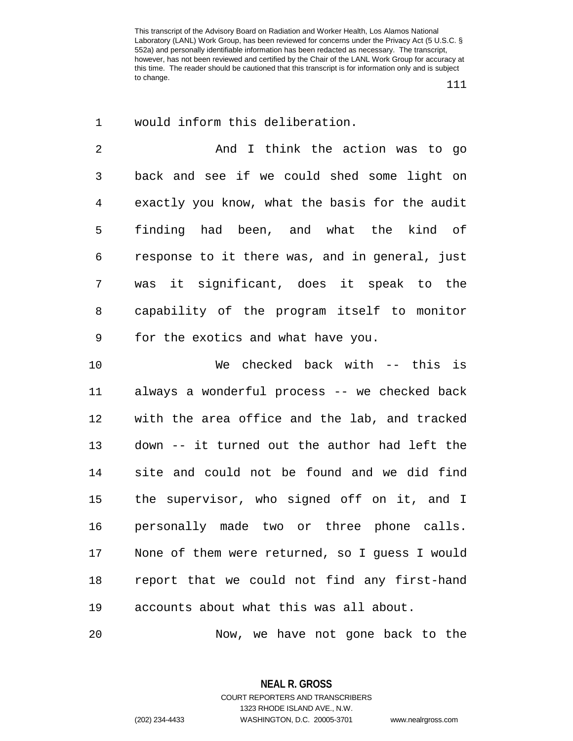would inform this deliberation.

And I think the action was to go back and see if we could shed some light on exactly you know, what the basis for the audit finding had been, and what the kind of response to it there was, and in general, just was it significant, does it speak to the capability of the program itself to monitor for the exotics and what have you.

We checked back with -- this is always a wonderful process -- we checked back with the area office and the lab, and tracked down -- it turned out the author had left the site and could not be found and we did find the supervisor, who signed off on it, and I personally made two or three phone calls. None of them were returned, so I guess I would report that we could not find any first-hand accounts about what this was all about.

Now, we have not gone back to the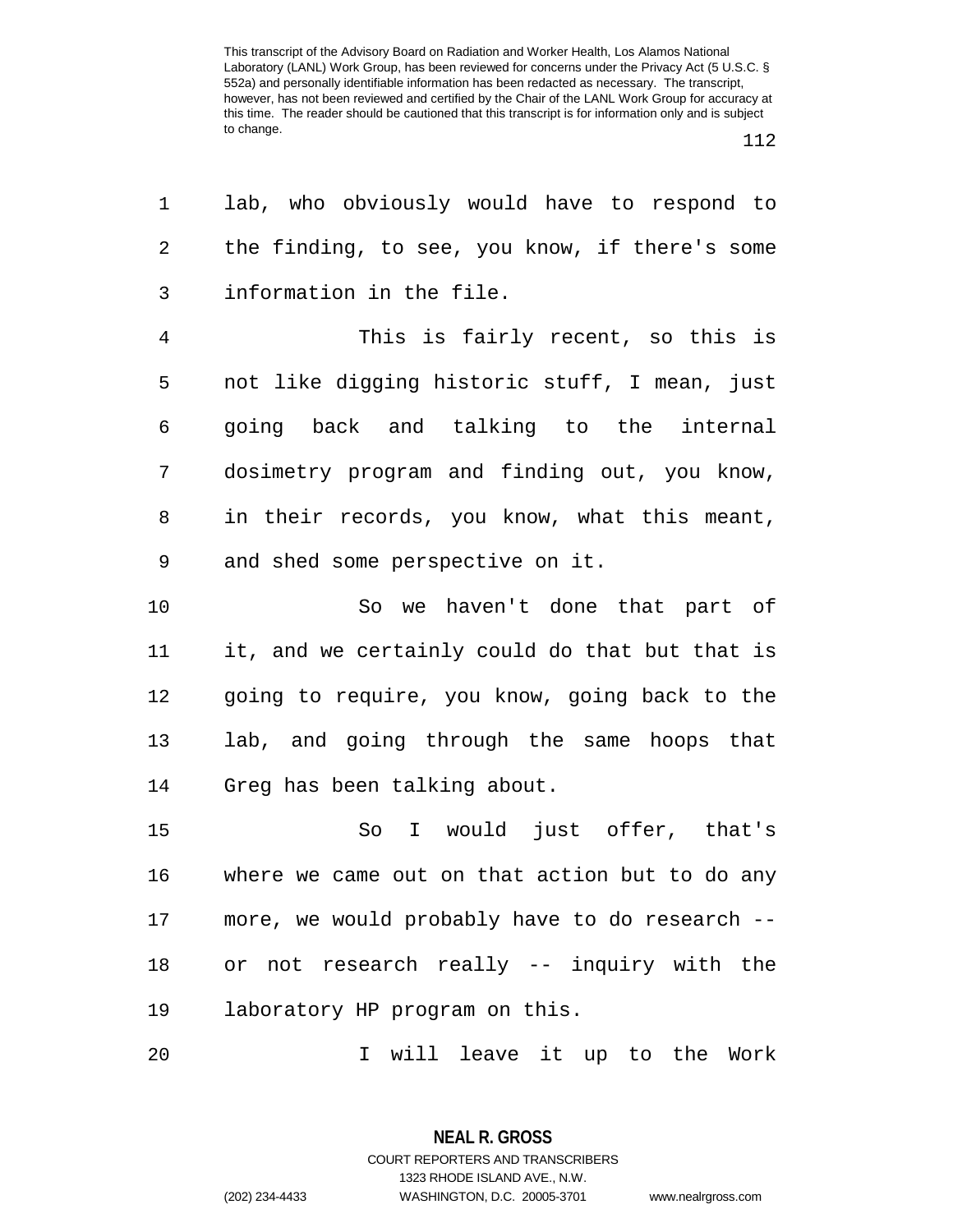lab, who obviously would have to respond to the finding, to see, you know, if there's some information in the file.

This is fairly recent, so this is not like digging historic stuff, I mean, just going back and talking to the internal dosimetry program and finding out, you know, in their records, you know, what this meant, and shed some perspective on it.

So we haven't done that part of it, and we certainly could do that but that is going to require, you know, going back to the lab, and going through the same hoops that Greg has been talking about.

So I would just offer, that's where we came out on that action but to do any more, we would probably have to do research -- or not research really -- inquiry with the laboratory HP program on this.

I will leave it up to the Work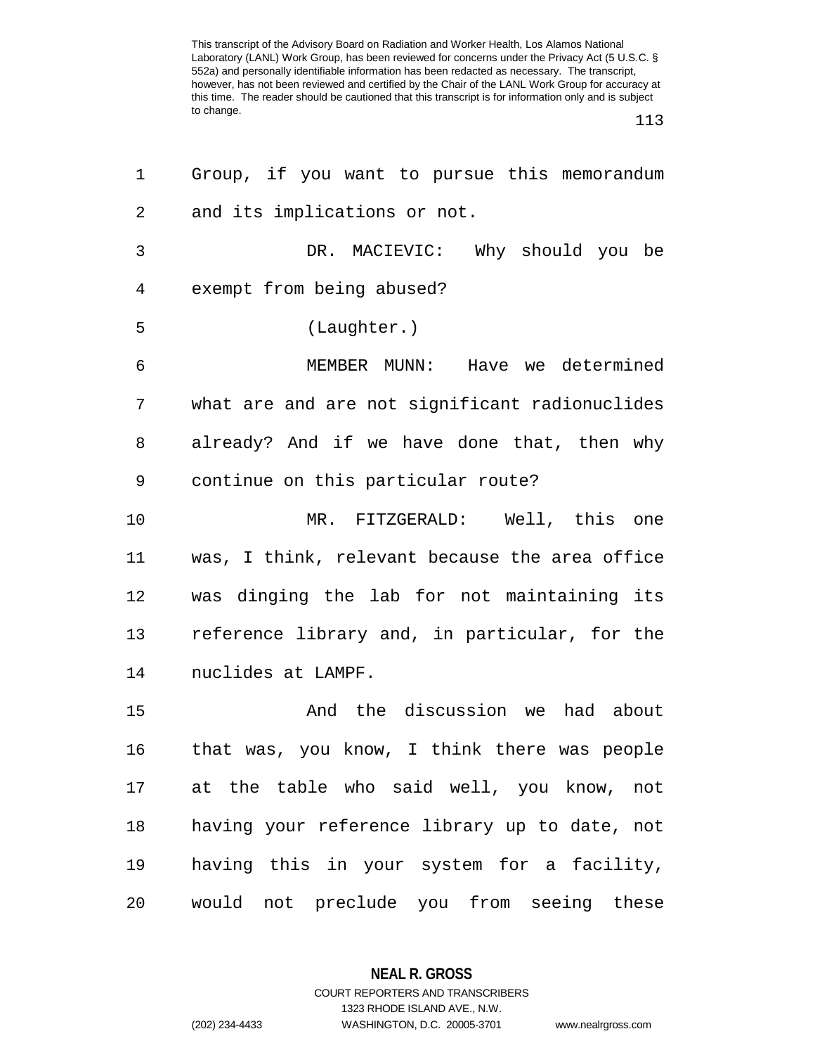Group, if you want to pursue this memorandum and its implications or not.

DR. MACIEVIC: Why should you be exempt from being abused?

(Laughter.)

MEMBER MUNN: Have we determined what are and are not significant radionuclides already? And if we have done that, then why continue on this particular route?

MR. FITZGERALD: Well, this one was, I think, relevant because the area office was dinging the lab for not maintaining its reference library and, in particular, for the nuclides at LAMPF.

And the discussion we had about that was, you know, I think there was people at the table who said well, you know, not having your reference library up to date, not having this in your system for a facility, would not preclude you from seeing these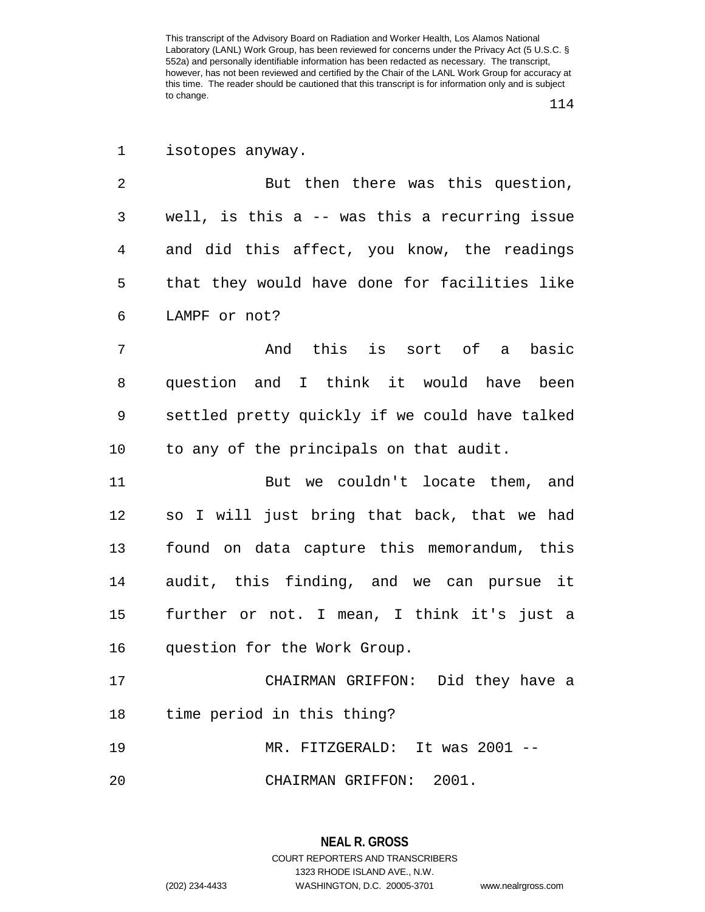isotopes anyway.

But then there was this question, well, is this a -- was this a recurring issue and did this affect, you know, the readings that they would have done for facilities like LAMPF or not?

And this is sort of a basic question and I think it would have been settled pretty quickly if we could have talked to any of the principals on that audit.

But we couldn't locate them, and so I will just bring that back, that we had found on data capture this memorandum, this audit, this finding, and we can pursue it further or not. I mean, I think it's just a question for the Work Group.

CHAIRMAN GRIFFON: Did they have a time period in this thing?

MR. FITZGERALD: It was 2001 --

CHAIRMAN GRIFFON: 2001.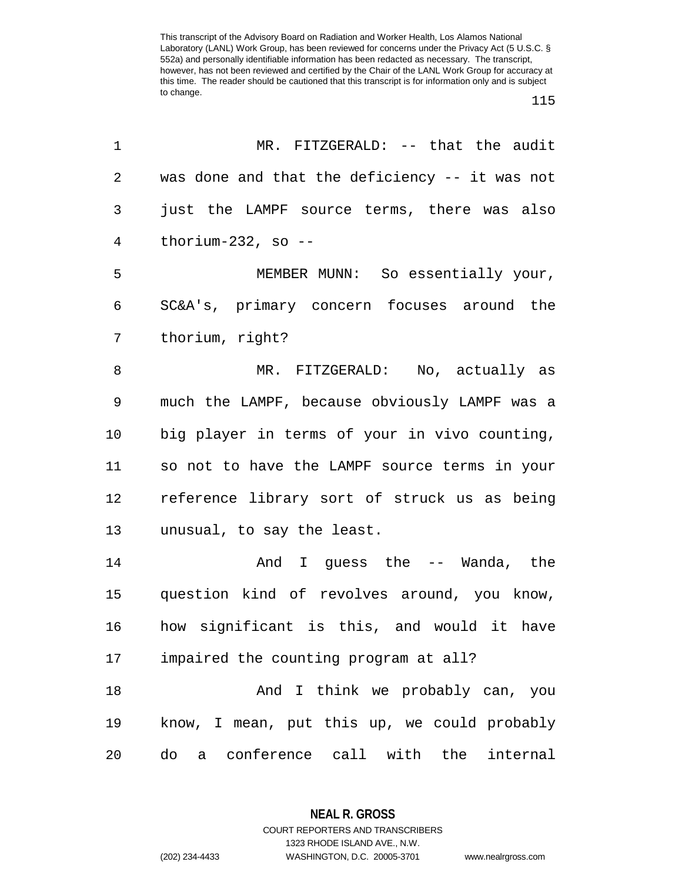MR. FITZGERALD: -- that the audit was done and that the deficiency -- it was not just the LAMPF source terms, there was also thorium-232, so --

MEMBER MUNN: So essentially your, SC&A's, primary concern focuses around the thorium, right?

MR. FITZGERALD: No, actually as much the LAMPF, because obviously LAMPF was a big player in terms of your in vivo counting, so not to have the LAMPF source terms in your reference library sort of struck us as being unusual, to say the least.

And I guess the -- Wanda, the question kind of revolves around, you know, how significant is this, and would it have impaired the counting program at all?

And I think we probably can, you know, I mean, put this up, we could probably do a conference call with the internal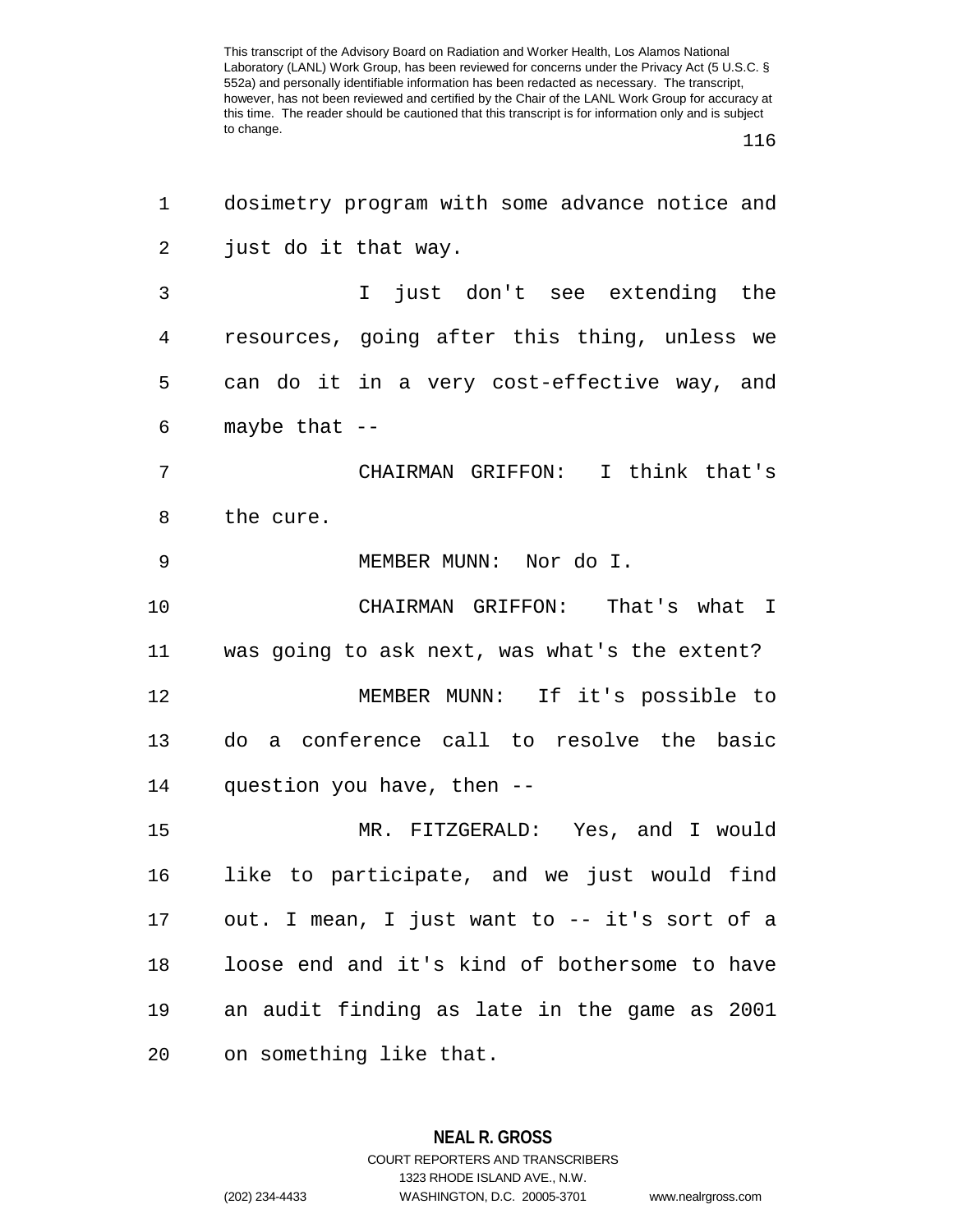dosimetry program with some advance notice and just do it that way.

I just don't see extending the resources, going after this thing, unless we can do it in a very cost-effective way, and maybe that --

CHAIRMAN GRIFFON: I think that's the cure.

MEMBER MUNN: Nor do I.

CHAIRMAN GRIFFON: That's what I was going to ask next, was what's the extent?

MEMBER MUNN: If it's possible to do a conference call to resolve the basic question you have, then --

MR. FITZGERALD: Yes, and I would like to participate, and we just would find out. I mean, I just want to -- it's sort of a loose end and it's kind of bothersome to have an audit finding as late in the game as 2001 on something like that.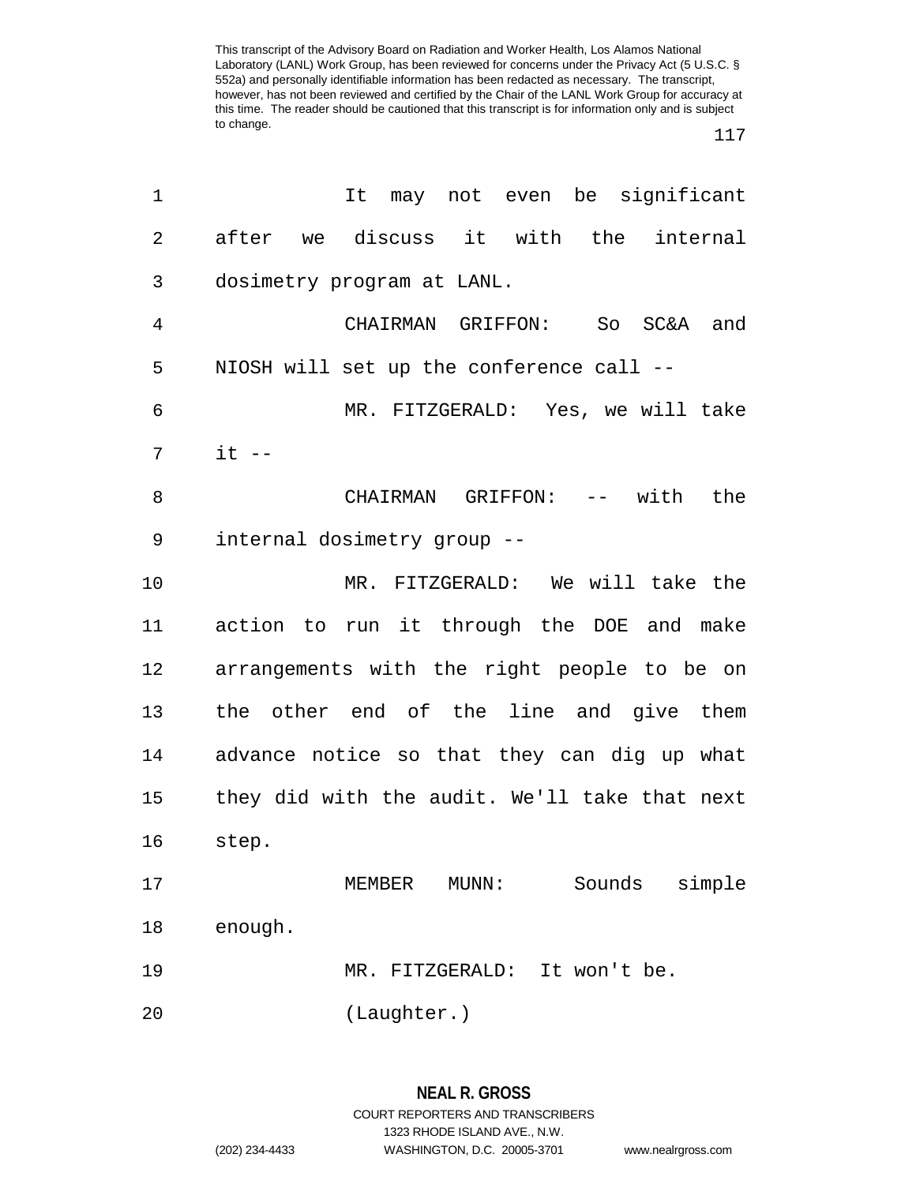This transcript of the Advisory Board on Radiation and Worker Health, Los Alamos National Laboratory (LANL) Work Group, has been reviewed for concerns under the Privacy Act (5 U.S.C. § 552a) and personally identifiable information has been redacted as necessary. The transcript, however, has not been reviewed and certified by the Chair of the LANL Work Group for accuracy at this time. The reader should be cautioned that this transcript is for information only and is subject to change.

It may not even be significant after we discuss it with the internal dosimetry program at LANL.

CHAIRMAN GRIFFON: So SC&A and NIOSH will set up the conference call --

MR. FITZGERALD: Yes, we will take it --

CHAIRMAN GRIFFON: -- with the internal dosimetry group --

MR. FITZGERALD: We will take the action to run it through the DOE and make arrangements with the right people to be on the other end of the line and give them advance notice so that they can dig up what they did with the audit. We'll take that next step.

MEMBER MUNN: Sounds simple enough.

MR. FITZGERALD: It won't be.

(Laughter.)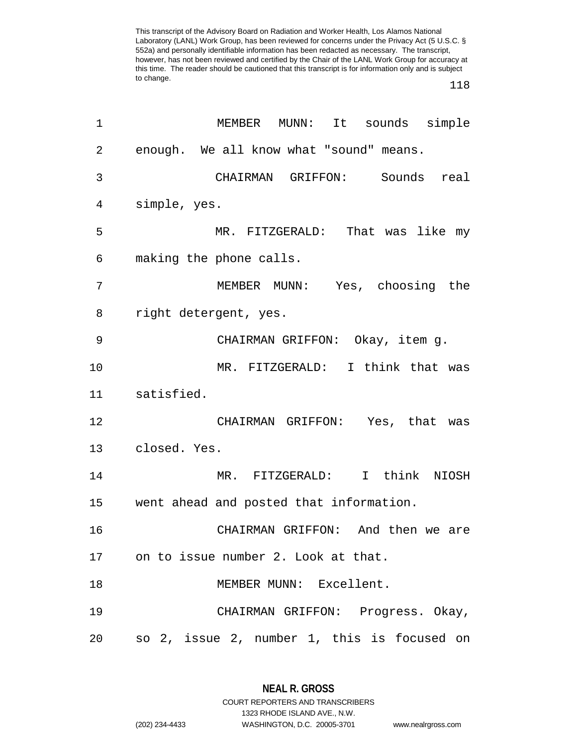MEMBER MUNN: It sounds simple enough. We all know what "sound" means.

CHAIRMAN GRIFFON: Sounds real simple, yes.

MR. FITZGERALD: That was like my making the phone calls.

MEMBER MUNN: Yes, choosing the right detergent, yes.

CHAIRMAN GRIFFON: Okay, item g.

MR. FITZGERALD: I think that was satisfied.

CHAIRMAN GRIFFON: Yes, that was closed. Yes.

MR. FITZGERALD: I think NIOSH went ahead and posted that information.

CHAIRMAN GRIFFON: And then we are on to issue number 2. Look at that.

MEMBER MUNN: Excellent.

CHAIRMAN GRIFFON: Progress. Okay, so 2, issue 2, number 1, this is focused on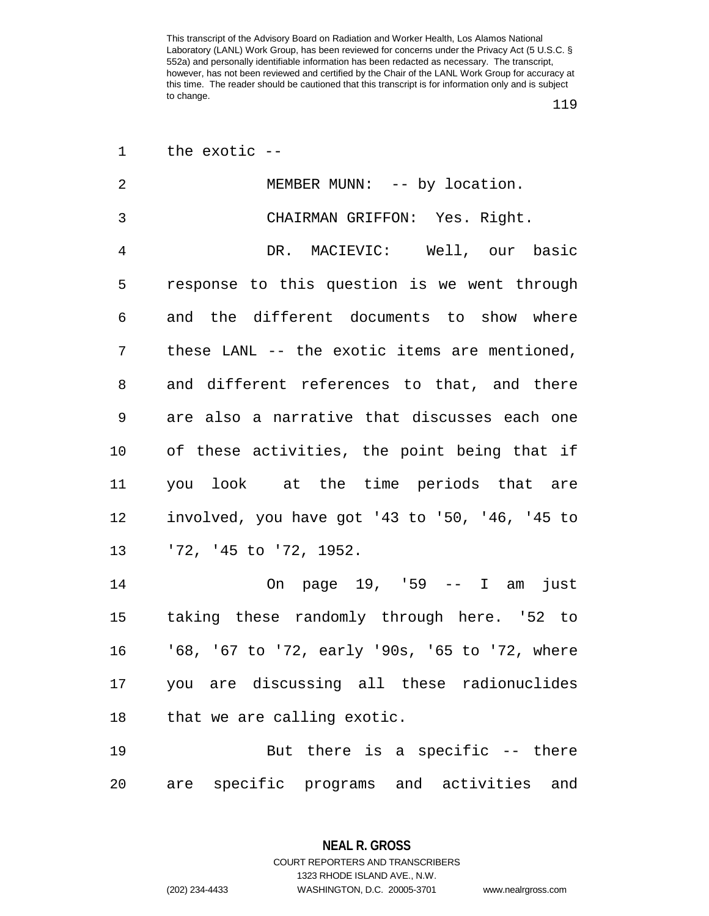the exotic --

MEMBER MUNN: -- by location.

CHAIRMAN GRIFFON: Yes. Right.

DR. MACIEVIC: Well, our basic response to this question is we went through and the different documents to show where these LANL -- the exotic items are mentioned, and different references to that, and there are also a narrative that discusses each one of these activities, the point being that if you look at the time periods that are involved, you have got '43 to '50, '46, '45 to '72, '45 to '72, 1952.

On page 19, '59 -- I am just taking these randomly through here. '52 to '68, '67 to '72, early '90s, '65 to '72, where you are discussing all these radionuclides that we are calling exotic.

But there is a specific -- there are specific programs and activities and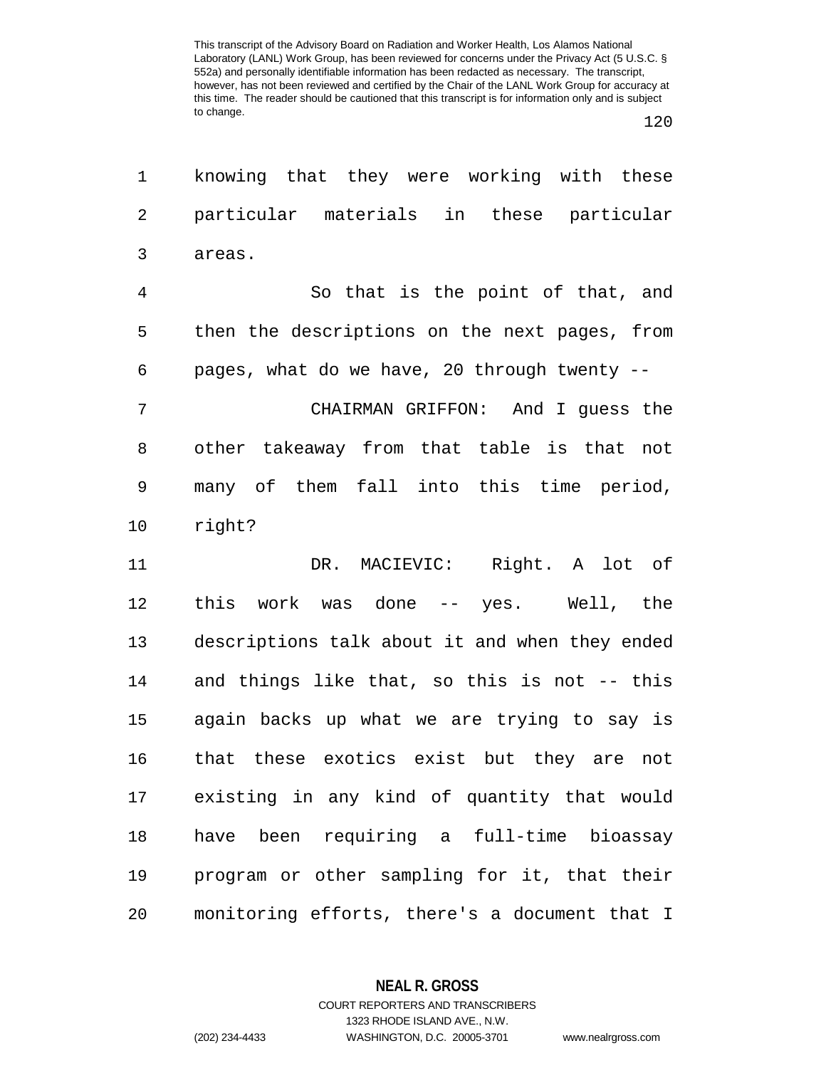knowing that they were working with these particular materials in these particular areas.

So that is the point of that, and then the descriptions on the next pages, from pages, what do we have, 20 through twenty --

CHAIRMAN GRIFFON: And I guess the other takeaway from that table is that not many of them fall into this time period, right?

DR. MACIEVIC: Right. A lot of this work was done -- yes. Well, the descriptions talk about it and when they ended and things like that, so this is not -- this again backs up what we are trying to say is that these exotics exist but they are not existing in any kind of quantity that would have been requiring a full-time bioassay program or other sampling for it, that their monitoring efforts, there's a document that I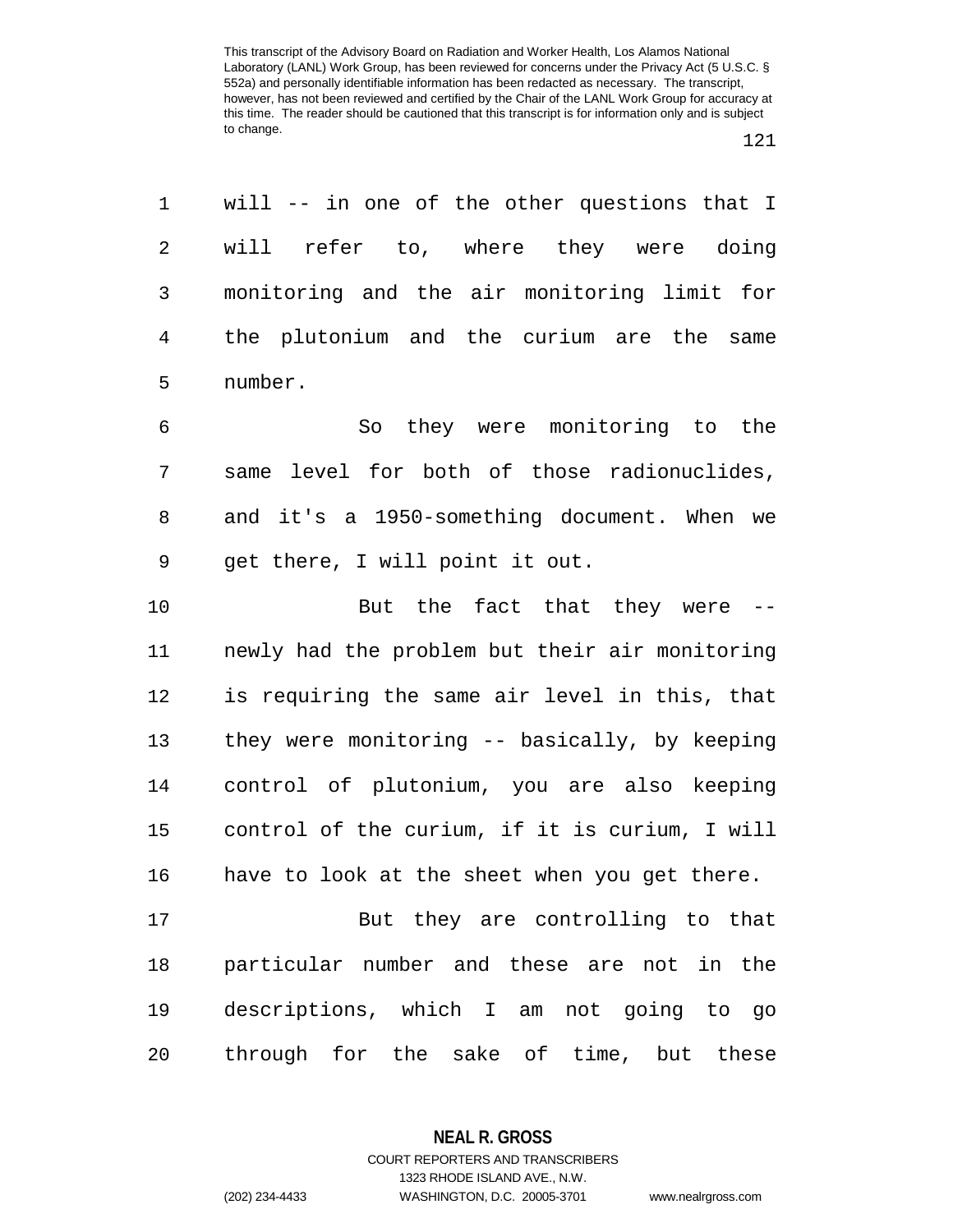will -- in one of the other questions that I will refer to, where they were doing monitoring and the air monitoring limit for the plutonium and the curium are the same number.

So they were monitoring to the same level for both of those radionuclides, and it's a 1950-something document. When we get there, I will point it out.

But the fact that they were -- newly had the problem but their air monitoring is requiring the same air level in this, that they were monitoring -- basically, by keeping control of plutonium, you are also keeping control of the curium, if it is curium, I will have to look at the sheet when you get there.

But they are controlling to that particular number and these are not in the descriptions, which I am not going to go through for the sake of time, but these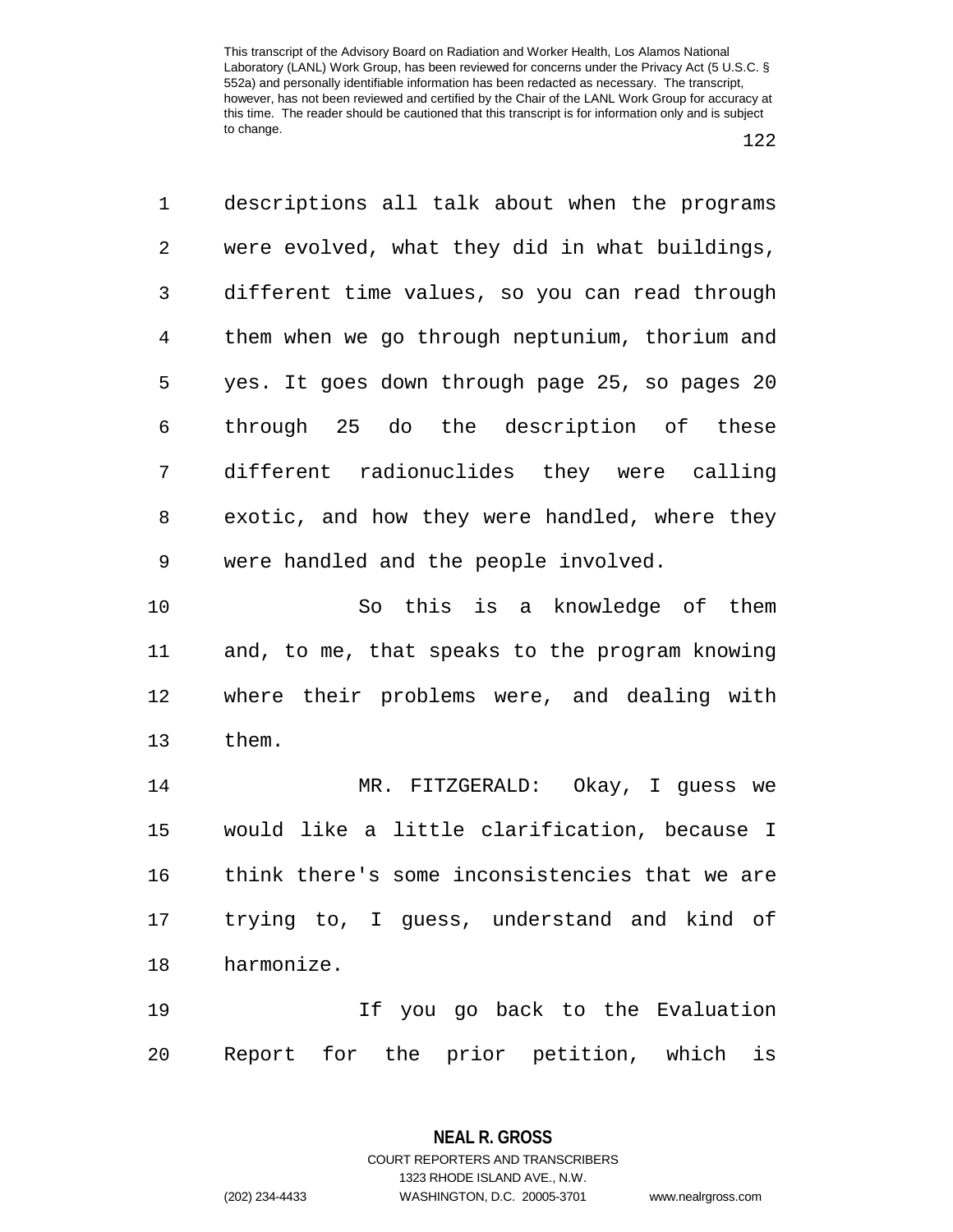descriptions all talk about when the programs were evolved, what they did in what buildings, different time values, so you can read through them when we go through neptunium, thorium and yes. It goes down through page 25, so pages 20 through 25 do the description of these different radionuclides they were calling exotic, and how they were handled, where they were handled and the people involved.

So this is a knowledge of them and, to me, that speaks to the program knowing where their problems were, and dealing with them.

MR. FITZGERALD: Okay, I guess we would like a little clarification, because I think there's some inconsistencies that we are trying to, I guess, understand and kind of harmonize.

If you go back to the Evaluation Report for the prior petition, which is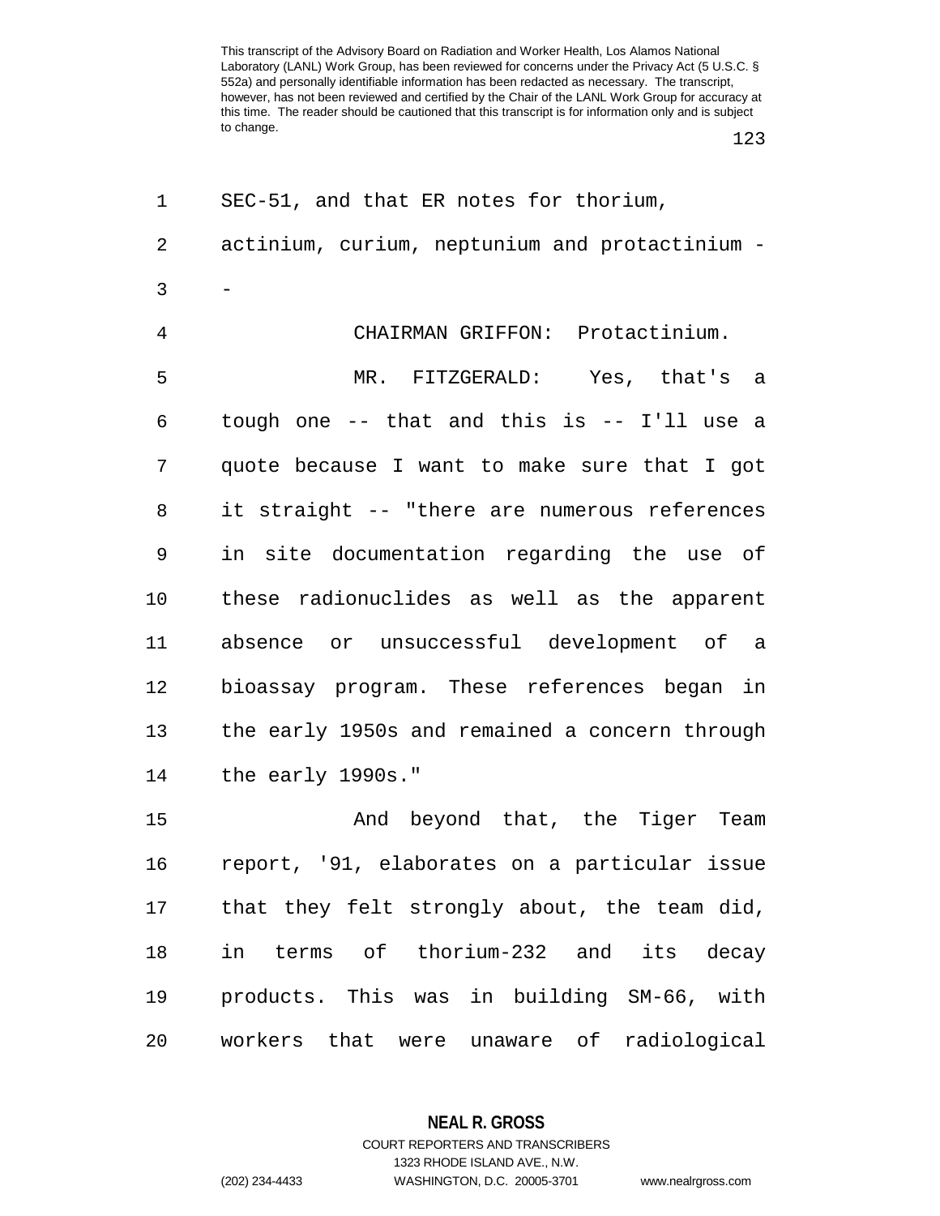SEC-51, and that ER notes for thorium, actinium, curium, neptunium and protactinium --

CHAIRMAN GRIFFON: Protactinium.

MR. FITZGERALD: Yes, that's a tough one -- that and this is -- I'll use a quote because I want to make sure that I got it straight -- "there are numerous references in site documentation regarding the use of these radionuclides as well as the apparent absence or unsuccessful development of a bioassay program. These references began in the early 1950s and remained a concern through the early 1990s."

And beyond that, the Tiger Team report, '91, elaborates on a particular issue that they felt strongly about, the team did, in terms of thorium-232 and its decay products. This was in building SM-66, with workers that were unaware of radiological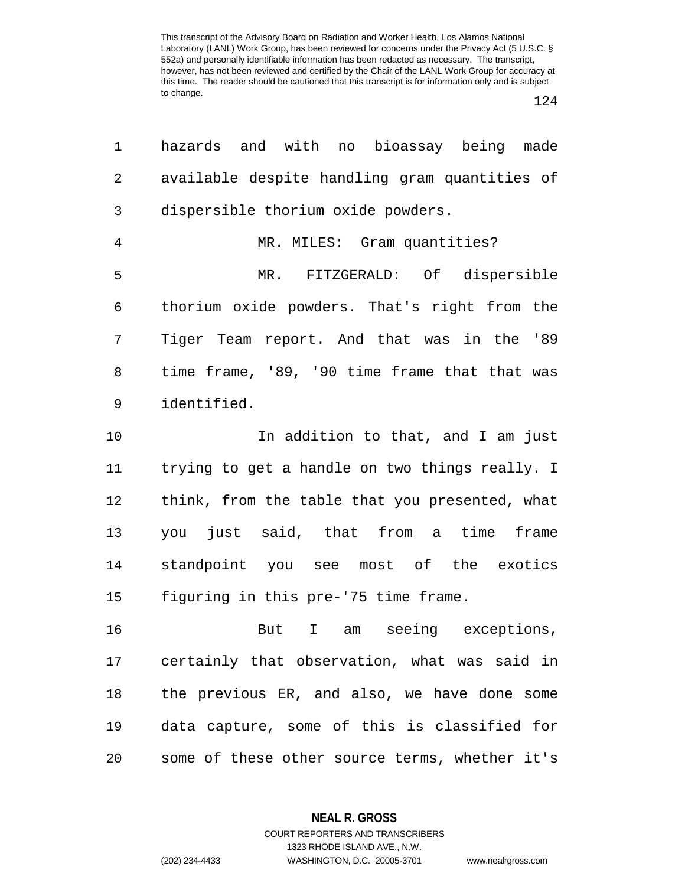hazards and with no bioassay being made available despite handling gram quantities of dispersible thorium oxide powders.

MR. MILES: Gram quantities?

MR. FITZGERALD: Of dispersible thorium oxide powders. That's right from the Tiger Team report. And that was in the '89 time frame, '89, '90 time frame that that was identified.

In addition to that, and I am just trying to get a handle on two things really. I think, from the table that you presented, what you just said, that from a time frame standpoint you see most of the exotics figuring in this pre-'75 time frame.

But I am seeing exceptions, certainly that observation, what was said in the previous ER, and also, we have done some data capture, some of this is classified for some of these other source terms, whether it's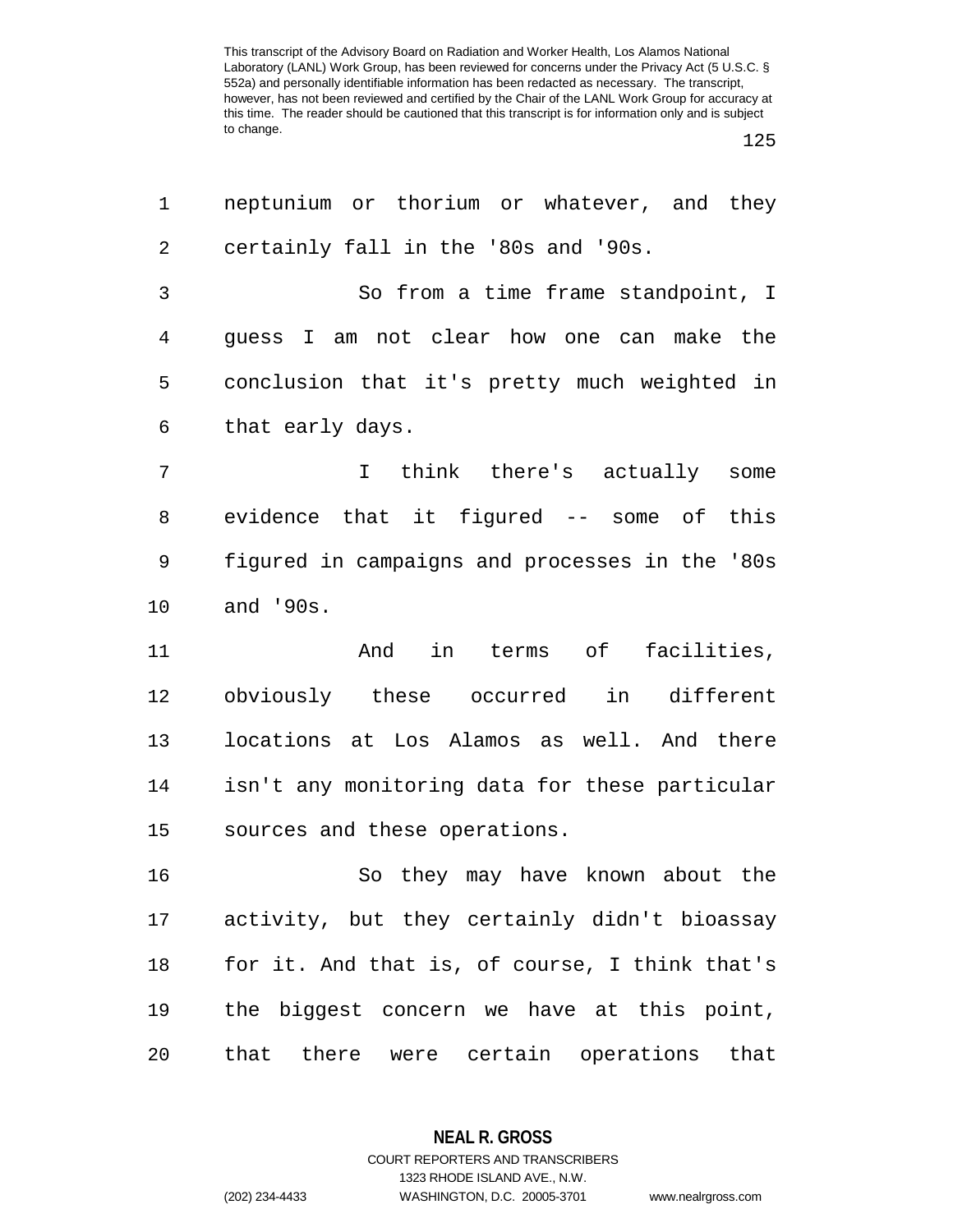neptunium or thorium or whatever, and they certainly fall in the '80s and '90s.

So from a time frame standpoint, I guess I am not clear how one can make the conclusion that it's pretty much weighted in that early days.

I think there's actually some evidence that it figured -- some of this figured in campaigns and processes in the '80s and '90s.

And in terms of facilities, obviously these occurred in different locations at Los Alamos as well. And there isn't any monitoring data for these particular sources and these operations.

So they may have known about the activity, but they certainly didn't bioassay for it. And that is, of course, I think that's the biggest concern we have at this point, that there were certain operations that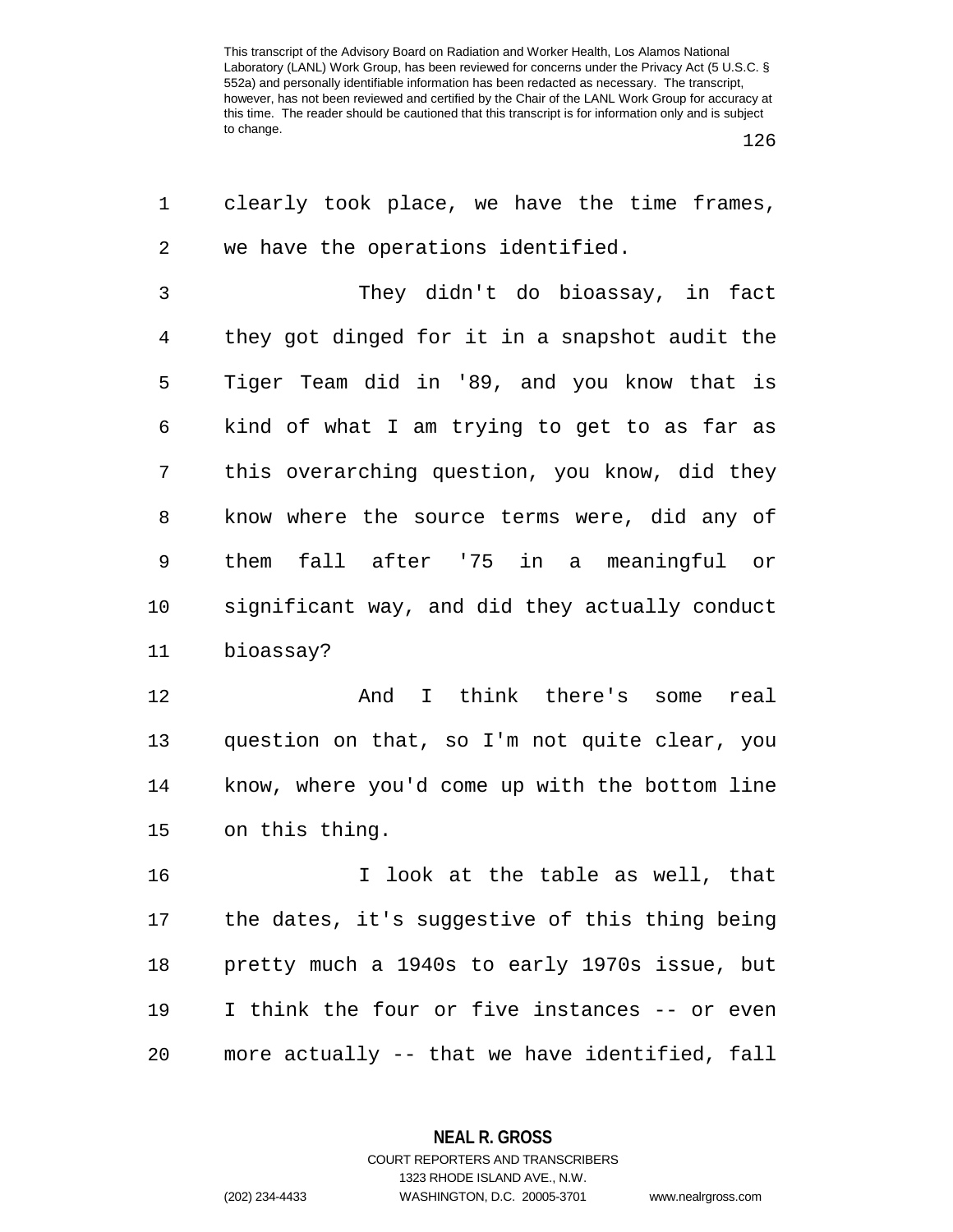This transcript of the Advisory Board on Radiation and Worker Health, Los Alamos National Laboratory (LANL) Work Group, has been reviewed for concerns under the Privacy Act (5 U.S.C. § 552a) and personally identifiable information has been redacted as necessary. The transcript, however, has not been reviewed and certified by the Chair of the LANL Work Group for accuracy at this time. The reader should be cautioned that this transcript is for information only and is subject to change.

clearly took place, we have the time frames, we have the operations identified.

They didn't do bioassay, in fact they got dinged for it in a snapshot audit the Tiger Team did in '89, and you know that is kind of what I am trying to get to as far as this overarching question, you know, did they know where the source terms were, did any of them fall after '75 in a meaningful or significant way, and did they actually conduct bioassay?

And I think there's some real question on that, so I'm not quite clear, you know, where you'd come up with the bottom line on this thing.

I look at the table as well, that the dates, it's suggestive of this thing being pretty much a 1940s to early 1970s issue, but I think the four or five instances -- or even more actually -- that we have identified, fall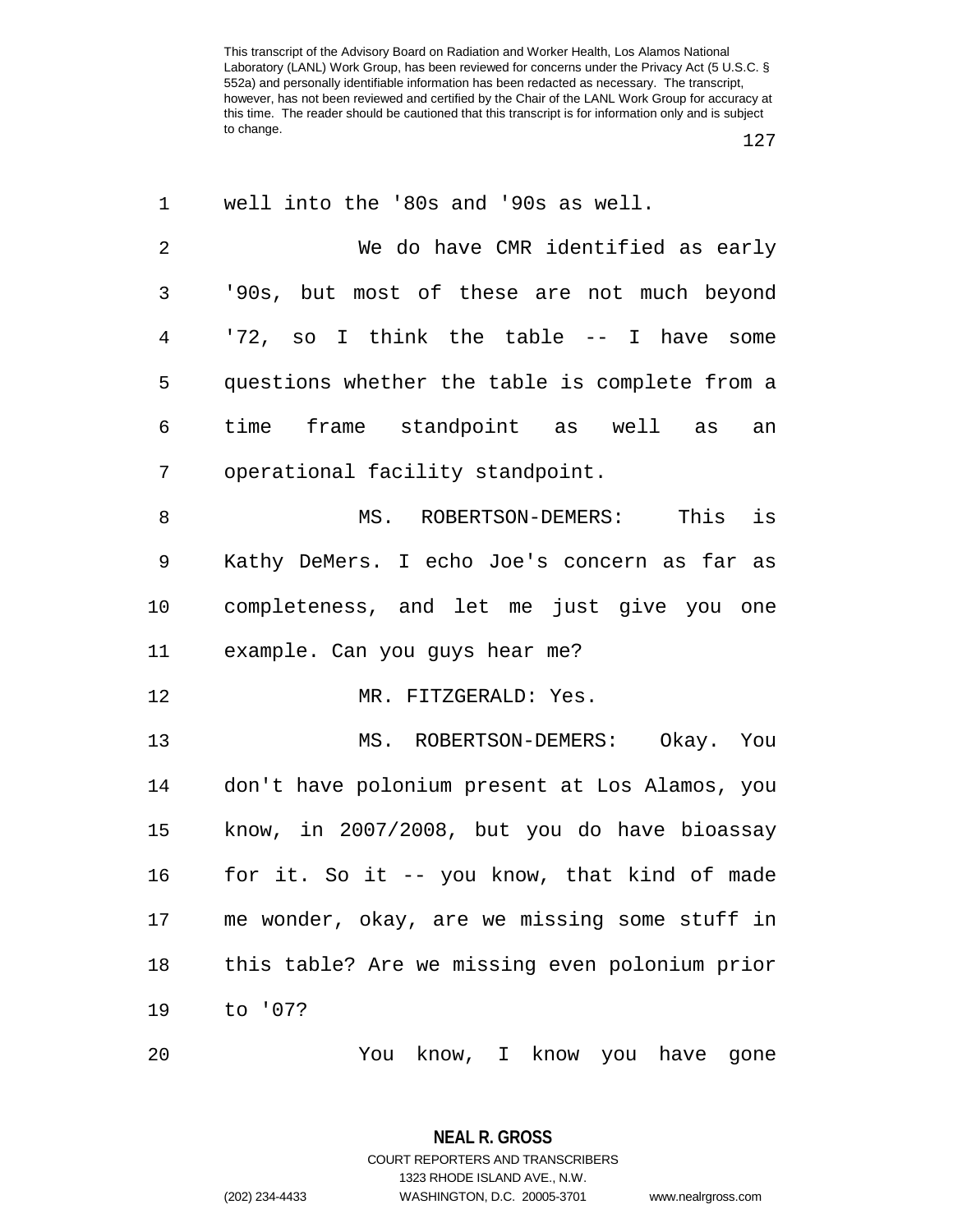well into the '80s and '90s as well.

We do have CMR identified as early '90s, but most of these are not much beyond '72, so I think the table -- I have some questions whether the table is complete from a time frame standpoint as well as an operational facility standpoint.

MS. ROBERTSON-DEMERS: This is Kathy DeMers. I echo Joe's concern as far as completeness, and let me just give you one example. Can you guys hear me?

MR. FITZGERALD: Yes.

MS. ROBERTSON-DEMERS: Okay. You don't have polonium present at Los Alamos, you know, in 2007/2008, but you do have bioassay for it. So it -- you know, that kind of made me wonder, okay, are we missing some stuff in this table? Are we missing even polonium prior to '07?

You know, I know you have gone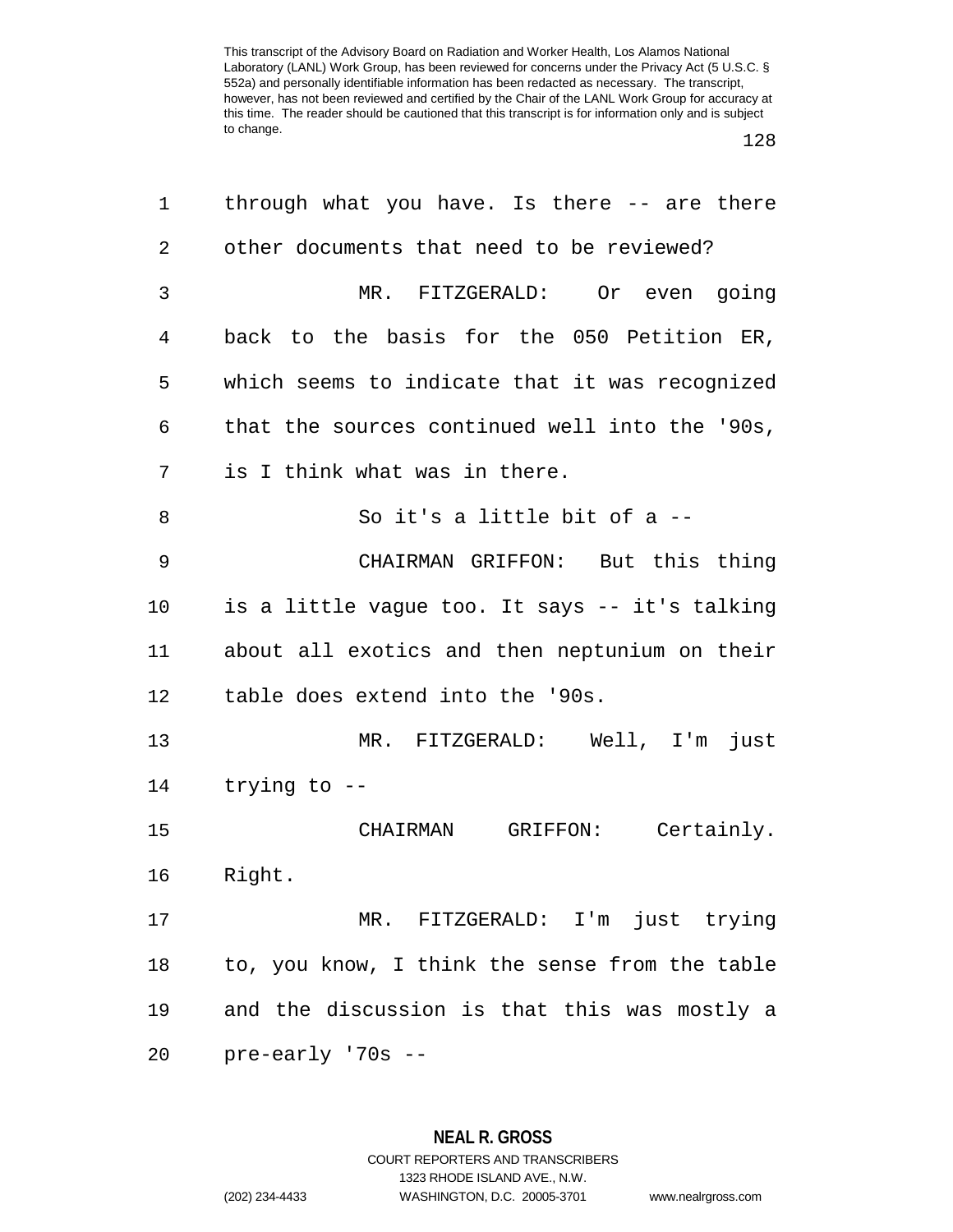through what you have. Is there -- are there other documents that need to be reviewed?

MR. FITZGERALD: Or even going back to the basis for the 050 Petition ER, which seems to indicate that it was recognized that the sources continued well into the '90s, is I think what was in there.

So it's a little bit of a --

CHAIRMAN GRIFFON: But this thing is a little vague too. It says -- it's talking about all exotics and then neptunium on their table does extend into the '90s.

MR. FITZGERALD: Well, I'm just trying to --

CHAIRMAN GRIFFON: Certainly. Right.

MR. FITZGERALD: I'm just trying to, you know, I think the sense from the table and the discussion is that this was mostly a pre-early '70s --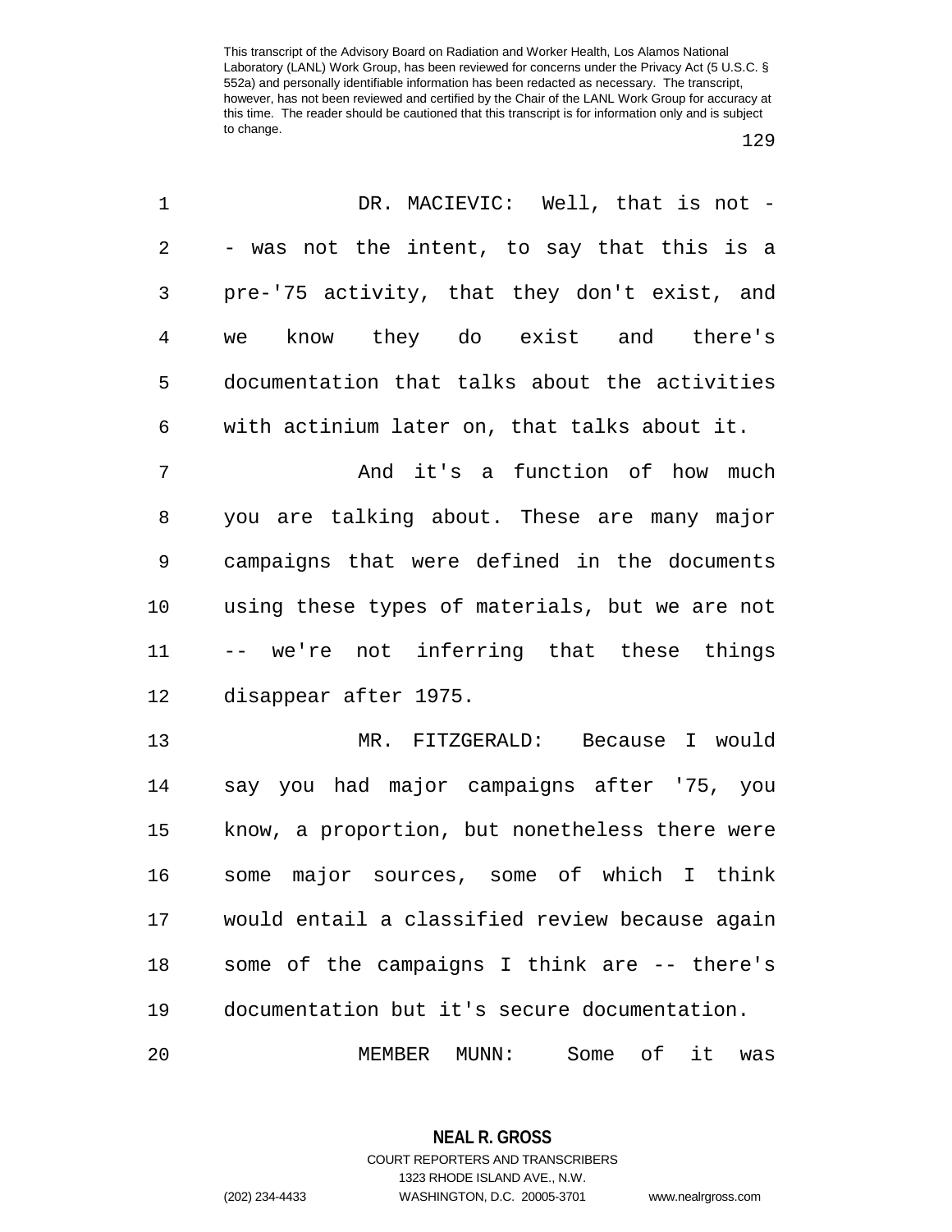DR. MACIEVIC: Well, that is not -- was not the intent, to say that this is a pre-'75 activity, that they don't exist, and we know they do exist and there's documentation that talks about the activities with actinium later on, that talks about it.

And it's a function of how much you are talking about. These are many major campaigns that were defined in the documents using these types of materials, but we are not -- we're not inferring that these things disappear after 1975.

MR. FITZGERALD: Because I would say you had major campaigns after '75, you know, a proportion, but nonetheless there were some major sources, some of which I think would entail a classified review because again some of the campaigns I think are -- there's documentation but it's secure documentation.

MEMBER MUNN: Some of it was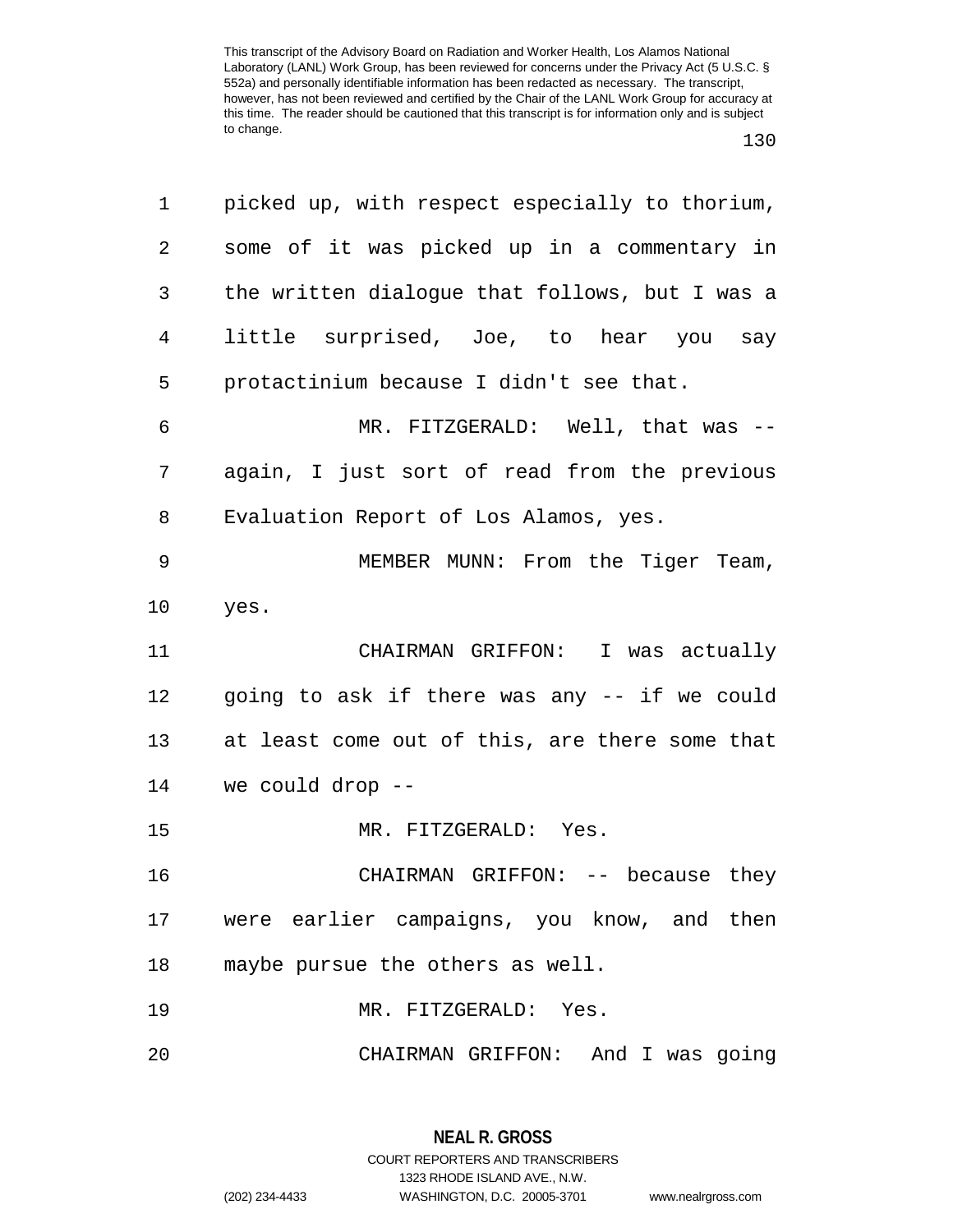picked up, with respect especially to thorium, some of it was picked up in a commentary in the written dialogue that follows, but I was a little surprised, Joe, to hear you say protactinium because I didn't see that.

MR. FITZGERALD: Well, that was -- again, I just sort of read from the previous Evaluation Report of Los Alamos, yes.

MEMBER MUNN: From the Tiger Team, yes.

CHAIRMAN GRIFFON: I was actually going to ask if there was any -- if we could at least come out of this, are there some that we could drop --

MR. FITZGERALD: Yes.

CHAIRMAN GRIFFON: -- because they were earlier campaigns, you know, and then maybe pursue the others as well.

MR. FITZGERALD: Yes.

CHAIRMAN GRIFFON: And I was going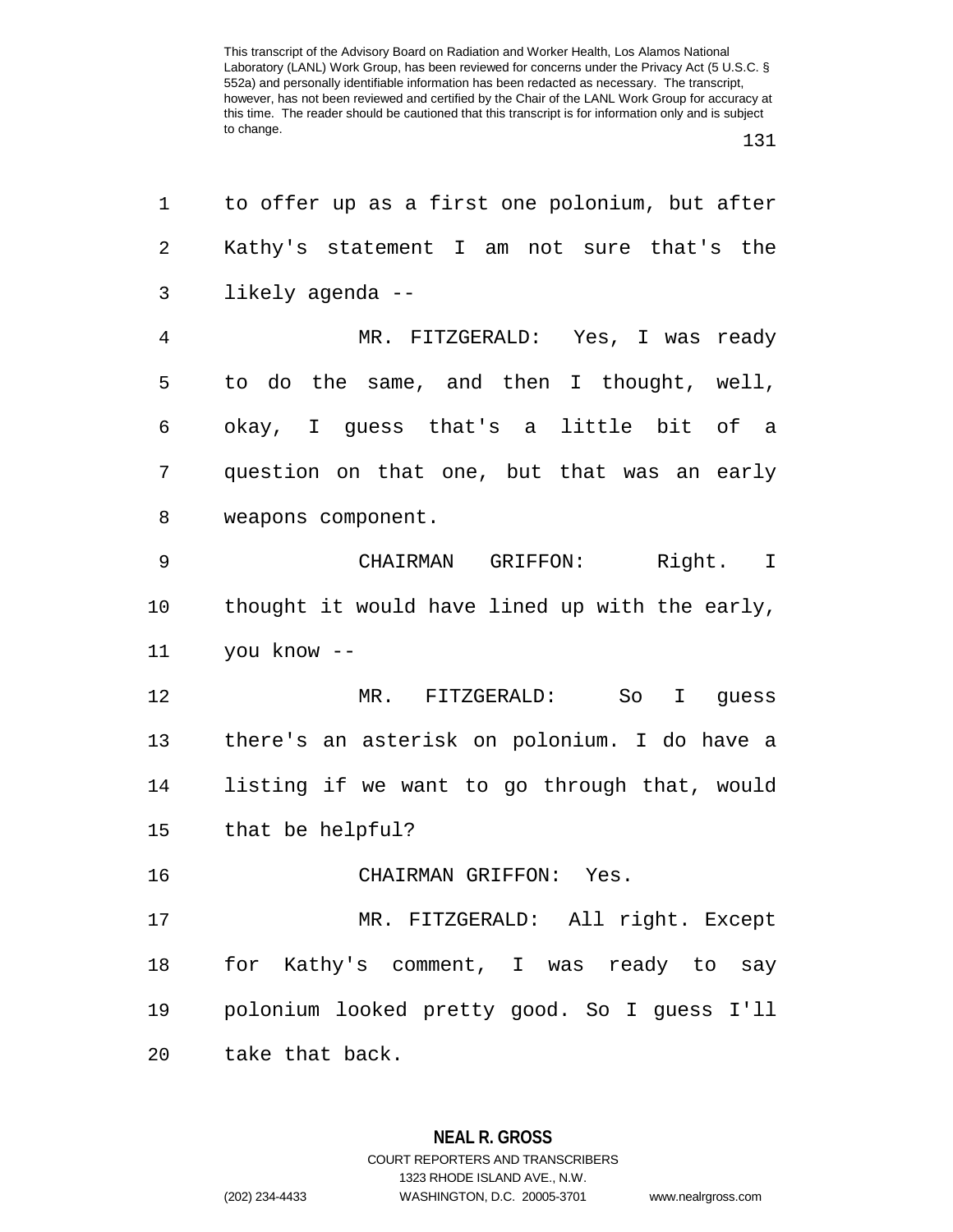to offer up as a first one polonium, but after Kathy's statement I am not sure that's the likely agenda --

MR. FITZGERALD: Yes, I was ready to do the same, and then I thought, well, okay, I guess that's a little bit of a question on that one, but that was an early weapons component.

CHAIRMAN GRIFFON: Right. I thought it would have lined up with the early, you know --

MR. FITZGERALD: So I guess there's an asterisk on polonium. I do have a listing if we want to go through that, would that be helpful?

CHAIRMAN GRIFFON: Yes.

MR. FITZGERALD: All right. Except for Kathy's comment, I was ready to say polonium looked pretty good. So I guess I'll take that back.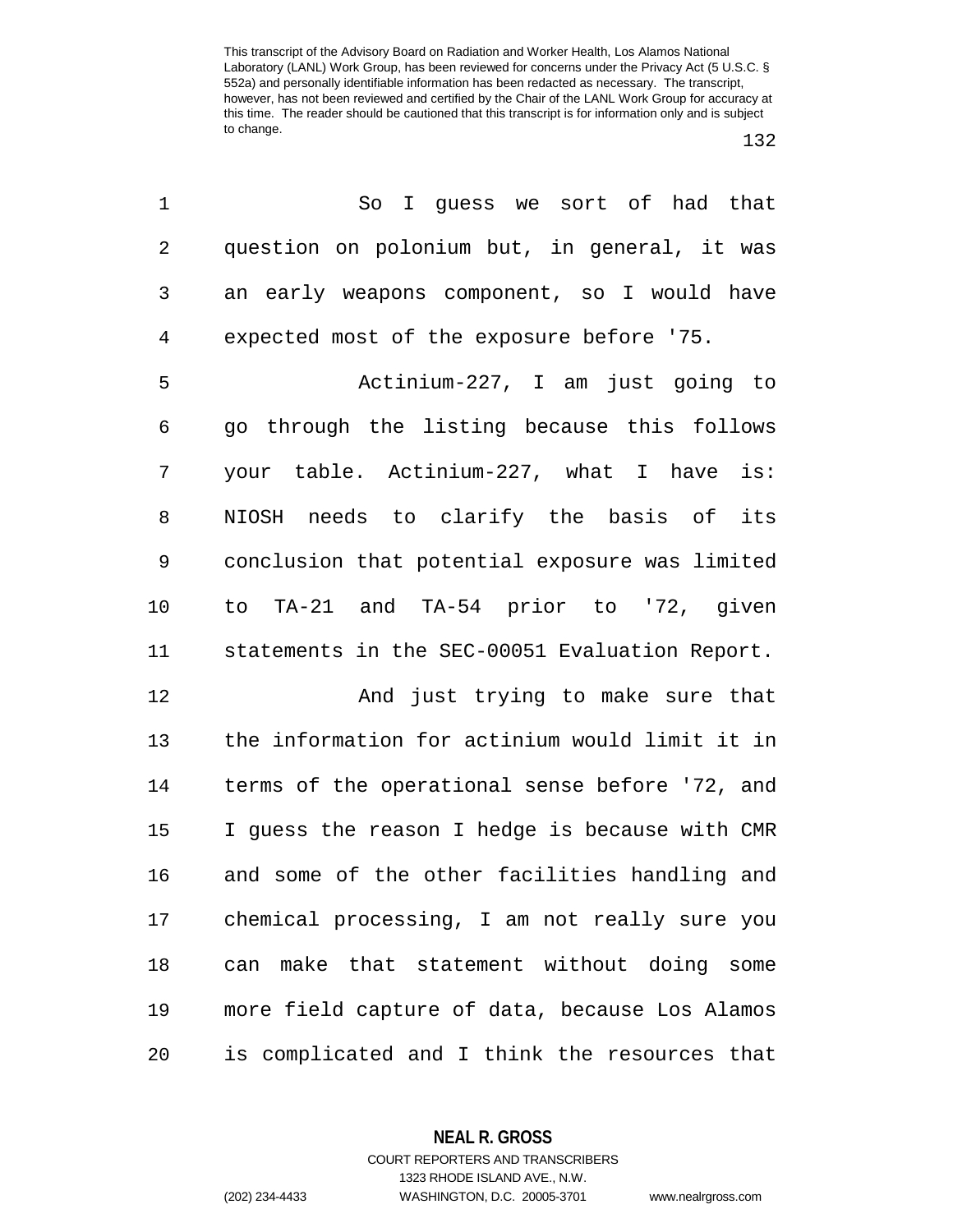So I guess we sort of had that question on polonium but, in general, it was an early weapons component, so I would have expected most of the exposure before '75.

Actinium-227, I am just going to go through the listing because this follows your table. Actinium-227, what I have is: NIOSH needs to clarify the basis of its conclusion that potential exposure was limited to TA-21 and TA-54 prior to '72, given statements in the SEC-00051 Evaluation Report.

And just trying to make sure that the information for actinium would limit it in terms of the operational sense before '72, and I guess the reason I hedge is because with CMR and some of the other facilities handling and chemical processing, I am not really sure you can make that statement without doing some more field capture of data, because Los Alamos is complicated and I think the resources that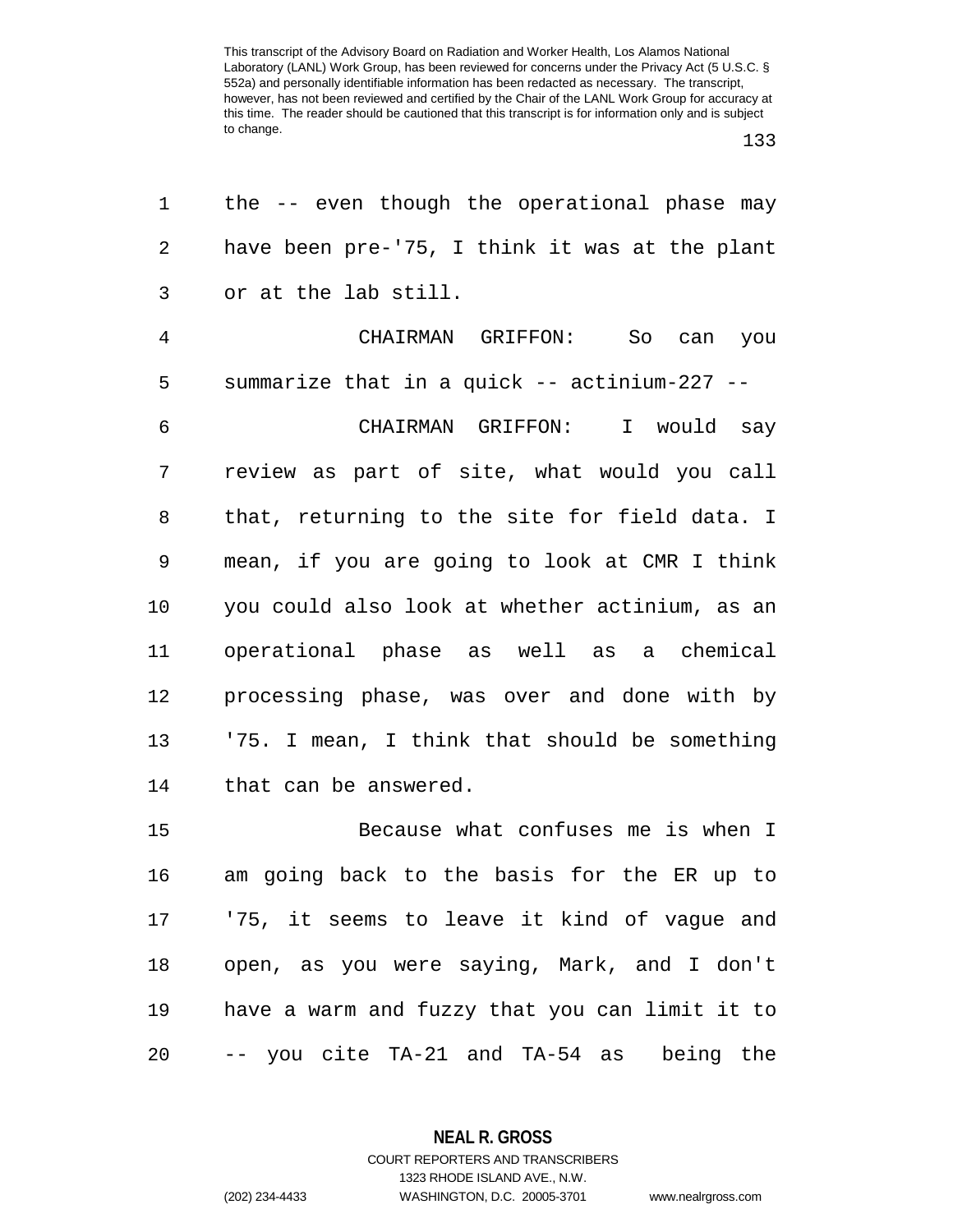the -- even though the operational phase may have been pre-'75, I think it was at the plant or at the lab still.

CHAIRMAN GRIFFON: So can you summarize that in a quick -- actinium-227 --

CHAIRMAN GRIFFON: I would say review as part of site, what would you call that, returning to the site for field data. I mean, if you are going to look at CMR I think you could also look at whether actinium, as an operational phase as well as a chemical processing phase, was over and done with by '75. I mean, I think that should be something that can be answered.

Because what confuses me is when I am going back to the basis for the ER up to '75, it seems to leave it kind of vague and open, as you were saying, Mark, and I don't have a warm and fuzzy that you can limit it to -- you cite TA-21 and TA-54 as being the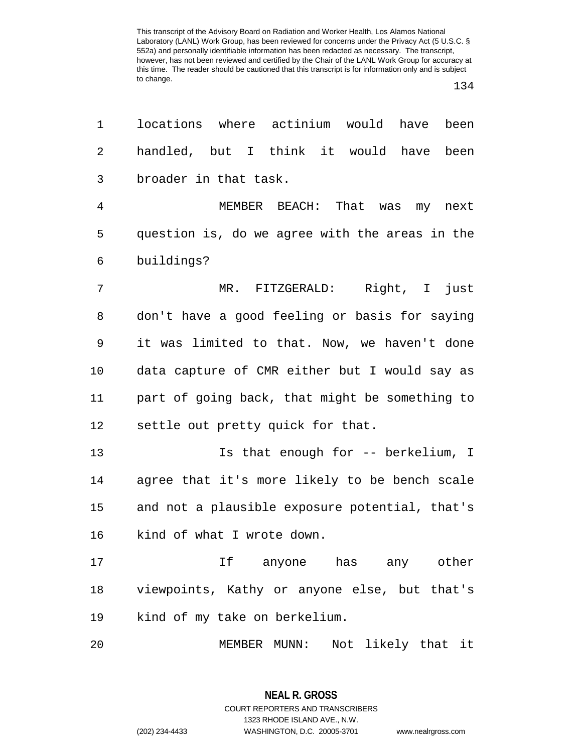locations where actinium would have been handled, but I think it would have been broader in that task.

MEMBER BEACH: That was my next question is, do we agree with the areas in the buildings?

MR. FITZGERALD: Right, I just don't have a good feeling or basis for saying it was limited to that. Now, we haven't done data capture of CMR either but I would say as part of going back, that might be something to settle out pretty quick for that.

Is that enough for -- berkelium, I agree that it's more likely to be bench scale and not a plausible exposure potential, that's kind of what I wrote down.

If anyone has any other viewpoints, Kathy or anyone else, but that's kind of my take on berkelium.

MEMBER MUNN: Not likely that it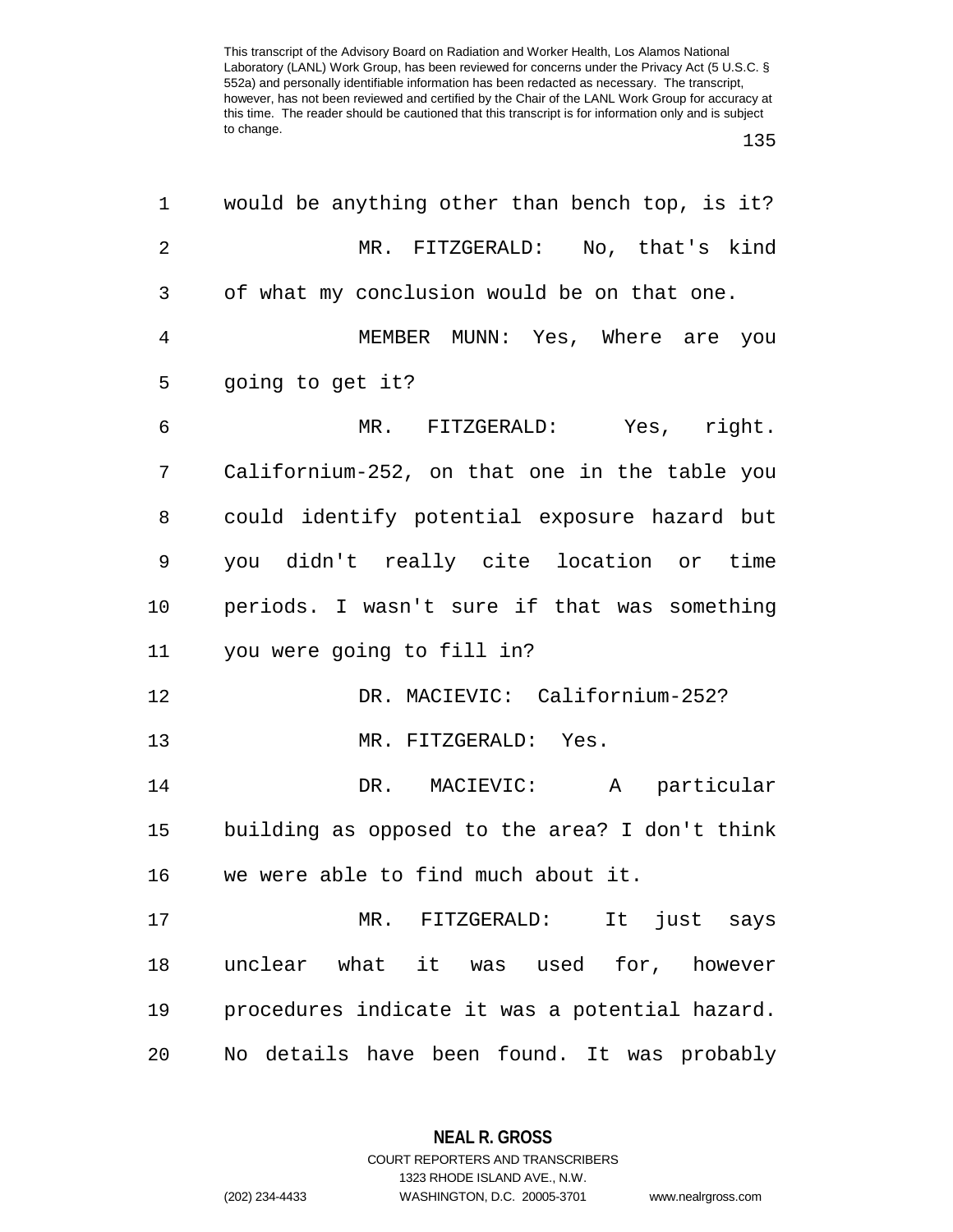would be anything other than bench top, is it?

MR. FITZGERALD: No, that's kind of what my conclusion would be on that one.

MEMBER MUNN: Yes, Where are you going to get it?

MR. FITZGERALD: Yes, right. Californium-252, on that one in the table you could identify potential exposure hazard but you didn't really cite location or time periods. I wasn't sure if that was something you were going to fill in?

DR. MACIEVIC: Californium-252?

MR. FITZGERALD: Yes.

DR. MACIEVIC: A particular building as opposed to the area? I don't think we were able to find much about it.

MR. FITZGERALD: It just says unclear what it was used for, however procedures indicate it was a potential hazard. No details have been found. It was probably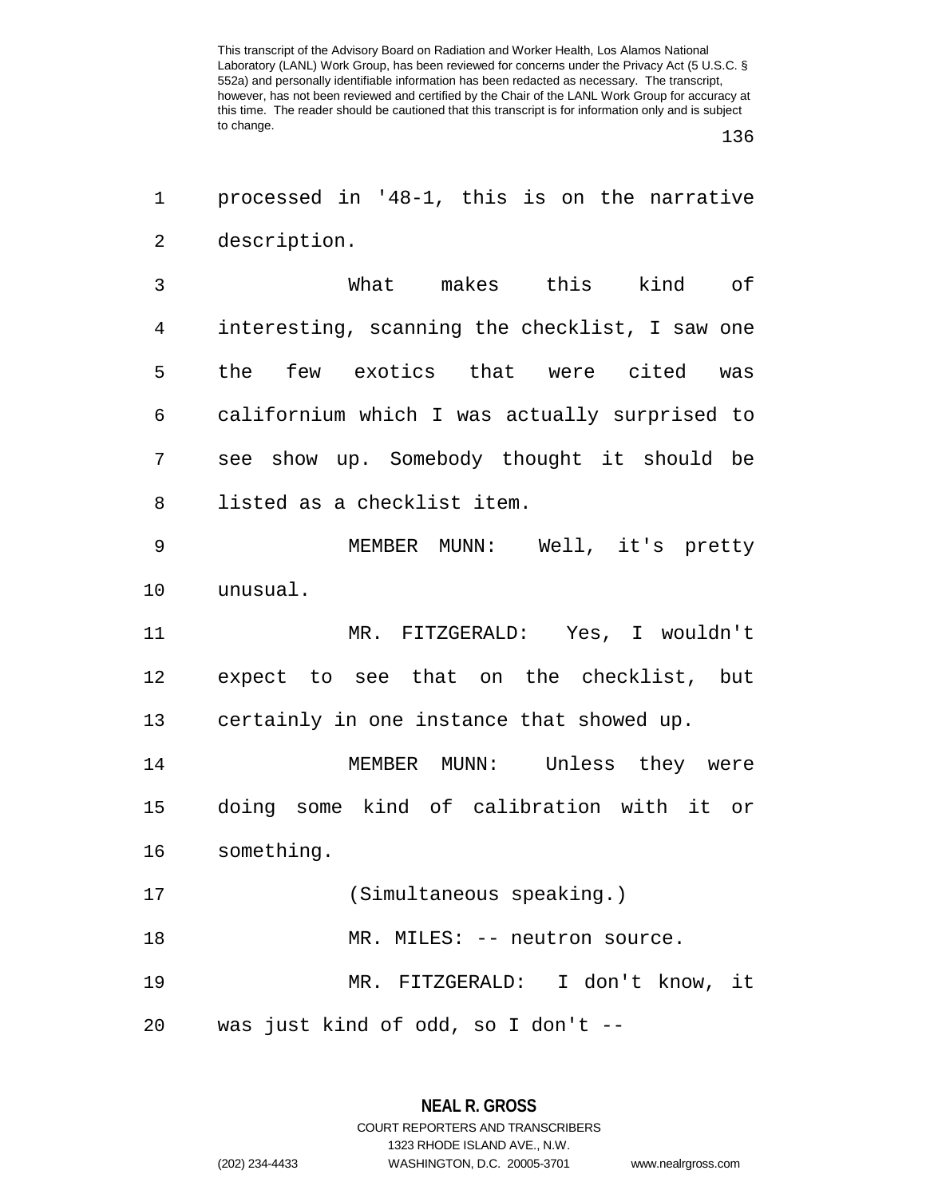processed in '48-1, this is on the narrative description.

What makes this kind of interesting, scanning the checklist, I saw one the few exotics that were cited was californium which I was actually surprised to see show up. Somebody thought it should be listed as a checklist item.

MEMBER MUNN: Well, it's pretty unusual.

MR. FITZGERALD: Yes, I wouldn't expect to see that on the checklist, but certainly in one instance that showed up.

MEMBER MUNN: Unless they were doing some kind of calibration with it or something.

(Simultaneous speaking.)

MR. MILES: -- neutron source.

MR. FITZGERALD: I don't know, it was just kind of odd, so I don't --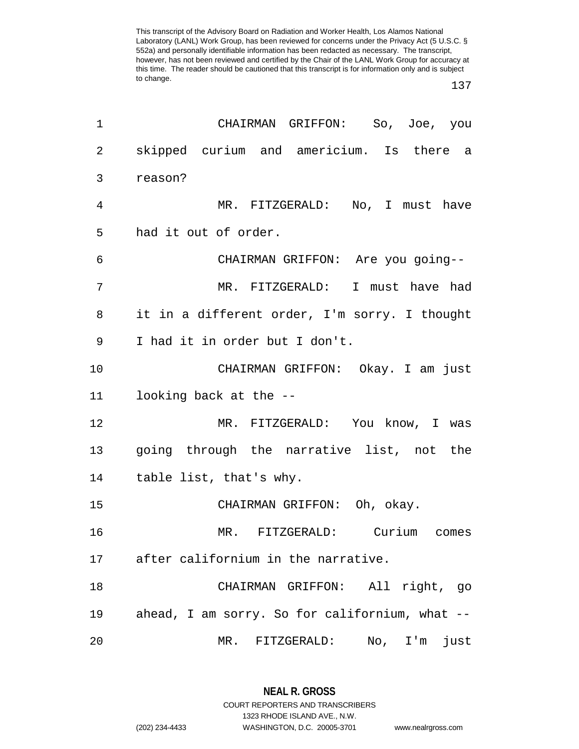CHAIRMAN GRIFFON: So, Joe, you skipped curium and americium. Is there a reason?

MR. FITZGERALD: No, I must have had it out of order.

CHAIRMAN GRIFFON: Are you going--

MR. FITZGERALD: I must have had it in a different order, I'm sorry. I thought I had it in order but I don't.

CHAIRMAN GRIFFON: Okay. I am just looking back at the --

MR. FITZGERALD: You know, I was going through the narrative list, not the table list, that's why.

CHAIRMAN GRIFFON: Oh, okay.

MR. FITZGERALD: Curium comes after californium in the narrative.

CHAIRMAN GRIFFON: All right, go ahead, I am sorry. So for californium, what --

MR. FITZGERALD: No, I'm just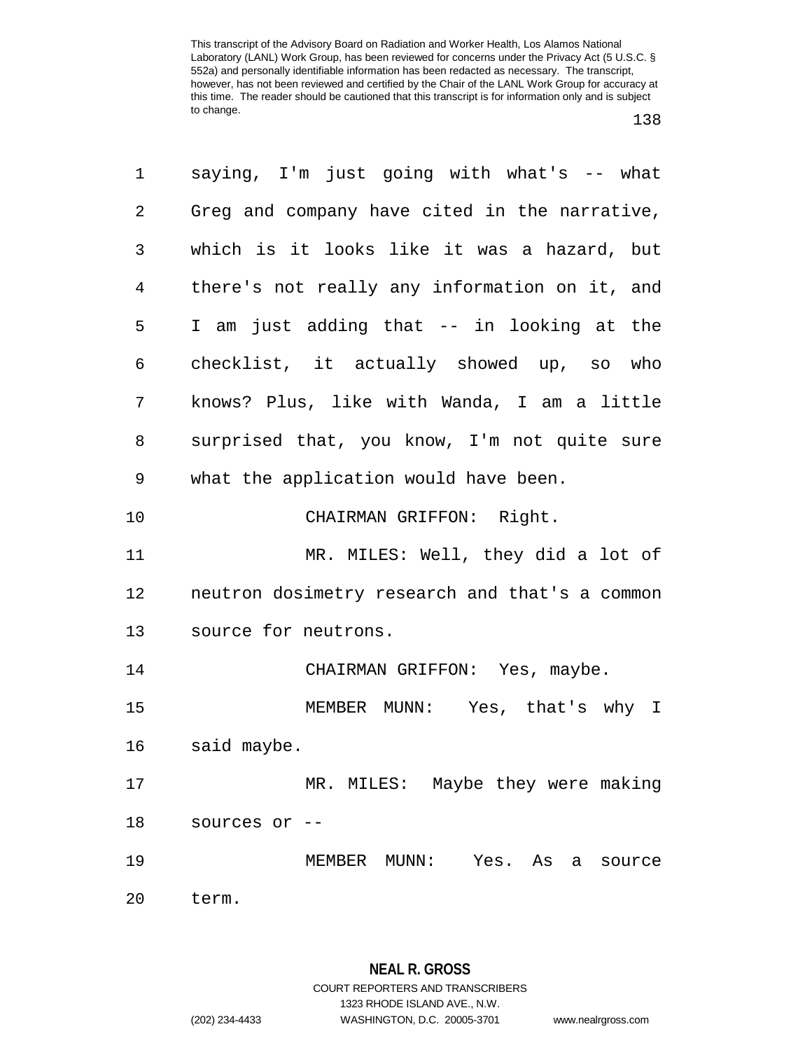saying, I'm just going with what's -- what Greg and company have cited in the narrative, which is it looks like it was a hazard, but there's not really any information on it, and I am just adding that -- in looking at the checklist, it actually showed up, so who knows? Plus, like with Wanda, I am a little surprised that, you know, I'm not quite sure what the application would have been.

CHAIRMAN GRIFFON: Right.

MR. MILES: Well, they did a lot of neutron dosimetry research and that's a common source for neutrons.

CHAIRMAN GRIFFON: Yes, maybe.

MEMBER MUNN: Yes, that's why I said maybe.

MR. MILES: Maybe they were making sources or --

MEMBER MUNN: Yes. As a source term.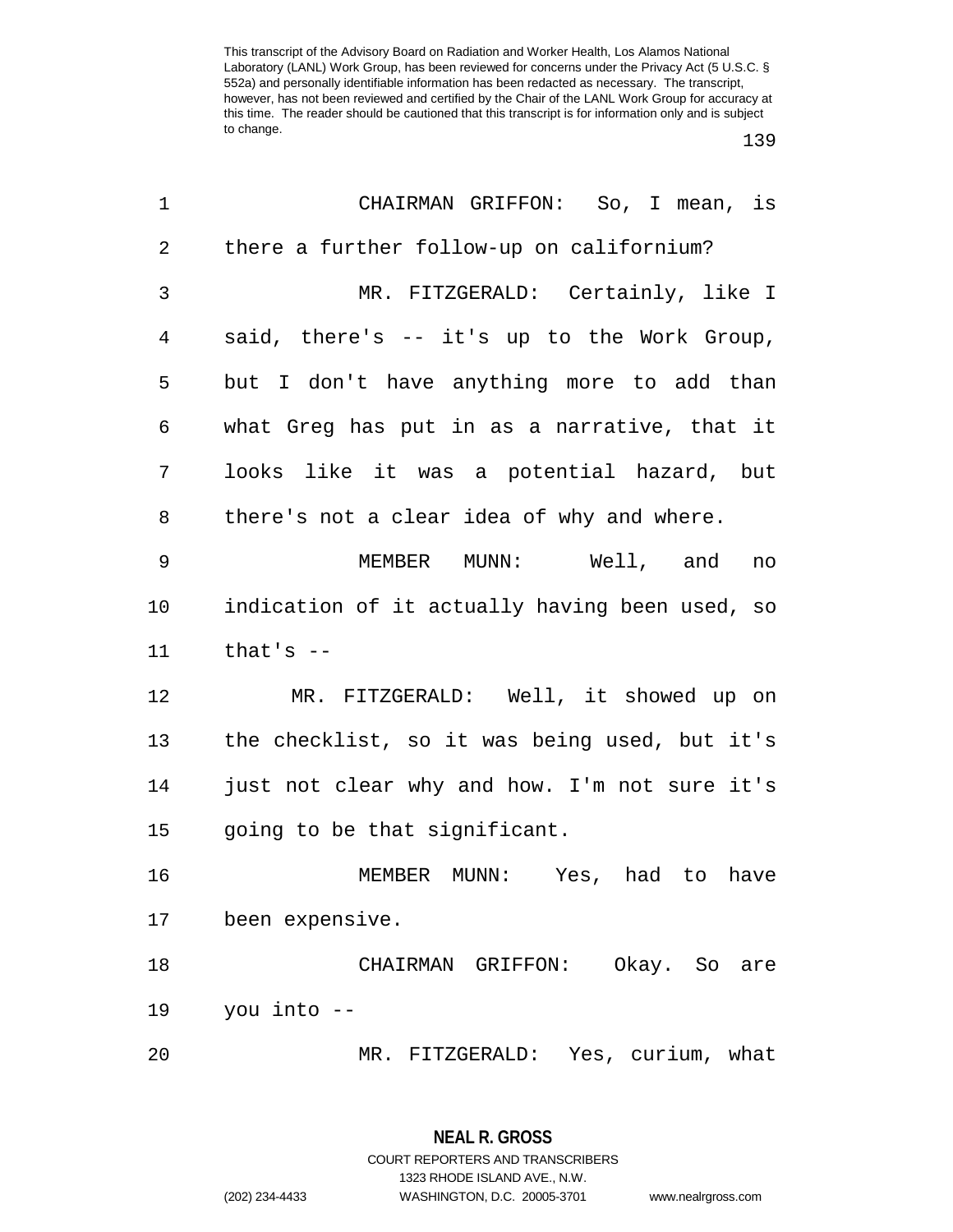CHAIRMAN GRIFFON: So, I mean, is there a further follow-up on californium?

MR. FITZGERALD: Certainly, like I said, there's -- it's up to the Work Group, but I don't have anything more to add than what Greg has put in as a narrative, that it looks like it was a potential hazard, but there's not a clear idea of why and where.

MEMBER MUNN: Well, and no indication of it actually having been used, so that's --

MR. FITZGERALD: Well, it showed up on the checklist, so it was being used, but it's just not clear why and how. I'm not sure it's going to be that significant.

MEMBER MUNN: Yes, had to have been expensive.

CHAIRMAN GRIFFON: Okay. So are you into --

MR. FITZGERALD: Yes, curium, what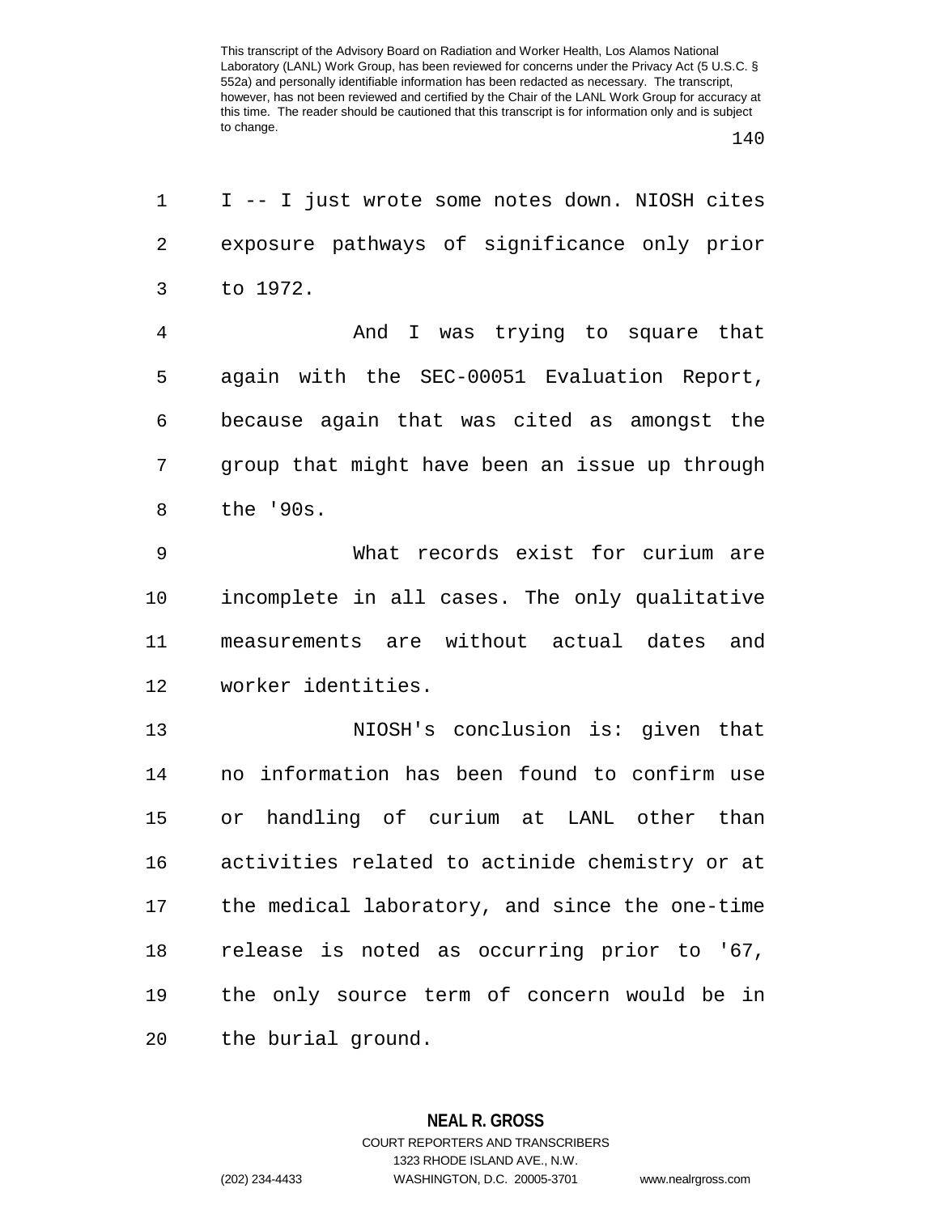I -- I just wrote some notes down. NIOSH cites exposure pathways of significance only prior to 1972.

And I was trying to square that again with the SEC-00051 Evaluation Report, because again that was cited as amongst the group that might have been an issue up through the '90s.

What records exist for curium are incomplete in all cases. The only qualitative measurements are without actual dates and worker identities.

NIOSH's conclusion is: given that no information has been found to confirm use or handling of curium at LANL other than activities related to actinide chemistry or at the medical laboratory, and since the one-time release is noted as occurring prior to '67, the only source term of concern would be in the burial ground.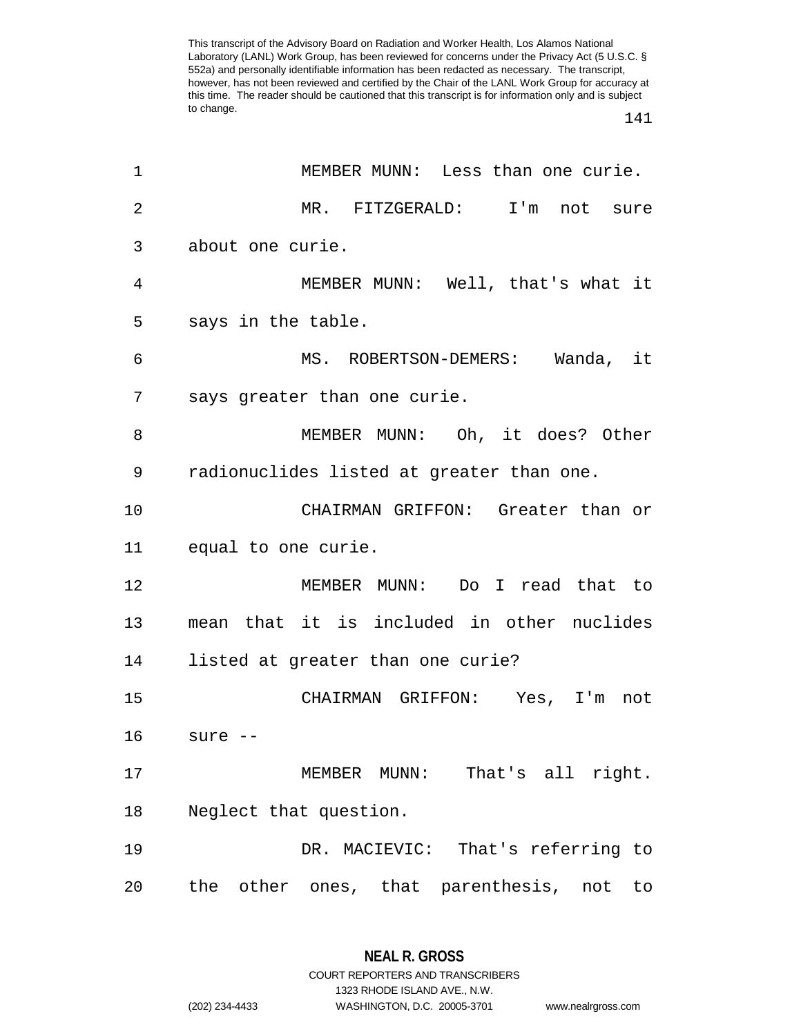MEMBER MUNN: Less than one curie.

MR. FITZGERALD: I'm not sure about one curie.

MEMBER MUNN: Well, that's what it says in the table.

MS. ROBERTSON-DEMERS: Wanda, it says greater than one curie.

MEMBER MUNN: Oh, it does? Other radionuclides listed at greater than one.

CHAIRMAN GRIFFON: Greater than or equal to one curie.

MEMBER MUNN: Do I read that to mean that it is included in other nuclides listed at greater than one curie?

CHAIRMAN GRIFFON: Yes, I'm not sure --

MEMBER MUNN: That's all right. Neglect that question.

DR. MACIEVIC: That's referring to the other ones, that parenthesis, not to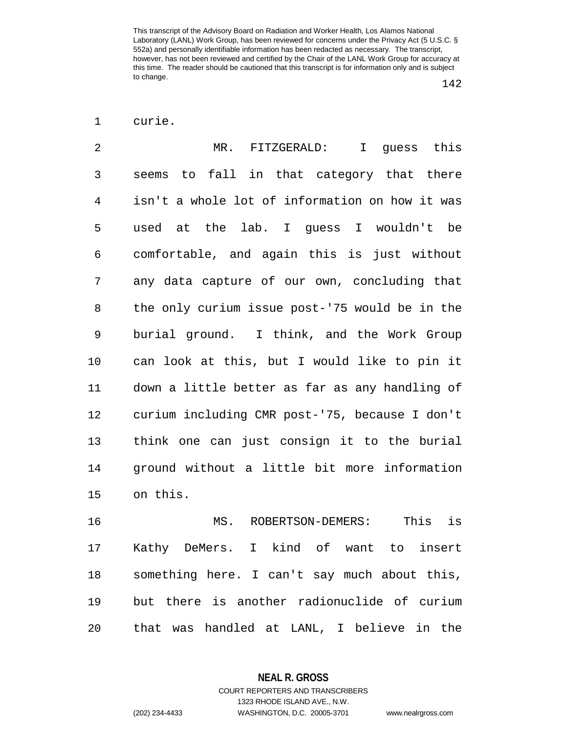curie.

MR. FITZGERALD: I guess this seems to fall in that category that there isn't a whole lot of information on how it was used at the lab. I guess I wouldn't be comfortable, and again this is just without any data capture of our own, concluding that the only curium issue post-'75 would be in the burial ground. I think, and the Work Group can look at this, but I would like to pin it down a little better as far as any handling of curium including CMR post-'75, because I don't think one can just consign it to the burial ground without a little bit more information on this.

MS. ROBERTSON-DEMERS: This is Kathy DeMers. I kind of want to insert something here. I can't say much about this, but there is another radionuclide of curium that was handled at LANL, I believe in the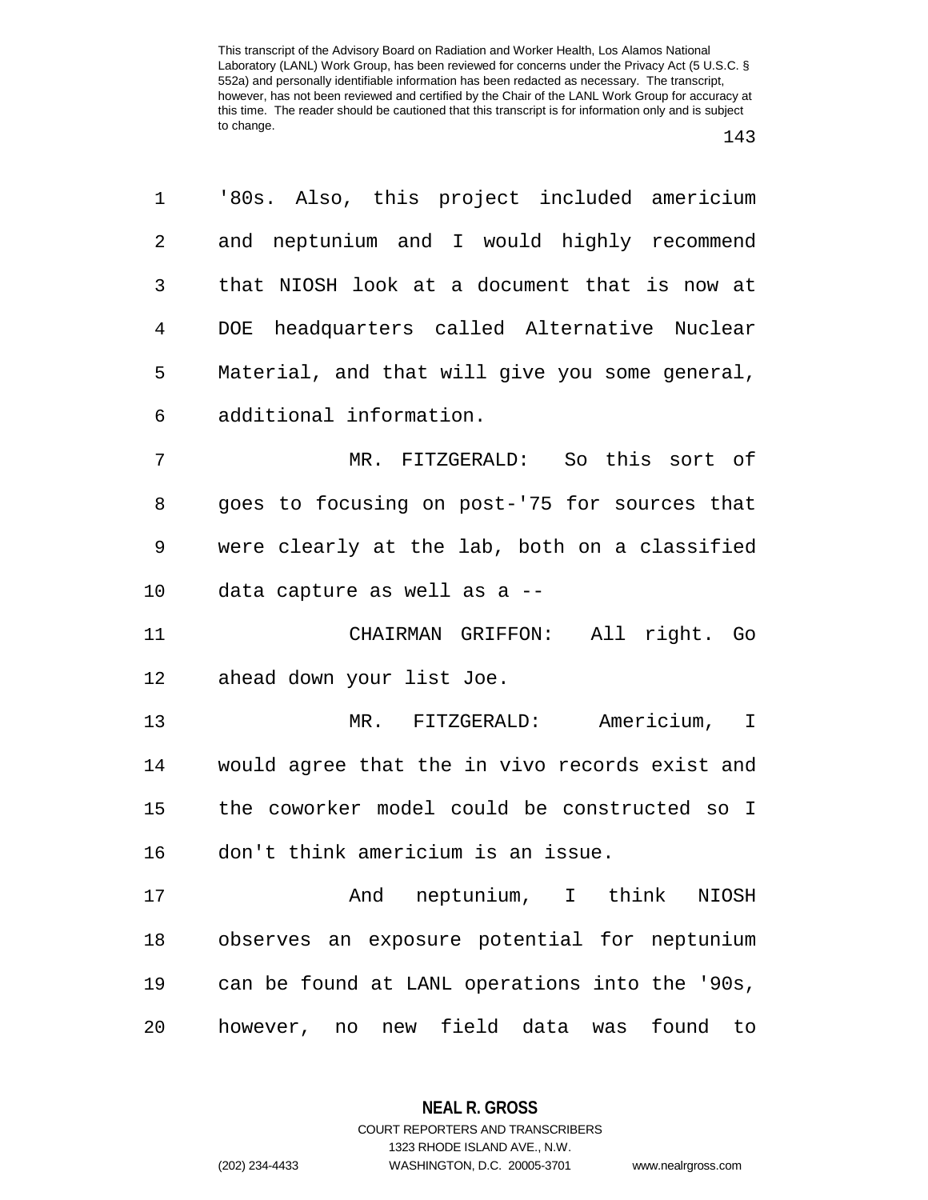'80s. Also, this project included americium and neptunium and I would highly recommend that NIOSH look at a document that is now at DOE headquarters called Alternative Nuclear Material, and that will give you some general, additional information.

MR. FITZGERALD: So this sort of goes to focusing on post-'75 for sources that were clearly at the lab, both on a classified data capture as well as a --

CHAIRMAN GRIFFON: All right. Go ahead down your list Joe.

MR. FITZGERALD: Americium, I would agree that the in vivo records exist and the coworker model could be constructed so I don't think americium is an issue.

And neptunium, I think NIOSH observes an exposure potential for neptunium can be found at LANL operations into the '90s, however, no new field data was found to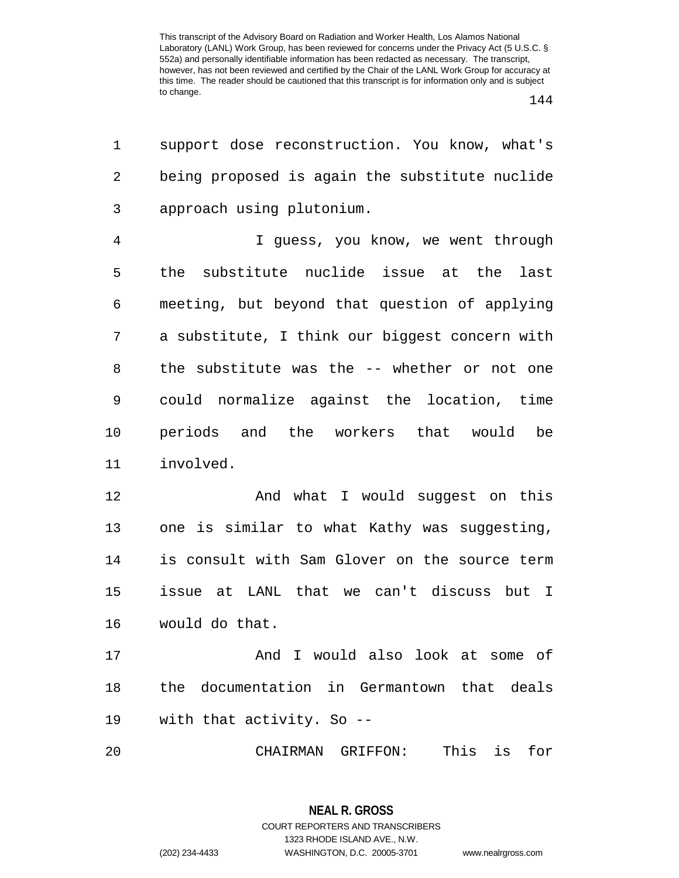support dose reconstruction. You know, what's being proposed is again the substitute nuclide approach using plutonium.

I guess, you know, we went through the substitute nuclide issue at the last meeting, but beyond that question of applying a substitute, I think our biggest concern with the substitute was the -- whether or not one could normalize against the location, time periods and the workers that would be involved.

And what I would suggest on this one is similar to what Kathy was suggesting, is consult with Sam Glover on the source term issue at LANL that we can't discuss but I would do that.

And I would also look at some of the documentation in Germantown that deals with that activity. So --

CHAIRMAN GRIFFON: This is for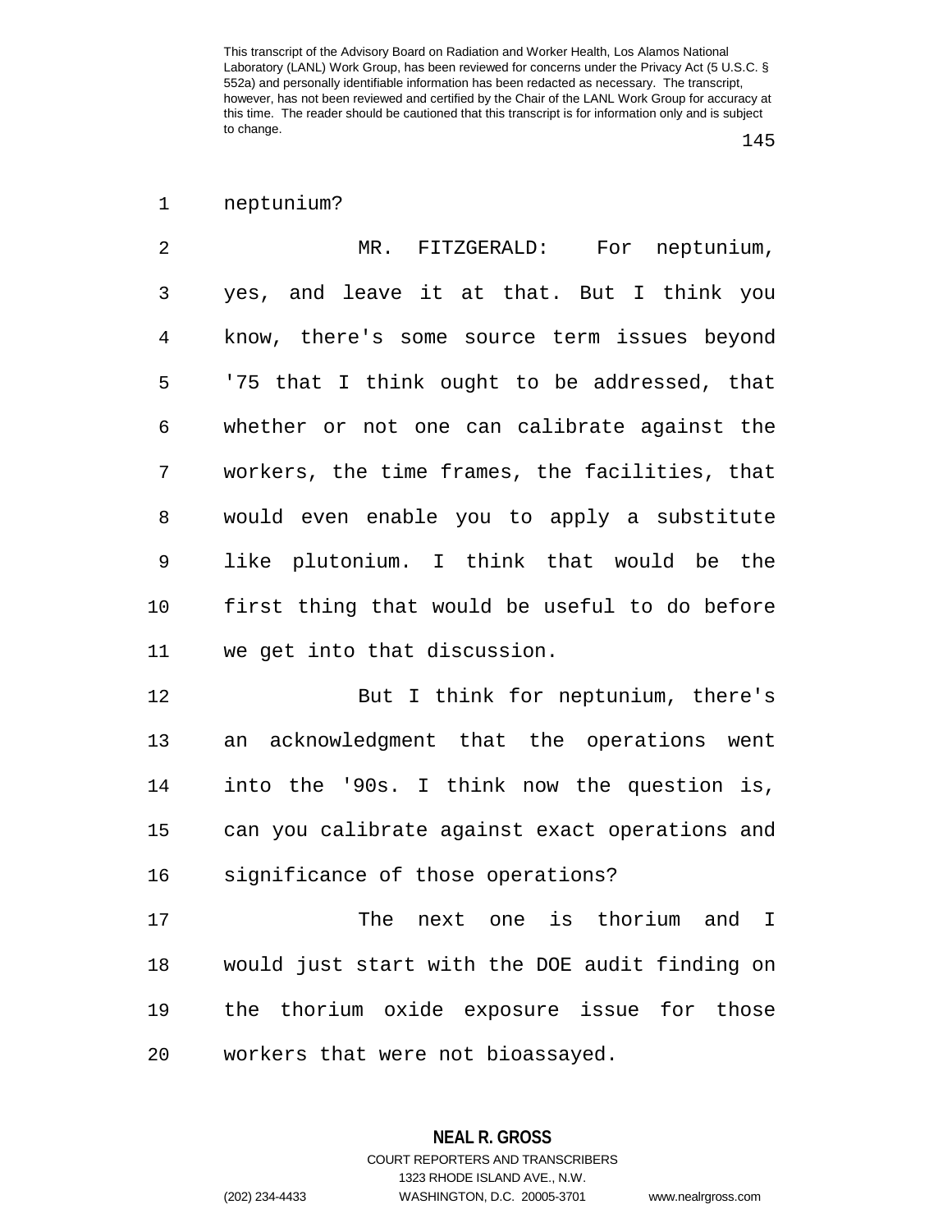neptunium?

MR. FITZGERALD: For neptunium, yes, and leave it at that. But I think you know, there's some source term issues beyond '75 that I think ought to be addressed, that whether or not one can calibrate against the workers, the time frames, the facilities, that would even enable you to apply a substitute like plutonium. I think that would be the first thing that would be useful to do before we get into that discussion.

But I think for neptunium, there's an acknowledgment that the operations went into the '90s. I think now the question is, can you calibrate against exact operations and significance of those operations?

The next one is thorium and I would just start with the DOE audit finding on the thorium oxide exposure issue for those workers that were not bioassayed.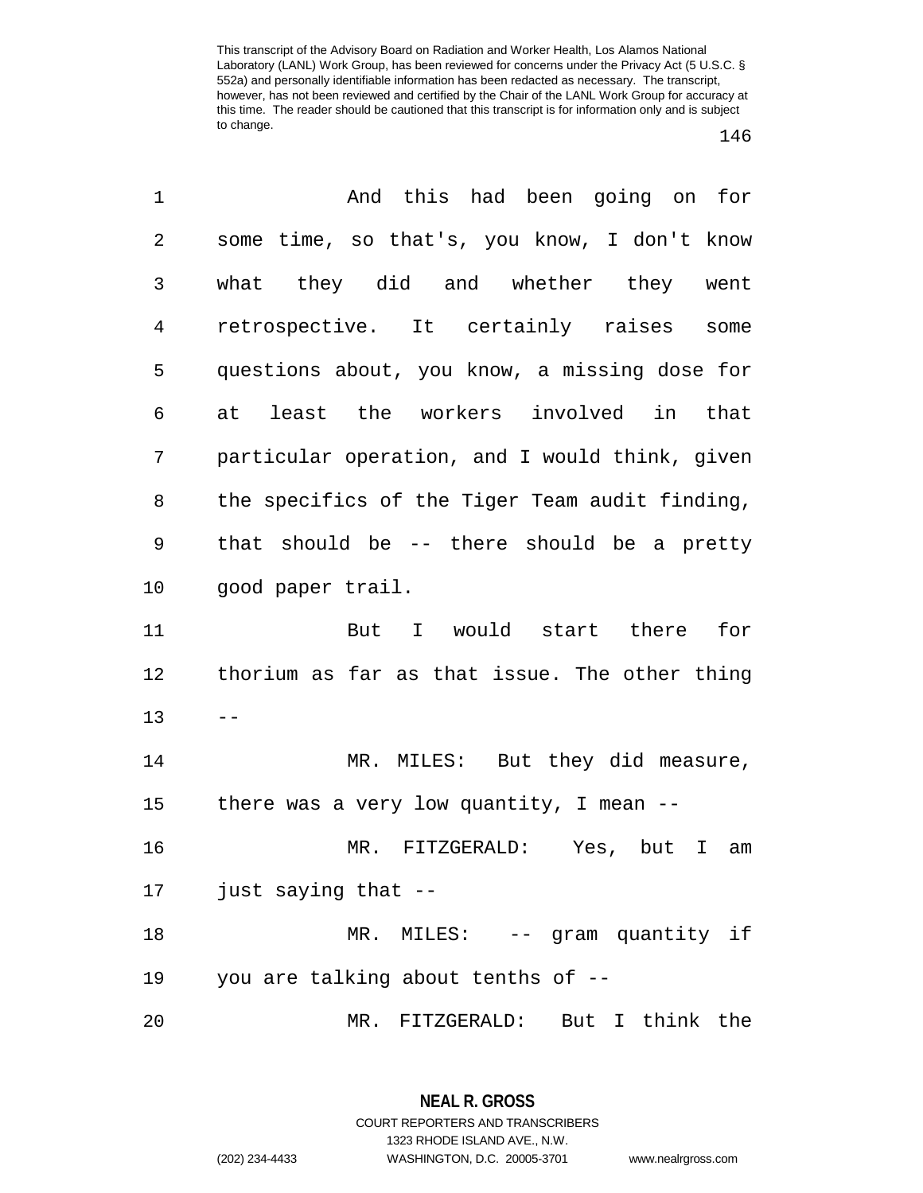And this had been going on for some time, so that's, you know, I don't know what they did and whether they went retrospective. It certainly raises some questions about, you know, a missing dose for at least the workers involved in that particular operation, and I would think, given the specifics of the Tiger Team audit finding, that should be -- there should be a pretty good paper trail.

But I would start there for thorium as far as that issue. The other thing --

MR. MILES: But they did measure, there was a very low quantity, I mean --

MR. FITZGERALD: Yes, but I am just saying that --

MR. MILES: -- gram quantity if you are talking about tenths of --

MR. FITZGERALD: But I think the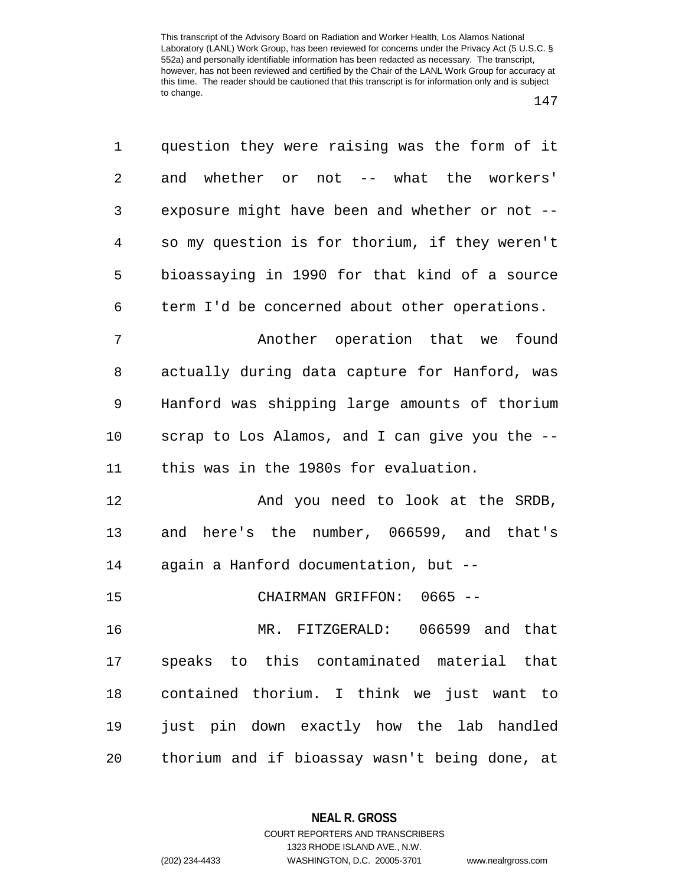question they were raising was the form of it and whether or not -- what the workers' exposure might have been and whether or not -- so my question is for thorium, if they weren't bioassaying in 1990 for that kind of a source term I'd be concerned about other operations.

Another operation that we found actually during data capture for Hanford, was Hanford was shipping large amounts of thorium scrap to Los Alamos, and I can give you the -- this was in the 1980s for evaluation.

And you need to look at the SRDB, and here's the number, 066599, and that's again a Hanford documentation, but --

CHAIRMAN GRIFFON: 0665 --

MR. FITZGERALD: 066599 and that speaks to this contaminated material that contained thorium. I think we just want to just pin down exactly how the lab handled thorium and if bioassay wasn't being done, at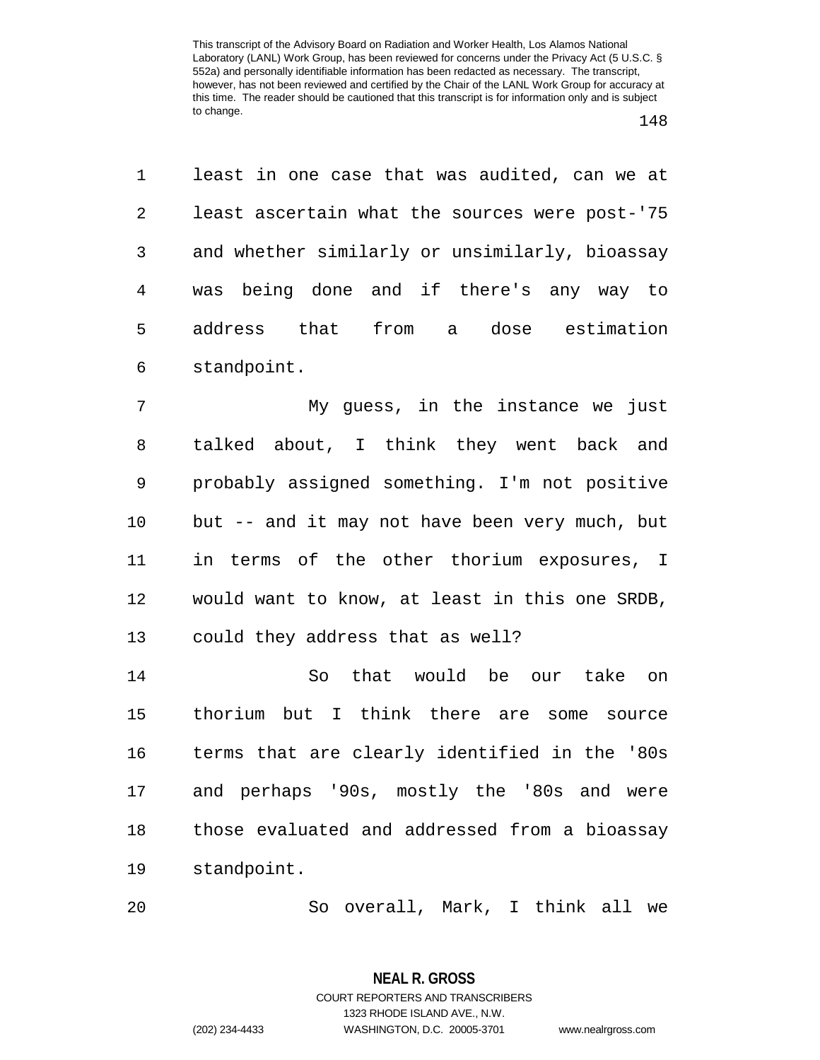least in one case that was audited, can we at least ascertain what the sources were post-'75 and whether similarly or unsimilarly, bioassay was being done and if there's any way to address that from a dose estimation standpoint.

My guess, in the instance we just talked about, I think they went back and probably assigned something. I'm not positive but -- and it may not have been very much, but in terms of the other thorium exposures, I would want to know, at least in this one SRDB, could they address that as well?

So that would be our take on thorium but I think there are some source terms that are clearly identified in the '80s and perhaps '90s, mostly the '80s and were those evaluated and addressed from a bioassay standpoint.

So overall, Mark, I think all we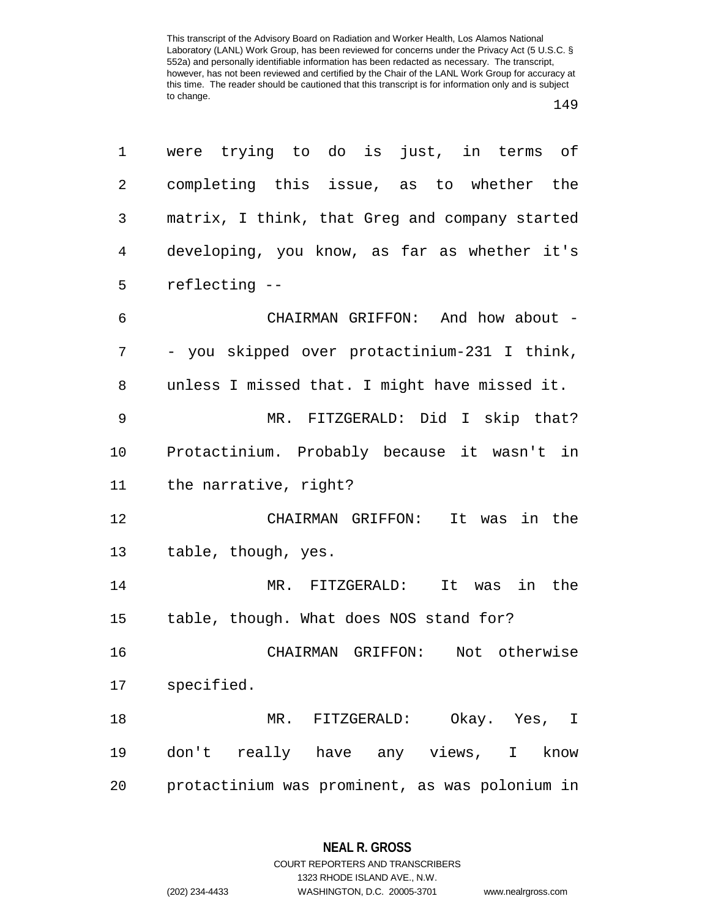were trying to do is just, in terms of completing this issue, as to whether the matrix, I think, that Greg and company started developing, you know, as far as whether it's reflecting --

CHAIRMAN GRIFFON: And how about -- you skipped over protactinium-231 I think, unless I missed that. I might have missed it.

MR. FITZGERALD: Did I skip that? Protactinium. Probably because it wasn't in the narrative, right?

CHAIRMAN GRIFFON: It was in the table, though, yes.

MR. FITZGERALD: It was in the table, though. What does NOS stand for?

CHAIRMAN GRIFFON: Not otherwise specified.

MR. FITZGERALD: Okay. Yes, I don't really have any views, I know protactinium was prominent, as was polonium in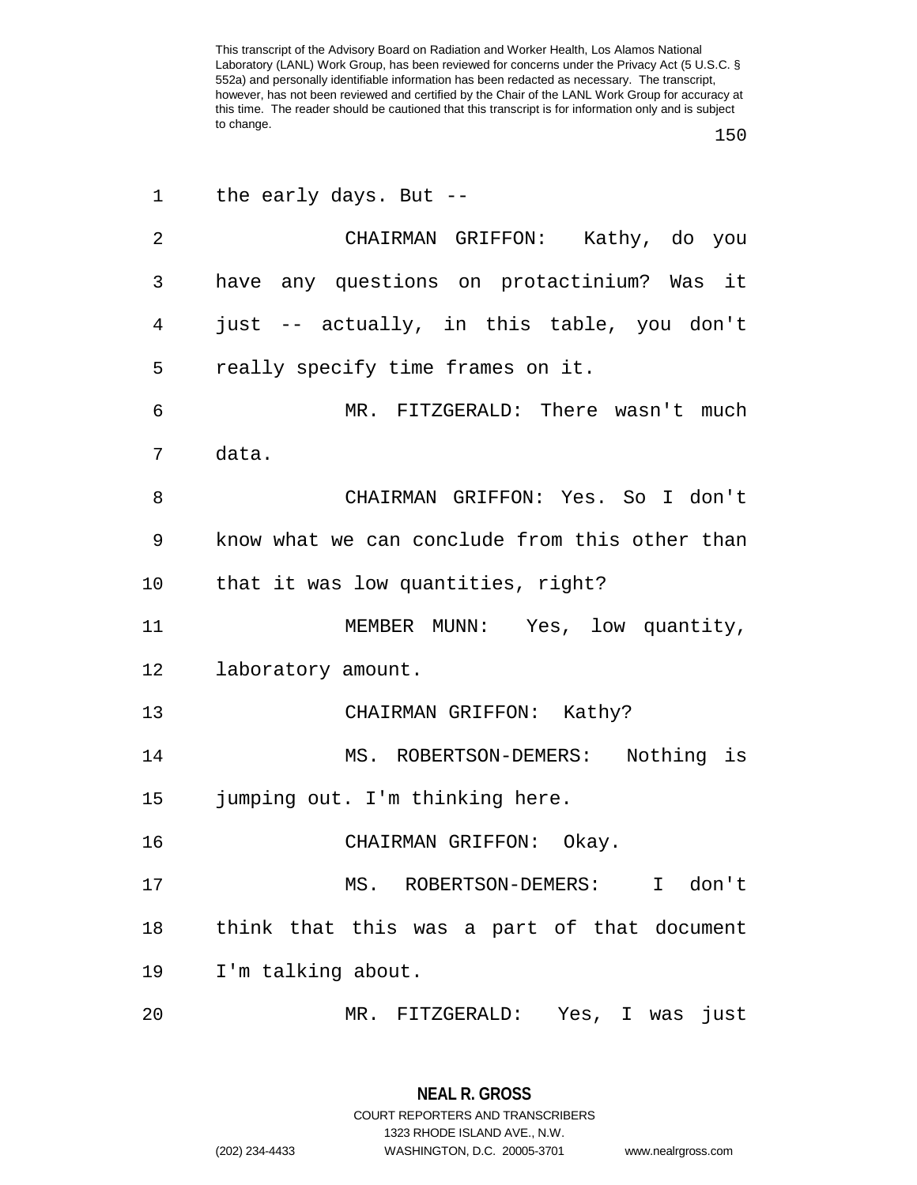the early days. But --

CHAIRMAN GRIFFON: Kathy, do you have any questions on protactinium? Was it just -- actually, in this table, you don't really specify time frames on it.

MR. FITZGERALD: There wasn't much data.

CHAIRMAN GRIFFON: Yes. So I don't know what we can conclude from this other than that it was low quantities, right?

MEMBER MUNN: Yes, low quantity, laboratory amount.

CHAIRMAN GRIFFON: Kathy?

MS. ROBERTSON-DEMERS: Nothing is jumping out. I'm thinking here.

CHAIRMAN GRIFFON: Okay.

MS. ROBERTSON-DEMERS: I don't think that this was a part of that document I'm talking about.

MR. FITZGERALD: Yes, I was just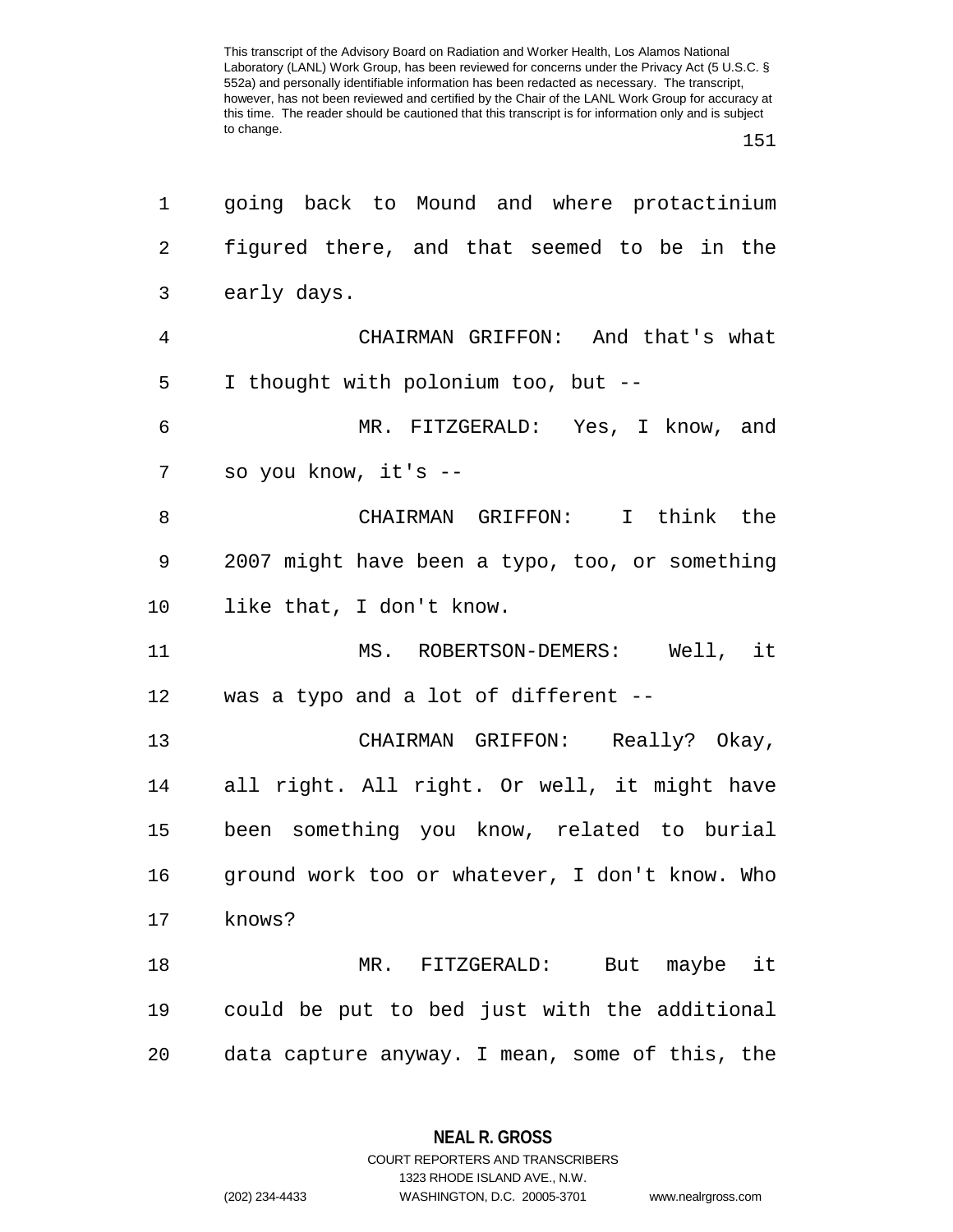going back to Mound and where protactinium figured there, and that seemed to be in the early days.

CHAIRMAN GRIFFON: And that's what I thought with polonium too, but --

MR. FITZGERALD: Yes, I know, and so you know, it's --

CHAIRMAN GRIFFON: I think the 2007 might have been a typo, too, or something like that, I don't know.

MS. ROBERTSON-DEMERS: Well, it was a typo and a lot of different --

CHAIRMAN GRIFFON: Really? Okay, all right. All right. Or well, it might have been something you know, related to burial ground work too or whatever, I don't know. Who knows?

MR. FITZGERALD: But maybe it could be put to bed just with the additional data capture anyway. I mean, some of this, the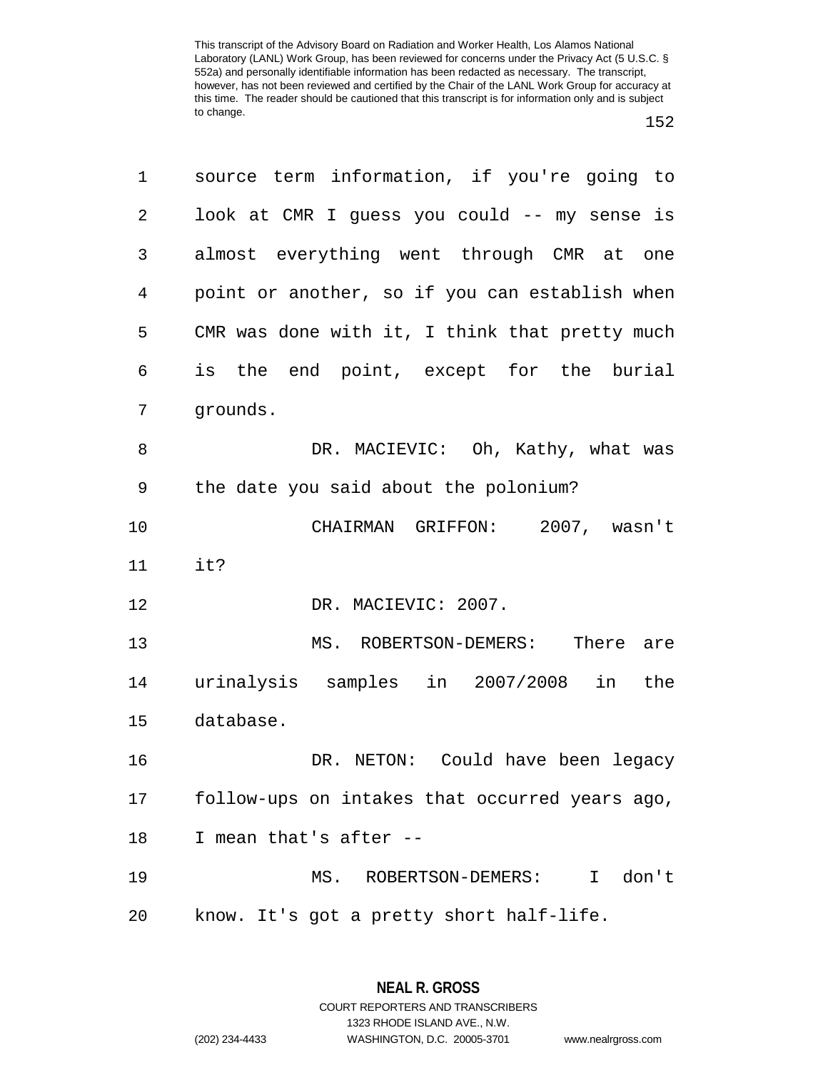source term information, if you're going to look at CMR I guess you could -- my sense is almost everything went through CMR at one point or another, so if you can establish when CMR was done with it, I think that pretty much is the end point, except for the burial grounds.

DR. MACIEVIC: Oh, Kathy, what was the date you said about the polonium?

CHAIRMAN GRIFFON: 2007, wasn't it?

DR. MACIEVIC: 2007.

MS. ROBERTSON-DEMERS: There are urinalysis samples in 2007/2008 in the database.

DR. NETON: Could have been legacy follow-ups on intakes that occurred years ago, I mean that's after --

MS. ROBERTSON-DEMERS: I don't know. It's got a pretty short half-life.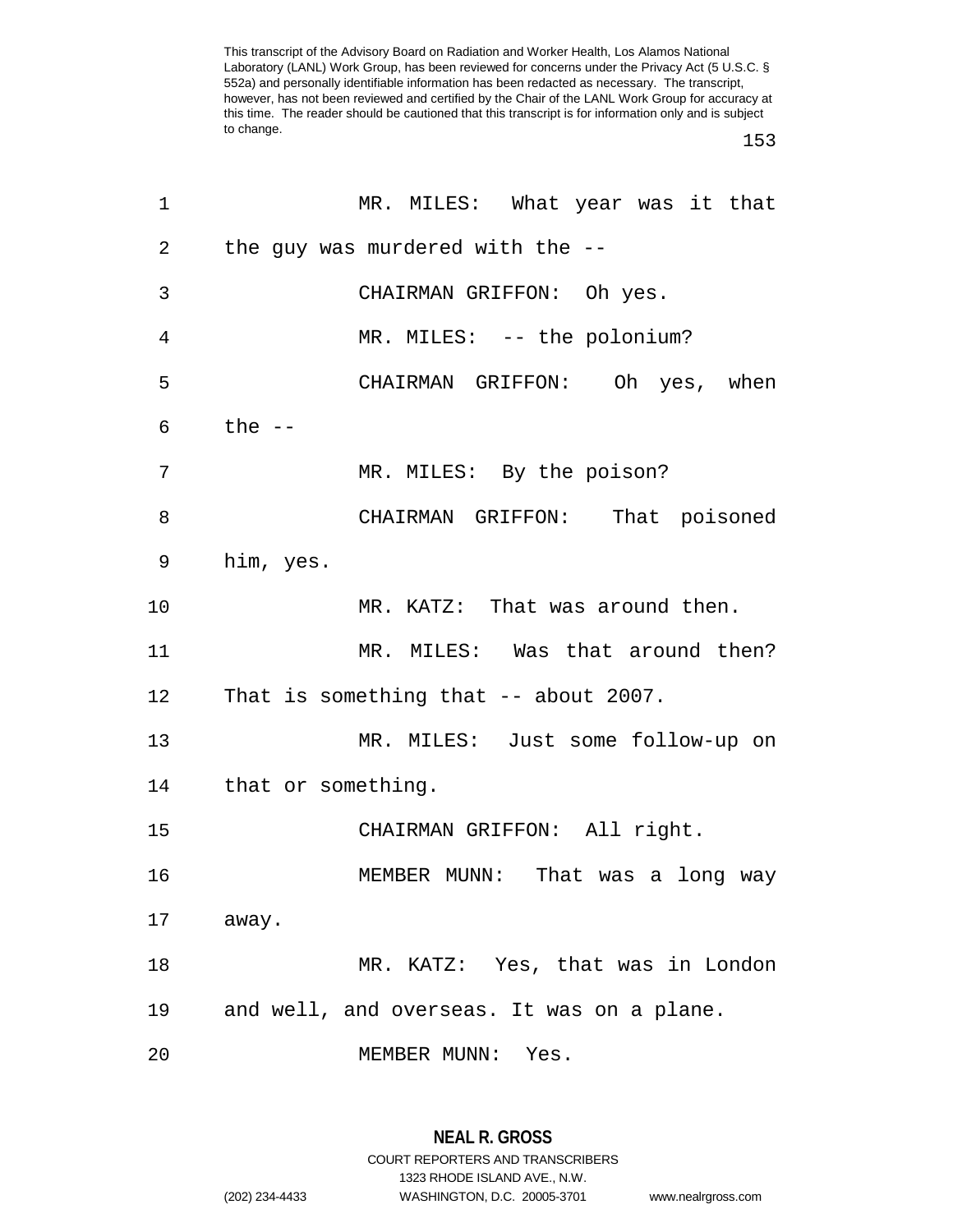This transcript of the Advisory Board on Radiation and Worker Health, Los Alamos National Laboratory (LANL) Work Group, has been reviewed for concerns under the Privacy Act (5 U.S.C. § 552a) and personally identifiable information has been redacted as necessary. The transcript, however, has not been reviewed and certified by the Chair of the LANL Work Group for accuracy at this time. The reader should be cautioned that this transcript is for information only and is subject to change.

1 MR. MILES: What year was it that
2 the guy was murdered with the --
3 CHAIRMAN GRIFFON: Oh yes.
4 MR. MILES: -- the polonium?
5 CHAIRMAN GRIFFON: Oh yes, when
6 the --
7 MR. MILES: By the poison?
8 CHAIRMAN GRIFFON: That poisoned
9 him, yes.
10 MR. KATZ: That was around then.
11 MR. MILES: Was that around then?
12 That is something that -- about 2007.
13 MR. MILES: Just some follow-up on
14 that or something.
15 CHAIRMAN GRIFFON: All right.
16 MEMBER MUNN: That was a long way
17 away.
18 MR. KATZ: Yes, that was in London
19 and well, and overseas. It was on a plane.
20 MEMBER MUNN: Yes.

NEAL R. GROSS
COURT REPORTERS AND TRANSCRIBERS
1323 RHODE ISLAND AVE., N.W.
(202) 234-4433 WASHINGTON, D.C. 20005-3701 www.nealrgross.com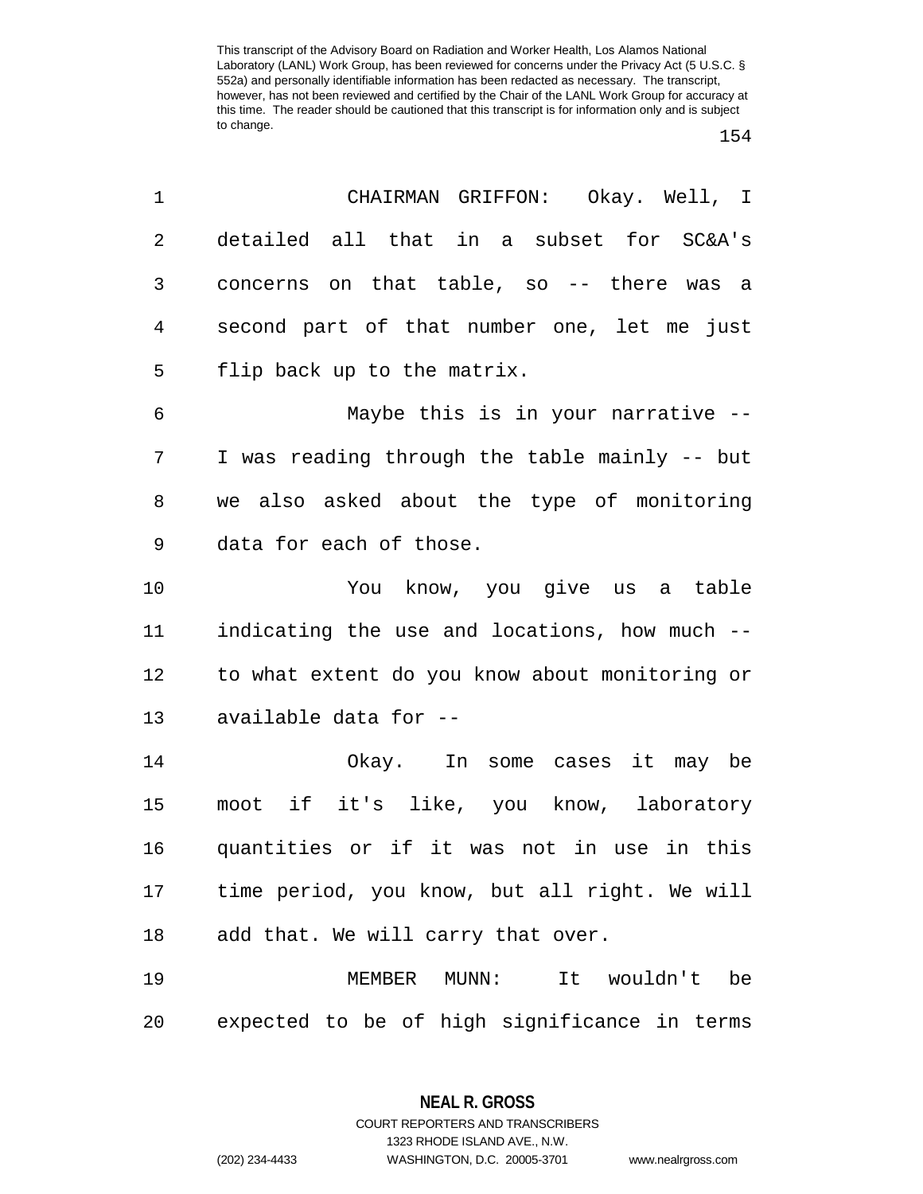This transcript of the Advisory Board on Radiation and Worker Health, Los Alamos National Laboratory (LANL) Work Group, has been reviewed for concerns under the Privacy Act (5 U.S.C. § 552a) and personally identifiable information has been redacted as necessary. The transcript, however, has not been reviewed and certified by the Chair of the LANL Work Group for accuracy at this time. The reader should be cautioned that this transcript is for information only and is subject to change.

1 CHAIRMAN GRIFFON: Okay. Well, I
2 detailed all that in a subset for SC&A's
3 concerns on that table, so -- there was a
4 second part of that number one, let me just
5 flip back up to the matrix.

6 Maybe this is in your narrative --
7 I was reading through the table mainly -- but
8 we also asked about the type of monitoring
9 data for each of those.

10 You know, you give us a table
11 indicating the use and locations, how much --
12 to what extent do you know about monitoring or
13 available data for --

14 Okay. In some cases it may be
15 moot if it's like, you know, laboratory
16 quantities or if it was not in use in this
17 time period, you know, but all right. We will
18 add that. We will carry that over.

19 MEMBER MUNN: It wouldn't be
20 expected to be of high significance in terms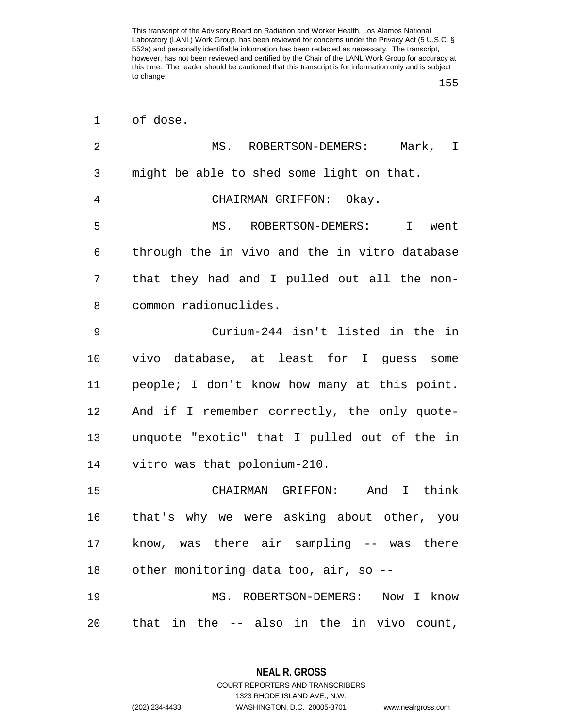of dose.

MS. ROBERTSON-DEMERS: Mark, I might be able to shed some light on that.

CHAIRMAN GRIFFON: Okay.

MS. ROBERTSON-DEMERS: I went through the in vivo and the in vitro database that they had and I pulled out all the non-common radionuclides.

Curium-244 isn't listed in the in vivo database, at least for I guess some people; I don't know how many at this point. And if I remember correctly, the only quote-unquote "exotic" that I pulled out of the in vitro was that polonium-210.

CHAIRMAN GRIFFON: And I think that's why we were asking about other, you know, was there air sampling -- was there other monitoring data too, air, so --

MS. ROBERTSON-DEMERS: Now I know that in the -- also in the in vivo count,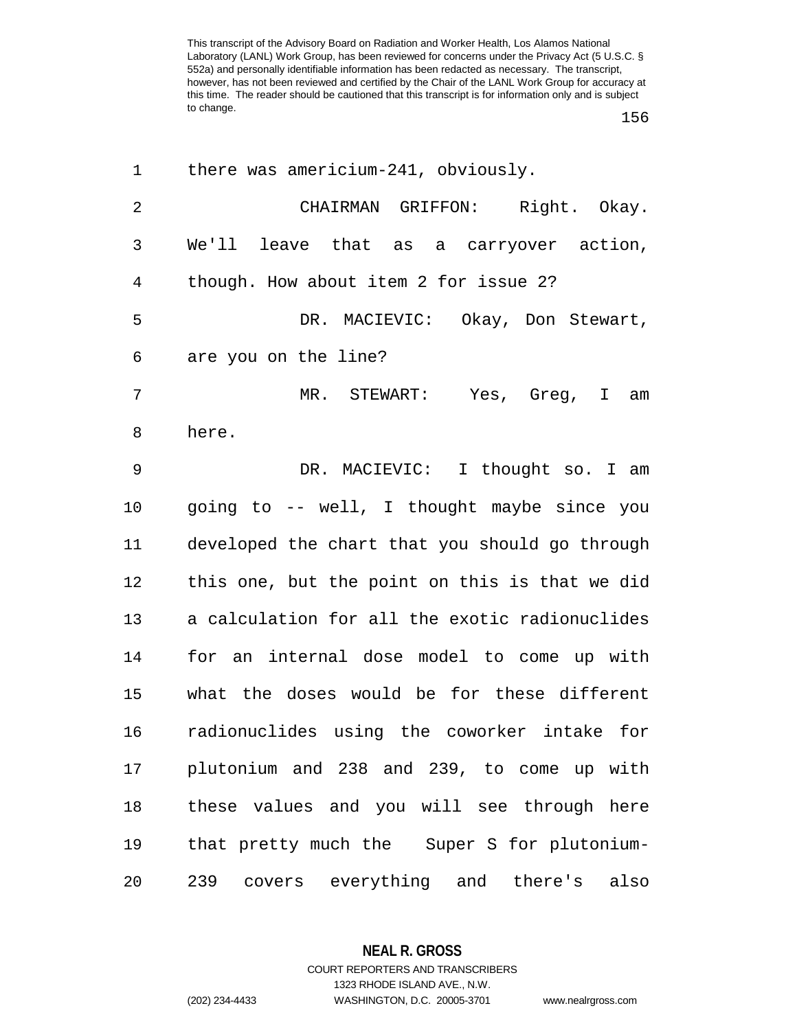there was americium-241, obviously.

CHAIRMAN GRIFFON: Right. Okay. We'll leave that as a carryover action, though. How about item 2 for issue 2?

DR. MACIEVIC: Okay, Don Stewart, are you on the line?

MR. STEWART: Yes, Greg, I am here.

DR. MACIEVIC: I thought so. I am going to -- well, I thought maybe since you developed the chart that you should go through this one, but the point on this is that we did a calculation for all the exotic radionuclides for an internal dose model to come up with what the doses would be for these different radionuclides using the coworker intake for plutonium and 238 and 239, to come up with these values and you will see through here that pretty much the Super S for plutonium-239 covers everything and there's also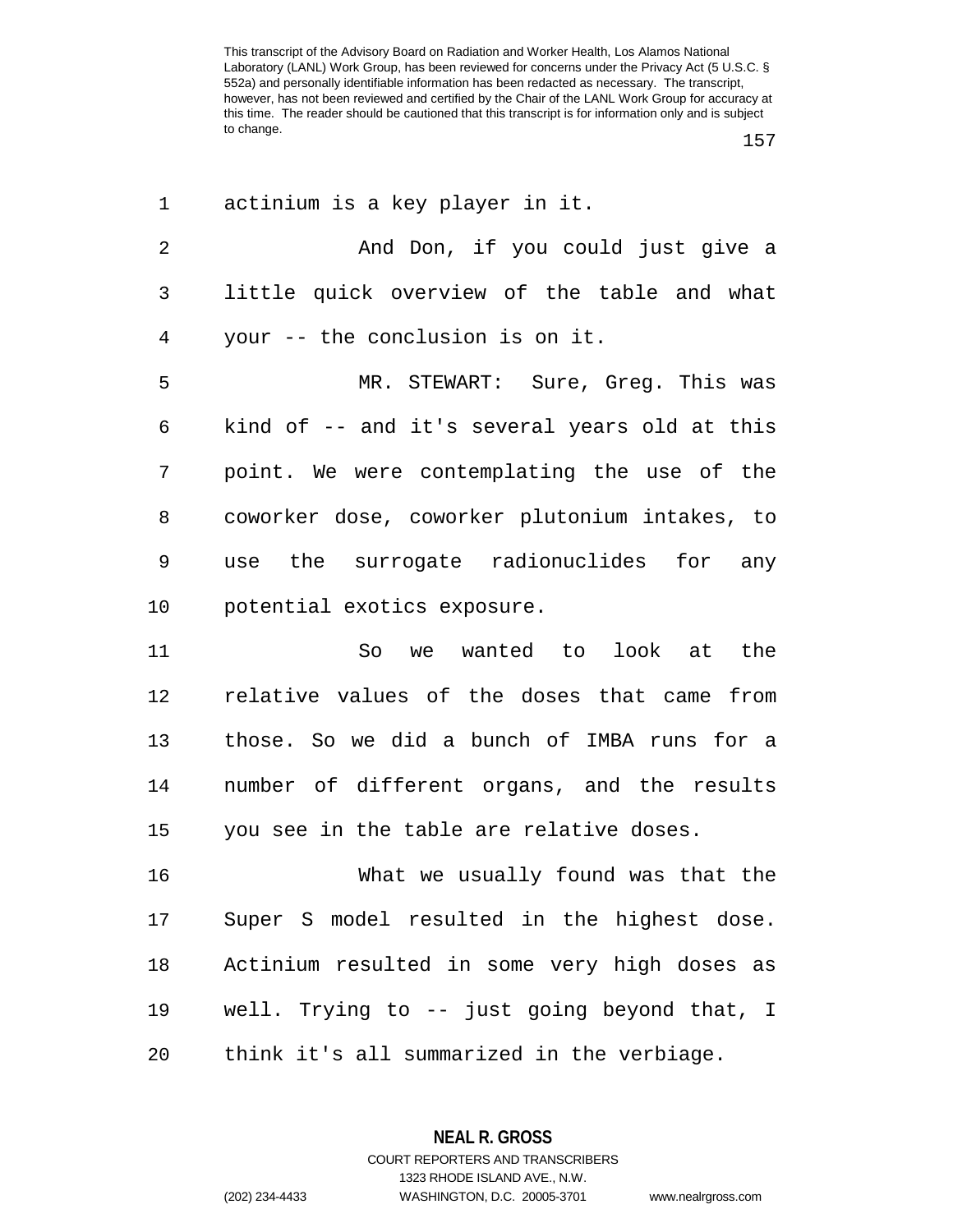actinium is a key player in it.

And Don, if you could just give a little quick overview of the table and what your -- the conclusion is on it.

MR. STEWART: Sure, Greg. This was kind of -- and it's several years old at this point. We were contemplating the use of the coworker dose, coworker plutonium intakes, to use the surrogate radionuclides for any potential exotics exposure.

So we wanted to look at the relative values of the doses that came from those. So we did a bunch of IMBA runs for a number of different organs, and the results you see in the table are relative doses.

What we usually found was that the Super S model resulted in the highest dose. Actinium resulted in some very high doses as well. Trying to -- just going beyond that, I think it's all summarized in the verbiage.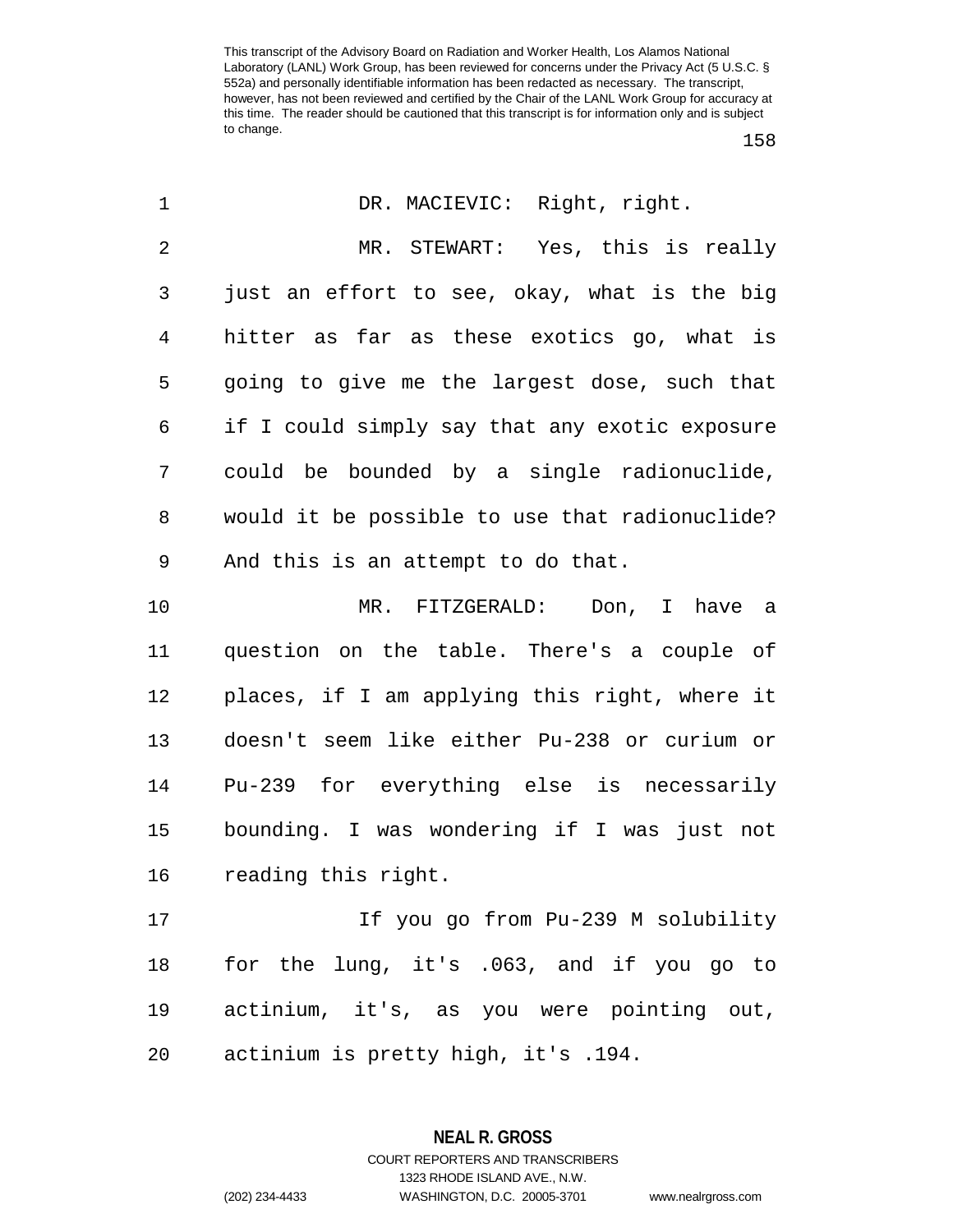DR. MACIEVIC: Right, right.

MR. STEWART: Yes, this is really just an effort to see, okay, what is the big hitter as far as these exotics go, what is going to give me the largest dose, such that if I could simply say that any exotic exposure could be bounded by a single radionuclide, would it be possible to use that radionuclide? And this is an attempt to do that.

MR. FITZGERALD: Don, I have a question on the table. There's a couple of places, if I am applying this right, where it doesn't seem like either Pu-238 or curium or Pu-239 for everything else is necessarily bounding. I was wondering if I was just not reading this right.

If you go from Pu-239 M solubility for the lung, it's .063, and if you go to actinium, it's, as you were pointing out, actinium is pretty high, it's .194.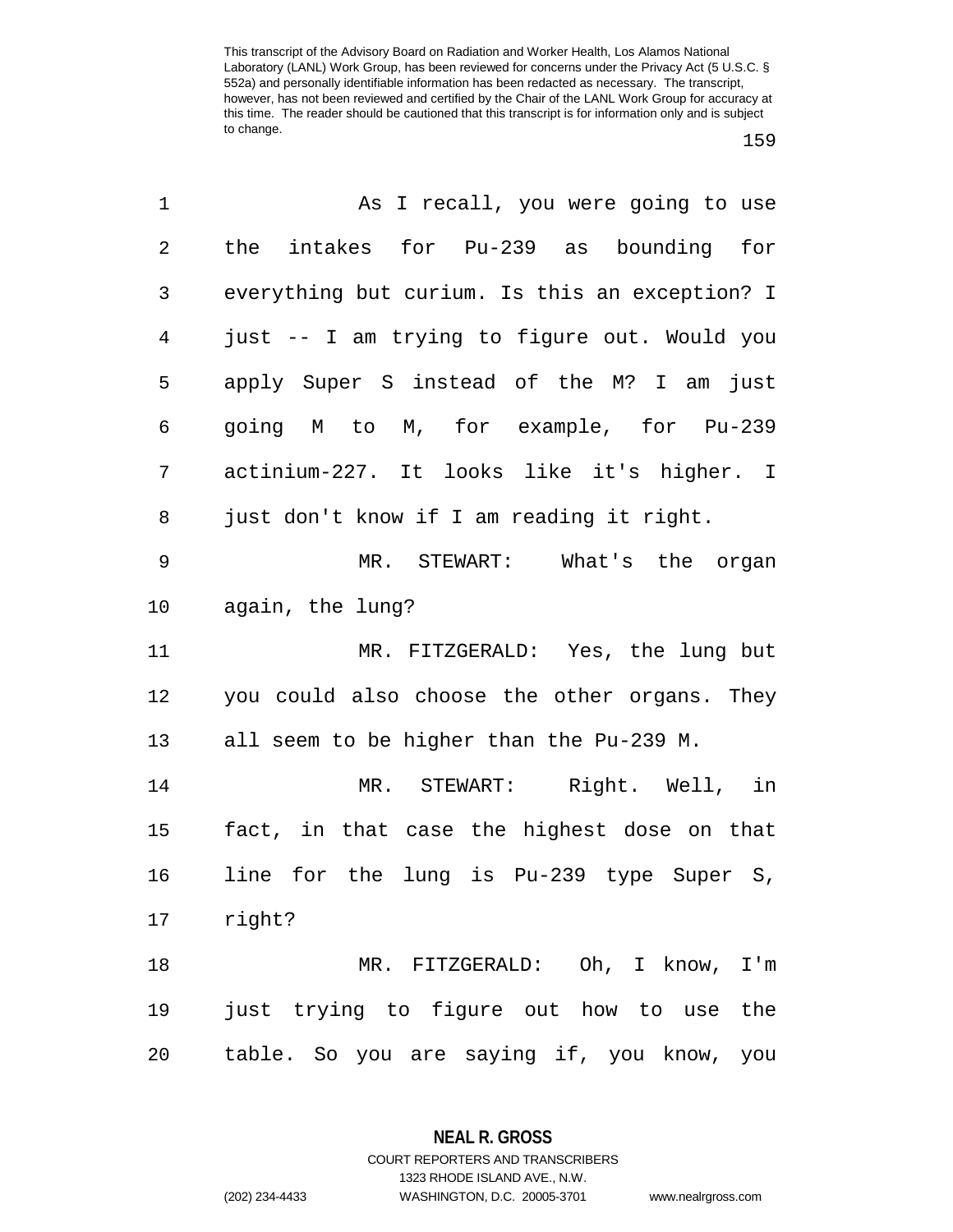As I recall, you were going to use the intakes for Pu-239 as bounding for everything but curium. Is this an exception? I just -- I am trying to figure out. Would you apply Super S instead of the M? I am just going M to M, for example, for Pu-239 actinium-227. It looks like it's higher. I just don't know if I am reading it right.

MR. STEWART: What's the organ again, the lung?

MR. FITZGERALD: Yes, the lung but you could also choose the other organs. They all seem to be higher than the Pu-239 M.

MR. STEWART: Right. Well, in fact, in that case the highest dose on that line for the lung is Pu-239 type Super S, right?

MR. FITZGERALD: Oh, I know, I'm just trying to figure out how to use the table. So you are saying if, you know, you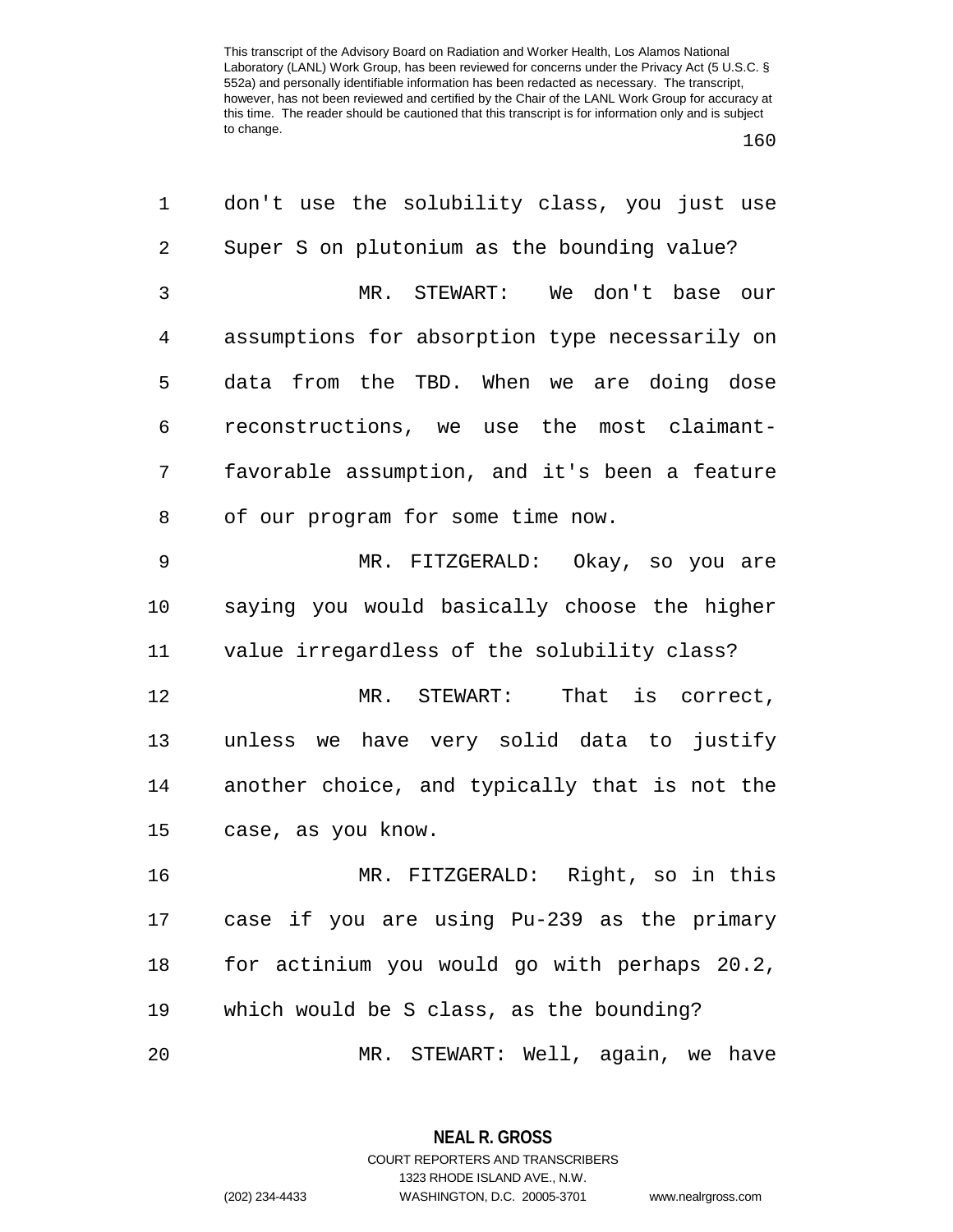don't use the solubility class, you just use Super S on plutonium as the bounding value?

MR. STEWART: We don't base our assumptions for absorption type necessarily on data from the TBD. When we are doing dose reconstructions, we use the most claimant-favorable assumption, and it's been a feature of our program for some time now.

MR. FITZGERALD: Okay, so you are saying you would basically choose the higher value irregardless of the solubility class?

MR. STEWART: That is correct, unless we have very solid data to justify another choice, and typically that is not the case, as you know.

MR. FITZGERALD: Right, so in this case if you are using Pu-239 as the primary for actinium you would go with perhaps 20.2, which would be S class, as the bounding?

MR. STEWART: Well, again, we have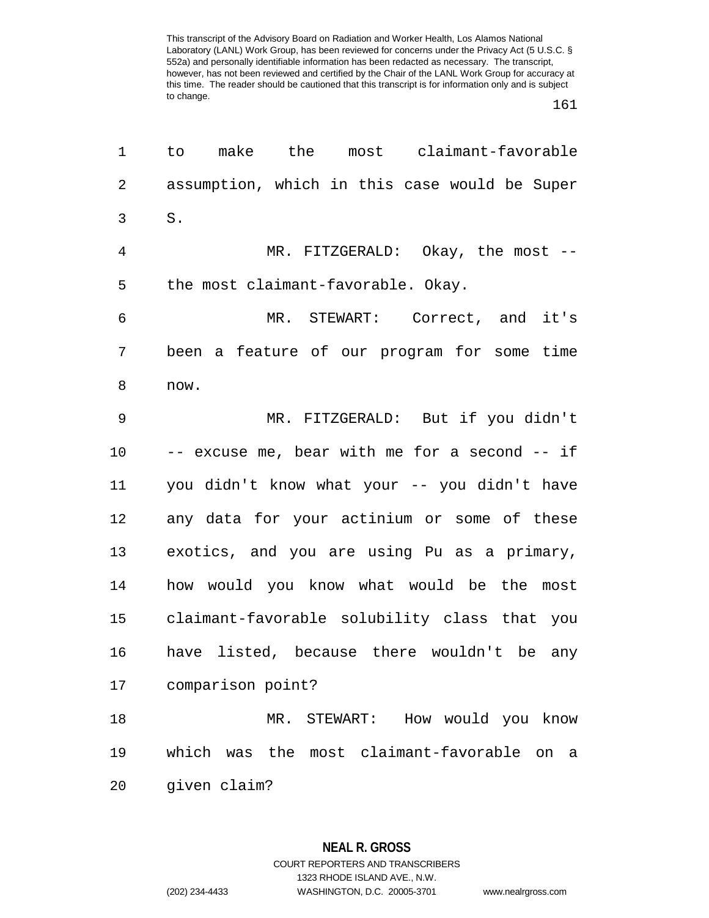to make the most claimant-favorable assumption, which in this case would be Super S.

MR. FITZGERALD: Okay, the most -- the most claimant-favorable. Okay.

MR. STEWART: Correct, and it's been a feature of our program for some time now.

MR. FITZGERALD: But if you didn't -- excuse me, bear with me for a second -- if you didn't know what your -- you didn't have any data for your actinium or some of these exotics, and you are using Pu as a primary, how would you know what would be the most claimant-favorable solubility class that you have listed, because there wouldn't be any comparison point?

MR. STEWART: How would you know which was the most claimant-favorable on a given claim?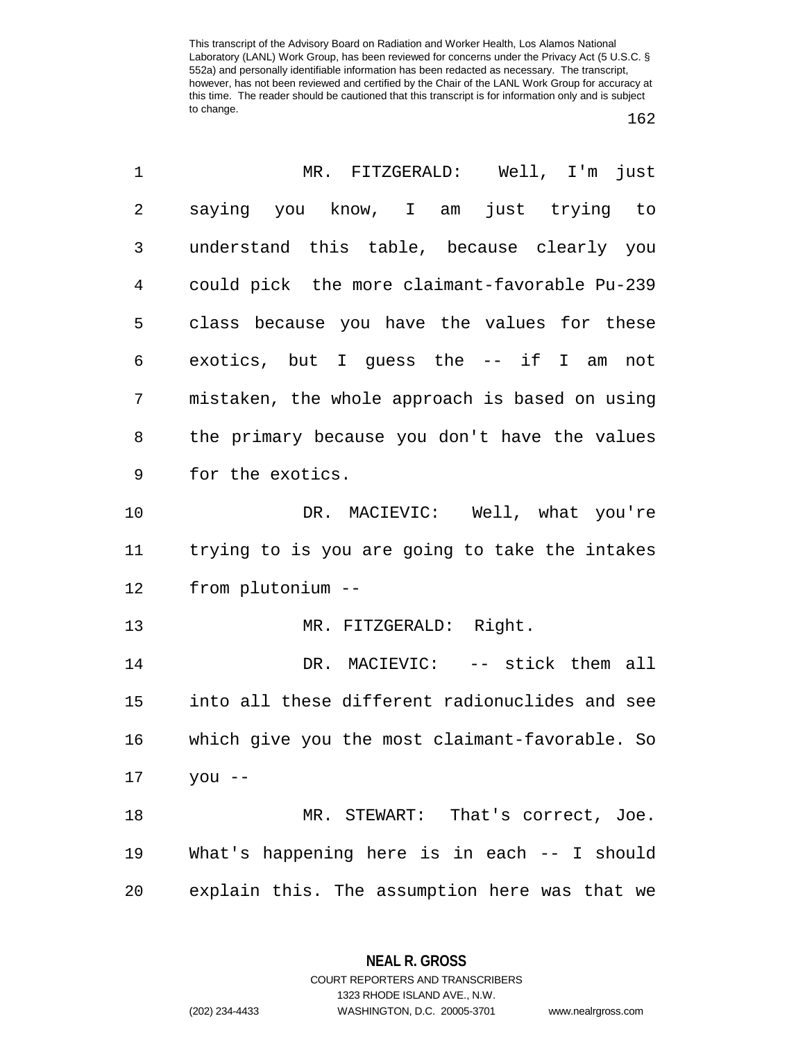MR. FITZGERALD: Well, I'm just saying you know, I am just trying to understand this table, because clearly you could pick the more claimant-favorable Pu-239 class because you have the values for these exotics, but I guess the -- if I am not mistaken, the whole approach is based on using the primary because you don't have the values for the exotics.

DR. MACIEVIC: Well, what you're trying to is you are going to take the intakes from plutonium --

MR. FITZGERALD: Right.

DR. MACIEVIC: -- stick them all into all these different radionuclides and see which give you the most claimant-favorable. So you --

MR. STEWART: That's correct, Joe. What's happening here is in each -- I should explain this. The assumption here was that we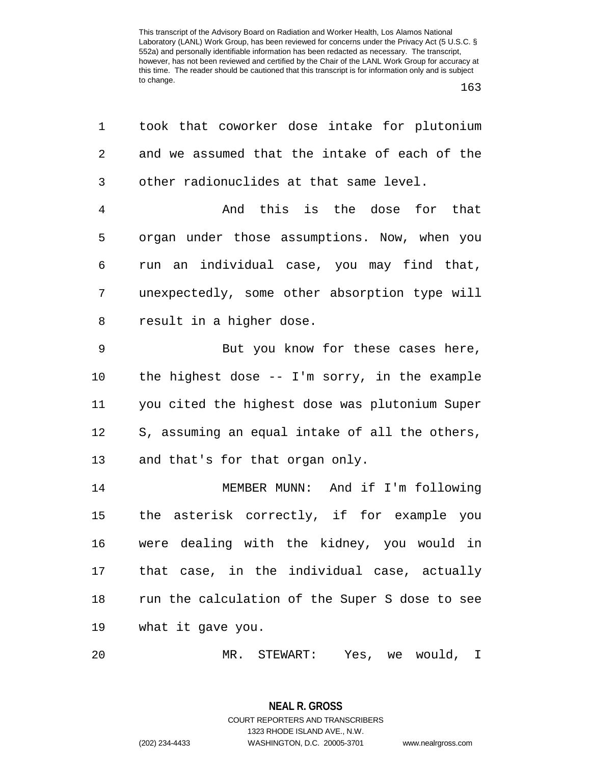took that coworker dose intake for plutonium and we assumed that the intake of each of the other radionuclides at that same level.

And this is the dose for that organ under those assumptions. Now, when you run an individual case, you may find that, unexpectedly, some other absorption type will result in a higher dose.

But you know for these cases here, the highest dose -- I'm sorry, in the example you cited the highest dose was plutonium Super S, assuming an equal intake of all the others, and that's for that organ only.

MEMBER MUNN: And if I'm following the asterisk correctly, if for example you were dealing with the kidney, you would in that case, in the individual case, actually run the calculation of the Super S dose to see what it gave you.

MR. STEWART: Yes, we would, I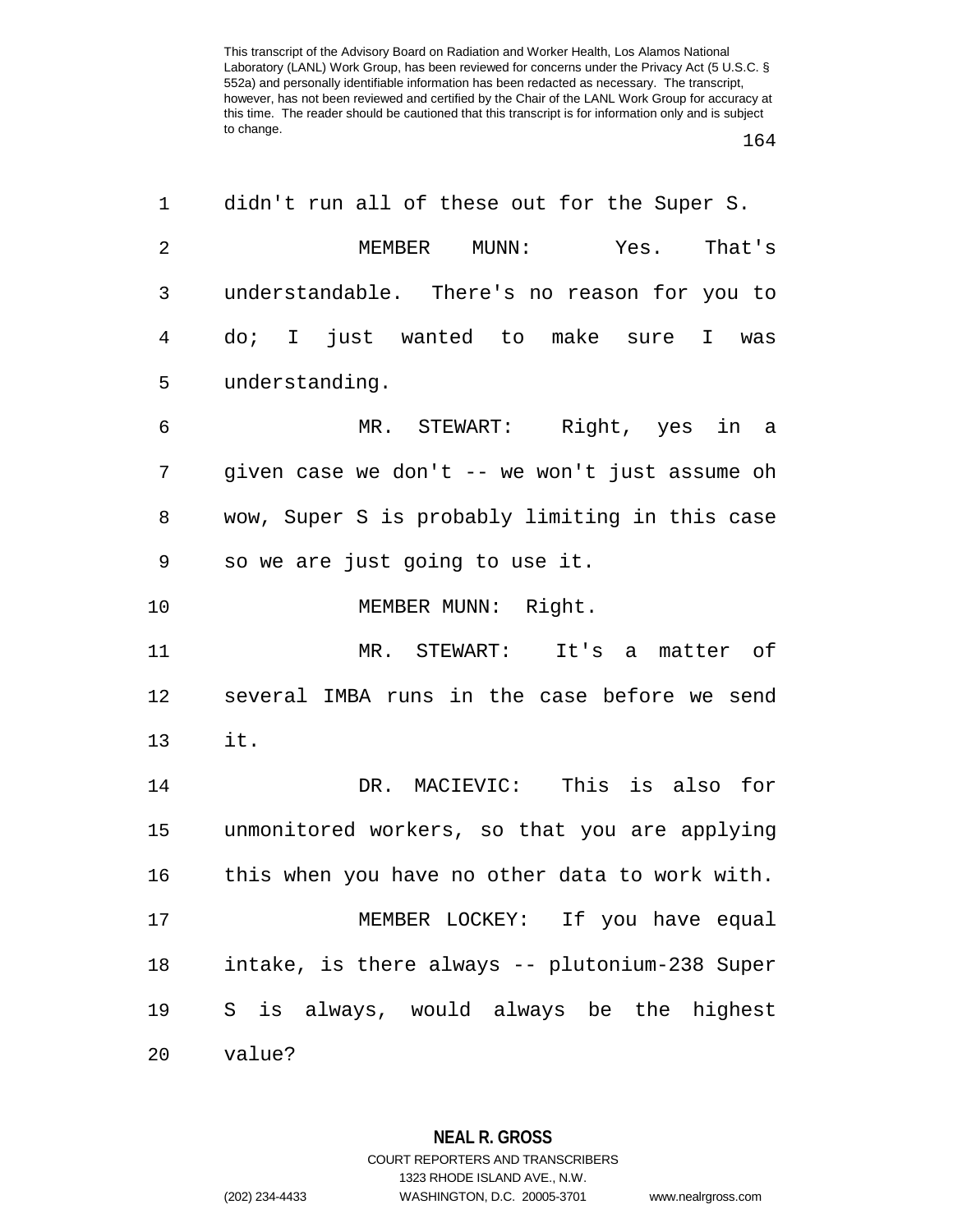didn't run all of these out for the Super S.

MEMBER MUNN: Yes. That's understandable. There's no reason for you to do; I just wanted to make sure I was understanding.

MR. STEWART: Right, yes in a given case we don't -- we won't just assume oh wow, Super S is probably limiting in this case so we are just going to use it.

MEMBER MUNN: Right.

MR. STEWART: It's a matter of several IMBA runs in the case before we send it.

DR. MACIEVIC: This is also for unmonitored workers, so that you are applying this when you have no other data to work with.

MEMBER LOCKEY: If you have equal intake, is there always -- plutonium-238 Super S is always, would always be the highest value?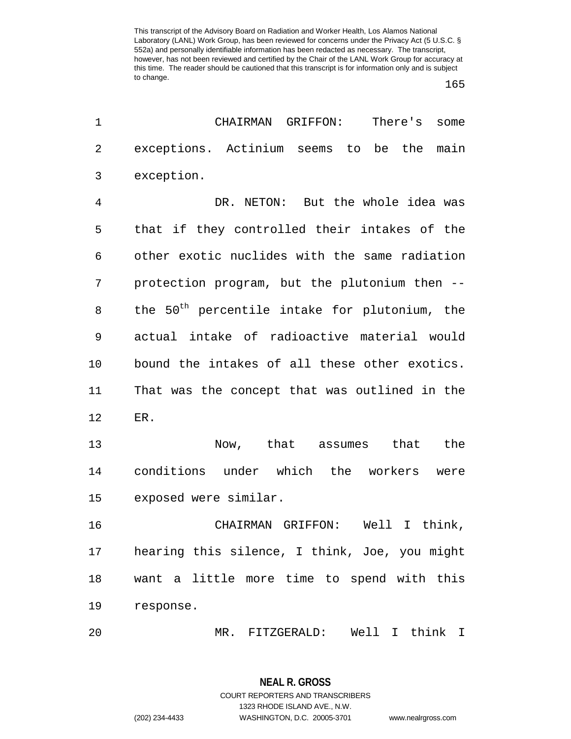CHAIRMAN GRIFFON: There's some exceptions. Actinium seems to be the main exception.

DR. NETON: But the whole idea was that if they controlled their intakes of the other exotic nuclides with the same radiation protection program, but the plutonium then -- the 50$^{th}$ percentile intake for plutonium, the actual intake of radioactive material would bound the intakes of all these other exotics. That was the concept that was outlined in the ER.

Now, that assumes that the conditions under which the workers were exposed were similar.

CHAIRMAN GRIFFON: Well I think, hearing this silence, I think, Joe, you might want a little more time to spend with this response.

MR. FITZGERALD: Well I think I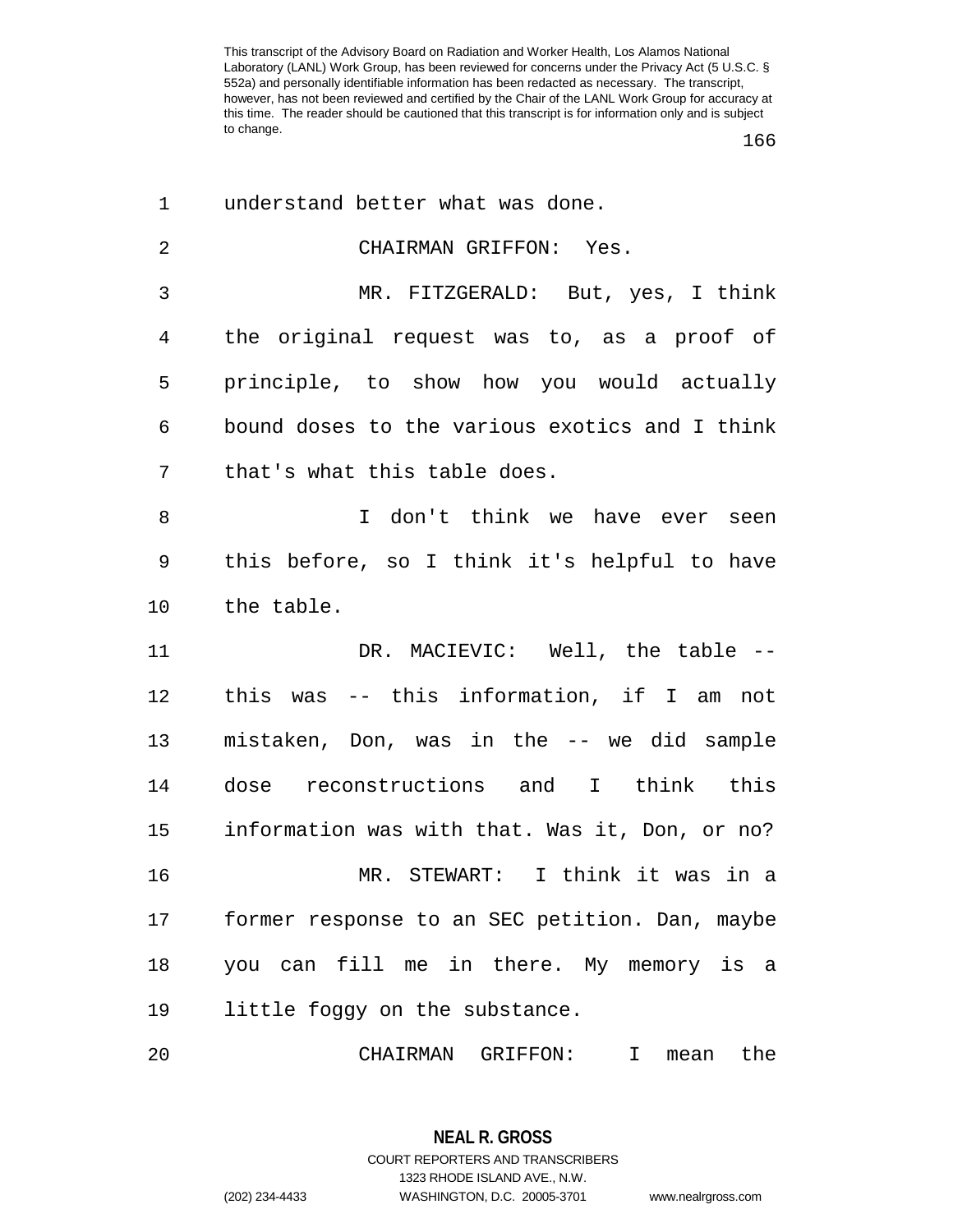understand better what was done.

CHAIRMAN GRIFFON: Yes.

MR. FITZGERALD: But, yes, I think the original request was to, as a proof of principle, to show how you would actually bound doses to the various exotics and I think that's what this table does.

I don't think we have ever seen this before, so I think it's helpful to have the table.

DR. MACIEVIC: Well, the table -- this was -- this information, if I am not mistaken, Don, was in the -- we did sample dose reconstructions and I think this information was with that. Was it, Don, or no?

MR. STEWART: I think it was in a former response to an SEC petition. Dan, maybe you can fill me in there. My memory is a little foggy on the substance.

CHAIRMAN GRIFFON: I mean the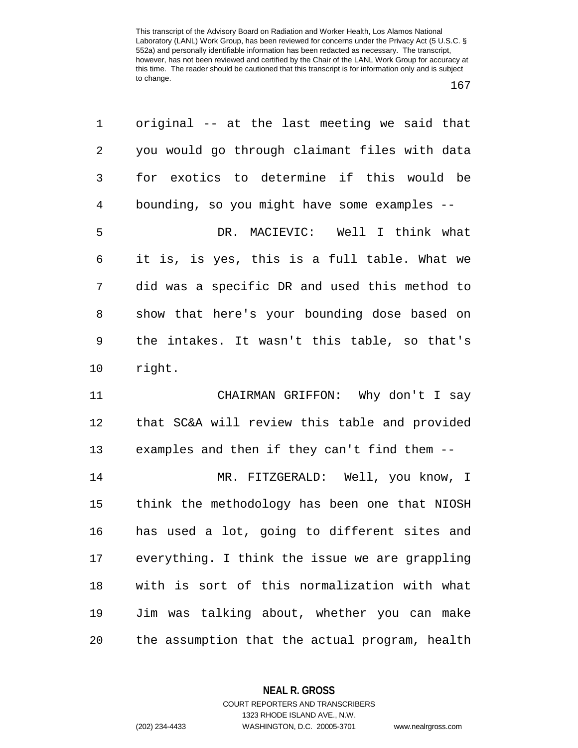original -- at the last meeting we said that you would go through claimant files with data for exotics to determine if this would be bounding, so you might have some examples --

DR. MACIEVIC: Well I think what it is, is yes, this is a full table. What we did was a specific DR and used this method to show that here's your bounding dose based on the intakes. It wasn't this table, so that's right.

CHAIRMAN GRIFFON: Why don't I say that SC&A will review this table and provided examples and then if they can't find them --

MR. FITZGERALD: Well, you know, I think the methodology has been one that NIOSH has used a lot, going to different sites and everything. I think the issue we are grappling with is sort of this normalization with what Jim was talking about, whether you can make the assumption that the actual program, health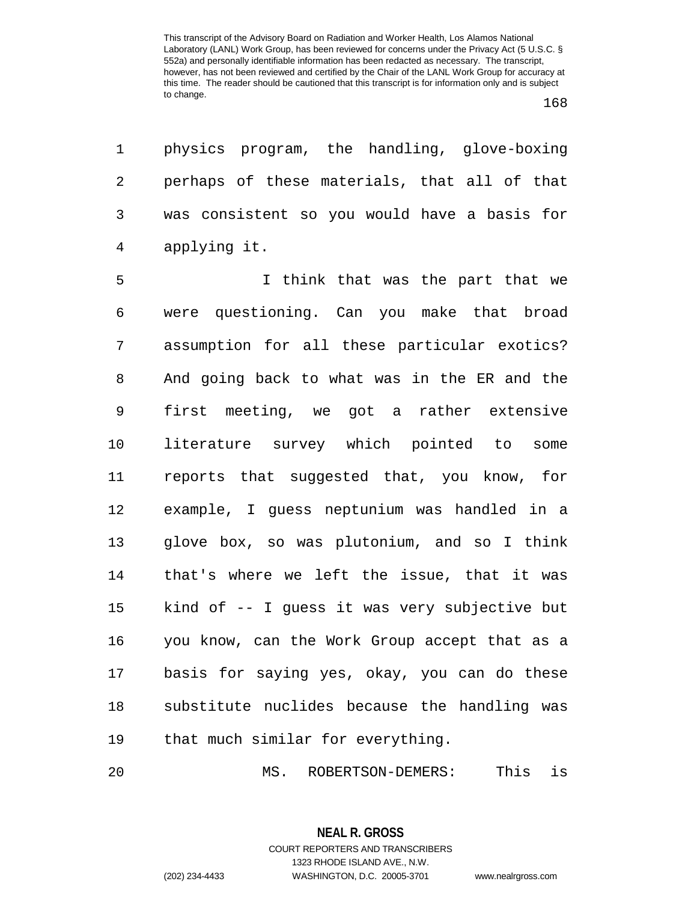physics program, the handling, glove-boxing perhaps of these materials, that all of that was consistent so you would have a basis for applying it.

I think that was the part that we were questioning. Can you make that broad assumption for all these particular exotics? And going back to what was in the ER and the first meeting, we got a rather extensive literature survey which pointed to some reports that suggested that, you know, for example, I guess neptunium was handled in a glove box, so was plutonium, and so I think that's where we left the issue, that it was kind of -- I guess it was very subjective but you know, can the Work Group accept that as a basis for saying yes, okay, you can do these substitute nuclides because the handling was that much similar for everything.

MS. ROBERTSON-DEMERS: This is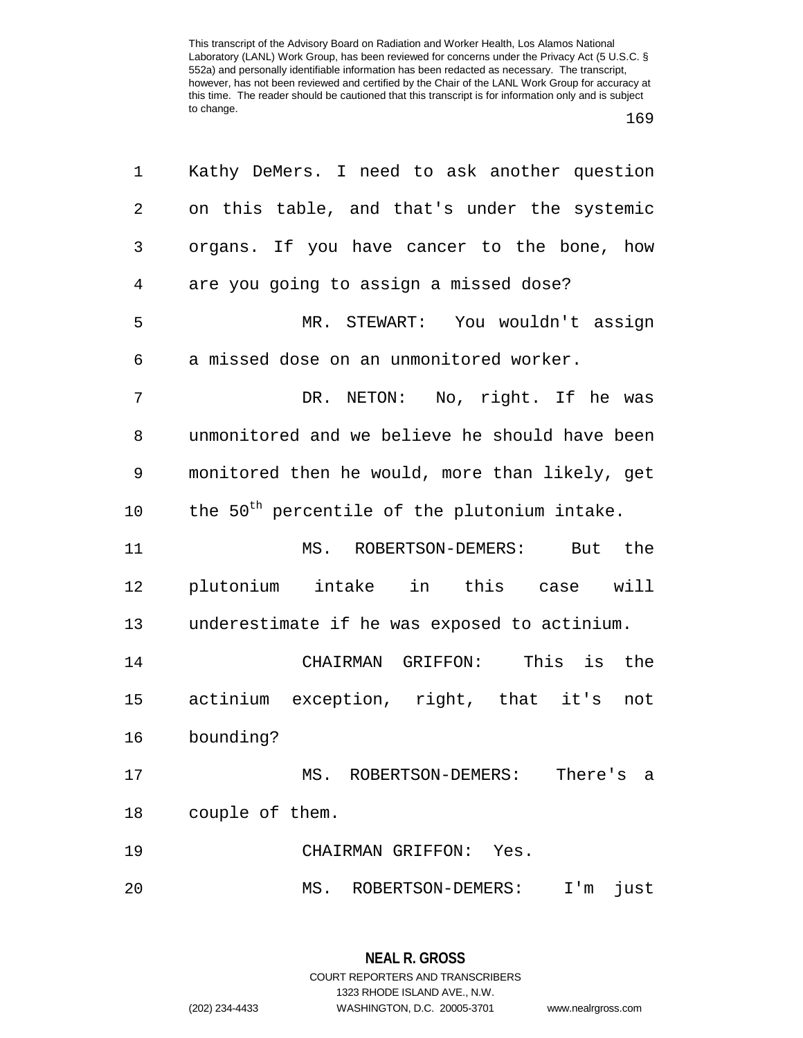This transcript of the Advisory Board on Radiation and Worker Health, Los Alamos National Laboratory (LANL) Work Group, has been reviewed for concerns under the Privacy Act (5 U.S.C. § 552a) and personally identifiable information has been redacted as necessary. The transcript, however, has not been reviewed and certified by the Chair of the LANL Work Group for accuracy at this time. The reader should be cautioned that this transcript is for information only and is subject to change.

Kathy DeMers. I need to ask another question on this table, and that's under the systemic organs. If you have cancer to the bone, how are you going to assign a missed dose?

MR. STEWART: You wouldn't assign a missed dose on an unmonitored worker.

DR. NETON: No, right. If he was unmonitored and we believe he should have been monitored then he would, more than likely, get the $50^{th}$ percentile of the plutonium intake.

MS. ROBERTSON-DEMERS: But the plutonium intake in this case will underestimate if he was exposed to actinium.

CHAIRMAN GRIFFON: This is the actinium exception, right, that it's not bounding?

MS. ROBERTSON-DEMERS: There's a couple of them.

CHAIRMAN GRIFFON: Yes.

MS. ROBERTSON-DEMERS: I'm just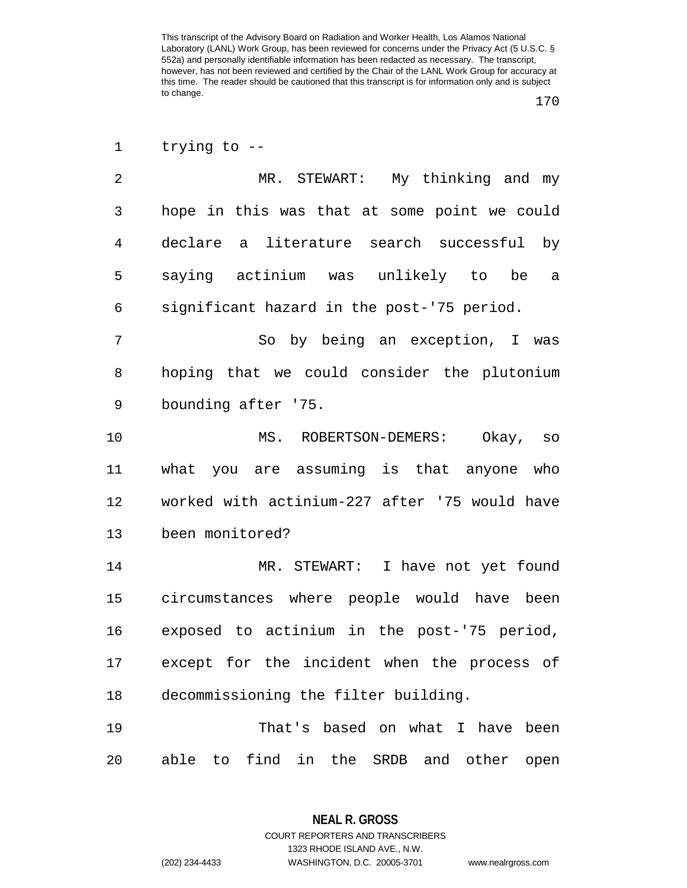trying to --

MR. STEWART: My thinking and my hope in this was that at some point we could declare a literature search successful by saying actinium was unlikely to be a significant hazard in the post-'75 period.

So by being an exception, I was hoping that we could consider the plutonium bounding after '75.

MS. ROBERTSON-DEMERS: Okay, so what you are assuming is that anyone who worked with actinium-227 after '75 would have been monitored?

MR. STEWART: I have not yet found circumstances where people would have been exposed to actinium in the post-'75 period, except for the incident when the process of decommissioning the filter building.

That's based on what I have been able to find in the SRDB and other open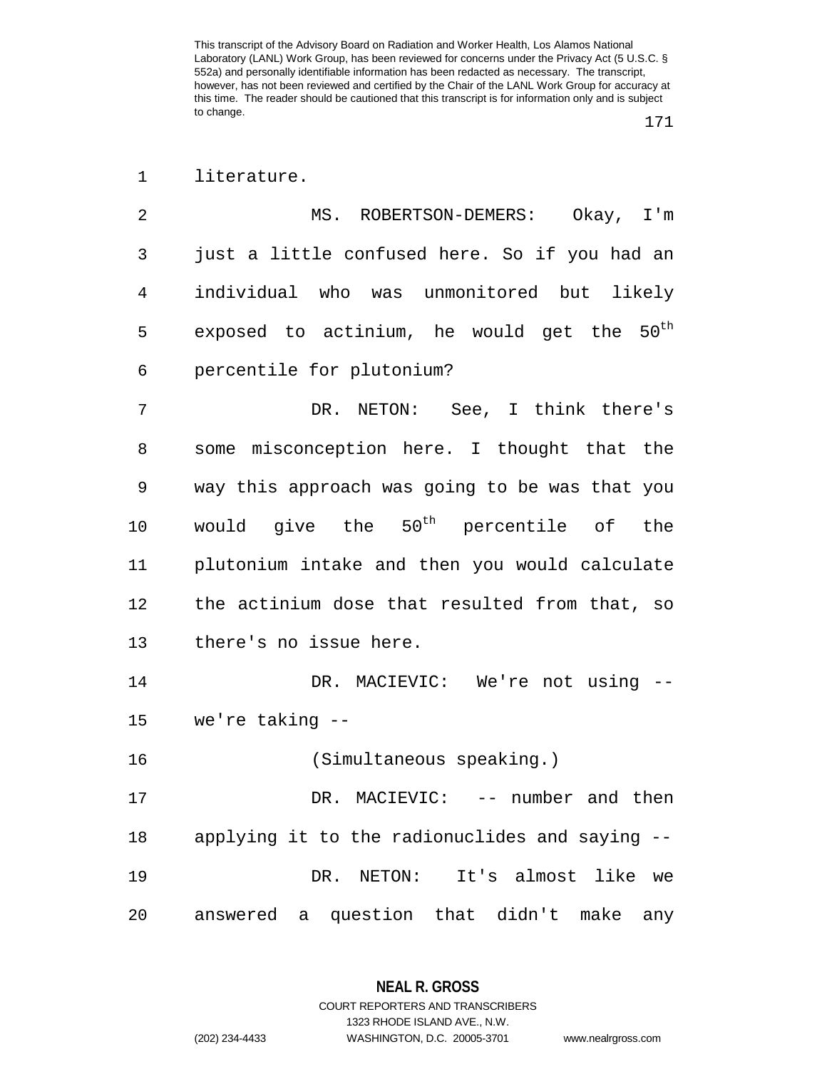literature.

MS. ROBERTSON-DEMERS: Okay, I'm just a little confused here. So if you had an individual who was unmonitored but likely exposed to actinium, he would get the $50^{th}$ percentile for plutonium?

DR. NETON: See, I think there's some misconception here. I thought that the way this approach was going to be was that you would give the $50^{th}$ percentile of the plutonium intake and then you would calculate the actinium dose that resulted from that, so there's no issue here.

DR. MACIEVIC: We're not using -- we're taking --

(Simultaneous speaking.)

DR. MACIEVIC: -- number and then applying it to the radionuclides and saying --

DR. NETON: It's almost like we answered a question that didn't make any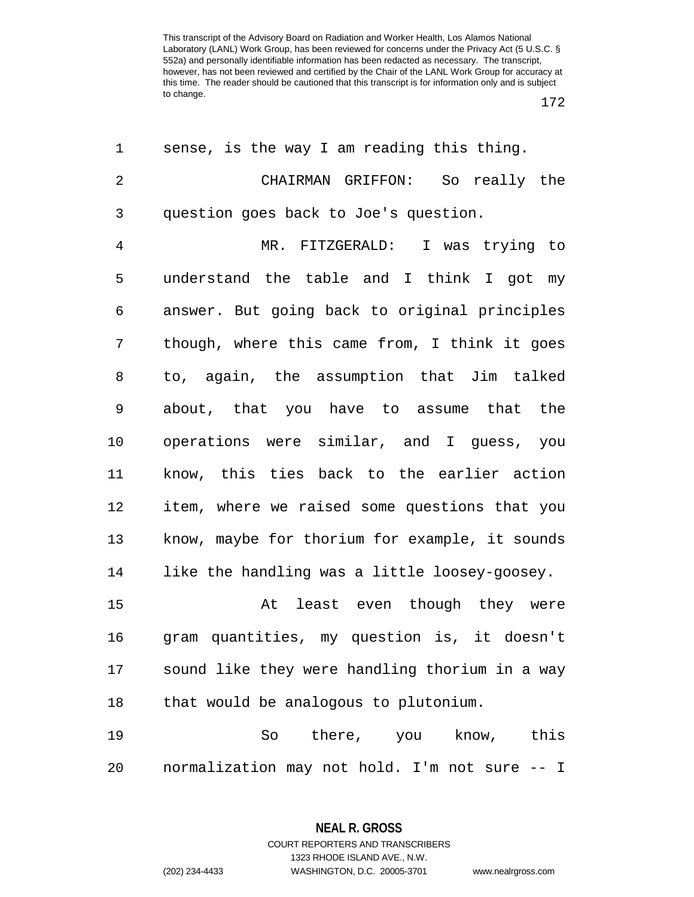sense, is the way I am reading this thing.

CHAIRMAN GRIFFON: So really the question goes back to Joe's question.

MR. FITZGERALD: I was trying to understand the table and I think I got my answer. But going back to original principles though, where this came from, I think it goes to, again, the assumption that Jim talked about, that you have to assume that the operations were similar, and I guess, you know, this ties back to the earlier action item, where we raised some questions that you know, maybe for thorium for example, it sounds like the handling was a little loosey-goosey.

At least even though they were gram quantities, my question is, it doesn't sound like they were handling thorium in a way that would be analogous to plutonium.

So there, you know, this normalization may not hold. I'm not sure -- I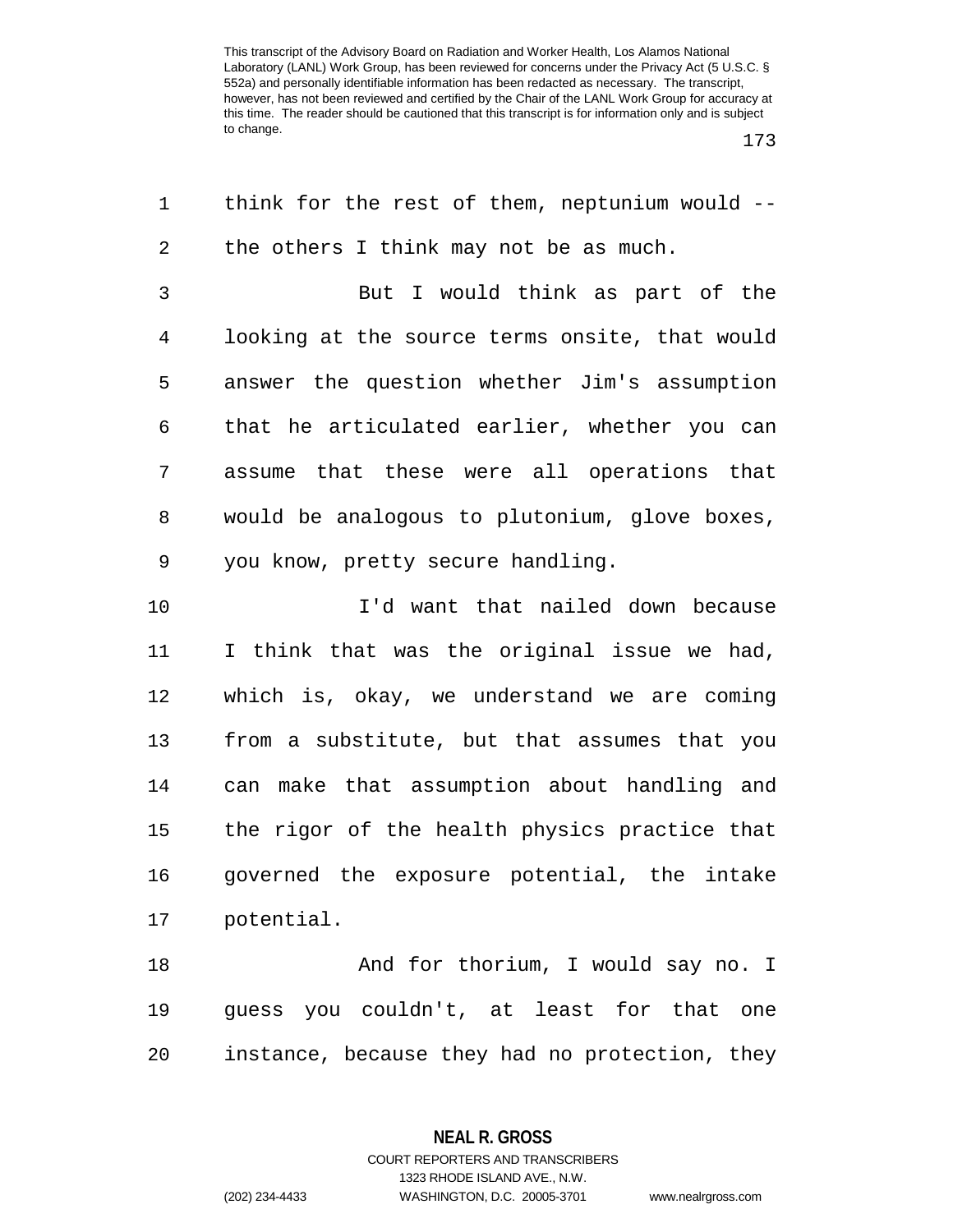think for the rest of them, neptunium would -- the others I think may not be as much.

But I would think as part of the looking at the source terms onsite, that would answer the question whether Jim's assumption that he articulated earlier, whether you can assume that these were all operations that would be analogous to plutonium, glove boxes, you know, pretty secure handling.

I'd want that nailed down because I think that was the original issue we had, which is, okay, we understand we are coming from a substitute, but that assumes that you can make that assumption about handling and the rigor of the health physics practice that governed the exposure potential, the intake potential.

And for thorium, I would say no. I guess you couldn't, at least for that one instance, because they had no protection, they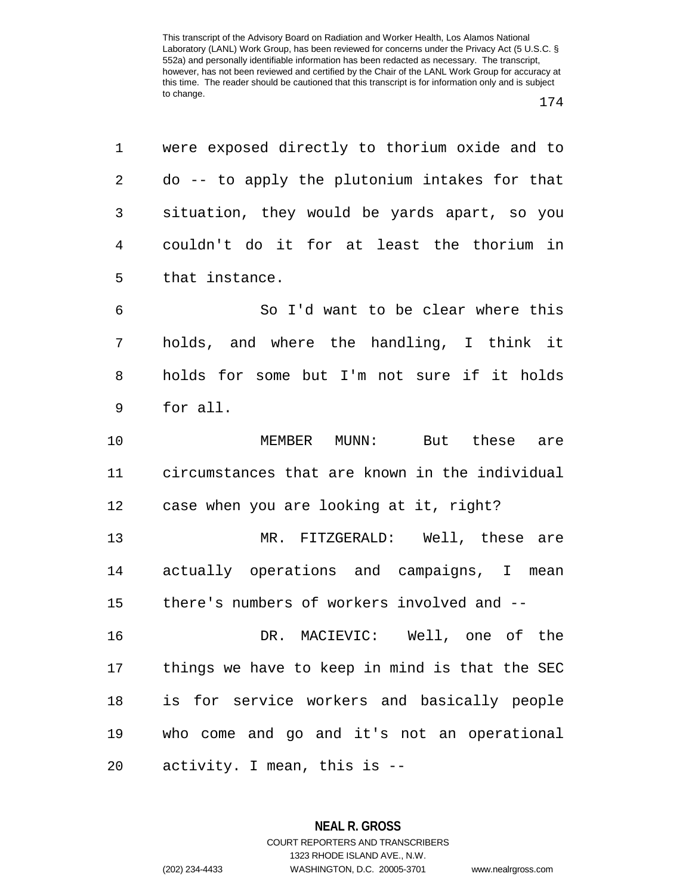were exposed directly to thorium oxide and to do -- to apply the plutonium intakes for that situation, they would be yards apart, so you couldn't do it for at least the thorium in that instance.

So I'd want to be clear where this holds, and where the handling, I think it holds for some but I'm not sure if it holds for all.

MEMBER MUNN: But these are circumstances that are known in the individual case when you are looking at it, right?

MR. FITZGERALD: Well, these are actually operations and campaigns, I mean there's numbers of workers involved and --

DR. MACIEVIC: Well, one of the things we have to keep in mind is that the SEC is for service workers and basically people who come and go and it's not an operational activity. I mean, this is --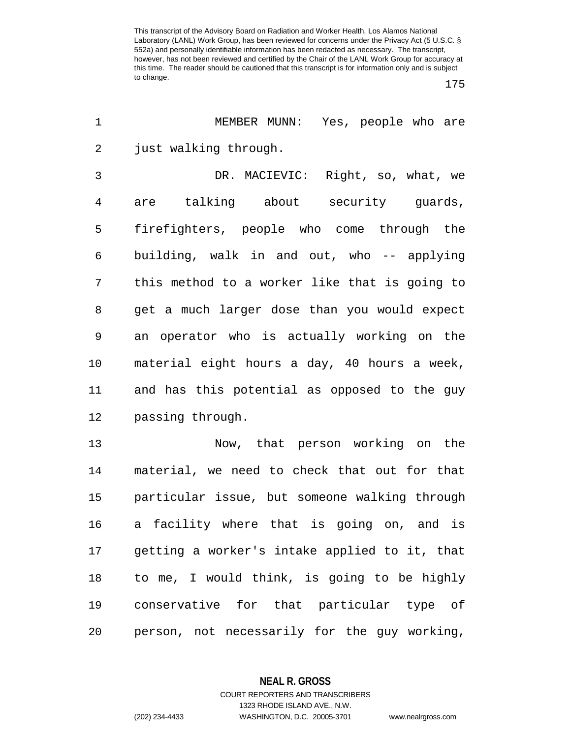MEMBER MUNN: Yes, people who are just walking through.

DR. MACIEVIC: Right, so, what, we are talking about security guards, firefighters, people who come through the building, walk in and out, who -- applying this method to a worker like that is going to get a much larger dose than you would expect an operator who is actually working on the material eight hours a day, 40 hours a week, and has this potential as opposed to the guy passing through.

Now, that person working on the material, we need to check that out for that particular issue, but someone walking through a facility where that is going on, and is getting a worker's intake applied to it, that to me, I would think, is going to be highly conservative for that particular type of person, not necessarily for the guy working,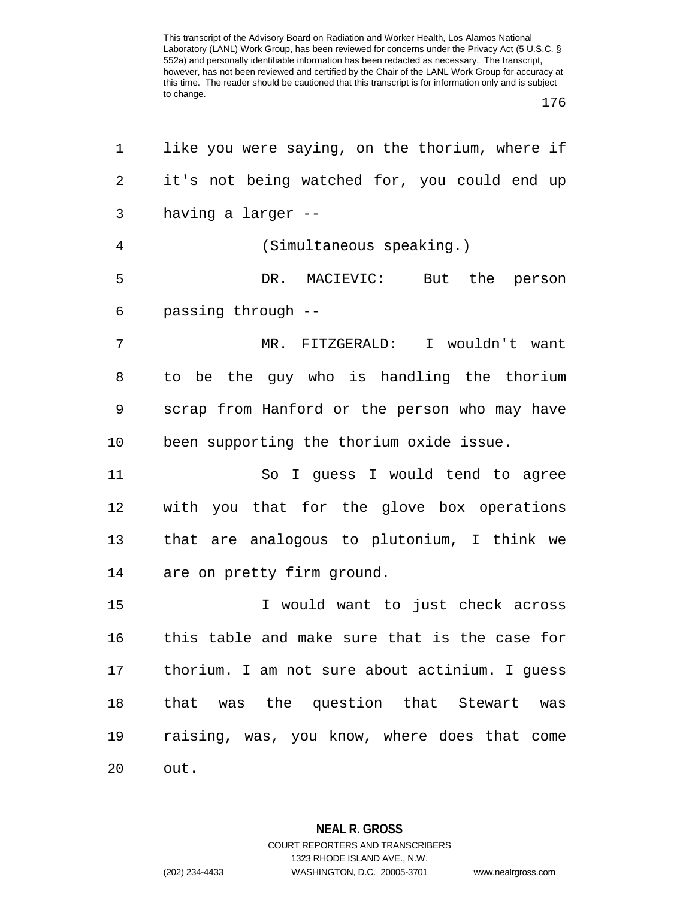like you were saying, on the thorium, where if it's not being watched for, you could end up having a larger --

(Simultaneous speaking.)

DR. MACIEVIC: But the person passing through --

MR. FITZGERALD: I wouldn't want to be the guy who is handling the thorium scrap from Hanford or the person who may have been supporting the thorium oxide issue.

So I guess I would tend to agree with you that for the glove box operations that are analogous to plutonium, I think we are on pretty firm ground.

I would want to just check across this table and make sure that is the case for thorium. I am not sure about actinium. I guess that was the question that Stewart was raising, was, you know, where does that come out.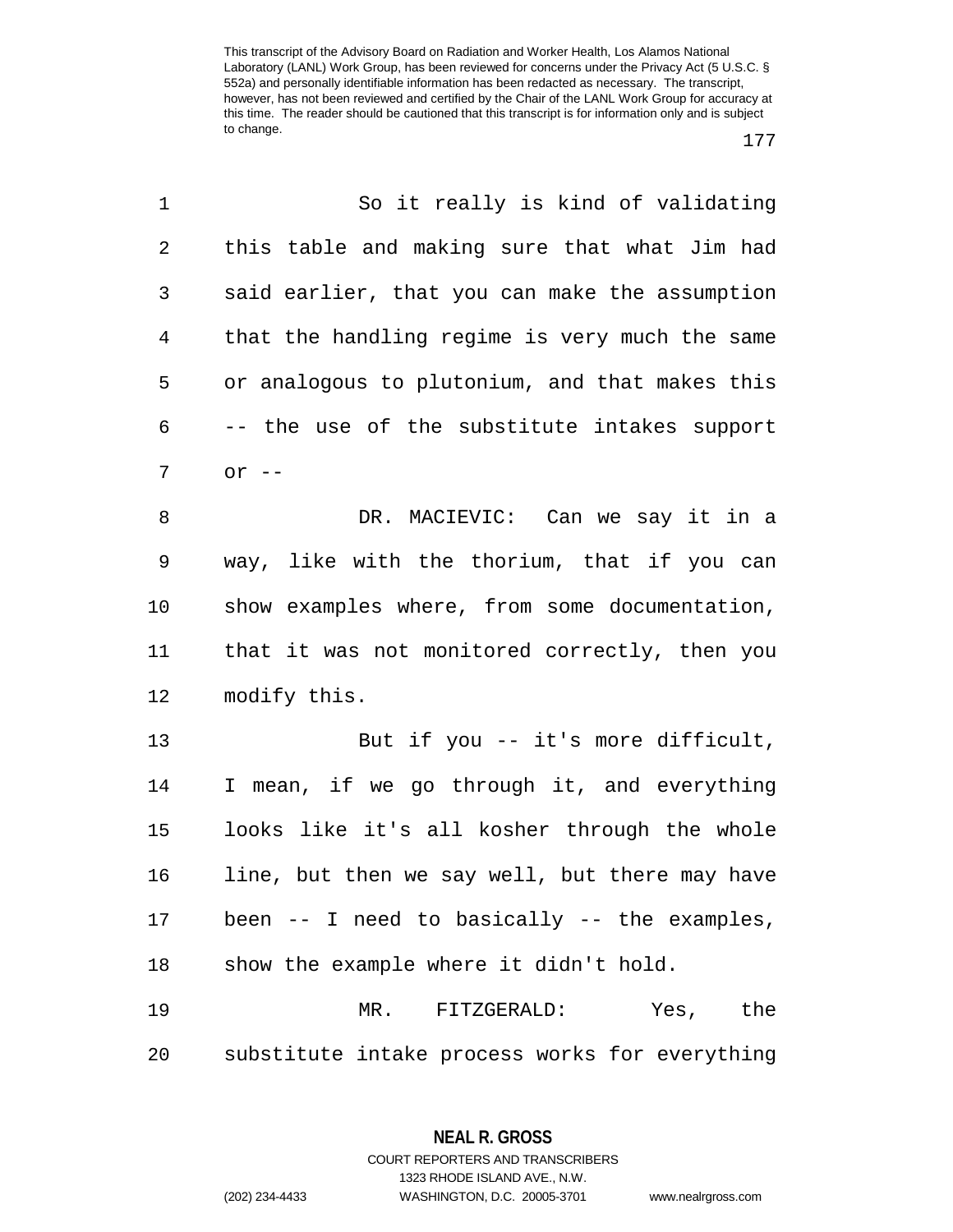So it really is kind of validating this table and making sure that what Jim had said earlier, that you can make the assumption that the handling regime is very much the same or analogous to plutonium, and that makes this -- the use of the substitute intakes support or --

DR. MACIEVIC: Can we say it in a way, like with the thorium, that if you can show examples where, from some documentation, that it was not monitored correctly, then you modify this.

But if you -- it's more difficult, I mean, if we go through it, and everything looks like it's all kosher through the whole line, but then we say well, but there may have been -- I need to basically -- the examples, show the example where it didn't hold.

MR. FITZGERALD: Yes, the substitute intake process works for everything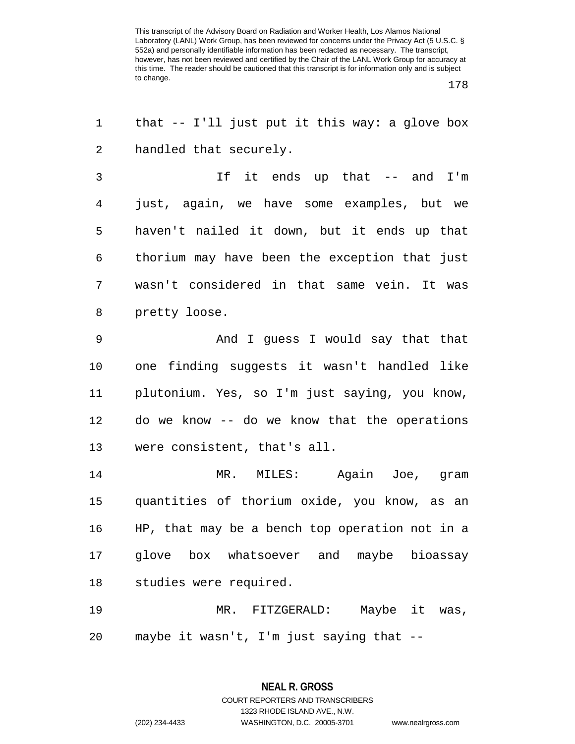that -- I'll just put it this way: a glove box handled that securely.

If it ends up that -- and I'm just, again, we have some examples, but we haven't nailed it down, but it ends up that thorium may have been the exception that just wasn't considered in that same vein. It was pretty loose.

And I guess I would say that that one finding suggests it wasn't handled like plutonium. Yes, so I'm just saying, you know, do we know -- do we know that the operations were consistent, that's all.

MR. MILES: Again Joe, gram quantities of thorium oxide, you know, as an HP, that may be a bench top operation not in a glove box whatsoever and maybe bioassay studies were required.

MR. FITZGERALD: Maybe it was, maybe it wasn't, I'm just saying that --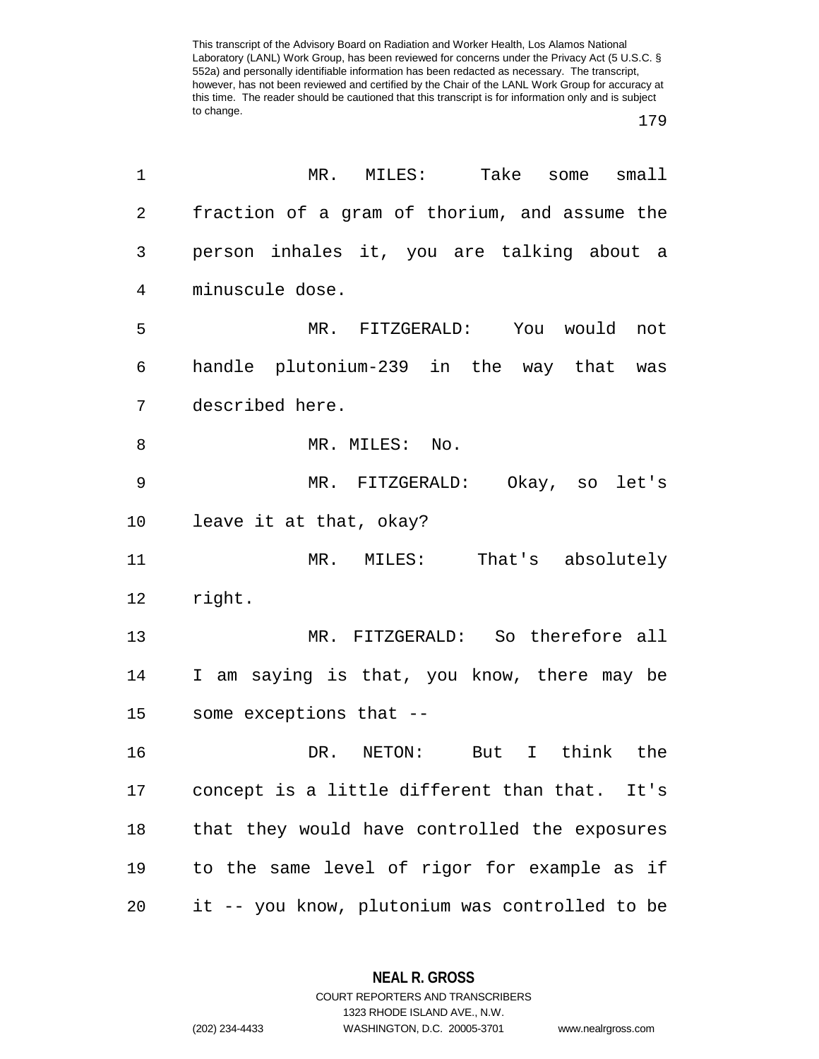MR. MILES: Take some small fraction of a gram of thorium, and assume the person inhales it, you are talking about a minuscule dose.

MR. FITZGERALD: You would not handle plutonium-239 in the way that was described here.

MR. MILES: No.

MR. FITZGERALD: Okay, so let's leave it at that, okay?

MR. MILES: That's absolutely right.

MR. FITZGERALD: So therefore all I am saying is that, you know, there may be some exceptions that --

DR. NETON: But I think the concept is a little different than that. It's that they would have controlled the exposures to the same level of rigor for example as if it -- you know, plutonium was controlled to be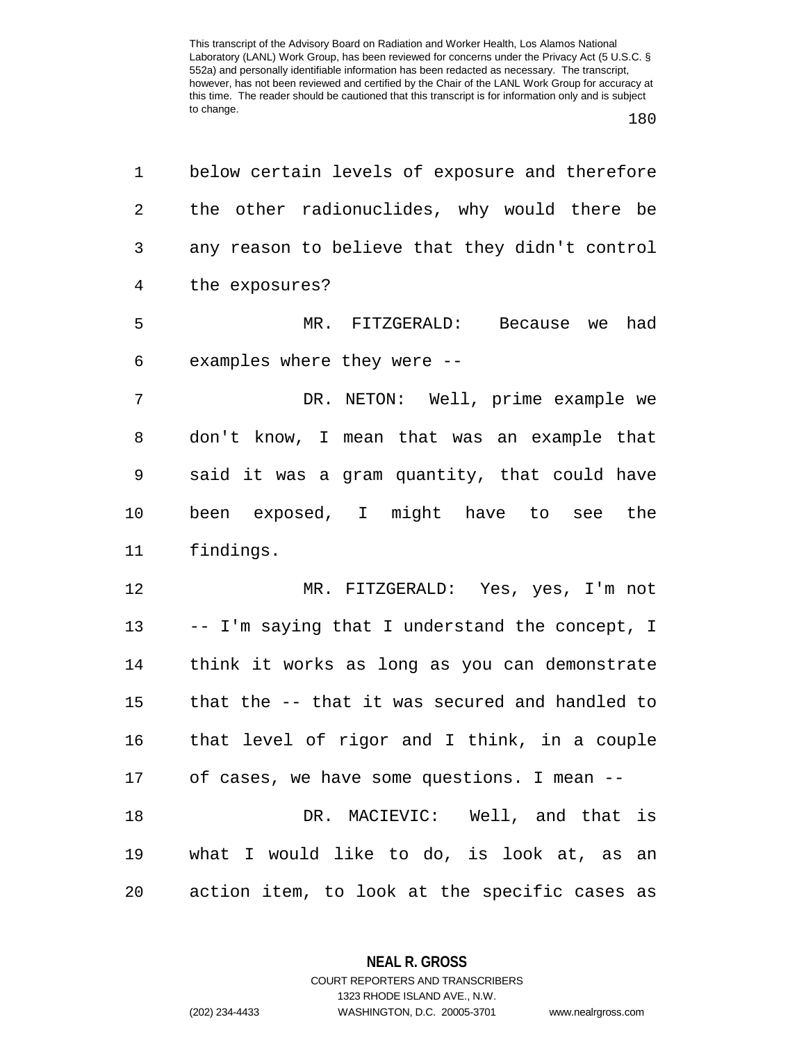below certain levels of exposure and therefore the other radionuclides, why would there be any reason to believe that they didn't control the exposures?

MR. FITZGERALD: Because we had examples where they were --

DR. NETON: Well, prime example we don't know, I mean that was an example that said it was a gram quantity, that could have been exposed, I might have to see the findings.

MR. FITZGERALD: Yes, yes, I'm not -- I'm saying that I understand the concept, I think it works as long as you can demonstrate that the -- that it was secured and handled to that level of rigor and I think, in a couple of cases, we have some questions. I mean --

DR. MACIEVIC: Well, and that is what I would like to do, is look at, as an action item, to look at the specific cases as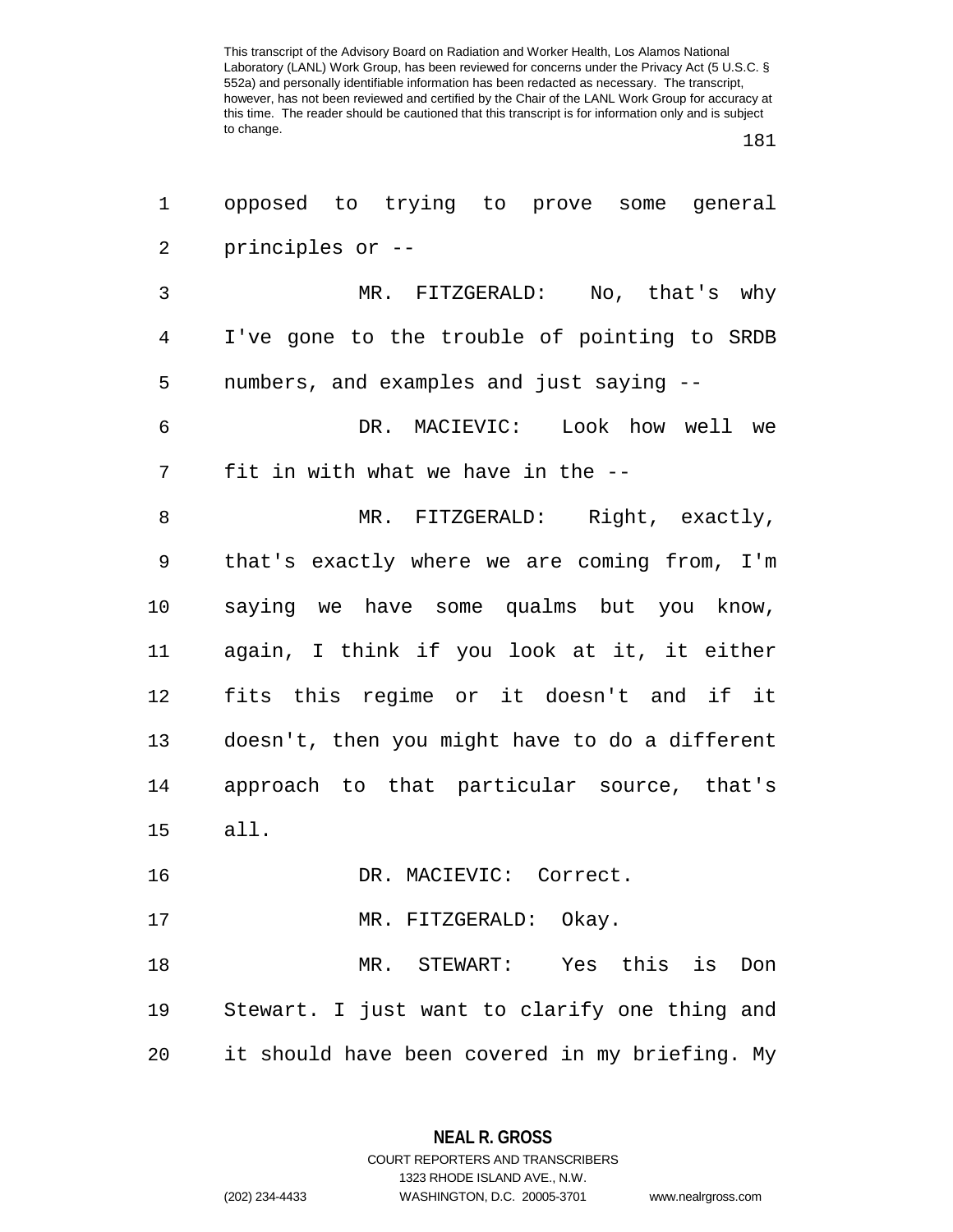opposed to trying to prove some general principles or --

MR. FITZGERALD: No, that's why I've gone to the trouble of pointing to SRDB numbers, and examples and just saying --

DR. MACIEVIC: Look how well we fit in with what we have in the --

MR. FITZGERALD: Right, exactly, that's exactly where we are coming from, I'm saying we have some qualms but you know, again, I think if you look at it, it either fits this regime or it doesn't and if it doesn't, then you might have to do a different approach to that particular source, that's all.

DR. MACIEVIC: Correct.

MR. FITZGERALD: Okay.

MR. STEWART: Yes this is Don Stewart. I just want to clarify one thing and it should have been covered in my briefing. My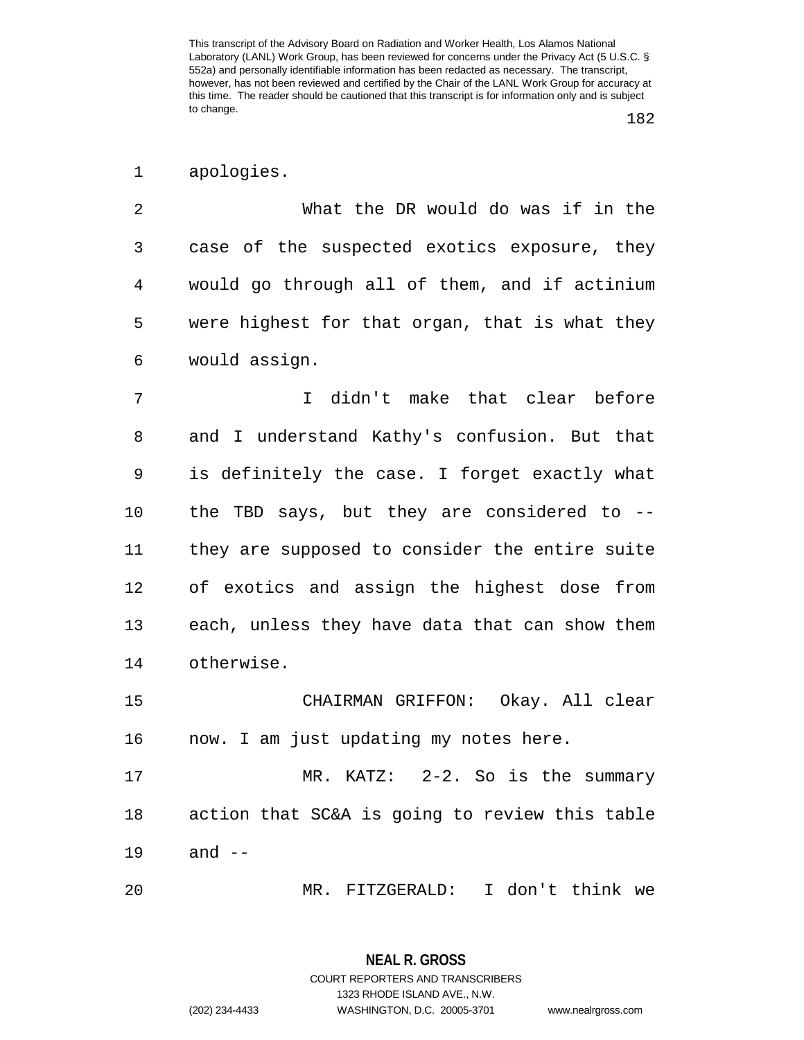apologies.

What the DR would do was if in the case of the suspected exotics exposure, they would go through all of them, and if actinium were highest for that organ, that is what they would assign.

I didn't make that clear before and I understand Kathy's confusion. But that is definitely the case. I forget exactly what the TBD says, but they are considered to -- they are supposed to consider the entire suite of exotics and assign the highest dose from each, unless they have data that can show them otherwise.

CHAIRMAN GRIFFON: Okay. All clear now. I am just updating my notes here.

MR. KATZ: 2-2. So is the summary action that SC&A is going to review this table and --

MR. FITZGERALD: I don't think we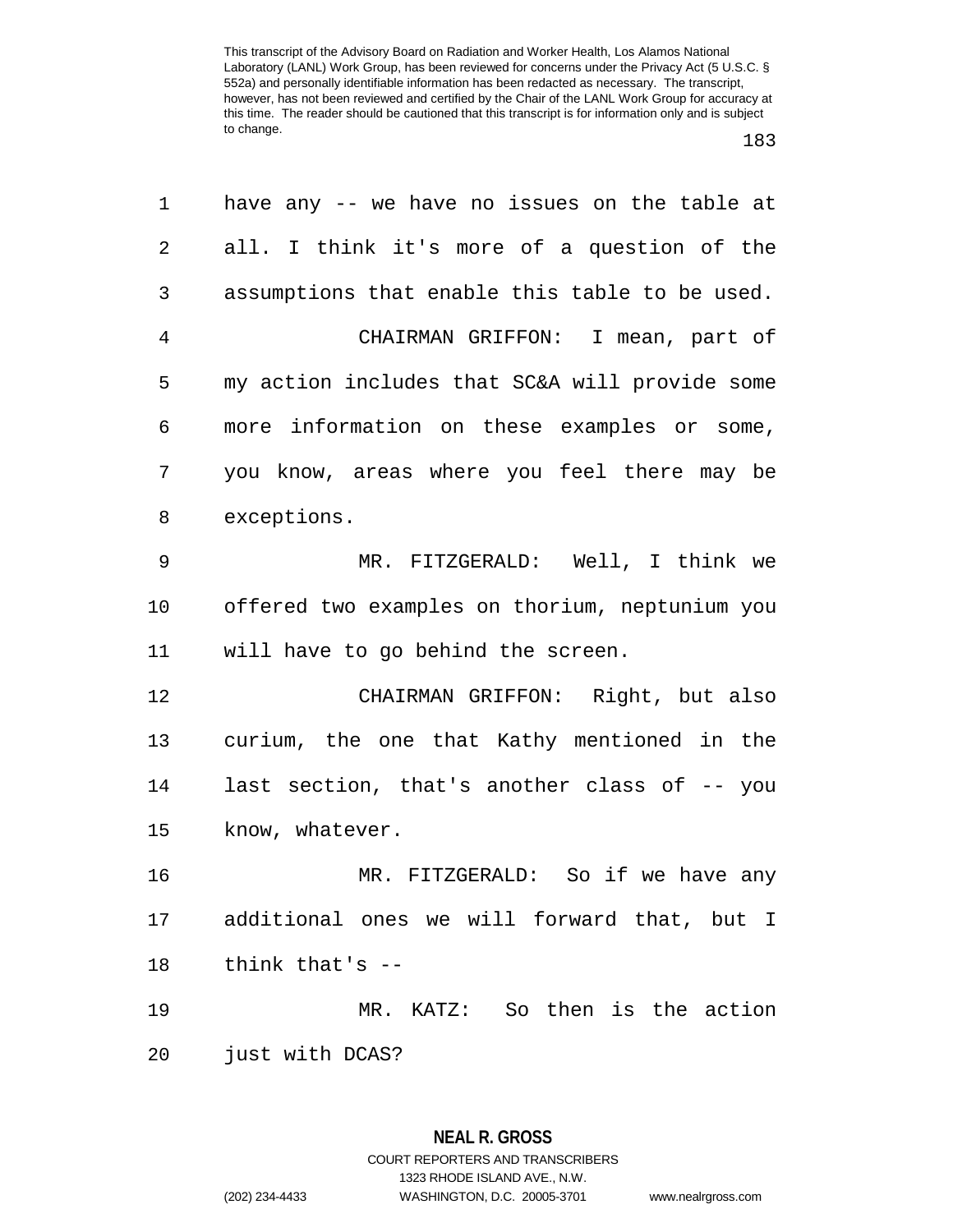have any -- we have no issues on the table at all. I think it's more of a question of the assumptions that enable this table to be used.

CHAIRMAN GRIFFON: I mean, part of my action includes that SC&A will provide some more information on these examples or some, you know, areas where you feel there may be exceptions.

MR. FITZGERALD: Well, I think we offered two examples on thorium, neptunium you will have to go behind the screen.

CHAIRMAN GRIFFON: Right, but also curium, the one that Kathy mentioned in the last section, that's another class of -- you know, whatever.

MR. FITZGERALD: So if we have any additional ones we will forward that, but I think that's --

MR. KATZ: So then is the action just with DCAS?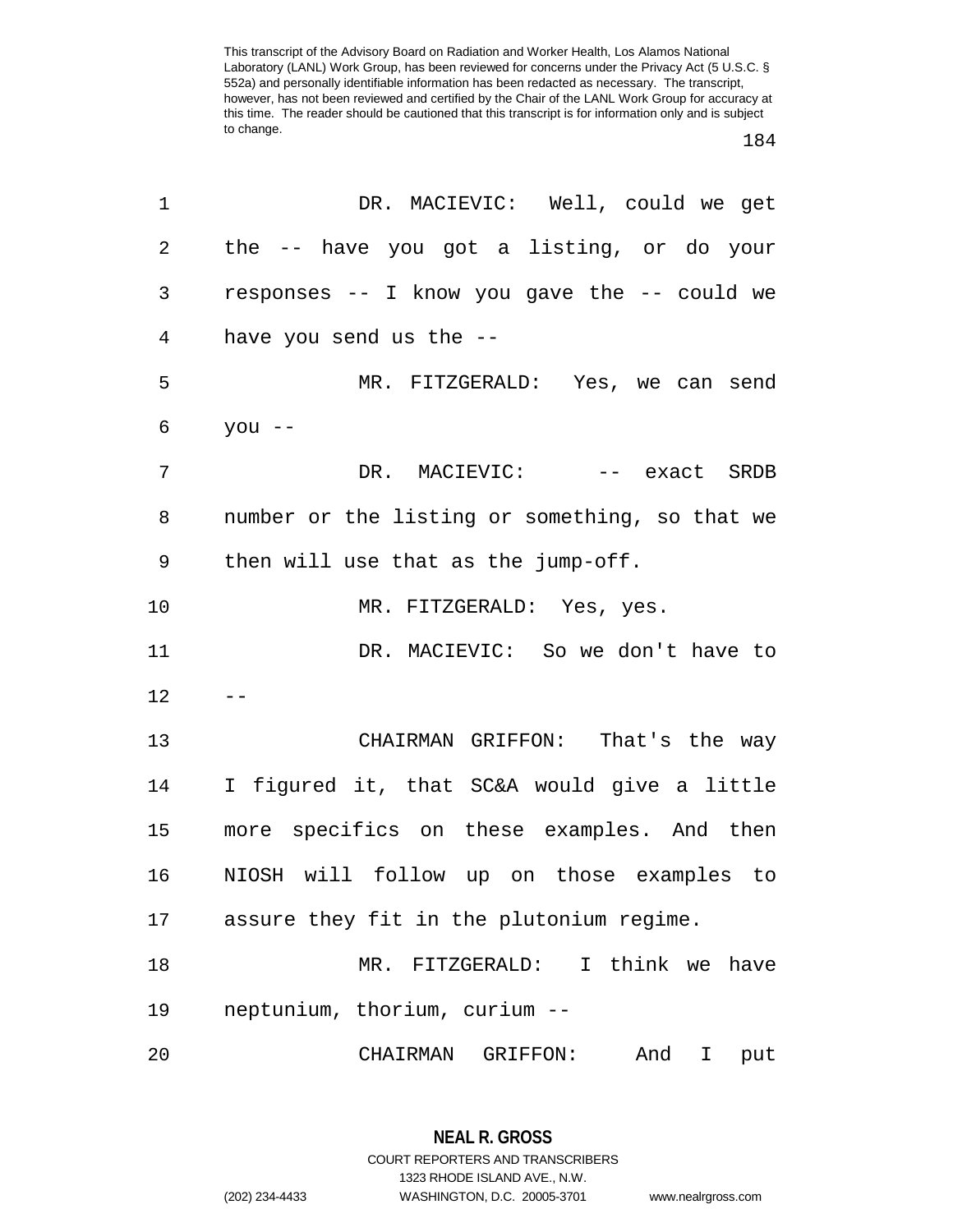DR. MACIEVIC: Well, could we get the -- have you got a listing, or do your responses -- I know you gave the -- could we have you send us the --

MR. FITZGERALD: Yes, we can send you --

DR. MACIEVIC: -- exact SRDB number or the listing or something, so that we then will use that as the jump-off.

MR. FITZGERALD: Yes, yes.

DR. MACIEVIC: So we don't have to --

CHAIRMAN GRIFFON: That's the way I figured it, that SC&A would give a little more specifics on these examples. And then NIOSH will follow up on those examples to assure they fit in the plutonium regime.

MR. FITZGERALD: I think we have neptunium, thorium, curium --

CHAIRMAN GRIFFON: And I put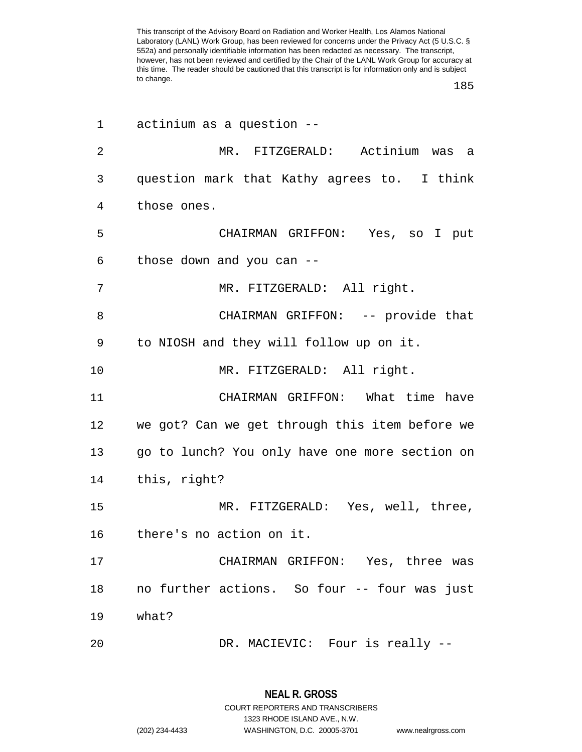actinium as a question --

MR. FITZGERALD: Actinium was a question mark that Kathy agrees to. I think those ones.

CHAIRMAN GRIFFON: Yes, so I put those down and you can --

MR. FITZGERALD: All right.

CHAIRMAN GRIFFON: -- provide that to NIOSH and they will follow up on it.

MR. FITZGERALD: All right.

CHAIRMAN GRIFFON: What time have we got? Can we get through this item before we go to lunch? You only have one more section on this, right?

MR. FITZGERALD: Yes, well, three, there's no action on it.

CHAIRMAN GRIFFON: Yes, three was no further actions. So four -- four was just what?

DR. MACIEVIC: Four is really --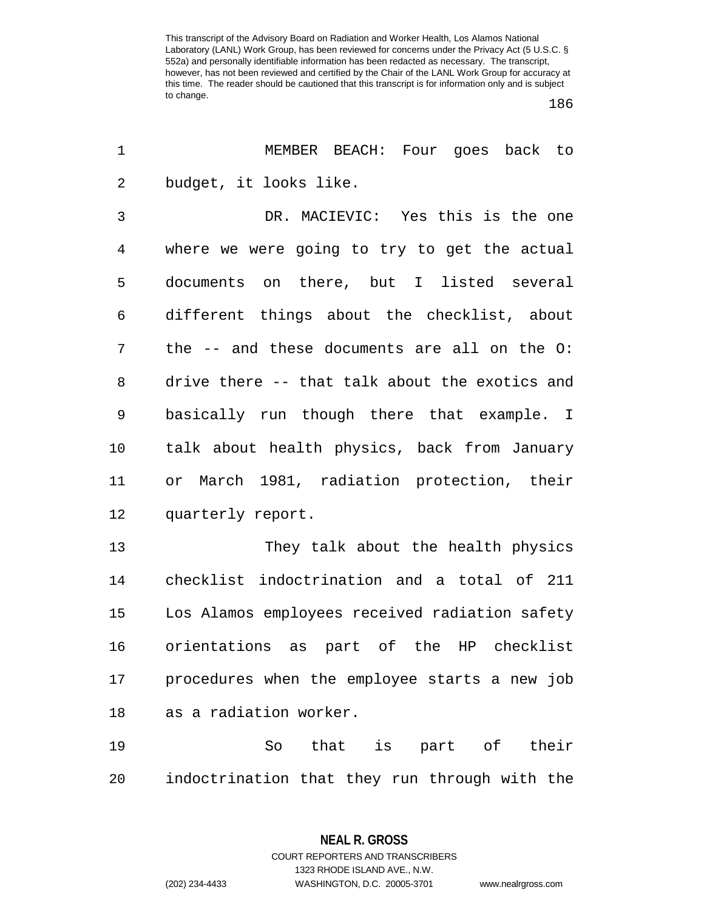This transcript of the Advisory Board on Radiation and Worker Health, Los Alamos National Laboratory (LANL) Work Group, has been reviewed for concerns under the Privacy Act (5 U.S.C. § 552a) and personally identifiable information has been redacted as necessary. The transcript, however, has not been reviewed and certified by the Chair of the LANL Work Group for accuracy at this time. The reader should be cautioned that this transcript is for information only and is subject to change.

1 MEMBER BEACH: Four goes back to
2 budget, it looks like.

3 DR. MACIEVIC: Yes this is the one
4 where we were going to try to get the actual
5 documents on there, but I listed several
6 different things about the checklist, about
7 the -- and these documents are all on the O:
8 drive there -- that talk about the exotics and
9 basically run though there that example. I
10 talk about health physics, back from January
11 or March 1981, radiation protection, their
12 quarterly report.

13 They talk about the health physics
14 checklist indoctrination and a total of 211
15 Los Alamos employees received radiation safety
16 orientations as part of the HP checklist
17 procedures when the employee starts a new job
18 as a radiation worker.

19 So that is part of their
20 indoctrination that they run through with the

**NEAL R. GROSS**
COURT REPORTERS AND TRANSCRIBERS
1323 RHODE ISLAND AVE., N.W.
(202) 234-4433 WASHINGTON, D.C. 20005-3701 www.nealrgross.com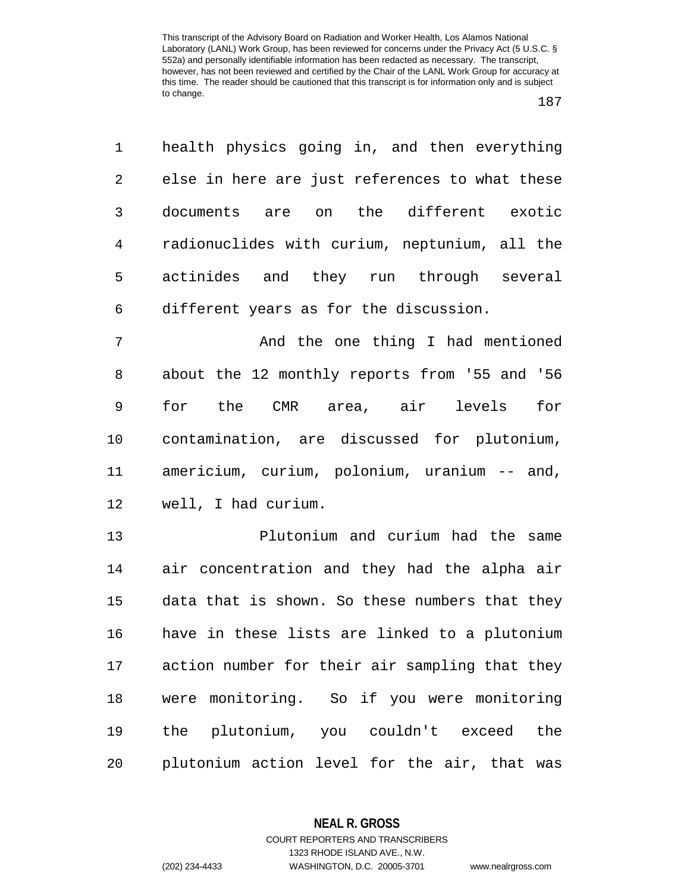health physics going in, and then everything else in here are just references to what these documents are on the different exotic radionuclides with curium, neptunium, all the actinides and they run through several different years as for the discussion.

And the one thing I had mentioned about the 12 monthly reports from '55 and '56 for the CMR area, air levels for contamination, are discussed for plutonium, americium, curium, polonium, uranium -- and, well, I had curium.

Plutonium and curium had the same air concentration and they had the alpha air data that is shown. So these numbers that they have in these lists are linked to a plutonium action number for their air sampling that they were monitoring. So if you were monitoring the plutonium, you couldn't exceed the plutonium action level for the air, that was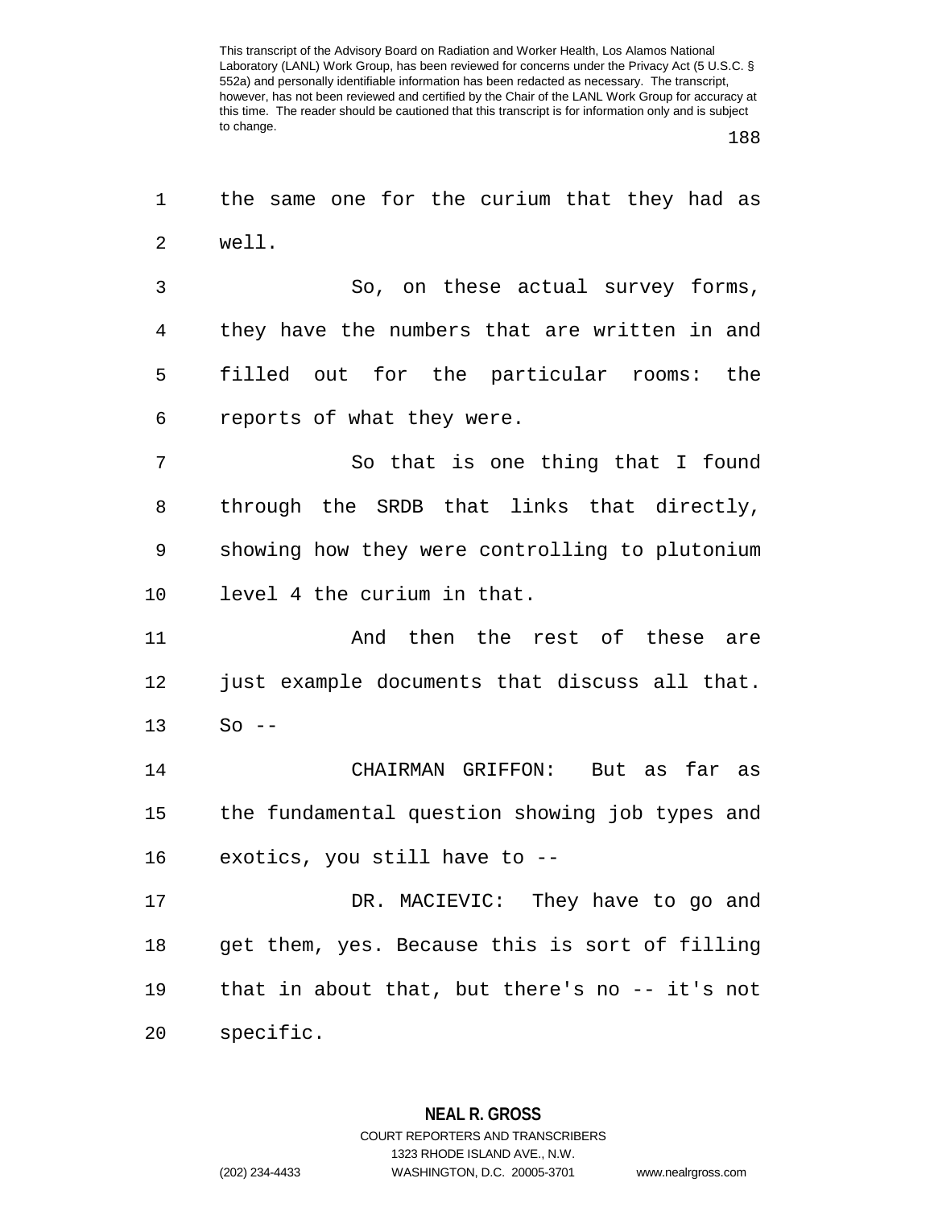the same one for the curium that they had as well.

So, on these actual survey forms, they have the numbers that are written in and filled out for the particular rooms: the reports of what they were.

So that is one thing that I found through the SRDB that links that directly, showing how they were controlling to plutonium level 4 the curium in that.

And then the rest of these are just example documents that discuss all that. So --

CHAIRMAN GRIFFON: But as far as the fundamental question showing job types and exotics, you still have to --

DR. MACIEVIC: They have to go and get them, yes. Because this is sort of filling that in about that, but there's no -- it's not specific.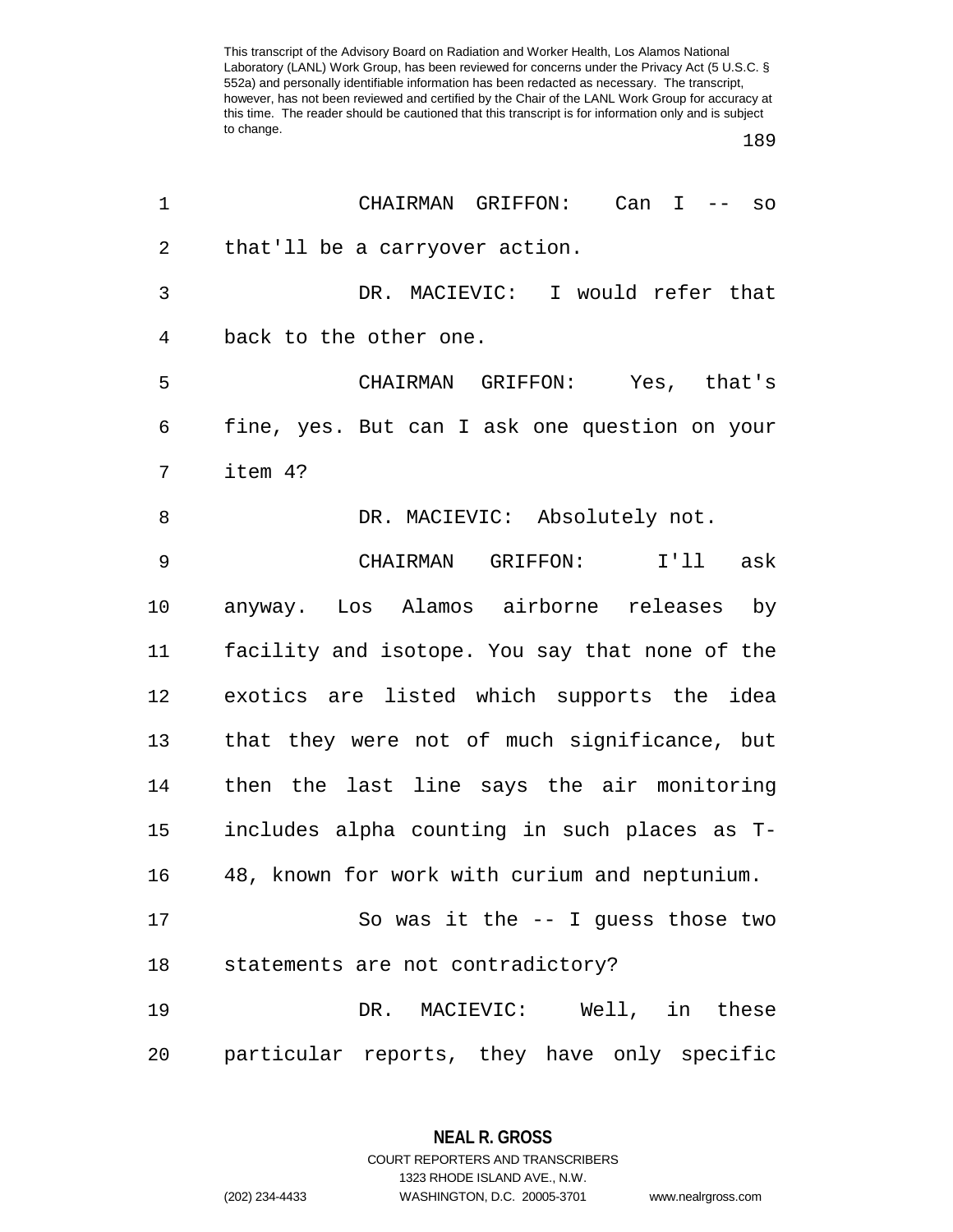CHAIRMAN GRIFFON: Can I -- so that'll be a carryover action.

DR. MACIEVIC: I would refer that back to the other one.

CHAIRMAN GRIFFON: Yes, that's fine, yes. But can I ask one question on your item 4?

DR. MACIEVIC: Absolutely not.

CHAIRMAN GRIFFON: I'll ask anyway. Los Alamos airborne releases by facility and isotope. You say that none of the exotics are listed which supports the idea that they were not of much significance, but then the last line says the air monitoring includes alpha counting in such places as T-48, known for work with curium and neptunium.

So was it the -- I guess those two statements are not contradictory?

DR. MACIEVIC: Well, in these particular reports, they have only specific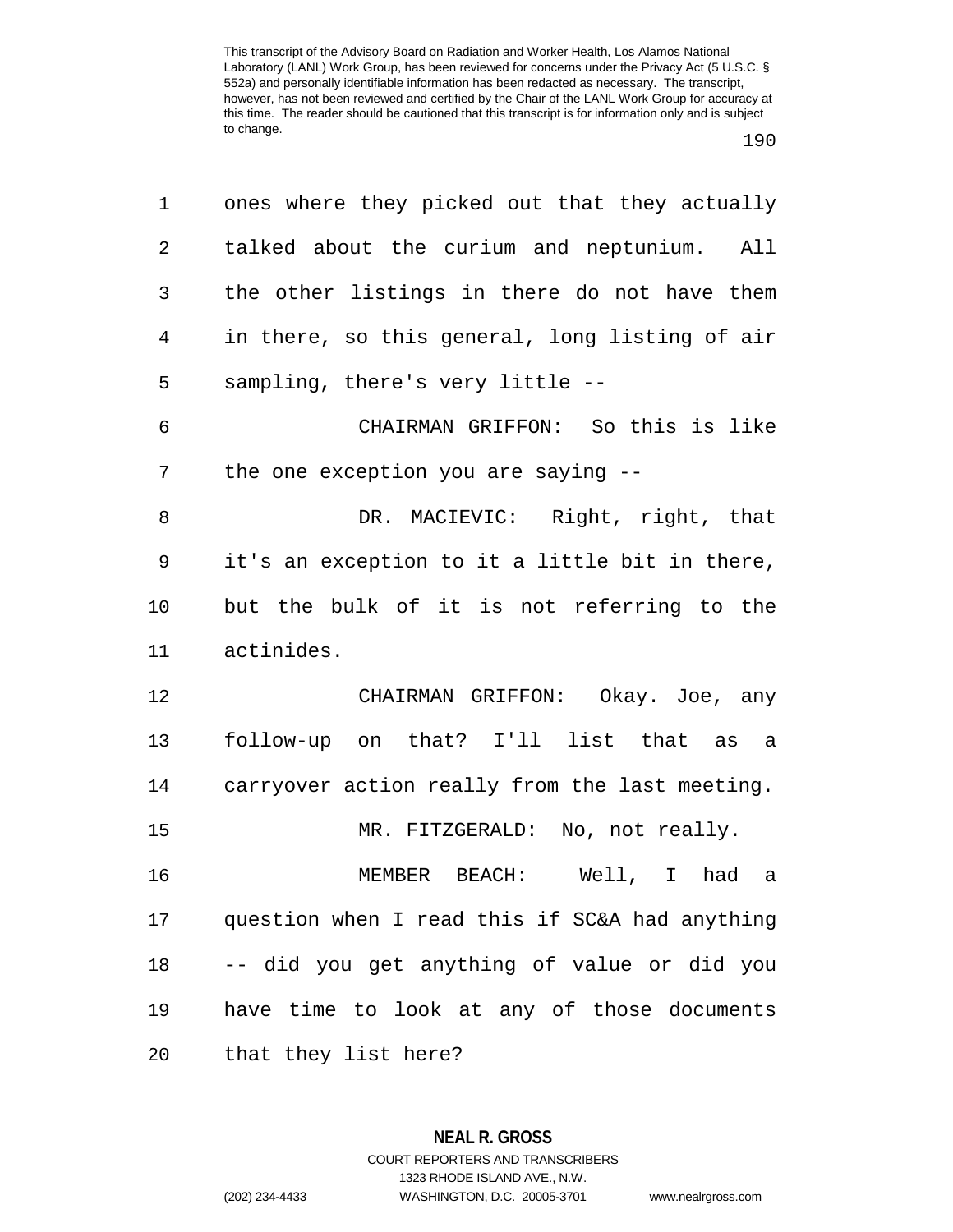ones where they picked out that they actually talked about the curium and neptunium. All the other listings in there do not have them in there, so this general, long listing of air sampling, there's very little --

CHAIRMAN GRIFFON: So this is like the one exception you are saying --

DR. MACIEVIC: Right, right, that it's an exception to it a little bit in there, but the bulk of it is not referring to the actinides.

CHAIRMAN GRIFFON: Okay. Joe, any follow-up on that? I'll list that as a carryover action really from the last meeting.

MR. FITZGERALD: No, not really.

MEMBER BEACH: Well, I had a question when I read this if SC&A had anything -- did you get anything of value or did you have time to look at any of those documents that they list here?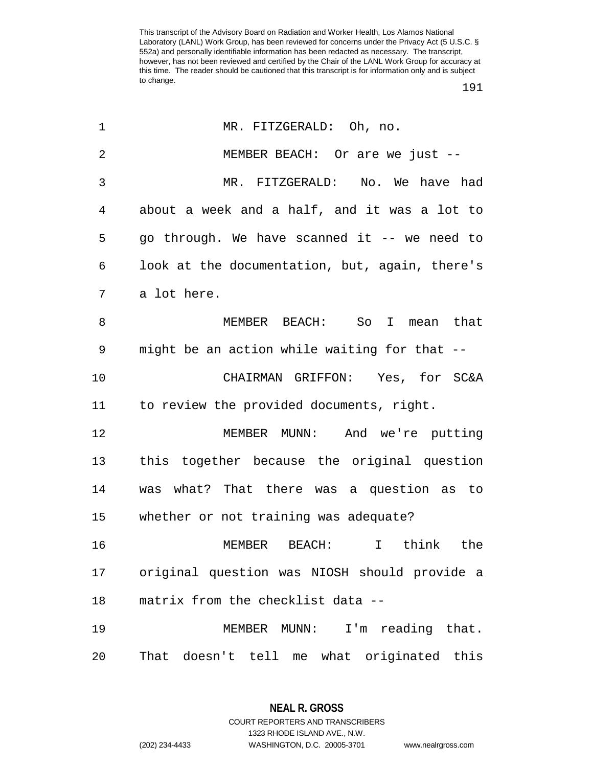MR. FITZGERALD: Oh, no.

MEMBER BEACH: Or are we just --

MR. FITZGERALD: No. We have had about a week and a half, and it was a lot to go through. We have scanned it -- we need to look at the documentation, but, again, there's a lot here.

MEMBER BEACH: So I mean that might be an action while waiting for that --

CHAIRMAN GRIFFON: Yes, for SC&A to review the provided documents, right.

MEMBER MUNN: And we're putting this together because the original question was what? That there was a question as to whether or not training was adequate?

MEMBER BEACH: I think the original question was NIOSH should provide a matrix from the checklist data --

MEMBER MUNN: I'm reading that. That doesn't tell me what originated this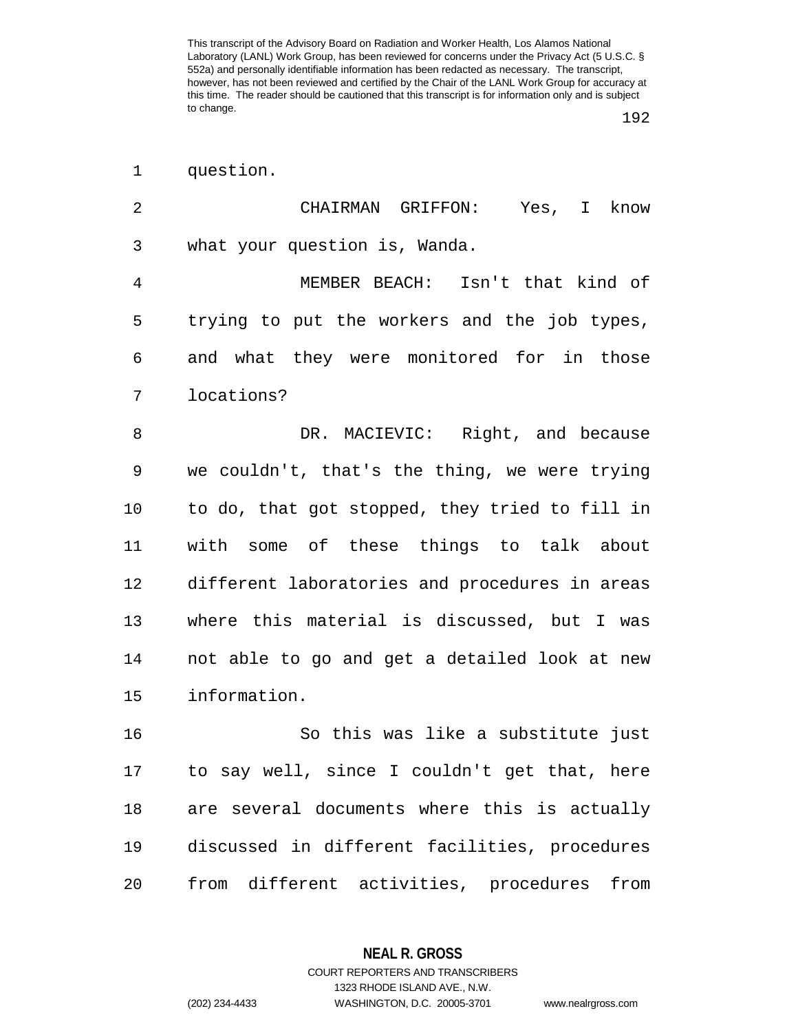question.

CHAIRMAN GRIFFON: Yes, I know what your question is, Wanda.

MEMBER BEACH: Isn't that kind of trying to put the workers and the job types, and what they were monitored for in those locations?

DR. MACIEVIC: Right, and because we couldn't, that's the thing, we were trying to do, that got stopped, they tried to fill in with some of these things to talk about different laboratories and procedures in areas where this material is discussed, but I was not able to go and get a detailed look at new information.

So this was like a substitute just to say well, since I couldn't get that, here are several documents where this is actually discussed in different facilities, procedures from different activities, procedures from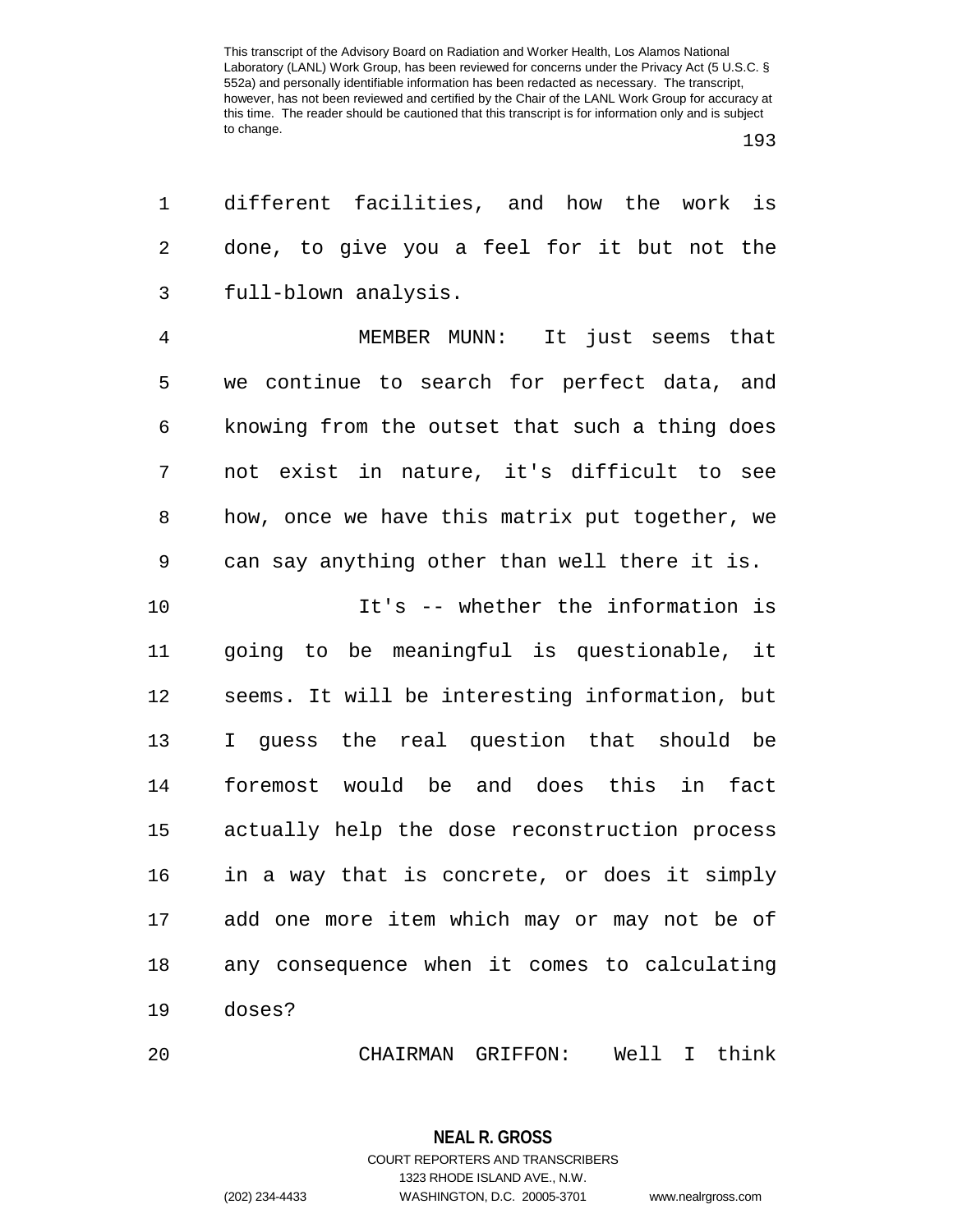different facilities, and how the work is done, to give you a feel for it but not the full-blown analysis.

MEMBER MUNN: It just seems that we continue to search for perfect data, and knowing from the outset that such a thing does not exist in nature, it's difficult to see how, once we have this matrix put together, we can say anything other than well there it is.

It's -- whether the information is going to be meaningful is questionable, it seems. It will be interesting information, but I guess the real question that should be foremost would be and does this in fact actually help the dose reconstruction process in a way that is concrete, or does it simply add one more item which may or may not be of any consequence when it comes to calculating doses?

CHAIRMAN GRIFFON: Well I think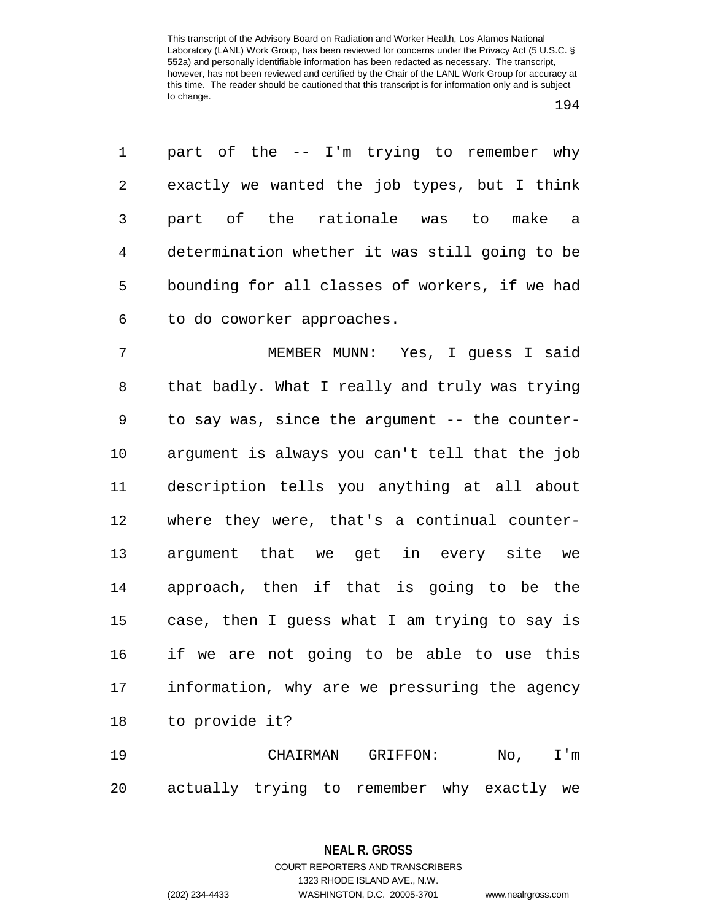part of the -- I'm trying to remember why exactly we wanted the job types, but I think part of the rationale was to make a determination whether it was still going to be bounding for all classes of workers, if we had to do coworker approaches.

MEMBER MUNN: Yes, I guess I said that badly. What I really and truly was trying to say was, since the argument -- the counter-argument is always you can't tell that the job description tells you anything at all about where they were, that's a continual counter-argument that we get in every site we approach, then if that is going to be the case, then I guess what I am trying to say is if we are not going to be able to use this information, why are we pressuring the agency to provide it?

CHAIRMAN GRIFFON: No, I'm actually trying to remember why exactly we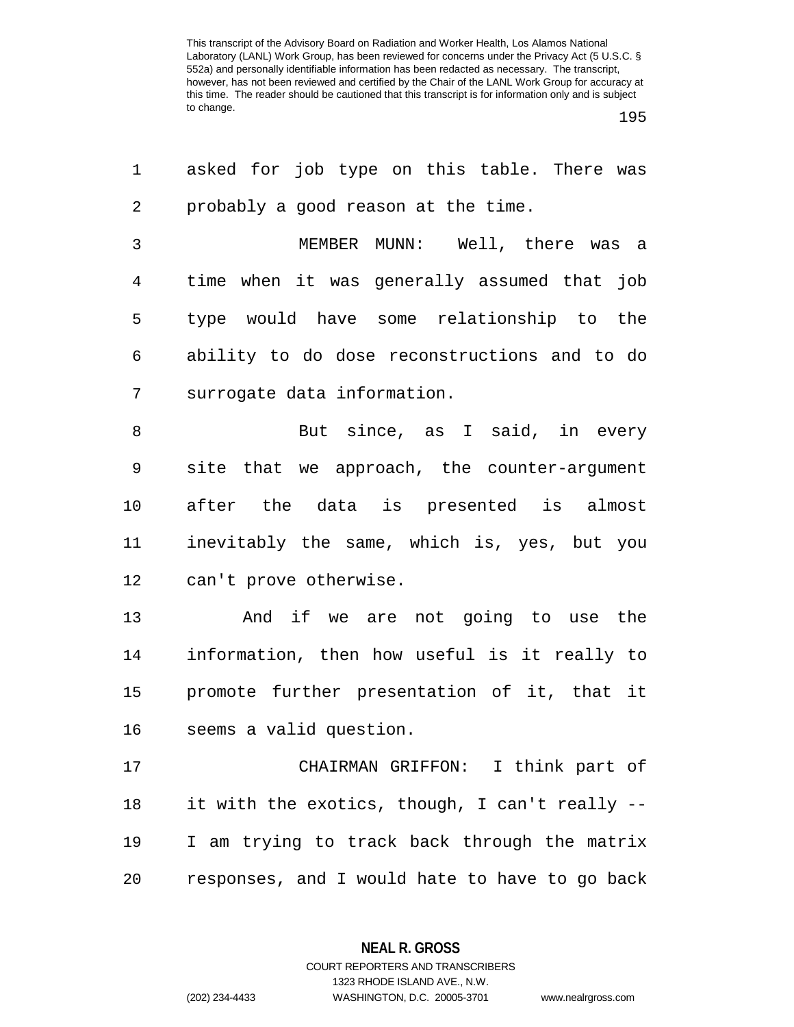asked for job type on this table. There was probably a good reason at the time.

MEMBER MUNN: Well, there was a time when it was generally assumed that job type would have some relationship to the ability to do dose reconstructions and to do surrogate data information.

But since, as I said, in every site that we approach, the counter-argument after the data is presented is almost inevitably the same, which is, yes, but you can't prove otherwise.

And if we are not going to use the information, then how useful is it really to promote further presentation of it, that it seems a valid question.

CHAIRMAN GRIFFON: I think part of it with the exotics, though, I can't really -- I am trying to track back through the matrix responses, and I would hate to have to go back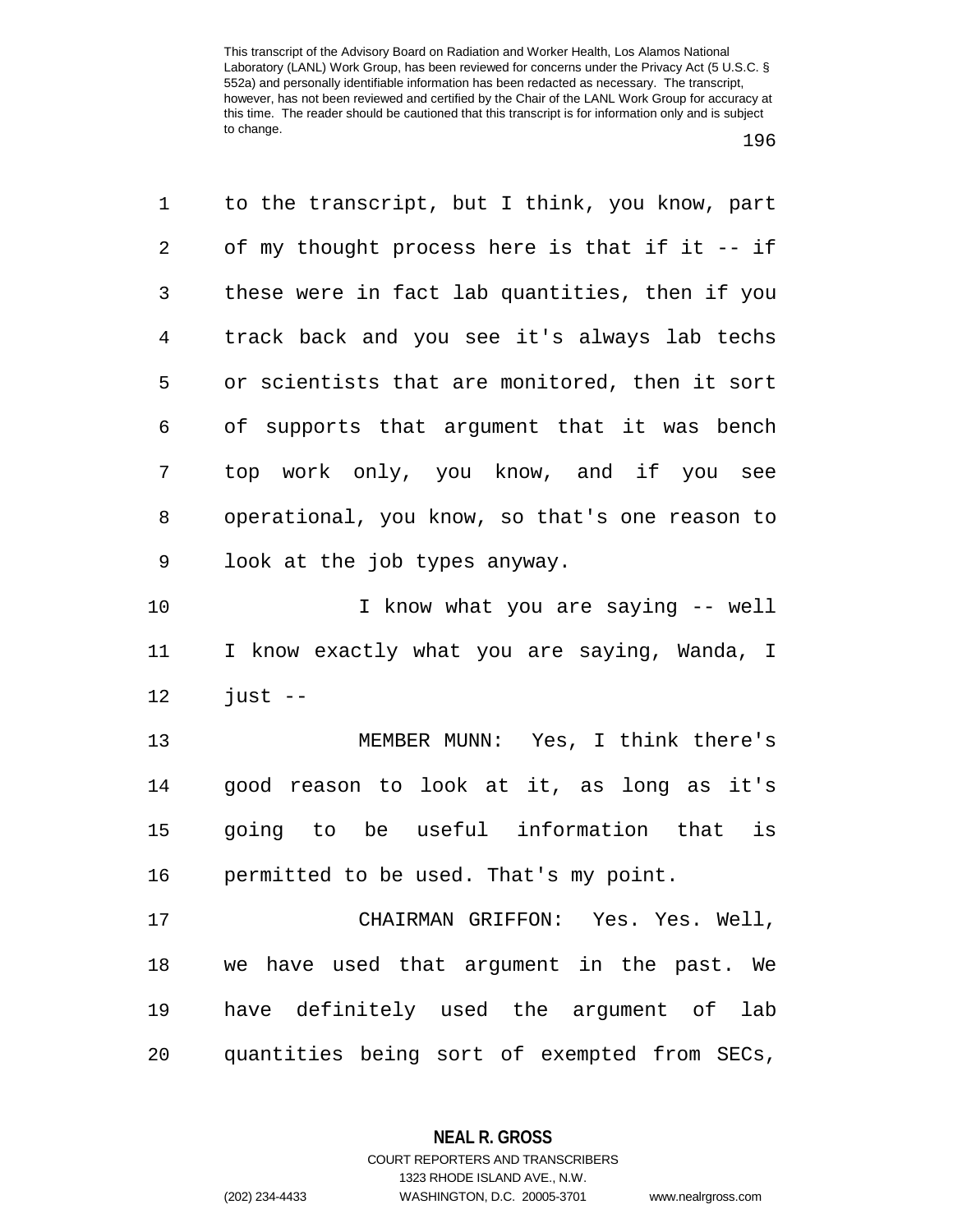to the transcript, but I think, you know, part of my thought process here is that if it -- if these were in fact lab quantities, then if you track back and you see it's always lab techs or scientists that are monitored, then it sort of supports that argument that it was bench top work only, you know, and if you see operational, you know, so that's one reason to look at the job types anyway.

I know what you are saying -- well I know exactly what you are saying, Wanda, I just --

MEMBER MUNN: Yes, I think there's good reason to look at it, as long as it's going to be useful information that is permitted to be used. That's my point.

CHAIRMAN GRIFFON: Yes. Yes. Well, we have used that argument in the past. We have definitely used the argument of lab quantities being sort of exempted from SECs,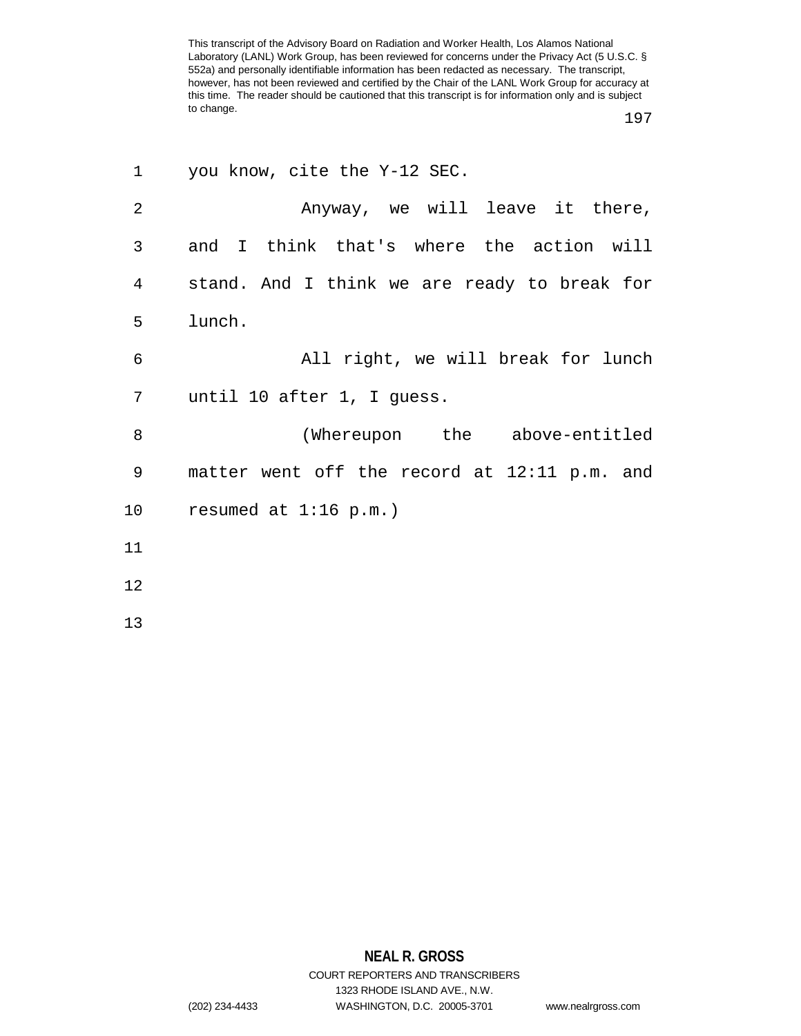you know, cite the Y-12 SEC.

Anyway, we will leave it there, and I think that's where the action will stand. And I think we are ready to break for lunch.

All right, we will break for lunch until 10 after 1, I guess.

(Whereupon the above-entitled matter went off the record at 12:11 p.m. and resumed at 1:16 p.m.)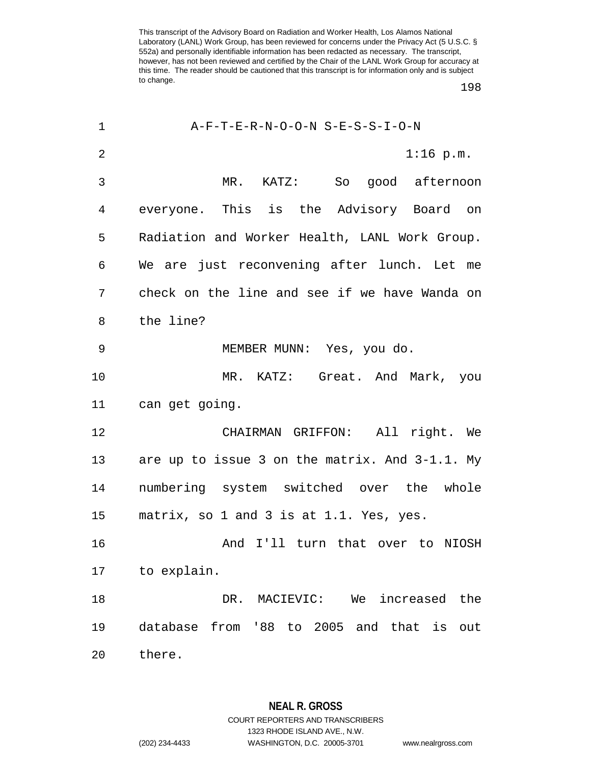A-F-T-E-R-N-O-O-N S-E-S-S-I-O-N

1:16 p.m.

MR. KATZ: So good afternoon everyone. This is the Advisory Board on Radiation and Worker Health, LANL Work Group. We are just reconvening after lunch. Let me check on the line and see if we have Wanda on the line?

MEMBER MUNN: Yes, you do.

MR. KATZ: Great. And Mark, you can get going.

CHAIRMAN GRIFFON: All right. We are up to issue 3 on the matrix. And 3-1.1. My numbering system switched over the whole matrix, so 1 and 3 is at 1.1. Yes, yes.

And I'll turn that over to NIOSH to explain.

DR. MACIEVIC: We increased the database from '88 to 2005 and that is out there.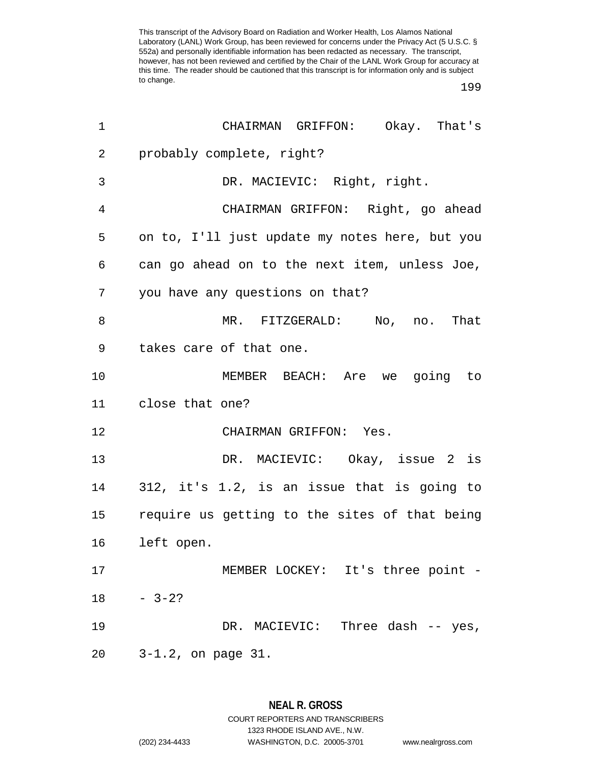CHAIRMAN GRIFFON: Okay. That's probably complete, right?

DR. MACIEVIC: Right, right.

CHAIRMAN GRIFFON: Right, go ahead on to, I'll just update my notes here, but you can go ahead on to the next item, unless Joe, you have any questions on that?

MR. FITZGERALD: No, no. That takes care of that one.

MEMBER BEACH: Are we going to close that one?

CHAIRMAN GRIFFON: Yes.

DR. MACIEVIC: Okay, issue 2 is 312, it's 1.2, is an issue that is going to require us getting to the sites of that being left open.

MEMBER LOCKEY: It's three point -- 3-2?

DR. MACIEVIC: Three dash -- yes, 3-1.2, on page 31.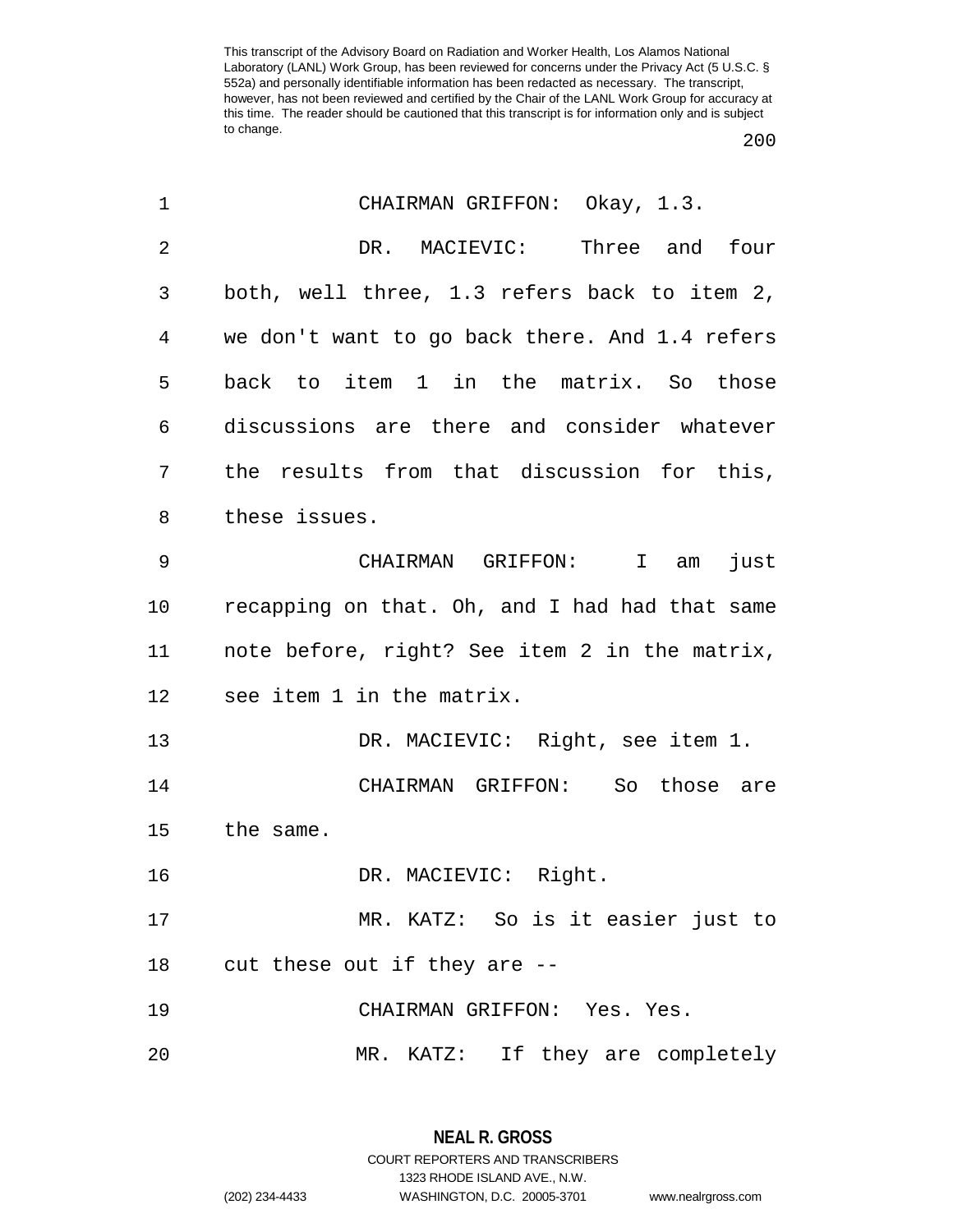CHAIRMAN GRIFFON: Okay, 1.3.

DR. MACIEVIC: Three and four both, well three, 1.3 refers back to item 2, we don't want to go back there. And 1.4 refers back to item 1 in the matrix. So those discussions are there and consider whatever the results from that discussion for this, these issues.

CHAIRMAN GRIFFON: I am just recapping on that. Oh, and I had had that same note before, right? See item 2 in the matrix, see item 1 in the matrix.

DR. MACIEVIC: Right, see item 1.

CHAIRMAN GRIFFON: So those are the same.

DR. MACIEVIC: Right.

MR. KATZ: So is it easier just to cut these out if they are --

CHAIRMAN GRIFFON: Yes. Yes.

MR. KATZ: If they are completely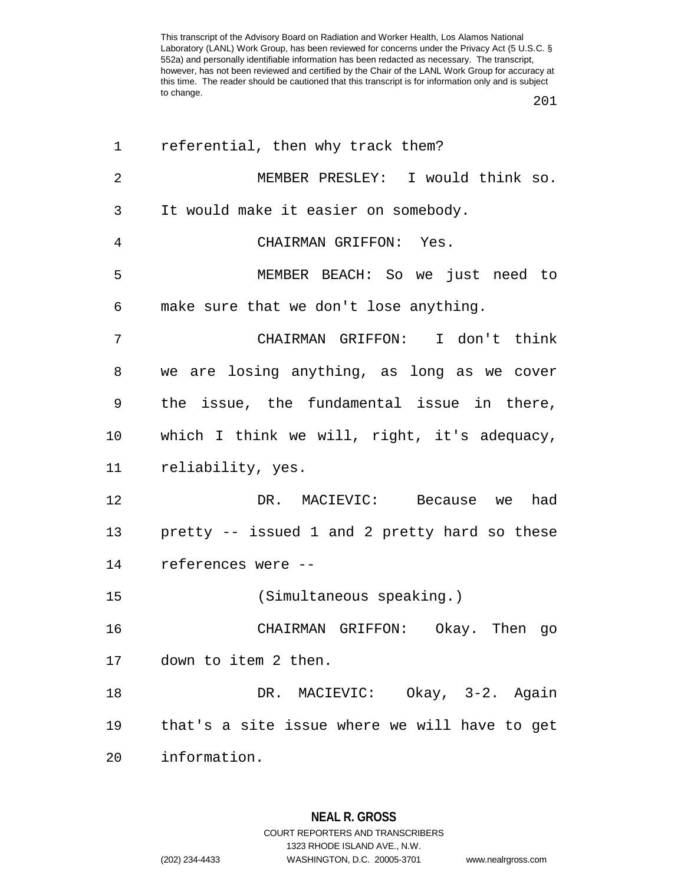referential, then why track them?

MEMBER PRESLEY: I would think so. It would make it easier on somebody.

CHAIRMAN GRIFFON: Yes.

MEMBER BEACH: So we just need to make sure that we don't lose anything.

CHAIRMAN GRIFFON: I don't think we are losing anything, as long as we cover the issue, the fundamental issue in there, which I think we will, right, it's adequacy, reliability, yes.

DR. MACIEVIC: Because we had pretty -- issued 1 and 2 pretty hard so these references were --

(Simultaneous speaking.)

CHAIRMAN GRIFFON: Okay. Then go down to item 2 then.

DR. MACIEVIC: Okay, 3-2. Again that's a site issue where we will have to get information.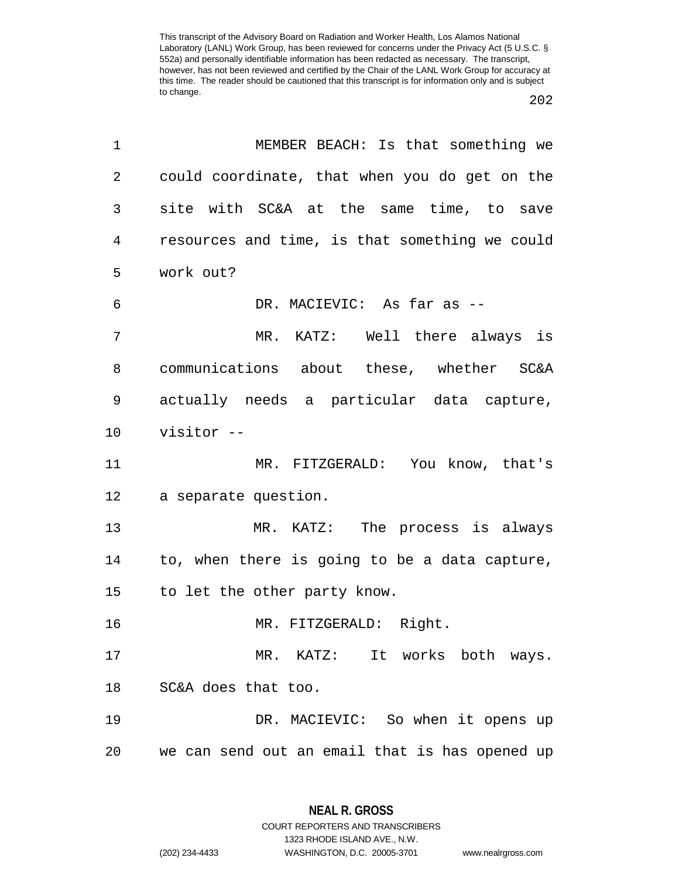MEMBER BEACH: Is that something we could coordinate, that when you do get on the site with SC&A at the same time, to save resources and time, is that something we could work out?

DR. MACIEVIC: As far as --

MR. KATZ: Well there always is communications about these, whether SC&A actually needs a particular data capture, visitor --

MR. FITZGERALD: You know, that's a separate question.

MR. KATZ: The process is always to, when there is going to be a data capture, to let the other party know.

MR. FITZGERALD: Right.

MR. KATZ: It works both ways. SC&A does that too.

DR. MACIEVIC: So when it opens up we can send out an email that is has opened up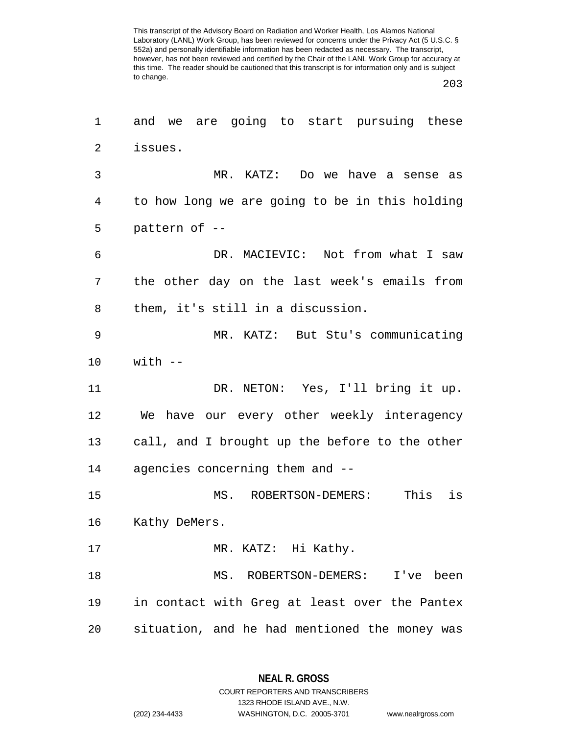and we are going to start pursuing these issues.

MR. KATZ: Do we have a sense as to how long we are going to be in this holding pattern of --

DR. MACIEVIC: Not from what I saw the other day on the last week's emails from them, it's still in a discussion.

MR. KATZ: But Stu's communicating with --

DR. NETON: Yes, I'll bring it up. We have our every other weekly interagency call, and I brought up the before to the other agencies concerning them and --

MS. ROBERTSON-DEMERS: This is Kathy DeMers.

MR. KATZ: Hi Kathy.

MS. ROBERTSON-DEMERS: I've been in contact with Greg at least over the Pantex situation, and he had mentioned the money was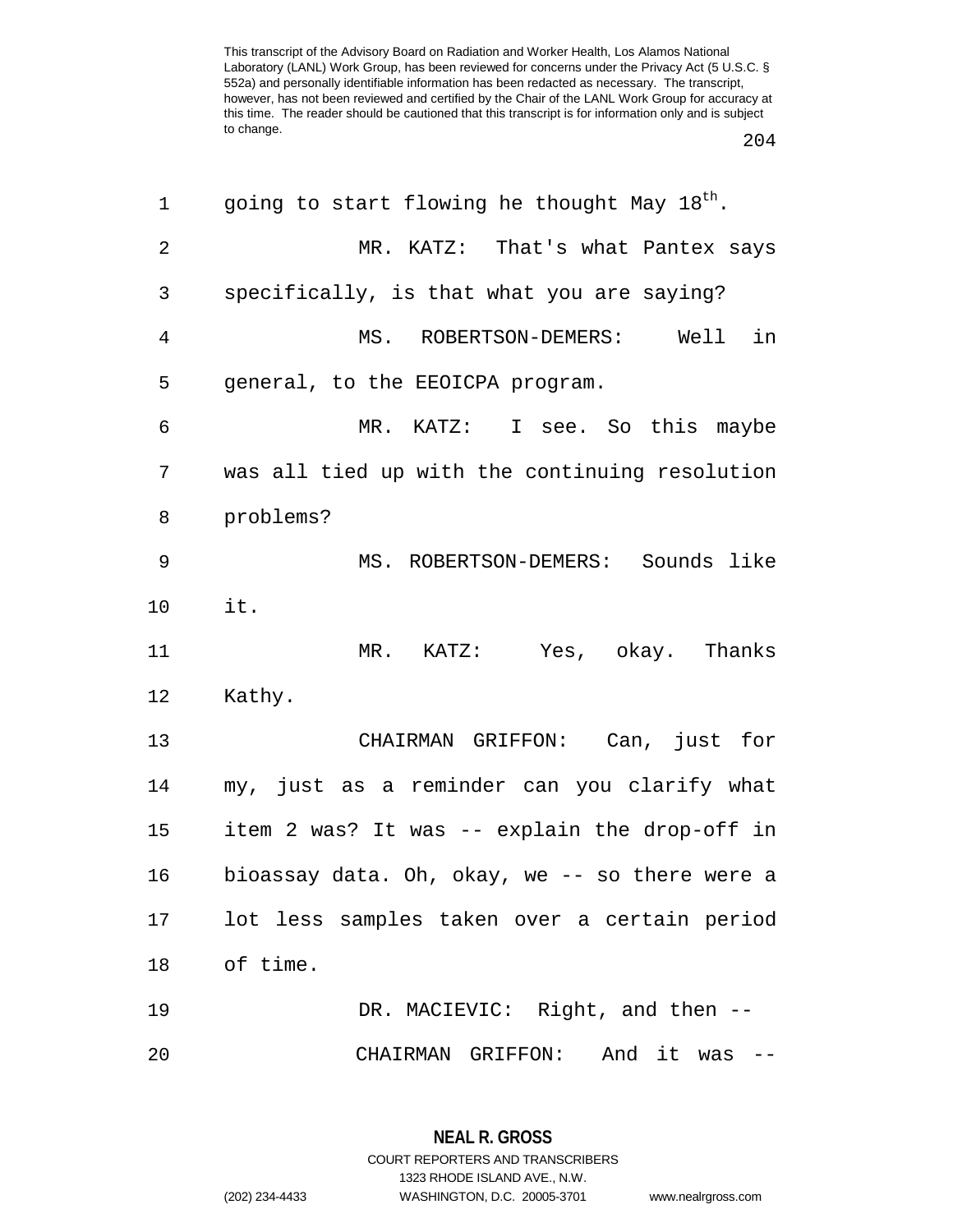going to start flowing he thought May 18th.

MR. KATZ: That's what Pantex says specifically, is that what you are saying?

MS. ROBERTSON-DEMERS: Well in general, to the EEOICPA program.

MR. KATZ: I see. So this maybe was all tied up with the continuing resolution problems?

MS. ROBERTSON-DEMERS: Sounds like it.

MR. KATZ: Yes, okay. Thanks Kathy.

CHAIRMAN GRIFFON: Can, just for my, just as a reminder can you clarify what item 2 was? It was -- explain the drop-off in bioassay data. Oh, okay, we -- so there were a lot less samples taken over a certain period of time.

DR. MACIEVIC: Right, and then --

CHAIRMAN GRIFFON: And it was --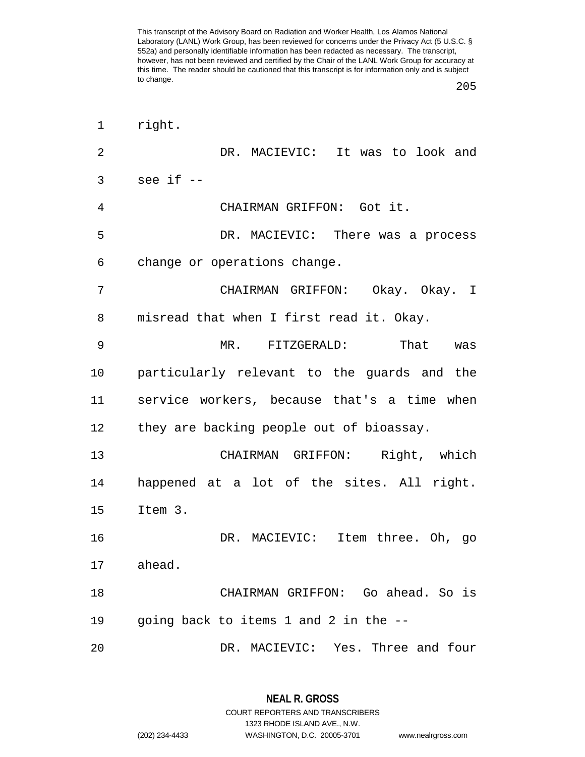This transcript of the Advisory Board on Radiation and Worker Health, Los Alamos National Laboratory (LANL) Work Group, has been reviewed for concerns under the Privacy Act (5 U.S.C. § 552a) and personally identifiable information has been redacted as necessary. The transcript, however, has not been reviewed and certified by the Chair of the LANL Work Group for accuracy at this time. The reader should be cautioned that this transcript is for information only and is subject to change.

1 right.

2 DR. MACIEVIC: It was to look and

3 see if --

4 CHAIRMAN GRIFFON: Got it.

5 DR. MACIEVIC: There was a process

6 change or operations change.

7 CHAIRMAN GRIFFON: Okay. Okay. I

8 misread that when I first read it. Okay.

9 MR. FITZGERALD: That was

10 particularly relevant to the guards and the

11 service workers, because that's a time when

12 they are backing people out of bioassay.

13 CHAIRMAN GRIFFON: Right, which

14 happened at a lot of the sites. All right.

15 Item 3.

16 DR. MACIEVIC: Item three. Oh, go

17 ahead.

18 CHAIRMAN GRIFFON: Go ahead. So is

19 going back to items 1 and 2 in the --

20 DR. MACIEVIC: Yes. Three and four

**NEAL R. GROSS**
COURT REPORTERS AND TRANSCRIBERS
1323 RHODE ISLAND AVE., N.W.
(202) 234-4433 WASHINGTON, D.C. 20005-3701 www.nealrgross.com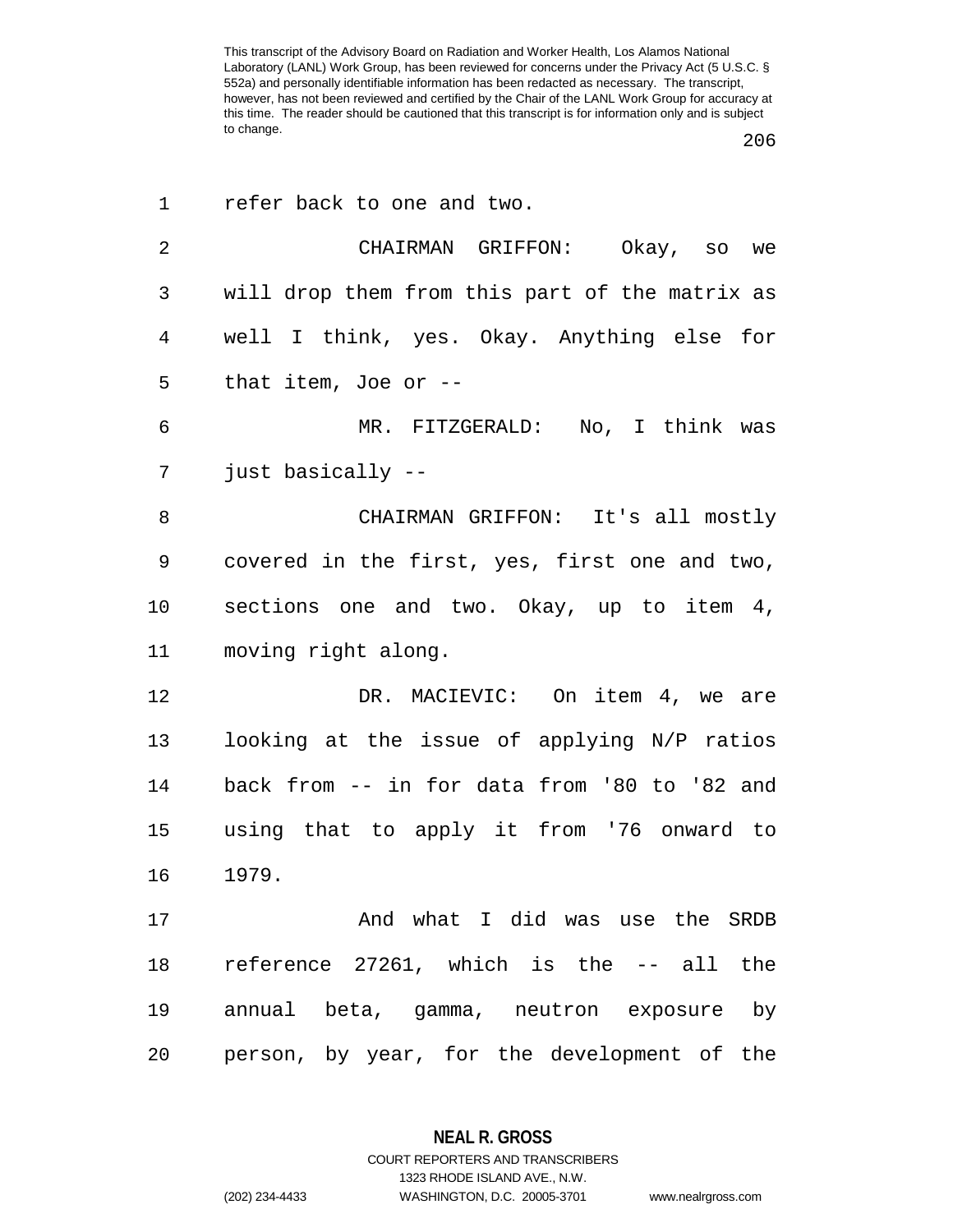This transcript of the Advisory Board on Radiation and Worker Health, Los Alamos National Laboratory (LANL) Work Group, has been reviewed for concerns under the Privacy Act (5 U.S.C. § 552a) and personally identifiable information has been redacted as necessary. The transcript, however, has not been reviewed and certified by the Chair of the LANL Work Group for accuracy at this time. The reader should be cautioned that this transcript is for information only and is subject to change.

refer back to one and two.

CHAIRMAN GRIFFON: Okay, so we will drop them from this part of the matrix as well I think, yes. Okay. Anything else for that item, Joe or --

MR. FITZGERALD: No, I think was just basically --

CHAIRMAN GRIFFON: It's all mostly covered in the first, yes, first one and two, sections one and two. Okay, up to item 4, moving right along.

DR. MACIEVIC: On item 4, we are looking at the issue of applying N/P ratios back from -- in for data from '80 to '82 and using that to apply it from '76 onward to 1979.

And what I did was use the SRDB reference 27261, which is the -- all the annual beta, gamma, neutron exposure by person, by year, for the development of the

NEAL R. GROSS
COURT REPORTERS AND TRANSCRIBERS
1323 RHODE ISLAND AVE., N.W.
(202) 234-4433 WASHINGTON, D.C. 20005-3701 www.nealrgross.com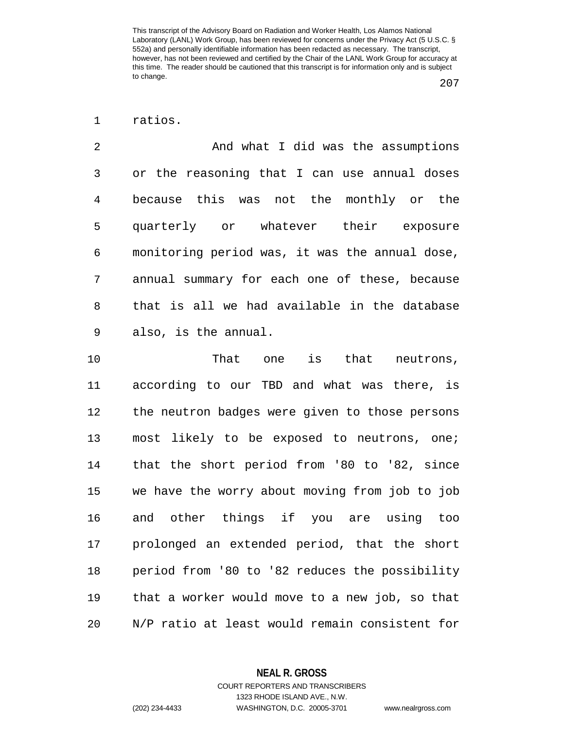ratios.

And what I did was the assumptions or the reasoning that I can use annual doses because this was not the monthly or the quarterly or whatever their exposure monitoring period was, it was the annual dose, annual summary for each one of these, because that is all we had available in the database also, is the annual.

That one is that neutrons, according to our TBD and what was there, is the neutron badges were given to those persons most likely to be exposed to neutrons, one; that the short period from '80 to '82, since we have the worry about moving from job to job and other things if you are using too prolonged an extended period, that the short period from '80 to '82 reduces the possibility that a worker would move to a new job, so that N/P ratio at least would remain consistent for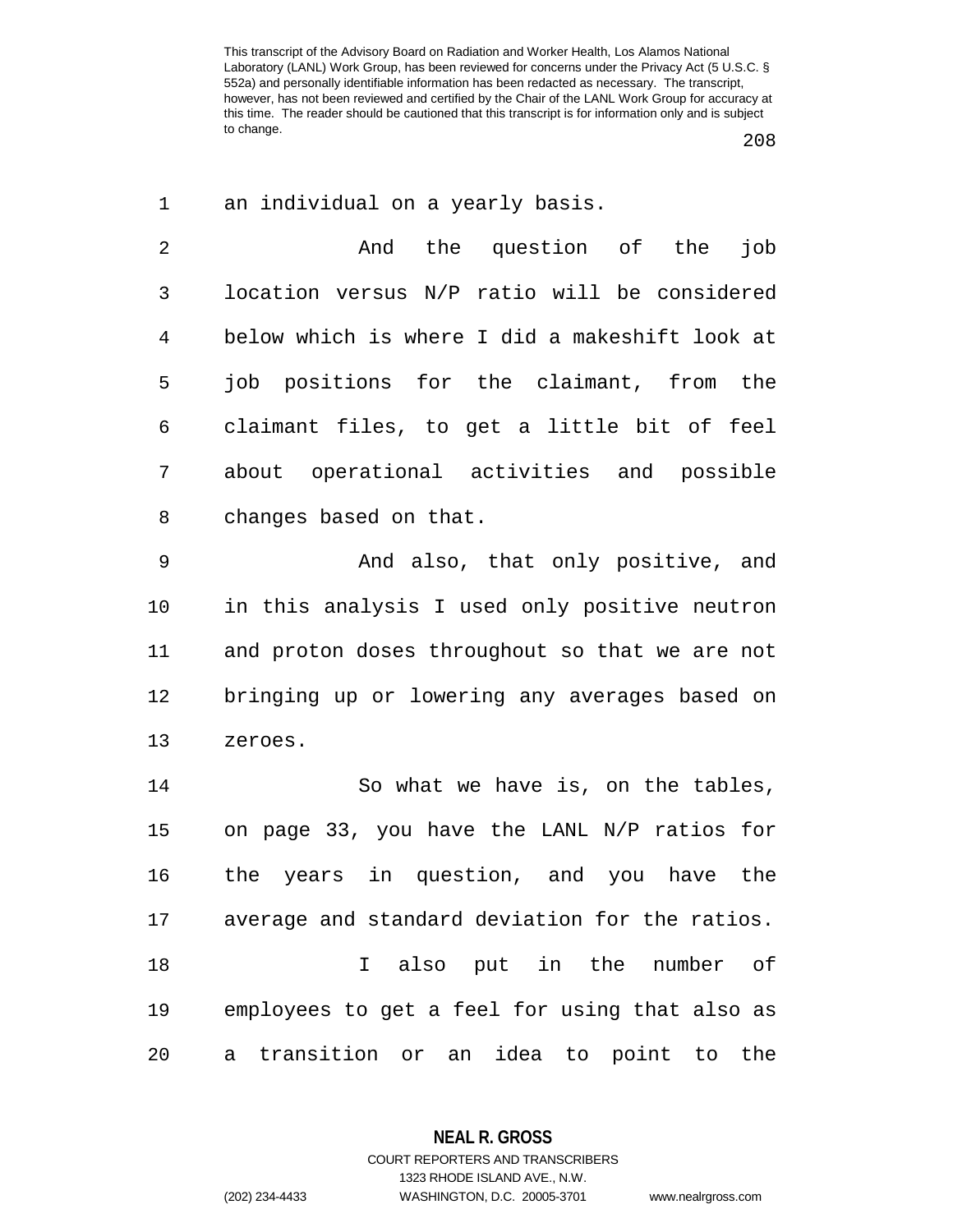an individual on a yearly basis.

And the question of the job location versus N/P ratio will be considered below which is where I did a makeshift look at job positions for the claimant, from the claimant files, to get a little bit of feel about operational activities and possible changes based on that.

And also, that only positive, and in this analysis I used only positive neutron and proton doses throughout so that we are not bringing up or lowering any averages based on zeroes.

So what we have is, on the tables, on page 33, you have the LANL N/P ratios for the years in question, and you have the average and standard deviation for the ratios.

I also put in the number of employees to get a feel for using that also as a transition or an idea to point to the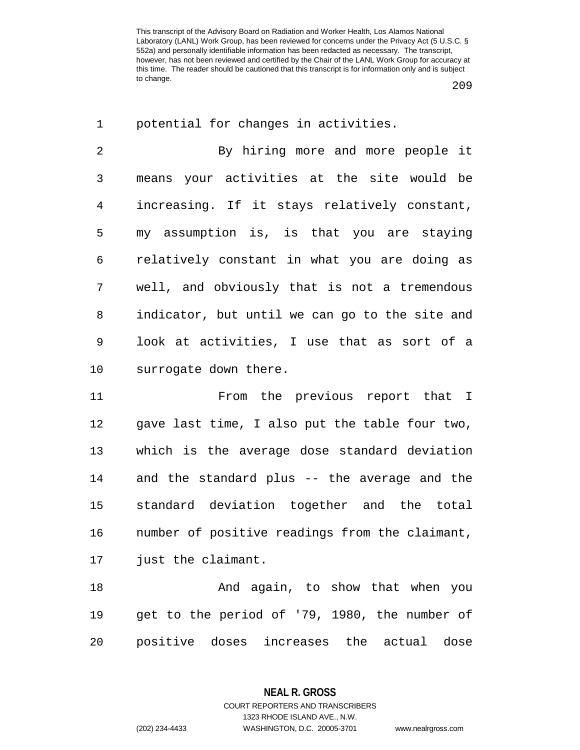potential for changes in activities.

By hiring more and more people it means your activities at the site would be increasing. If it stays relatively constant, my assumption is, is that you are staying relatively constant in what you are doing as well, and obviously that is not a tremendous indicator, but until we can go to the site and look at activities, I use that as sort of a surrogate down there.

From the previous report that I gave last time, I also put the table four two, which is the average dose standard deviation and the standard plus -- the average and the standard deviation together and the total number of positive readings from the claimant, just the claimant.

And again, to show that when you get to the period of '79, 1980, the number of positive doses increases the actual dose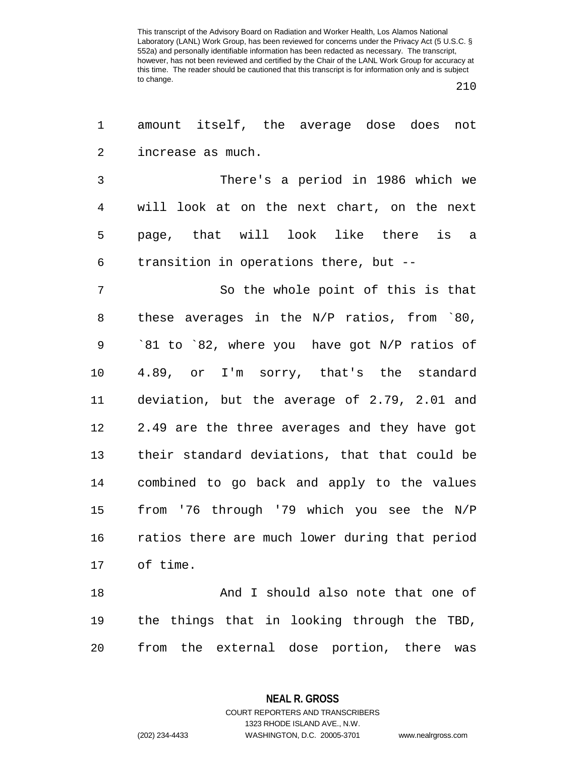amount itself, the average dose does not increase as much.

There's a period in 1986 which we will look at on the next chart, on the next page, that will look like there is a transition in operations there, but --

So the whole point of this is that these averages in the N/P ratios, from `80, `81 to `82, where you have got N/P ratios of 4.89, or I'm sorry, that's the standard deviation, but the average of 2.79, 2.01 and 2.49 are the three averages and they have got their standard deviations, that that could be combined to go back and apply to the values from '76 through '79 which you see the N/P ratios there are much lower during that period of time.

And I should also note that one of the things that in looking through the TBD, from the external dose portion, there was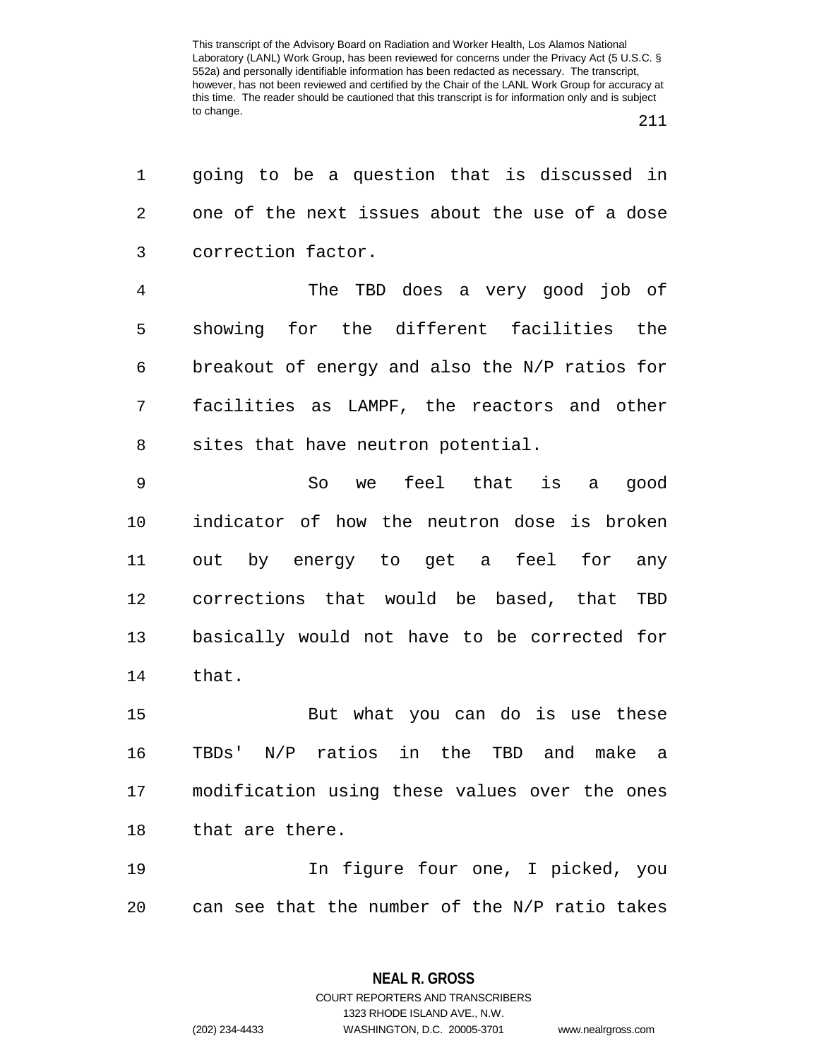going to be a question that is discussed in one of the next issues about the use of a dose correction factor.

The TBD does a very good job of showing for the different facilities the breakout of energy and also the N/P ratios for facilities as LAMPF, the reactors and other sites that have neutron potential.

So we feel that is a good indicator of how the neutron dose is broken out by energy to get a feel for any corrections that would be based, that TBD basically would not have to be corrected for that.

But what you can do is use these TBDs' N/P ratios in the TBD and make a modification using these values over the ones that are there.

In figure four one, I picked, you can see that the number of the N/P ratio takes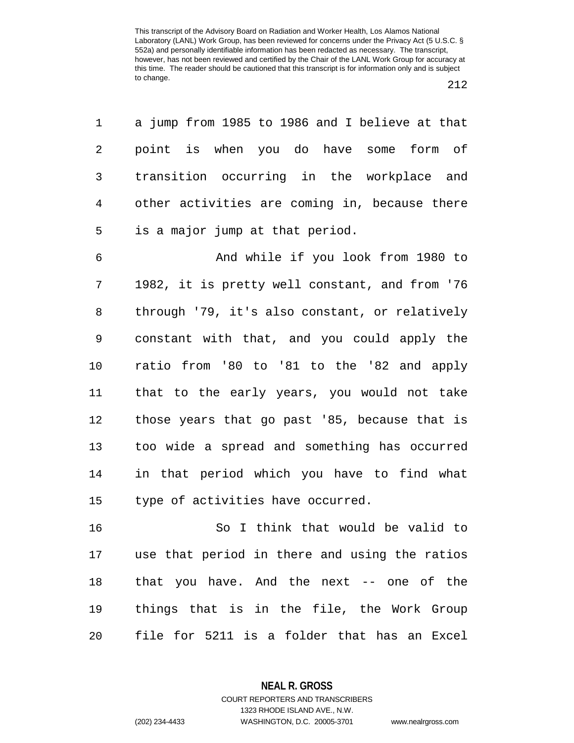a jump from 1985 to 1986 and I believe at that point is when you do have some form of transition occurring in the workplace and other activities are coming in, because there is a major jump at that period.

And while if you look from 1980 to 1982, it is pretty well constant, and from '76 through '79, it's also constant, or relatively constant with that, and you could apply the ratio from '80 to '81 to the '82 and apply that to the early years, you would not take those years that go past '85, because that is too wide a spread and something has occurred in that period which you have to find what type of activities have occurred.

So I think that would be valid to use that period in there and using the ratios that you have. And the next -- one of the things that is in the file, the Work Group file for 5211 is a folder that has an Excel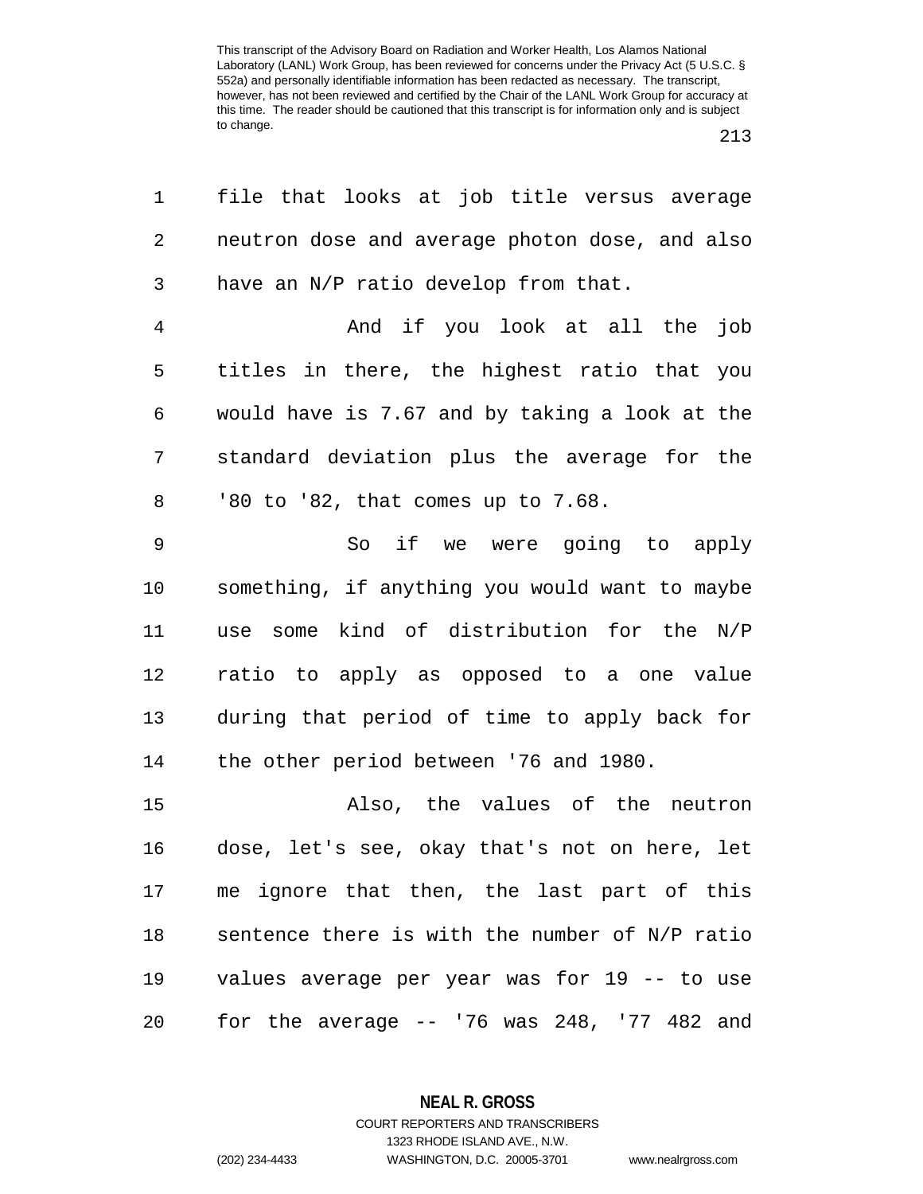file that looks at job title versus average neutron dose and average photon dose, and also have an N/P ratio develop from that.

And if you look at all the job titles in there, the highest ratio that you would have is 7.67 and by taking a look at the standard deviation plus the average for the '80 to '82, that comes up to 7.68.

So if we were going to apply something, if anything you would want to maybe use some kind of distribution for the N/P ratio to apply as opposed to a one value during that period of time to apply back for the other period between '76 and 1980.

Also, the values of the neutron dose, let's see, okay that's not on here, let me ignore that then, the last part of this sentence there is with the number of N/P ratio values average per year was for 19 -- to use for the average -- '76 was 248, '77 482 and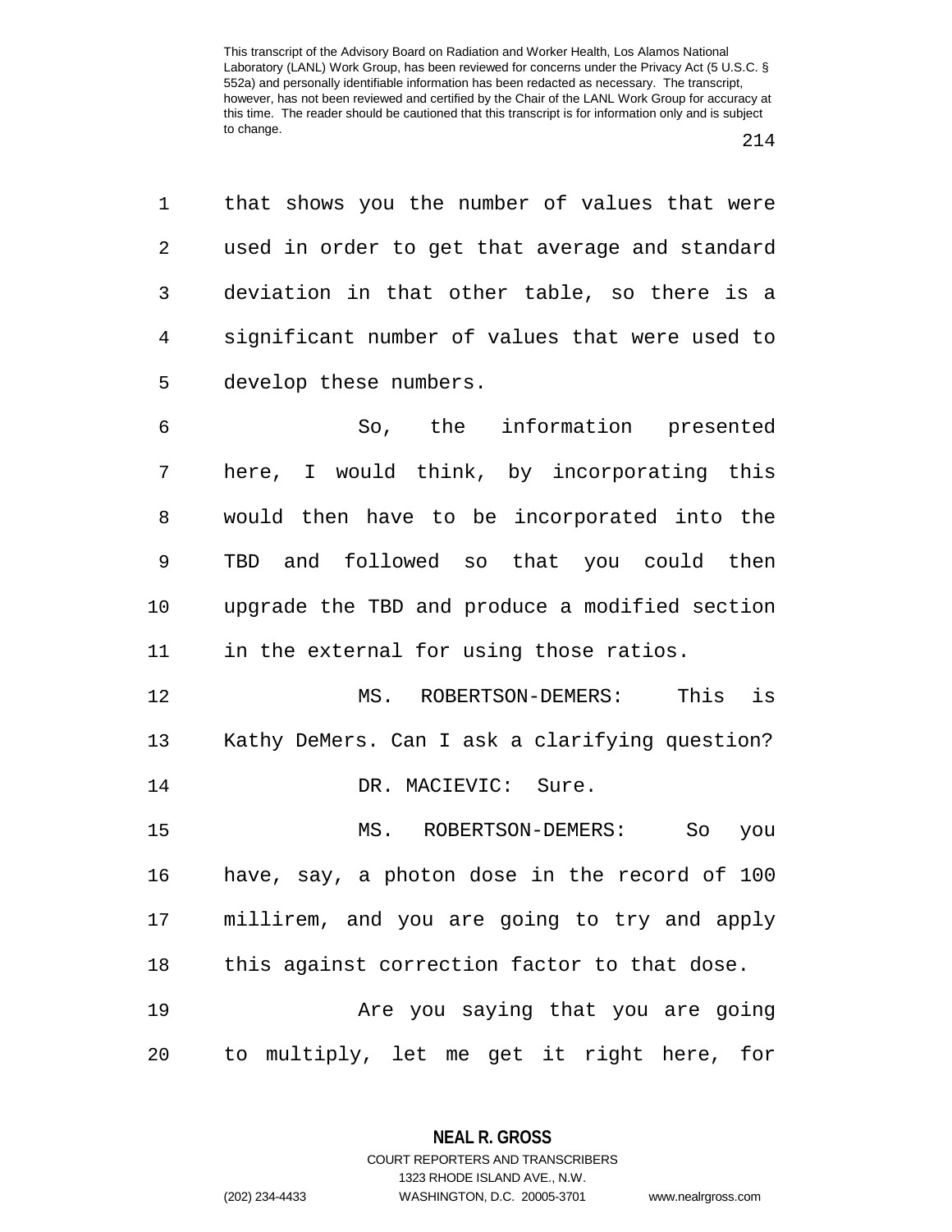This transcript of the Advisory Board on Radiation and Worker Health, Los Alamos National Laboratory (LANL) Work Group, has been reviewed for concerns under the Privacy Act (5 U.S.C. § 552a) and personally identifiable information has been redacted as necessary. The transcript, however, has not been reviewed and certified by the Chair of the LANL Work Group for accuracy at this time. The reader should be cautioned that this transcript is for information only and is subject to change.

1 that shows you the number of values that were
2 used in order to get that average and standard
3 deviation in that other table, so there is a
4 significant number of values that were used to
5 develop these numbers.

6 So, the information presented
7 here, I would think, by incorporating this
8 would then have to be incorporated into the
9 TBD and followed so that you could then
10 upgrade the TBD and produce a modified section
11 in the external for using those ratios.

12 MS. ROBERTSON-DEMERS: This is
13 Kathy DeMers. Can I ask a clarifying question?

14 DR. MACIEVIC: Sure.

15 MS. ROBERTSON-DEMERS: So you
16 have, say, a photon dose in the record of 100
17 millirem, and you are going to try and apply
18 this against correction factor to that dose.

19 Are you saying that you are going
20 to multiply, let me get it right here, for

**NEAL R. GROSS**
COURT REPORTERS AND TRANSCRIBERS
1323 RHODE ISLAND AVE., N.W.
(202) 234-4433 WASHINGTON, D.C. 20005-3701 www.nealrgross.com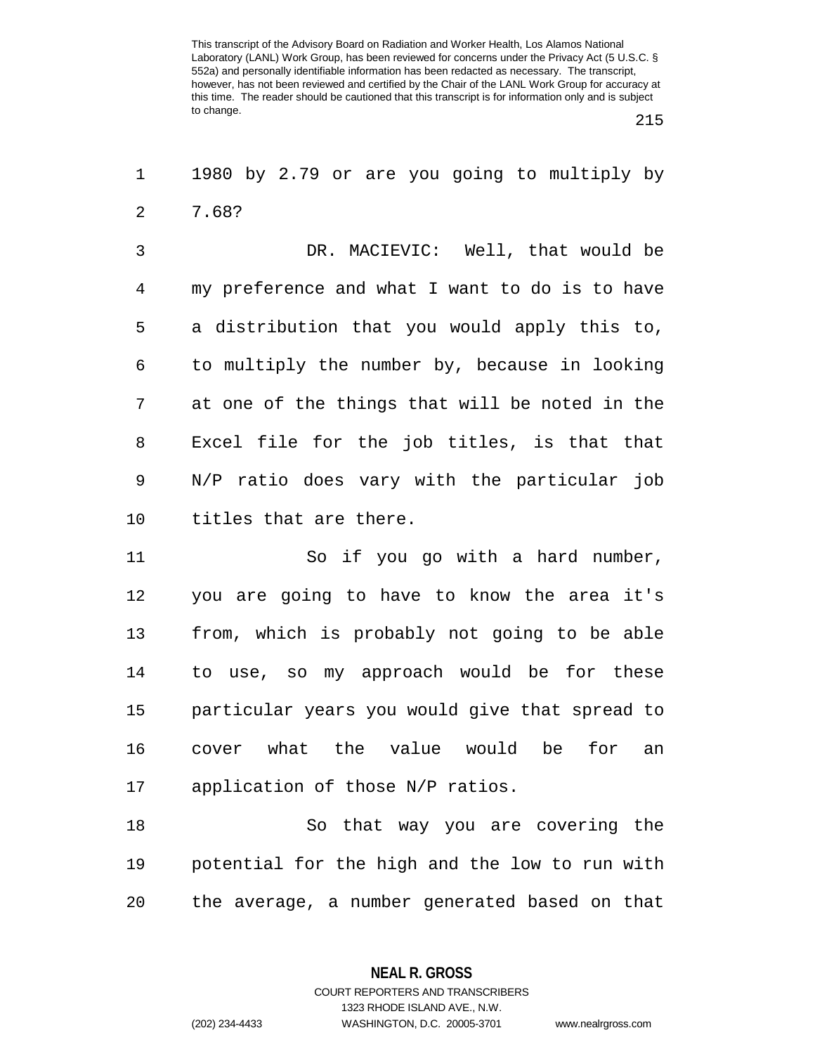1980 by 2.79 or are you going to multiply by 7.68?

DR. MACIEVIC: Well, that would be my preference and what I want to do is to have a distribution that you would apply this to, to multiply the number by, because in looking at one of the things that will be noted in the Excel file for the job titles, is that that N/P ratio does vary with the particular job titles that are there.

So if you go with a hard number, you are going to have to know the area it's from, which is probably not going to be able to use, so my approach would be for these particular years you would give that spread to cover what the value would be for an application of those N/P ratios.

So that way you are covering the potential for the high and the low to run with the average, a number generated based on that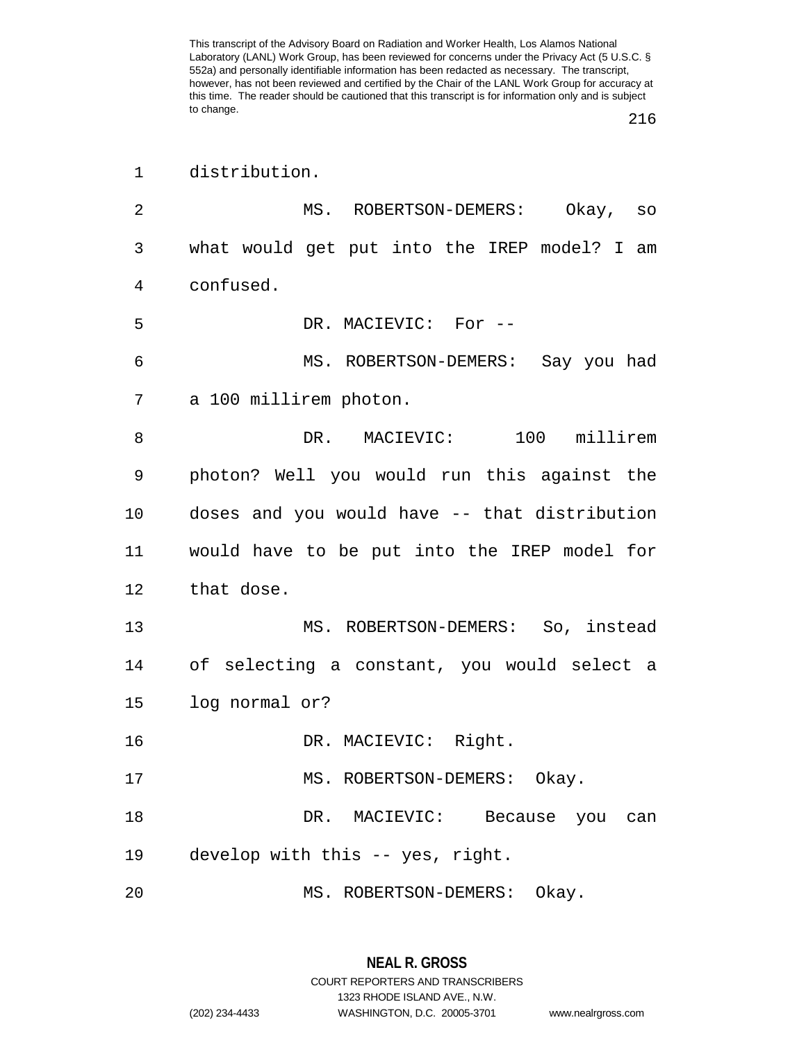distribution.

MS. ROBERTSON-DEMERS: Okay, so what would get put into the IREP model? I am confused.

DR. MACIEVIC: For --

MS. ROBERTSON-DEMERS: Say you had a 100 millirem photon.

DR. MACIEVIC: 100 millirem photon? Well you would run this against the doses and you would have -- that distribution would have to be put into the IREP model for that dose.

MS. ROBERTSON-DEMERS: So, instead of selecting a constant, you would select a log normal or?

DR. MACIEVIC: Right.

MS. ROBERTSON-DEMERS: Okay.

DR. MACIEVIC: Because you can develop with this -- yes, right.

MS. ROBERTSON-DEMERS: Okay.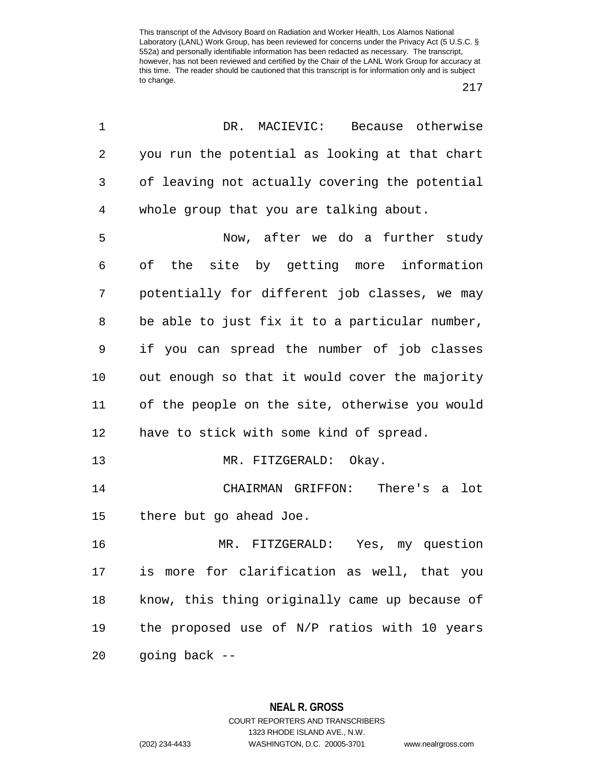DR. MACIEVIC: Because otherwise you run the potential as looking at that chart of leaving not actually covering the potential whole group that you are talking about.

Now, after we do a further study of the site by getting more information potentially for different job classes, we may be able to just fix it to a particular number, if you can spread the number of job classes out enough so that it would cover the majority of the people on the site, otherwise you would have to stick with some kind of spread.

MR. FITZGERALD: Okay.

CHAIRMAN GRIFFON: There's a lot there but go ahead Joe.

MR. FITZGERALD: Yes, my question is more for clarification as well, that you know, this thing originally came up because of the proposed use of N/P ratios with 10 years going back --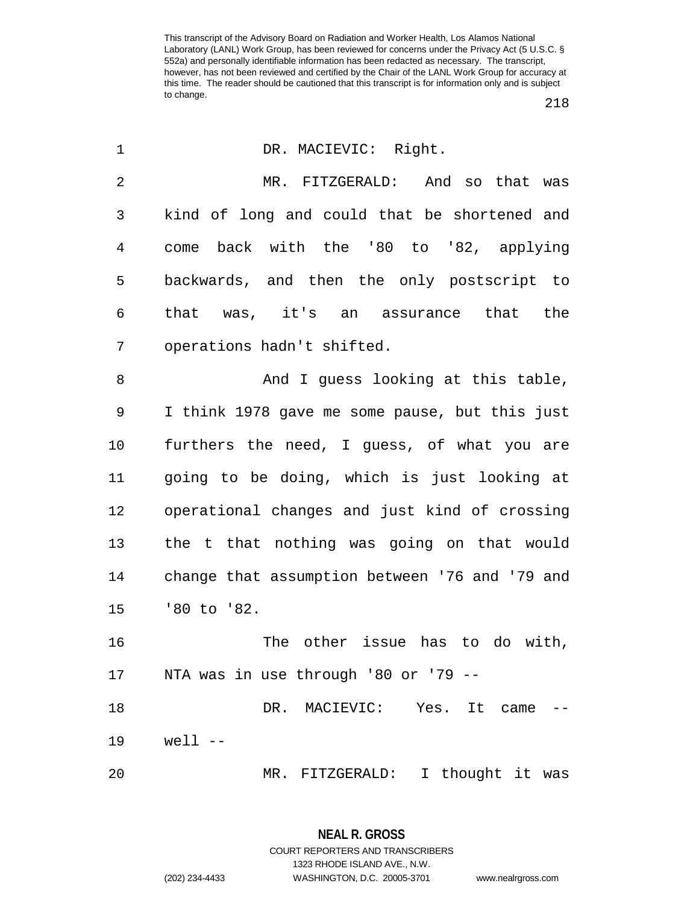DR. MACIEVIC: Right.

MR. FITZGERALD: And so that was kind of long and could that be shortened and come back with the '80 to '82, applying backwards, and then the only postscript to that was, it's an assurance that the operations hadn't shifted.

And I guess looking at this table, I think 1978 gave me some pause, but this just furthers the need, I guess, of what you are going to be doing, which is just looking at operational changes and just kind of crossing the t that nothing was going on that would change that assumption between '76 and '79 and '80 to '82.

The other issue has to do with, NTA was in use through '80 or '79 --

DR. MACIEVIC: Yes. It came -- well --

MR. FITZGERALD: I thought it was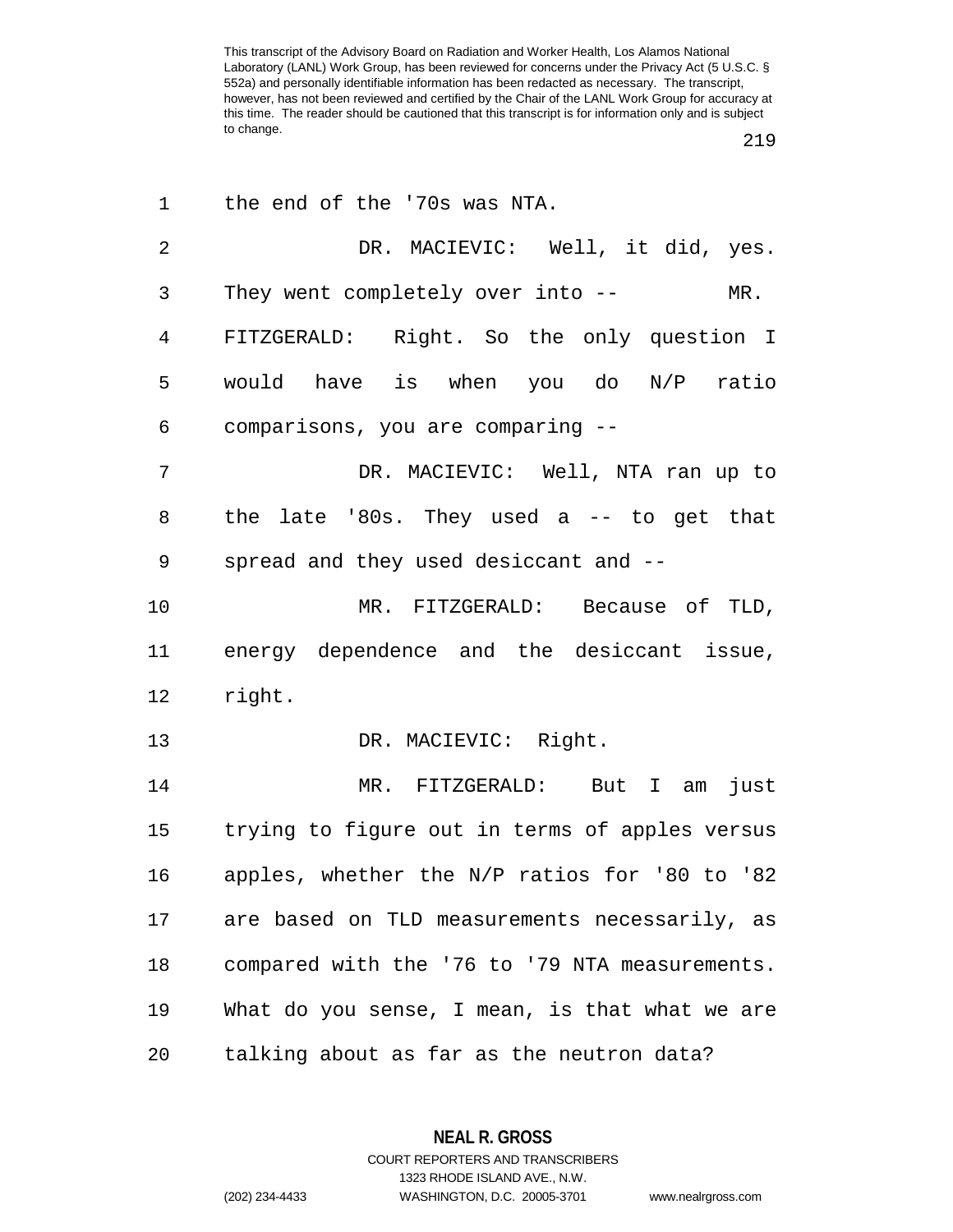This transcript of the Advisory Board on Radiation and Worker Health, Los Alamos National Laboratory (LANL) Work Group, has been reviewed for concerns under the Privacy Act (5 U.S.C. § 552a) and personally identifiable information has been redacted as necessary. The transcript, however, has not been reviewed and certified by the Chair of the LANL Work Group for accuracy at this time. The reader should be cautioned that this transcript is for information only and is subject to change.

the end of the '70s was NTA.

DR. MACIEVIC: Well, it did, yes. They went completely over into --

MR. FITZGERALD: Right. So the only question I would have is when you do N/P ratio comparisons, you are comparing --

DR. MACIEVIC: Well, NTA ran up to the late '80s. They used a -- to get that spread and they used desiccant and --

MR. FITZGERALD: Because of TLD, energy dependence and the desiccant issue, right.

DR. MACIEVIC: Right.

MR. FITZGERALD: But I am just trying to figure out in terms of apples versus apples, whether the N/P ratios for '80 to '82 are based on TLD measurements necessarily, as compared with the '76 to '79 NTA measurements. What do you sense, I mean, is that what we are talking about as far as the neutron data?

**NEAL R. GROSS**
COURT REPORTERS AND TRANSCRIBERS
1323 RHODE ISLAND AVE., N.W.
(202) 234-4433 WASHINGTON, D.C. 20005-3701 www.nealrgross.com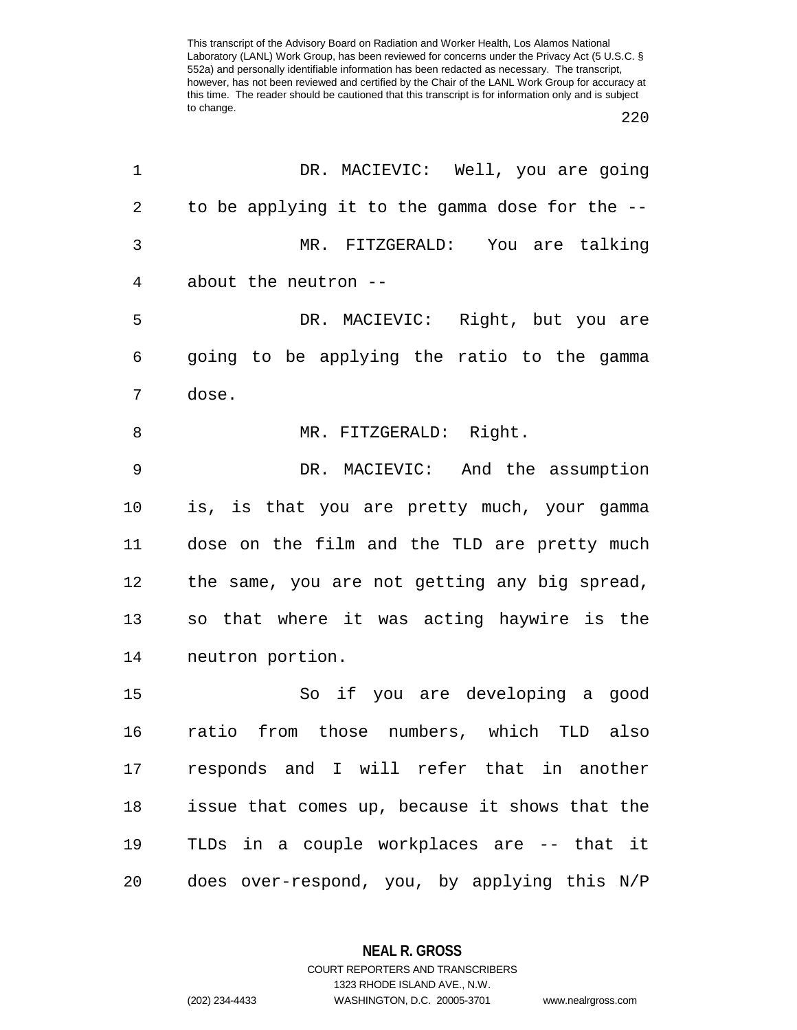DR. MACIEVIC: Well, you are going to be applying it to the gamma dose for the --

MR. FITZGERALD: You are talking about the neutron --

DR. MACIEVIC: Right, but you are going to be applying the ratio to the gamma dose.

MR. FITZGERALD: Right.

DR. MACIEVIC: And the assumption is, is that you are pretty much, your gamma dose on the film and the TLD are pretty much the same, you are not getting any big spread, so that where it was acting haywire is the neutron portion.

So if you are developing a good ratio from those numbers, which TLD also responds and I will refer that in another issue that comes up, because it shows that the TLDs in a couple workplaces are -- that it does over-respond, you, by applying this N/P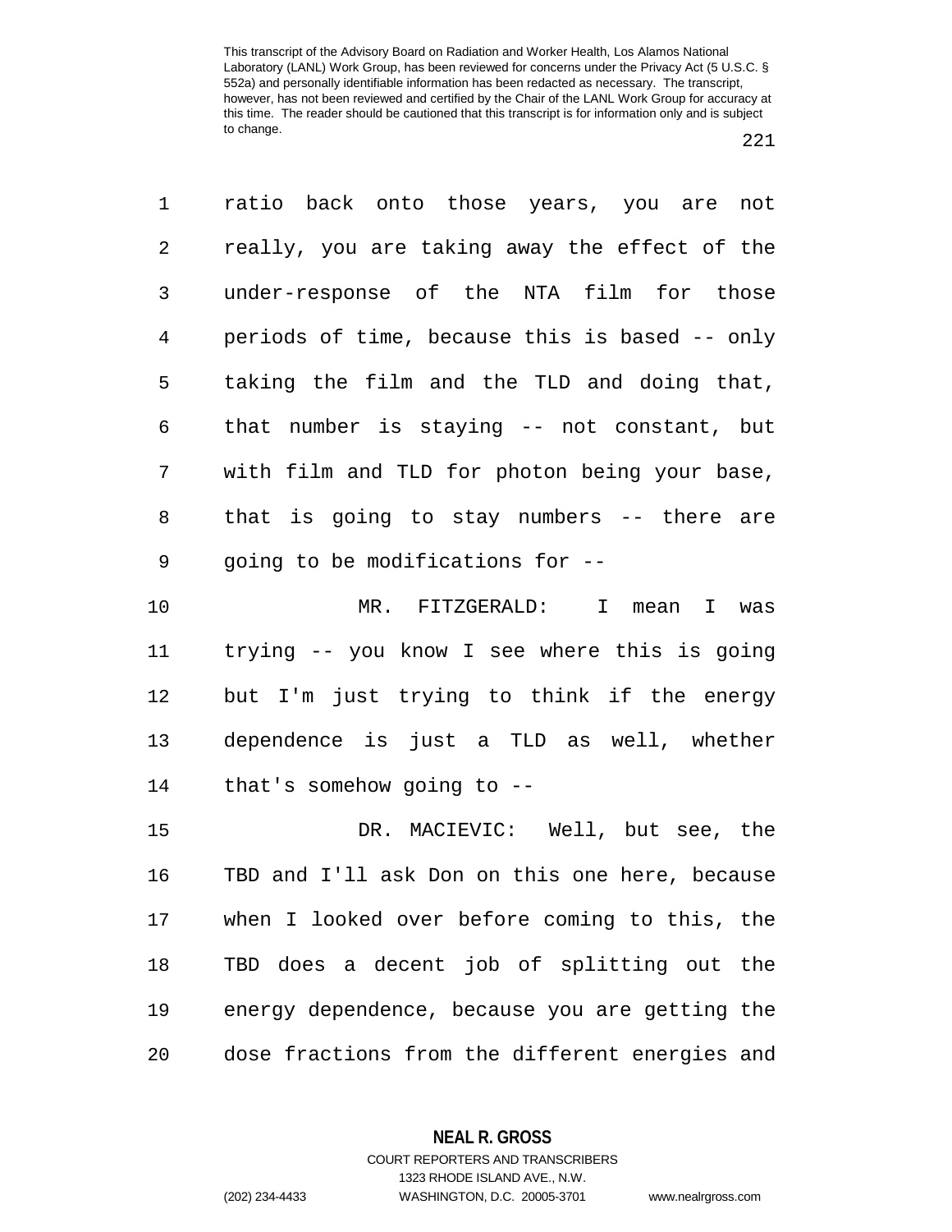ratio back onto those years, you are not really, you are taking away the effect of the under-response of the NTA film for those periods of time, because this is based -- only taking the film and the TLD and doing that, that number is staying -- not constant, but with film and TLD for photon being your base, that is going to stay numbers -- there are going to be modifications for --

MR. FITZGERALD: I mean I was trying -- you know I see where this is going but I'm just trying to think if the energy dependence is just a TLD as well, whether that's somehow going to --

DR. MACIEVIC: Well, but see, the TBD and I'll ask Don on this one here, because when I looked over before coming to this, the TBD does a decent job of splitting out the energy dependence, because you are getting the dose fractions from the different energies and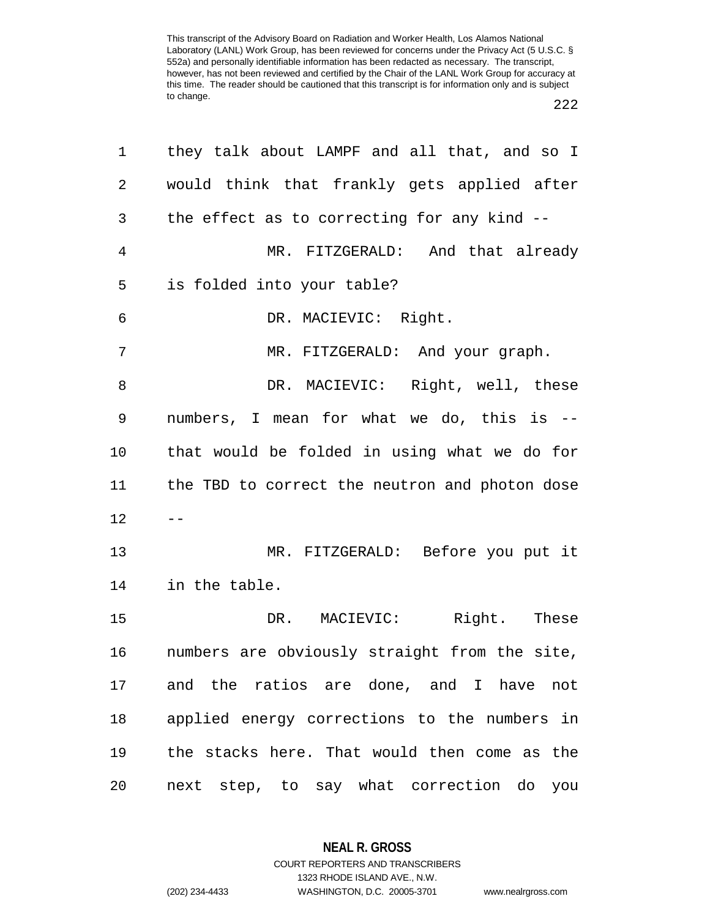they talk about LAMPF and all that, and so I would think that frankly gets applied after the effect as to correcting for any kind --

MR. FITZGERALD: And that already is folded into your table?

DR. MACIEVIC: Right.

MR. FITZGERALD: And your graph.

DR. MACIEVIC: Right, well, these numbers, I mean for what we do, this is -- that would be folded in using what we do for the TBD to correct the neutron and photon dose --

MR. FITZGERALD: Before you put it in the table.

DR. MACIEVIC: Right. These numbers are obviously straight from the site, and the ratios are done, and I have not applied energy corrections to the numbers in the stacks here. That would then come as the next step, to say what correction do you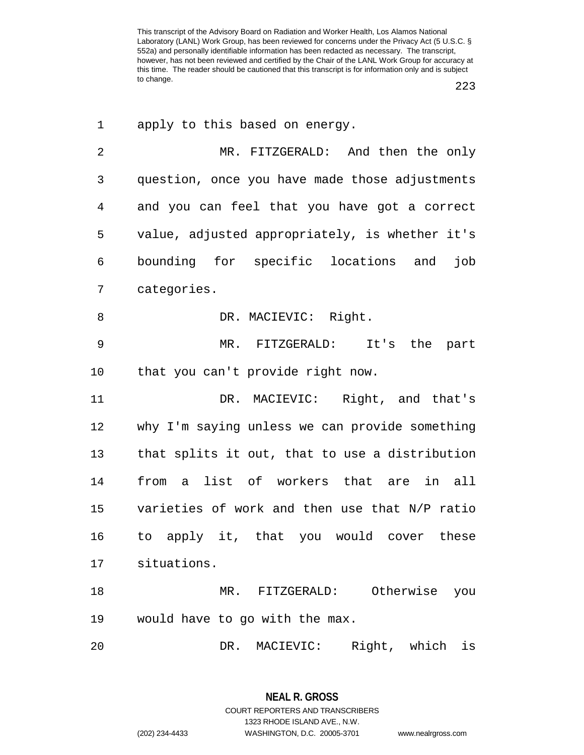This transcript of the Advisory Board on Radiation and Worker Health, Los Alamos National Laboratory (LANL) Work Group, has been reviewed for concerns under the Privacy Act (5 U.S.C. § 552a) and personally identifiable information has been redacted as necessary. The transcript, however, has not been reviewed and certified by the Chair of the LANL Work Group for accuracy at this time. The reader should be cautioned that this transcript is for information only and is subject to change.

apply to this based on energy.

MR. FITZGERALD: And then the only question, once you have made those adjustments and you can feel that you have got a correct value, adjusted appropriately, is whether it's bounding for specific locations and job categories.

DR. MACIEVIC: Right.

MR. FITZGERALD: It's the part that you can't provide right now.

DR. MACIEVIC: Right, and that's why I'm saying unless we can provide something that splits it out, that to use a distribution from a list of workers that are in all varieties of work and then use that N/P ratio to apply it, that you would cover these situations.

MR. FITZGERALD: Otherwise you would have to go with the max.

DR. MACIEVIC: Right, which is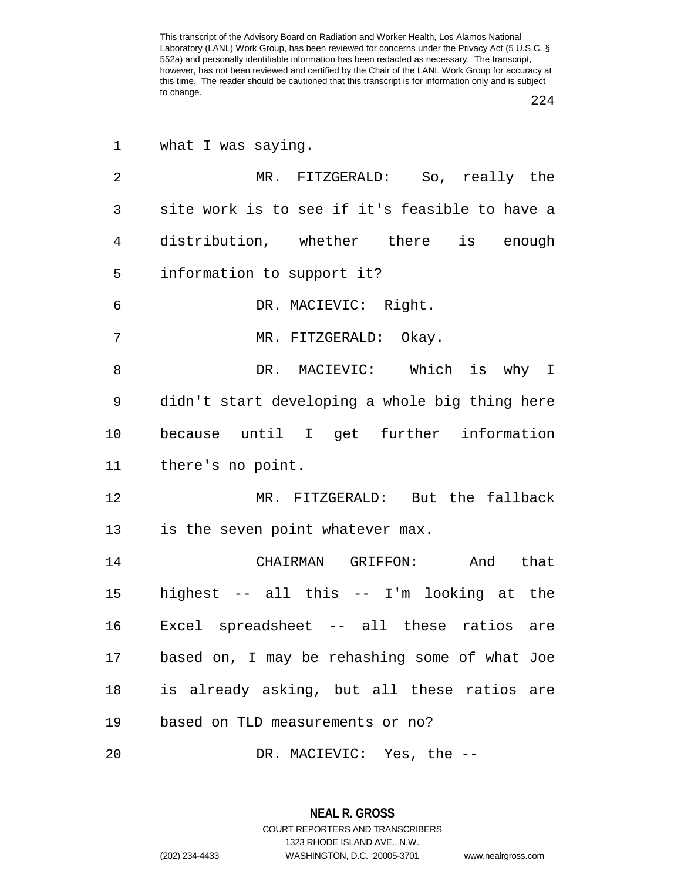what I was saying.

MR. FITZGERALD: So, really the site work is to see if it's feasible to have a distribution, whether there is enough information to support it?

DR. MACIEVIC: Right.

MR. FITZGERALD: Okay.

DR. MACIEVIC: Which is why I didn't start developing a whole big thing here because until I get further information there's no point.

MR. FITZGERALD: But the fallback is the seven point whatever max.

CHAIRMAN GRIFFON: And that highest -- all this -- I'm looking at the Excel spreadsheet -- all these ratios are based on, I may be rehashing some of what Joe is already asking, but all these ratios are based on TLD measurements or no?

DR. MACIEVIC: Yes, the --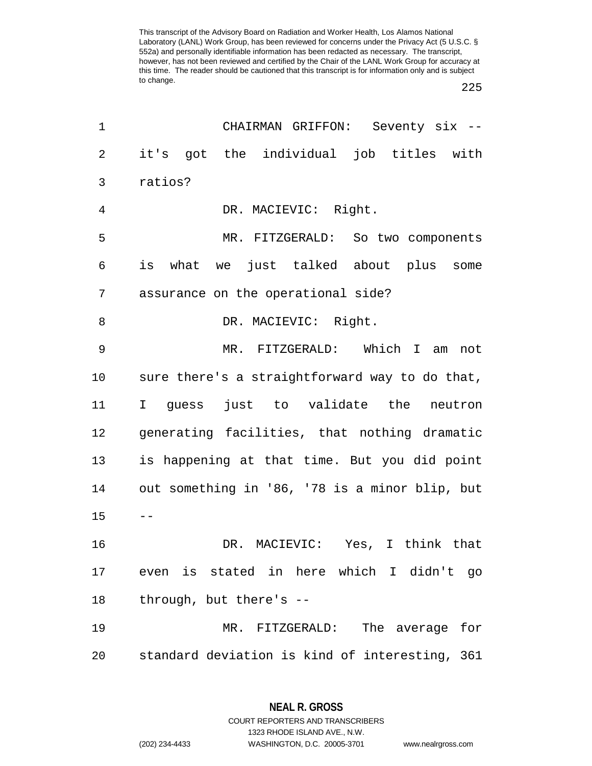This transcript of the Advisory Board on Radiation and Worker Health, Los Alamos National Laboratory (LANL) Work Group, has been reviewed for concerns under the Privacy Act (5 U.S.C. § 552a) and personally identifiable information has been redacted as necessary. The transcript, however, has not been reviewed and certified by the Chair of the LANL Work Group for accuracy at this time. The reader should be cautioned that this transcript is for information only and is subject to change.

1 CHAIRMAN GRIFFON: Seventy six --
2 it's got the individual job titles with
3 ratios?
4 DR. MACIEVIC: Right.
5 MR. FITZGERALD: So two components
6 is what we just talked about plus some
7 assurance on the operational side?
8 DR. MACIEVIC: Right.
9 MR. FITZGERALD: Which I am not
10 sure there's a straightforward way to do that,
11 I guess just to validate the neutron
12 generating facilities, that nothing dramatic
13 is happening at that time. But you did point
14 out something in '86, '78 is a minor blip, but
15 --
16 DR. MACIEVIC: Yes, I think that
17 even is stated in here which I didn't go
18 through, but there's --
19 MR. FITZGERALD: The average for
20 standard deviation is kind of interesting, 361

NEAL R. GROSS
COURT REPORTERS AND TRANSCRIBERS
1323 RHODE ISLAND AVE., N.W.
(202) 234-4433 WASHINGTON, D.C. 20005-3701 www.nealrgross.com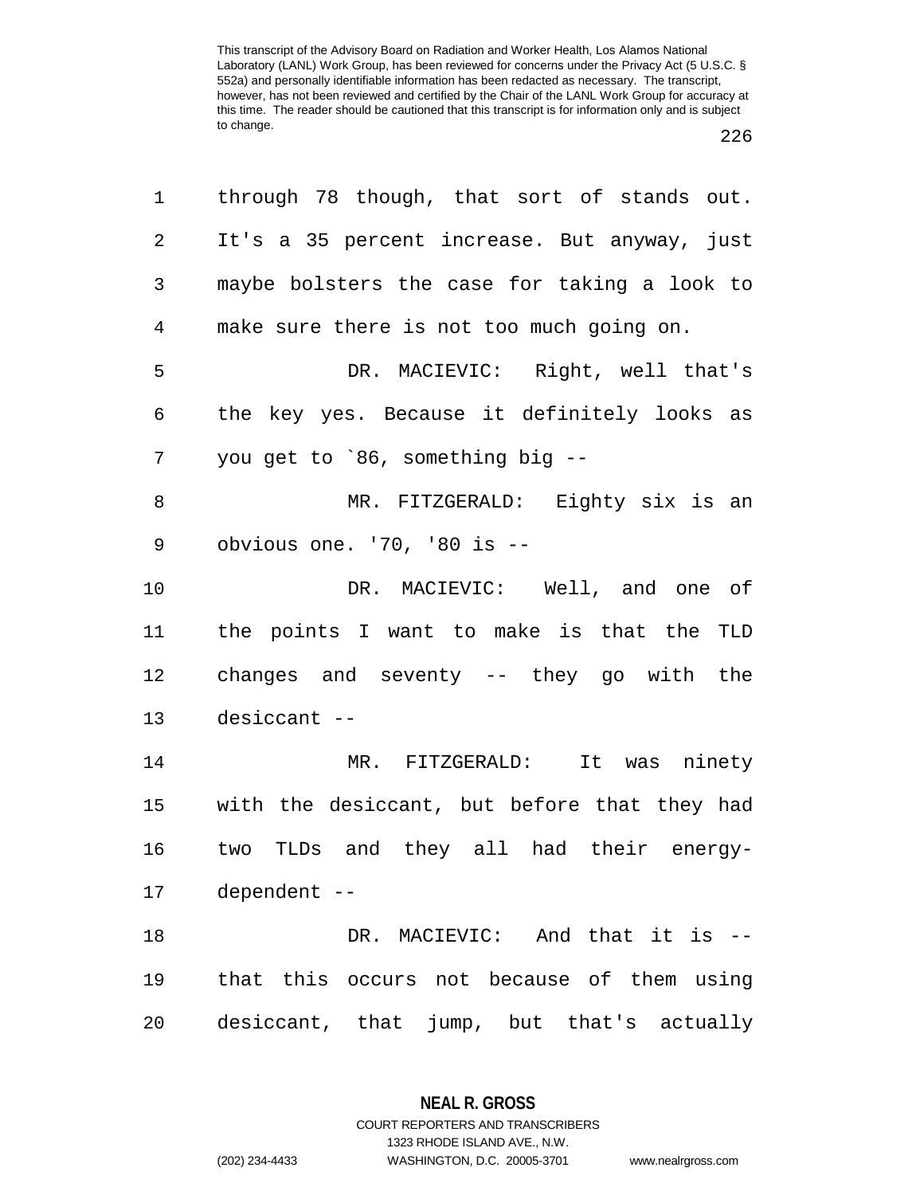through 78 though, that sort of stands out. It's a 35 percent increase. But anyway, just maybe bolsters the case for taking a look to make sure there is not too much going on.

DR. MACIEVIC: Right, well that's the key yes. Because it definitely looks as you get to `86, something big --

MR. FITZGERALD: Eighty six is an obvious one. '70, '80 is --

DR. MACIEVIC: Well, and one of the points I want to make is that the TLD changes and seventy -- they go with the desiccant --

MR. FITZGERALD: It was ninety with the desiccant, but before that they had two TLDs and they all had their energy-dependent --

DR. MACIEVIC: And that it is -- that this occurs not because of them using desiccant, that jump, but that's actually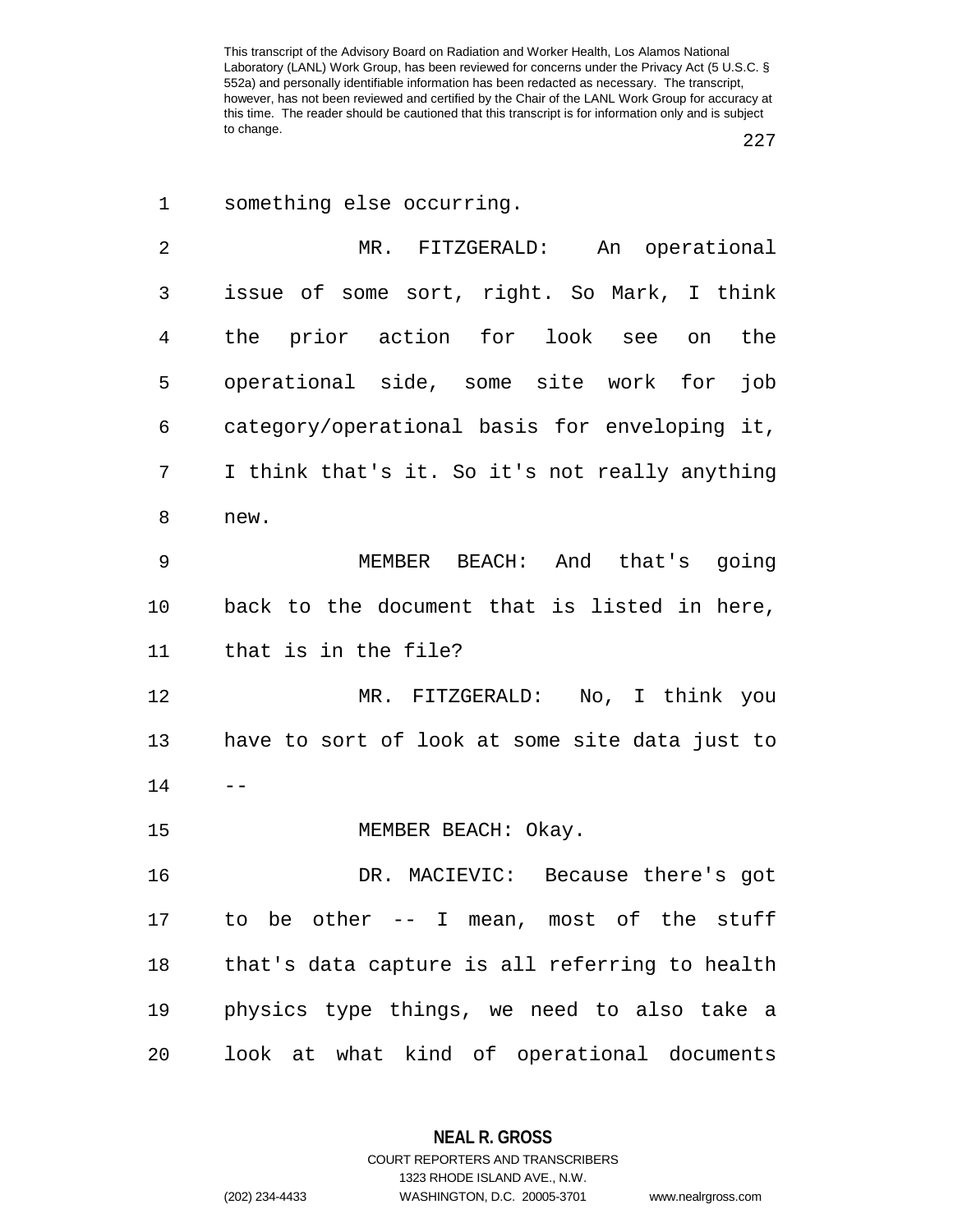something else occurring.

MR. FITZGERALD: An operational issue of some sort, right. So Mark, I think the prior action for look see on the operational side, some site work for job category/operational basis for enveloping it, I think that's it. So it's not really anything new.

MEMBER BEACH: And that's going back to the document that is listed in here, that is in the file?

MR. FITZGERALD: No, I think you have to sort of look at some site data just to --

MEMBER BEACH: Okay.

DR. MACIEVIC: Because there's got to be other -- I mean, most of the stuff that's data capture is all referring to health physics type things, we need to also take a look at what kind of operational documents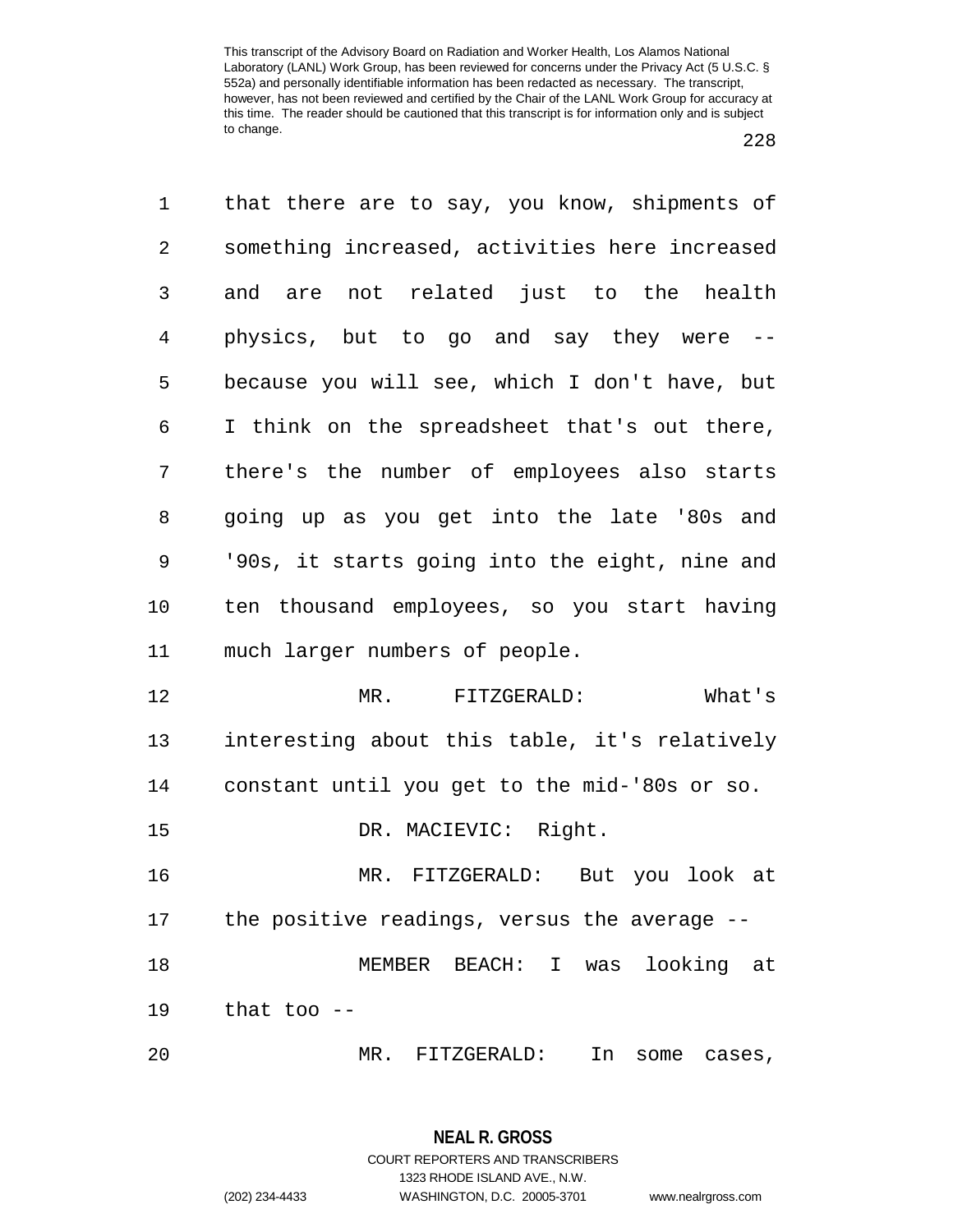that there are to say, you know, shipments of something increased, activities here increased and are not related just to the health physics, but to go and say they were -- because you will see, which I don't have, but I think on the spreadsheet that's out there, there's the number of employees also starts going up as you get into the late '80s and '90s, it starts going into the eight, nine and ten thousand employees, so you start having much larger numbers of people.

MR. FITZGERALD: What's interesting about this table, it's relatively constant until you get to the mid-'80s or so.

DR. MACIEVIC: Right.

MR. FITZGERALD: But you look at the positive readings, versus the average --

MEMBER BEACH: I was looking at that too --

MR. FITZGERALD: In some cases,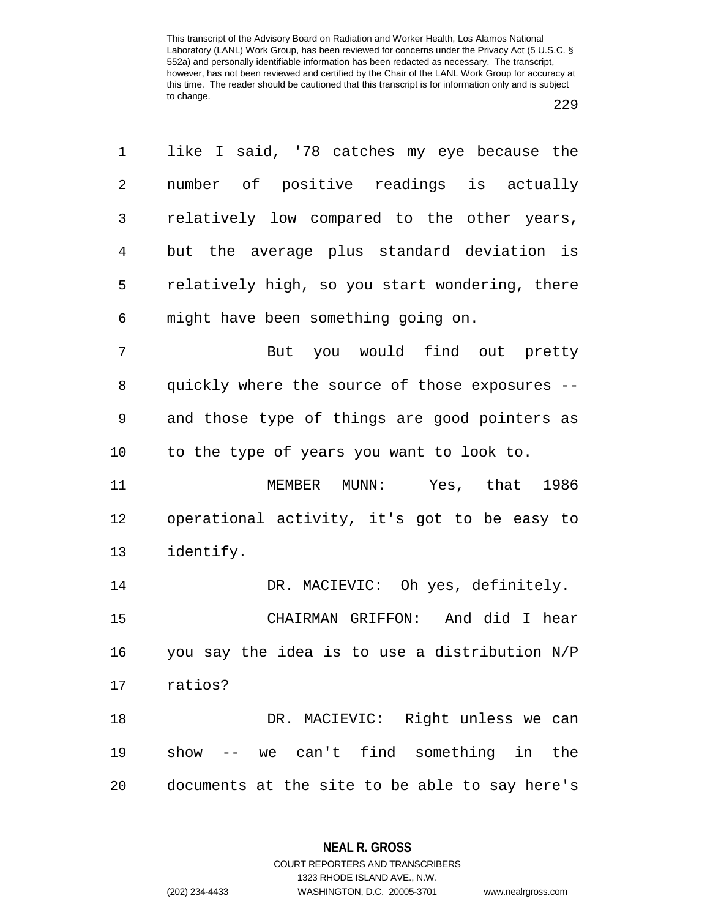This transcript of the Advisory Board on Radiation and Worker Health, Los Alamos National Laboratory (LANL) Work Group, has been reviewed for concerns under the Privacy Act (5 U.S.C. § 552a) and personally identifiable information has been redacted as necessary. The transcript, however, has not been reviewed and certified by the Chair of the LANL Work Group for accuracy at this time. The reader should be cautioned that this transcript is for information only and is subject to change.

like I said, '78 catches my eye because the number of positive readings is actually relatively low compared to the other years, but the average plus standard deviation is relatively high, so you start wondering, there might have been something going on.

But you would find out pretty quickly where the source of those exposures -- and those type of things are good pointers as to the type of years you want to look to.

MEMBER MUNN: Yes, that 1986 operational activity, it's got to be easy to identify.

DR. MACIEVIC: Oh yes, definitely.

CHAIRMAN GRIFFON: And did I hear you say the idea is to use a distribution N/P ratios?

DR. MACIEVIC: Right unless we can show -- we can't find something in the documents at the site to be able to say here's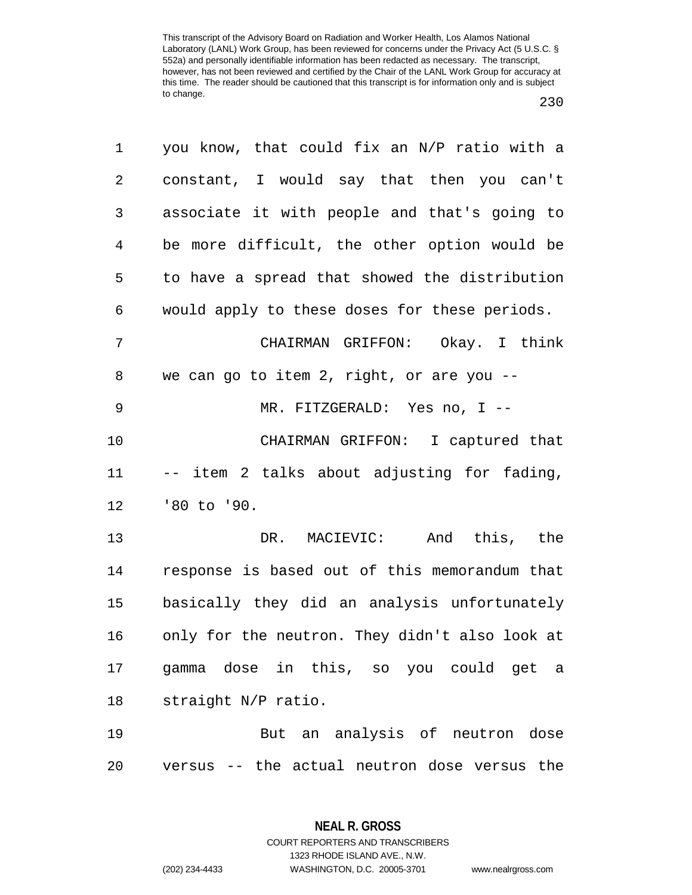This transcript of the Advisory Board on Radiation and Worker Health, Los Alamos National Laboratory (LANL) Work Group, has been reviewed for concerns under the Privacy Act (5 U.S.C. § 552a) and personally identifiable information has been redacted as necessary. The transcript, however, has not been reviewed and certified by the Chair of the LANL Work Group for accuracy at this time. The reader should be cautioned that this transcript is for information only and is subject to change.

you know, that could fix an N/P ratio with a constant, I would say that then you can't associate it with people and that's going to be more difficult, the other option would be to have a spread that showed the distribution would apply to these doses for these periods.

CHAIRMAN GRIFFON: Okay. I think we can go to item 2, right, or are you --

MR. FITZGERALD: Yes no, I --

CHAIRMAN GRIFFON: I captured that -- item 2 talks about adjusting for fading, '80 to '90.

DR. MACIEVIC: And this, the response is based out of this memorandum that basically they did an analysis unfortunately only for the neutron. They didn't also look at gamma dose in this, so you could get a straight N/P ratio.

But an analysis of neutron dose versus -- the actual neutron dose versus the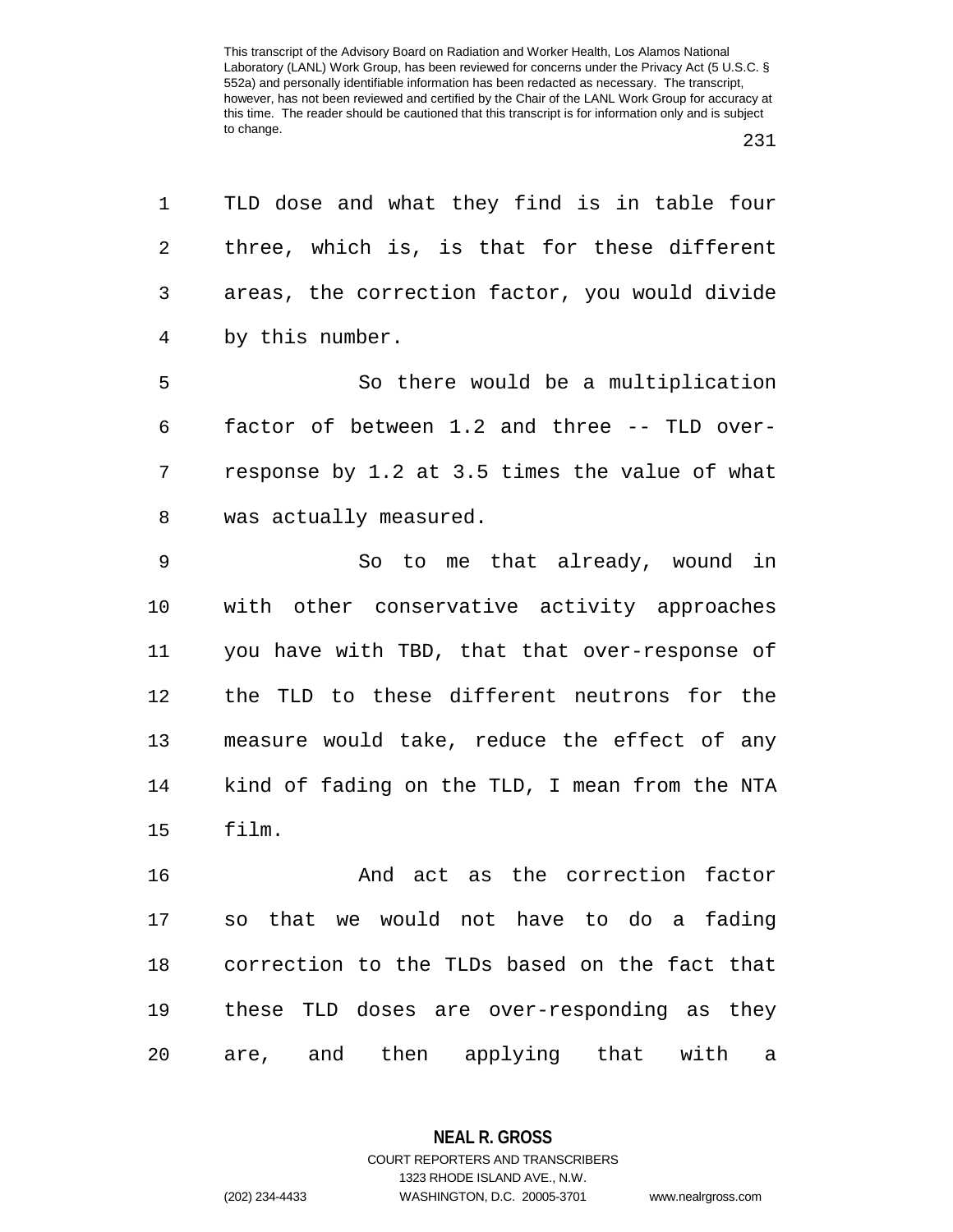TLD dose and what they find is in table four three, which is, is that for these different areas, the correction factor, you would divide by this number.

So there would be a multiplication factor of between 1.2 and three -- TLD over-response by 1.2 at 3.5 times the value of what was actually measured.

So to me that already, wound in with other conservative activity approaches you have with TBD, that that over-response of the TLD to these different neutrons for the measure would take, reduce the effect of any kind of fading on the TLD, I mean from the NTA film.

And act as the correction factor so that we would not have to do a fading correction to the TLDs based on the fact that these TLD doses are over-responding as they are, and then applying that with a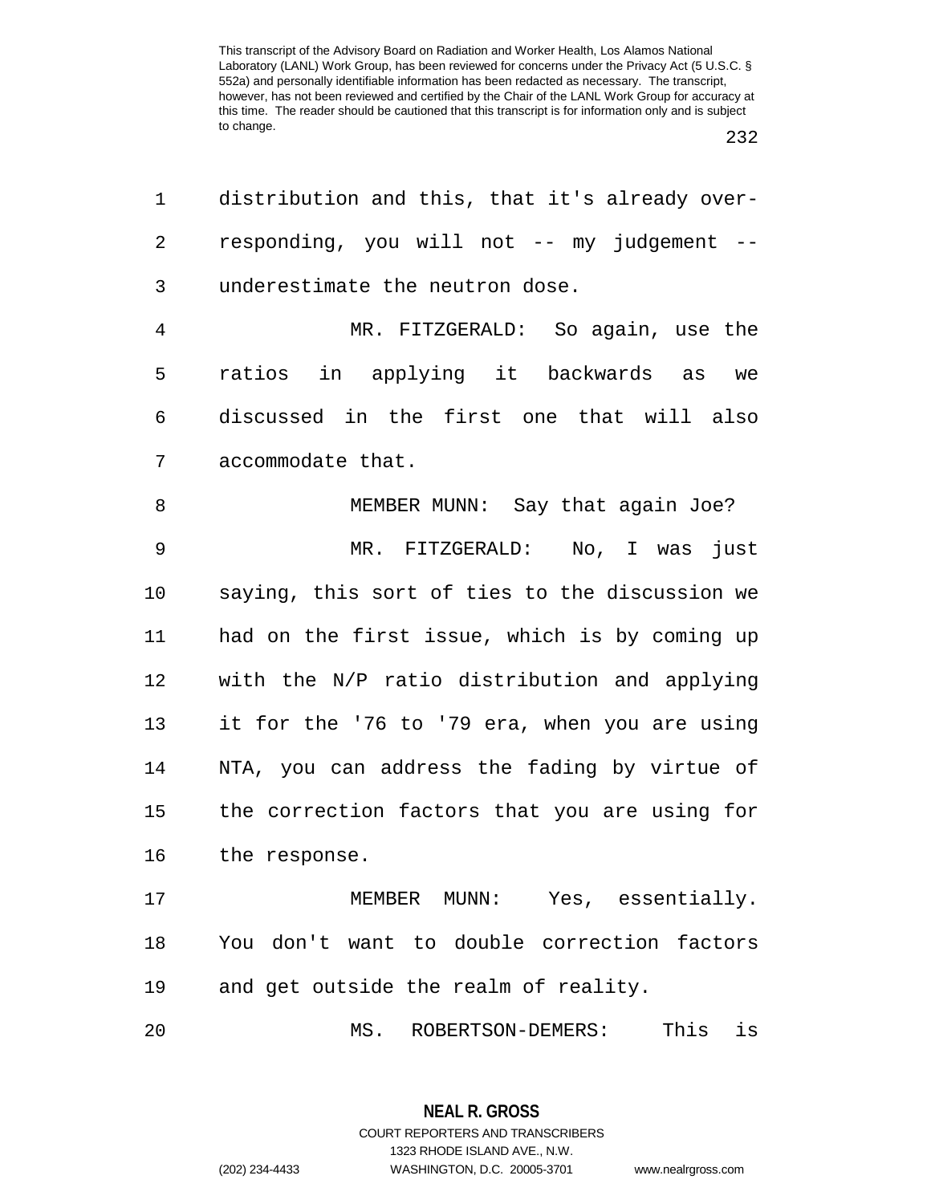distribution and this, that it's already over-responding, you will not -- my judgement -- underestimate the neutron dose.

MR. FITZGERALD: So again, use the ratios in applying it backwards as we discussed in the first one that will also accommodate that.

MEMBER MUNN: Say that again Joe?

MR. FITZGERALD: No, I was just saying, this sort of ties to the discussion we had on the first issue, which is by coming up with the N/P ratio distribution and applying it for the '76 to '79 era, when you are using NTA, you can address the fading by virtue of the correction factors that you are using for the response.

MEMBER MUNN: Yes, essentially. You don't want to double correction factors and get outside the realm of reality.

MS. ROBERTSON-DEMERS: This is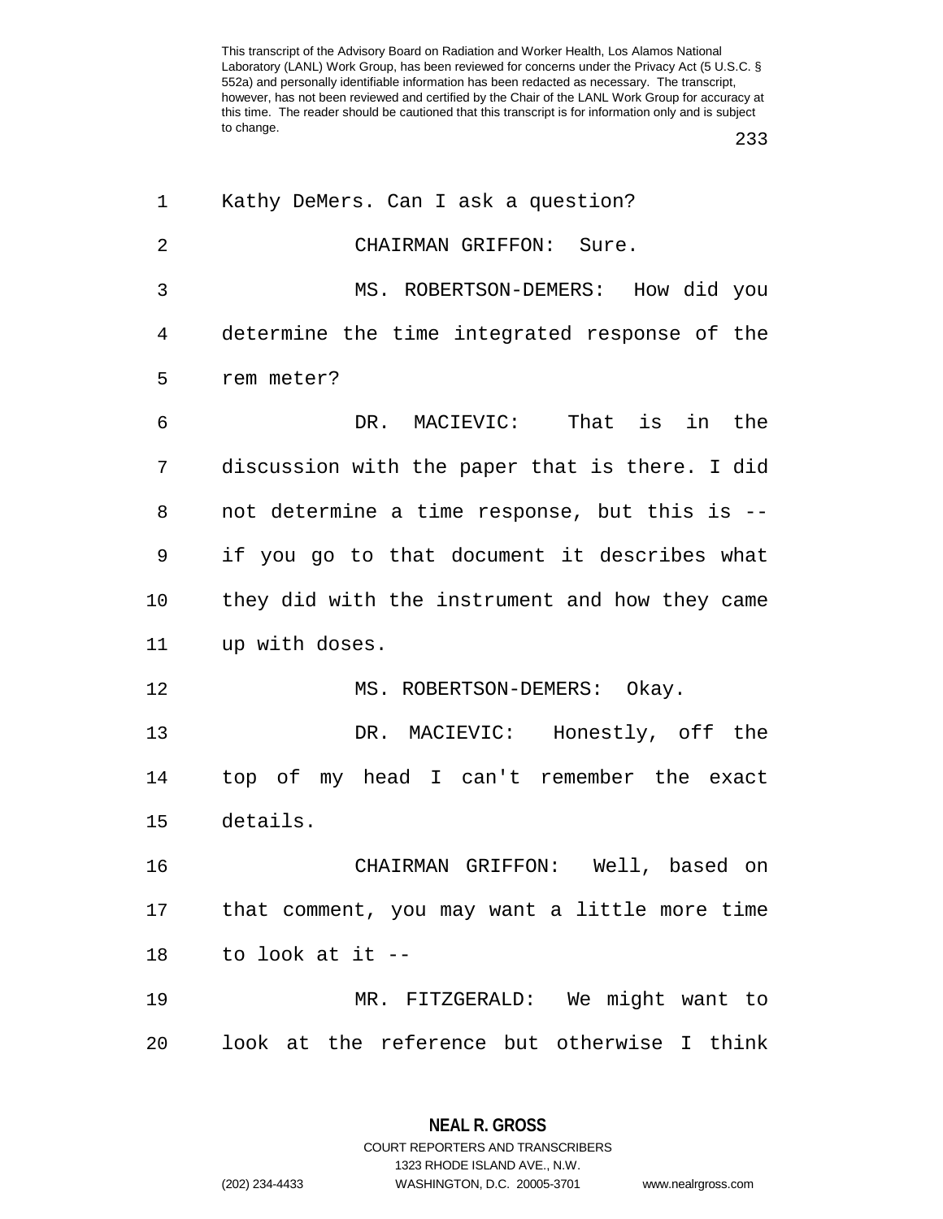Kathy DeMers. Can I ask a question?

CHAIRMAN GRIFFON: Sure.

MS. ROBERTSON-DEMERS: How did you determine the time integrated response of the rem meter?

DR. MACIEVIC: That is in the discussion with the paper that is there. I did not determine a time response, but this is -- if you go to that document it describes what they did with the instrument and how they came up with doses.

MS. ROBERTSON-DEMERS: Okay.

DR. MACIEVIC: Honestly, off the top of my head I can't remember the exact details.

CHAIRMAN GRIFFON: Well, based on that comment, you may want a little more time to look at it --

MR. FITZGERALD: We might want to look at the reference but otherwise I think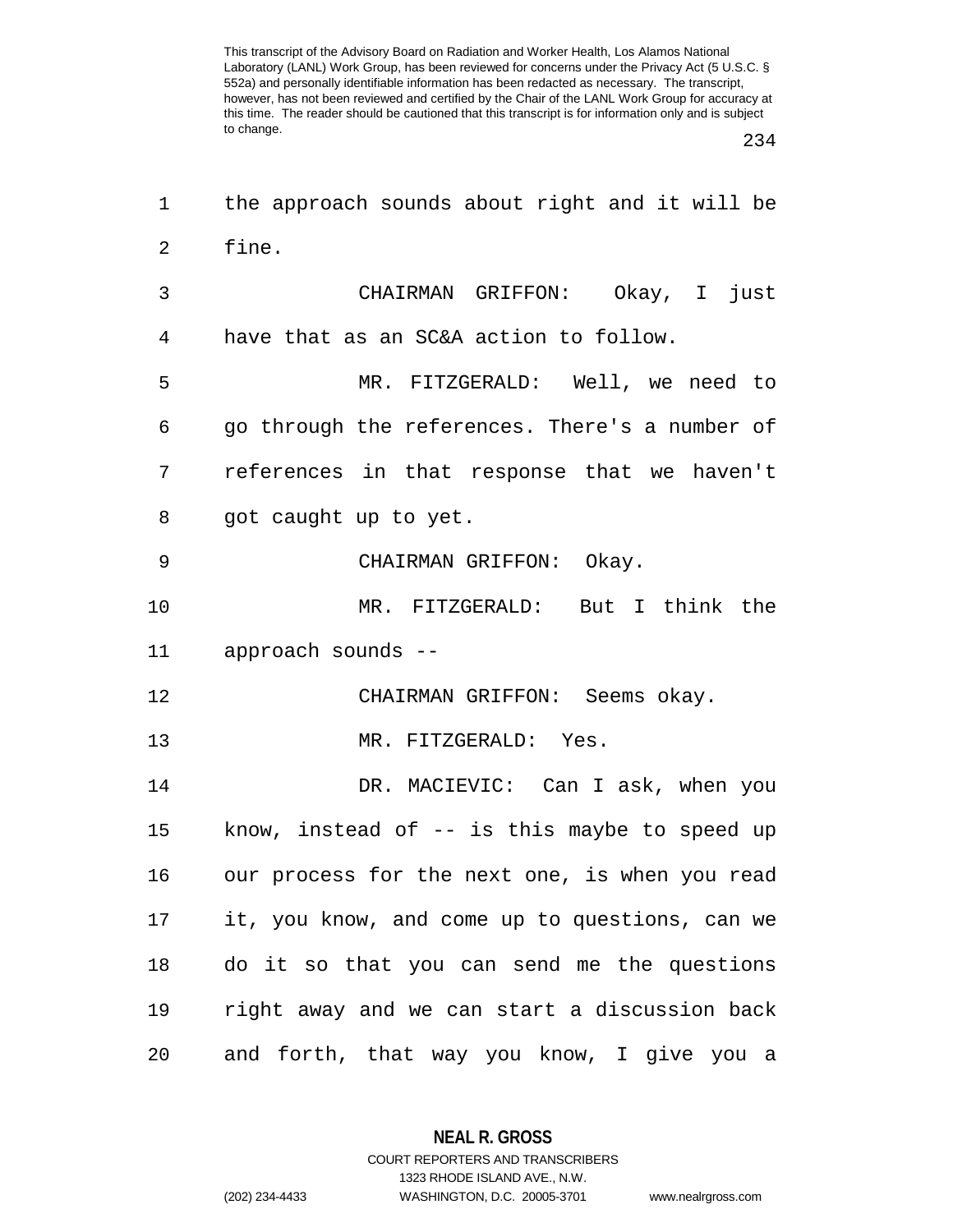the approach sounds about right and it will be fine.

CHAIRMAN GRIFFON: Okay, I just have that as an SC&A action to follow.

MR. FITZGERALD: Well, we need to go through the references. There's a number of references in that response that we haven't got caught up to yet.

CHAIRMAN GRIFFON: Okay.

MR. FITZGERALD: But I think the approach sounds --

CHAIRMAN GRIFFON: Seems okay.

MR. FITZGERALD: Yes.

DR. MACIEVIC: Can I ask, when you know, instead of -- is this maybe to speed up our process for the next one, is when you read it, you know, and come up to questions, can we do it so that you can send me the questions right away and we can start a discussion back and forth, that way you know, I give you a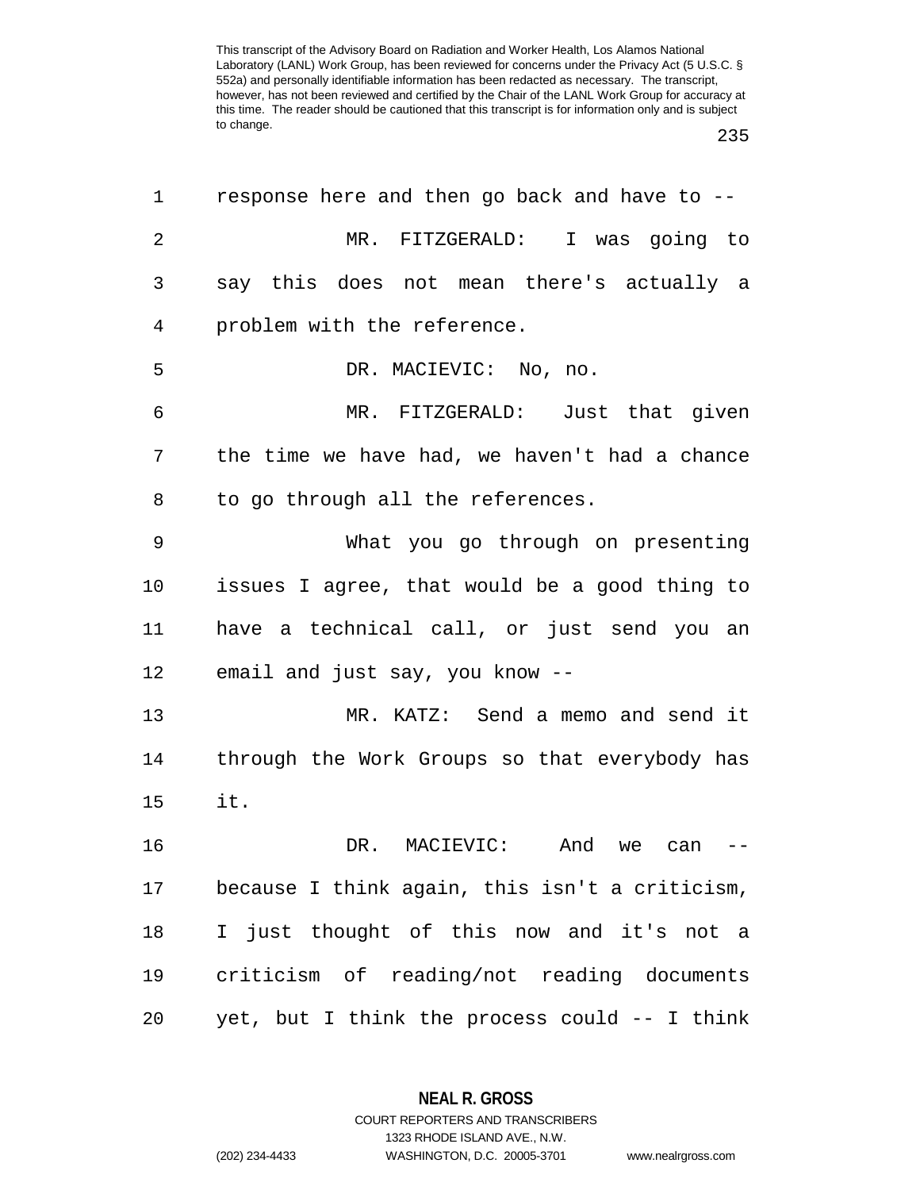response here and then go back and have to --

MR. FITZGERALD: I was going to say this does not mean there's actually a problem with the reference.

DR. MACIEVIC: No, no.

MR. FITZGERALD: Just that given the time we have had, we haven't had a chance to go through all the references.

What you go through on presenting issues I agree, that would be a good thing to have a technical call, or just send you an email and just say, you know --

MR. KATZ: Send a memo and send it through the Work Groups so that everybody has it.

DR. MACIEVIC: And we can -- because I think again, this isn't a criticism, I just thought of this now and it's not a criticism of reading/not reading documents yet, but I think the process could -- I think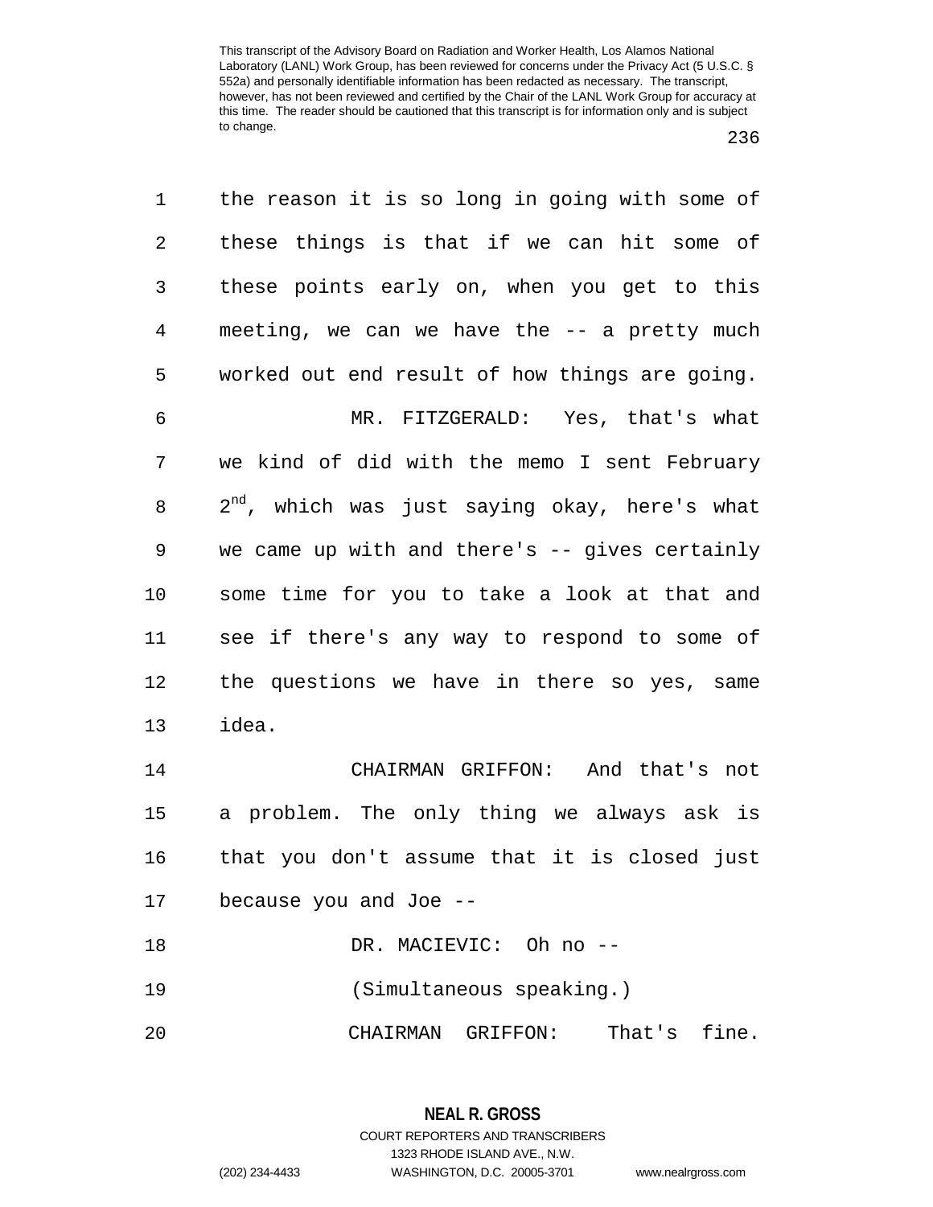the reason it is so long in going with some of these things is that if we can hit some of these points early on, when you get to this meeting, we can we have the -- a pretty much worked out end result of how things are going.

MR. FITZGERALD: Yes, that's what we kind of did with the memo I sent February $2^{nd}$, which was just saying okay, here's what we came up with and there's -- gives certainly some time for you to take a look at that and see if there's any way to respond to some of the questions we have in there so yes, same idea.

CHAIRMAN GRIFFON: And that's not a problem. The only thing we always ask is that you don't assume that it is closed just because you and Joe --

DR. MACIEVIC: Oh no --

(Simultaneous speaking.)

CHAIRMAN GRIFFON: That's fine.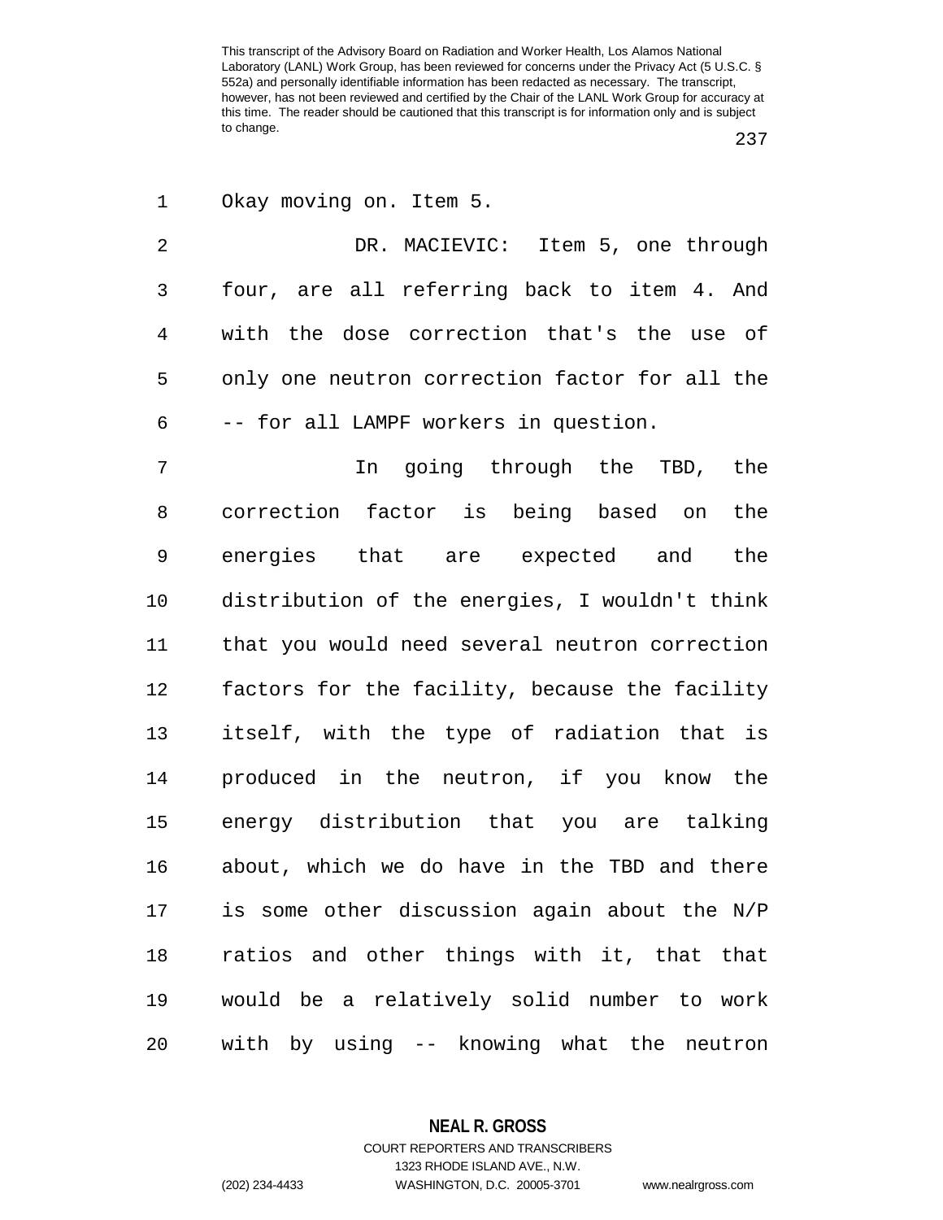Okay moving on. Item 5.

DR. MACIEVIC: Item 5, one through four, are all referring back to item 4. And with the dose correction that's the use of only one neutron correction factor for all the -- for all LAMPF workers in question.

In going through the TBD, the correction factor is being based on the energies that are expected and the distribution of the energies, I wouldn't think that you would need several neutron correction factors for the facility, because the facility itself, with the type of radiation that is produced in the neutron, if you know the energy distribution that you are talking about, which we do have in the TBD and there is some other discussion again about the N/P ratios and other things with it, that that would be a relatively solid number to work with by using -- knowing what the neutron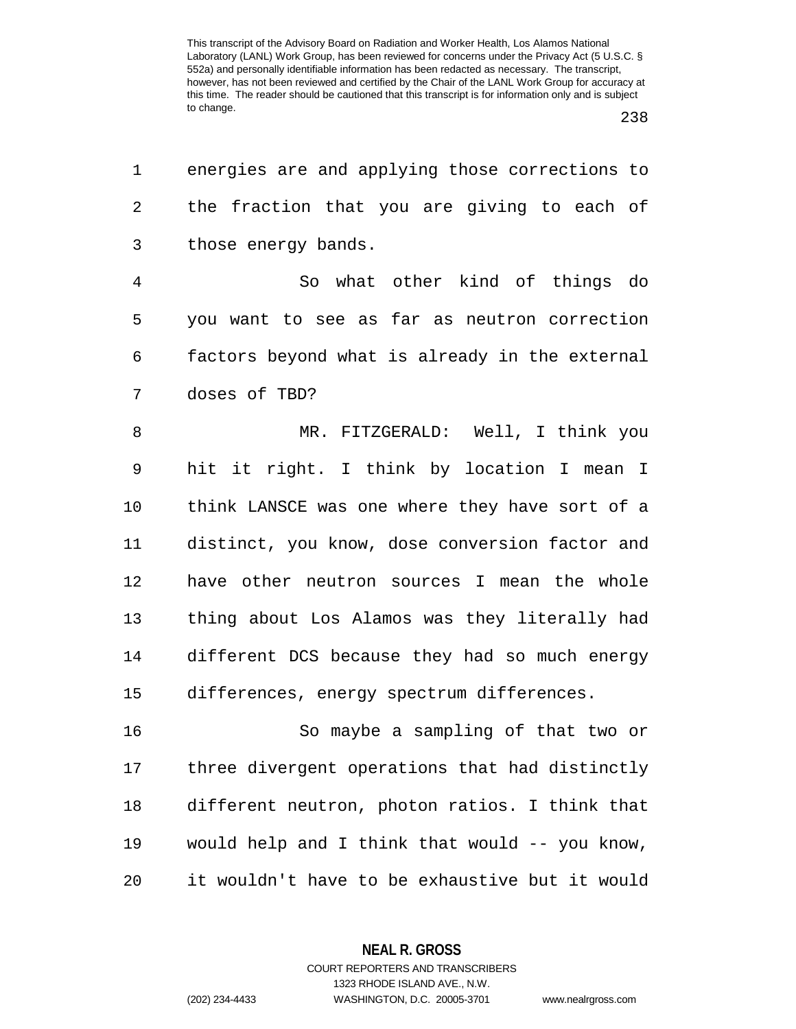energies are and applying those corrections to the fraction that you are giving to each of those energy bands.

So what other kind of things do you want to see as far as neutron correction factors beyond what is already in the external doses of TBD?

MR. FITZGERALD: Well, I think you hit it right. I think by location I mean I think LANSCE was one where they have sort of a distinct, you know, dose conversion factor and have other neutron sources I mean the whole thing about Los Alamos was they literally had different DCS because they had so much energy differences, energy spectrum differences.

So maybe a sampling of that two or three divergent operations that had distinctly different neutron, photon ratios. I think that would help and I think that would -- you know, it wouldn't have to be exhaustive but it would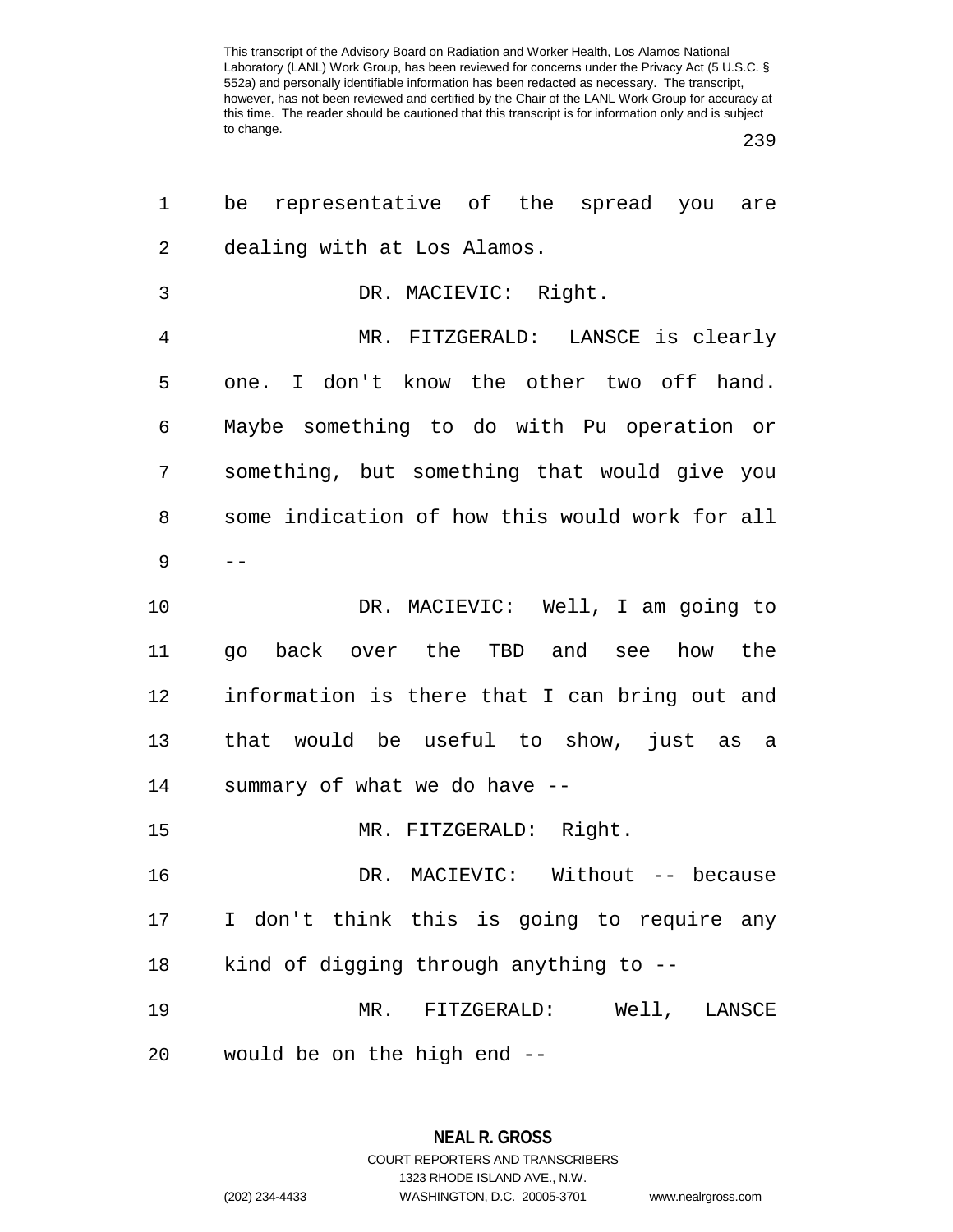be representative of the spread you are dealing with at Los Alamos.

DR. MACIEVIC: Right.

MR. FITZGERALD: LANSCE is clearly one. I don't know the other two off hand. Maybe something to do with Pu operation or something, but something that would give you some indication of how this would work for all --

DR. MACIEVIC: Well, I am going to go back over the TBD and see how the information is there that I can bring out and that would be useful to show, just as a summary of what we do have --

MR. FITZGERALD: Right.

DR. MACIEVIC: Without -- because I don't think this is going to require any kind of digging through anything to --

MR. FITZGERALD: Well, LANSCE would be on the high end --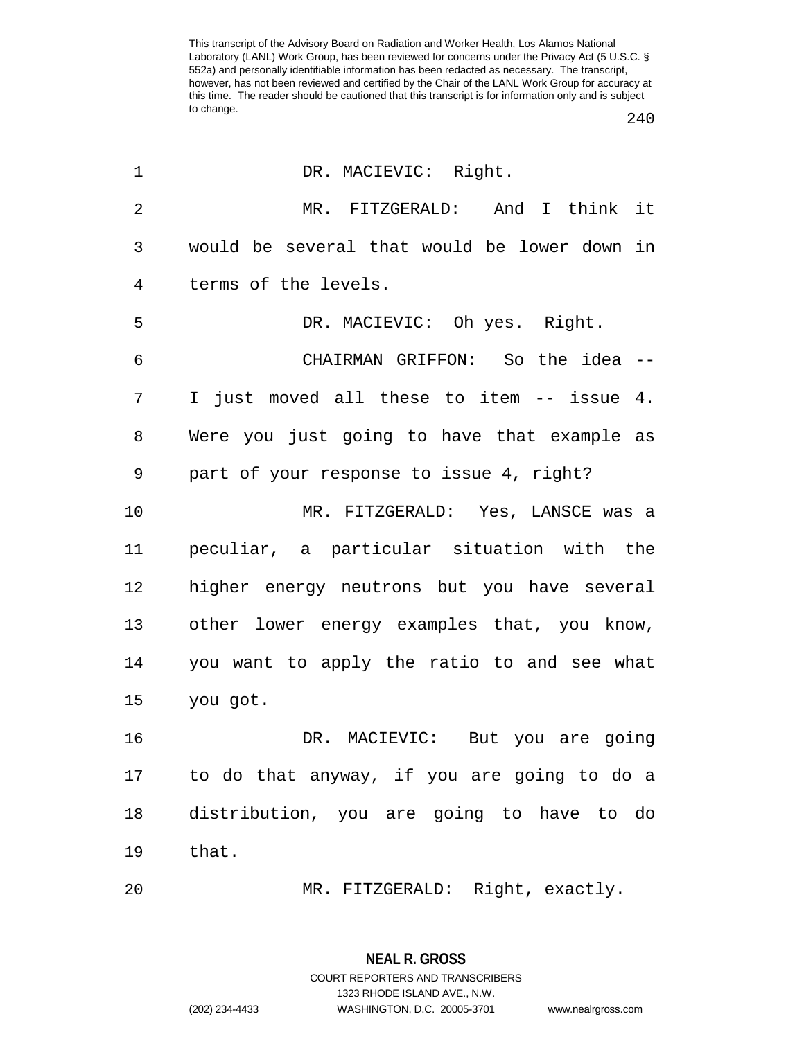This transcript of the Advisory Board on Radiation and Worker Health, Los Alamos National Laboratory (LANL) Work Group, has been reviewed for concerns under the Privacy Act (5 U.S.C. § 552a) and personally identifiable information has been redacted as necessary. The transcript, however, has not been reviewed and certified by the Chair of the LANL Work Group for accuracy at this time. The reader should be cautioned that this transcript is for information only and is subject to change.

1 DR. MACIEVIC: Right.

2 MR. FITZGERALD: And I think it
3 would be several that would be lower down in
4 terms of the levels.

5 DR. MACIEVIC: Oh yes. Right.

6 CHAIRMAN GRIFFON: So the idea --
7 I just moved all these to item -- issue 4.
8 Were you just going to have that example as
9 part of your response to issue 4, right?

10 MR. FITZGERALD: Yes, LANSCE was a
11 peculiar, a particular situation with the
12 higher energy neutrons but you have several
13 other lower energy examples that, you know,
14 you want to apply the ratio to and see what
15 you got.

16 DR. MACIEVIC: But you are going
17 to do that anyway, if you are going to do a
18 distribution, you are going to have to do
19 that.

20 MR. FITZGERALD: Right, exactly.

**NEAL R. GROSS**
COURT REPORTERS AND TRANSCRIBERS
1323 RHODE ISLAND AVE., N.W.
(202) 234-4433 WASHINGTON, D.C. 20005-3701 www.nealrgross.com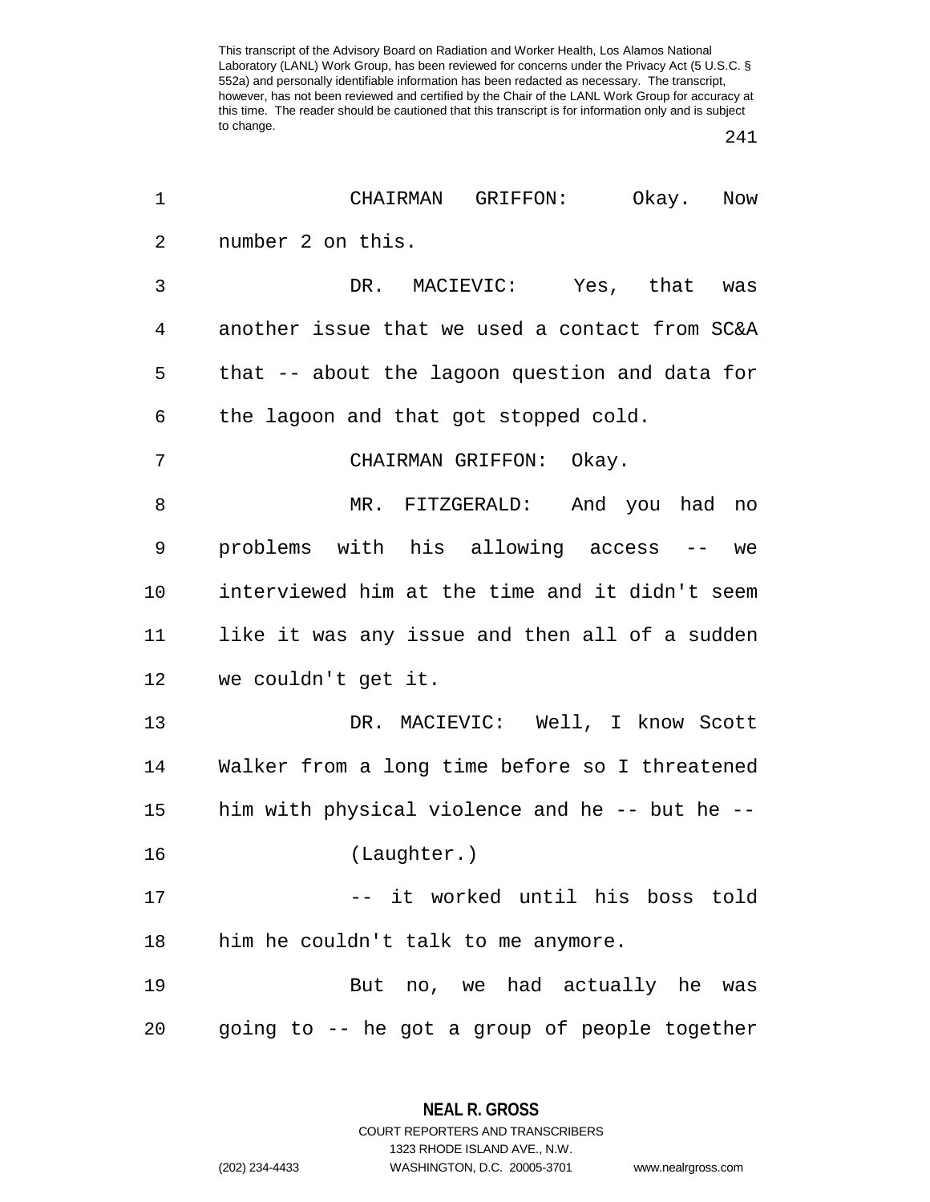This transcript of the Advisory Board on Radiation and Worker Health, Los Alamos National Laboratory (LANL) Work Group, has been reviewed for concerns under the Privacy Act (5 U.S.C. § 552a) and personally identifiable information has been redacted as necessary. The transcript, however, has not been reviewed and certified by the Chair of the LANL Work Group for accuracy at this time. The reader should be cautioned that this transcript is for information only and is subject to change.

CHAIRMAN GRIFFON: Okay. Now number 2 on this.

DR. MACIEVIC: Yes, that was another issue that we used a contact from SC&A that -- about the lagoon question and data for the lagoon and that got stopped cold.

CHAIRMAN GRIFFON: Okay.

MR. FITZGERALD: And you had no problems with his allowing access -- we interviewed him at the time and it didn't seem like it was any issue and then all of a sudden we couldn't get it.

DR. MACIEVIC: Well, I know Scott Walker from a long time before so I threatened him with physical violence and he -- but he --

(Laughter.)

-- it worked until his boss told him he couldn't talk to me anymore.

But no, we had actually he was going to -- he got a group of people together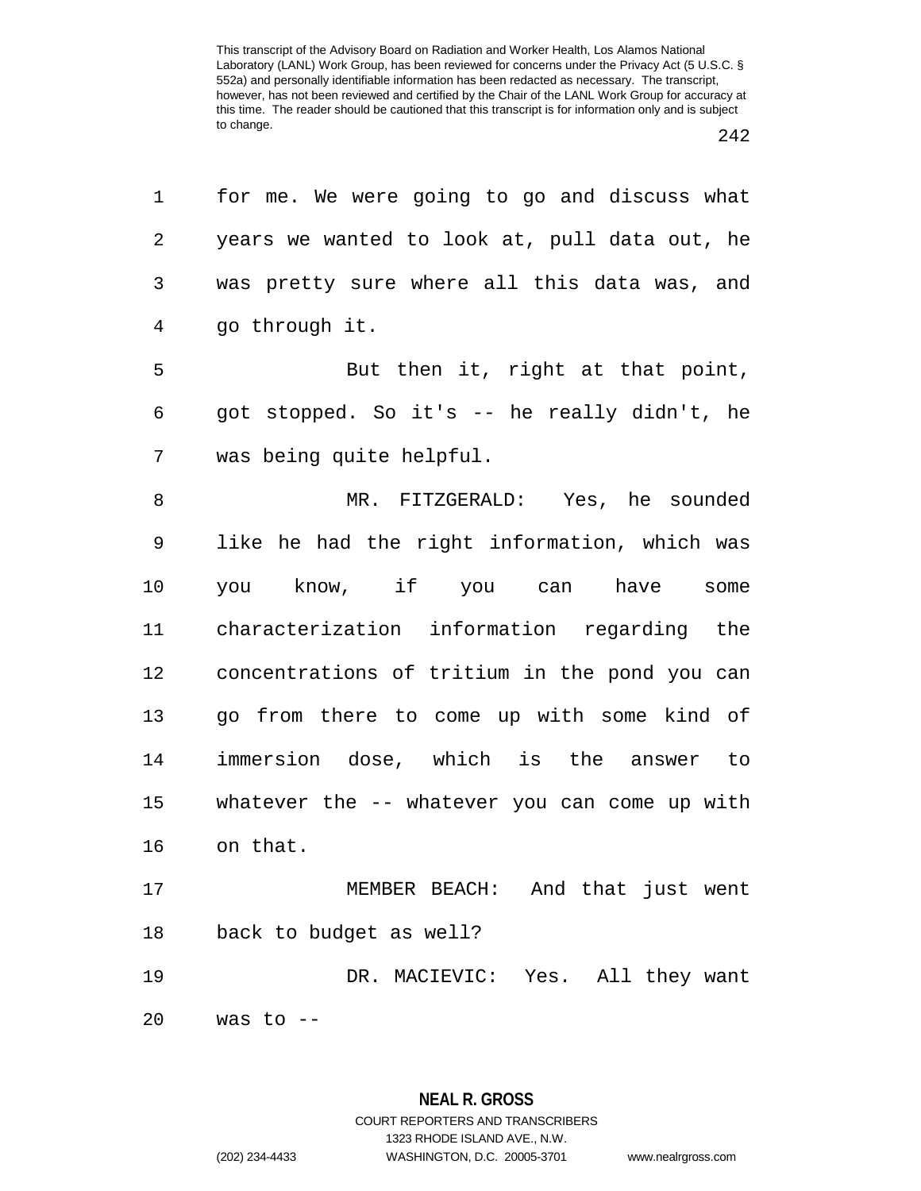for me. We were going to go and discuss what years we wanted to look at, pull data out, he was pretty sure where all this data was, and go through it.

But then it, right at that point, got stopped. So it's -- he really didn't, he was being quite helpful.

MR. FITZGERALD: Yes, he sounded like he had the right information, which was you know, if you can have some characterization information regarding the concentrations of tritium in the pond you can go from there to come up with some kind of immersion dose, which is the answer to whatever the -- whatever you can come up with on that.

MEMBER BEACH: And that just went back to budget as well?

DR. MACIEVIC: Yes. All they want was to --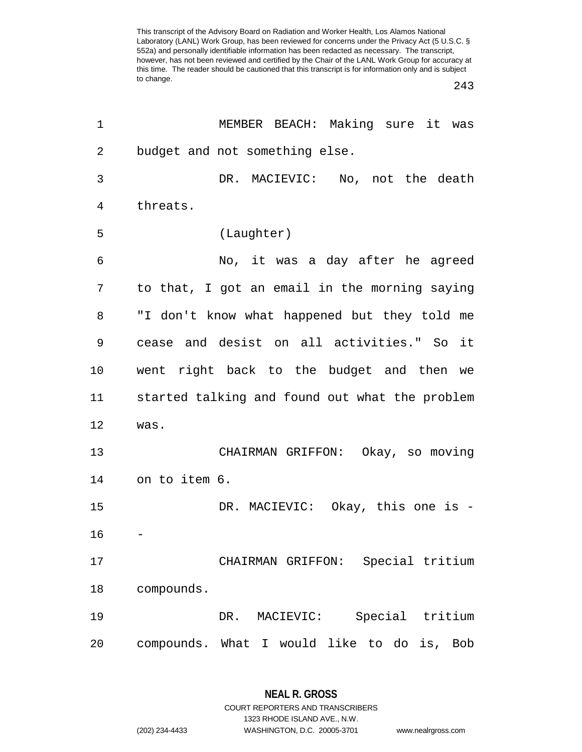MEMBER BEACH: Making sure it was budget and not something else.

DR. MACIEVIC: No, not the death threats.

(Laughter)

No, it was a day after he agreed to that, I got an email in the morning saying "I don't know what happened but they told me cease and desist on all activities." So it went right back to the budget and then we started talking and found out what the problem was.

CHAIRMAN GRIFFON: Okay, so moving on to item 6.

DR. MACIEVIC: Okay, this one is --

CHAIRMAN GRIFFON: Special tritium compounds.

DR. MACIEVIC: Special tritium compounds. What I would like to do is, Bob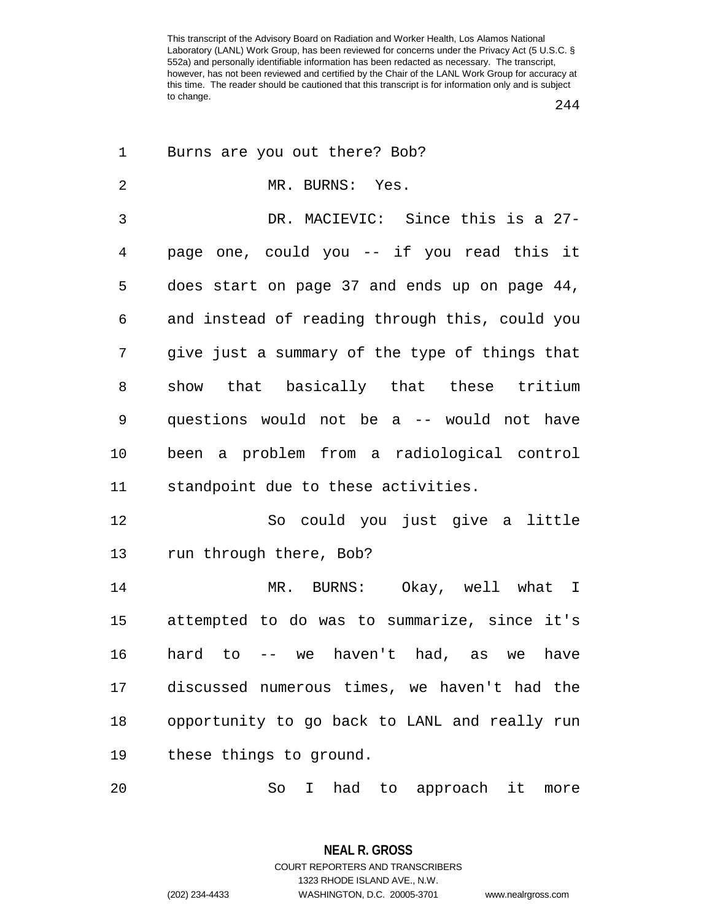This transcript of the Advisory Board on Radiation and Worker Health, Los Alamos National Laboratory (LANL) Work Group, has been reviewed for concerns under the Privacy Act (5 U.S.C. § 552a) and personally identifiable information has been redacted as necessary. The transcript, however, has not been reviewed and certified by the Chair of the LANL Work Group for accuracy at this time. The reader should be cautioned that this transcript is for information only and is subject to change.

1 Burns are you out there? Bob?

2 MR. BURNS: Yes.

3 DR. MACIEVIC: Since this is a 27-
4 page one, could you -- if you read this it
5 does start on page 37 and ends up on page 44,
6 and instead of reading through this, could you
7 give just a summary of the type of things that
8 show that basically that these tritium
9 questions would not be a -- would not have
10 been a problem from a radiological control
11 standpoint due to these activities.

12 So could you just give a little
13 run through there, Bob?

14 MR. BURNS: Okay, well what I
15 attempted to do was to summarize, since it's
16 hard to -- we haven't had, as we have
17 discussed numerous times, we haven't had the
18 opportunity to go back to LANL and really run
19 these things to ground.

20 So I had to approach it more

**NEAL R. GROSS**
COURT REPORTERS AND TRANSCRIBERS
1323 RHODE ISLAND AVE., N.W.
(202) 234-4433 WASHINGTON, D.C. 20005-3701 www.nealrgross.com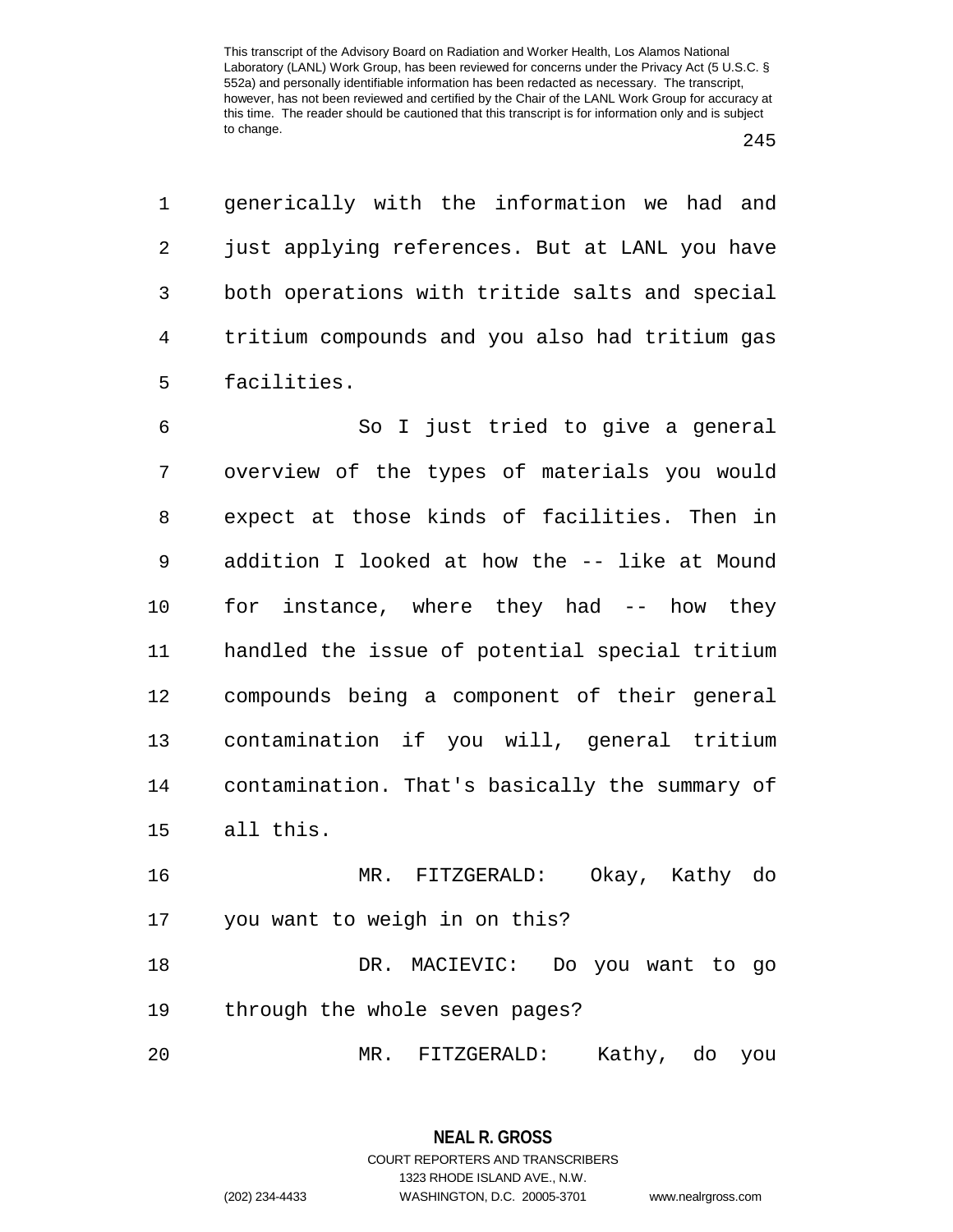generically with the information we had and just applying references. But at LANL you have both operations with tritide salts and special tritium compounds and you also had tritium gas facilities.

So I just tried to give a general overview of the types of materials you would expect at those kinds of facilities. Then in addition I looked at how the -- like at Mound for instance, where they had -- how they handled the issue of potential special tritium compounds being a component of their general contamination if you will, general tritium contamination. That's basically the summary of all this.

MR. FITZGERALD: Okay, Kathy do you want to weigh in on this?

DR. MACIEVIC: Do you want to go through the whole seven pages?

MR. FITZGERALD: Kathy, do you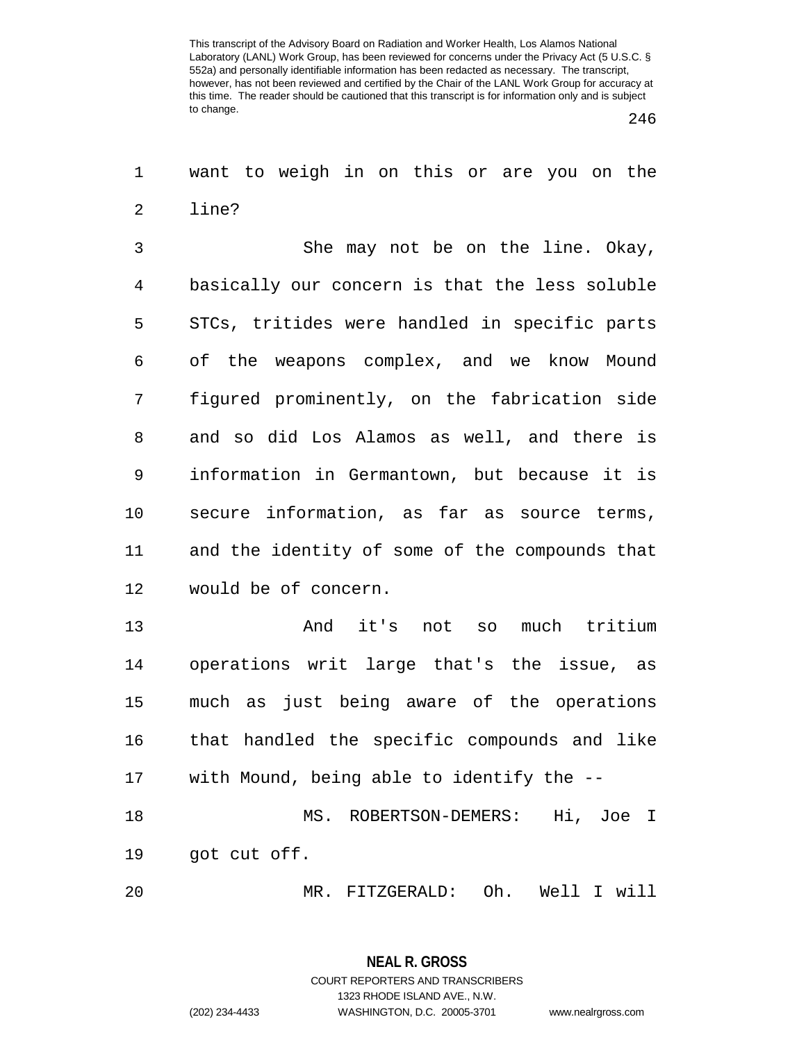want to weigh in on this or are you on the line?

She may not be on the line. Okay, basically our concern is that the less soluble STCs, tritides were handled in specific parts of the weapons complex, and we know Mound figured prominently, on the fabrication side and so did Los Alamos as well, and there is information in Germantown, but because it is secure information, as far as source terms, and the identity of some of the compounds that would be of concern.

And it's not so much tritium operations writ large that's the issue, as much as just being aware of the operations that handled the specific compounds and like with Mound, being able to identify the --

MS. ROBERTSON-DEMERS: Hi, Joe I got cut off.

MR. FITZGERALD: Oh. Well I will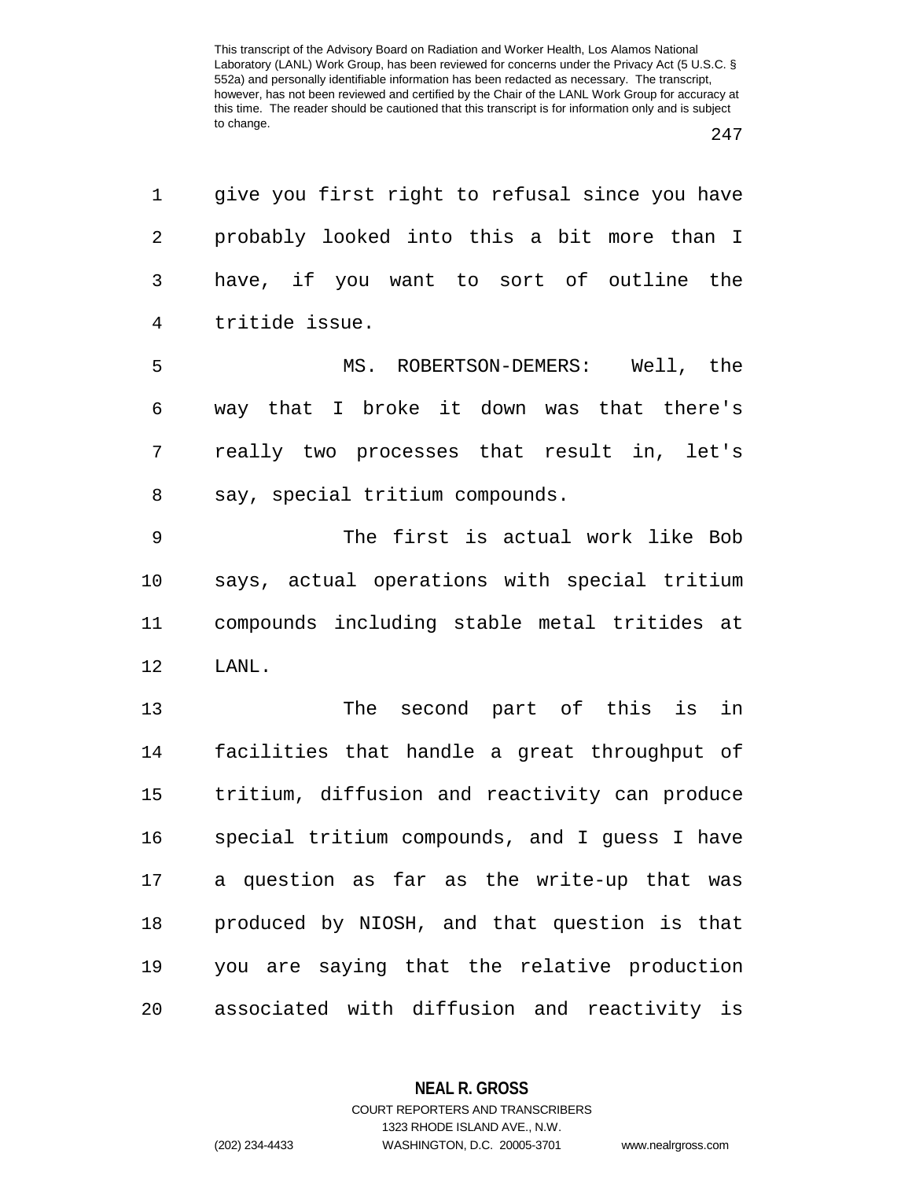give you first right to refusal since you have probably looked into this a bit more than I have, if you want to sort of outline the tritide issue.

MS. ROBERTSON-DEMERS: Well, the way that I broke it down was that there's really two processes that result in, let's say, special tritium compounds.

The first is actual work like Bob says, actual operations with special tritium compounds including stable metal tritides at LANL.

The second part of this is in facilities that handle a great throughput of tritium, diffusion and reactivity can produce special tritium compounds, and I guess I have a question as far as the write-up that was produced by NIOSH, and that question is that you are saying that the relative production associated with diffusion and reactivity is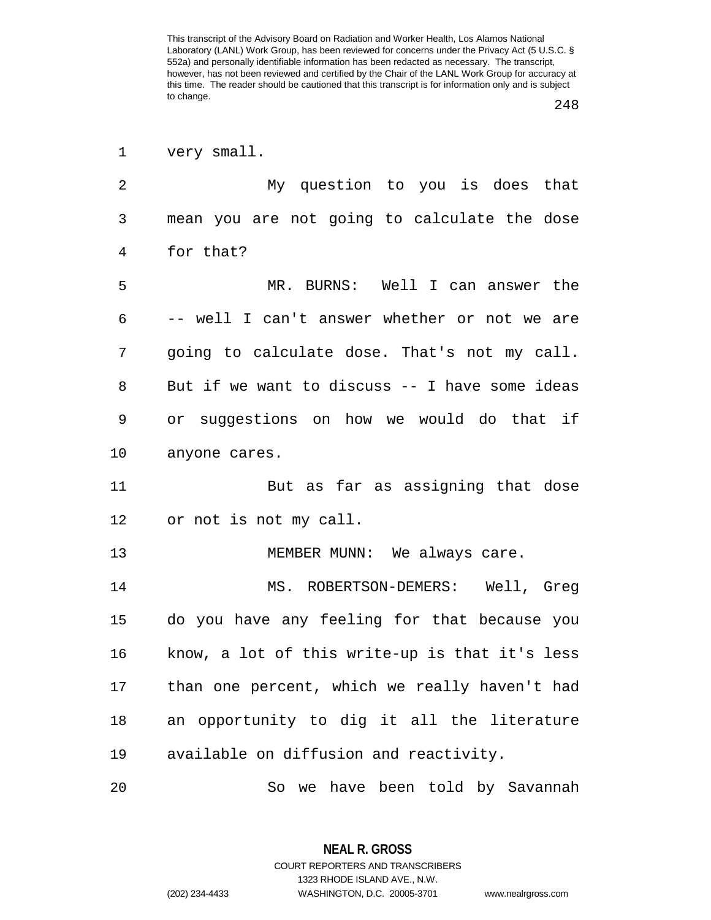very small.

My question to you is does that mean you are not going to calculate the dose for that?

MR. BURNS: Well I can answer the -- well I can't answer whether or not we are going to calculate dose. That's not my call. But if we want to discuss -- I have some ideas or suggestions on how we would do that if anyone cares.

But as far as assigning that dose or not is not my call.

MEMBER MUNN: We always care.

MS. ROBERTSON-DEMERS: Well, Greg do you have any feeling for that because you know, a lot of this write-up is that it's less than one percent, which we really haven't had an opportunity to dig it all the literature available on diffusion and reactivity.

So we have been told by Savannah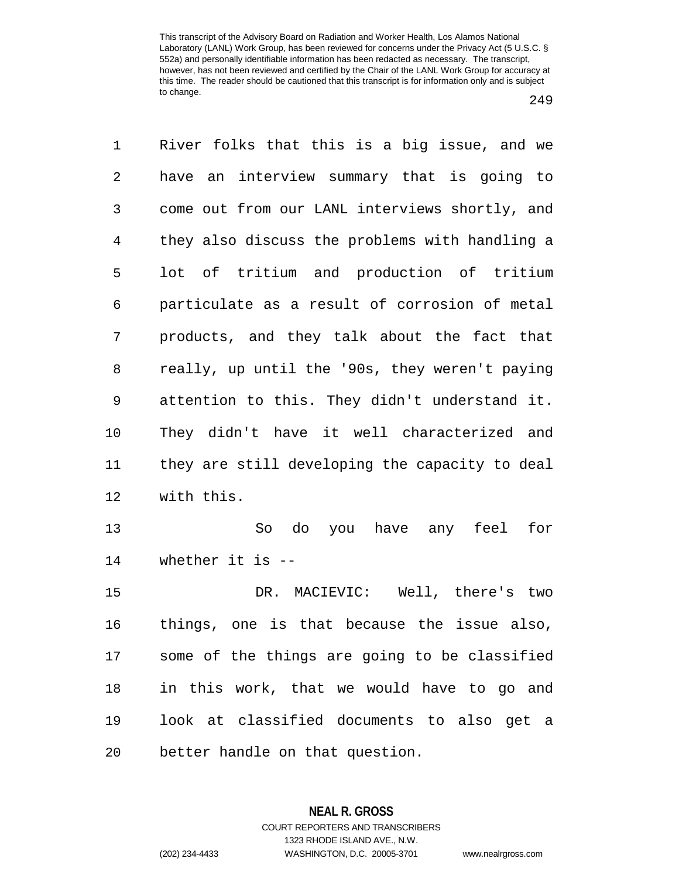River folks that this is a big issue, and we have an interview summary that is going to come out from our LANL interviews shortly, and they also discuss the problems with handling a lot of tritium and production of tritium particulate as a result of corrosion of metal products, and they talk about the fact that really, up until the '90s, they weren't paying attention to this. They didn't understand it. They didn't have it well characterized and they are still developing the capacity to deal with this.

So do you have any feel for whether it is --

DR. MACIEVIC: Well, there's two things, one is that because the issue also, some of the things are going to be classified in this work, that we would have to go and look at classified documents to also get a better handle on that question.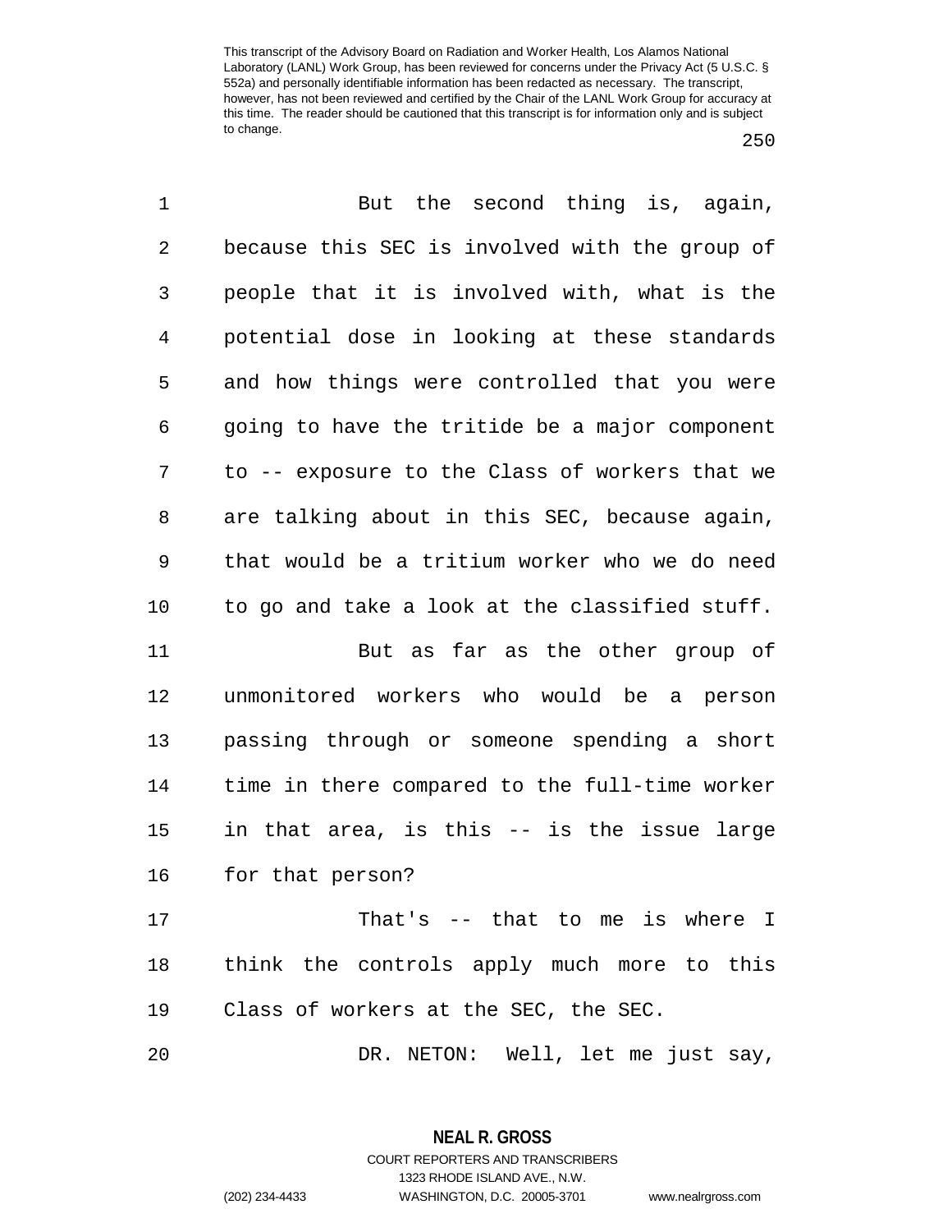But the second thing is, again, because this SEC is involved with the group of people that it is involved with, what is the potential dose in looking at these standards and how things were controlled that you were going to have the tritide be a major component to -- exposure to the Class of workers that we are talking about in this SEC, because again, that would be a tritium worker who we do need to go and take a look at the classified stuff.

But as far as the other group of unmonitored workers who would be a person passing through or someone spending a short time in there compared to the full-time worker in that area, is this -- is the issue large for that person?

That's -- that to me is where I think the controls apply much more to this Class of workers at the SEC, the SEC.

DR. NETON: Well, let me just say,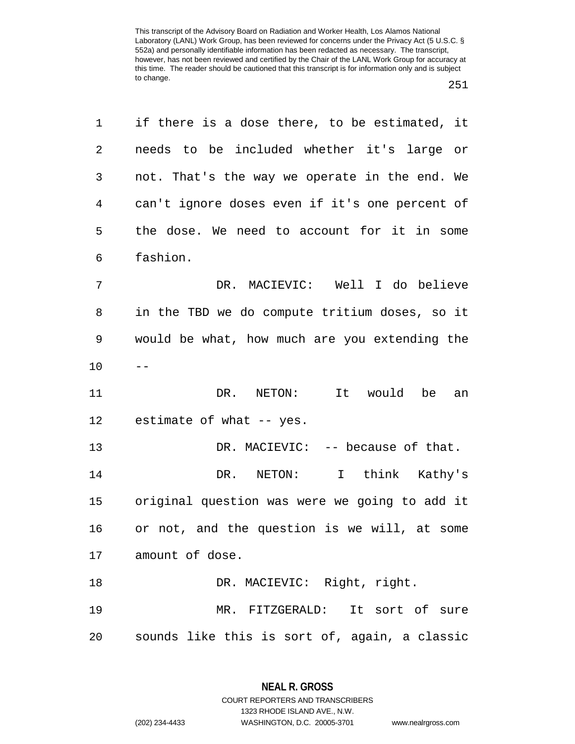if there is a dose there, to be estimated, it needs to be included whether it's large or not. That's the way we operate in the end. We can't ignore doses even if it's one percent of the dose. We need to account for it in some fashion.

DR. MACIEVIC: Well I do believe in the TBD we do compute tritium doses, so it would be what, how much are you extending the --

DR. NETON: It would be an estimate of what -- yes.

DR. MACIEVIC: -- because of that.

DR. NETON: I think Kathy's original question was were we going to add it or not, and the question is we will, at some amount of dose.

DR. MACIEVIC: Right, right.

MR. FITZGERALD: It sort of sure sounds like this is sort of, again, a classic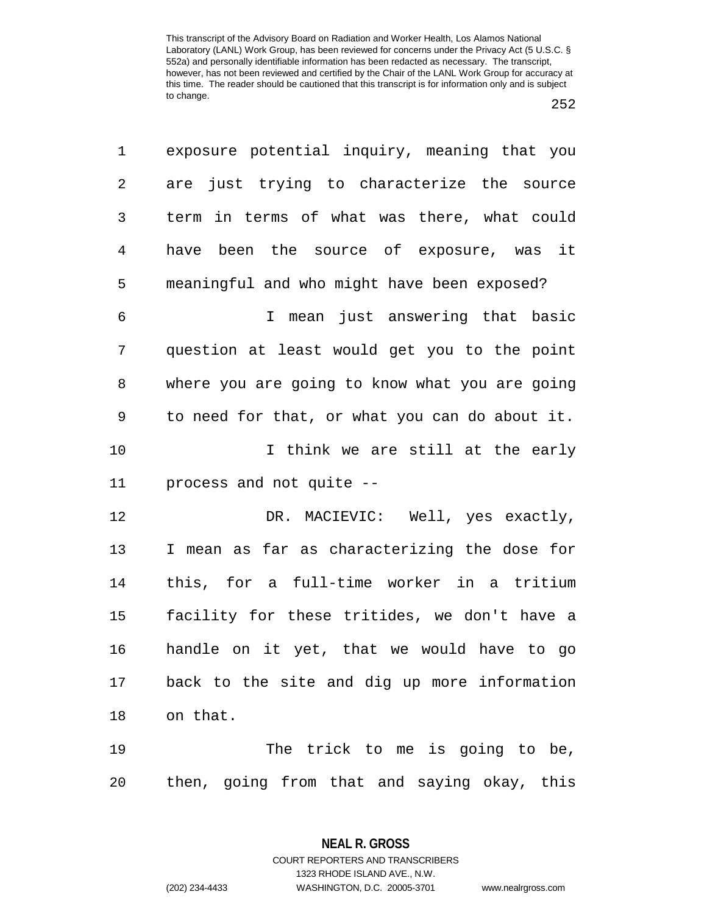exposure potential inquiry, meaning that you are just trying to characterize the source term in terms of what was there, what could have been the source of exposure, was it meaningful and who might have been exposed?

I mean just answering that basic question at least would get you to the point where you are going to know what you are going to need for that, or what you can do about it.

I think we are still at the early process and not quite --

DR. MACIEVIC: Well, yes exactly, I mean as far as characterizing the dose for this, for a full-time worker in a tritium facility for these tritides, we don't have a handle on it yet, that we would have to go back to the site and dig up more information on that.

The trick to me is going to be, then, going from that and saying okay, this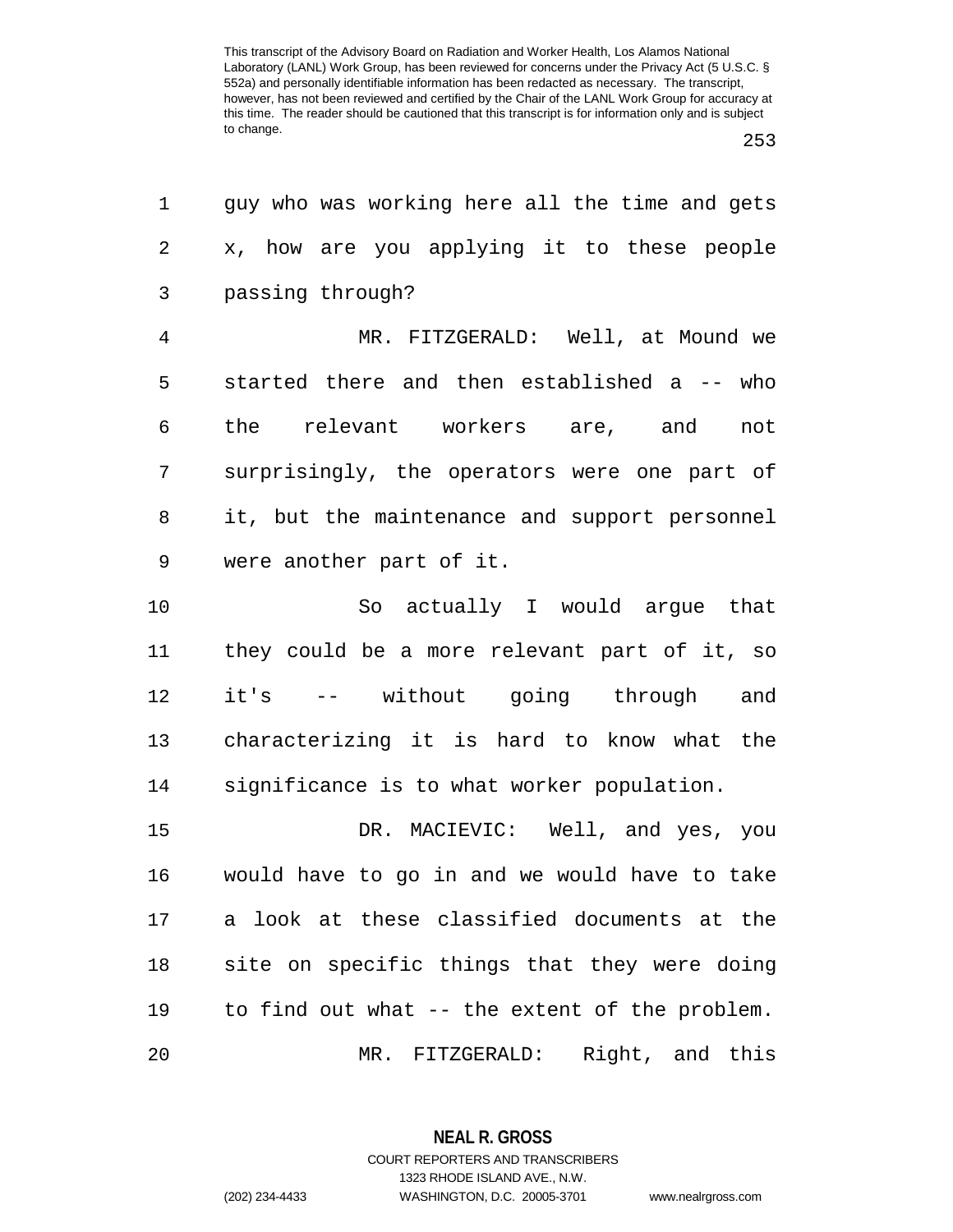guy who was working here all the time and gets x, how are you applying it to these people passing through?

MR. FITZGERALD: Well, at Mound we started there and then established a -- who the relevant workers are, and not surprisingly, the operators were one part of it, but the maintenance and support personnel were another part of it.

So actually I would argue that they could be a more relevant part of it, so it's -- without going through and characterizing it is hard to know what the significance is to what worker population.

DR. MACIEVIC: Well, and yes, you would have to go in and we would have to take a look at these classified documents at the site on specific things that they were doing to find out what -- the extent of the problem.

MR. FITZGERALD: Right, and this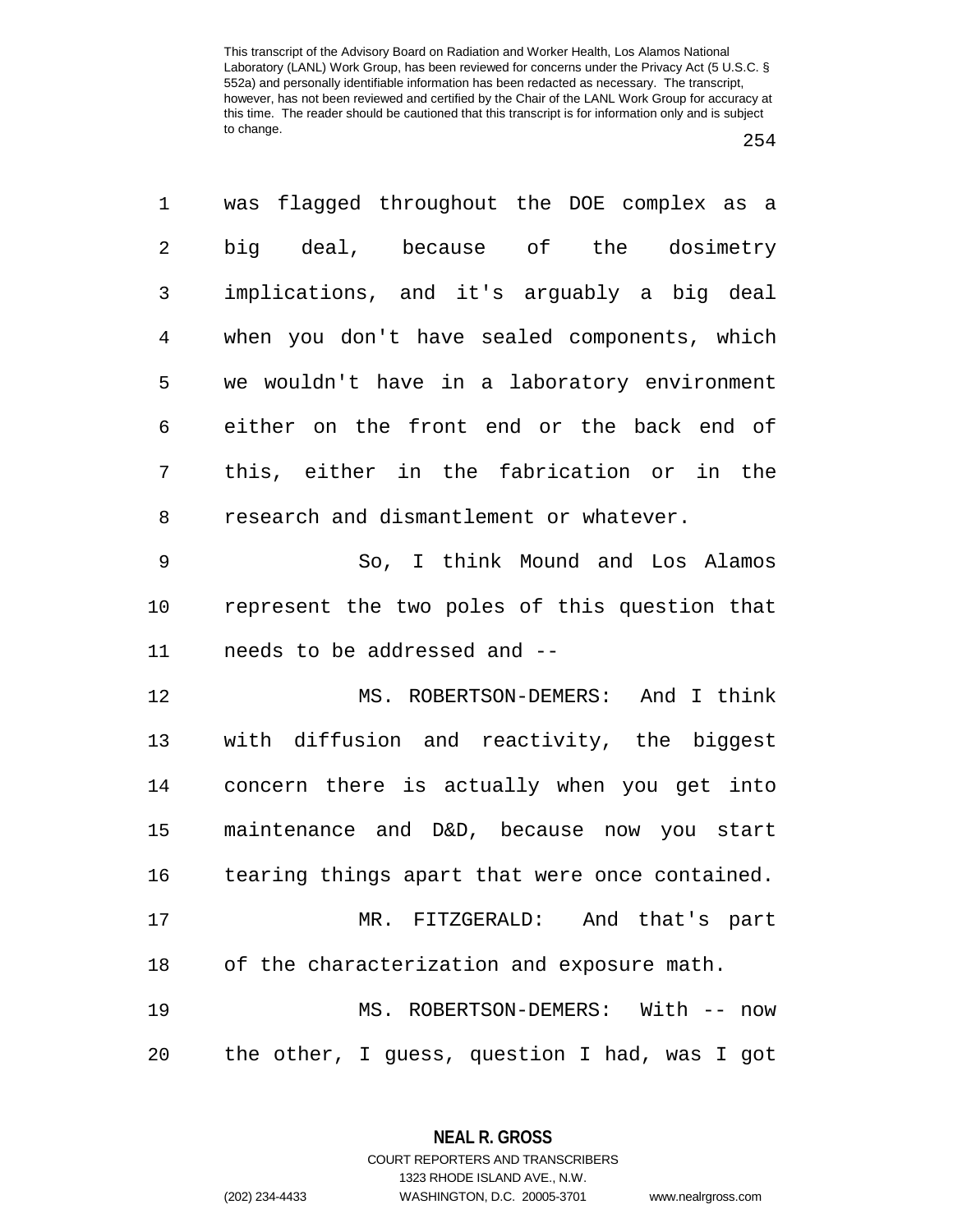was flagged throughout the DOE complex as a big deal, because of the dosimetry implications, and it's arguably a big deal when you don't have sealed components, which we wouldn't have in a laboratory environment either on the front end or the back end of this, either in the fabrication or in the research and dismantlement or whatever.

So, I think Mound and Los Alamos represent the two poles of this question that needs to be addressed and --

MS. ROBERTSON-DEMERS: And I think with diffusion and reactivity, the biggest concern there is actually when you get into maintenance and D&D, because now you start tearing things apart that were once contained.

MR. FITZGERALD: And that's part of the characterization and exposure math.

MS. ROBERTSON-DEMERS: With -- now the other, I guess, question I had, was I got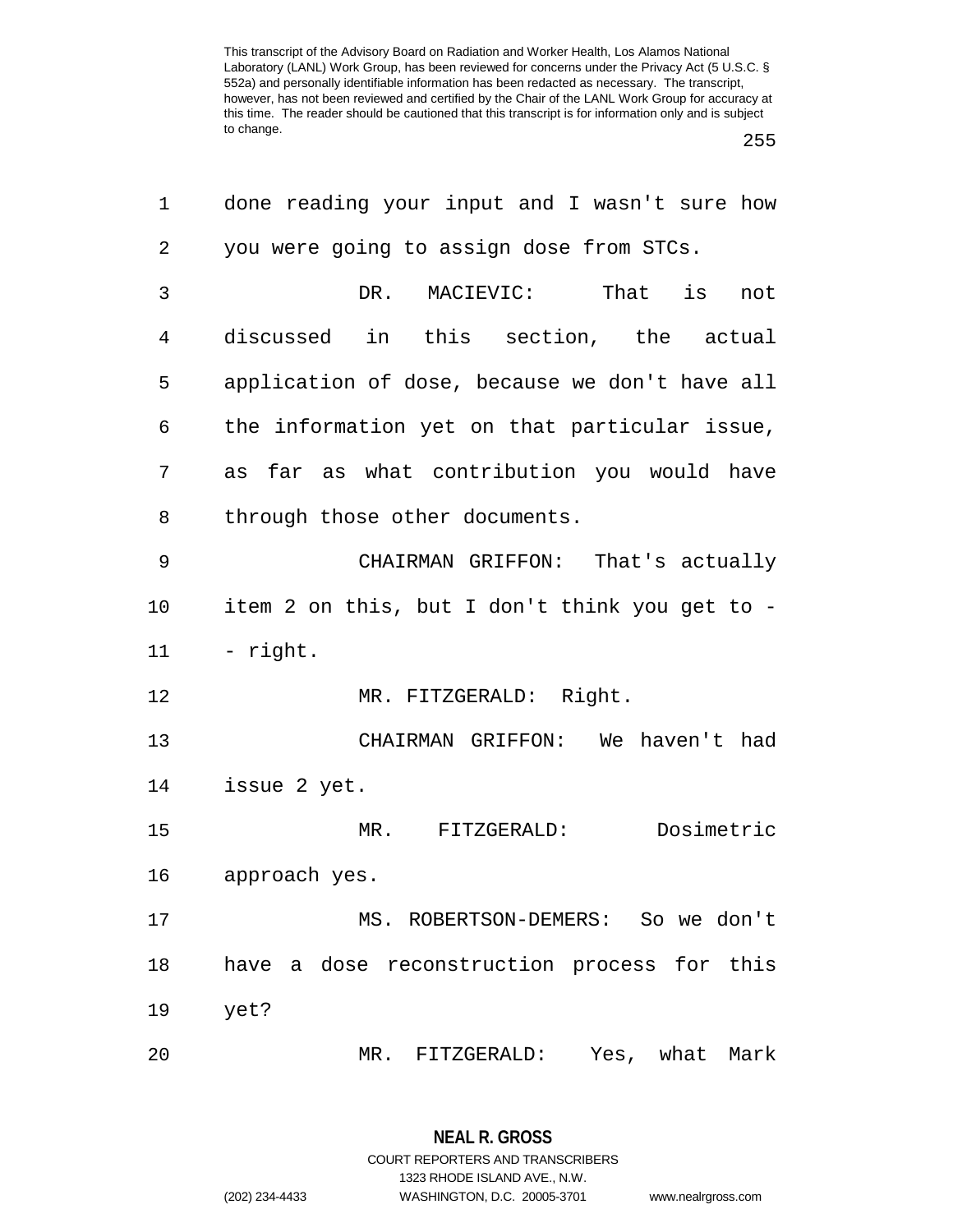done reading your input and I wasn't sure how you were going to assign dose from STCs.

DR. MACIEVIC: That is not discussed in this section, the actual application of dose, because we don't have all the information yet on that particular issue, as far as what contribution you would have through those other documents.

CHAIRMAN GRIFFON: That's actually item 2 on this, but I don't think you get to -- right.

MR. FITZGERALD: Right.

CHAIRMAN GRIFFON: We haven't had issue 2 yet.

MR. FITZGERALD: Dosimetric approach yes.

MS. ROBERTSON-DEMERS: So we don't have a dose reconstruction process for this yet?

MR. FITZGERALD: Yes, what Mark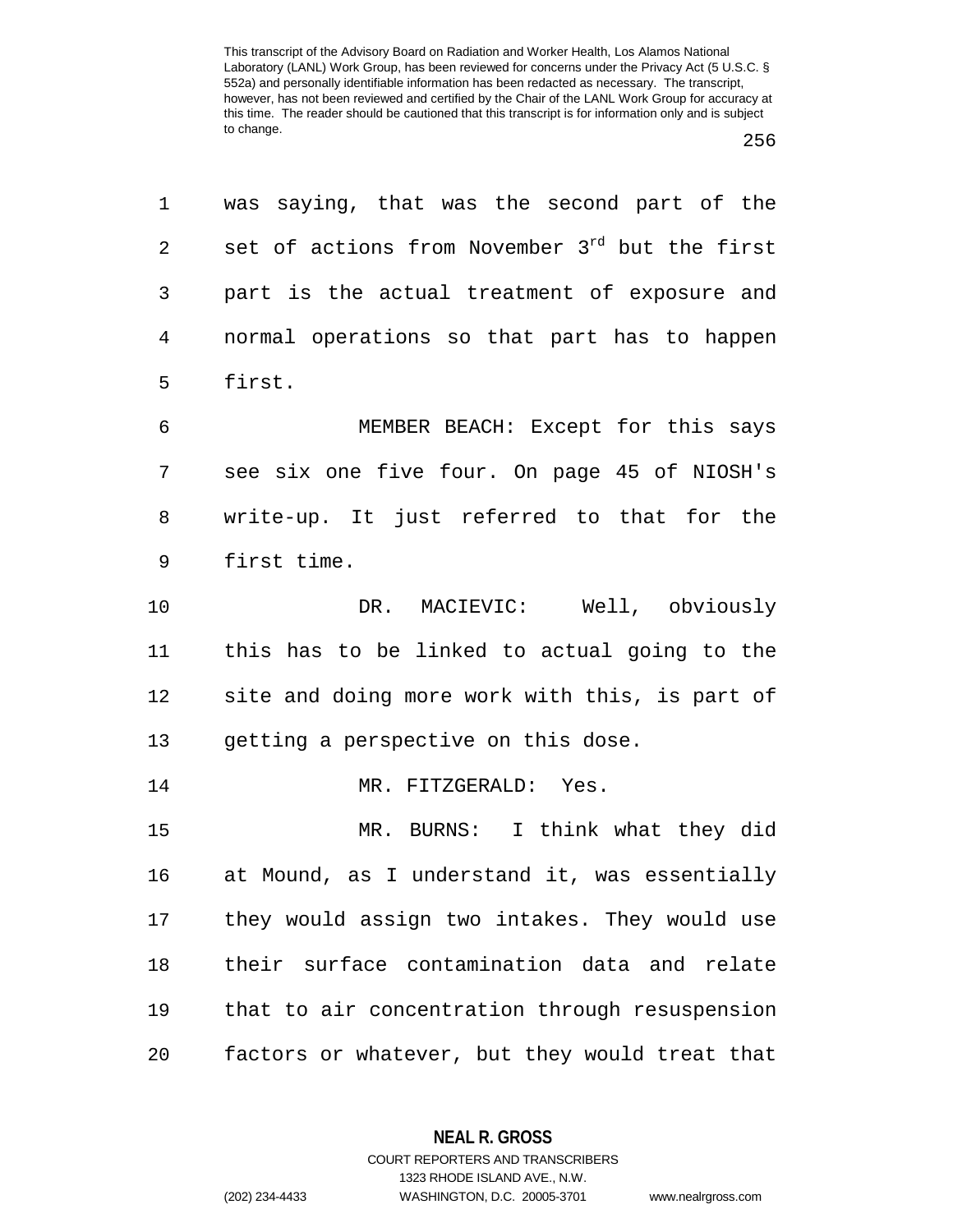was saying, that was the second part of the set of actions from November 3rd but the first part is the actual treatment of exposure and normal operations so that part has to happen first.

MEMBER BEACH: Except for this says see six one five four. On page 45 of NIOSH's write-up. It just referred to that for the first time.

DR. MACIEVIC: Well, obviously this has to be linked to actual going to the site and doing more work with this, is part of getting a perspective on this dose.

MR. FITZGERALD: Yes.

MR. BURNS: I think what they did at Mound, as I understand it, was essentially they would assign two intakes. They would use their surface contamination data and relate that to air concentration through resuspension factors or whatever, but they would treat that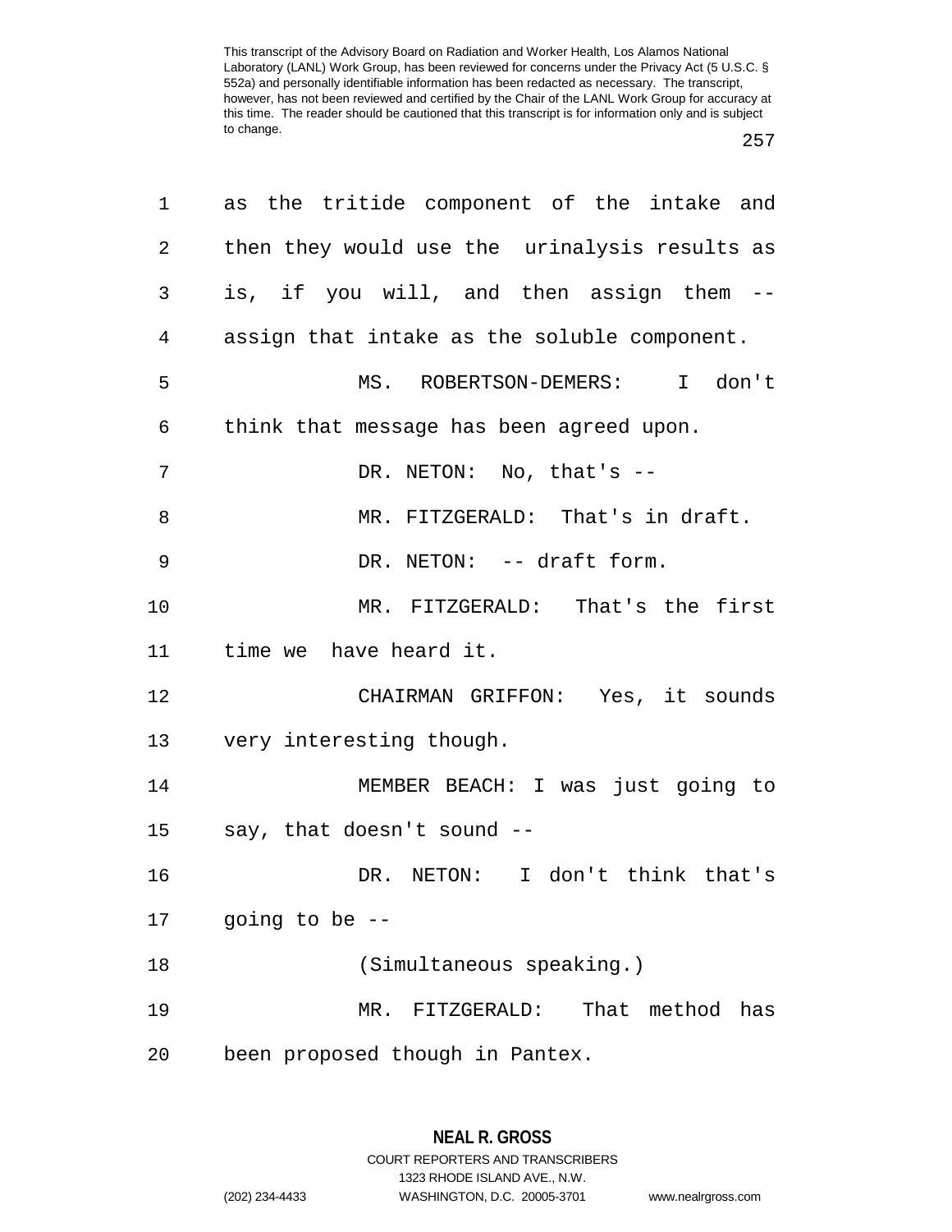as the tritide component of the intake and then they would use the urinalysis results as is, if you will, and then assign them -- assign that intake as the soluble component.

MS. ROBERTSON-DEMERS: I don't think that message has been agreed upon.

DR. NETON: No, that's --

MR. FITZGERALD: That's in draft.

DR. NETON: -- draft form.

MR. FITZGERALD: That's the first time we have heard it.

CHAIRMAN GRIFFON: Yes, it sounds very interesting though.

MEMBER BEACH: I was just going to say, that doesn't sound --

DR. NETON: I don't think that's going to be --

(Simultaneous speaking.)

MR. FITZGERALD: That method has been proposed though in Pantex.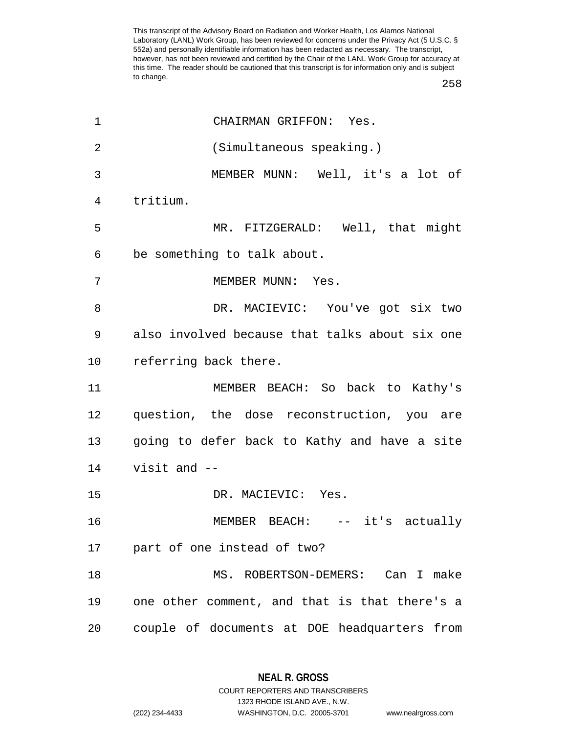This transcript of the Advisory Board on Radiation and Worker Health, Los Alamos National Laboratory (LANL) Work Group, has been reviewed for concerns under the Privacy Act (5 U.S.C. § 552a) and personally identifiable information has been redacted as necessary. The transcript, however, has not been reviewed and certified by the Chair of the LANL Work Group for accuracy at this time. The reader should be cautioned that this transcript is for information only and is subject to change.

1 CHAIRMAN GRIFFON: Yes.

2 (Simultaneous speaking.)

3 MEMBER MUNN: Well, it's a lot of
4 tritium.

5 MR. FITZGERALD: Well, that might
6 be something to talk about.

7 MEMBER MUNN: Yes.

8 DR. MACIEVIC: You've got six two
9 also involved because that talks about six one
10 referring back there.

11 MEMBER BEACH: So back to Kathy's
12 question, the dose reconstruction, you are
13 going to defer back to Kathy and have a site
14 visit and --

15 DR. MACIEVIC: Yes.

16 MEMBER BEACH: -- it's actually
17 part of one instead of two?

18 MS. ROBERTSON-DEMERS: Can I make
19 one other comment, and that is that there's a
20 couple of documents at DOE headquarters from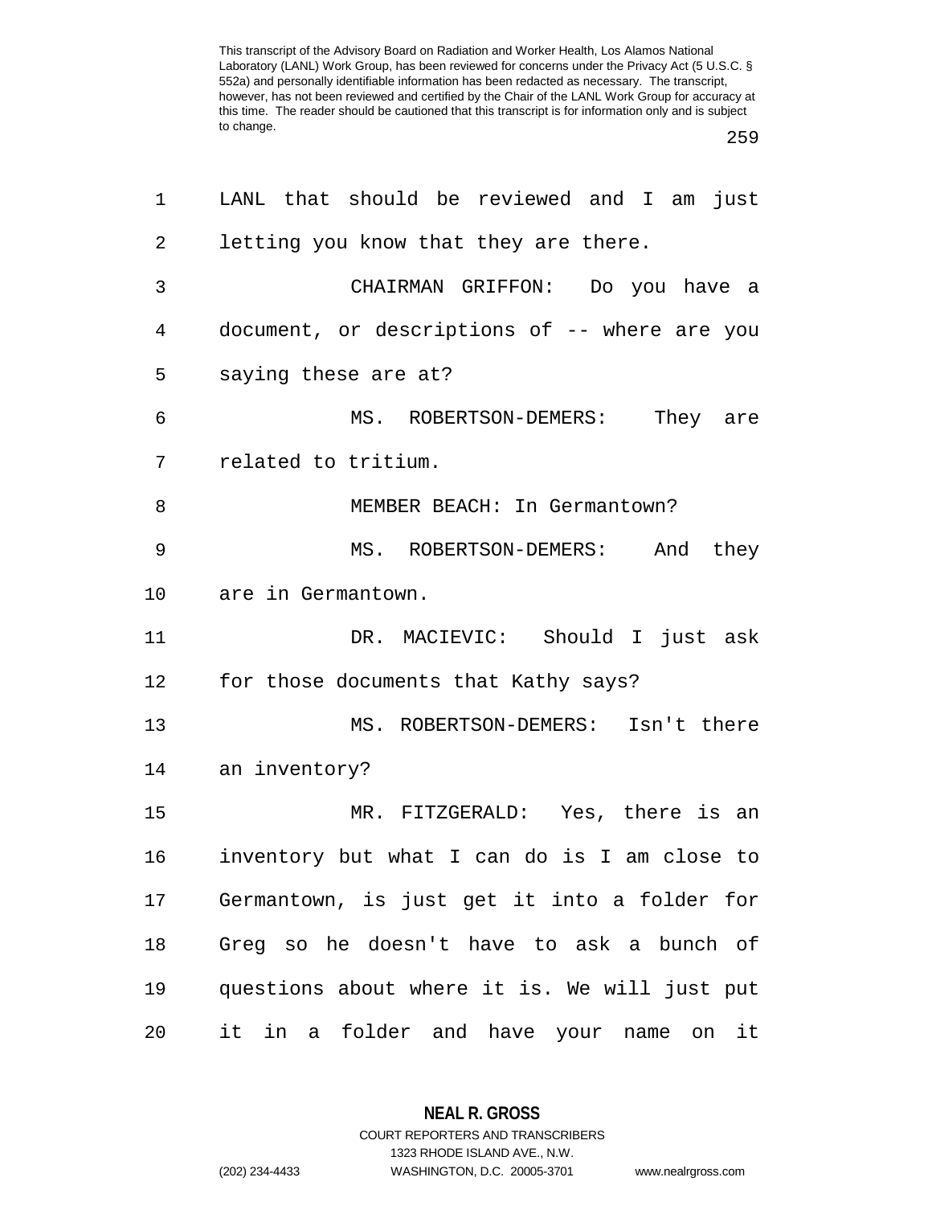LANL that should be reviewed and I am just letting you know that they are there.

CHAIRMAN GRIFFON: Do you have a document, or descriptions of -- where are you saying these are at?

MS. ROBERTSON-DEMERS: They are related to tritium.

MEMBER BEACH: In Germantown?

MS. ROBERTSON-DEMERS: And they are in Germantown.

DR. MACIEVIC: Should I just ask for those documents that Kathy says?

MS. ROBERTSON-DEMERS: Isn't there an inventory?

MR. FITZGERALD: Yes, there is an inventory but what I can do is I am close to Germantown, is just get it into a folder for Greg so he doesn't have to ask a bunch of questions about where it is. We will just put it in a folder and have your name on it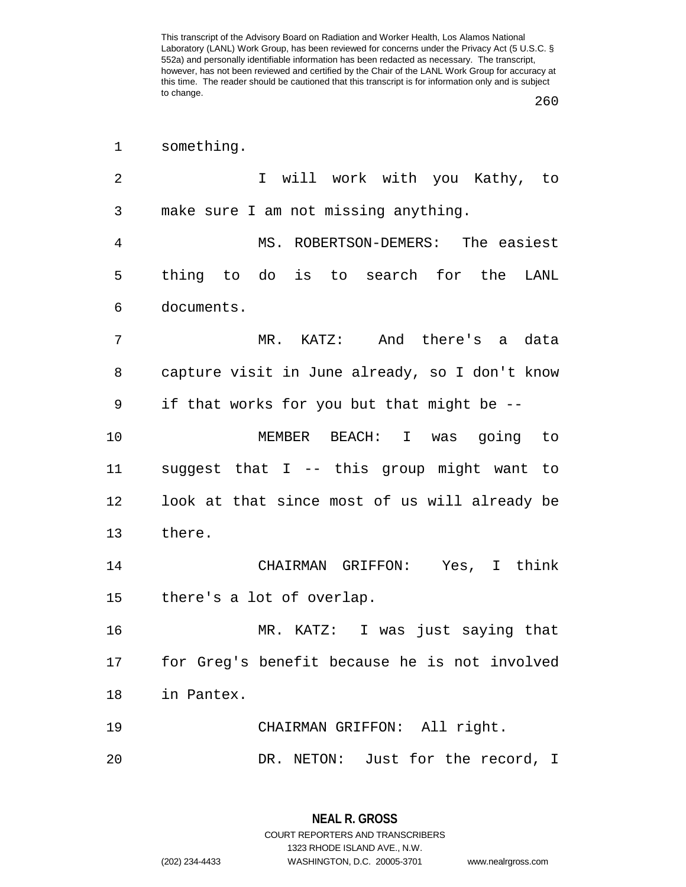something.

I will work with you Kathy, to make sure I am not missing anything.

MS. ROBERTSON-DEMERS: The easiest thing to do is to search for the LANL documents.

MR. KATZ: And there's a data capture visit in June already, so I don't know if that works for you but that might be --

MEMBER BEACH: I was going to suggest that I -- this group might want to look at that since most of us will already be there.

CHAIRMAN GRIFFON: Yes, I think there's a lot of overlap.

MR. KATZ: I was just saying that for Greg's benefit because he is not involved in Pantex.

CHAIRMAN GRIFFON: All right.

DR. NETON: Just for the record, I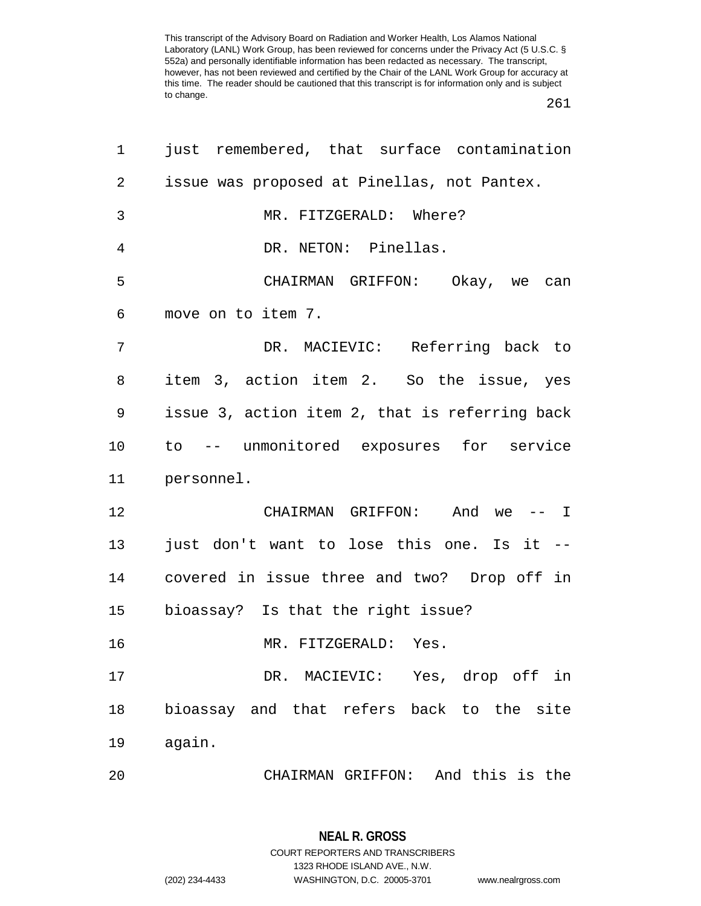just remembered, that surface contamination issue was proposed at Pinellas, not Pantex.

MR. FITZGERALD: Where?

DR. NETON: Pinellas.

CHAIRMAN GRIFFON: Okay, we can move on to item 7.

DR. MACIEVIC: Referring back to item 3, action item 2. So the issue, yes issue 3, action item 2, that is referring back to -- unmonitored exposures for service personnel.

CHAIRMAN GRIFFON: And we -- I just don't want to lose this one. Is it -- covered in issue three and two? Drop off in bioassay? Is that the right issue?

MR. FITZGERALD: Yes.

DR. MACIEVIC: Yes, drop off in bioassay and that refers back to the site again.

CHAIRMAN GRIFFON: And this is the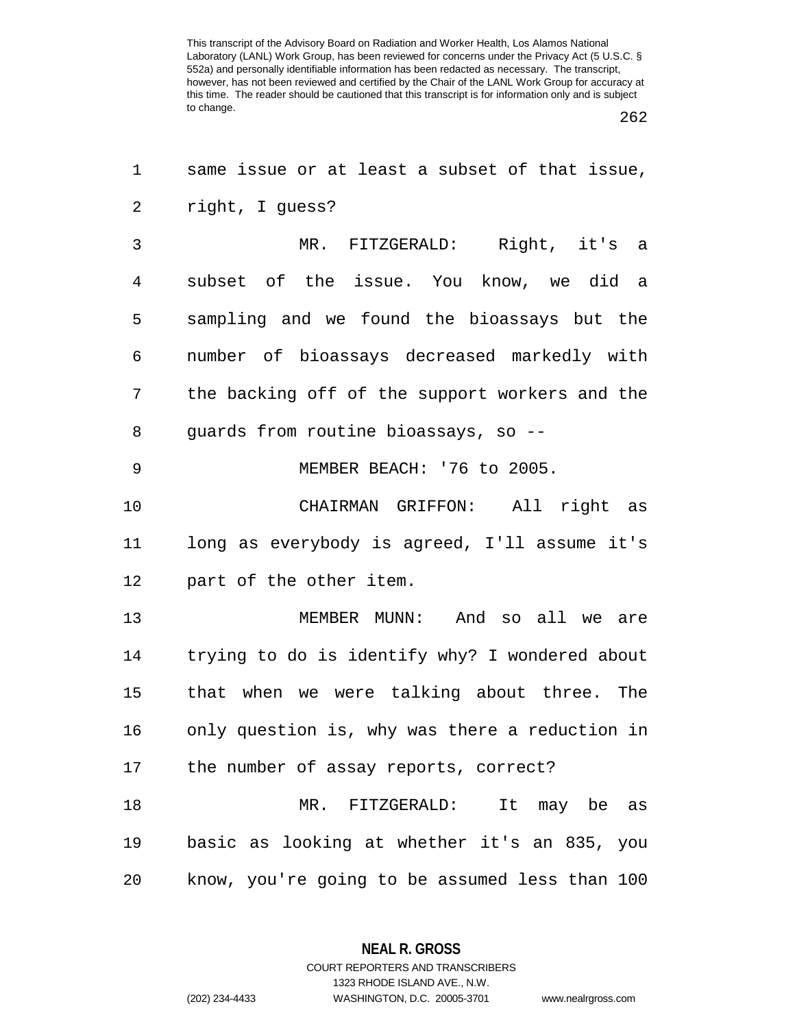same issue or at least a subset of that issue, right, I guess?

MR. FITZGERALD: Right, it's a subset of the issue. You know, we did a sampling and we found the bioassays but the number of bioassays decreased markedly with the backing off of the support workers and the guards from routine bioassays, so --

MEMBER BEACH: '76 to 2005.

CHAIRMAN GRIFFON: All right as long as everybody is agreed, I'll assume it's part of the other item.

MEMBER MUNN: And so all we are trying to do is identify why? I wondered about that when we were talking about three. The only question is, why was there a reduction in the number of assay reports, correct?

MR. FITZGERALD: It may be as basic as looking at whether it's an 835, you know, you're going to be assumed less than 100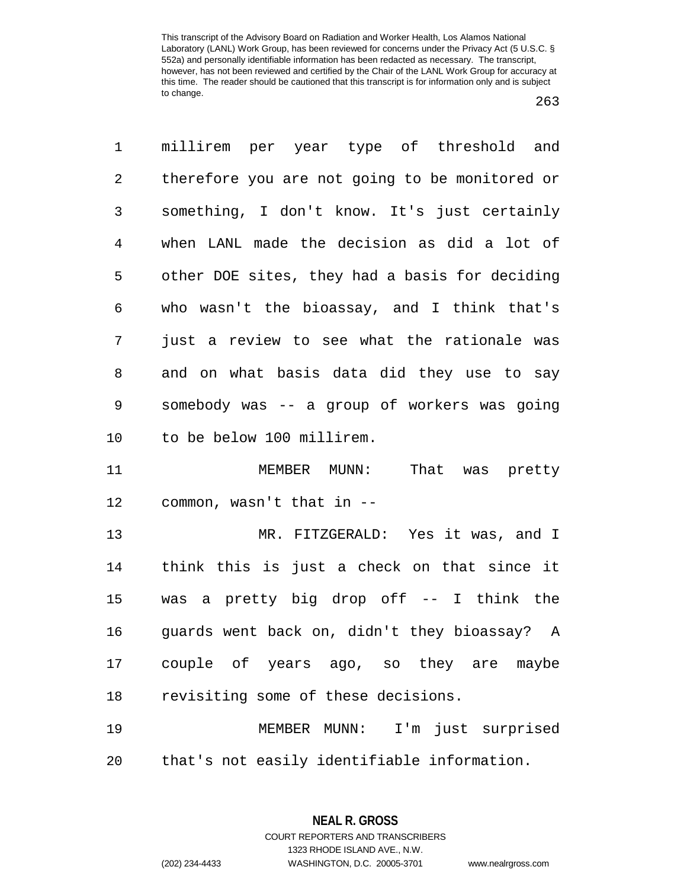millirem per year type of threshold and therefore you are not going to be monitored or something, I don't know. It's just certainly when LANL made the decision as did a lot of other DOE sites, they had a basis for deciding who wasn't the bioassay, and I think that's just a review to see what the rationale was and on what basis data did they use to say somebody was -- a group of workers was going to be below 100 millirem.

MEMBER MUNN: That was pretty common, wasn't that in --

MR. FITZGERALD: Yes it was, and I think this is just a check on that since it was a pretty big drop off -- I think the guards went back on, didn't they bioassay? A couple of years ago, so they are maybe revisiting some of these decisions.

MEMBER MUNN: I'm just surprised that's not easily identifiable information.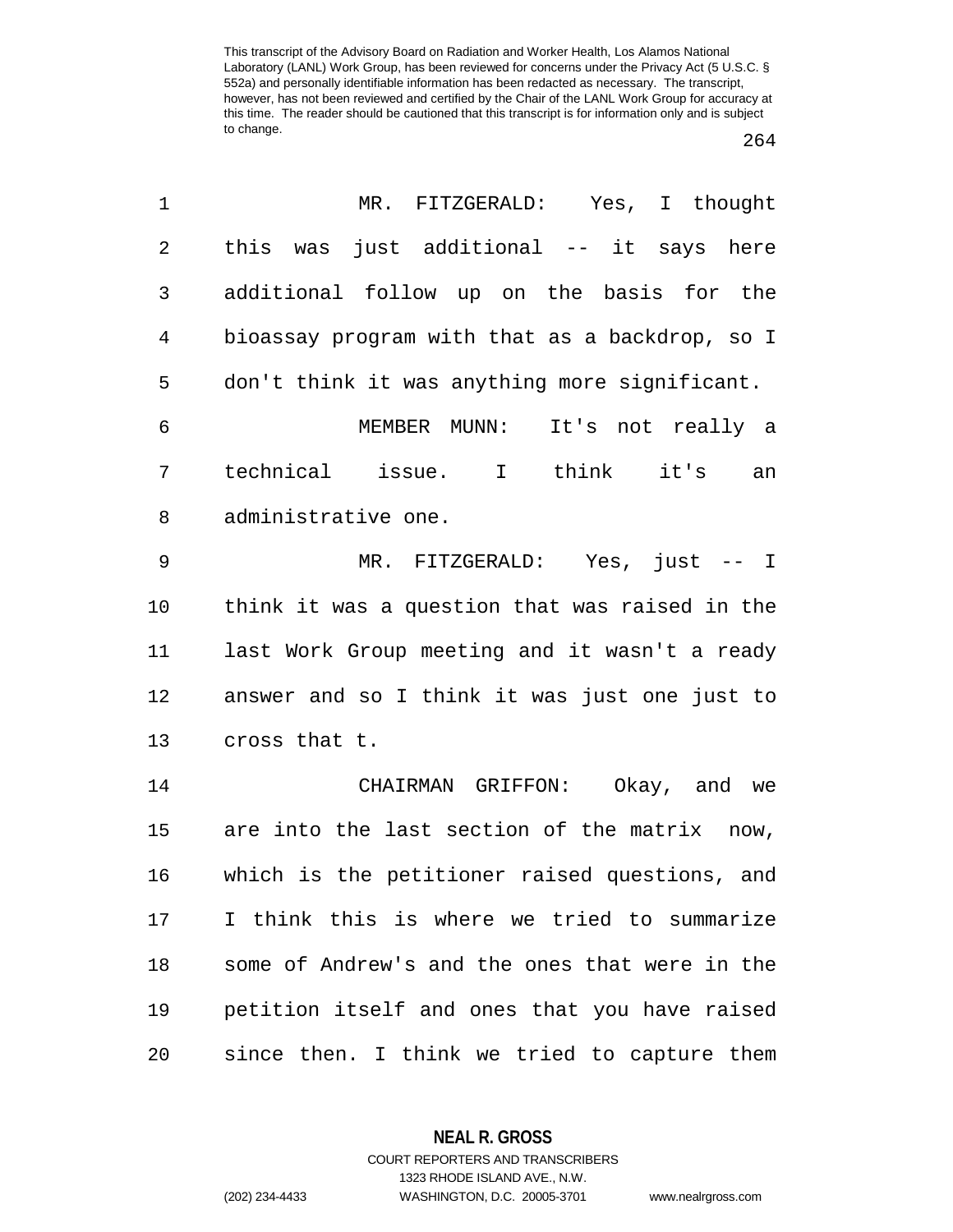MR. FITZGERALD: Yes, I thought this was just additional -- it says here additional follow up on the basis for the bioassay program with that as a backdrop, so I don't think it was anything more significant.

MEMBER MUNN: It's not really a technical issue. I think it's an administrative one.

MR. FITZGERALD: Yes, just -- I think it was a question that was raised in the last Work Group meeting and it wasn't a ready answer and so I think it was just one just to cross that t.

CHAIRMAN GRIFFON: Okay, and we are into the last section of the matrix now, which is the petitioner raised questions, and I think this is where we tried to summarize some of Andrew's and the ones that were in the petition itself and ones that you have raised since then. I think we tried to capture them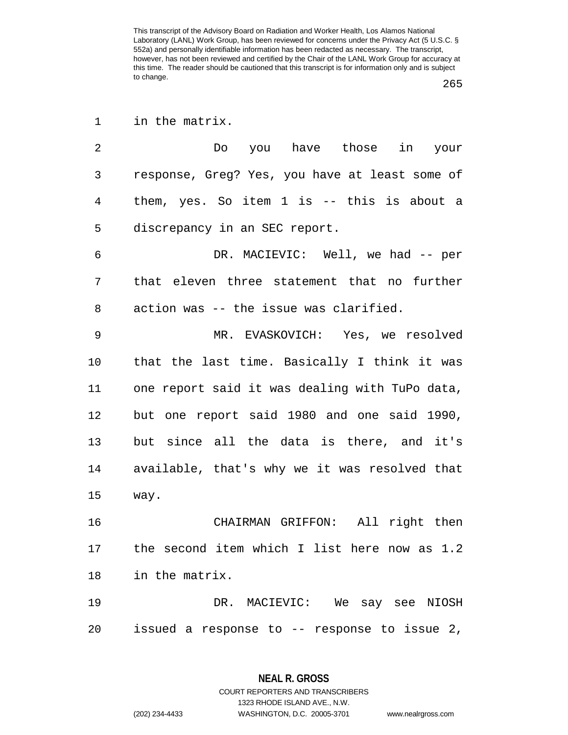in the matrix.

Do you have those in your response, Greg? Yes, you have at least some of them, yes. So item 1 is -- this is about a discrepancy in an SEC report.

DR. MACIEVIC: Well, we had -- per that eleven three statement that no further action was -- the issue was clarified.

MR. EVASKOVICH: Yes, we resolved that the last time. Basically I think it was one report said it was dealing with TuPo data, but one report said 1980 and one said 1990, but since all the data is there, and it's available, that's why we it was resolved that way.

CHAIRMAN GRIFFON: All right then the second item which I list here now as 1.2 in the matrix.

DR. MACIEVIC: We say see NIOSH issued a response to -- response to issue 2,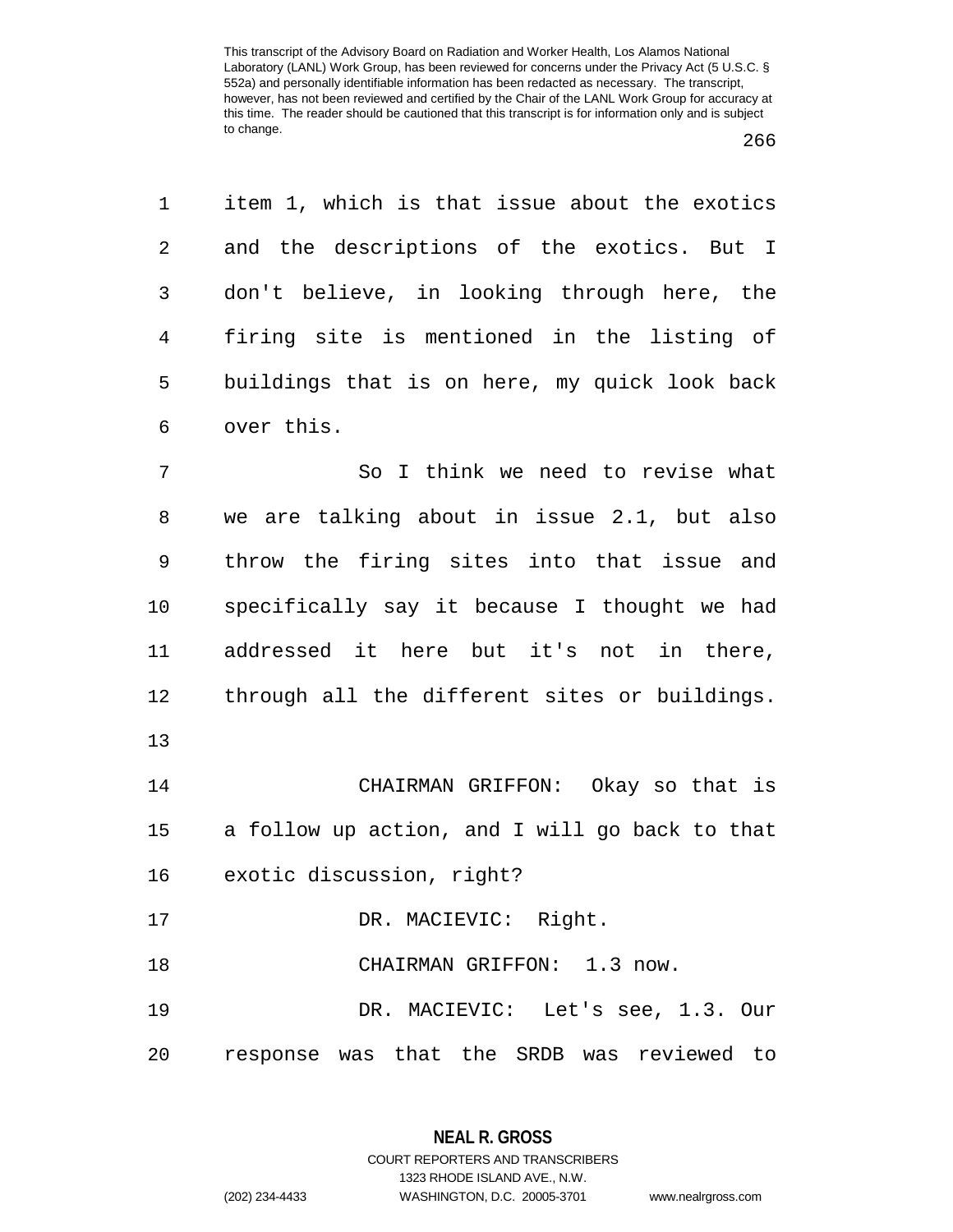item 1, which is that issue about the exotics and the descriptions of the exotics. But I don't believe, in looking through here, the firing site is mentioned in the listing of buildings that is on here, my quick look back over this.

So I think we need to revise what we are talking about in issue 2.1, but also throw the firing sites into that issue and specifically say it because I thought we had addressed it here but it's not in there, through all the different sites or buildings.

CHAIRMAN GRIFFON: Okay so that is a follow up action, and I will go back to that exotic discussion, right?

DR. MACIEVIC: Right.

CHAIRMAN GRIFFON: 1.3 now.

DR. MACIEVIC: Let's see, 1.3. Our response was that the SRDB was reviewed to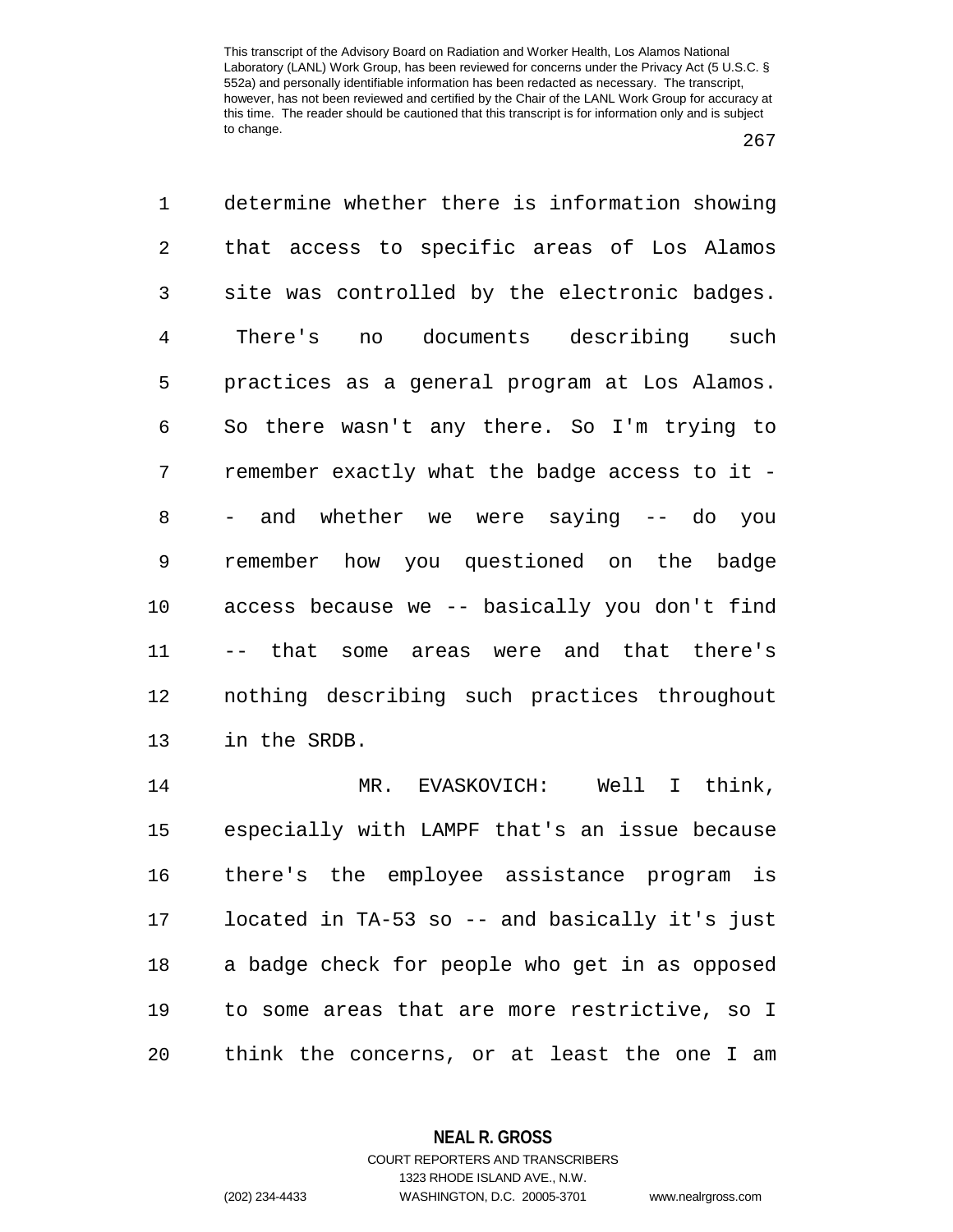determine whether there is information showing that access to specific areas of Los Alamos site was controlled by the electronic badges. There's no documents describing such practices as a general program at Los Alamos. So there wasn't any there. So I'm trying to remember exactly what the badge access to it -- and whether we were saying -- do you remember how you questioned on the badge access because we -- basically you don't find -- that some areas were and that there's nothing describing such practices throughout in the SRDB.

MR. EVASKOVICH: Well I think, especially with LAMPF that's an issue because there's the employee assistance program is located in TA-53 so -- and basically it's just a badge check for people who get in as opposed to some areas that are more restrictive, so I think the concerns, or at least the one I am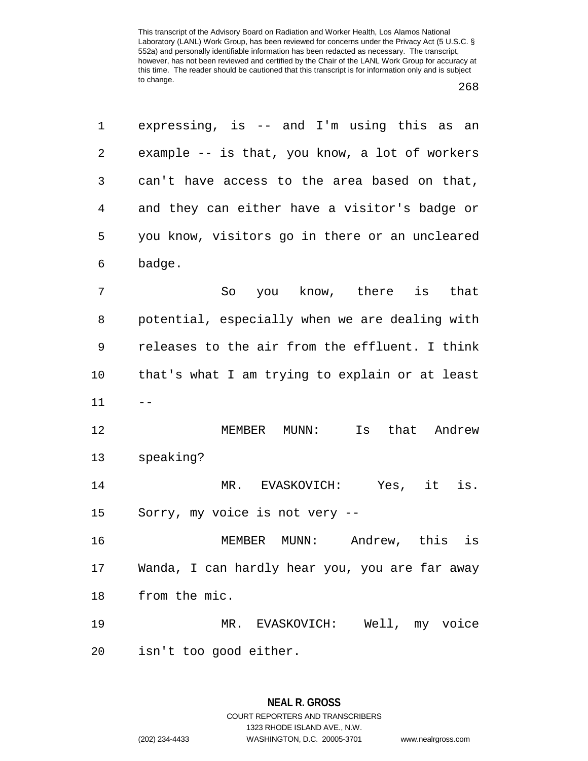expressing, is -- and I'm using this as an example -- is that, you know, a lot of workers can't have access to the area based on that, and they can either have a visitor's badge or you know, visitors go in there or an uncleared badge.

So you know, there is that potential, especially when we are dealing with releases to the air from the effluent. I think that's what I am trying to explain or at least --

MEMBER MUNN: Is that Andrew speaking?

MR. EVASKOVICH: Yes, it is. Sorry, my voice is not very --

MEMBER MUNN: Andrew, this is Wanda, I can hardly hear you, you are far away from the mic.

MR. EVASKOVICH: Well, my voice isn't too good either.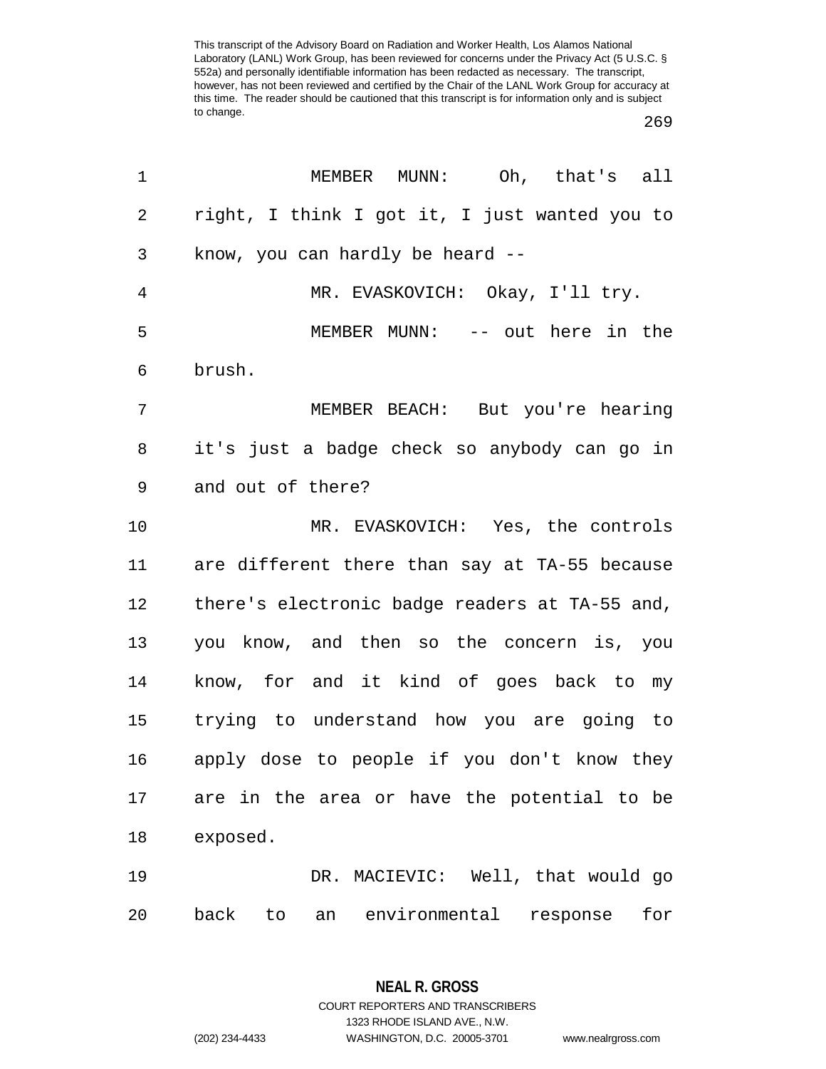MEMBER MUNN: Oh, that's all right, I think I got it, I just wanted you to know, you can hardly be heard --

MR. EVASKOVICH: Okay, I'll try.

MEMBER MUNN: -- out here in the brush.

MEMBER BEACH: But you're hearing it's just a badge check so anybody can go in and out of there?

MR. EVASKOVICH: Yes, the controls are different there than say at TA-55 because there's electronic badge readers at TA-55 and, you know, and then so the concern is, you know, for and it kind of goes back to my trying to understand how you are going to apply dose to people if you don't know they are in the area or have the potential to be exposed.

DR. MACIEVIC: Well, that would go back to an environmental response for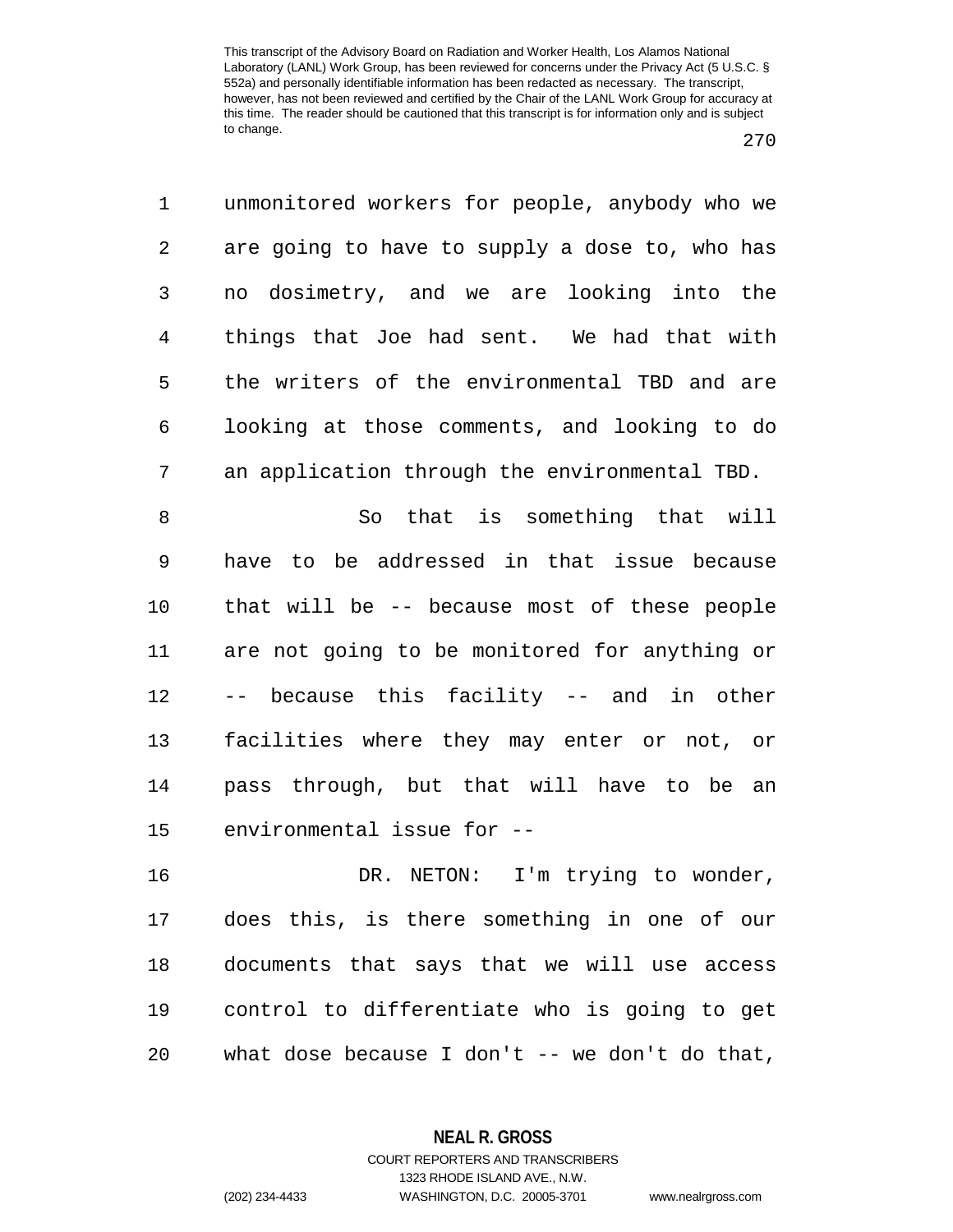unmonitored workers for people, anybody who we are going to have to supply a dose to, who has no dosimetry, and we are looking into the things that Joe had sent. We had that with the writers of the environmental TBD and are looking at those comments, and looking to do an application through the environmental TBD.

So that is something that will have to be addressed in that issue because that will be -- because most of these people are not going to be monitored for anything or -- because this facility -- and in other facilities where they may enter or not, or pass through, but that will have to be an environmental issue for --

DR. NETON: I'm trying to wonder, does this, is there something in one of our documents that says that we will use access control to differentiate who is going to get what dose because I don't -- we don't do that,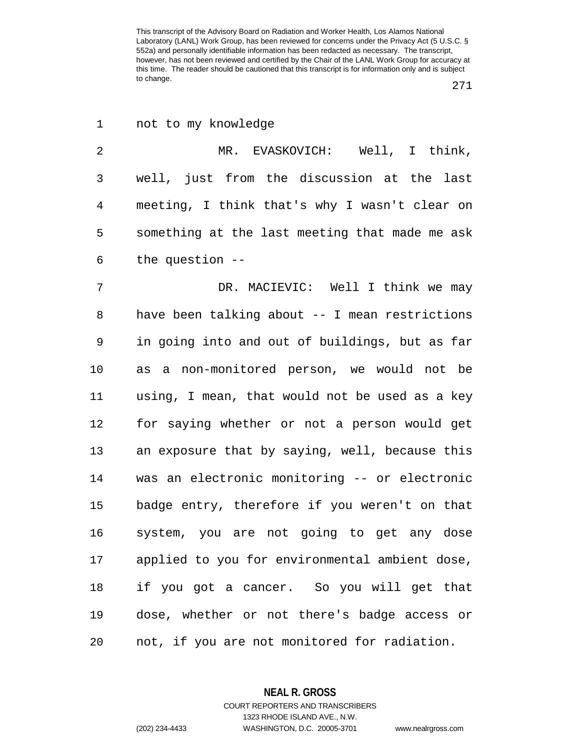not to my knowledge

MR. EVASKOVICH: Well, I think, well, just from the discussion at the last meeting, I think that's why I wasn't clear on something at the last meeting that made me ask the question --

DR. MACIEVIC: Well I think we may have been talking about -- I mean restrictions in going into and out of buildings, but as far as a non-monitored person, we would not be using, I mean, that would not be used as a key for saying whether or not a person would get an exposure that by saying, well, because this was an electronic monitoring -- or electronic badge entry, therefore if you weren't on that system, you are not going to get any dose applied to you for environmental ambient dose, if you got a cancer. So you will get that dose, whether or not there's badge access or not, if you are not monitored for radiation.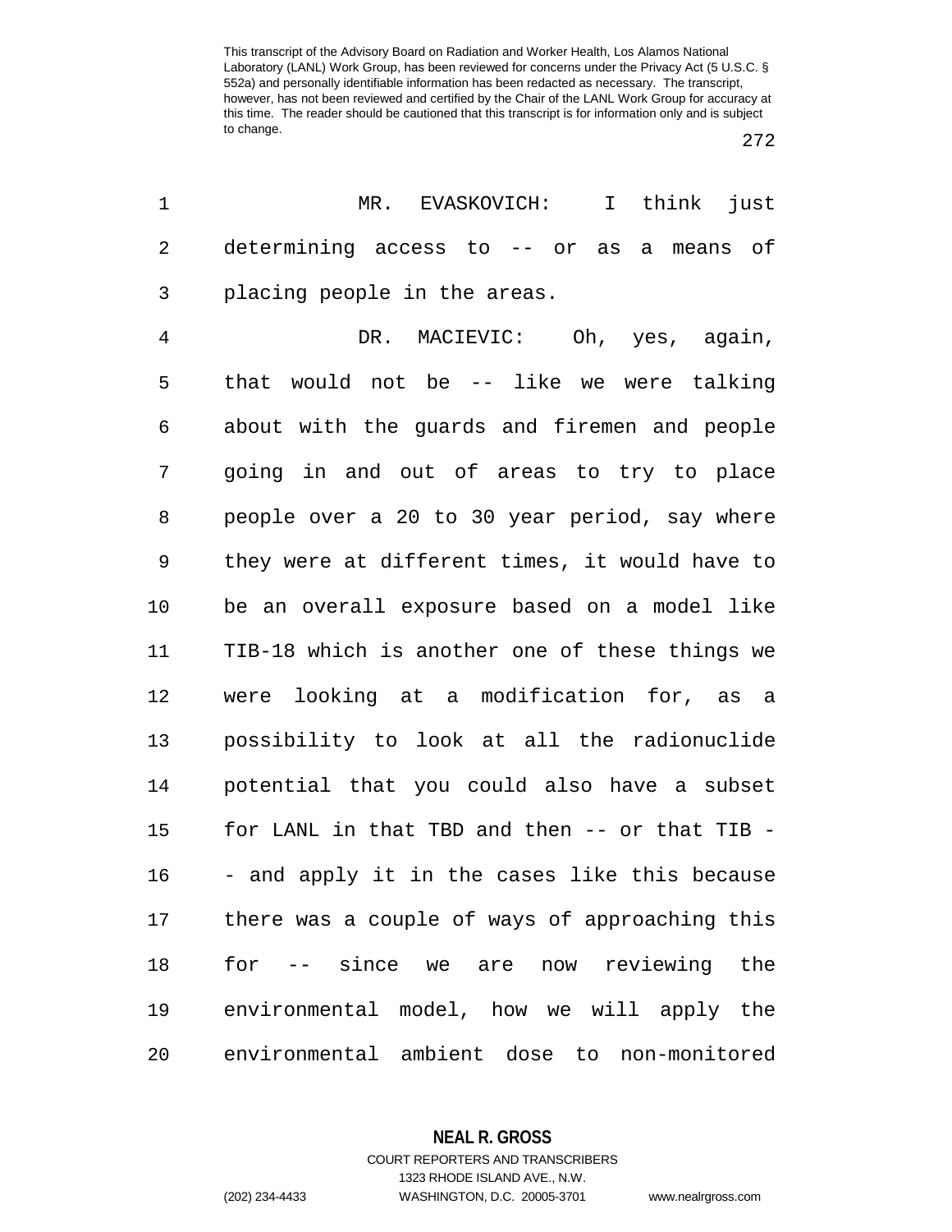MR. EVASKOVICH: I think just determining access to -- or as a means of placing people in the areas.

DR. MACIEVIC: Oh, yes, again, that would not be -- like we were talking about with the guards and firemen and people going in and out of areas to try to place people over a 20 to 30 year period, say where they were at different times, it would have to be an overall exposure based on a model like TIB-18 which is another one of these things we were looking at a modification for, as a possibility to look at all the radionuclide potential that you could also have a subset for LANL in that TBD and then -- or that TIB -- and apply it in the cases like this because there was a couple of ways of approaching this for -- since we are now reviewing the environmental model, how we will apply the environmental ambient dose to non-monitored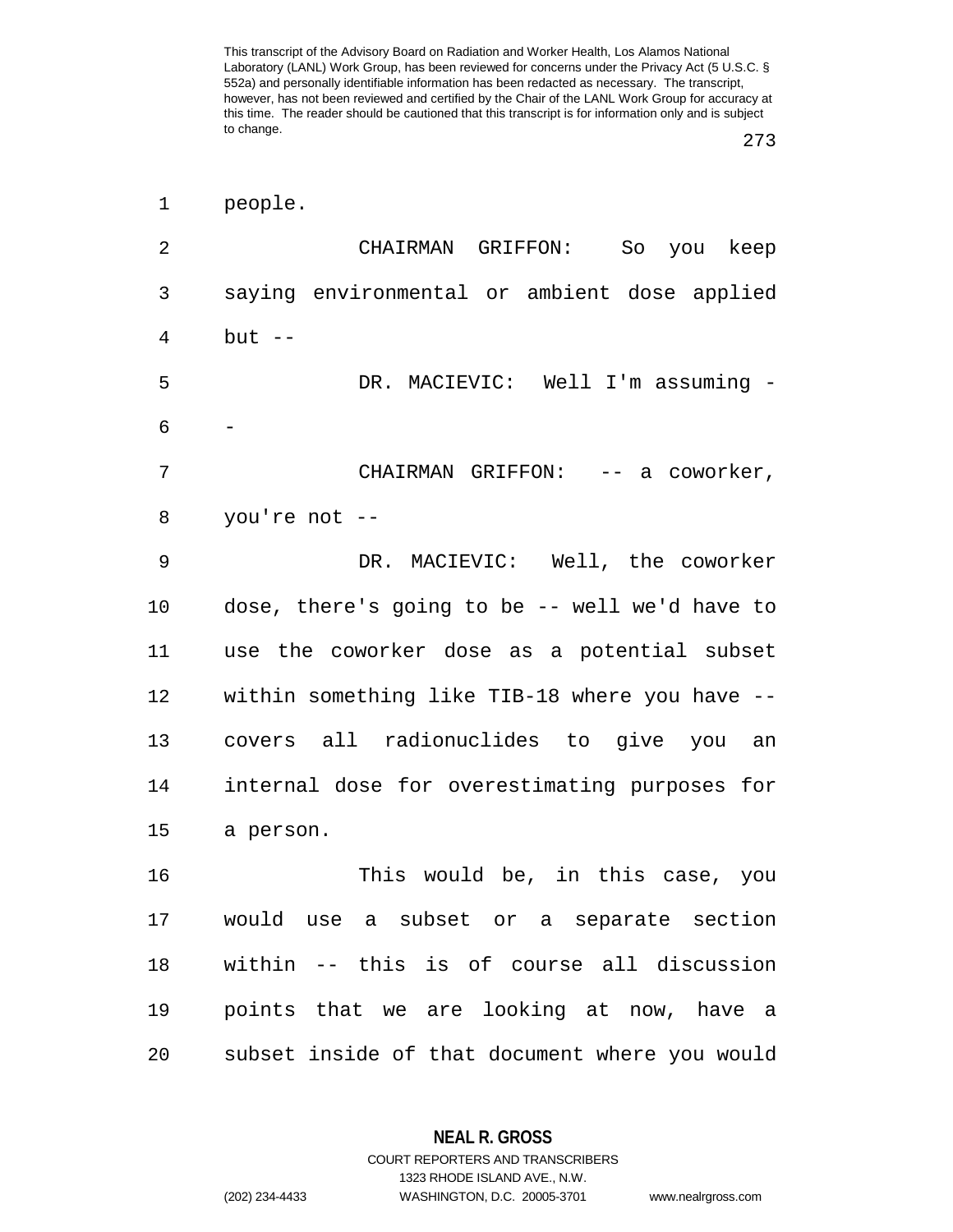people.

CHAIRMAN GRIFFON: So you keep saying environmental or ambient dose applied but --

DR. MACIEVIC: Well I'm assuming --

CHAIRMAN GRIFFON: -- a coworker, you're not --

DR. MACIEVIC: Well, the coworker dose, there's going to be -- well we'd have to use the coworker dose as a potential subset within something like TIB-18 where you have -- covers all radionuclides to give you an internal dose for overestimating purposes for a person.

This would be, in this case, you would use a subset or a separate section within -- this is of course all discussion points that we are looking at now, have a subset inside of that document where you would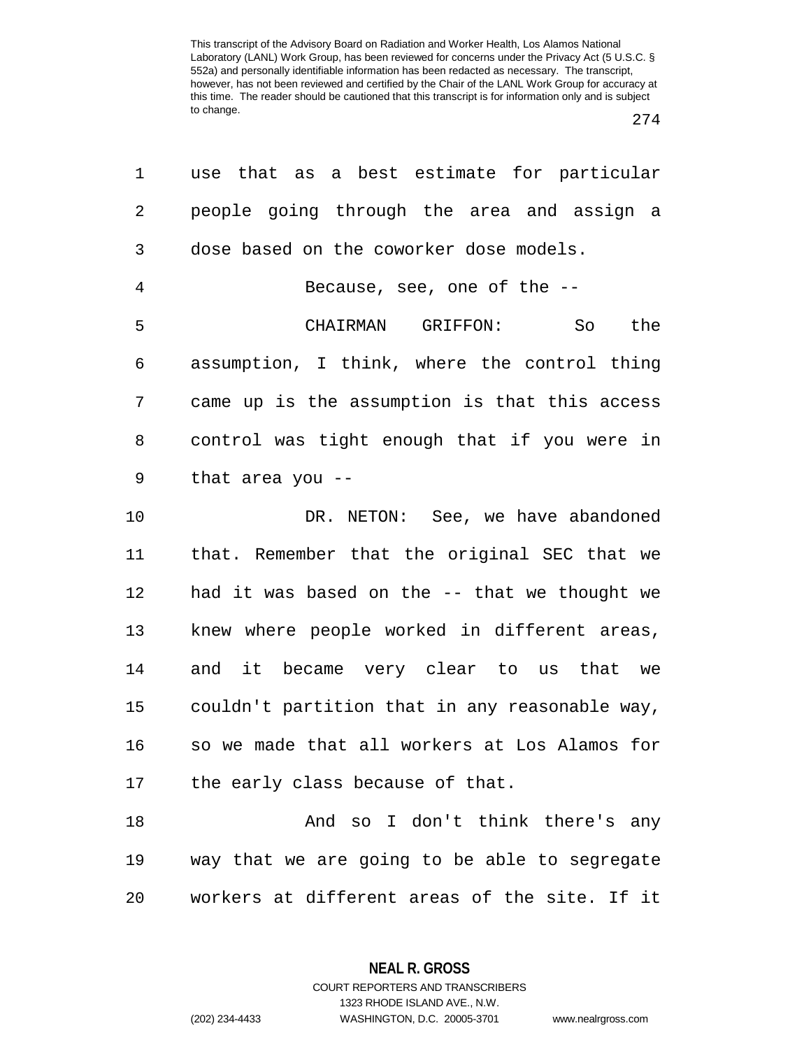use that as a best estimate for particular people going through the area and assign a dose based on the coworker dose models.

Because, see, one of the --

CHAIRMAN GRIFFON: So the assumption, I think, where the control thing came up is the assumption is that this access control was tight enough that if you were in that area you --

DR. NETON: See, we have abandoned that. Remember that the original SEC that we had it was based on the -- that we thought we knew where people worked in different areas, and it became very clear to us that we couldn't partition that in any reasonable way, so we made that all workers at Los Alamos for the early class because of that.

And so I don't think there's any way that we are going to be able to segregate workers at different areas of the site. If it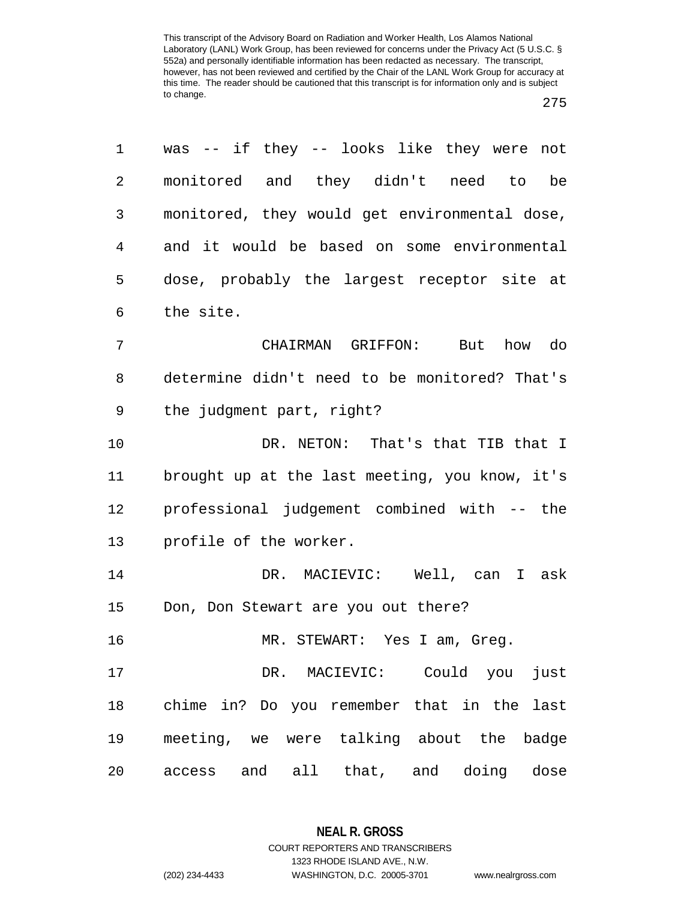was -- if they -- looks like they were not monitored and they didn't need to be monitored, they would get environmental dose, and it would be based on some environmental dose, probably the largest receptor site at the site.

CHAIRMAN GRIFFON: But how do determine didn't need to be monitored? That's the judgment part, right?

DR. NETON: That's that TIB that I brought up at the last meeting, you know, it's professional judgement combined with -- the profile of the worker.

DR. MACIEVIC: Well, can I ask Don, Don Stewart are you out there?

MR. STEWART: Yes I am, Greg.

DR. MACIEVIC: Could you just chime in? Do you remember that in the last meeting, we were talking about the badge access and all that, and doing dose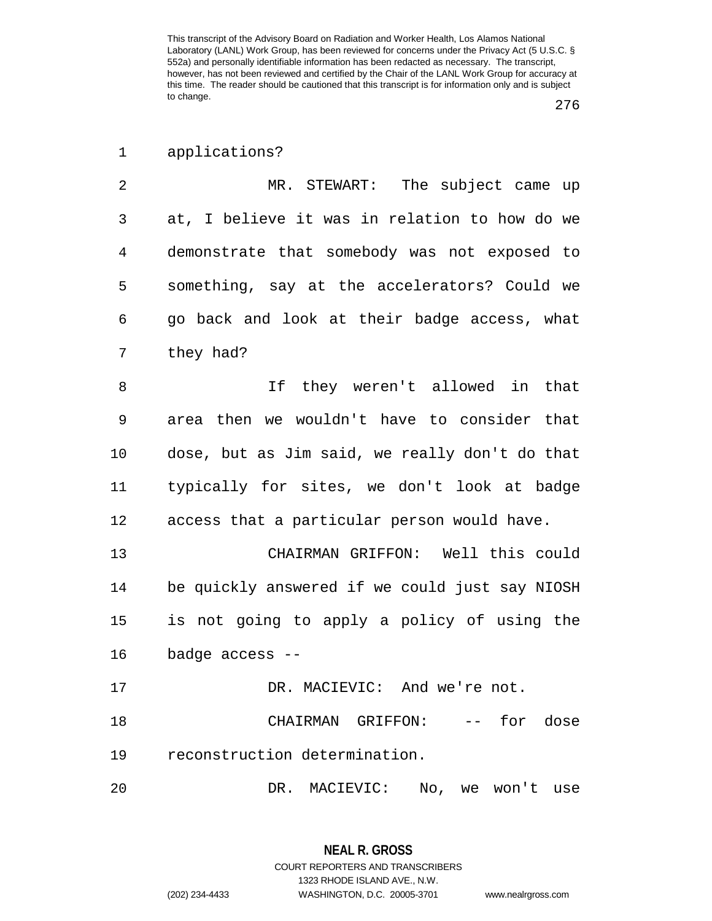applications?

MR. STEWART: The subject came up at, I believe it was in relation to how do we demonstrate that somebody was not exposed to something, say at the accelerators? Could we go back and look at their badge access, what they had?

If they weren't allowed in that area then we wouldn't have to consider that dose, but as Jim said, we really don't do that typically for sites, we don't look at badge access that a particular person would have.

CHAIRMAN GRIFFON: Well this could be quickly answered if we could just say NIOSH is not going to apply a policy of using the badge access --

DR. MACIEVIC: And we're not.

CHAIRMAN GRIFFON: -- for dose reconstruction determination.

DR. MACIEVIC: No, we won't use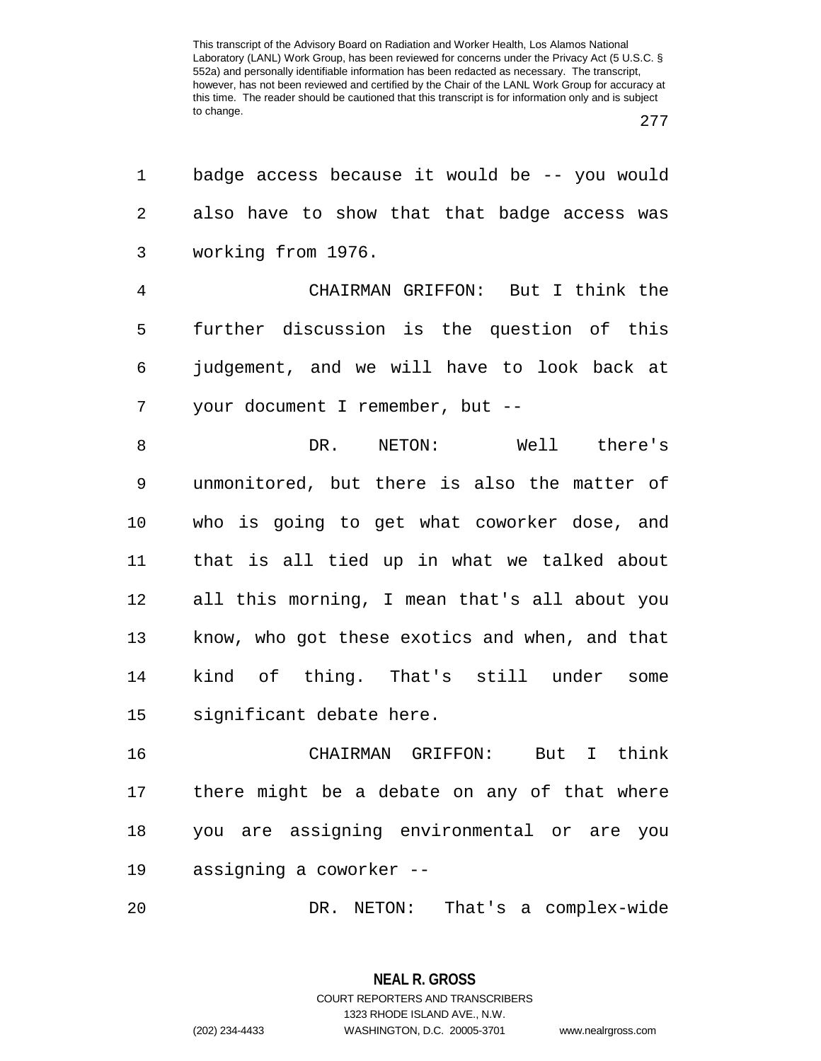badge access because it would be -- you would also have to show that that badge access was working from 1976.

CHAIRMAN GRIFFON: But I think the further discussion is the question of this judgement, and we will have to look back at your document I remember, but --

DR. NETON: Well there's unmonitored, but there is also the matter of who is going to get what coworker dose, and that is all tied up in what we talked about all this morning, I mean that's all about you know, who got these exotics and when, and that kind of thing. That's still under some significant debate here.

CHAIRMAN GRIFFON: But I think there might be a debate on any of that where you are assigning environmental or are you assigning a coworker --

DR. NETON: That's a complex-wide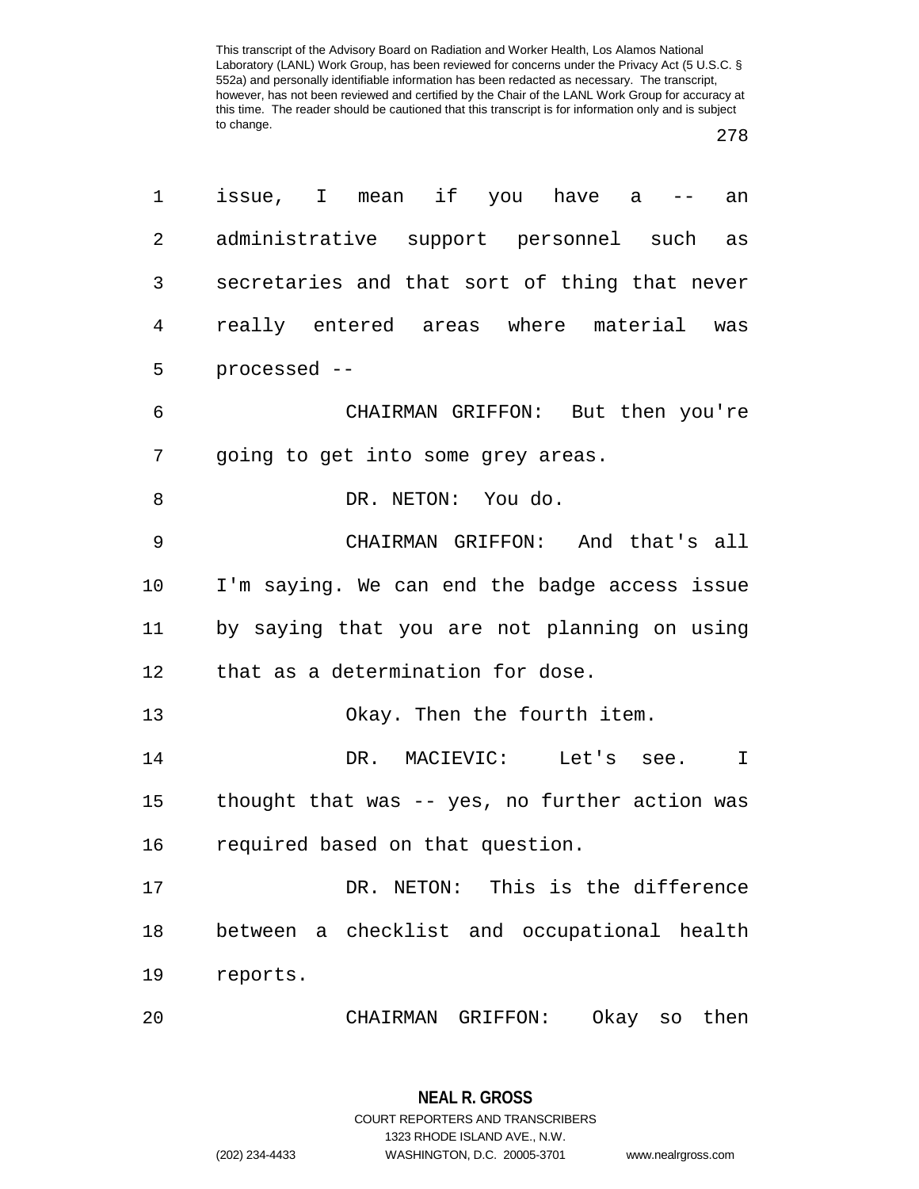issue, I mean if you have a -- an administrative support personnel such as secretaries and that sort of thing that never really entered areas where material was processed --

CHAIRMAN GRIFFON: But then you're going to get into some grey areas.

DR. NETON: You do.

CHAIRMAN GRIFFON: And that's all I'm saying. We can end the badge access issue by saying that you are not planning on using that as a determination for dose.

Okay. Then the fourth item.

DR. MACIEVIC: Let's see. I thought that was -- yes, no further action was required based on that question.

DR. NETON: This is the difference between a checklist and occupational health reports.

CHAIRMAN GRIFFON: Okay so then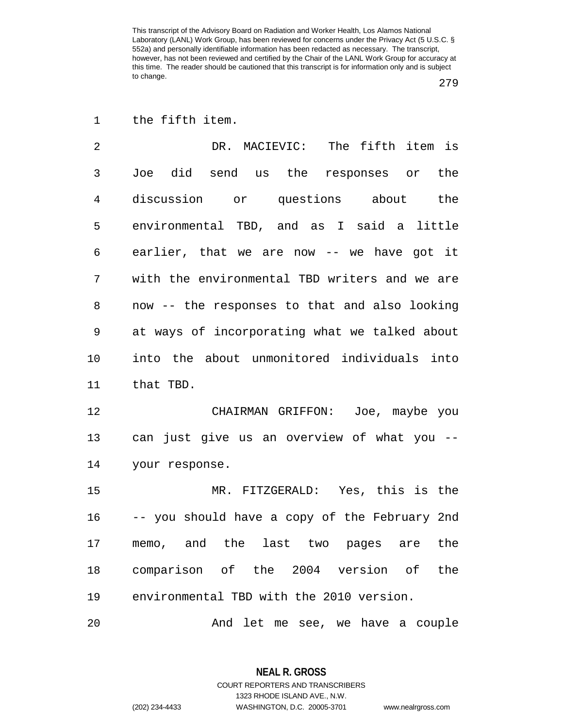This transcript of the Advisory Board on Radiation and Worker Health, Los Alamos National Laboratory (LANL) Work Group, has been reviewed for concerns under the Privacy Act (5 U.S.C. § 552a) and personally identifiable information has been redacted as necessary. The transcript, however, has not been reviewed and certified by the Chair of the LANL Work Group for accuracy at this time. The reader should be cautioned that this transcript is for information only and is subject to change.

1 the fifth item.

2 DR. MACIEVIC: The fifth item is
3 Joe did send us the responses or the
4 discussion or questions about the
5 environmental TBD, and as I said a little
6 earlier, that we are now -- we have got it
7 with the environmental TBD writers and we are
8 now -- the responses to that and also looking
9 at ways of incorporating what we talked about
10 into the about unmonitored individuals into
11 that TBD.

12 CHAIRMAN GRIFFON: Joe, maybe you
13 can just give us an overview of what you --
14 your response.

15 MR. FITZGERALD: Yes, this is the
16 -- you should have a copy of the February 2nd
17 memo, and the last two pages are the
18 comparison of the 2004 version of the
19 environmental TBD with the 2010 version.

20 And let me see, we have a couple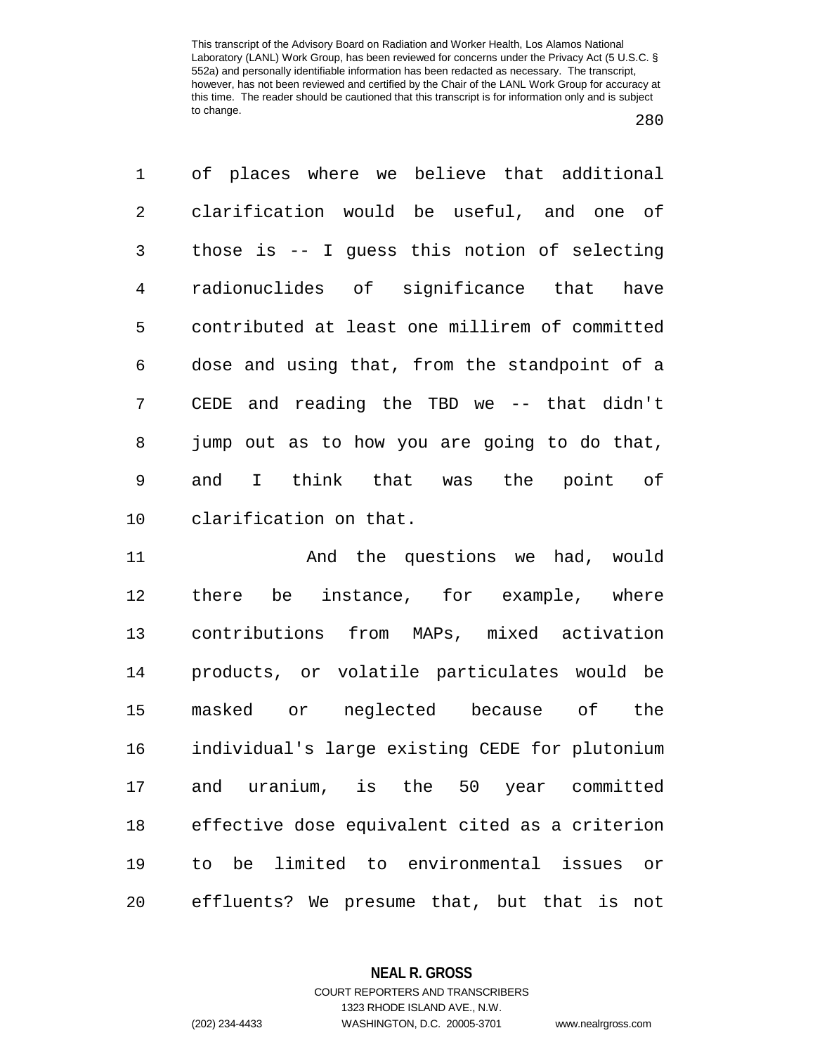of places where we believe that additional clarification would be useful, and one of those is -- I guess this notion of selecting radionuclides of significance that have contributed at least one millirem of committed dose and using that, from the standpoint of a CEDE and reading the TBD we -- that didn't jump out as to how you are going to do that, and I think that was the point of clarification on that.

And the questions we had, would there be instance, for example, where contributions from MAPs, mixed activation products, or volatile particulates would be masked or neglected because of the individual's large existing CEDE for plutonium and uranium, is the 50 year committed effective dose equivalent cited as a criterion to be limited to environmental issues or effluents? We presume that, but that is not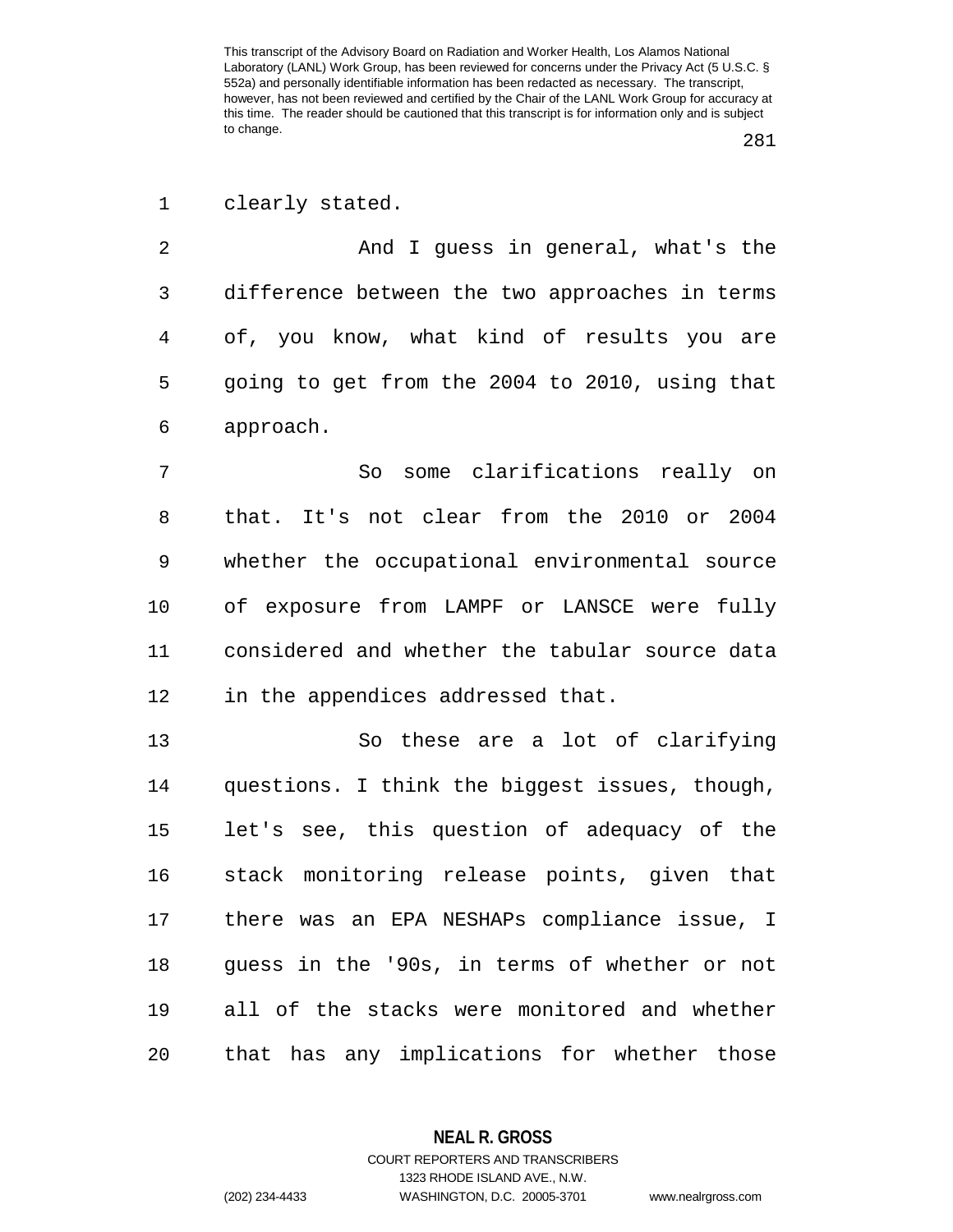clearly stated.

And I guess in general, what's the difference between the two approaches in terms of, you know, what kind of results you are going to get from the 2004 to 2010, using that approach.

So some clarifications really on that. It's not clear from the 2010 or 2004 whether the occupational environmental source of exposure from LAMPF or LANSCE were fully considered and whether the tabular source data in the appendices addressed that.

So these are a lot of clarifying questions. I think the biggest issues, though, let's see, this question of adequacy of the stack monitoring release points, given that there was an EPA NESHAPs compliance issue, I guess in the '90s, in terms of whether or not all of the stacks were monitored and whether that has any implications for whether those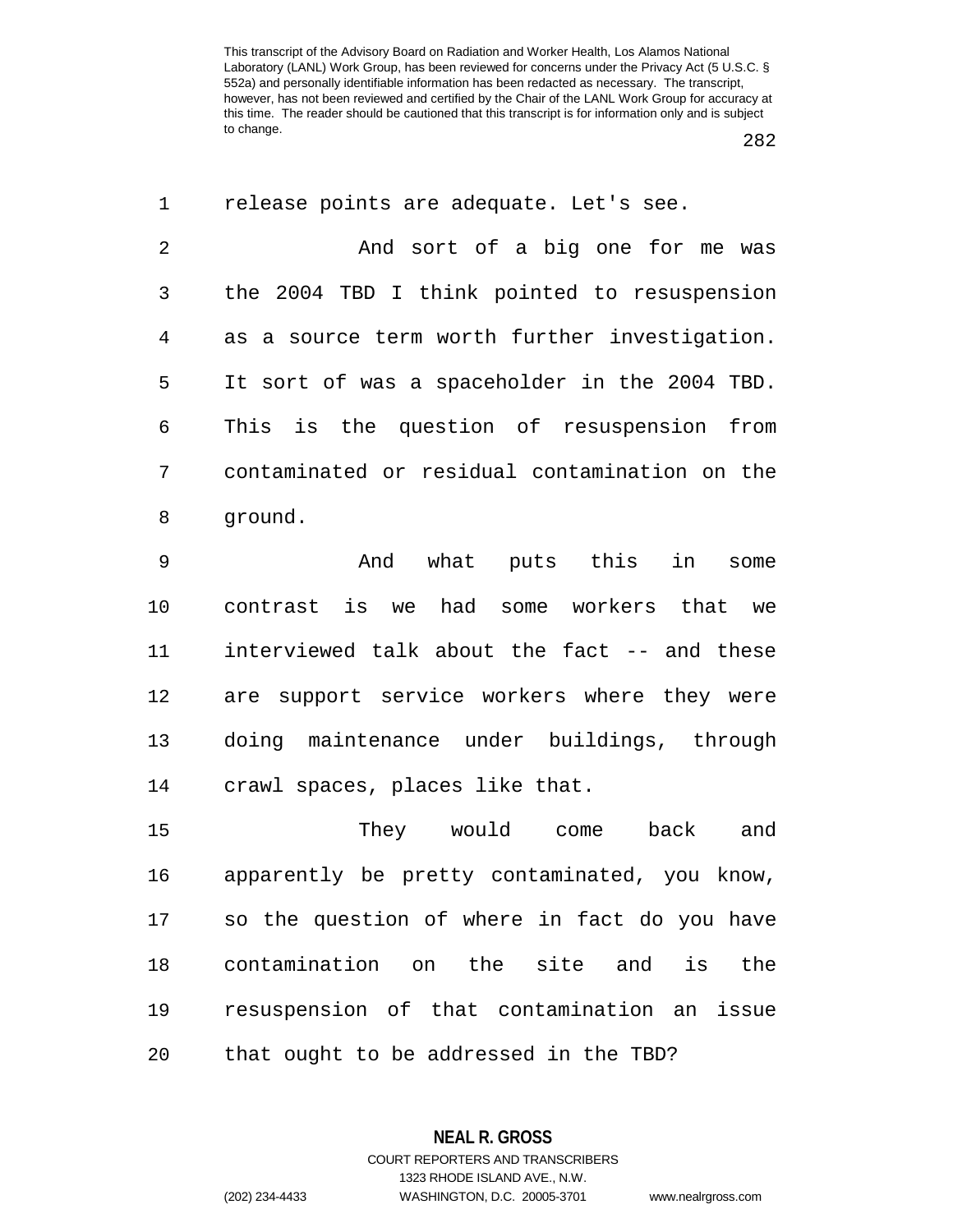release points are adequate. Let's see.

And sort of a big one for me was the 2004 TBD I think pointed to resuspension as a source term worth further investigation. It sort of was a spaceholder in the 2004 TBD. This is the question of resuspension from contaminated or residual contamination on the ground.

And what puts this in some contrast is we had some workers that we interviewed talk about the fact -- and these are support service workers where they were doing maintenance under buildings, through crawl spaces, places like that.

They would come back and apparently be pretty contaminated, you know, so the question of where in fact do you have contamination on the site and is the resuspension of that contamination an issue that ought to be addressed in the TBD?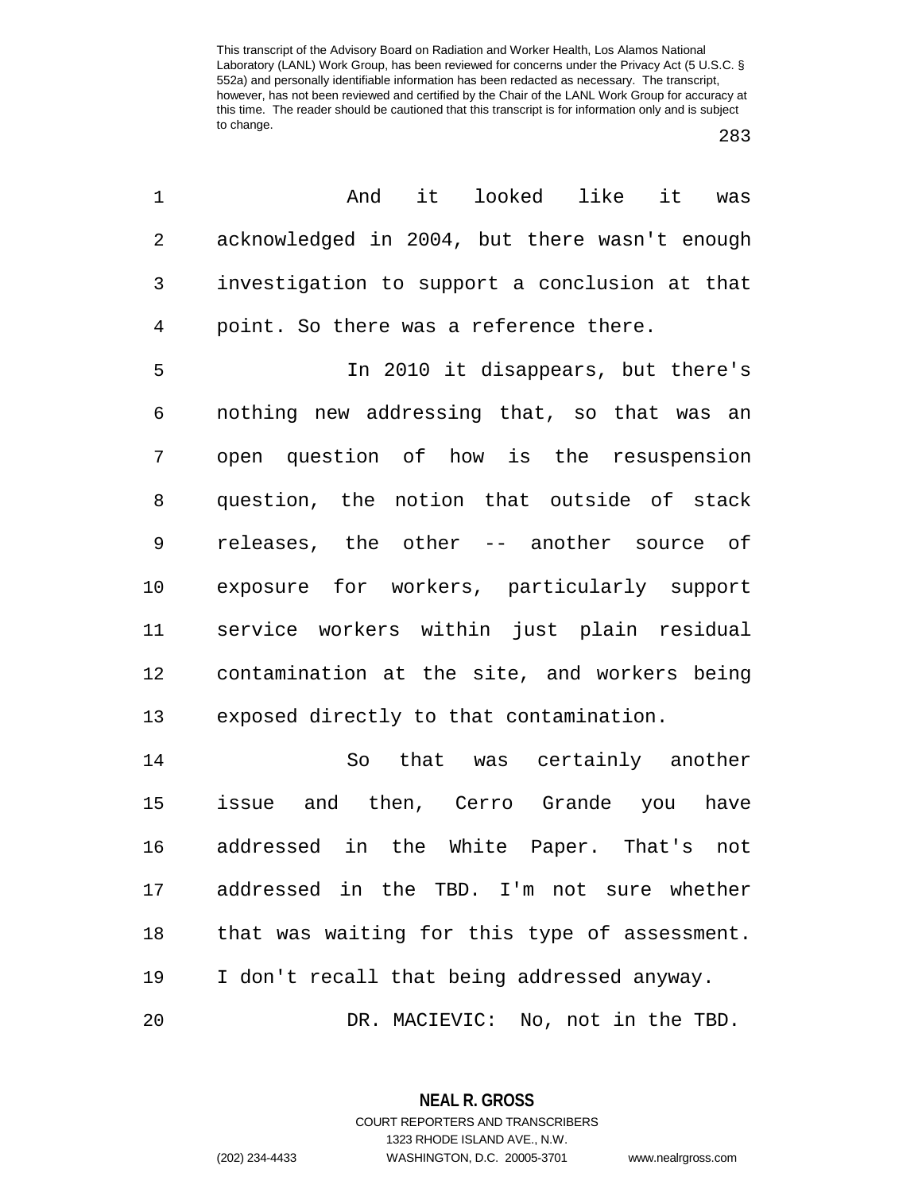And it looked like it was acknowledged in 2004, but there wasn't enough investigation to support a conclusion at that point. So there was a reference there.

In 2010 it disappears, but there's nothing new addressing that, so that was an open question of how is the resuspension question, the notion that outside of stack releases, the other -- another source of exposure for workers, particularly support service workers within just plain residual contamination at the site, and workers being exposed directly to that contamination.

So that was certainly another issue and then, Cerro Grande you have addressed in the White Paper. That's not addressed in the TBD. I'm not sure whether that was waiting for this type of assessment. I don't recall that being addressed anyway.

DR. MACIEVIC: No, not in the TBD.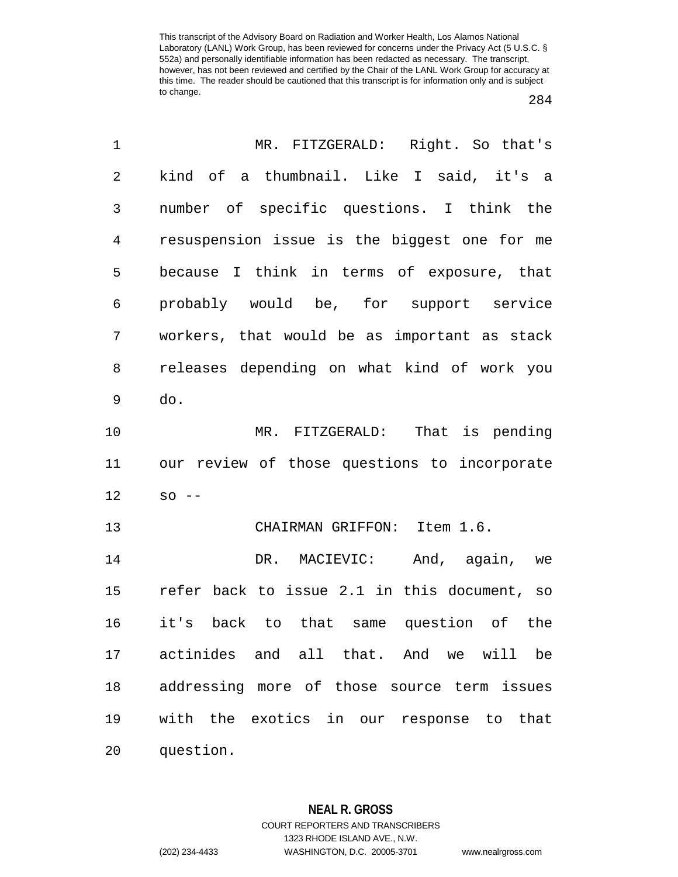MR. FITZGERALD: Right. So that's kind of a thumbnail. Like I said, it's a number of specific questions. I think the resuspension issue is the biggest one for me because I think in terms of exposure, that probably would be, for support service workers, that would be as important as stack releases depending on what kind of work you do.

MR. FITZGERALD: That is pending our review of those questions to incorporate so --

CHAIRMAN GRIFFON: Item 1.6.

DR. MACIEVIC: And, again, we refer back to issue 2.1 in this document, so it's back to that same question of the actinides and all that. And we will be addressing more of those source term issues with the exotics in our response to that question.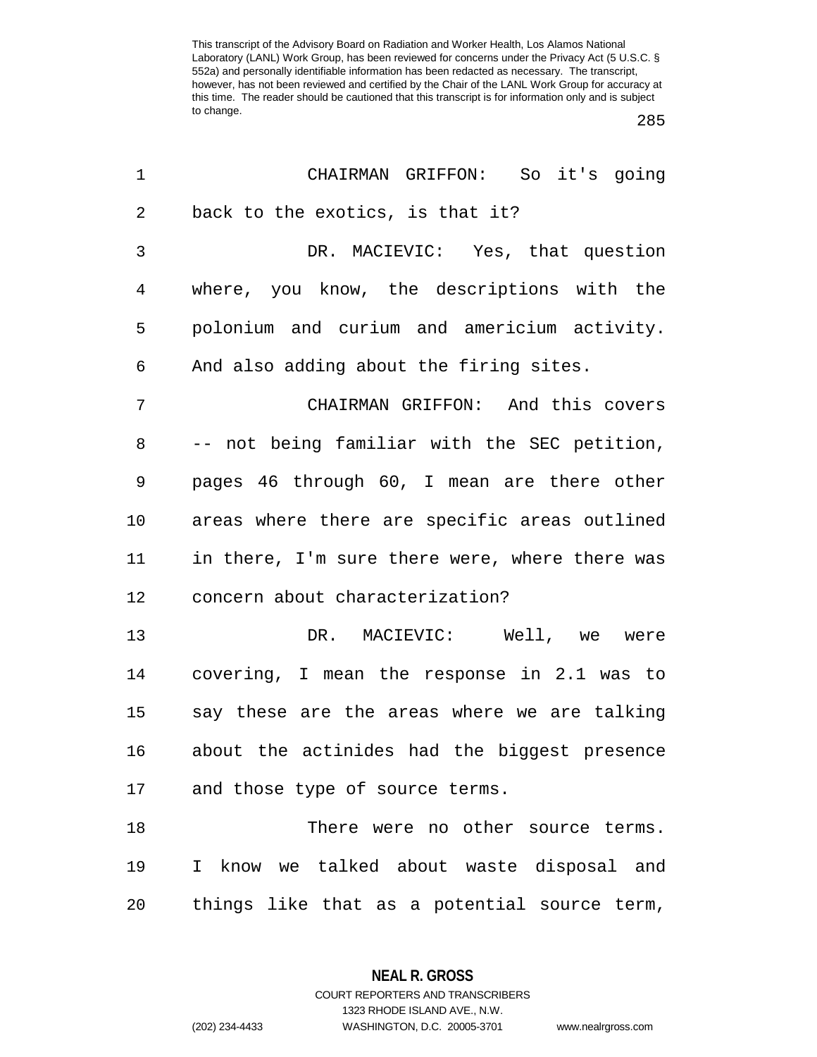CHAIRMAN GRIFFON: So it's going back to the exotics, is that it?

DR. MACIEVIC: Yes, that question where, you know, the descriptions with the polonium and curium and americium activity. And also adding about the firing sites.

CHAIRMAN GRIFFON: And this covers -- not being familiar with the SEC petition, pages 46 through 60, I mean are there other areas where there are specific areas outlined in there, I'm sure there were, where there was concern about characterization?

DR. MACIEVIC: Well, we were covering, I mean the response in 2.1 was to say these are the areas where we are talking about the actinides had the biggest presence and those type of source terms.

There were no other source terms. I know we talked about waste disposal and things like that as a potential source term,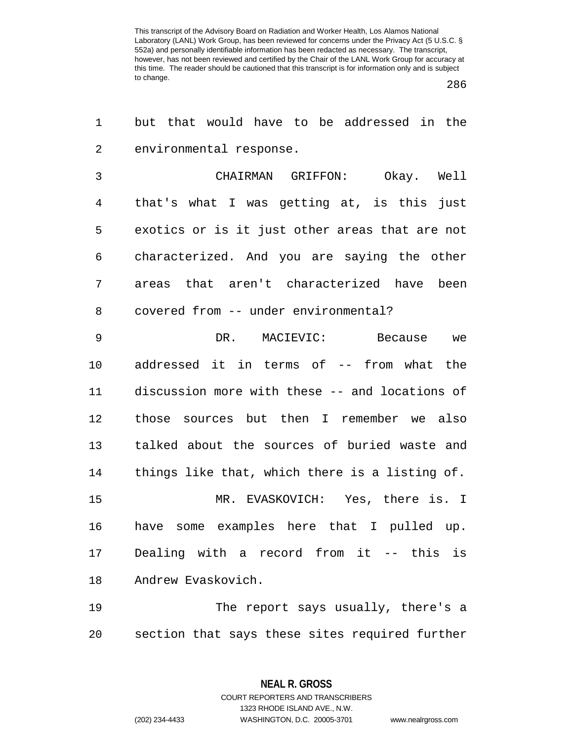but that would have to be addressed in the environmental response.

CHAIRMAN GRIFFON: Okay. Well that's what I was getting at, is this just exotics or is it just other areas that are not characterized. And you are saying the other areas that aren't characterized have been covered from -- under environmental?

DR. MACIEVIC: Because we addressed it in terms of -- from what the discussion more with these -- and locations of those sources but then I remember we also talked about the sources of buried waste and things like that, which there is a listing of.

MR. EVASKOVICH: Yes, there is. I have some examples here that I pulled up. Dealing with a record from it -- this is Andrew Evaskovich.

The report says usually, there's a section that says these sites required further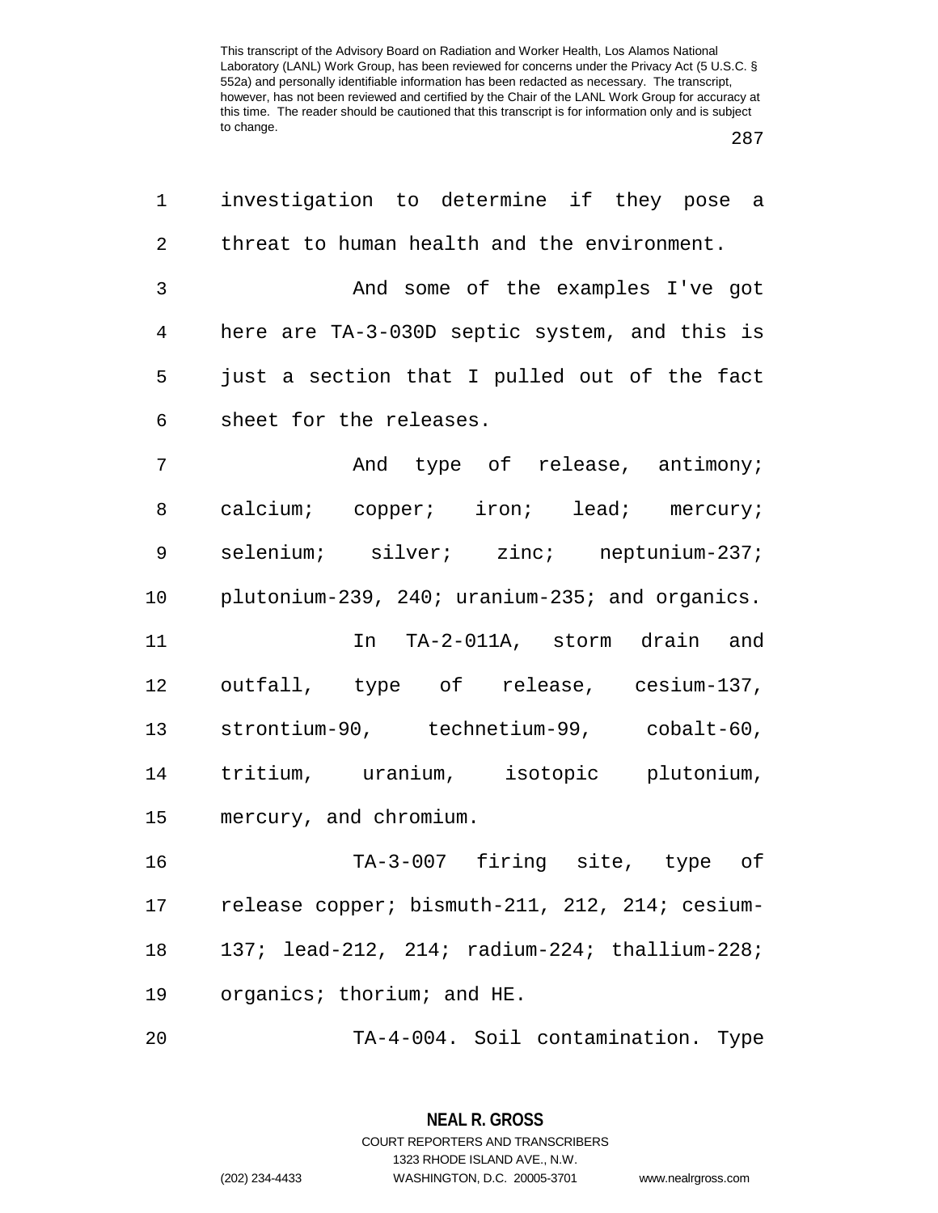investigation to determine if they pose a threat to human health and the environment.

And some of the examples I've got here are TA-3-030D septic system, and this is just a section that I pulled out of the fact sheet for the releases.

And type of release, antimony; calcium; copper; iron; lead; mercury; selenium; silver; zinc; neptunium-237; plutonium-239, 240; uranium-235; and organics.

In TA-2-011A, storm drain and outfall, type of release, cesium-137, strontium-90, technetium-99, cobalt-60, tritium, uranium, isotopic plutonium, mercury, and chromium.

TA-3-007 firing site, type of release copper; bismuth-211, 212, 214; cesium-137; lead-212, 214; radium-224; thallium-228; organics; thorium; and HE.

TA-4-004. Soil contamination. Type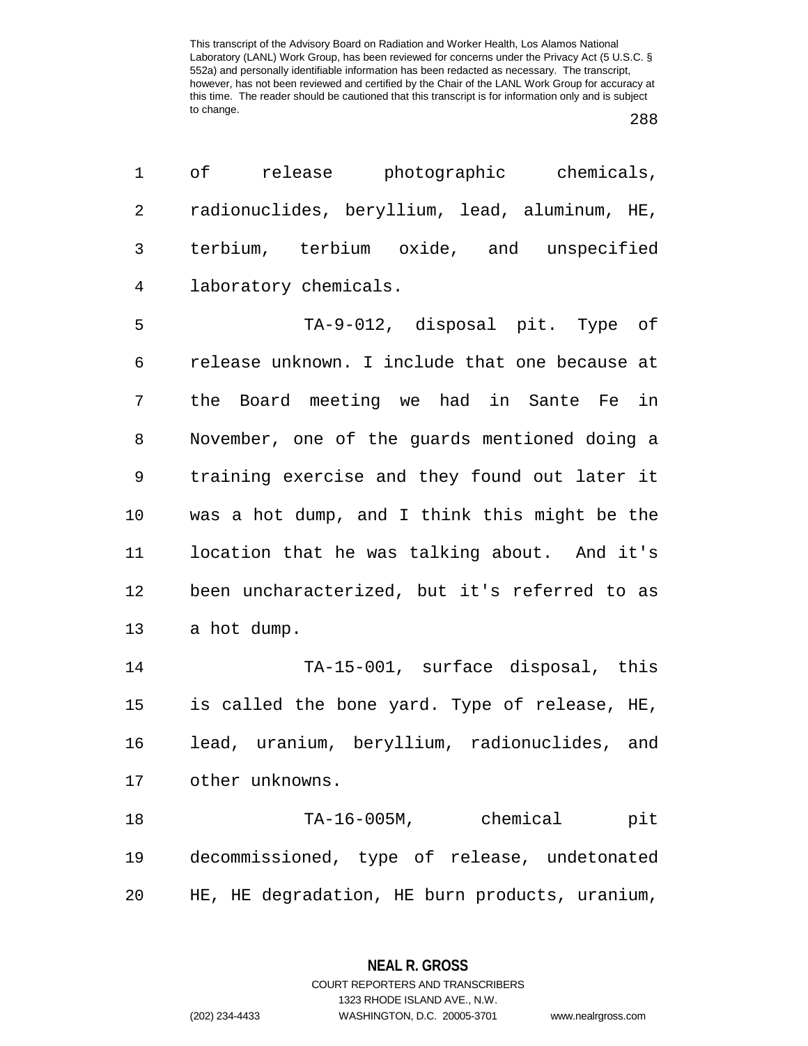of release photographic chemicals, radionuclides, beryllium, lead, aluminum, HE, terbium, terbium oxide, and unspecified laboratory chemicals.

TA-9-012, disposal pit. Type of release unknown. I include that one because at the Board meeting we had in Sante Fe in November, one of the guards mentioned doing a training exercise and they found out later it was a hot dump, and I think this might be the location that he was talking about. And it's been uncharacterized, but it's referred to as a hot dump.

TA-15-001, surface disposal, this is called the bone yard. Type of release, HE, lead, uranium, beryllium, radionuclides, and other unknowns.

TA-16-005M, chemical pit decommissioned, type of release, undetonated HE, HE degradation, HE burn products, uranium,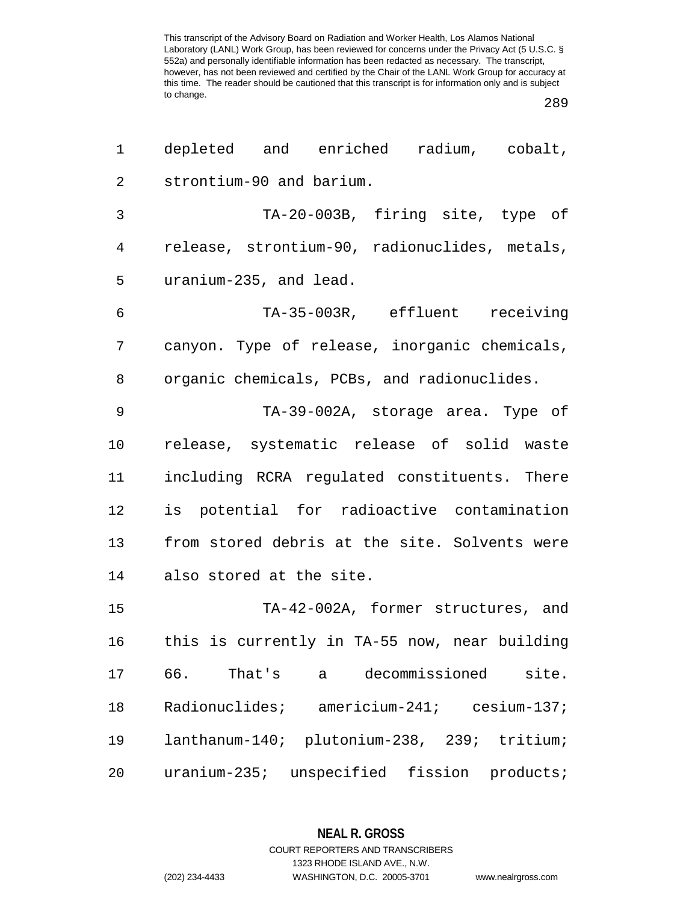depleted and enriched radium, cobalt, strontium-90 and barium.

TA-20-003B, firing site, type of release, strontium-90, radionuclides, metals, uranium-235, and lead.

TA-35-003R, effluent receiving canyon. Type of release, inorganic chemicals, organic chemicals, PCBs, and radionuclides.

TA-39-002A, storage area. Type of release, systematic release of solid waste including RCRA regulated constituents. There is potential for radioactive contamination from stored debris at the site. Solvents were also stored at the site.

TA-42-002A, former structures, and this is currently in TA-55 now, near building 66. That's a decommissioned site. Radionuclides; americium-241; cesium-137; lanthanum-140; plutonium-238, 239; tritium; uranium-235; unspecified fission products;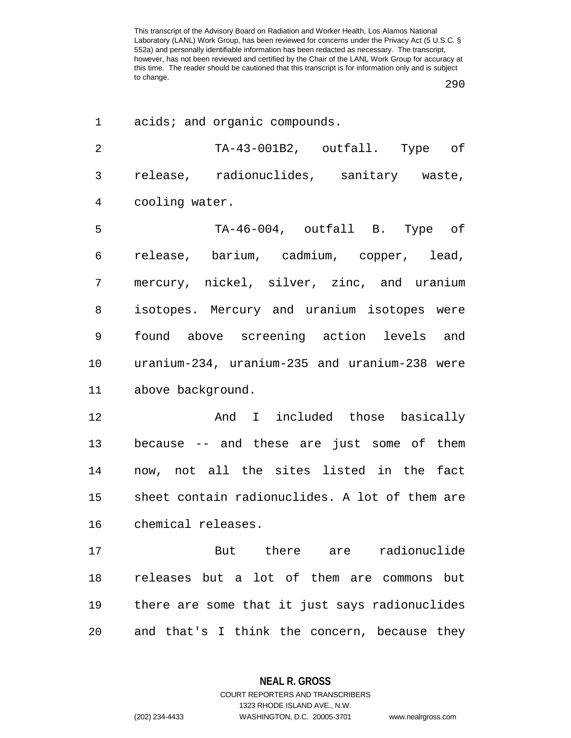acids; and organic compounds.

TA-43-001B2, outfall. Type of release, radionuclides, sanitary waste, cooling water.

TA-46-004, outfall B. Type of release, barium, cadmium, copper, lead, mercury, nickel, silver, zinc, and uranium isotopes. Mercury and uranium isotopes were found above screening action levels and uranium-234, uranium-235 and uranium-238 were above background.

And I included those basically because -- and these are just some of them now, not all the sites listed in the fact sheet contain radionuclides. A lot of them are chemical releases.

But there are radionuclide releases but a lot of them are commons but there are some that it just says radionuclides and that's I think the concern, because they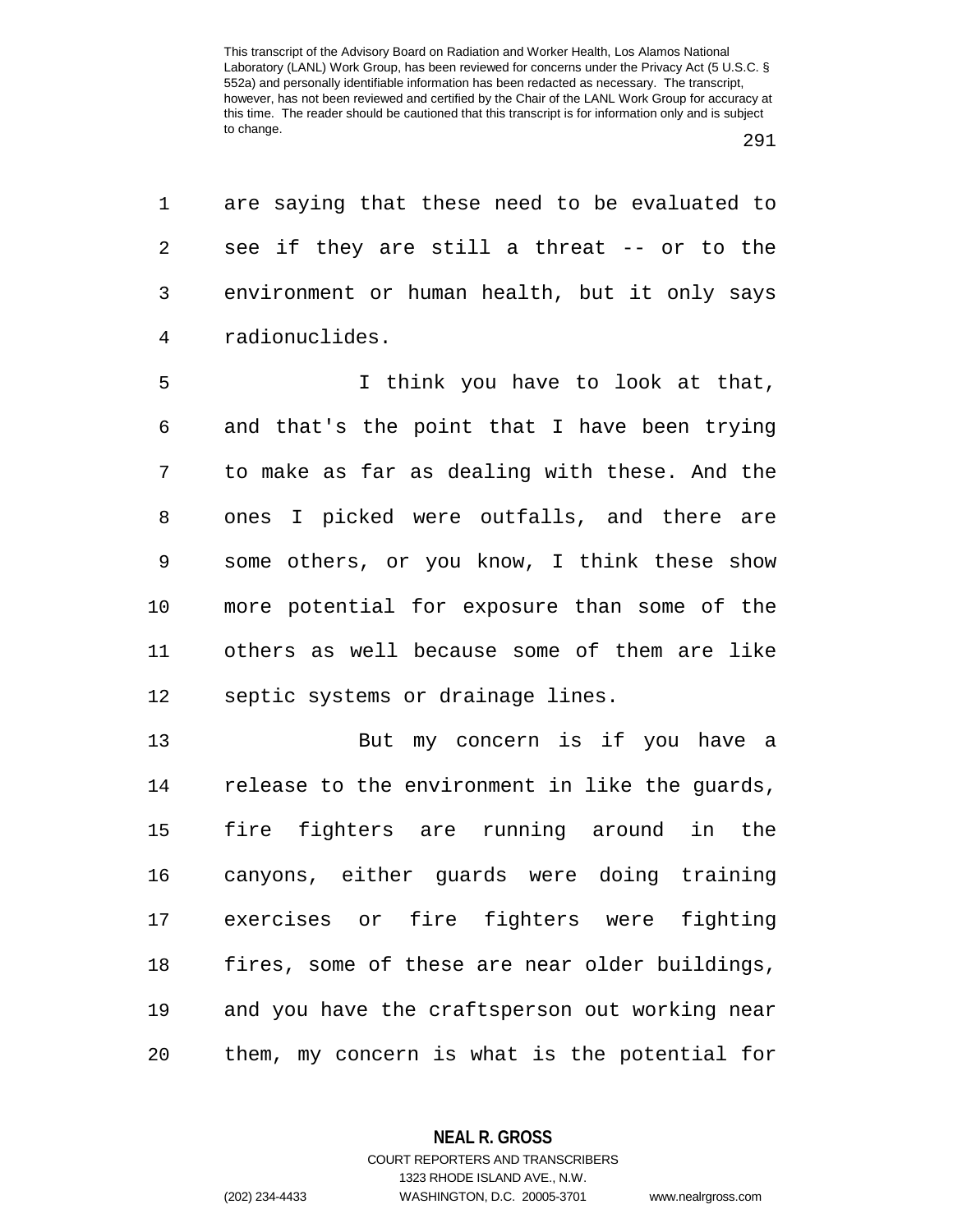are saying that these need to be evaluated to see if they are still a threat -- or to the environment or human health, but it only says radionuclides.

I think you have to look at that, and that's the point that I have been trying to make as far as dealing with these. And the ones I picked were outfalls, and there are some others, or you know, I think these show more potential for exposure than some of the others as well because some of them are like septic systems or drainage lines.

But my concern is if you have a release to the environment in like the guards, fire fighters are running around in the canyons, either guards were doing training exercises or fire fighters were fighting fires, some of these are near older buildings, and you have the craftsperson out working near them, my concern is what is the potential for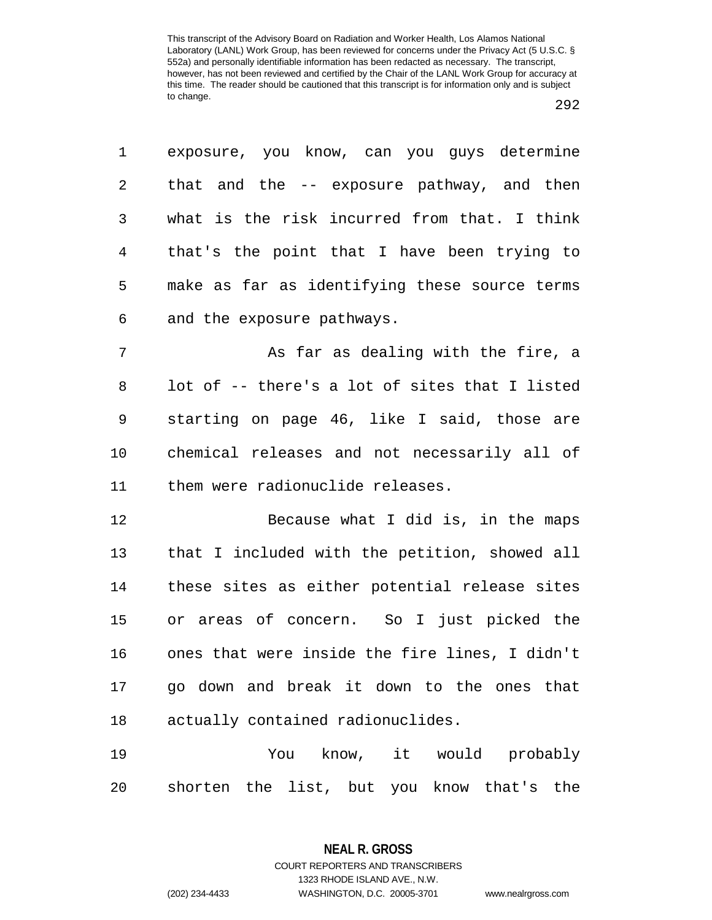exposure, you know, can you guys determine that and the -- exposure pathway, and then what is the risk incurred from that. I think that's the point that I have been trying to make as far as identifying these source terms and the exposure pathways.

As far as dealing with the fire, a lot of -- there's a lot of sites that I listed starting on page 46, like I said, those are chemical releases and not necessarily all of them were radionuclide releases.

Because what I did is, in the maps that I included with the petition, showed all these sites as either potential release sites or areas of concern. So I just picked the ones that were inside the fire lines, I didn't go down and break it down to the ones that actually contained radionuclides.

You know, it would probably shorten the list, but you know that's the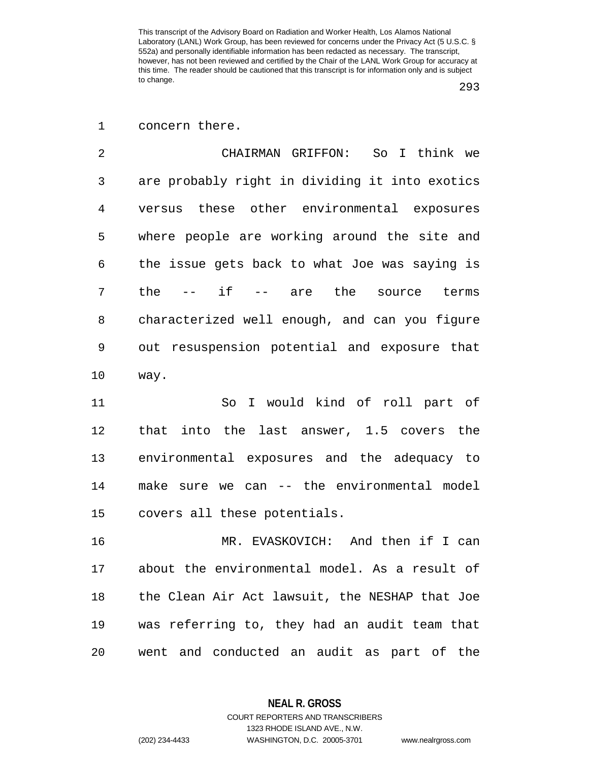concern there.

CHAIRMAN GRIFFON: So I think we are probably right in dividing it into exotics versus these other environmental exposures where people are working around the site and the issue gets back to what Joe was saying is the -- if -- are the source terms characterized well enough, and can you figure out resuspension potential and exposure that way.

So I would kind of roll part of that into the last answer, 1.5 covers the environmental exposures and the adequacy to make sure we can -- the environmental model covers all these potentials.

MR. EVASKOVICH: And then if I can about the environmental model. As a result of the Clean Air Act lawsuit, the NESHAP that Joe was referring to, they had an audit team that went and conducted an audit as part of the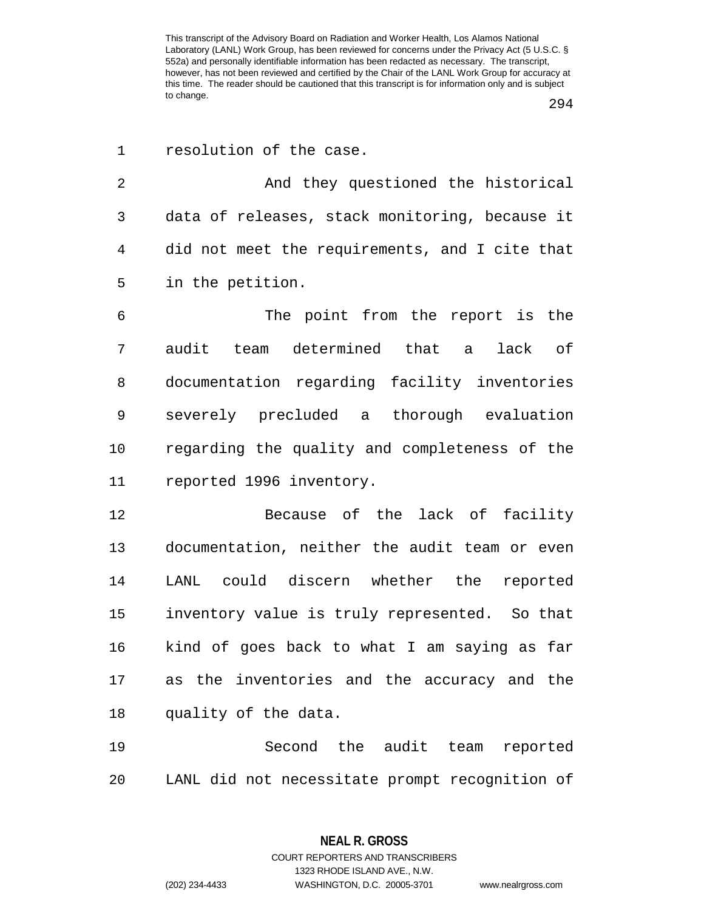resolution of the case.

And they questioned the historical data of releases, stack monitoring, because it did not meet the requirements, and I cite that in the petition.

The point from the report is the audit team determined that a lack of documentation regarding facility inventories severely precluded a thorough evaluation regarding the quality and completeness of the reported 1996 inventory.

Because of the lack of facility documentation, neither the audit team or even LANL could discern whether the reported inventory value is truly represented. So that kind of goes back to what I am saying as far as the inventories and the accuracy and the quality of the data.

Second the audit team reported LANL did not necessitate prompt recognition of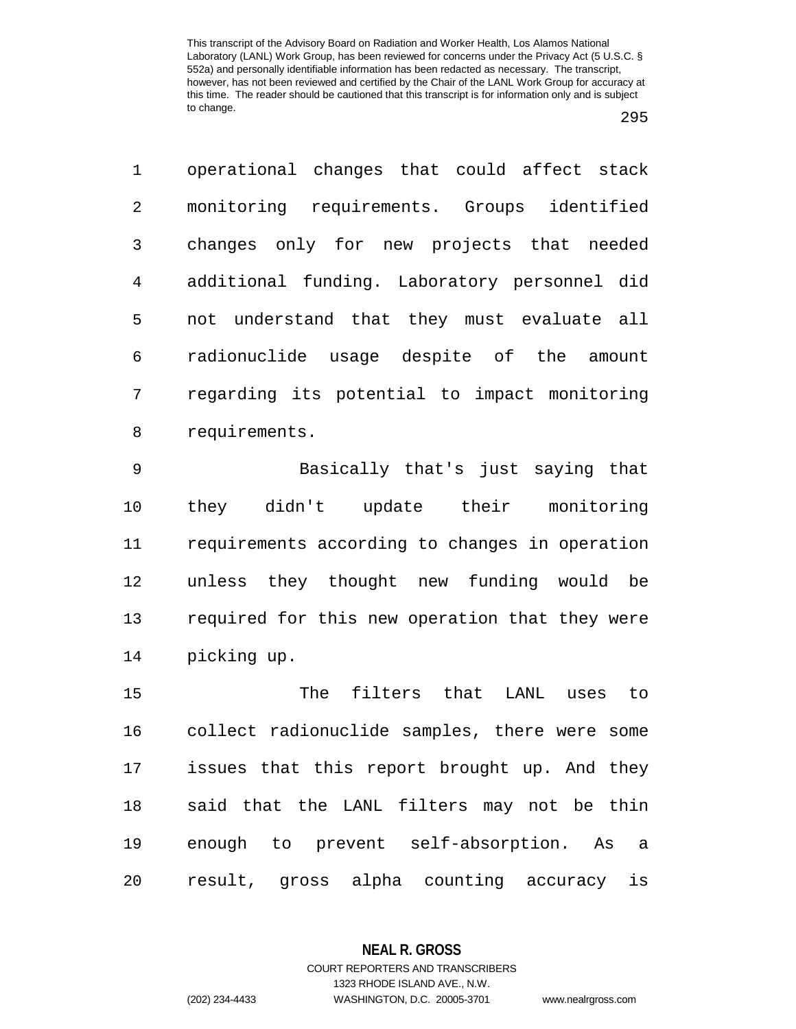operational changes that could affect stack monitoring requirements. Groups identified changes only for new projects that needed additional funding. Laboratory personnel did not understand that they must evaluate all radionuclide usage despite of the amount regarding its potential to impact monitoring requirements.

Basically that's just saying that they didn't update their monitoring requirements according to changes in operation unless they thought new funding would be required for this new operation that they were picking up.

The filters that LANL uses to collect radionuclide samples, there were some issues that this report brought up. And they said that the LANL filters may not be thin enough to prevent self-absorption. As a result, gross alpha counting accuracy is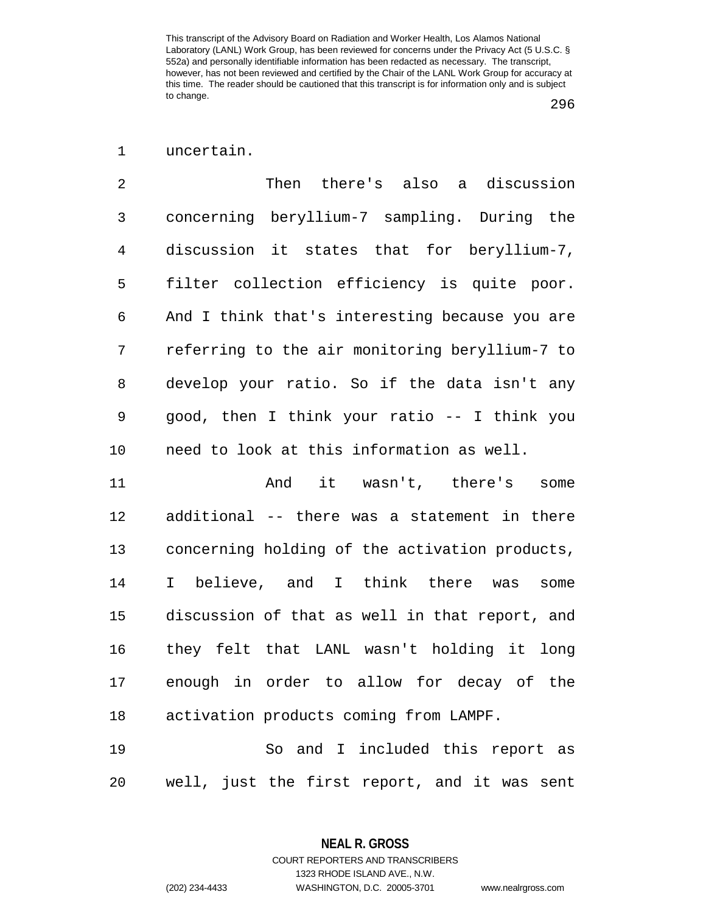uncertain.

Then there's also a discussion concerning beryllium-7 sampling. During the discussion it states that for beryllium-7, filter collection efficiency is quite poor. And I think that's interesting because you are referring to the air monitoring beryllium-7 to develop your ratio. So if the data isn't any good, then I think your ratio -- I think you need to look at this information as well.

And it wasn't, there's some additional -- there was a statement in there concerning holding of the activation products, I believe, and I think there was some discussion of that as well in that report, and they felt that LANL wasn't holding it long enough in order to allow for decay of the activation products coming from LAMPF.

So and I included this report as well, just the first report, and it was sent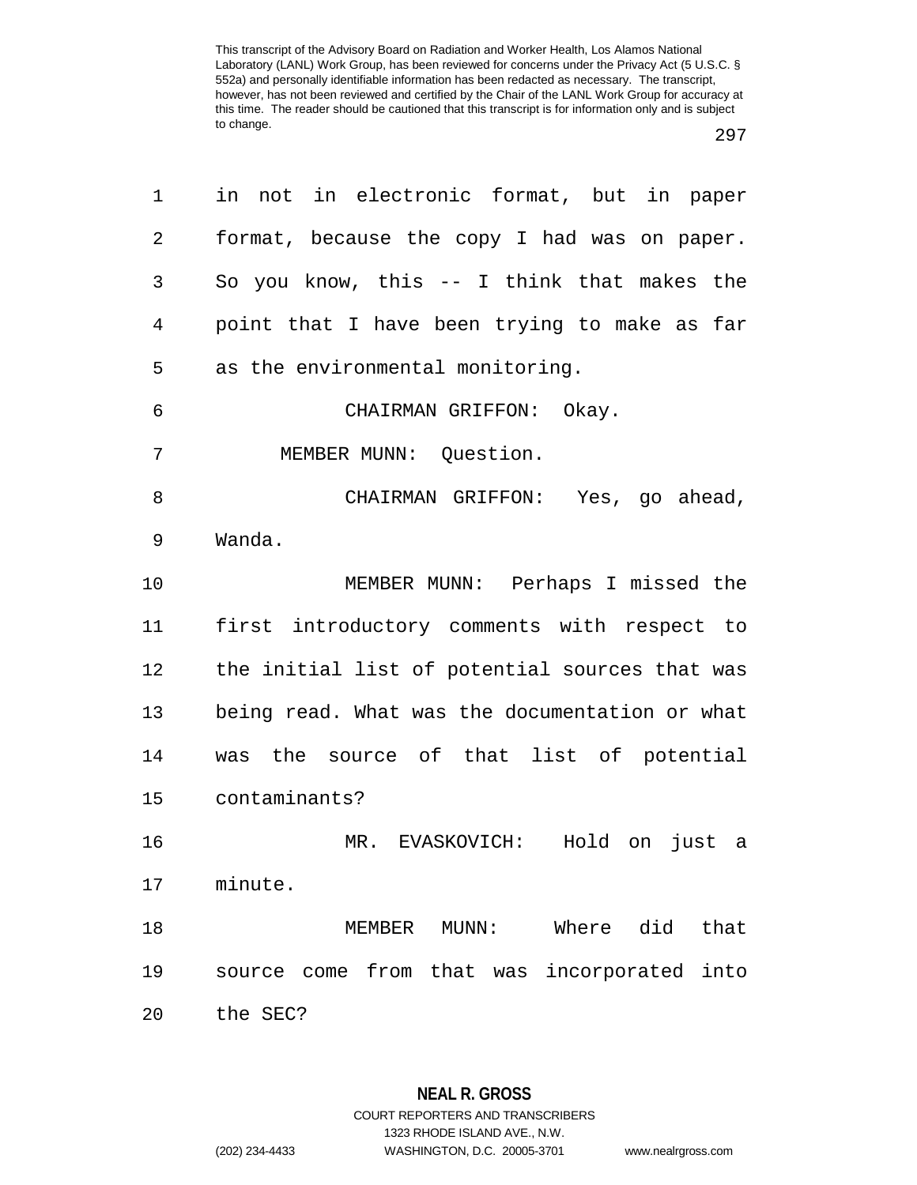in not in electronic format, but in paper format, because the copy I had was on paper. So you know, this -- I think that makes the point that I have been trying to make as far as the environmental monitoring.

CHAIRMAN GRIFFON: Okay.

MEMBER MUNN: Question.

CHAIRMAN GRIFFON: Yes, go ahead, Wanda.

MEMBER MUNN: Perhaps I missed the first introductory comments with respect to the initial list of potential sources that was being read. What was the documentation or what was the source of that list of potential contaminants?

MR. EVASKOVICH: Hold on just a minute.

MEMBER MUNN: Where did that source come from that was incorporated into the SEC?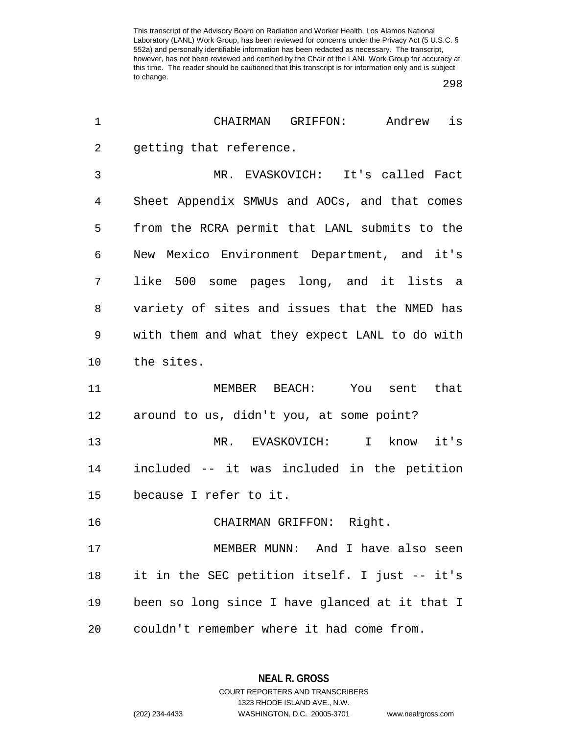CHAIRMAN GRIFFON: Andrew is getting that reference.

MR. EVASKOVICH: It's called Fact Sheet Appendix SMWUs and AOCs, and that comes from the RCRA permit that LANL submits to the New Mexico Environment Department, and it's like 500 some pages long, and it lists a variety of sites and issues that the NMED has with them and what they expect LANL to do with the sites.

MEMBER BEACH: You sent that around to us, didn't you, at some point?

MR. EVASKOVICH: I know it's included -- it was included in the petition because I refer to it.

CHAIRMAN GRIFFON: Right.

MEMBER MUNN: And I have also seen it in the SEC petition itself. I just -- it's been so long since I have glanced at it that I couldn't remember where it had come from.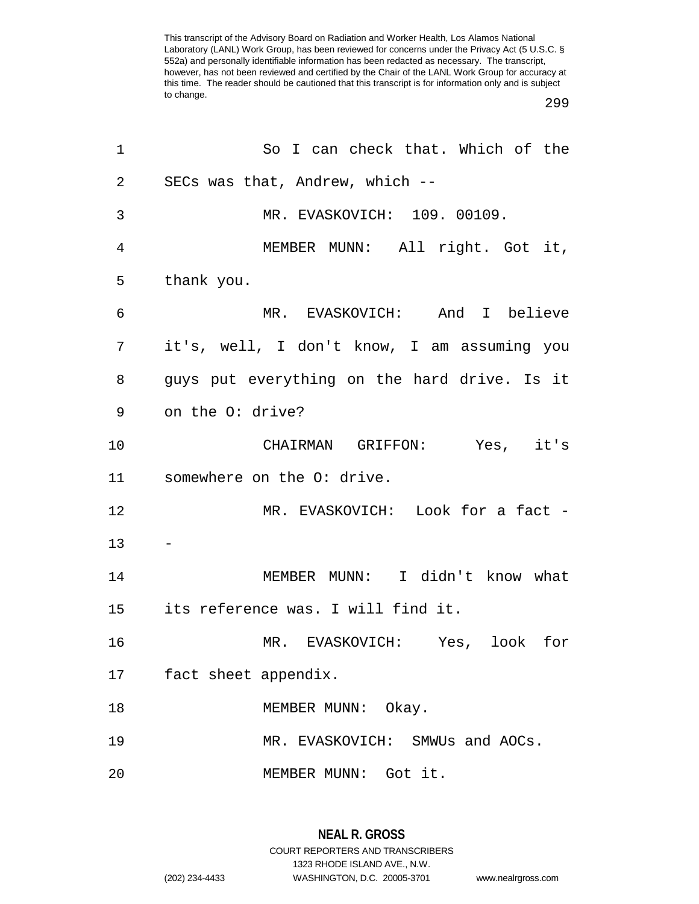So I can check that. Which of the SECs was that, Andrew, which --

MR. EVASKOVICH: 109. 00109.

MEMBER MUNN: All right. Got it, thank you.

MR. EVASKOVICH: And I believe it's, well, I don't know, I am assuming you guys put everything on the hard drive. Is it on the O: drive?

CHAIRMAN GRIFFON: Yes, it's somewhere on the O: drive.

MR. EVASKOVICH: Look for a fact --

MEMBER MUNN: I didn't know what its reference was. I will find it.

MR. EVASKOVICH: Yes, look for fact sheet appendix.

MEMBER MUNN: Okay.

MR. EVASKOVICH: SMWUs and AOCs.

MEMBER MUNN: Got it.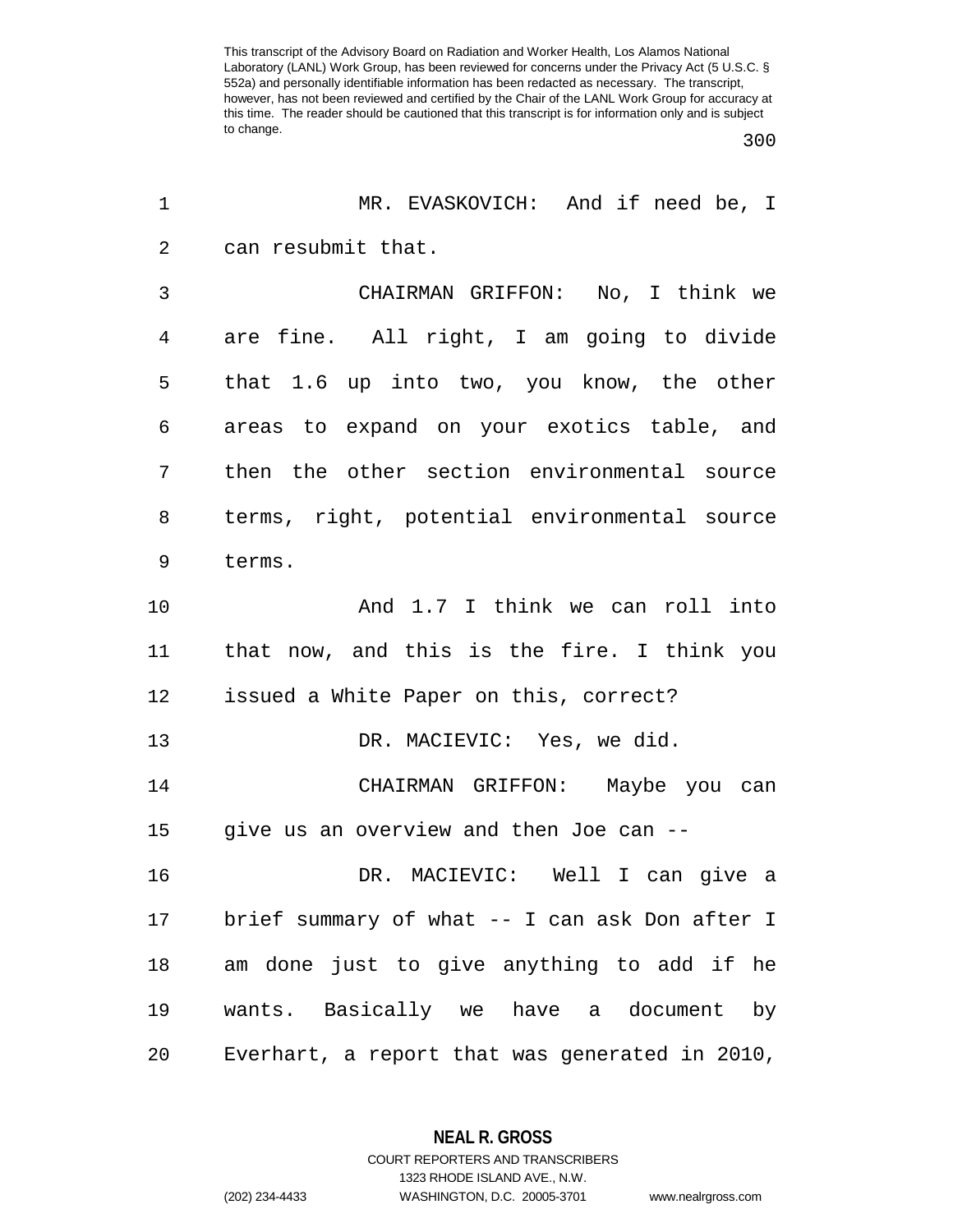MR. EVASKOVICH: And if need be, I can resubmit that.

CHAIRMAN GRIFFON: No, I think we are fine. All right, I am going to divide that 1.6 up into two, you know, the other areas to expand on your exotics table, and then the other section environmental source terms, right, potential environmental source terms.

And 1.7 I think we can roll into that now, and this is the fire. I think you issued a White Paper on this, correct?

DR. MACIEVIC: Yes, we did.

CHAIRMAN GRIFFON: Maybe you can give us an overview and then Joe can --

DR. MACIEVIC: Well I can give a brief summary of what -- I can ask Don after I am done just to give anything to add if he wants. Basically we have a document by Everhart, a report that was generated in 2010,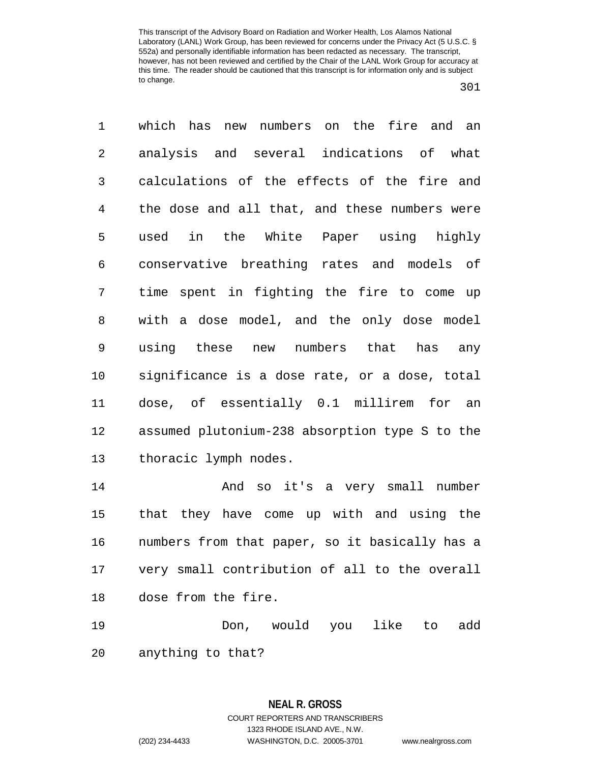which has new numbers on the fire and an analysis and several indications of what calculations of the effects of the fire and the dose and all that, and these numbers were used in the White Paper using highly conservative breathing rates and models of time spent in fighting the fire to come up with a dose model, and the only dose model using these new numbers that has any significance is a dose rate, or a dose, total dose, of essentially 0.1 millirem for an assumed plutonium-238 absorption type S to the thoracic lymph nodes.

And so it's a very small number that they have come up with and using the numbers from that paper, so it basically has a very small contribution of all to the overall dose from the fire.

Don, would you like to add anything to that?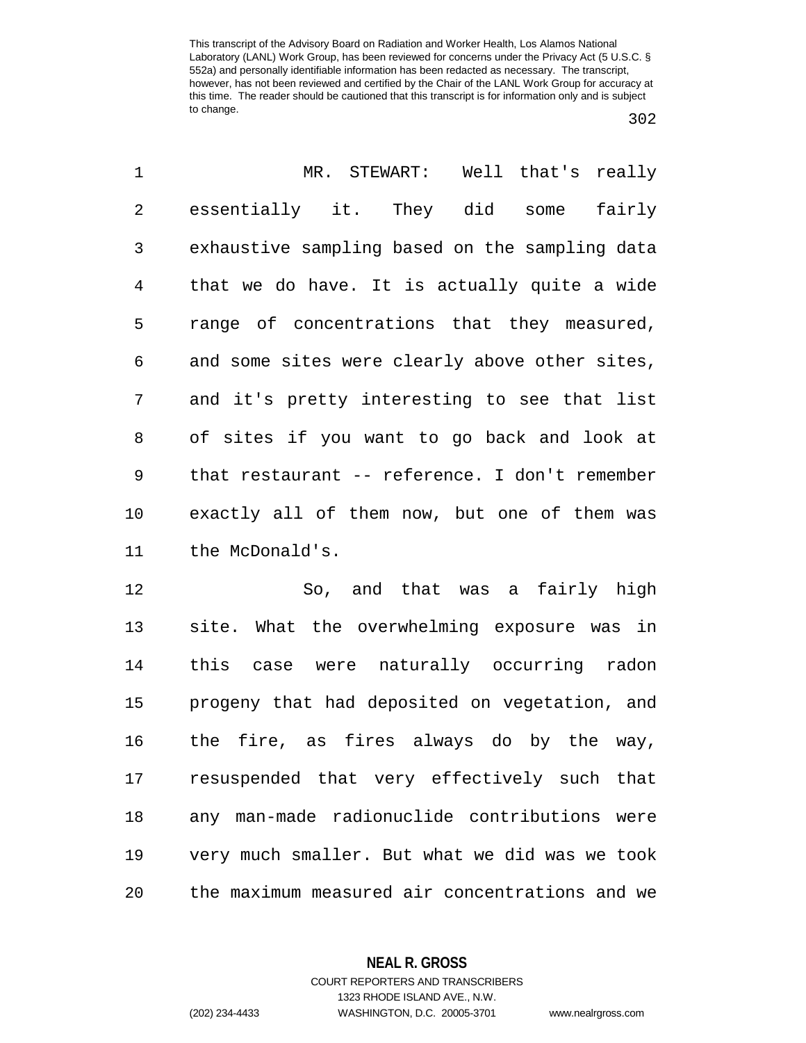MR. STEWART: Well that's really essentially it. They did some fairly exhaustive sampling based on the sampling data that we do have. It is actually quite a wide range of concentrations that they measured, and some sites were clearly above other sites, and it's pretty interesting to see that list of sites if you want to go back and look at that restaurant -- reference. I don't remember exactly all of them now, but one of them was the McDonald's.

So, and that was a fairly high site. What the overwhelming exposure was in this case were naturally occurring radon progeny that had deposited on vegetation, and the fire, as fires always do by the way, resuspended that very effectively such that any man-made radionuclide contributions were very much smaller. But what we did was we took the maximum measured air concentrations and we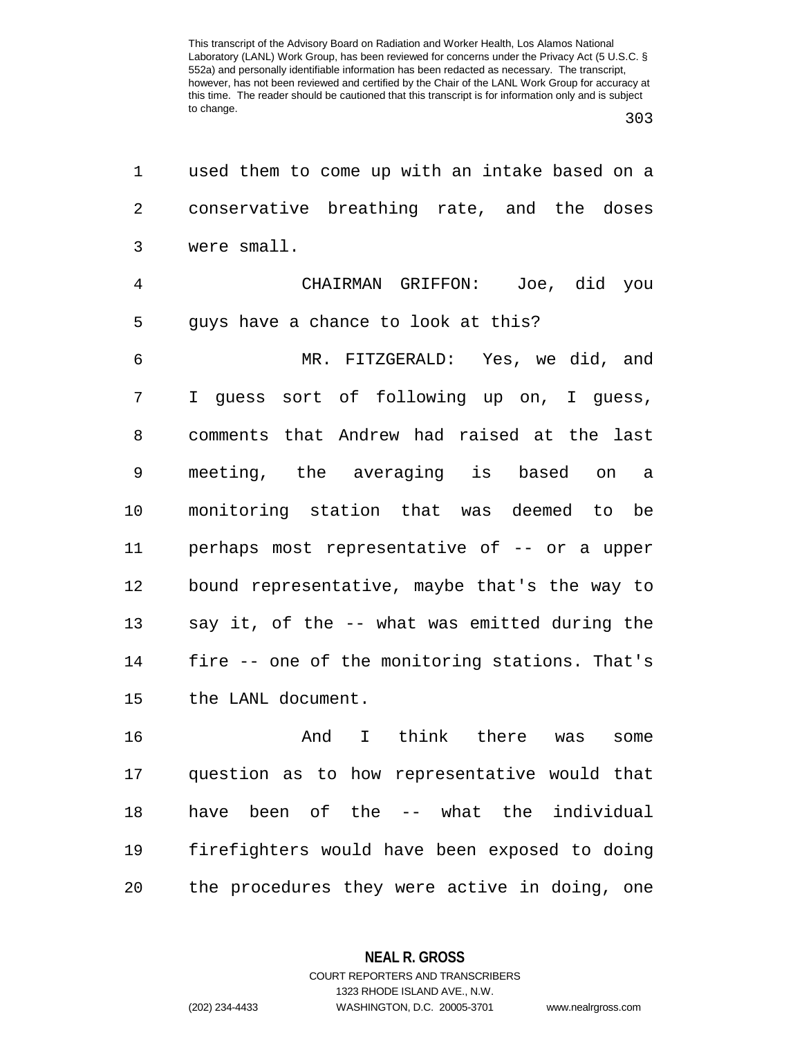used them to come up with an intake based on a conservative breathing rate, and the doses were small.

CHAIRMAN GRIFFON: Joe, did you guys have a chance to look at this?

MR. FITZGERALD: Yes, we did, and I guess sort of following up on, I guess, comments that Andrew had raised at the last meeting, the averaging is based on a monitoring station that was deemed to be perhaps most representative of -- or a upper bound representative, maybe that's the way to say it, of the -- what was emitted during the fire -- one of the monitoring stations. That's the LANL document.

And I think there was some question as to how representative would that have been of the -- what the individual firefighters would have been exposed to doing the procedures they were active in doing, one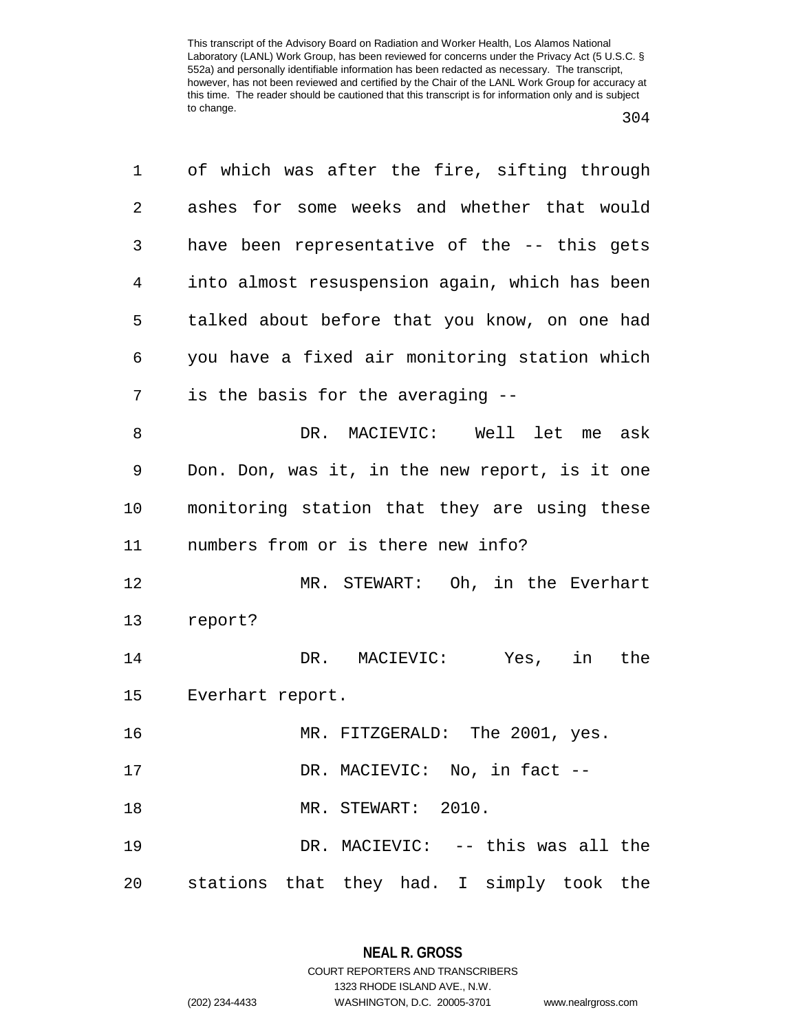of which was after the fire, sifting through ashes for some weeks and whether that would have been representative of the -- this gets into almost resuspension again, which has been talked about before that you know, on one had you have a fixed air monitoring station which is the basis for the averaging --

DR. MACIEVIC: Well let me ask Don. Don, was it, in the new report, is it one monitoring station that they are using these numbers from or is there new info?

MR. STEWART: Oh, in the Everhart report?

DR. MACIEVIC: Yes, in the Everhart report.

MR. FITZGERALD: The 2001, yes.

DR. MACIEVIC: No, in fact --

MR. STEWART: 2010.

DR. MACIEVIC: -- this was all the stations that they had. I simply took the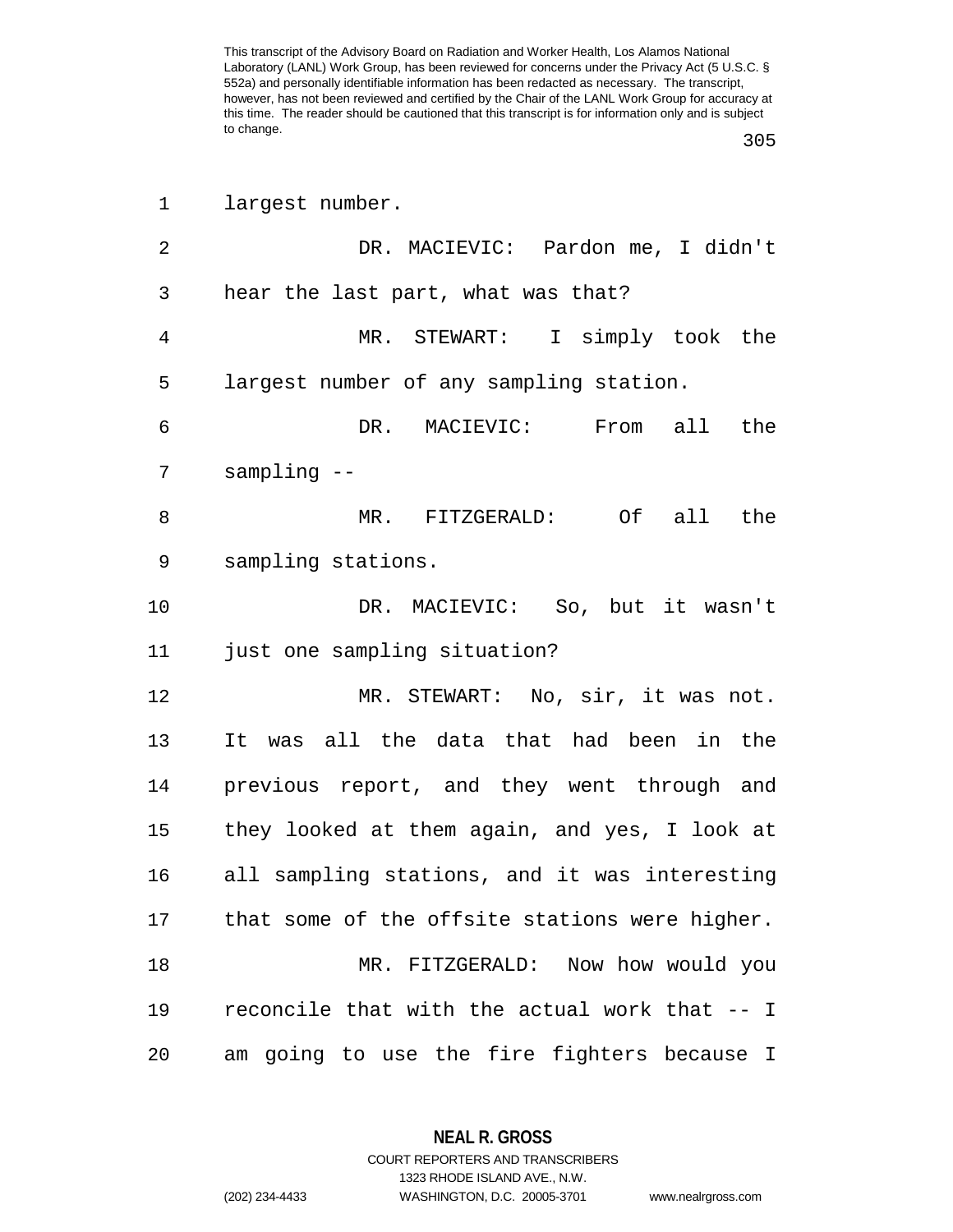largest number.

DR. MACIEVIC: Pardon me, I didn't hear the last part, what was that?

MR. STEWART: I simply took the largest number of any sampling station.

DR. MACIEVIC: From all the sampling --

MR. FITZGERALD: Of all the sampling stations.

DR. MACIEVIC: So, but it wasn't just one sampling situation?

MR. STEWART: No, sir, it was not. It was all the data that had been in the previous report, and they went through and they looked at them again, and yes, I look at all sampling stations, and it was interesting that some of the offsite stations were higher.

MR. FITZGERALD: Now how would you reconcile that with the actual work that -- I am going to use the fire fighters because I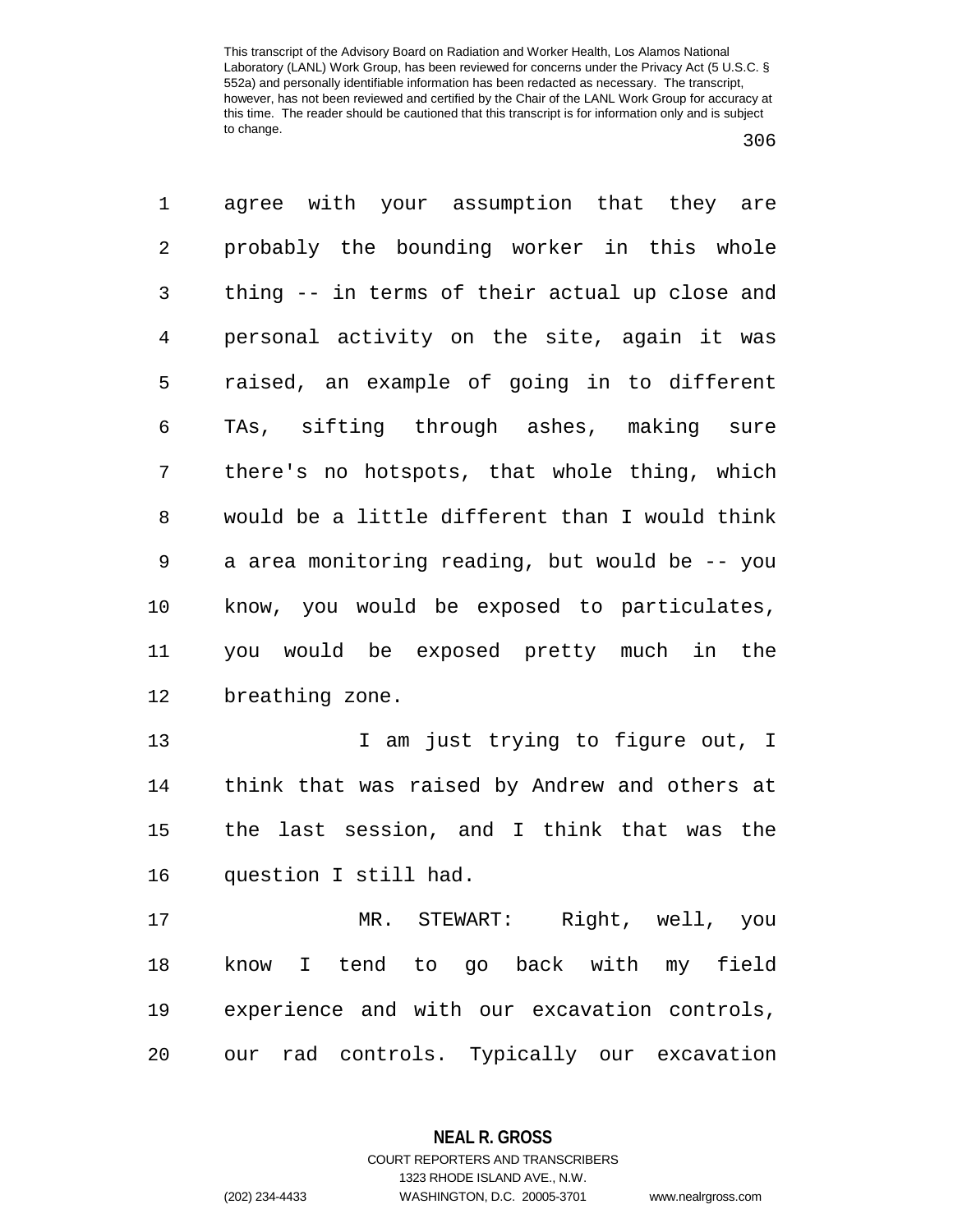agree with your assumption that they are probably the bounding worker in this whole thing -- in terms of their actual up close and personal activity on the site, again it was raised, an example of going in to different TAs, sifting through ashes, making sure there's no hotspots, that whole thing, which would be a little different than I would think a area monitoring reading, but would be -- you know, you would be exposed to particulates, you would be exposed pretty much in the breathing zone.

I am just trying to figure out, I think that was raised by Andrew and others at the last session, and I think that was the question I still had.

MR. STEWART: Right, well, you know I tend to go back with my field experience and with our excavation controls, our rad controls. Typically our excavation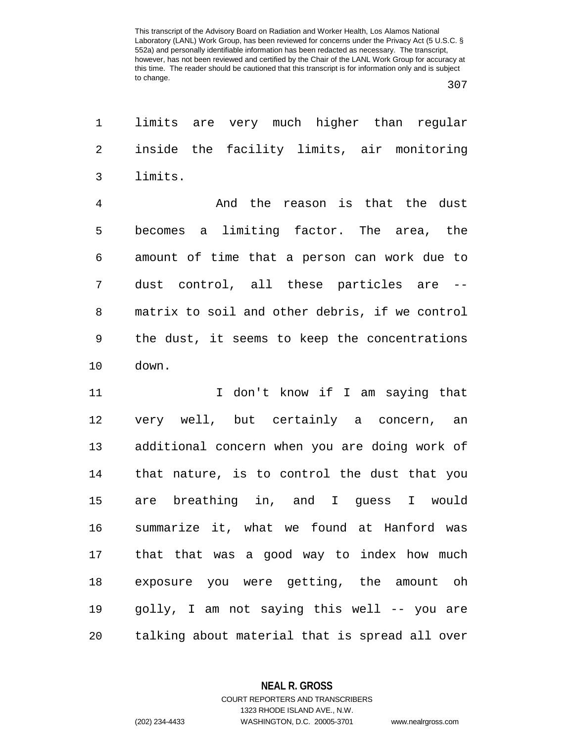This transcript of the Advisory Board on Radiation and Worker Health, Los Alamos National Laboratory (LANL) Work Group, has been reviewed for concerns under the Privacy Act (5 U.S.C. § 552a) and personally identifiable information has been redacted as necessary. The transcript, however, has not been reviewed and certified by the Chair of the LANL Work Group for accuracy at this time. The reader should be cautioned that this transcript is for information only and is subject to change.

limits are very much higher than regular inside the facility limits, air monitoring limits.

And the reason is that the dust becomes a limiting factor. The area, the amount of time that a person can work due to dust control, all these particles are -- matrix to soil and other debris, if we control the dust, it seems to keep the concentrations down.

I don't know if I am saying that very well, but certainly a concern, an additional concern when you are doing work of that nature, is to control the dust that you are breathing in, and I guess I would summarize it, what we found at Hanford was that that was a good way to index how much exposure you were getting, the amount oh golly, I am not saying this well -- you are talking about material that is spread all over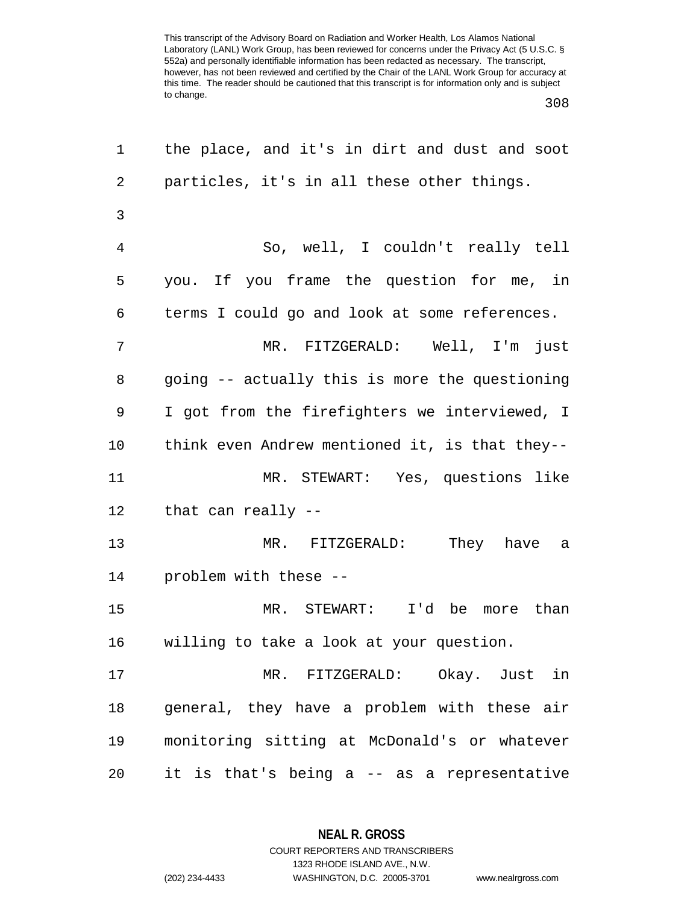the place, and it's in dirt and dust and soot particles, it's in all these other things.

So, well, I couldn't really tell you. If you frame the question for me, in terms I could go and look at some references.

MR. FITZGERALD: Well, I'm just going -- actually this is more the questioning I got from the firefighters we interviewed, I think even Andrew mentioned it, is that they--

MR. STEWART: Yes, questions like that can really --

MR. FITZGERALD: They have a problem with these --

MR. STEWART: I'd be more than willing to take a look at your question.

MR. FITZGERALD: Okay. Just in general, they have a problem with these air monitoring sitting at McDonald's or whatever it is that's being a -- as a representative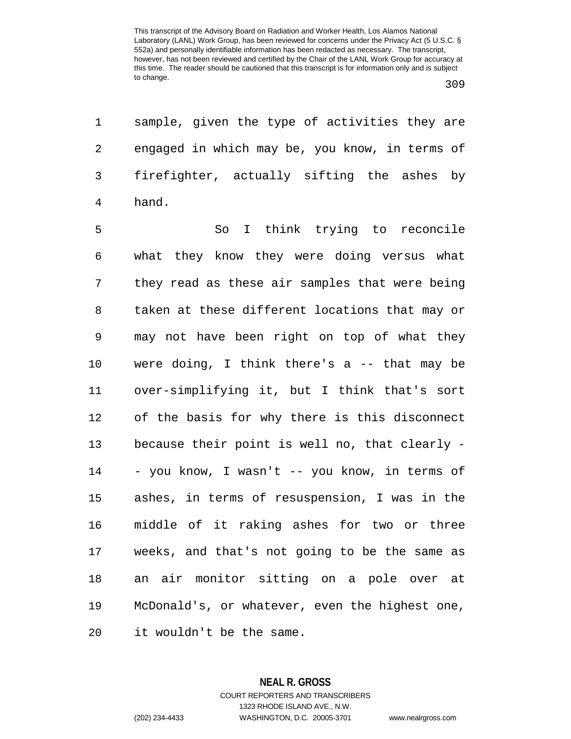sample, given the type of activities they are engaged in which may be, you know, in terms of firefighter, actually sifting the ashes by hand.

So I think trying to reconcile what they know they were doing versus what they read as these air samples that were being taken at these different locations that may or may not have been right on top of what they were doing, I think there's a -- that may be over-simplifying it, but I think that's sort of the basis for why there is this disconnect because their point is well no, that clearly -- you know, I wasn't -- you know, in terms of ashes, in terms of resuspension, I was in the middle of it raking ashes for two or three weeks, and that's not going to be the same as an air monitor sitting on a pole over at McDonald's, or whatever, even the highest one, it wouldn't be the same.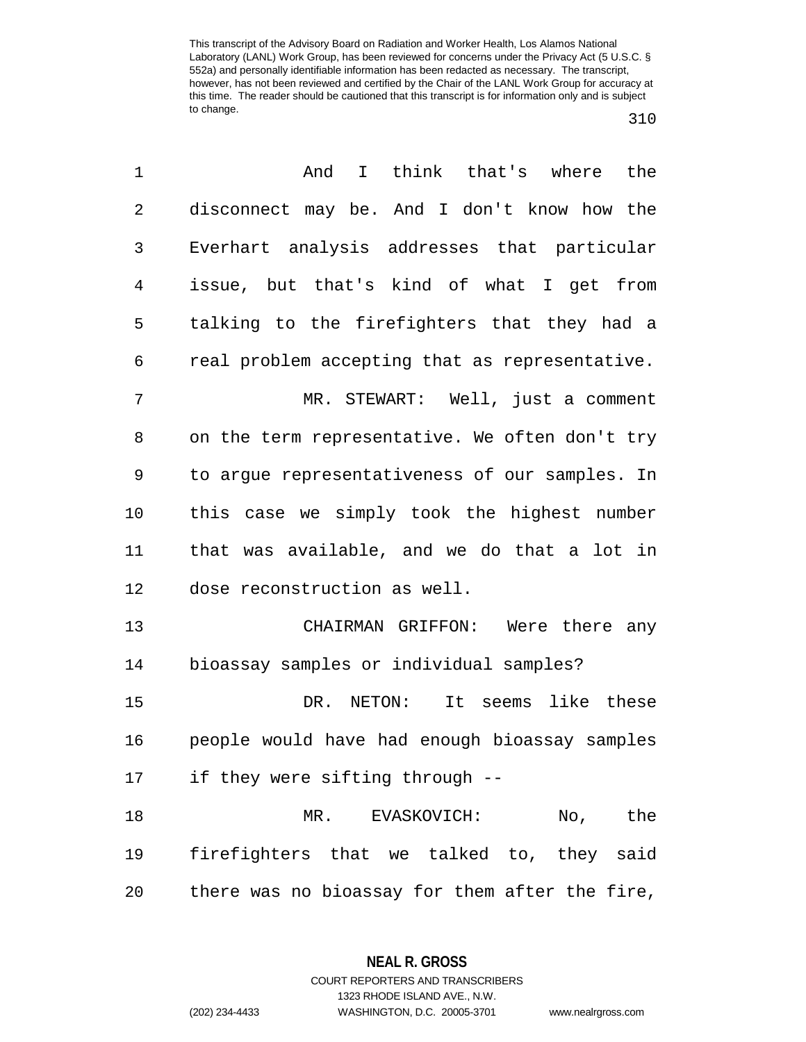And I think that's where the disconnect may be. And I don't know how the Everhart analysis addresses that particular issue, but that's kind of what I get from talking to the firefighters that they had a real problem accepting that as representative.

MR. STEWART: Well, just a comment on the term representative. We often don't try to argue representativeness of our samples. In this case we simply took the highest number that was available, and we do that a lot in dose reconstruction as well.

CHAIRMAN GRIFFON: Were there any bioassay samples or individual samples?

DR. NETON: It seems like these people would have had enough bioassay samples if they were sifting through --

MR. EVASKOVICH: No, the firefighters that we talked to, they said there was no bioassay for them after the fire,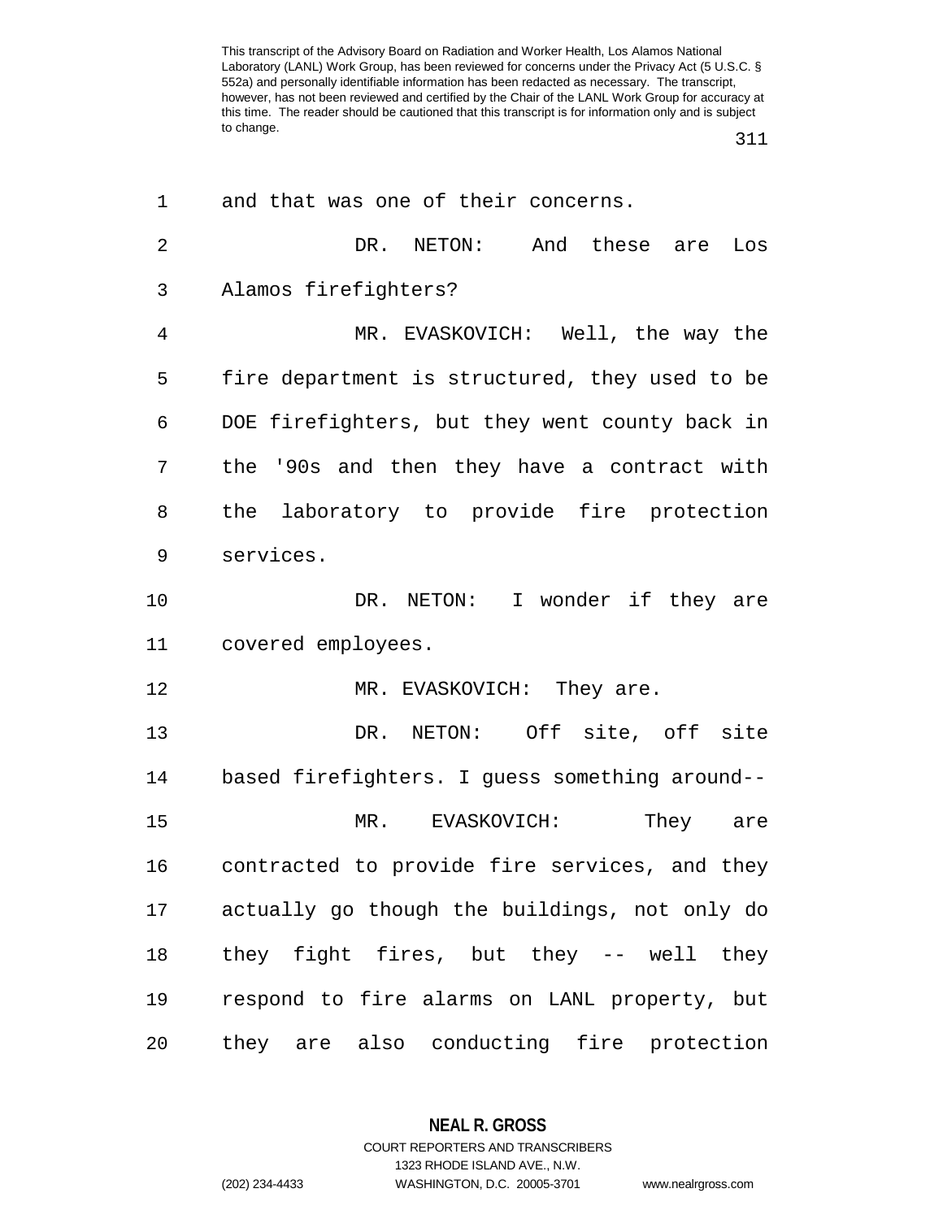and that was one of their concerns.

DR. NETON: And these are Los Alamos firefighters?

MR. EVASKOVICH: Well, the way the fire department is structured, they used to be DOE firefighters, but they went county back in the '90s and then they have a contract with the laboratory to provide fire protection services.

DR. NETON: I wonder if they are covered employees.

MR. EVASKOVICH: They are.

DR. NETON: Off site, off site based firefighters. I guess something around--

MR. EVASKOVICH: They are contracted to provide fire services, and they actually go though the buildings, not only do they fight fires, but they -- well they respond to fire alarms on LANL property, but they are also conducting fire protection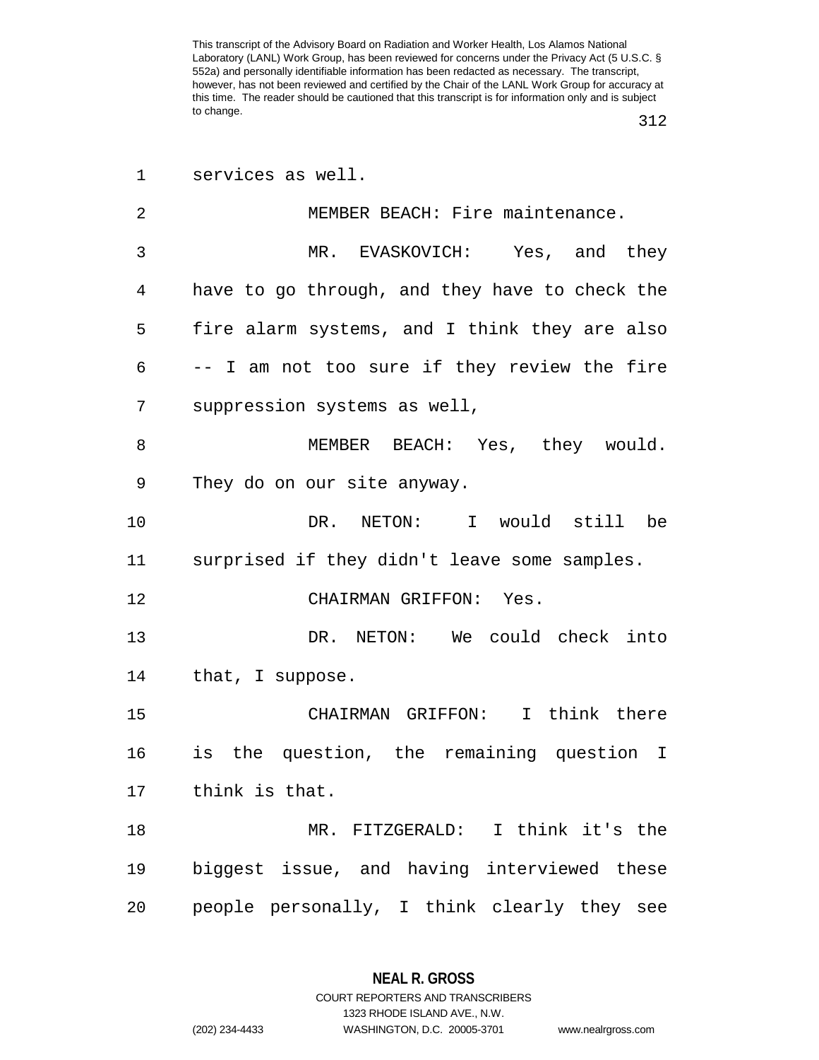services as well.

MEMBER BEACH: Fire maintenance.

MR. EVASKOVICH: Yes, and they have to go through, and they have to check the fire alarm systems, and I think they are also -- I am not too sure if they review the fire suppression systems as well,

MEMBER BEACH: Yes, they would. They do on our site anyway.

DR. NETON: I would still be surprised if they didn't leave some samples.

CHAIRMAN GRIFFON: Yes.

DR. NETON: We could check into that, I suppose.

CHAIRMAN GRIFFON: I think there is the question, the remaining question I think is that.

MR. FITZGERALD: I think it's the biggest issue, and having interviewed these people personally, I think clearly they see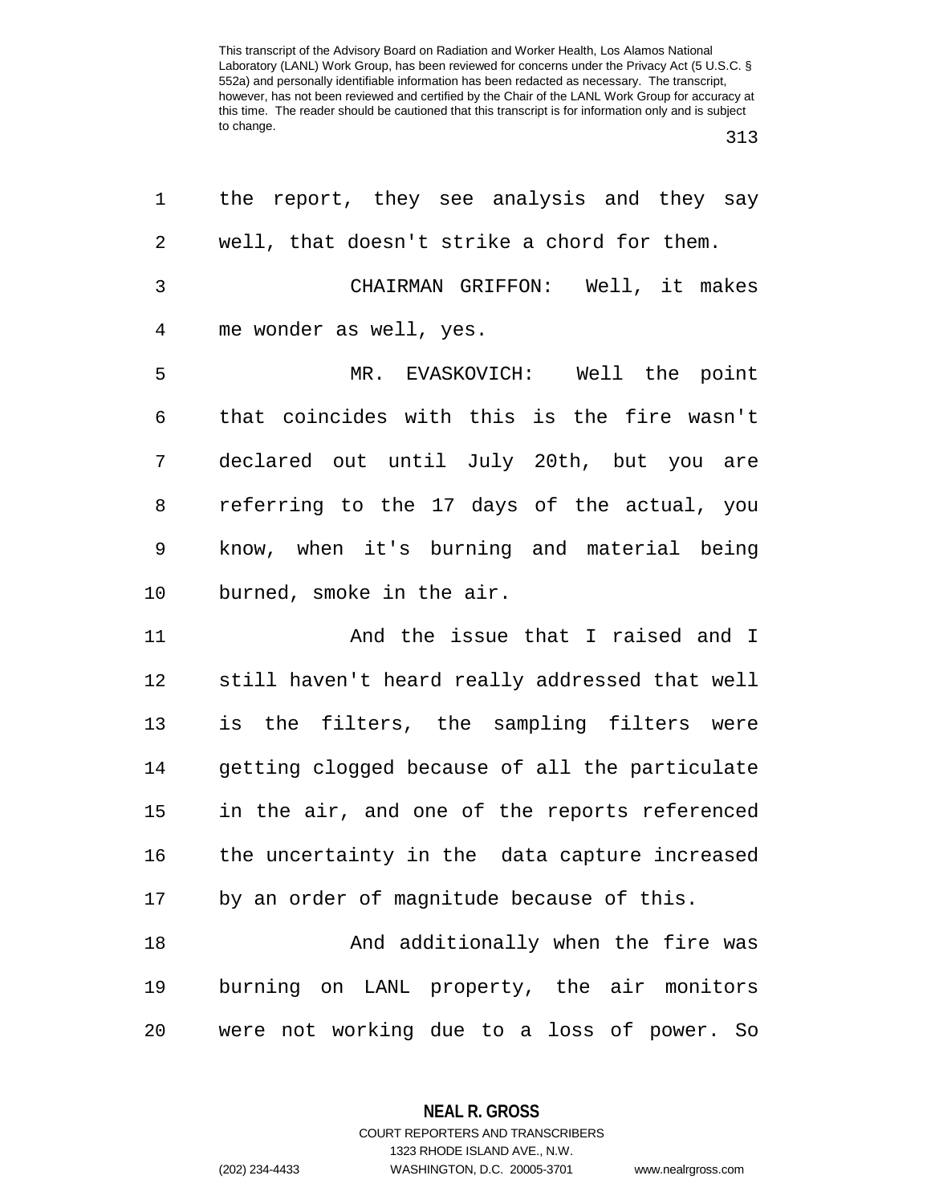the report, they see analysis and they say well, that doesn't strike a chord for them.

CHAIRMAN GRIFFON: Well, it makes me wonder as well, yes.

MR. EVASKOVICH: Well the point that coincides with this is the fire wasn't declared out until July 20th, but you are referring to the 17 days of the actual, you know, when it's burning and material being burned, smoke in the air.

And the issue that I raised and I still haven't heard really addressed that well is the filters, the sampling filters were getting clogged because of all the particulate in the air, and one of the reports referenced the uncertainty in the data capture increased by an order of magnitude because of this.

And additionally when the fire was burning on LANL property, the air monitors were not working due to a loss of power. So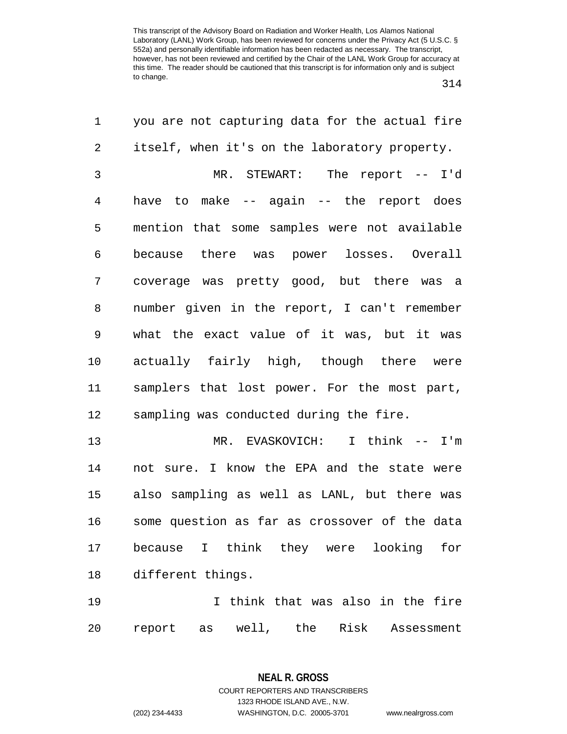you are not capturing data for the actual fire itself, when it's on the laboratory property.

MR. STEWART: The report -- I'd have to make -- again -- the report does mention that some samples were not available because there was power losses. Overall coverage was pretty good, but there was a number given in the report, I can't remember what the exact value of it was, but it was actually fairly high, though there were samplers that lost power. For the most part, sampling was conducted during the fire.

MR. EVASKOVICH: I think -- I'm not sure. I know the EPA and the state were also sampling as well as LANL, but there was some question as far as crossover of the data because I think they were looking for different things.

I think that was also in the fire report as well, the Risk Assessment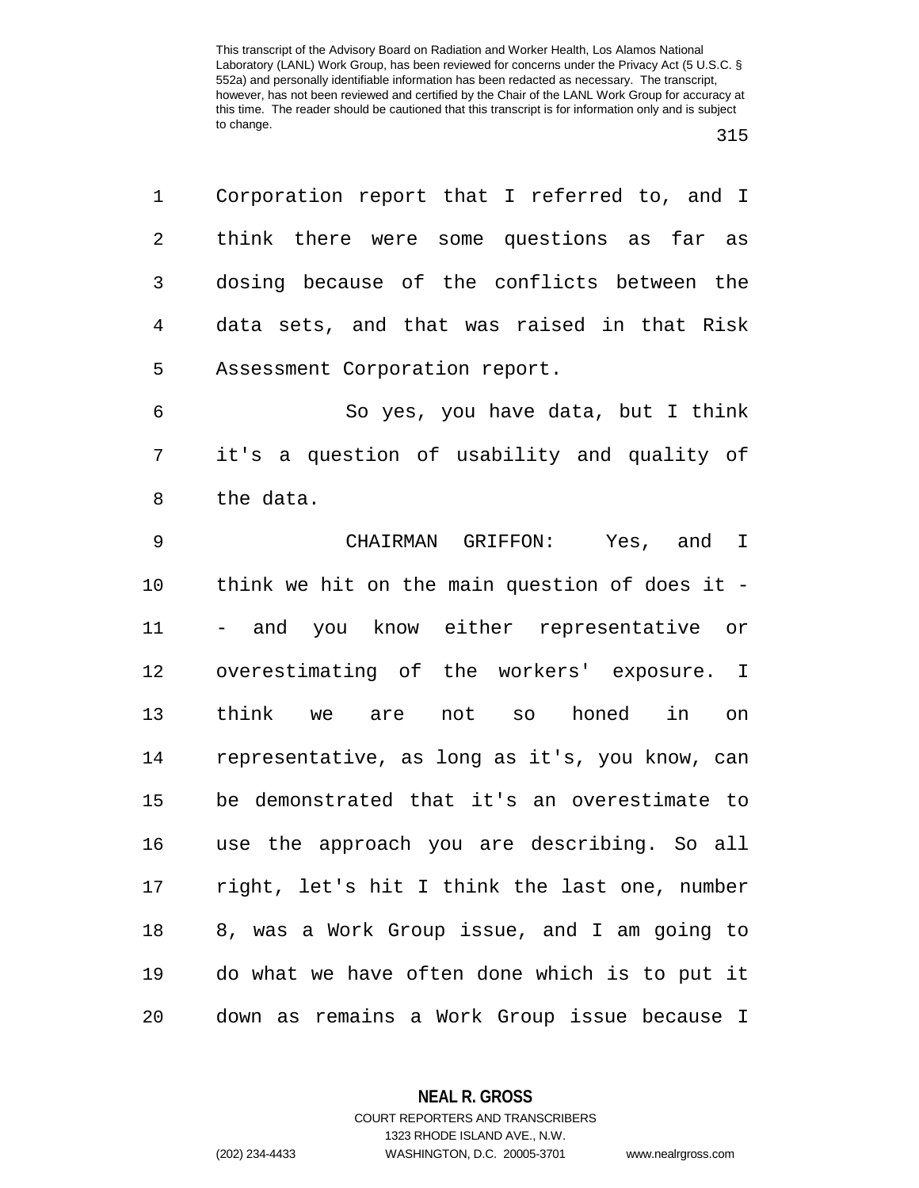Corporation report that I referred to, and I think there were some questions as far as dosing because of the conflicts between the data sets, and that was raised in that Risk Assessment Corporation report.

So yes, you have data, but I think it's a question of usability and quality of the data.

CHAIRMAN GRIFFON: Yes, and I think we hit on the main question of does it -- and you know either representative or overestimating of the workers' exposure. I think we are not so honed in on representative, as long as it's, you know, can be demonstrated that it's an overestimate to use the approach you are describing. So all right, let's hit I think the last one, number 8, was a Work Group issue, and I am going to do what we have often done which is to put it down as remains a Work Group issue because I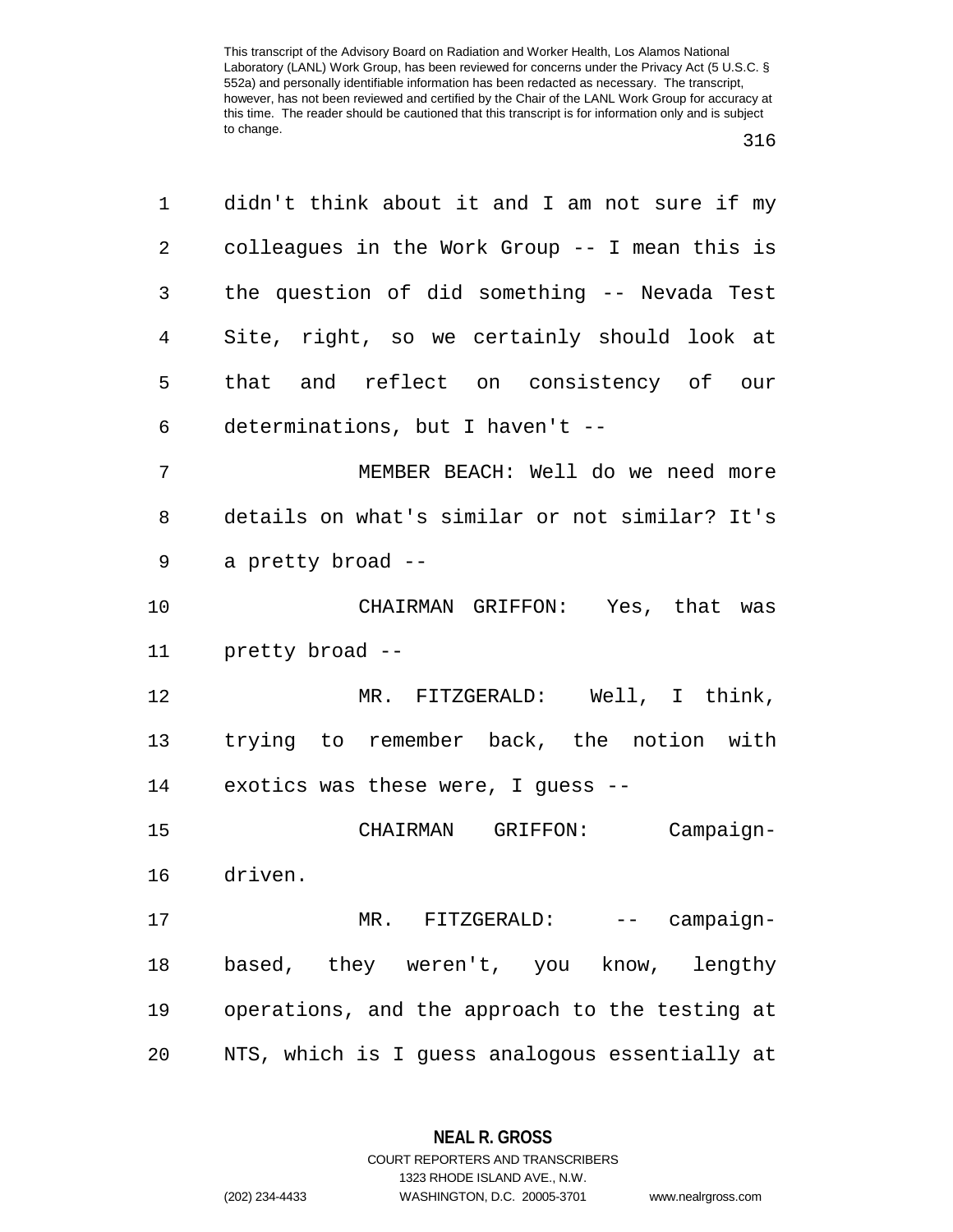didn't think about it and I am not sure if my colleagues in the Work Group -- I mean this is the question of did something -- Nevada Test Site, right, so we certainly should look at that and reflect on consistency of our determinations, but I haven't --

MEMBER BEACH: Well do we need more details on what's similar or not similar? It's a pretty broad --

CHAIRMAN GRIFFON: Yes, that was pretty broad --

MR. FITZGERALD: Well, I think, trying to remember back, the notion with exotics was these were, I guess --

CHAIRMAN GRIFFON: Campaign-driven.

MR. FITZGERALD: -- campaign-based, they weren't, you know, lengthy operations, and the approach to the testing at NTS, which is I guess analogous essentially at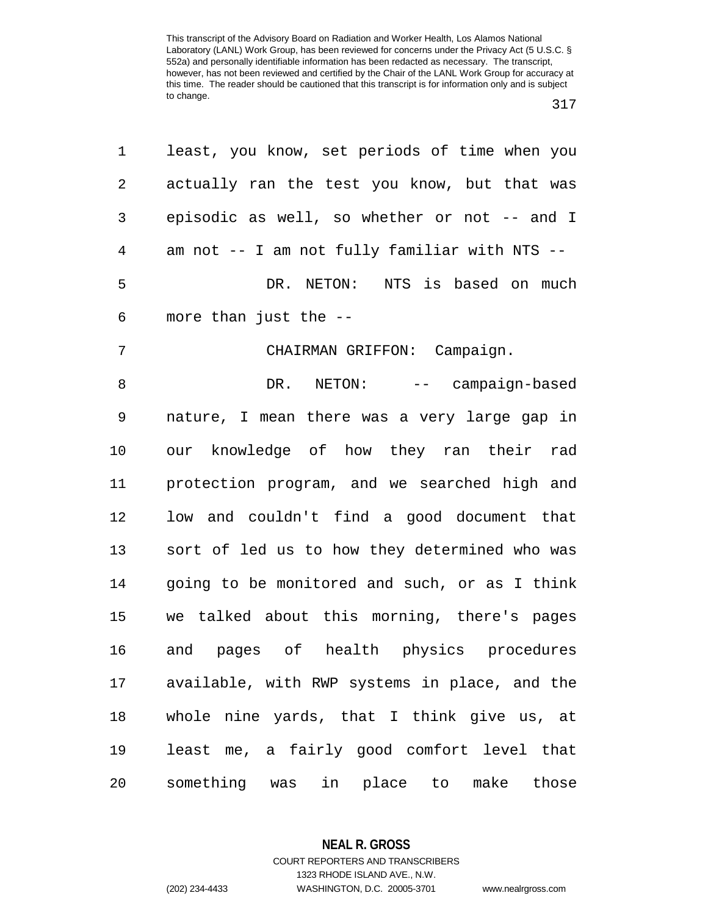least, you know, set periods of time when you actually ran the test you know, but that was episodic as well, so whether or not -- and I am not -- I am not fully familiar with NTS --

DR. NETON: NTS is based on much more than just the --

CHAIRMAN GRIFFON: Campaign.

DR. NETON: -- campaign-based nature, I mean there was a very large gap in our knowledge of how they ran their rad protection program, and we searched high and low and couldn't find a good document that sort of led us to how they determined who was going to be monitored and such, or as I think we talked about this morning, there's pages and pages of health physics procedures available, with RWP systems in place, and the whole nine yards, that I think give us, at least me, a fairly good comfort level that something was in place to make those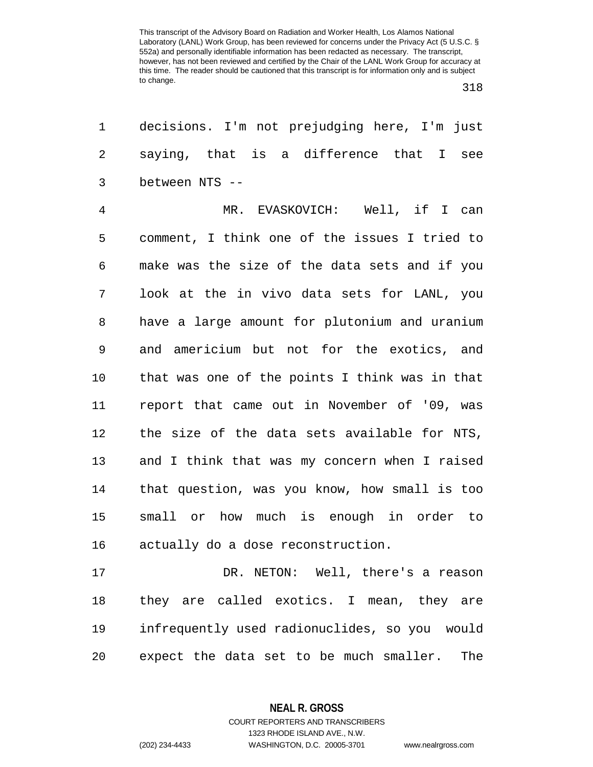decisions. I'm not prejudging here, I'm just saying, that is a difference that I see between NTS --

MR. EVASKOVICH: Well, if I can comment, I think one of the issues I tried to make was the size of the data sets and if you look at the in vivo data sets for LANL, you have a large amount for plutonium and uranium and americium but not for the exotics, and that was one of the points I think was in that report that came out in November of '09, was the size of the data sets available for NTS, and I think that was my concern when I raised that question, was you know, how small is too small or how much is enough in order to actually do a dose reconstruction.

DR. NETON: Well, there's a reason they are called exotics. I mean, they are infrequently used radionuclides, so you would expect the data set to be much smaller. The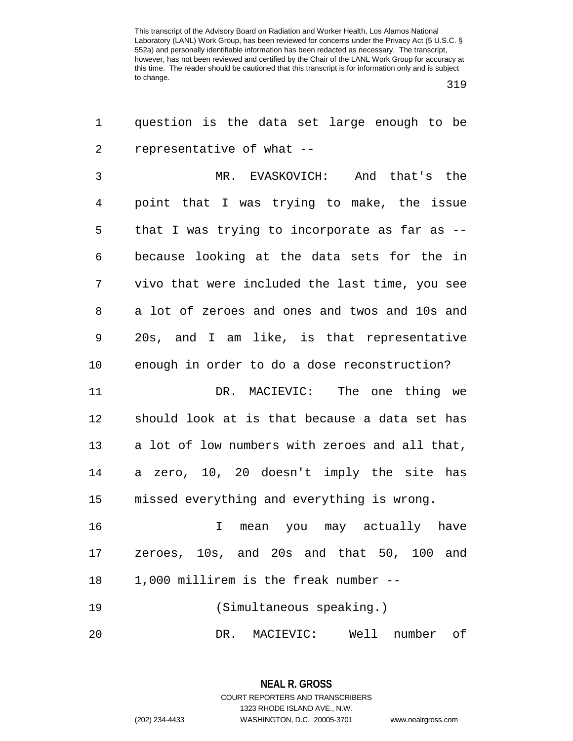question is the data set large enough to be representative of what --

MR. EVASKOVICH: And that's the point that I was trying to make, the issue that I was trying to incorporate as far as -- because looking at the data sets for the in vivo that were included the last time, you see a lot of zeroes and ones and twos and 10s and 20s, and I am like, is that representative enough in order to do a dose reconstruction?

DR. MACIEVIC: The one thing we should look at is that because a data set has a lot of low numbers with zeroes and all that, a zero, 10, 20 doesn't imply the site has missed everything and everything is wrong.

I mean you may actually have zeroes, 10s, and 20s and that 50, 100 and 1,000 millirem is the freak number --

(Simultaneous speaking.)

DR. MACIEVIC: Well number of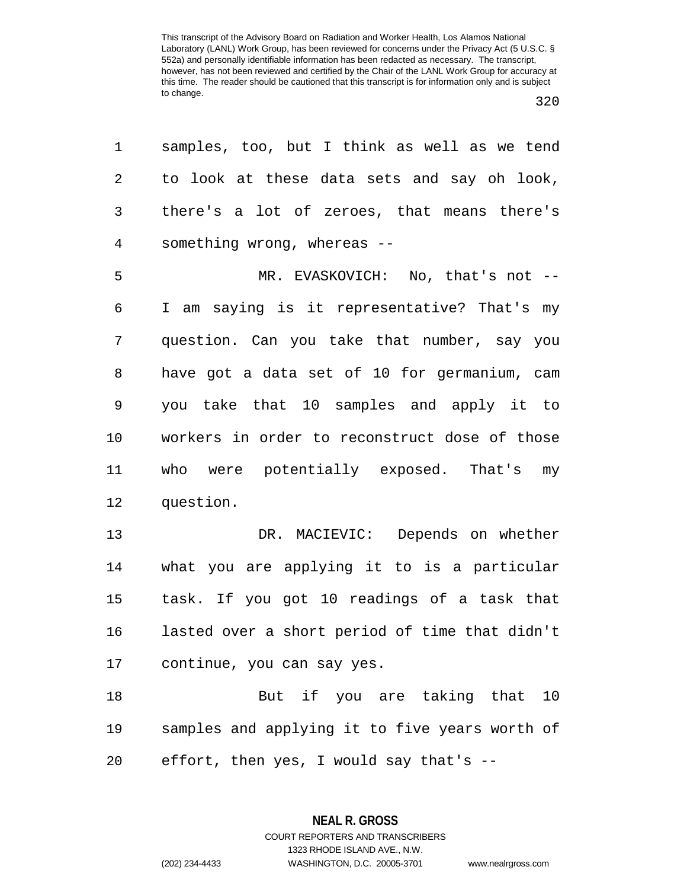samples, too, but I think as well as we tend to look at these data sets and say oh look, there's a lot of zeroes, that means there's something wrong, whereas --

MR. EVASKOVICH: No, that's not -- I am saying is it representative? That's my question. Can you take that number, say you have got a data set of 10 for germanium, cam you take that 10 samples and apply it to workers in order to reconstruct dose of those who were potentially exposed. That's my question.

DR. MACIEVIC: Depends on whether what you are applying it to is a particular task. If you got 10 readings of a task that lasted over a short period of time that didn't continue, you can say yes.

But if you are taking that 10 samples and applying it to five years worth of effort, then yes, I would say that's --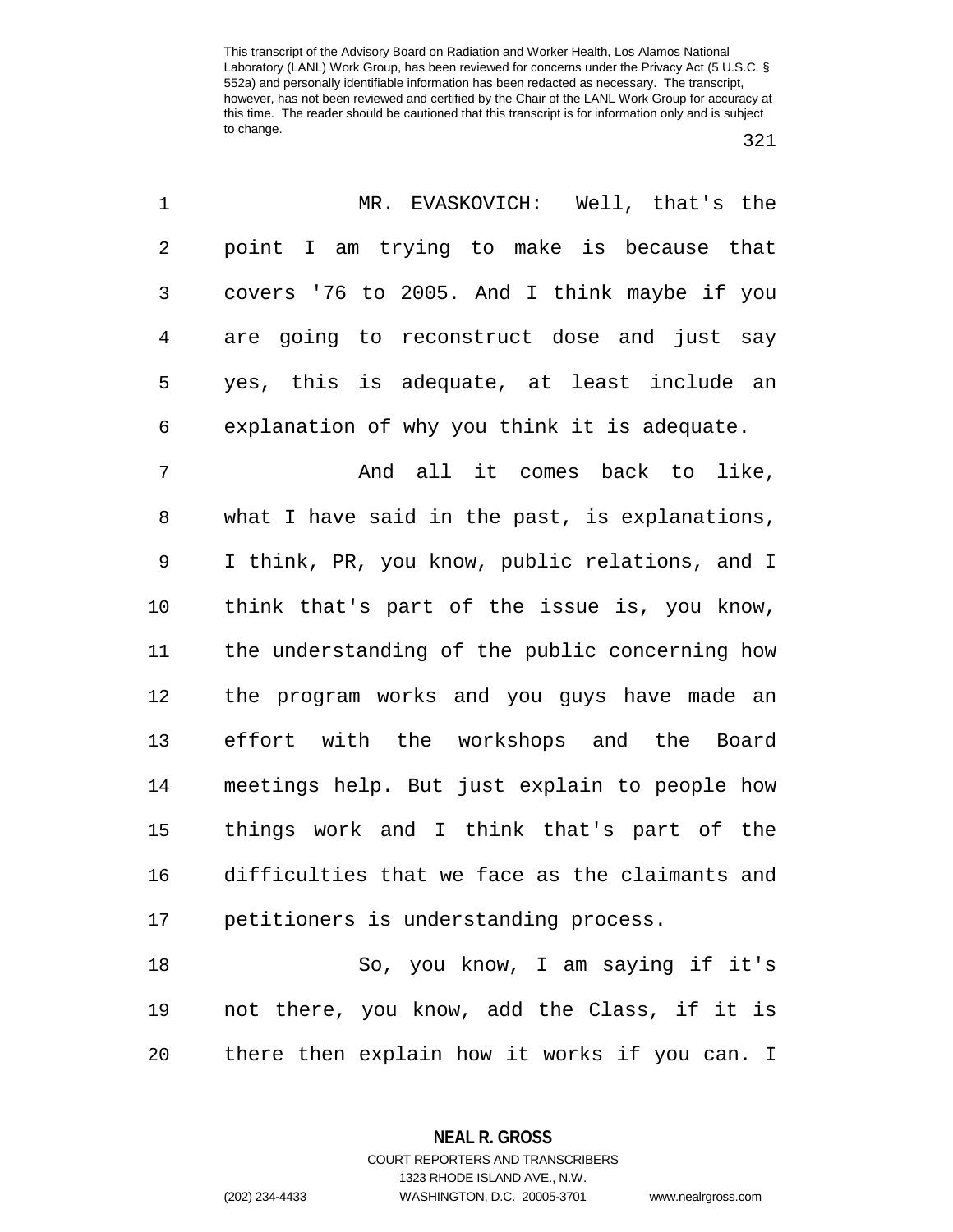MR. EVASKOVICH: Well, that's the point I am trying to make is because that covers '76 to 2005. And I think maybe if you are going to reconstruct dose and just say yes, this is adequate, at least include an explanation of why you think it is adequate.

And all it comes back to like, what I have said in the past, is explanations, I think, PR, you know, public relations, and I think that's part of the issue is, you know, the understanding of the public concerning how the program works and you guys have made an effort with the workshops and the Board meetings help. But just explain to people how things work and I think that's part of the difficulties that we face as the claimants and petitioners is understanding process.

So, you know, I am saying if it's not there, you know, add the Class, if it is there then explain how it works if you can. I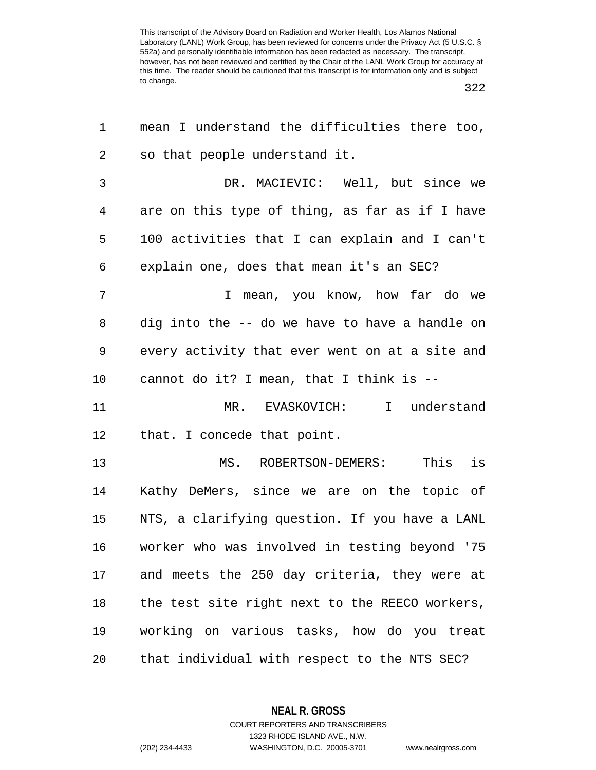mean I understand the difficulties there too, so that people understand it.

DR. MACIEVIC: Well, but since we are on this type of thing, as far as if I have 100 activities that I can explain and I can't explain one, does that mean it's an SEC?

I mean, you know, how far do we dig into the -- do we have to have a handle on every activity that ever went on at a site and cannot do it? I mean, that I think is --

MR. EVASKOVICH: I understand that. I concede that point.

MS. ROBERTSON-DEMERS: This is Kathy DeMers, since we are on the topic of NTS, a clarifying question. If you have a LANL worker who was involved in testing beyond '75 and meets the 250 day criteria, they were at the test site right next to the REECO workers, working on various tasks, how do you treat that individual with respect to the NTS SEC?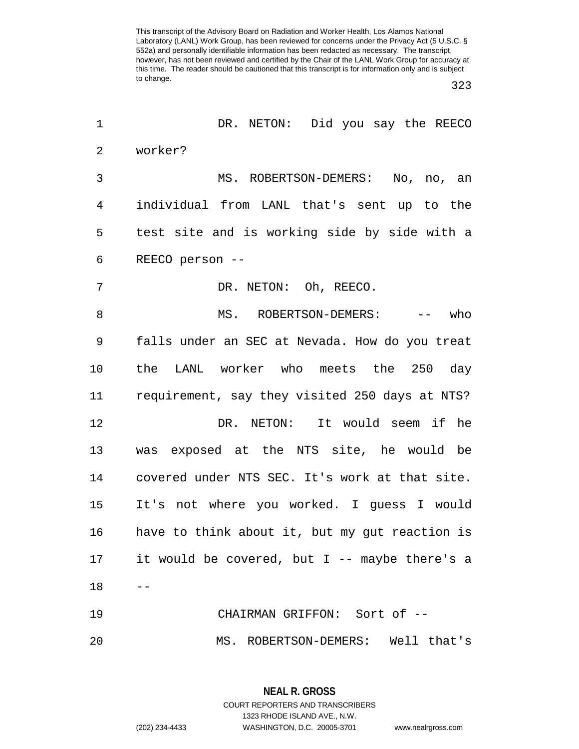DR. NETON: Did you say the REECO worker?

MS. ROBERTSON-DEMERS: No, no, an individual from LANL that's sent up to the test site and is working side by side with a REECO person --

DR. NETON: Oh, REECO.

MS. ROBERTSON-DEMERS: -- who falls under an SEC at Nevada. How do you treat the LANL worker who meets the 250 day requirement, say they visited 250 days at NTS?

DR. NETON: It would seem if he was exposed at the NTS site, he would be covered under NTS SEC. It's work at that site. It's not where you worked. I guess I would have to think about it, but my gut reaction is it would be covered, but I -- maybe there's a --

CHAIRMAN GRIFFON: Sort of --

MS. ROBERTSON-DEMERS: Well that's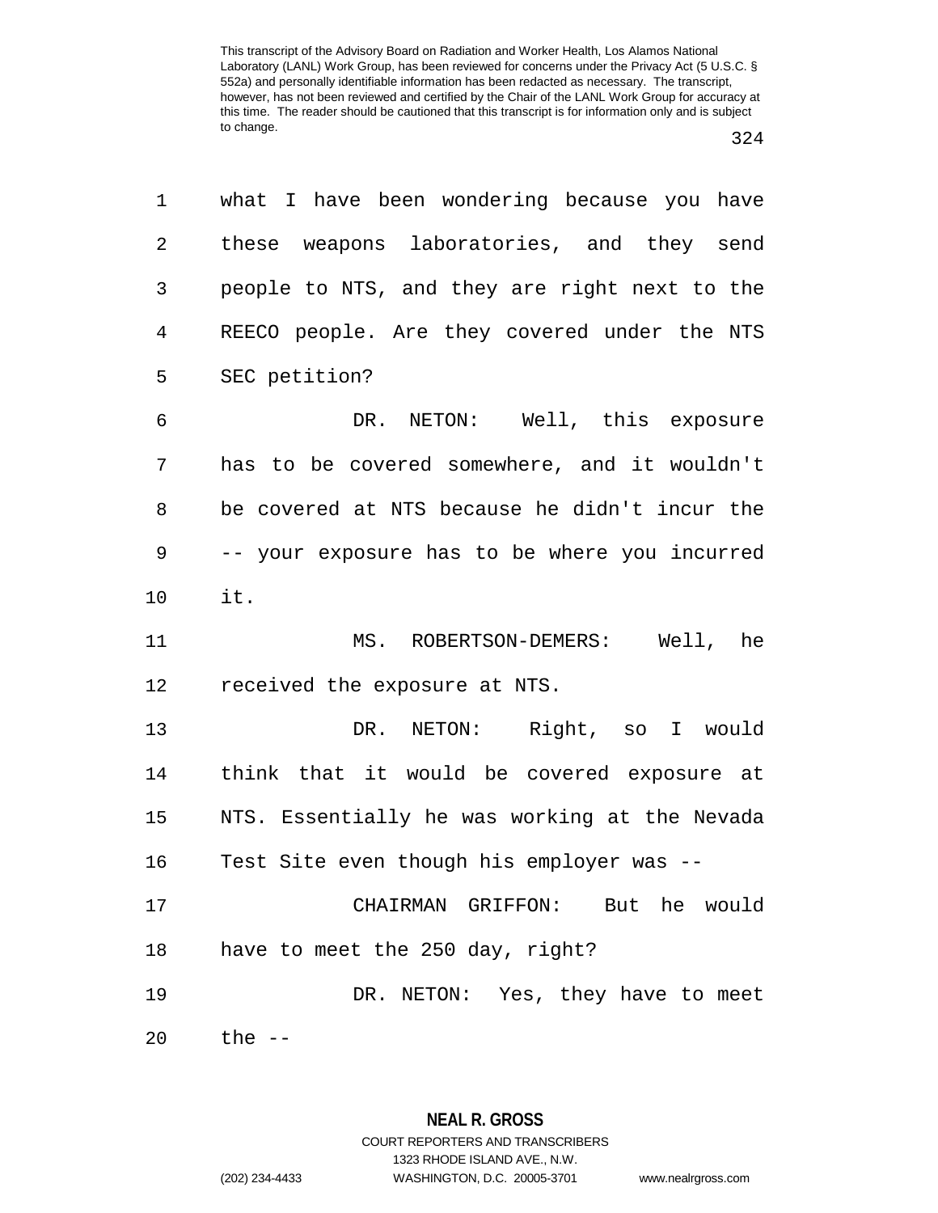what I have been wondering because you have these weapons laboratories, and they send people to NTS, and they are right next to the REECO people. Are they covered under the NTS SEC petition?

DR. NETON: Well, this exposure has to be covered somewhere, and it wouldn't be covered at NTS because he didn't incur the -- your exposure has to be where you incurred it.

MS. ROBERTSON-DEMERS: Well, he received the exposure at NTS.

DR. NETON: Right, so I would think that it would be covered exposure at NTS. Essentially he was working at the Nevada Test Site even though his employer was --

CHAIRMAN GRIFFON: But he would have to meet the 250 day, right?

DR. NETON: Yes, they have to meet the --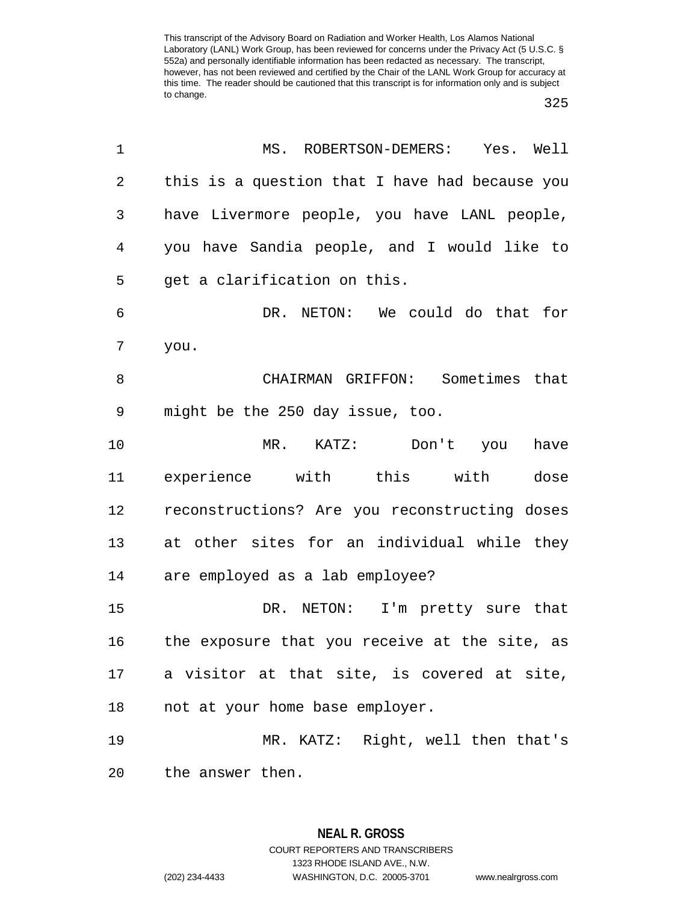This transcript of the Advisory Board on Radiation and Worker Health, Los Alamos National Laboratory (LANL) Work Group, has been reviewed for concerns under the Privacy Act (5 U.S.C. § 552a) and personally identifiable information has been redacted as necessary. The transcript, however, has not been reviewed and certified by the Chair of the LANL Work Group for accuracy at this time. The reader should be cautioned that this transcript is for information only and is subject to change.

MS. ROBERTSON-DEMERS: Yes. Well this is a question that I have had because you have Livermore people, you have LANL people, you have Sandia people, and I would like to get a clarification on this.

DR. NETON: We could do that for you.

CHAIRMAN GRIFFON: Sometimes that might be the 250 day issue, too.

MR. KATZ: Don't you have experience with this with dose reconstructions? Are you reconstructing doses at other sites for an individual while they are employed as a lab employee?

DR. NETON: I'm pretty sure that the exposure that you receive at the site, as a visitor at that site, is covered at site, not at your home base employer.

MR. KATZ: Right, well then that's the answer then.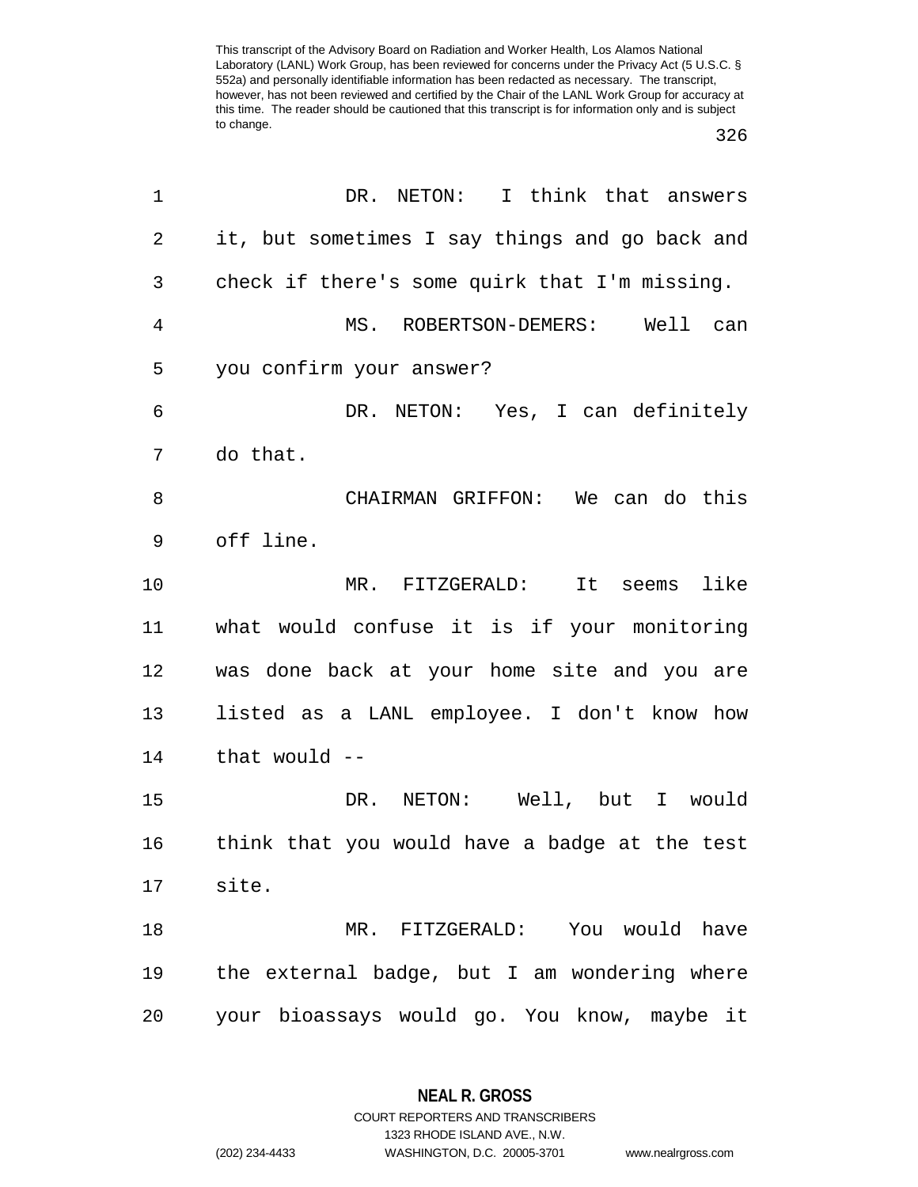DR. NETON: I think that answers it, but sometimes I say things and go back and check if there's some quirk that I'm missing.

MS. ROBERTSON-DEMERS: Well can you confirm your answer?

DR. NETON: Yes, I can definitely do that.

CHAIRMAN GRIFFON: We can do this off line.

MR. FITZGERALD: It seems like what would confuse it is if your monitoring was done back at your home site and you are listed as a LANL employee. I don't know how that would --

DR. NETON: Well, but I would think that you would have a badge at the test site.

MR. FITZGERALD: You would have the external badge, but I am wondering where your bioassays would go. You know, maybe it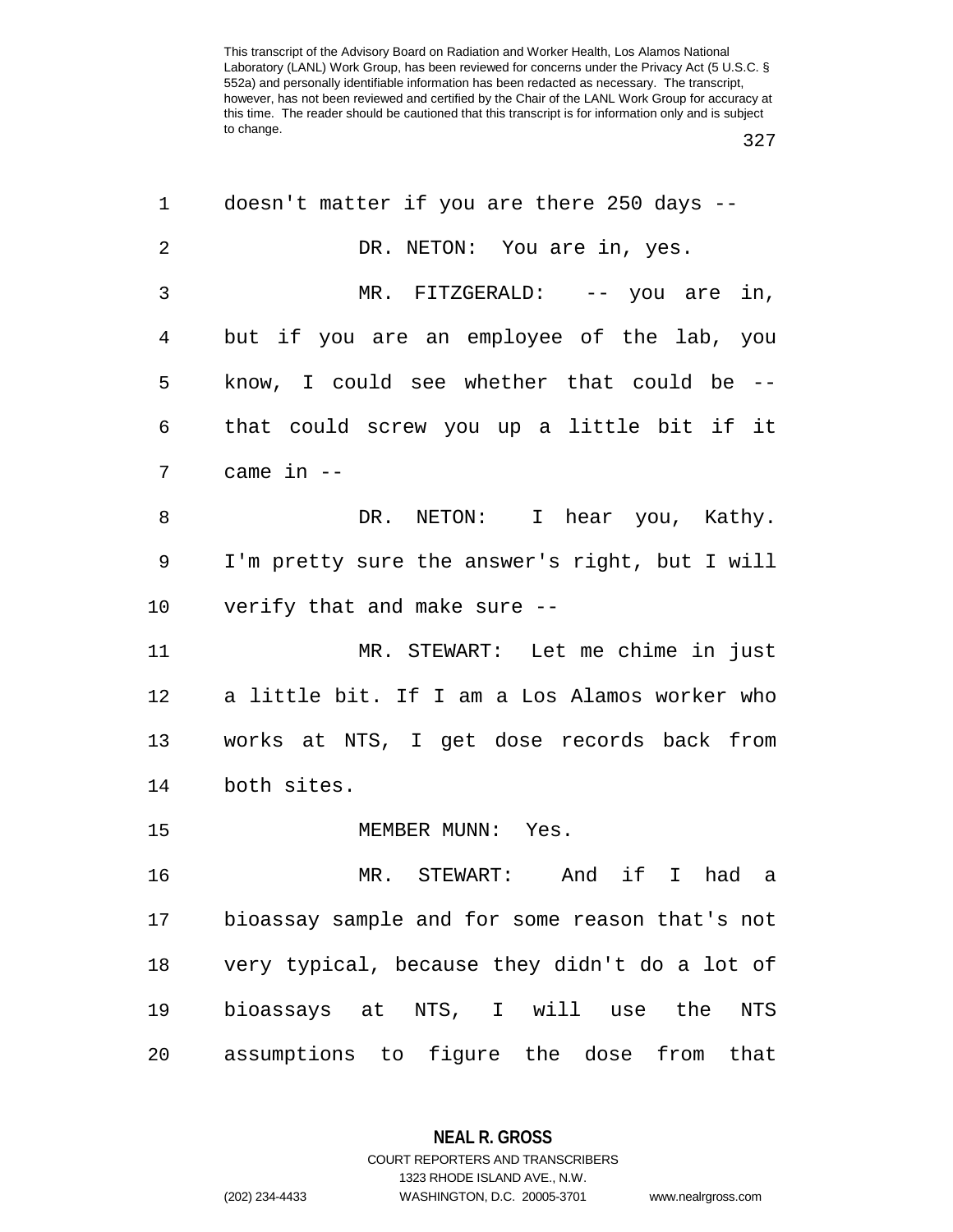doesn't matter if you are there 250 days --

DR. NETON: You are in, yes.

MR. FITZGERALD: -- you are in, but if you are an employee of the lab, you know, I could see whether that could be -- that could screw you up a little bit if it came in --

DR. NETON: I hear you, Kathy. I'm pretty sure the answer's right, but I will verify that and make sure --

MR. STEWART: Let me chime in just a little bit. If I am a Los Alamos worker who works at NTS, I get dose records back from both sites.

MEMBER MUNN: Yes.

MR. STEWART: And if I had a bioassay sample and for some reason that's not very typical, because they didn't do a lot of bioassays at NTS, I will use the NTS assumptions to figure the dose from that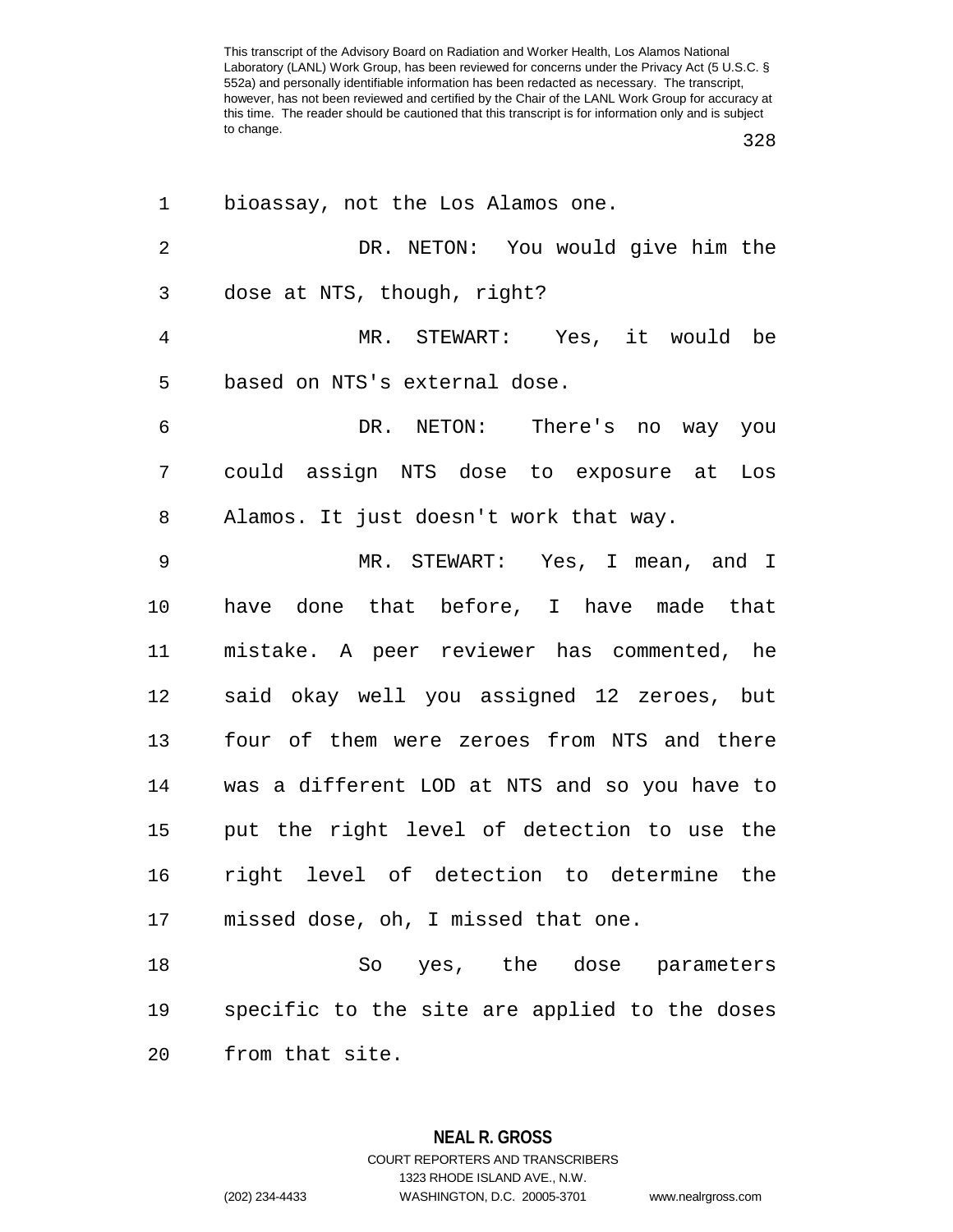bioassay, not the Los Alamos one.

DR. NETON: You would give him the dose at NTS, though, right?

MR. STEWART: Yes, it would be based on NTS's external dose.

DR. NETON: There's no way you could assign NTS dose to exposure at Los Alamos. It just doesn't work that way.

MR. STEWART: Yes, I mean, and I have done that before, I have made that mistake. A peer reviewer has commented, he said okay well you assigned 12 zeroes, but four of them were zeroes from NTS and there was a different LOD at NTS and so you have to put the right level of detection to use the right level of detection to determine the missed dose, oh, I missed that one.

So yes, the dose parameters specific to the site are applied to the doses from that site.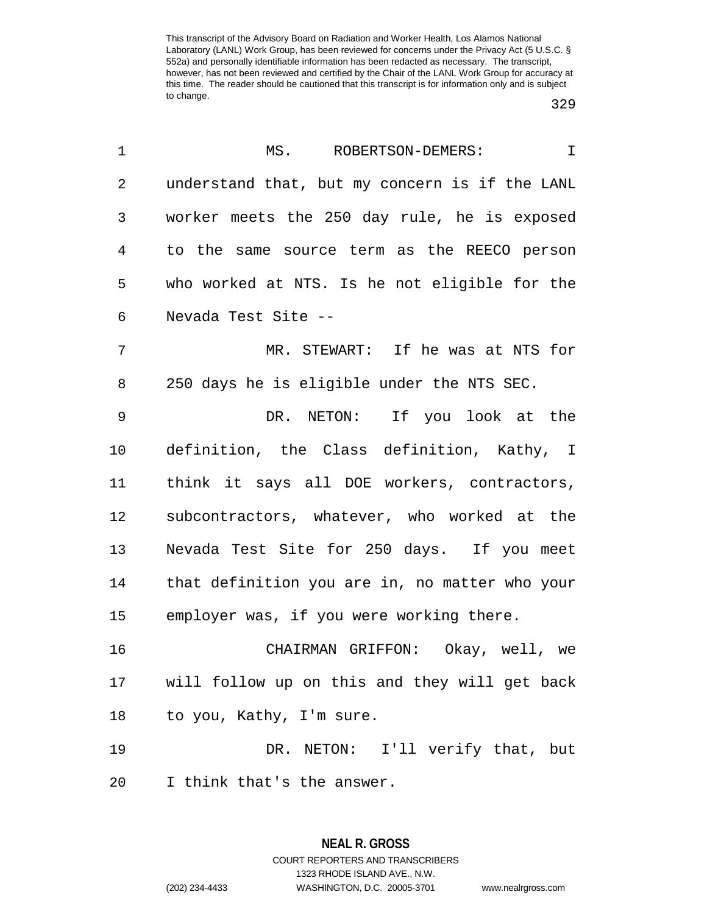This transcript of the Advisory Board on Radiation and Worker Health, Los Alamos National Laboratory (LANL) Work Group, has been reviewed for concerns under the Privacy Act (5 U.S.C. § 552a) and personally identifiable information has been redacted as necessary. The transcript, however, has not been reviewed and certified by the Chair of the LANL Work Group for accuracy at this time. The reader should be cautioned that this transcript is for information only and is subject to change.

MS. ROBERTSON-DEMERS: I understand that, but my concern is if the LANL worker meets the 250 day rule, he is exposed to the same source term as the REECO person who worked at NTS. Is he not eligible for the Nevada Test Site --

MR. STEWART: If he was at NTS for 250 days he is eligible under the NTS SEC.

DR. NETON: If you look at the definition, the Class definition, Kathy, I think it says all DOE workers, contractors, subcontractors, whatever, who worked at the Nevada Test Site for 250 days. If you meet that definition you are in, no matter who your employer was, if you were working there.

CHAIRMAN GRIFFON: Okay, well, we will follow up on this and they will get back to you, Kathy, I'm sure.

DR. NETON: I'll verify that, but I think that's the answer.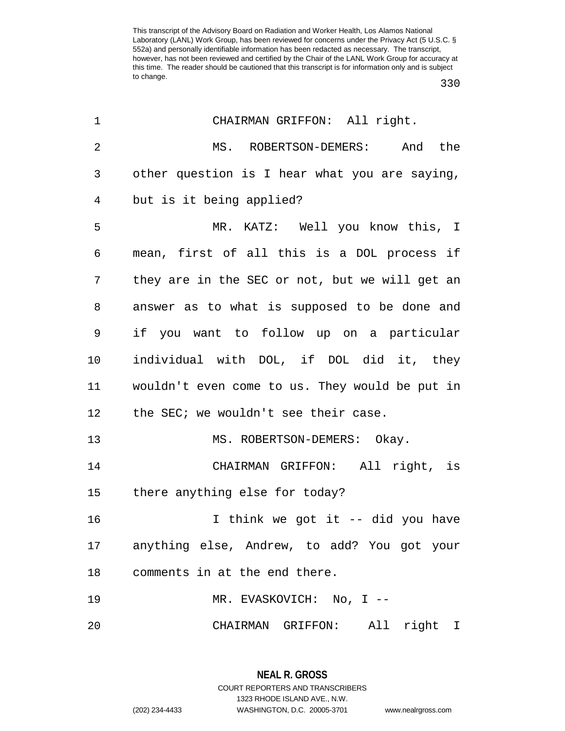CHAIRMAN GRIFFON: All right.

MS. ROBERTSON-DEMERS: And the other question is I hear what you are saying, but is it being applied?

MR. KATZ: Well you know this, I mean, first of all this is a DOL process if they are in the SEC or not, but we will get an answer as to what is supposed to be done and if you want to follow up on a particular individual with DOL, if DOL did it, they wouldn't even come to us. They would be put in the SEC; we wouldn't see their case.

MS. ROBERTSON-DEMERS: Okay.

CHAIRMAN GRIFFON: All right, is there anything else for today?

I think we got it -- did you have anything else, Andrew, to add? You got your comments in at the end there.

MR. EVASKOVICH: No, I --

CHAIRMAN GRIFFON: All right I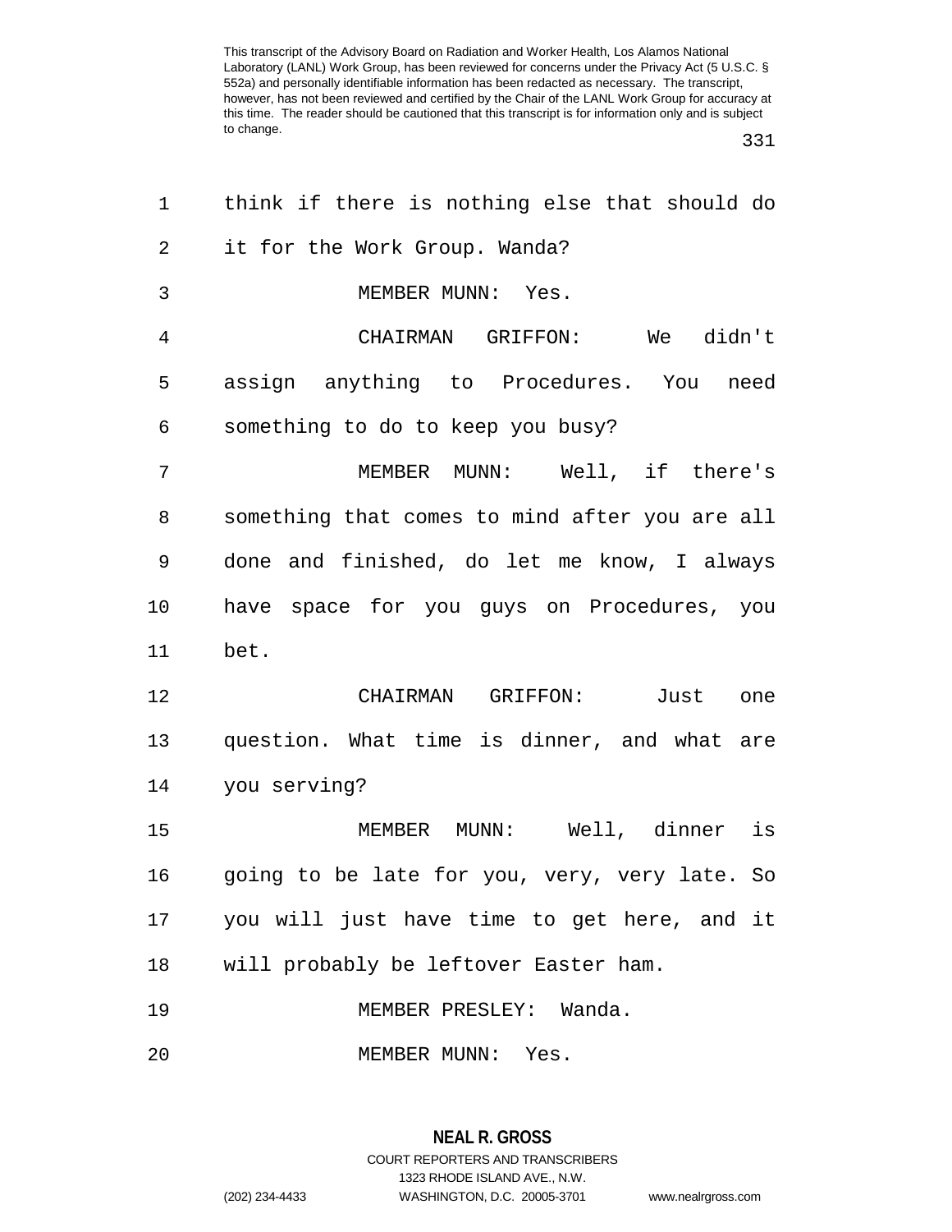think if there is nothing else that should do it for the Work Group. Wanda?

MEMBER MUNN: Yes.

CHAIRMAN GRIFFON: We didn't assign anything to Procedures. You need something to do to keep you busy?

MEMBER MUNN: Well, if there's something that comes to mind after you are all done and finished, do let me know, I always have space for you guys on Procedures, you bet.

CHAIRMAN GRIFFON: Just one question. What time is dinner, and what are you serving?

MEMBER MUNN: Well, dinner is going to be late for you, very, very late. So you will just have time to get here, and it will probably be leftover Easter ham.

MEMBER PRESLEY: Wanda.

MEMBER MUNN: Yes.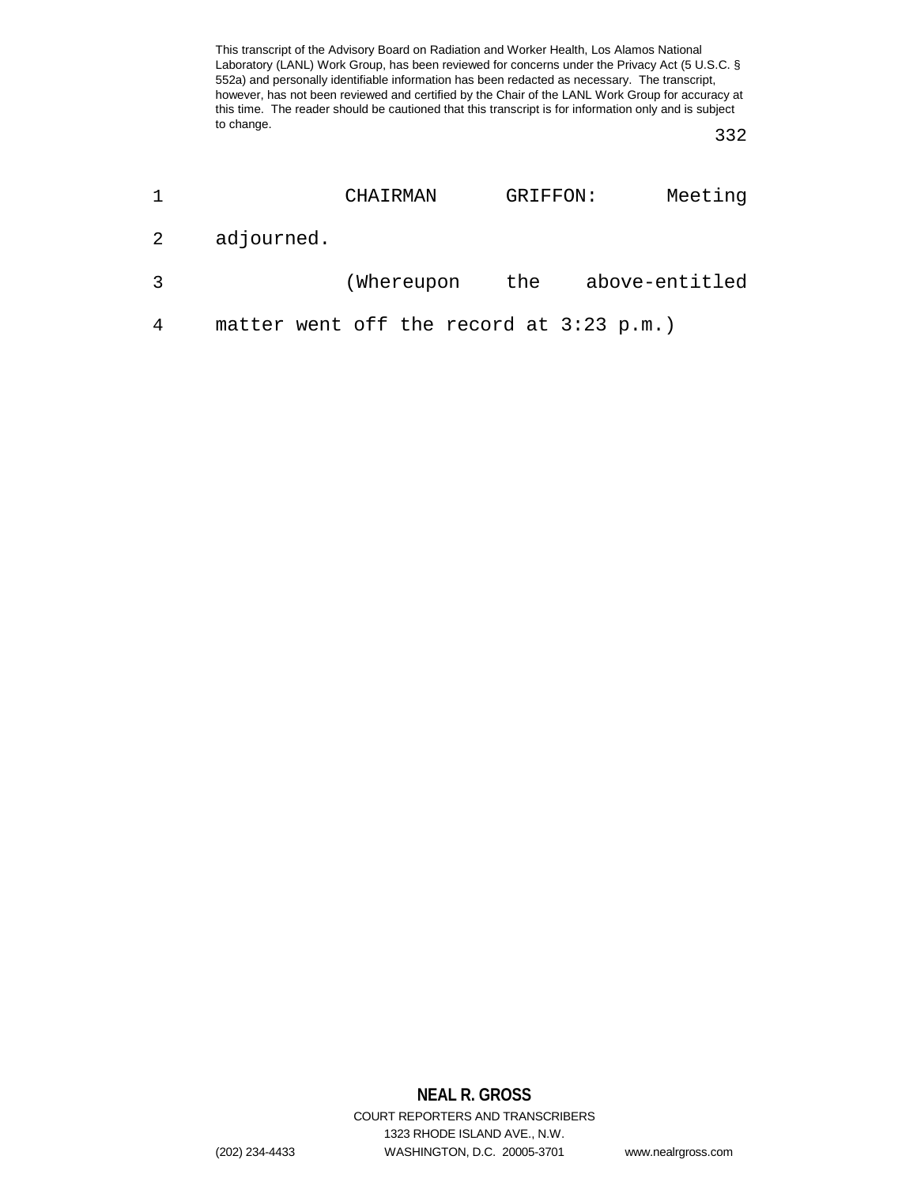CHAIRMAN GRIFFON: Meeting adjourned.

(Whereupon the above-entitled matter went off the record at 3:23 p.m.)